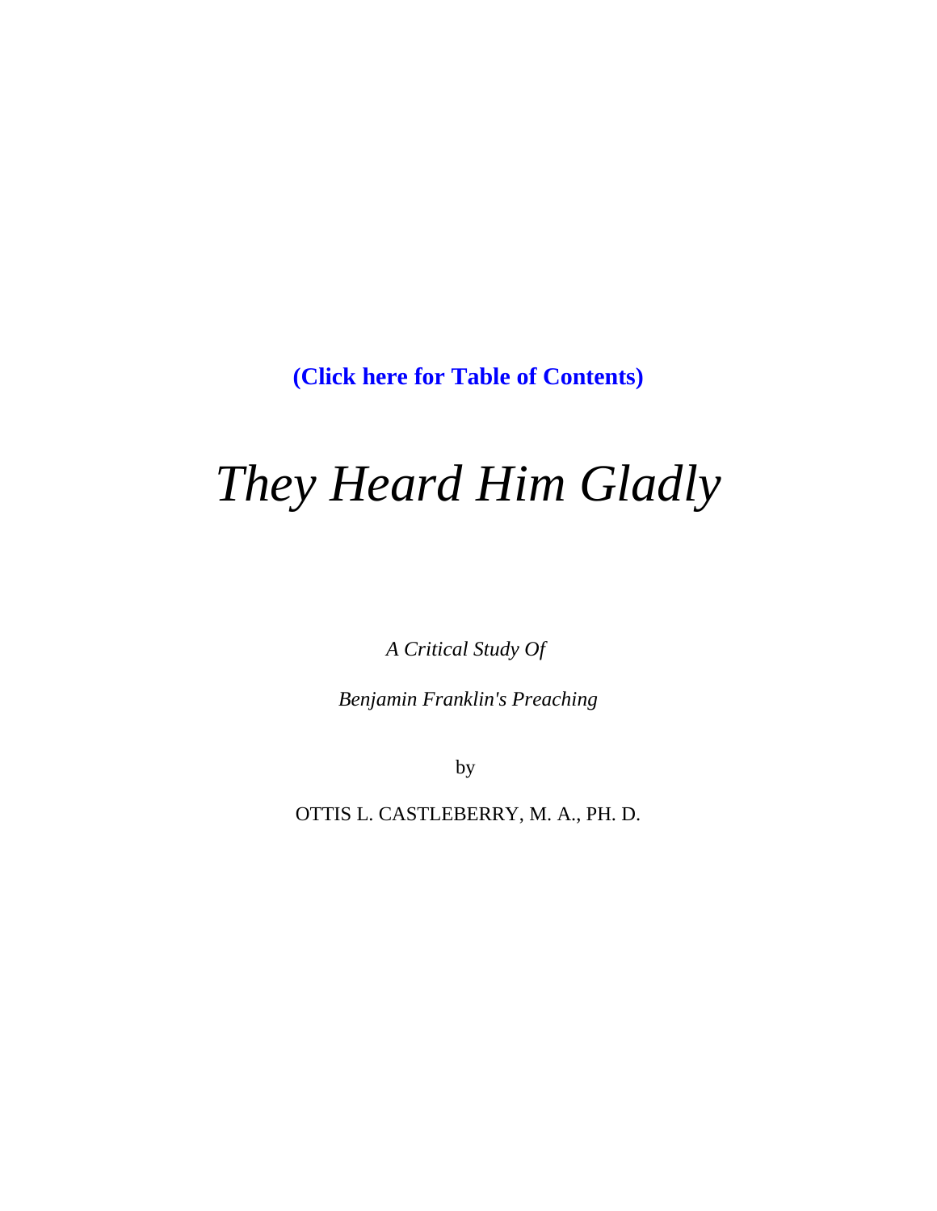**(Click here for Table of Contents)**

# *They Heard Him Gladly*

*A Critical Study Of*

*Benjamin Franklin's Preaching*

by

OTTIS L. CASTLEBERRY, M. A., PH. D.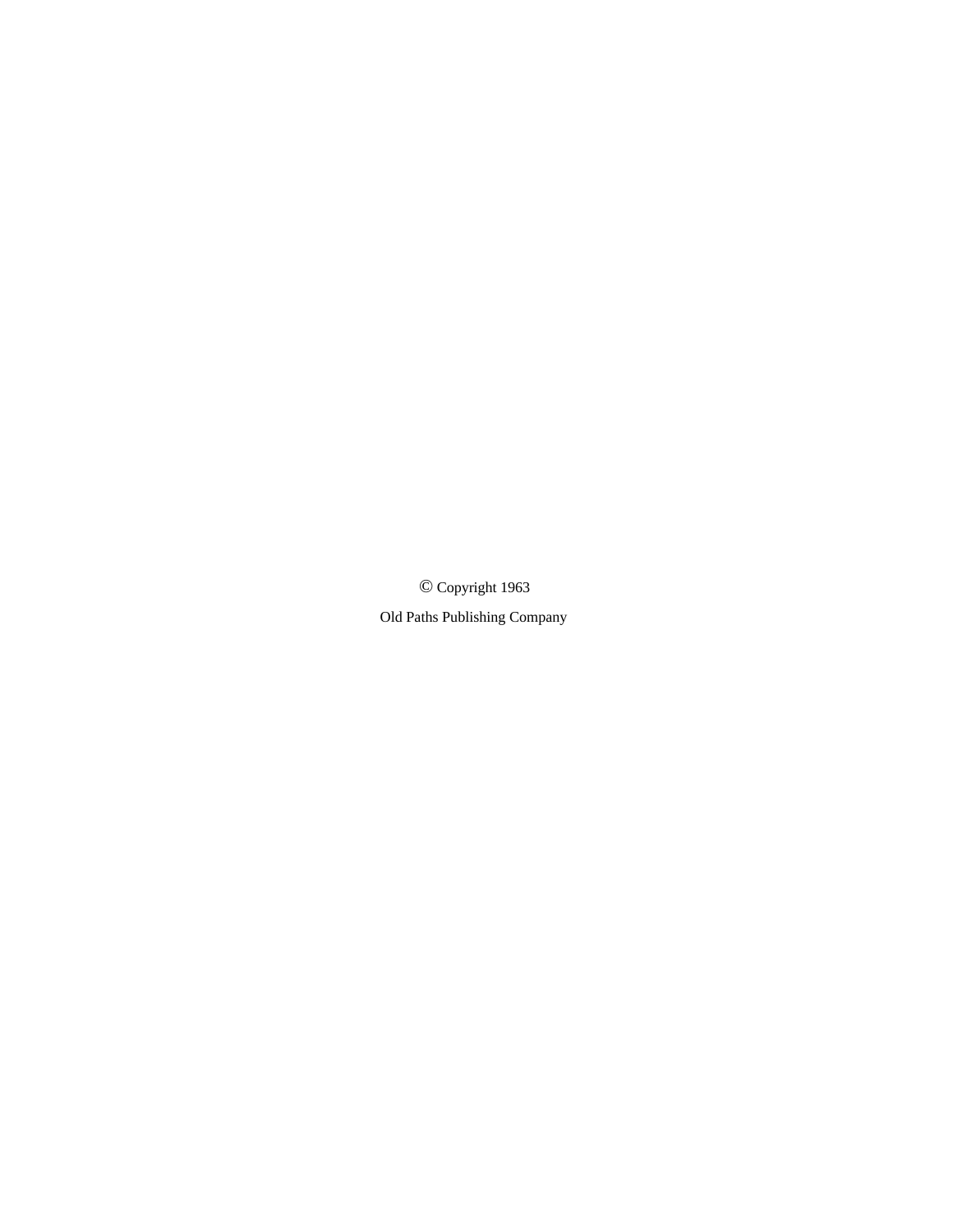© Copyright 1963

Old Paths Publishing Company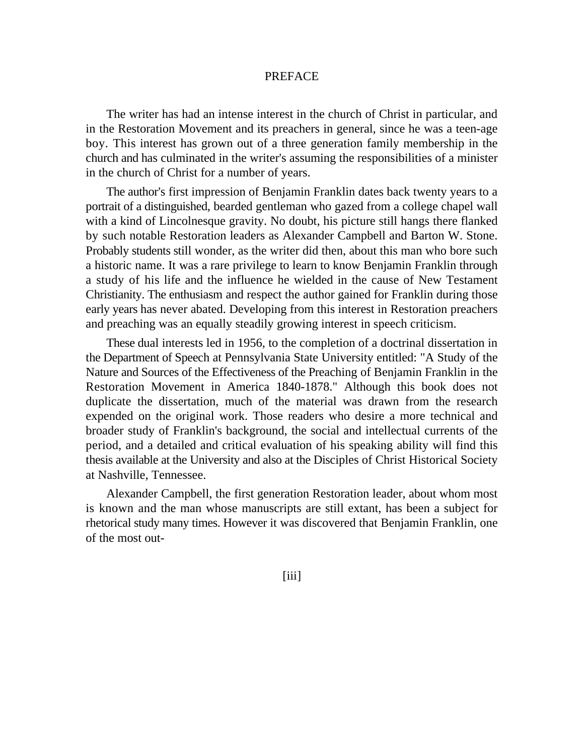# PREFACE

The writer has had an intense interest in the church of Christ in particular, and in the Restoration Movement and its preachers in general, since he was a teen-age boy. This interest has grown out of a three generation family membership in the church and has culminated in the writer's assuming the responsibilities of a minister in the church of Christ for a number of years.

The author's first impression of Benjamin Franklin dates back twenty years to a portrait of a distinguished, bearded gentleman who gazed from a college chapel wall with a kind of Lincolnesque gravity. No doubt, his picture still hangs there flanked by such notable Restoration leaders as Alexander Campbell and Barton W. Stone. Probably students still wonder, as the writer did then, about this man who bore such a historic name. It was a rare privilege to learn to know Benjamin Franklin through a study of his life and the influence he wielded in the cause of New Testament Christianity. The enthusiasm and respect the author gained for Franklin during those early years has never abated. Developing from this interest in Restoration preachers and preaching was an equally steadily growing interest in speech criticism.

These dual interests led in 1956, to the completion of a doctrinal dissertation in the Department of Speech at Pennsylvania State University entitled: "A Study of the Nature and Sources of the Effectiveness of the Preaching of Benjamin Franklin in the Restoration Movement in America 1840-1878." Although this book does not duplicate the dissertation, much of the material was drawn from the research expended on the original work. Those readers who desire a more technical and broader study of Franklin's background, the social and intellectual currents of the period, and a detailed and critical evaluation of his speaking ability will find this thesis available at the University and also at the Disciples of Christ Historical Society at Nashville, Tennessee.

Alexander Campbell, the first generation Restoration leader, about whom most is known and the man whose manuscripts are still extant, has been a subject for rhetorical study many times. However it was discovered that Benjamin Franklin, one of the most out-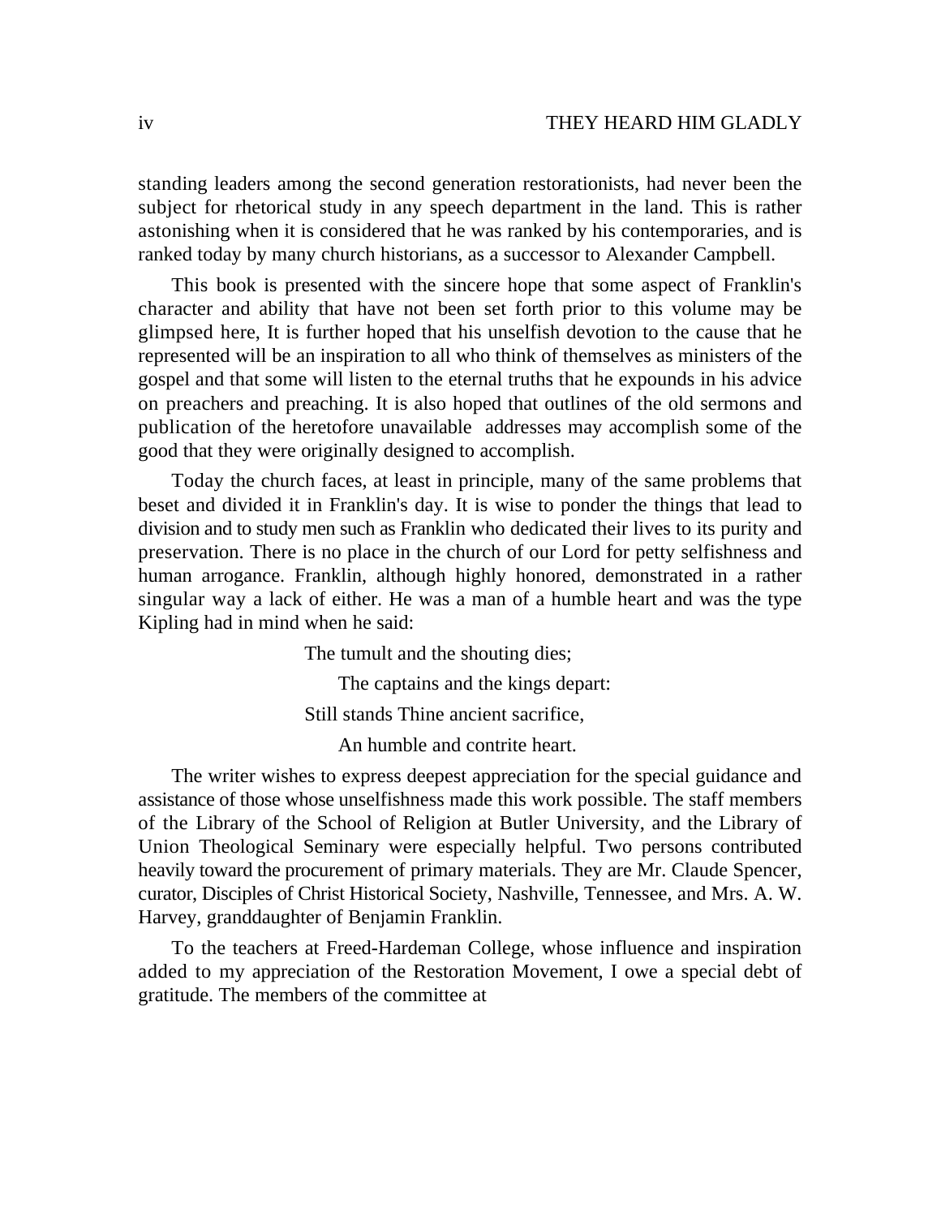standing leaders among the second generation restorationists, had never been the subject for rhetorical study in any speech department in the land. This is rather astonishing when it is considered that he was ranked by his contemporaries, and is ranked today by many church historians, as a successor to Alexander Campbell.

This book is presented with the sincere hope that some aspect of Franklin's character and ability that have not been set forth prior to this volume may be glimpsed here, It is further hoped that his unselfish devotion to the cause that he represented will be an inspiration to all who think of themselves as ministers of the gospel and that some will listen to the eternal truths that he expounds in his advice on preachers and preaching. It is also hoped that outlines of the old sermons and publication of the heretofore unavailable addresses may accomplish some of the good that they were originally designed to accomplish.

Today the church faces, at least in principle, many of the same problems that beset and divided it in Franklin's day. It is wise to ponder the things that lead to division and to study men such as Franklin who dedicated their lives to its purity and preservation. There is no place in the church of our Lord for petty selfishness and human arrogance. Franklin, although highly honored, demonstrated in a rather singular way a lack of either. He was a man of a humble heart and was the type Kipling had in mind when he said:

> The tumult and the shouting dies;
>
> The captains and the kings depart:
>
> Still stands Thine ancient sacrifice,
>
> An humble and contrite heart.

The writer wishes to express deepest appreciation for the special guidance and assistance of those whose unselfishness made this work possible. The staff members of the Library of the School of Religion at Butler University, and the Library of Union Theological Seminary were especially helpful. Two persons contributed heavily toward the procurement of primary materials. They are Mr. Claude Spencer, curator, Disciples of Christ Historical Society, Nashville, Tennessee, and Mrs. A. W. Harvey, granddaughter of Benjamin Franklin.

To the teachers at Freed-Hardeman College, whose influence and inspiration added to my appreciation of the Restoration Movement, I owe a special debt of gratitude. The members of the committee at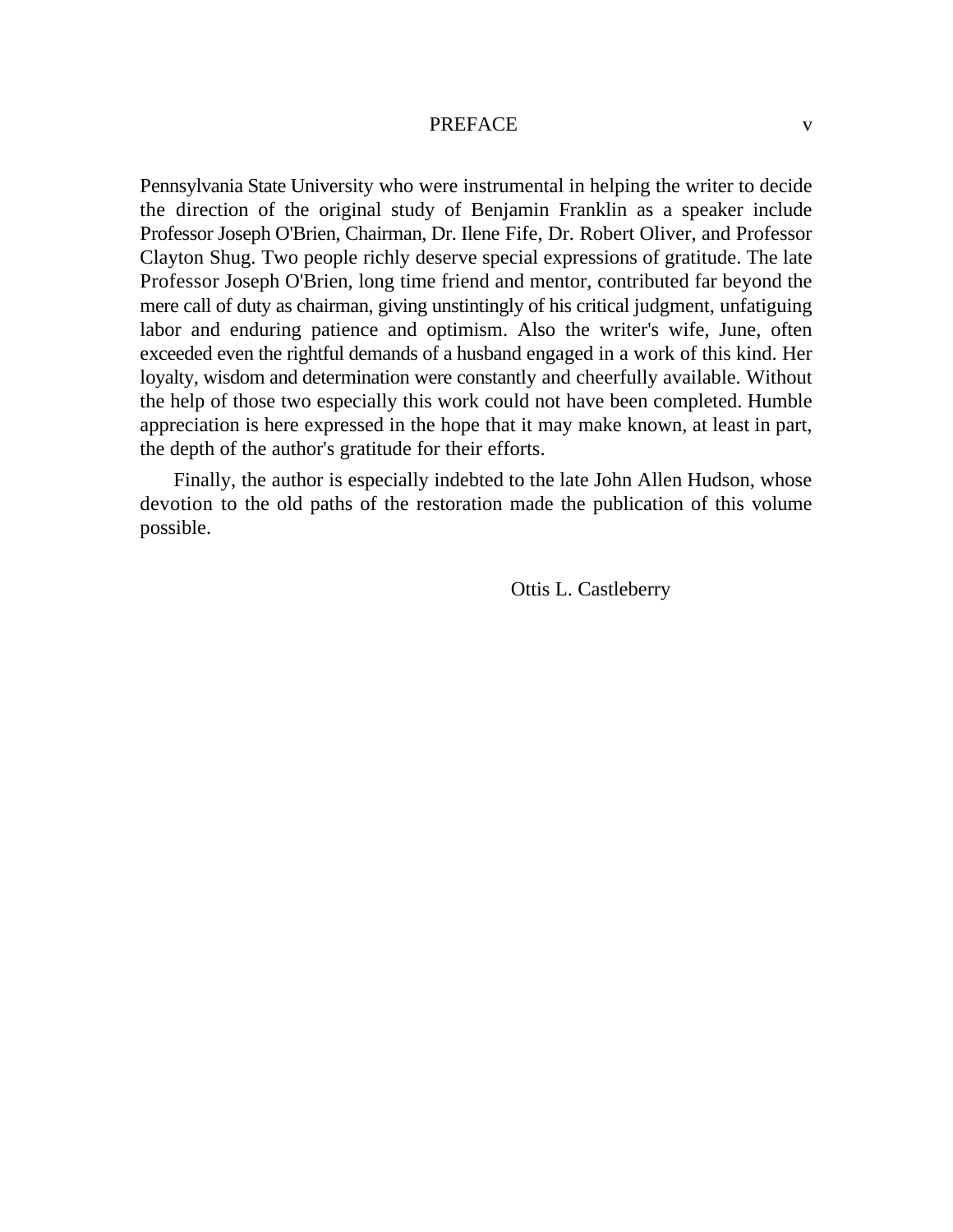Pennsylvania State University who were instrumental in helping the writer to decide the direction of the original study of Benjamin Franklin as a speaker include Professor Joseph O'Brien, Chairman, Dr. Ilene Fife, Dr. Robert Oliver, and Professor Clayton Shug. Two people richly deserve special expressions of gratitude. The late Professor Joseph O'Brien, long time friend and mentor, contributed far beyond the mere call of duty as chairman, giving unstintingly of his critical judgment, unfatiguing labor and enduring patience and optimism. Also the writer's wife, June, often exceeded even the rightful demands of a husband engaged in a work of this kind. Her loyalty, wisdom and determination were constantly and cheerfully available. Without the help of those two especially this work could not have been completed. Humble appreciation is here expressed in the hope that it may make known, at least in part, the depth of the author's gratitude for their efforts.

Finally, the author is especially indebted to the late John Allen Hudson, whose devotion to the old paths of the restoration made the publication of this volume possible.

Ottis L. Castleberry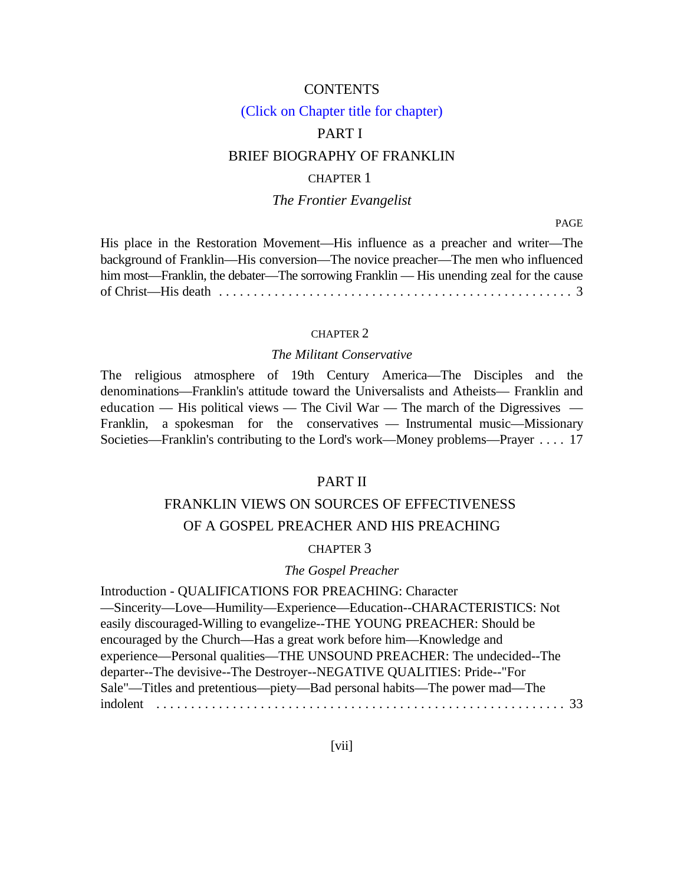# CONTENTS

(Click on Chapter title for chapter)

## PART I

## BRIEF BIOGRAPHY OF FRANKLIN

### CHAPTER 1

### *The Frontier Evangelist*

PAGE

His place in the Restoration Movement—His influence as a preacher and writer—The background of Franklin—His conversion—The novice preacher—The men who influenced him most—Franklin, the debater—The sorrowing Franklin — His unending zeal for the cause of Christ—His death . . . . . . . . . . . . . . . . . . . . . . . . . . . . . . . . . . . . . . . . . . . . . . . . . . . 3

### CHAPTER 2

### *The Militant Conservative*

The religious atmosphere of 19th Century America—The Disciples and the denominations—Franklin's attitude toward the Universalists and Atheists— Franklin and education — His political views — The Civil War — The march of the Digressives — Franklin, a spokesman for the conservatives — Instrumental music—Missionary Societies—Franklin's contributing to the Lord's work—Money problems—Prayer . . . . 17

## PART II

## FRANKLIN VIEWS ON SOURCES OF EFFECTIVENESS OF A GOSPEL PREACHER AND HIS PREACHING

### CHAPTER 3

### *The Gospel Preacher*

Introduction - QUALIFICATIONS FOR PREACHING: Character —Sincerity—Love—Humility—Experience—Education--CHARACTERISTICS: Not easily discouraged-Willing to evangelize--THE YOUNG PREACHER: Should be encouraged by the Church—Has a great work before him—Knowledge and experience—Personal qualities—THE UNSOUND PREACHER: The undecided--The departer--The devisive--The Destroyer--NEGATIVE QUALITIES: Pride--"For Sale"—Titles and pretentious—piety—Bad personal habits—The power mad—The indolent . . . . . . . . . . . . . . . . . . . . . . . . . . . . . . . . . . . . . . . . . . . . . . . . . . . . . . . . 33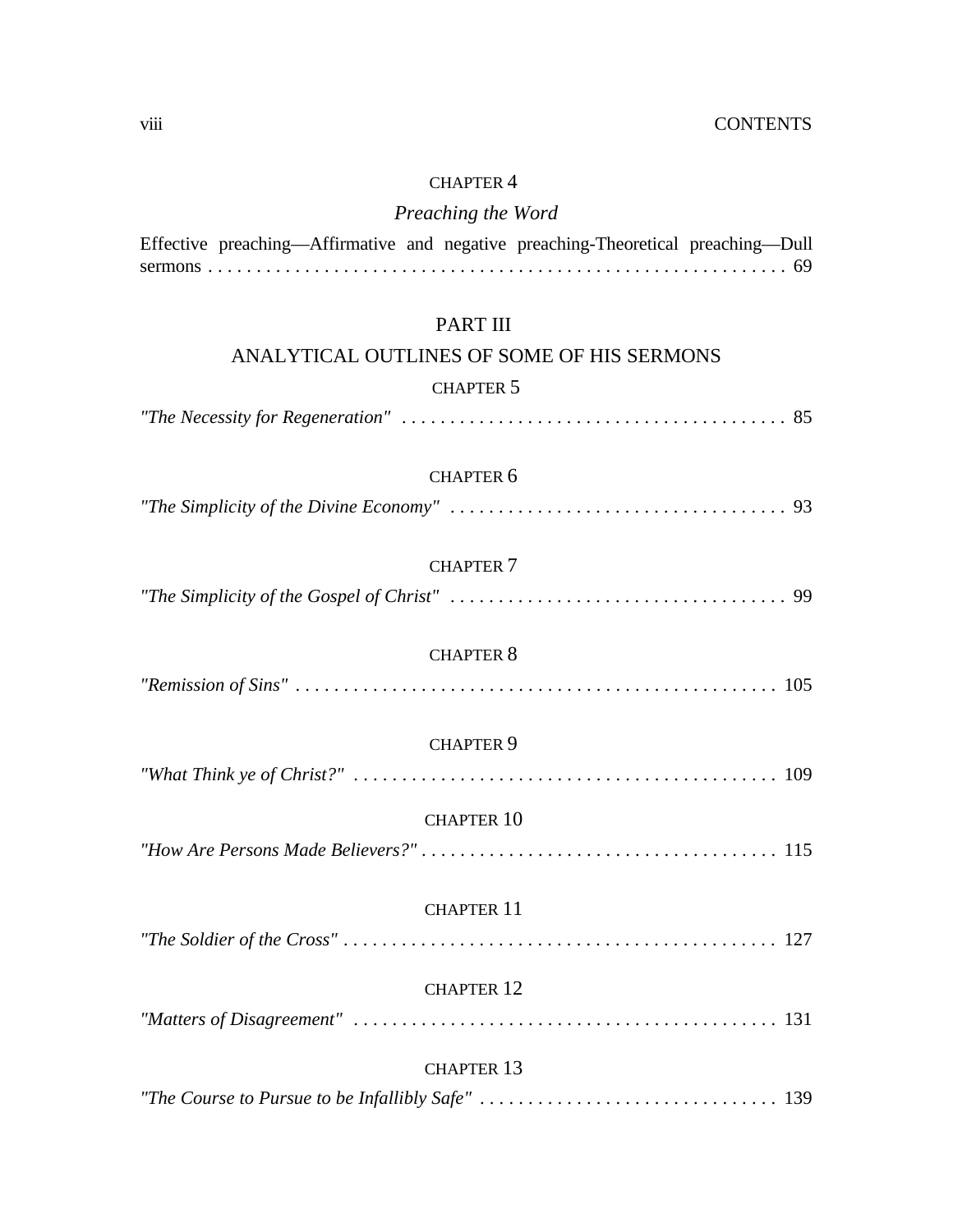CHAPTER 4

*Preaching the Word*

Effective preaching—Affirmative and negative preaching-Theoretical preaching—Dull sermons . . . . . . . . . . . . . . . . . . . . . . . . . . . . . . . . . . . . . . . . . . . . . . . . . . . . . . . . . . 69

PART III

ANALYTICAL OUTLINES OF SOME OF HIS SERMONS

CHAPTER 5

*"The Necessity for Regeneration"* . . . . . . . . . . . . . . . . . . . . . . . . . . . . . . . . . . . . . . . . 85

CHAPTER 6

*"The Simplicity of the Divine Economy"* . . . . . . . . . . . . . . . . . . . . . . . . . . . . . . . . . . . 93

CHAPTER 7

*"The Simplicity of the Gospel of Christ"* . . . . . . . . . . . . . . . . . . . . . . . . . . . . . . . . . . . 99

CHAPTER 8

*"Remission of Sins"* . . . . . . . . . . . . . . . . . . . . . . . . . . . . . . . . . . . . . . . . . . . . . . . . . . 105

CHAPTER 9

*"What Think ye of Christ?"* . . . . . . . . . . . . . . . . . . . . . . . . . . . . . . . . . . . . . . . . . . . . 109

CHAPTER 10

*"How Are Persons Made Believers?"* . . . . . . . . . . . . . . . . . . . . . . . . . . . . . . . . . . . . . 115

CHAPTER 11

*"The Soldier of the Cross"* . . . . . . . . . . . . . . . . . . . . . . . . . . . . . . . . . . . . . . . . . . . . . 127

CHAPTER 12

*"Matters of Disagreement"* . . . . . . . . . . . . . . . . . . . . . . . . . . . . . . . . . . . . . . . . . . . . 131

CHAPTER 13

*"The Course to Pursue to be Infallibly Safe"* . . . . . . . . . . . . . . . . . . . . . . . . . . . . . . . 139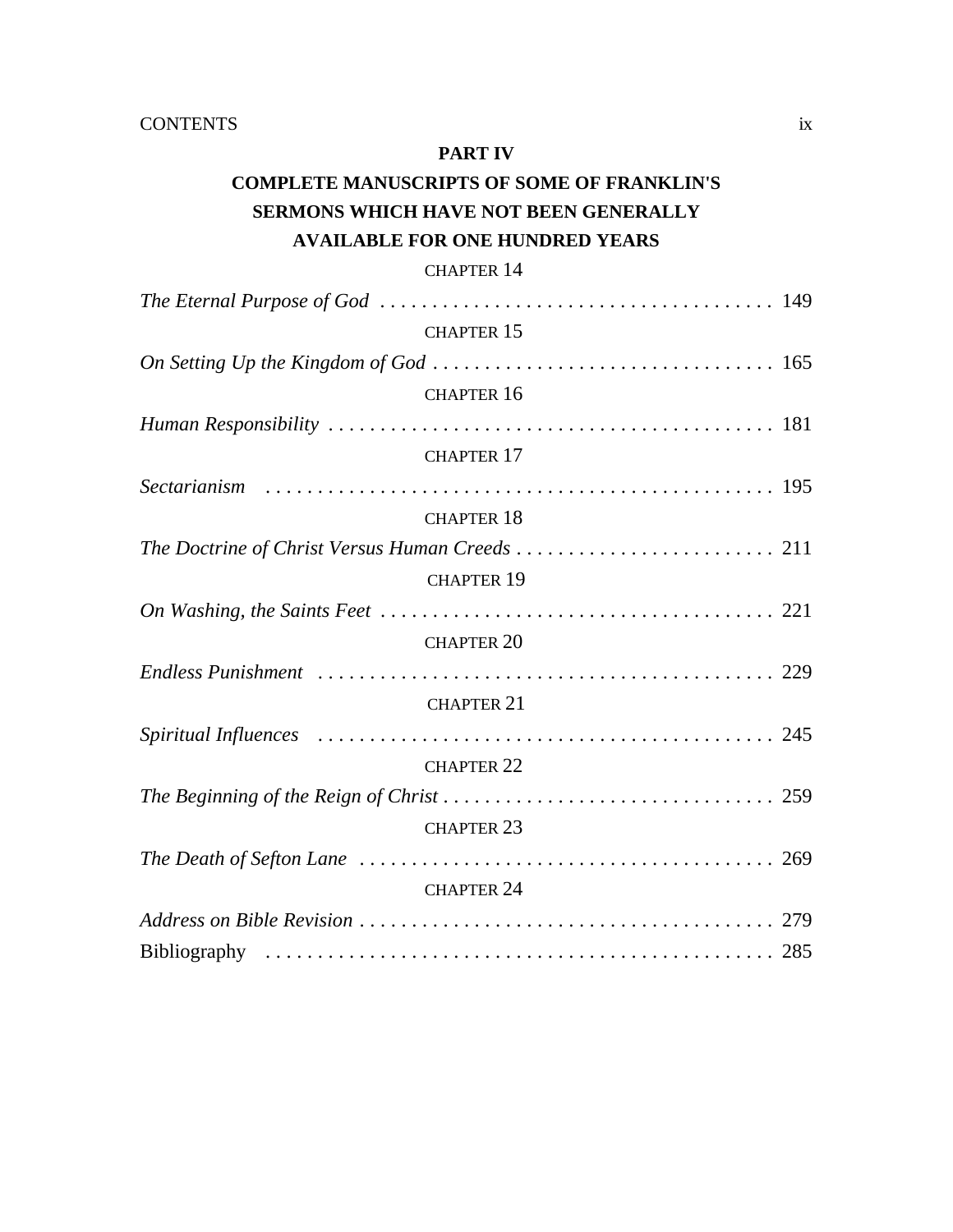## PART IV

## COMPLETE MANUSCRIPTS OF SOME OF FRANKLIN'S SERMONS WHICH HAVE NOT BEEN GENERALLY AVAILABLE FOR ONE HUNDRED YEARS

CHAPTER 14

*The Eternal Purpose of God* . . . . . . . . . . . . . . . . . . . . . . . . . . . . . . . . . . . . . 149

CHAPTER 15

*On Setting Up the Kingdom of God* . . . . . . . . . . . . . . . . . . . . . . . . . . . . . . . . . 165

CHAPTER 16

*Human Responsibility* . . . . . . . . . . . . . . . . . . . . . . . . . . . . . . . . . . . . . . . . . . 181

CHAPTER 17

*Sectarianism* . . . . . . . . . . . . . . . . . . . . . . . . . . . . . . . . . . . . . . . . . . . . . . . . . 195

CHAPTER 18

*The Doctrine of Christ Versus Human Creeds* . . . . . . . . . . . . . . . . . . . . . . . . . 211

CHAPTER 19

*On Washing, the Saints Feet* . . . . . . . . . . . . . . . . . . . . . . . . . . . . . . . . . . . . . 221

CHAPTER 20

*Endless Punishment* . . . . . . . . . . . . . . . . . . . . . . . . . . . . . . . . . . . . . . . . . . . 229

CHAPTER 21

*Spiritual Influences* . . . . . . . . . . . . . . . . . . . . . . . . . . . . . . . . . . . . . . . . . . . 245

CHAPTER 22

*The Beginning of the Reign of Christ* . . . . . . . . . . . . . . . . . . . . . . . . . . . . . . . 259

CHAPTER 23

*The Death of Sefton Lane* . . . . . . . . . . . . . . . . . . . . . . . . . . . . . . . . . . . . . . . 269

CHAPTER 24

*Address on Bible Revision* . . . . . . . . . . . . . . . . . . . . . . . . . . . . . . . . . . . . . . . 279

Bibliography . . . . . . . . . . . . . . . . . . . . . . . . . . . . . . . . . . . . . . . . . . . . . . . . . 285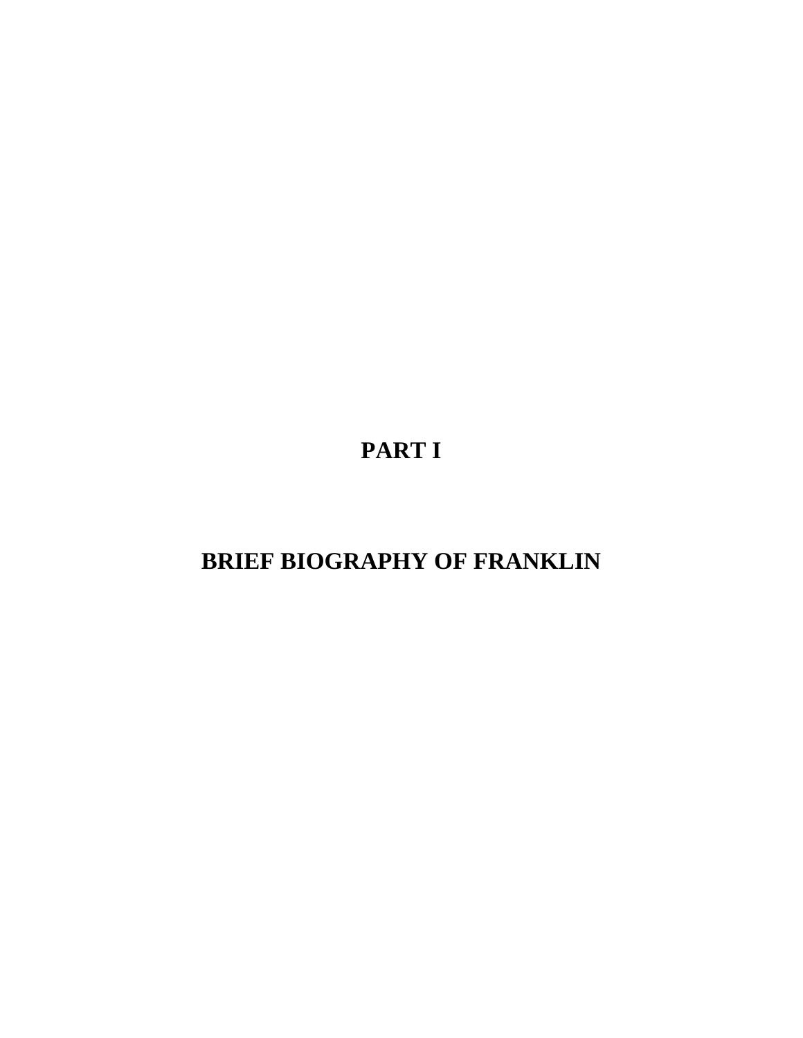# PART I

# BRIEF BIOGRAPHY OF FRANKLIN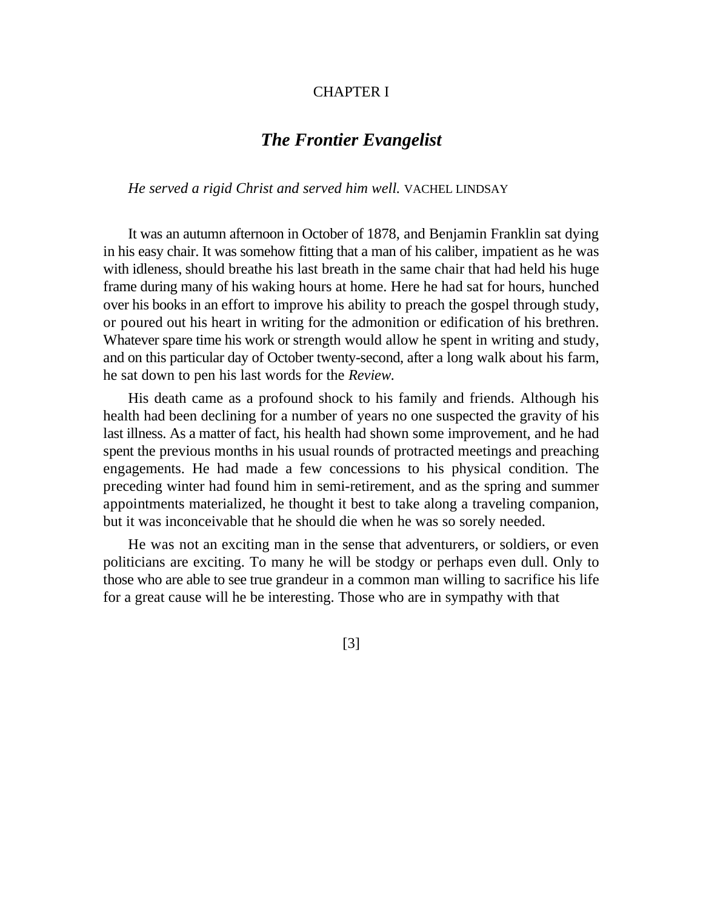CHAPTER I

# *The Frontier Evangelist*

*He served a rigid Christ and served him well.* VACHEL LINDSAY

It was an autumn afternoon in October of 1878, and Benjamin Franklin sat dying in his easy chair. It was somehow fitting that a man of his caliber, impatient as he was with idleness, should breathe his last breath in the same chair that had held his huge frame during many of his waking hours at home. Here he had sat for hours, hunched over his books in an effort to improve his ability to preach the gospel through study, or poured out his heart in writing for the admonition or edification of his brethren. Whatever spare time his work or strength would allow he spent in writing and study, and on this particular day of October twenty-second, after a long walk about his farm, he sat down to pen his last words for the *Review.*

His death came as a profound shock to his family and friends. Although his health had been declining for a number of years no one suspected the gravity of his last illness. As a matter of fact, his health had shown some improvement, and he had spent the previous months in his usual rounds of protracted meetings and preaching engagements. He had made a few concessions to his physical condition. The preceding winter had found him in semi-retirement, and as the spring and summer appointments materialized, he thought it best to take along a traveling companion, but it was inconceivable that he should die when he was so sorely needed.

He was not an exciting man in the sense that adventurers, or soldiers, or even politicians are exciting. To many he will be stodgy or perhaps even dull. Only to those who are able to see true grandeur in a common man willing to sacrifice his life for a great cause will he be interesting. Those who are in sympathy with that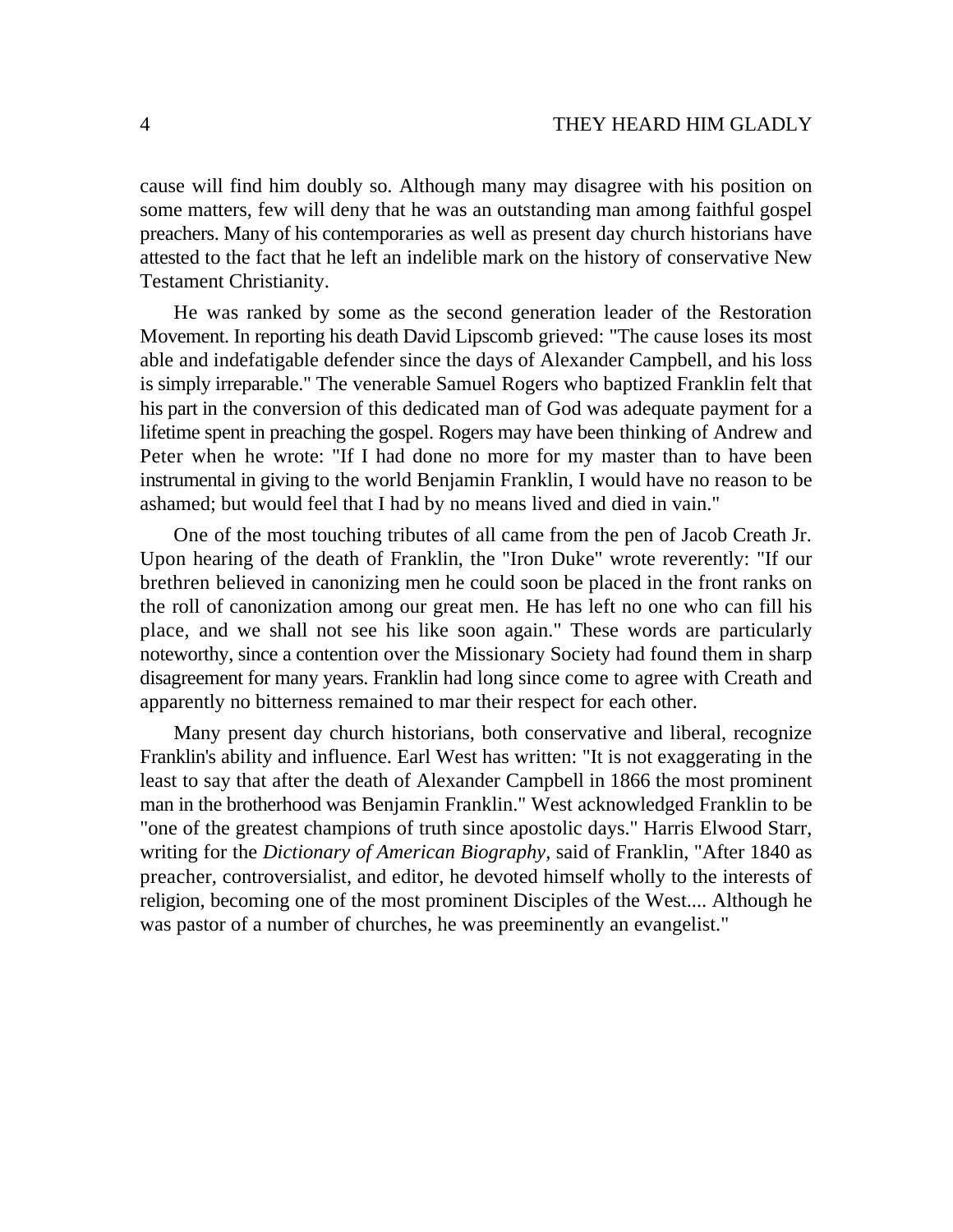cause will find him doubly so. Although many may disagree with his position on some matters, few will deny that he was an outstanding man among faithful gospel preachers. Many of his contemporaries as well as present day church historians have attested to the fact that he left an indelible mark on the history of conservative New Testament Christianity.

He was ranked by some as the second generation leader of the Restoration Movement. In reporting his death David Lipscomb grieved: "The cause loses its most able and indefatigable defender since the days of Alexander Campbell, and his loss is simply irreparable." The venerable Samuel Rogers who baptized Franklin felt that his part in the conversion of this dedicated man of God was adequate payment for a lifetime spent in preaching the gospel. Rogers may have been thinking of Andrew and Peter when he wrote: "If I had done no more for my master than to have been instrumental in giving to the world Benjamin Franklin, I would have no reason to be ashamed; but would feel that I had by no means lived and died in vain."

One of the most touching tributes of all came from the pen of Jacob Creath Jr. Upon hearing of the death of Franklin, the "Iron Duke" wrote reverently: "If our brethren believed in canonizing men he could soon be placed in the front ranks on the roll of canonization among our great men. He has left no one who can fill his place, and we shall not see his like soon again." These words are particularly noteworthy, since a contention over the Missionary Society had found them in sharp disagreement for many years. Franklin had long since come to agree with Creath and apparently no bitterness remained to mar their respect for each other.

Many present day church historians, both conservative and liberal, recognize Franklin's ability and influence. Earl West has written: "It is not exaggerating in the least to say that after the death of Alexander Campbell in 1866 the most prominent man in the brotherhood was Benjamin Franklin." West acknowledged Franklin to be "one of the greatest champions of truth since apostolic days." Harris Elwood Starr, writing for the *Dictionary of American Biography*, said of Franklin, "After 1840 as preacher, controversialist, and editor, he devoted himself wholly to the interests of religion, becoming one of the most prominent Disciples of the West.... Although he was pastor of a number of churches, he was preeminently an evangelist."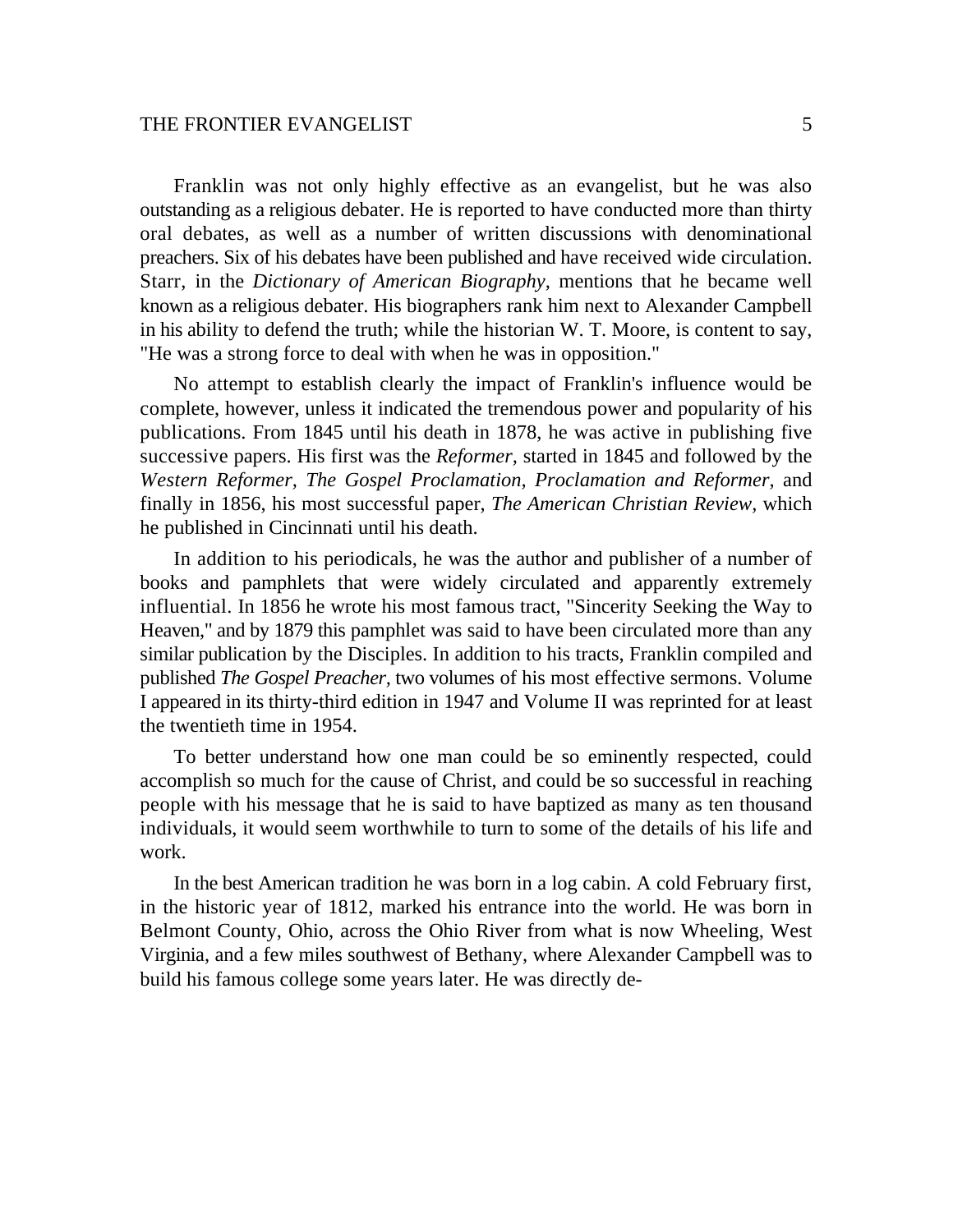Franklin was not only highly effective as an evangelist, but he was also outstanding as a religious debater. He is reported to have conducted more than thirty oral debates, as well as a number of written discussions with denominational preachers. Six of his debates have been published and have received wide circulation. Starr, in the *Dictionary of American Biography,* mentions that he became well known as a religious debater. His biographers rank him next to Alexander Campbell in his ability to defend the truth; while the historian W. T. Moore, is content to say, "He was a strong force to deal with when he was in opposition."

No attempt to establish clearly the impact of Franklin's influence would be complete, however, unless it indicated the tremendous power and popularity of his publications. From 1845 until his death in 1878, he was active in publishing five successive papers. His first was the *Reformer,* started in 1845 and followed by the *Western Reformer, The Gospel Proclamation, Proclamation and Reformer,* and finally in 1856, his most successful paper, *The American Christian Review,* which he published in Cincinnati until his death.

In addition to his periodicals, he was the author and publisher of a number of books and pamphlets that were widely circulated and apparently extremely influential. In 1856 he wrote his most famous tract, "Sincerity Seeking the Way to Heaven," and by 1879 this pamphlet was said to have been circulated more than any similar publication by the Disciples. In addition to his tracts, Franklin compiled and published *The Gospel Preacher,* two volumes of his most effective sermons. Volume I appeared in its thirty-third edition in 1947 and Volume II was reprinted for at least the twentieth time in 1954.

To better understand how one man could be so eminently respected, could accomplish so much for the cause of Christ, and could be so successful in reaching people with his message that he is said to have baptized as many as ten thousand individuals, it would seem worthwhile to turn to some of the details of his life and work.

In the best American tradition he was born in a log cabin. A cold February first, in the historic year of 1812, marked his entrance into the world. He was born in Belmont County, Ohio, across the Ohio River from what is now Wheeling, West Virginia, and a few miles southwest of Bethany, where Alexander Campbell was to build his famous college some years later. He was directly de-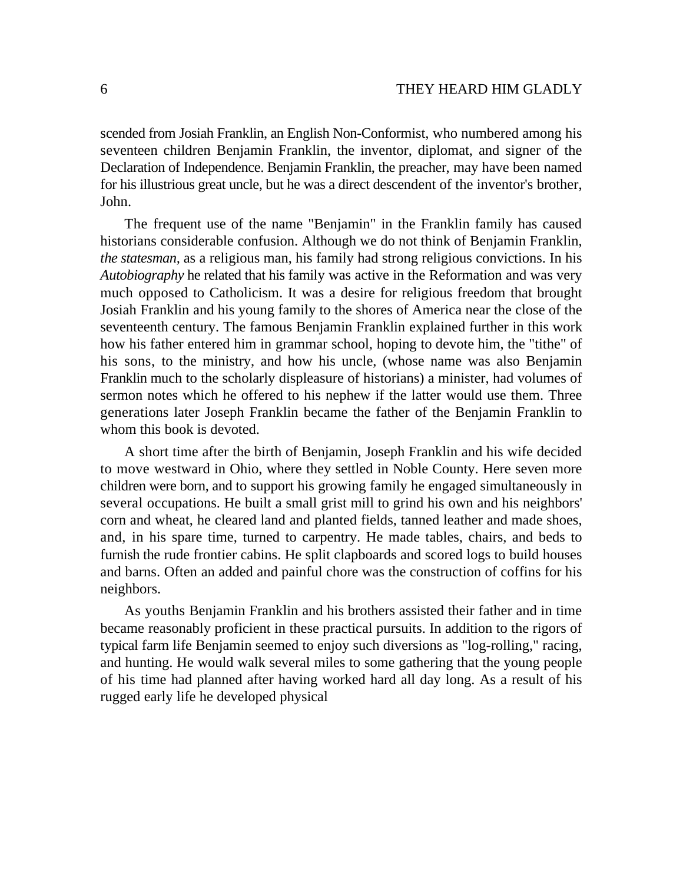scended from Josiah Franklin, an English Non-Conformist, who numbered among his seventeen children Benjamin Franklin, the inventor, diplomat, and signer of the Declaration of Independence. Benjamin Franklin, the preacher, may have been named for his illustrious great uncle, but he was a direct descendent of the inventor's brother, John.

The frequent use of the name "Benjamin" in the Franklin family has caused historians considerable confusion. Although we do not think of Benjamin Franklin, *the statesman,* as a religious man, his family had strong religious convictions. In his *Autobiography* he related that his family was active in the Reformation and was very much opposed to Catholicism. It was a desire for religious freedom that brought Josiah Franklin and his young family to the shores of America near the close of the seventeenth century. The famous Benjamin Franklin explained further in this work how his father entered him in grammar school, hoping to devote him, the "tithe" of his sons, to the ministry, and how his uncle, (whose name was also Benjamin Franklin much to the scholarly displeasure of historians) a minister, had volumes of sermon notes which he offered to his nephew if the latter would use them. Three generations later Joseph Franklin became the father of the Benjamin Franklin to whom this book is devoted.

A short time after the birth of Benjamin, Joseph Franklin and his wife decided to move westward in Ohio, where they settled in Noble County. Here seven more children were born, and to support his growing family he engaged simultaneously in several occupations. He built a small grist mill to grind his own and his neighbors' corn and wheat, he cleared land and planted fields, tanned leather and made shoes, and, in his spare time, turned to carpentry. He made tables, chairs, and beds to furnish the rude frontier cabins. He split clapboards and scored logs to build houses and barns. Often an added and painful chore was the construction of coffins for his neighbors.

As youths Benjamin Franklin and his brothers assisted their father and in time became reasonably proficient in these practical pursuits. In addition to the rigors of typical farm life Benjamin seemed to enjoy such diversions as "log-rolling," racing, and hunting. He would walk several miles to some gathering that the young people of his time had planned after having worked hard all day long. As a result of his rugged early life he developed physical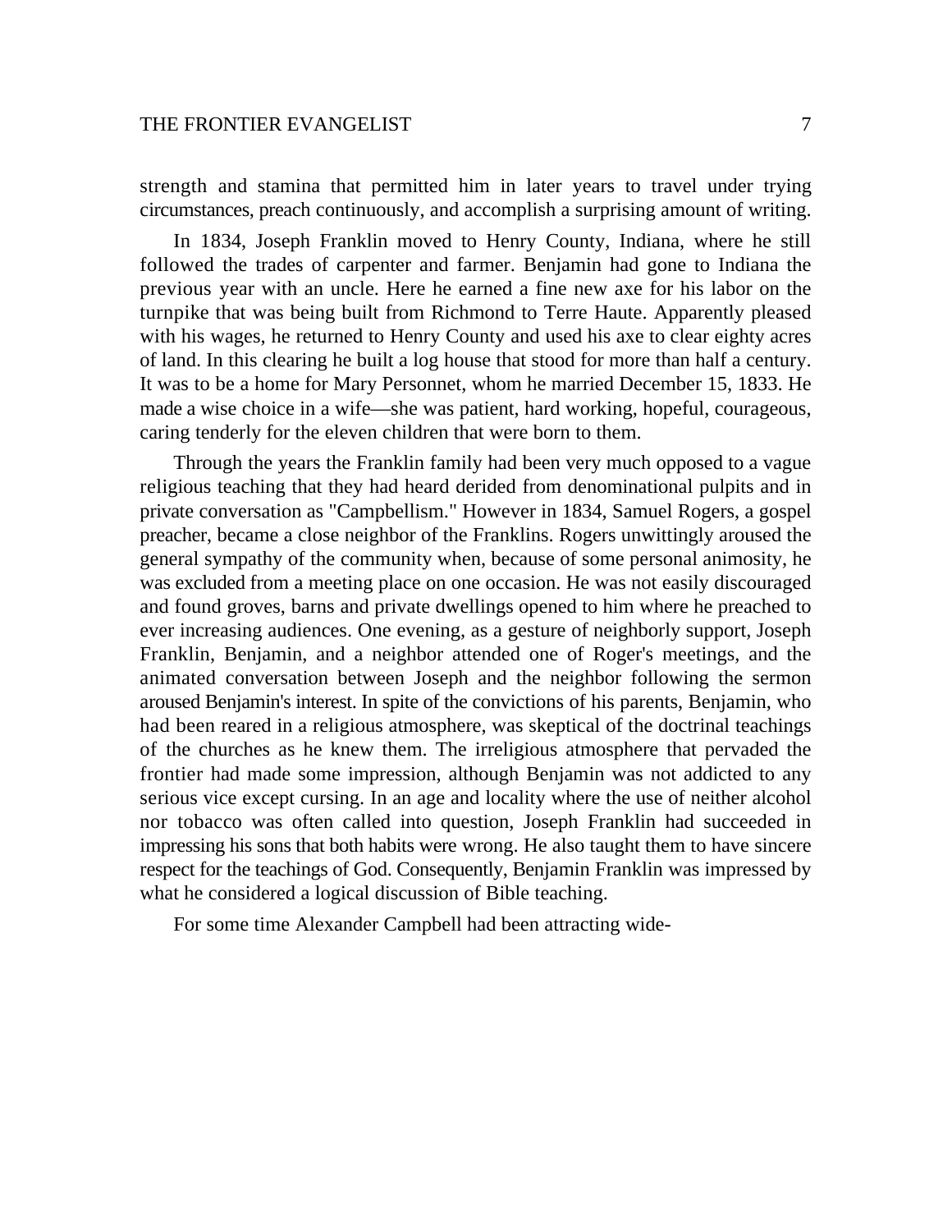strength and stamina that permitted him in later years to travel under trying circumstances, preach continuously, and accomplish a surprising amount of writing.

In 1834, Joseph Franklin moved to Henry County, Indiana, where he still followed the trades of carpenter and farmer. Benjamin had gone to Indiana the previous year with an uncle. Here he earned a fine new axe for his labor on the turnpike that was being built from Richmond to Terre Haute. Apparently pleased with his wages, he returned to Henry County and used his axe to clear eighty acres of land. In this clearing he built a log house that stood for more than half a century. It was to be a home for Mary Personnet, whom he married December 15, 1833. He made a wise choice in a wife—she was patient, hard working, hopeful, courageous, caring tenderly for the eleven children that were born to them.

Through the years the Franklin family had been very much opposed to a vague religious teaching that they had heard derided from denominational pulpits and in private conversation as "Campbellism." However in 1834, Samuel Rogers, a gospel preacher, became a close neighbor of the Franklins. Rogers unwittingly aroused the general sympathy of the community when, because of some personal animosity, he was excluded from a meeting place on one occasion. He was not easily discouraged and found groves, barns and private dwellings opened to him where he preached to ever increasing audiences. One evening, as a gesture of neighborly support, Joseph Franklin, Benjamin, and a neighbor attended one of Roger's meetings, and the animated conversation between Joseph and the neighbor following the sermon aroused Benjamin's interest. In spite of the convictions of his parents, Benjamin, who had been reared in a religious atmosphere, was skeptical of the doctrinal teachings of the churches as he knew them. The irreligious atmosphere that pervaded the frontier had made some impression, although Benjamin was not addicted to any serious vice except cursing. In an age and locality where the use of neither alcohol nor tobacco was often called into question, Joseph Franklin had succeeded in impressing his sons that both habits were wrong. He also taught them to have sincere respect for the teachings of God. Consequently, Benjamin Franklin was impressed by what he considered a logical discussion of Bible teaching.

For some time Alexander Campbell had been attracting wide-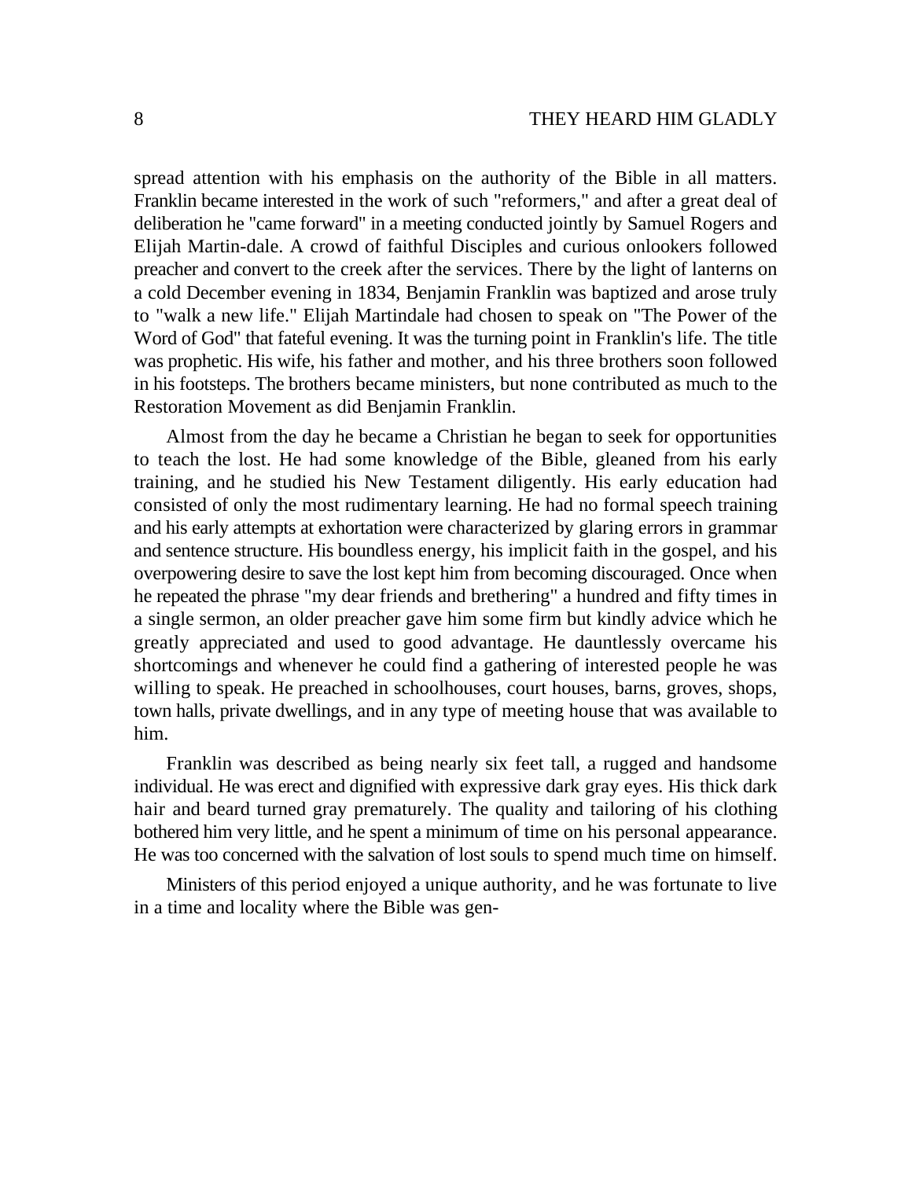spread attention with his emphasis on the authority of the Bible in all matters. Franklin became interested in the work of such "reformers," and after a great deal of deliberation he "came forward" in a meeting conducted jointly by Samuel Rogers and Elijah Martin-dale. A crowd of faithful Disciples and curious onlookers followed preacher and convert to the creek after the services. There by the light of lanterns on a cold December evening in 1834, Benjamin Franklin was baptized and arose truly to "walk a new life." Elijah Martindale had chosen to speak on "The Power of the Word of God" that fateful evening. It was the turning point in Franklin's life. The title was prophetic. His wife, his father and mother, and his three brothers soon followed in his footsteps. The brothers became ministers, but none contributed as much to the Restoration Movement as did Benjamin Franklin.

Almost from the day he became a Christian he began to seek for opportunities to teach the lost. He had some knowledge of the Bible, gleaned from his early training, and he studied his New Testament diligently. His early education had consisted of only the most rudimentary learning. He had no formal speech training and his early attempts at exhortation were characterized by glaring errors in grammar and sentence structure. His boundless energy, his implicit faith in the gospel, and his overpowering desire to save the lost kept him from becoming discouraged. Once when he repeated the phrase "my dear friends and brethering" a hundred and fifty times in a single sermon, an older preacher gave him some firm but kindly advice which he greatly appreciated and used to good advantage. He dauntlessly overcame his shortcomings and whenever he could find a gathering of interested people he was willing to speak. He preached in schoolhouses, court houses, barns, groves, shops, town halls, private dwellings, and in any type of meeting house that was available to him.

Franklin was described as being nearly six feet tall, a rugged and handsome individual. He was erect and dignified with expressive dark gray eyes. His thick dark hair and beard turned gray prematurely. The quality and tailoring of his clothing bothered him very little, and he spent a minimum of time on his personal appearance. He was too concerned with the salvation of lost souls to spend much time on himself.

Ministers of this period enjoyed a unique authority, and he was fortunate to live in a time and locality where the Bible was gen-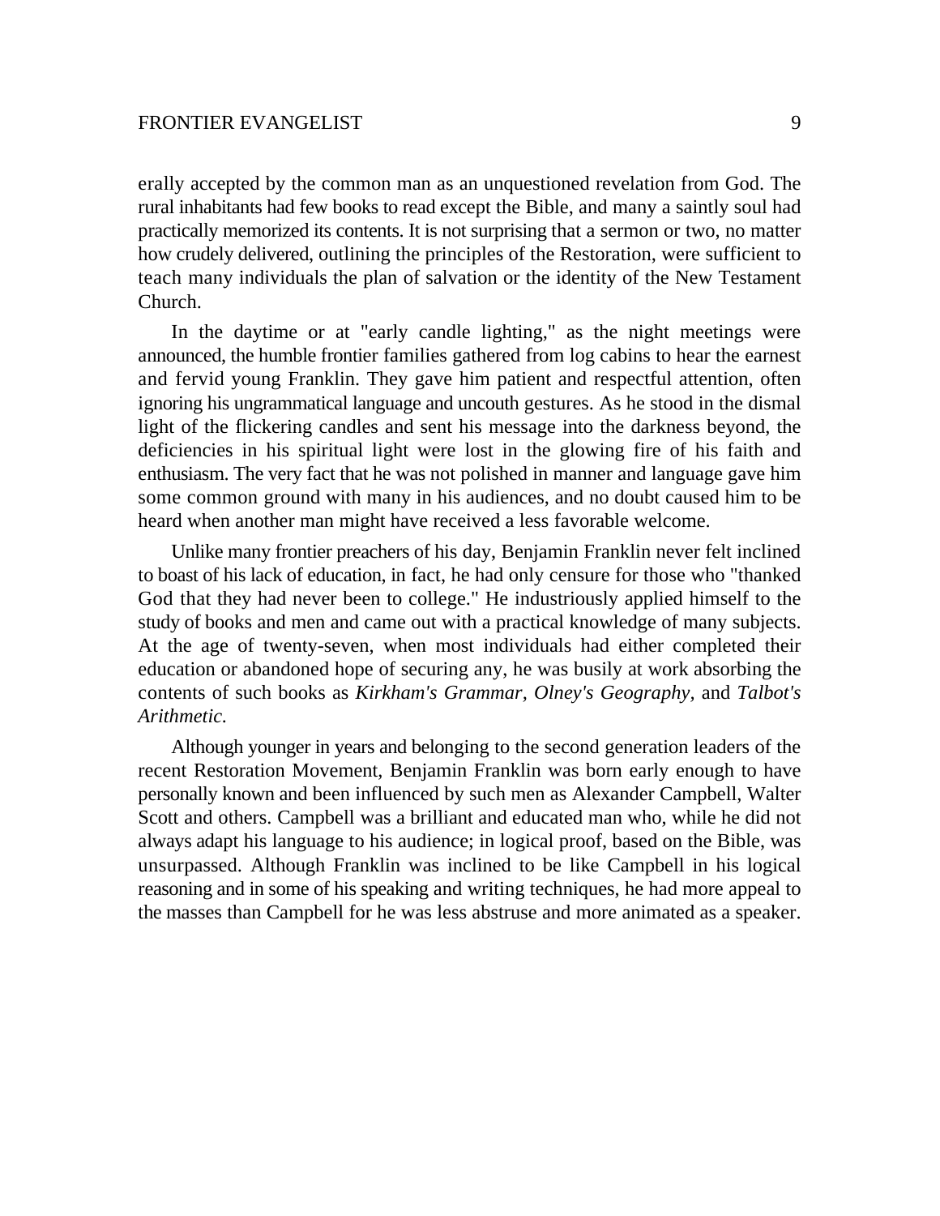erally accepted by the common man as an unquestioned revelation from God. The rural inhabitants had few books to read except the Bible, and many a saintly soul had practically memorized its contents. It is not surprising that a sermon or two, no matter how crudely delivered, outlining the principles of the Restoration, were sufficient to teach many individuals the plan of salvation or the identity of the New Testament Church.

In the daytime or at "early candle lighting," as the night meetings were announced, the humble frontier families gathered from log cabins to hear the earnest and fervid young Franklin. They gave him patient and respectful attention, often ignoring his ungrammatical language and uncouth gestures. As he stood in the dismal light of the flickering candles and sent his message into the darkness beyond, the deficiencies in his spiritual light were lost in the glowing fire of his faith and enthusiasm. The very fact that he was not polished in manner and language gave him some common ground with many in his audiences, and no doubt caused him to be heard when another man might have received a less favorable welcome.

Unlike many frontier preachers of his day, Benjamin Franklin never felt inclined to boast of his lack of education, in fact, he had only censure for those who "thanked God that they had never been to college." He industriously applied himself to the study of books and men and came out with a practical knowledge of many subjects. At the age of twenty-seven, when most individuals had either completed their education or abandoned hope of securing any, he was busily at work absorbing the contents of such books as *Kirkham's Grammar, Olney's Geography,* and *Talbot's Arithmetic.*

Although younger in years and belonging to the second generation leaders of the recent Restoration Movement, Benjamin Franklin was born early enough to have personally known and been influenced by such men as Alexander Campbell, Walter Scott and others. Campbell was a brilliant and educated man who, while he did not always adapt his language to his audience; in logical proof, based on the Bible, was unsurpassed. Although Franklin was inclined to be like Campbell in his logical reasoning and in some of his speaking and writing techniques, he had more appeal to the masses than Campbell for he was less abstruse and more animated as a speaker.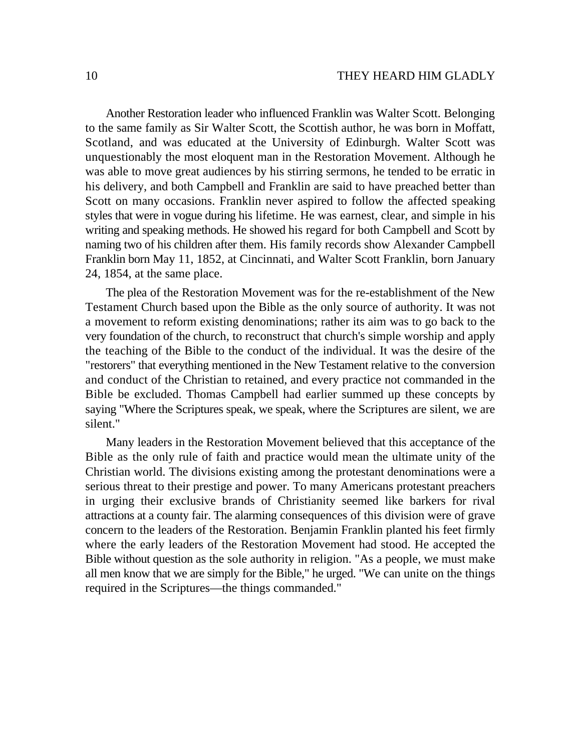Another Restoration leader who influenced Franklin was Walter Scott. Belonging to the same family as Sir Walter Scott, the Scottish author, he was born in Moffatt, Scotland, and was educated at the University of Edinburgh. Walter Scott was unquestionably the most eloquent man in the Restoration Movement. Although he was able to move great audiences by his stirring sermons, he tended to be erratic in his delivery, and both Campbell and Franklin are said to have preached better than Scott on many occasions. Franklin never aspired to follow the affected speaking styles that were in vogue during his lifetime. He was earnest, clear, and simple in his writing and speaking methods. He showed his regard for both Campbell and Scott by naming two of his children after them. His family records show Alexander Campbell Franklin born May 11, 1852, at Cincinnati, and Walter Scott Franklin, born January 24, 1854, at the same place.

The plea of the Restoration Movement was for the re-establishment of the New Testament Church based upon the Bible as the only source of authority. It was not a movement to reform existing denominations; rather its aim was to go back to the very foundation of the church, to reconstruct that church's simple worship and apply the teaching of the Bible to the conduct of the individual. It was the desire of the "restorers" that everything mentioned in the New Testament relative to the conversion and conduct of the Christian to retained, and every practice not commanded in the Bible be excluded. Thomas Campbell had earlier summed up these concepts by saying "Where the Scriptures speak, we speak, where the Scriptures are silent, we are silent."

Many leaders in the Restoration Movement believed that this acceptance of the Bible as the only rule of faith and practice would mean the ultimate unity of the Christian world. The divisions existing among the protestant denominations were a serious threat to their prestige and power. To many Americans protestant preachers in urging their exclusive brands of Christianity seemed like barkers for rival attractions at a county fair. The alarming consequences of this division were of grave concern to the leaders of the Restoration. Benjamin Franklin planted his feet firmly where the early leaders of the Restoration Movement had stood. He accepted the Bible without question as the sole authority in religion. "As a people, we must make all men know that we are simply for the Bible," he urged. "We can unite on the things required in the Scriptures—the things commanded."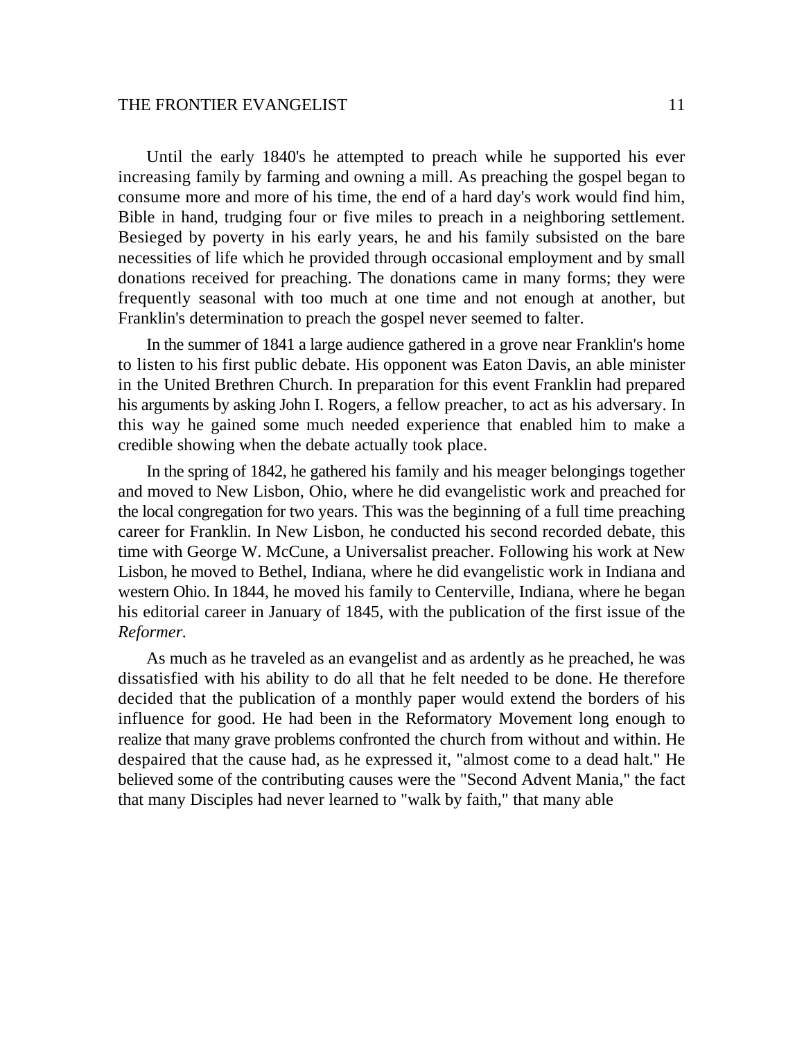Until the early 1840's he attempted to preach while he supported his ever increasing family by farming and owning a mill. As preaching the gospel began to consume more and more of his time, the end of a hard day's work would find him, Bible in hand, trudging four or five miles to preach in a neighboring settlement. Besieged by poverty in his early years, he and his family subsisted on the bare necessities of life which he provided through occasional employment and by small donations received for preaching. The donations came in many forms; they were frequently seasonal with too much at one time and not enough at another, but Franklin's determination to preach the gospel never seemed to falter.

In the summer of 1841 a large audience gathered in a grove near Franklin's home to listen to his first public debate. His opponent was Eaton Davis, an able minister in the United Brethren Church. In preparation for this event Franklin had prepared his arguments by asking John I. Rogers, a fellow preacher, to act as his adversary. In this way he gained some much needed experience that enabled him to make a credible showing when the debate actually took place.

In the spring of 1842, he gathered his family and his meager belongings together and moved to New Lisbon, Ohio, where he did evangelistic work and preached for the local congregation for two years. This was the beginning of a full time preaching career for Franklin. In New Lisbon, he conducted his second recorded debate, this time with George W. McCune, a Universalist preacher. Following his work at New Lisbon, he moved to Bethel, Indiana, where he did evangelistic work in Indiana and western Ohio. In 1844, he moved his family to Centerville, Indiana, where he began his editorial career in January of 1845, with the publication of the first issue of the *Reformer*.

As much as he traveled as an evangelist and as ardently as he preached, he was dissatisfied with his ability to do all that he felt needed to be done. He therefore decided that the publication of a monthly paper would extend the borders of his influence for good. He had been in the Reformatory Movement long enough to realize that many grave problems confronted the church from without and within. He despaired that the cause had, as he expressed it, "almost come to a dead halt." He believed some of the contributing causes were the "Second Advent Mania," the fact that many Disciples had never learned to "walk by faith," that many able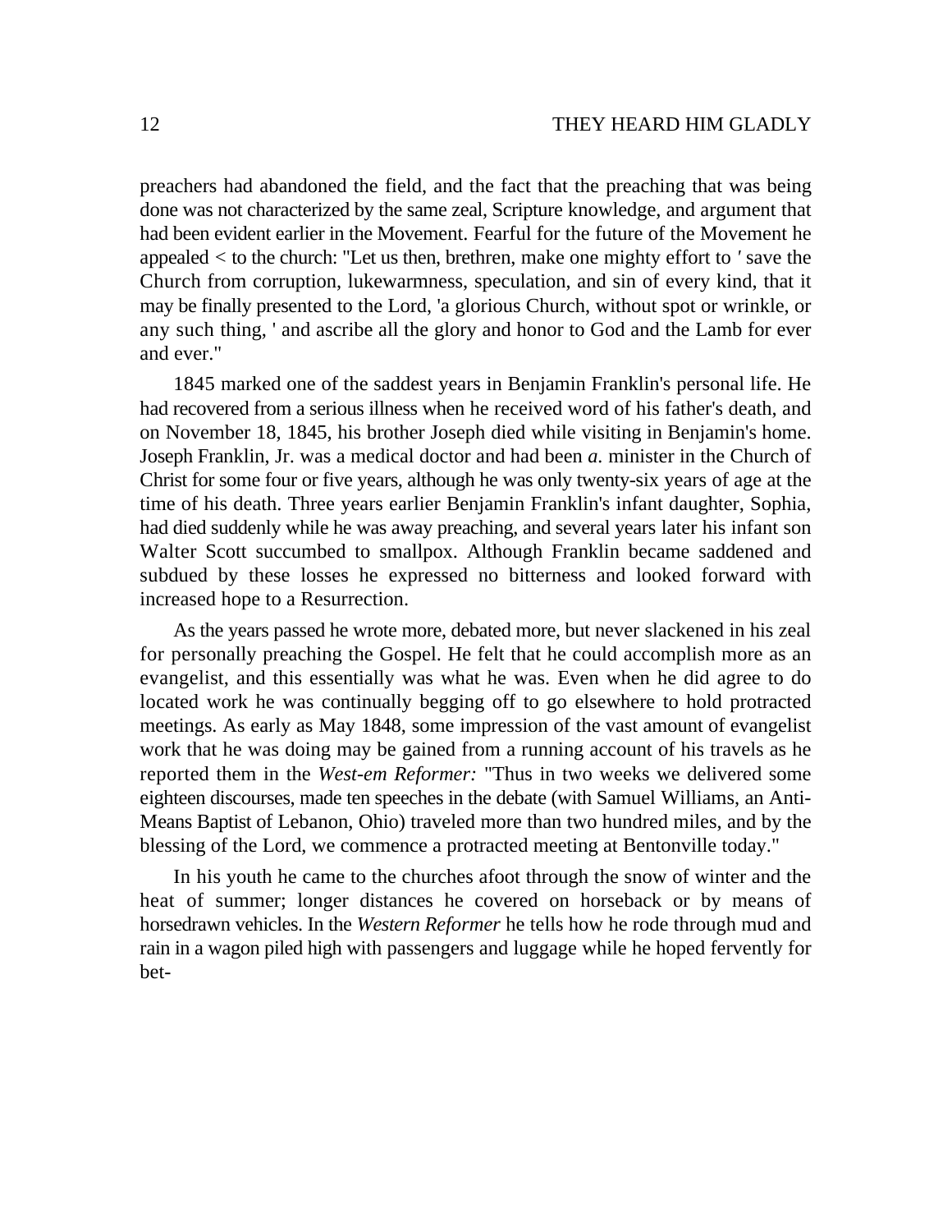preachers had abandoned the field, and the fact that the preaching that was being done was not characterized by the same zeal, Scripture knowledge, and argument that had been evident earlier in the Movement. Fearful for the future of the Movement he appealed < to the church: "Let us then, brethren, make one mighty effort to ′ save the Church from corruption, lukewarmness, speculation, and sin of every kind, that it may be finally presented to the Lord, 'a glorious Church, without spot or wrinkle, or any such thing, ' and ascribe all the glory and honor to God and the Lamb for ever and ever."

1845 marked one of the saddest years in Benjamin Franklin's personal life. He had recovered from a serious illness when he received word of his father's death, and on November 18, 1845, his brother Joseph died while visiting in Benjamin's home. Joseph Franklin, Jr. was a medical doctor and had been *a.* minister in the Church of Christ for some four or five years, although he was only twenty-six years of age at the time of his death. Three years earlier Benjamin Franklin's infant daughter, Sophia, had died suddenly while he was away preaching, and several years later his infant son Walter Scott succumbed to smallpox. Although Franklin became saddened and subdued by these losses he expressed no bitterness and looked forward with increased hope to a Resurrection.

As the years passed he wrote more, debated more, but never slackened in his zeal for personally preaching the Gospel. He felt that he could accomplish more as an evangelist, and this essentially was what he was. Even when he did agree to do located work he was continually begging off to go elsewhere to hold protracted meetings. As early as May 1848, some impression of the vast amount of evangelist work that he was doing may be gained from a running account of his travels as he reported them in the *West-em Reformer:* "Thus in two weeks we delivered some eighteen discourses, made ten speeches in the debate (with Samuel Williams, an Anti-Means Baptist of Lebanon, Ohio) traveled more than two hundred miles, and by the blessing of the Lord, we commence a protracted meeting at Bentonville today."

In his youth he came to the churches afoot through the snow of winter and the heat of summer; longer distances he covered on horseback or by means of horsedrawn vehicles. In the *Western Reformer* he tells how he rode through mud and rain in a wagon piled high with passengers and luggage while he hoped fervently for bet-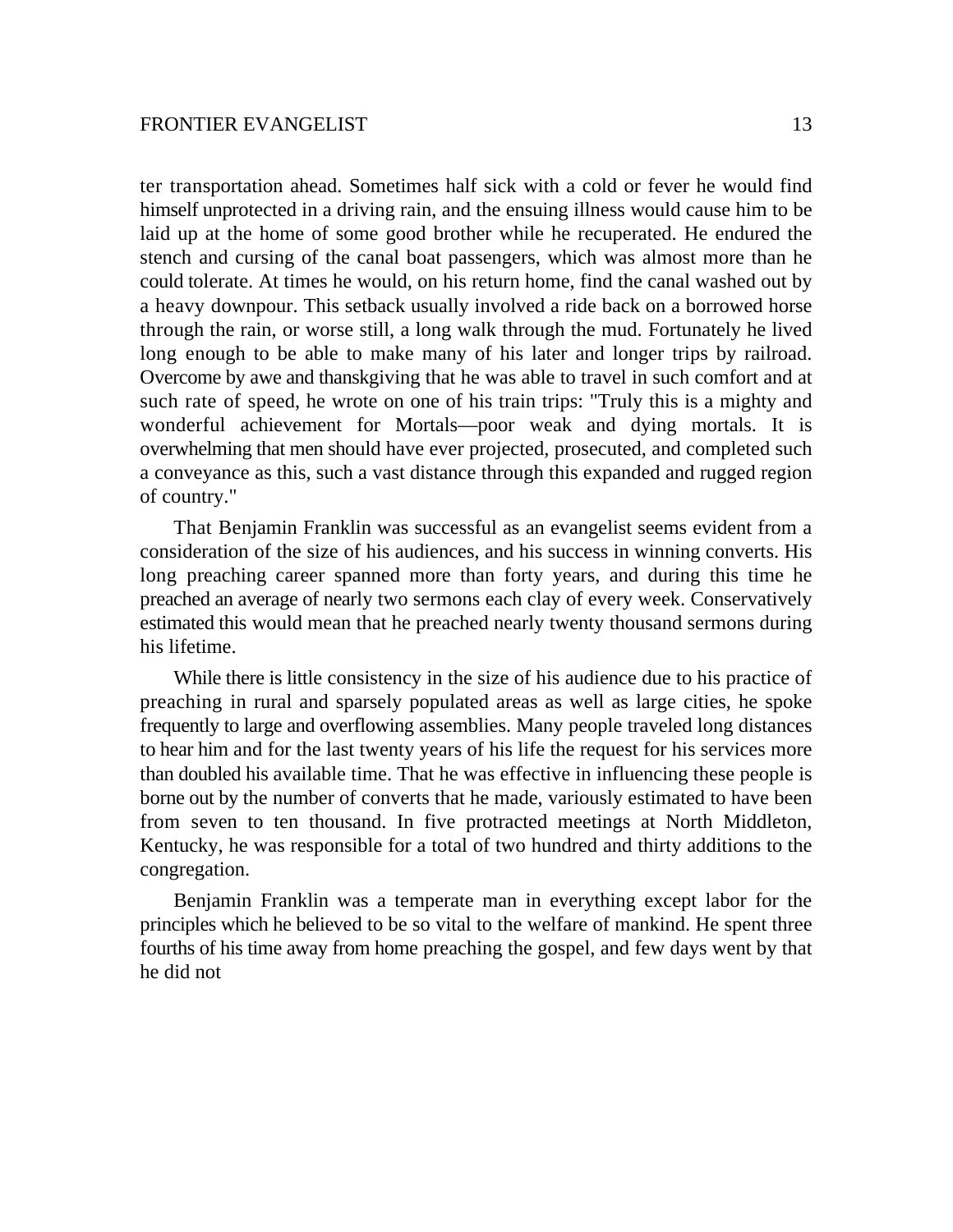ter transportation ahead. Sometimes half sick with a cold or fever he would find himself unprotected in a driving rain, and the ensuing illness would cause him to be laid up at the home of some good brother while he recuperated. He endured the stench and cursing of the canal boat passengers, which was almost more than he could tolerate. At times he would, on his return home, find the canal washed out by a heavy downpour. This setback usually involved a ride back on a borrowed horse through the rain, or worse still, a long walk through the mud. Fortunately he lived long enough to be able to make many of his later and longer trips by railroad. Overcome by awe and thanskgiving that he was able to travel in such comfort and at such rate of speed, he wrote on one of his train trips: "Truly this is a mighty and wonderful achievement for Mortals—poor weak and dying mortals. It is overwhelming that men should have ever projected, prosecuted, and completed such a conveyance as this, such a vast distance through this expanded and rugged region of country."

That Benjamin Franklin was successful as an evangelist seems evident from a consideration of the size of his audiences, and his success in winning converts. His long preaching career spanned more than forty years, and during this time he preached an average of nearly two sermons each clay of every week. Conservatively estimated this would mean that he preached nearly twenty thousand sermons during his lifetime.

While there is little consistency in the size of his audience due to his practice of preaching in rural and sparsely populated areas as well as large cities, he spoke frequently to large and overflowing assemblies. Many people traveled long distances to hear him and for the last twenty years of his life the request for his services more than doubled his available time. That he was effective in influencing these people is borne out by the number of converts that he made, variously estimated to have been from seven to ten thousand. In five protracted meetings at North Middleton, Kentucky, he was responsible for a total of two hundred and thirty additions to the congregation.

Benjamin Franklin was a temperate man in everything except labor for the principles which he believed to be so vital to the welfare of mankind. He spent three fourths of his time away from home preaching the gospel, and few days went by that he did not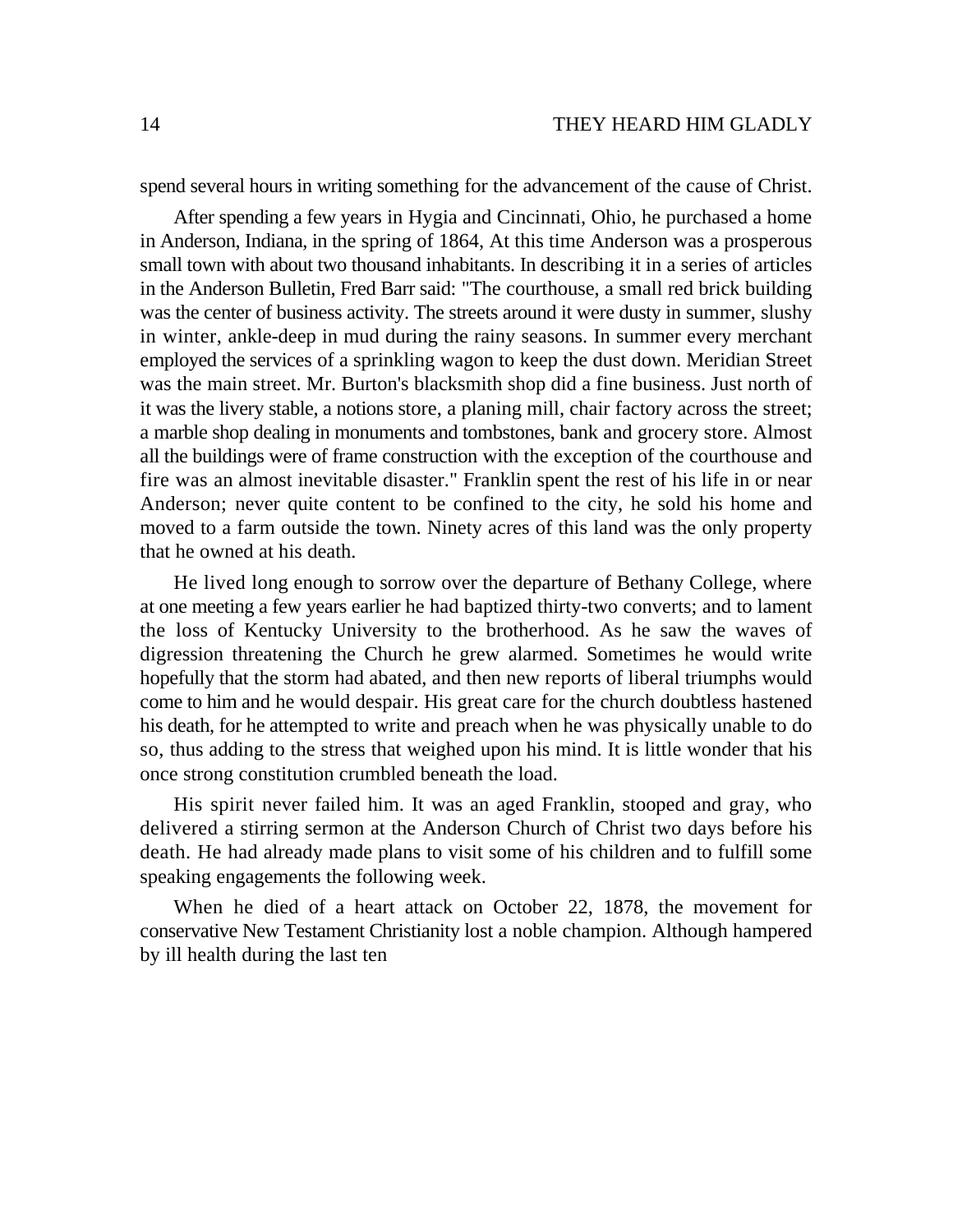spend several hours in writing something for the advancement of the cause of Christ.

After spending a few years in Hygia and Cincinnati, Ohio, he purchased a home in Anderson, Indiana, in the spring of 1864, At this time Anderson was a prosperous small town with about two thousand inhabitants. In describing it in a series of articles in the Anderson Bulletin, Fred Barr said: "The courthouse, a small red brick building was the center of business activity. The streets around it were dusty in summer, slushy in winter, ankle-deep in mud during the rainy seasons. In summer every merchant employed the services of a sprinkling wagon to keep the dust down. Meridian Street was the main street. Mr. Burton's blacksmith shop did a fine business. Just north of it was the livery stable, a notions store, a planing mill, chair factory across the street; a marble shop dealing in monuments and tombstones, bank and grocery store. Almost all the buildings were of frame construction with the exception of the courthouse and fire was an almost inevitable disaster." Franklin spent the rest of his life in or near Anderson; never quite content to be confined to the city, he sold his home and moved to a farm outside the town. Ninety acres of this land was the only property that he owned at his death.

He lived long enough to sorrow over the departure of Bethany College, where at one meeting a few years earlier he had baptized thirty-two converts; and to lament the loss of Kentucky University to the brotherhood. As he saw the waves of digression threatening the Church he grew alarmed. Sometimes he would write hopefully that the storm had abated, and then new reports of liberal triumphs would come to him and he would despair. His great care for the church doubtless hastened his death, for he attempted to write and preach when he was physically unable to do so, thus adding to the stress that weighed upon his mind. It is little wonder that his once strong constitution crumbled beneath the load.

His spirit never failed him. It was an aged Franklin, stooped and gray, who delivered a stirring sermon at the Anderson Church of Christ two days before his death. He had already made plans to visit some of his children and to fulfill some speaking engagements the following week.

When he died of a heart attack on October 22, 1878, the movement for conservative New Testament Christianity lost a noble champion. Although hampered by ill health during the last ten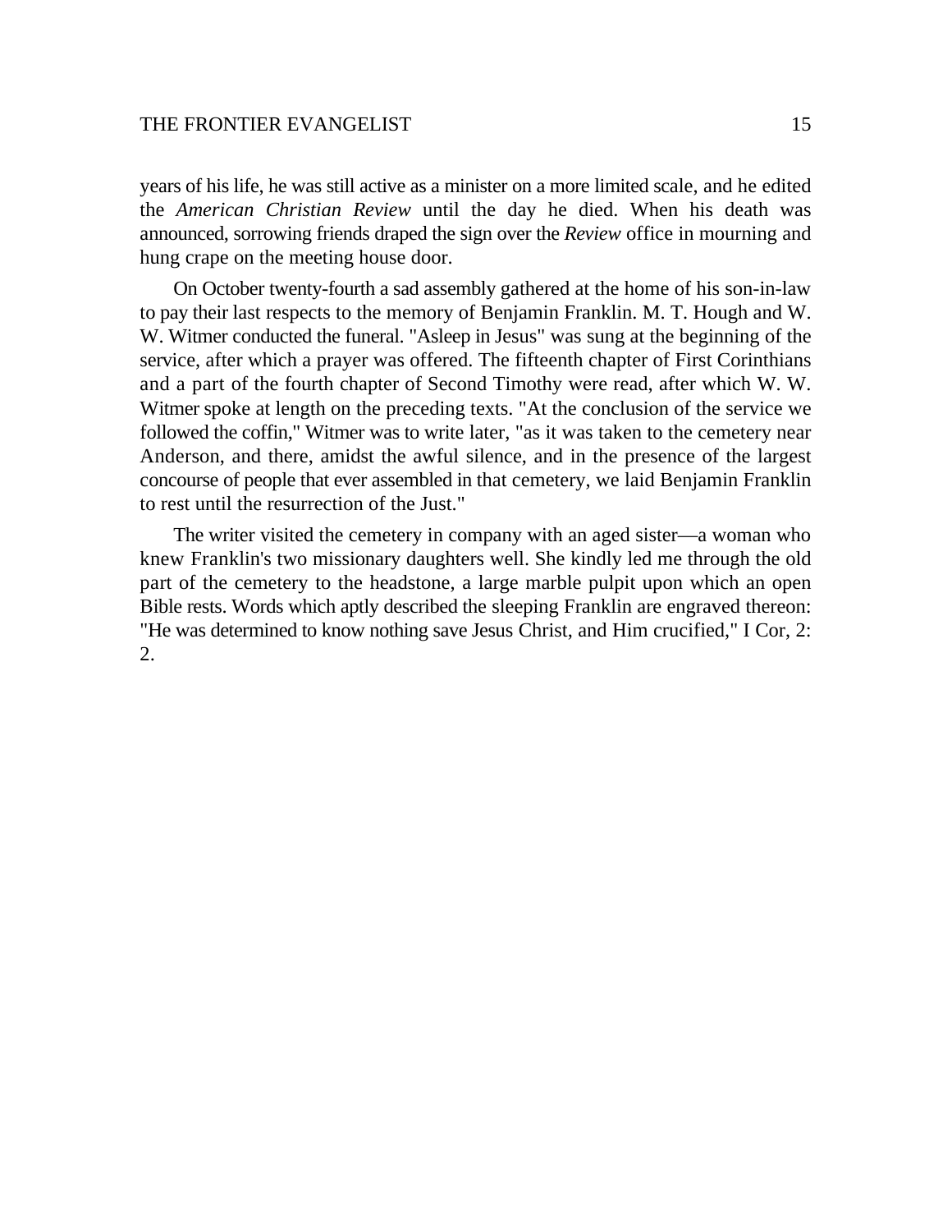years of his life, he was still active as a minister on a more limited scale, and he edited the *American Christian Review* until the day he died. When his death was announced, sorrowing friends draped the sign over the *Review* office in mourning and hung crape on the meeting house door.

On October twenty-fourth a sad assembly gathered at the home of his son-in-law to pay their last respects to the memory of Benjamin Franklin. M. T. Hough and W. W. Witmer conducted the funeral. "Asleep in Jesus" was sung at the beginning of the service, after which a prayer was offered. The fifteenth chapter of First Corinthians and a part of the fourth chapter of Second Timothy were read, after which W. W. Witmer spoke at length on the preceding texts. "At the conclusion of the service we followed the coffin," Witmer was to write later, "as it was taken to the cemetery near Anderson, and there, amidst the awful silence, and in the presence of the largest concourse of people that ever assembled in that cemetery, we laid Benjamin Franklin to rest until the resurrection of the Just."

The writer visited the cemetery in company with an aged sister—a woman who knew Franklin's two missionary daughters well. She kindly led me through the old part of the cemetery to the headstone, a large marble pulpit upon which an open Bible rests. Words which aptly described the sleeping Franklin are engraved thereon: "He was determined to know nothing save Jesus Christ, and Him crucified," I Cor, 2: 2.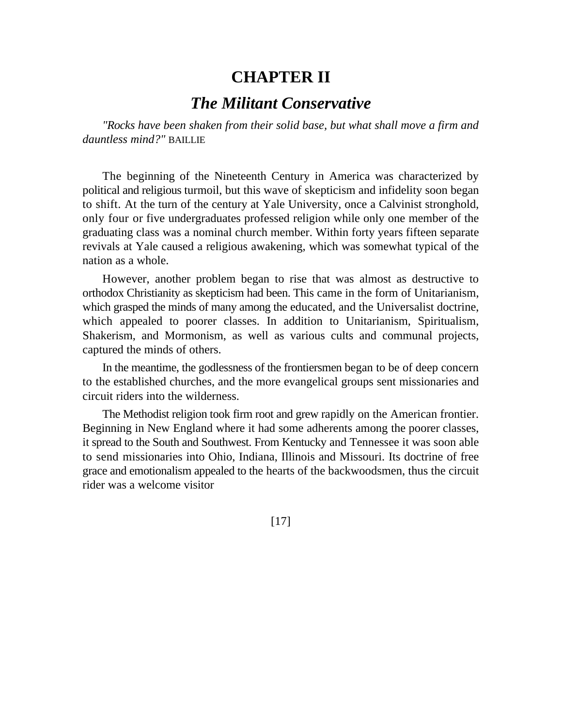# CHAPTER II

## *The Militant Conservative*

*"Rocks have been shaken from their solid base, but what shall move a firm and dauntless mind?"* BAILLIE

The beginning of the Nineteenth Century in America was characterized by political and religious turmoil, but this wave of skepticism and infidelity soon began to shift. At the turn of the century at Yale University, once a Calvinist stronghold, only four or five undergraduates professed religion while only one member of the graduating class was a nominal church member. Within forty years fifteen separate revivals at Yale caused a religious awakening, which was somewhat typical of the nation as a whole.

However, another problem began to rise that was almost as destructive to orthodox Christianity as skepticism had been. This came in the form of Unitarianism, which grasped the minds of many among the educated, and the Universalist doctrine, which appealed to poorer classes. In addition to Unitarianism, Spiritualism, Shakerism, and Mormonism, as well as various cults and communal projects, captured the minds of others.

In the meantime, the godlessness of the frontiersmen began to be of deep concern to the established churches, and the more evangelical groups sent missionaries and circuit riders into the wilderness.

The Methodist religion took firm root and grew rapidly on the American frontier. Beginning in New England where it had some adherents among the poorer classes, it spread to the South and Southwest. From Kentucky and Tennessee it was soon able to send missionaries into Ohio, Indiana, Illinois and Missouri. Its doctrine of free grace and emotionalism appealed to the hearts of the backwoodsmen, thus the circuit rider was a welcome visitor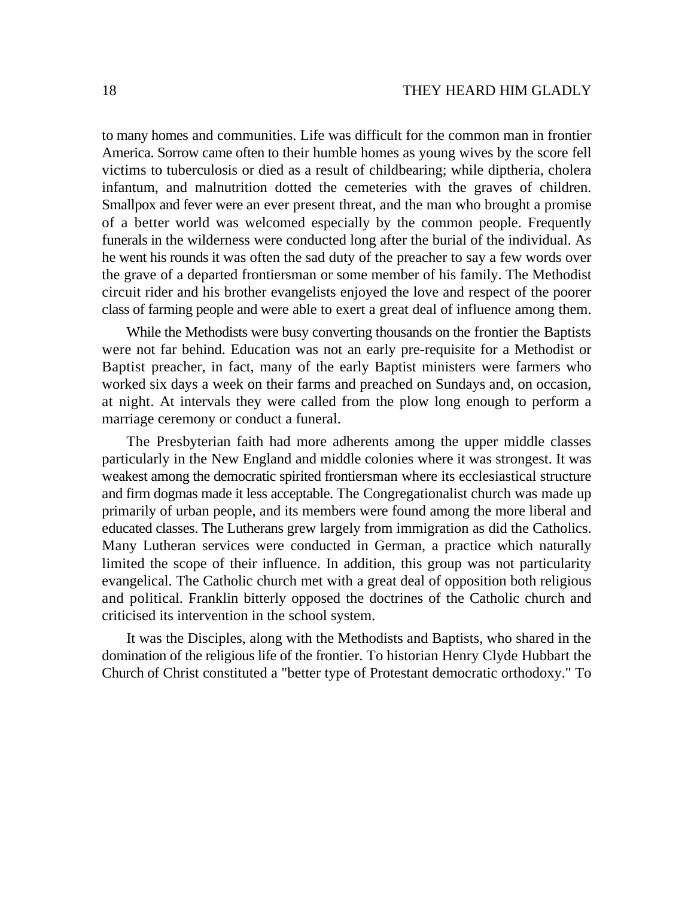to many homes and communities. Life was difficult for the common man in frontier America. Sorrow came often to their humble homes as young wives by the score fell victims to tuberculosis or died as a result of childbearing; while diptheria, cholera infantum, and malnutrition dotted the cemeteries with the graves of children. Smallpox and fever were an ever present threat, and the man who brought a promise of a better world was welcomed especially by the common people. Frequently funerals in the wilderness were conducted long after the burial of the individual. As he went his rounds it was often the sad duty of the preacher to say a few words over the grave of a departed frontiersman or some member of his family. The Methodist circuit rider and his brother evangelists enjoyed the love and respect of the poorer class of farming people and were able to exert a great deal of influence among them.

While the Methodists were busy converting thousands on the frontier the Baptists were not far behind. Education was not an early pre-requisite for a Methodist or Baptist preacher, in fact, many of the early Baptist ministers were farmers who worked six days a week on their farms and preached on Sundays and, on occasion, at night. At intervals they were called from the plow long enough to perform a marriage ceremony or conduct a funeral.

The Presbyterian faith had more adherents among the upper middle classes particularly in the New England and middle colonies where it was strongest. It was weakest among the democratic spirited frontiersman where its ecclesiastical structure and firm dogmas made it less acceptable. The Congregationalist church was made up primarily of urban people, and its members were found among the more liberal and educated classes. The Lutherans grew largely from immigration as did the Catholics. Many Lutheran services were conducted in German, a practice which naturally limited the scope of their influence. In addition, this group was not particularity evangelical. The Catholic church met with a great deal of opposition both religious and political. Franklin bitterly opposed the doctrines of the Catholic church and criticised its intervention in the school system.

It was the Disciples, along with the Methodists and Baptists, who shared in the domination of the religious life of the frontier. To historian Henry Clyde Hubbart the Church of Christ constituted a "better type of Protestant democratic orthodoxy." To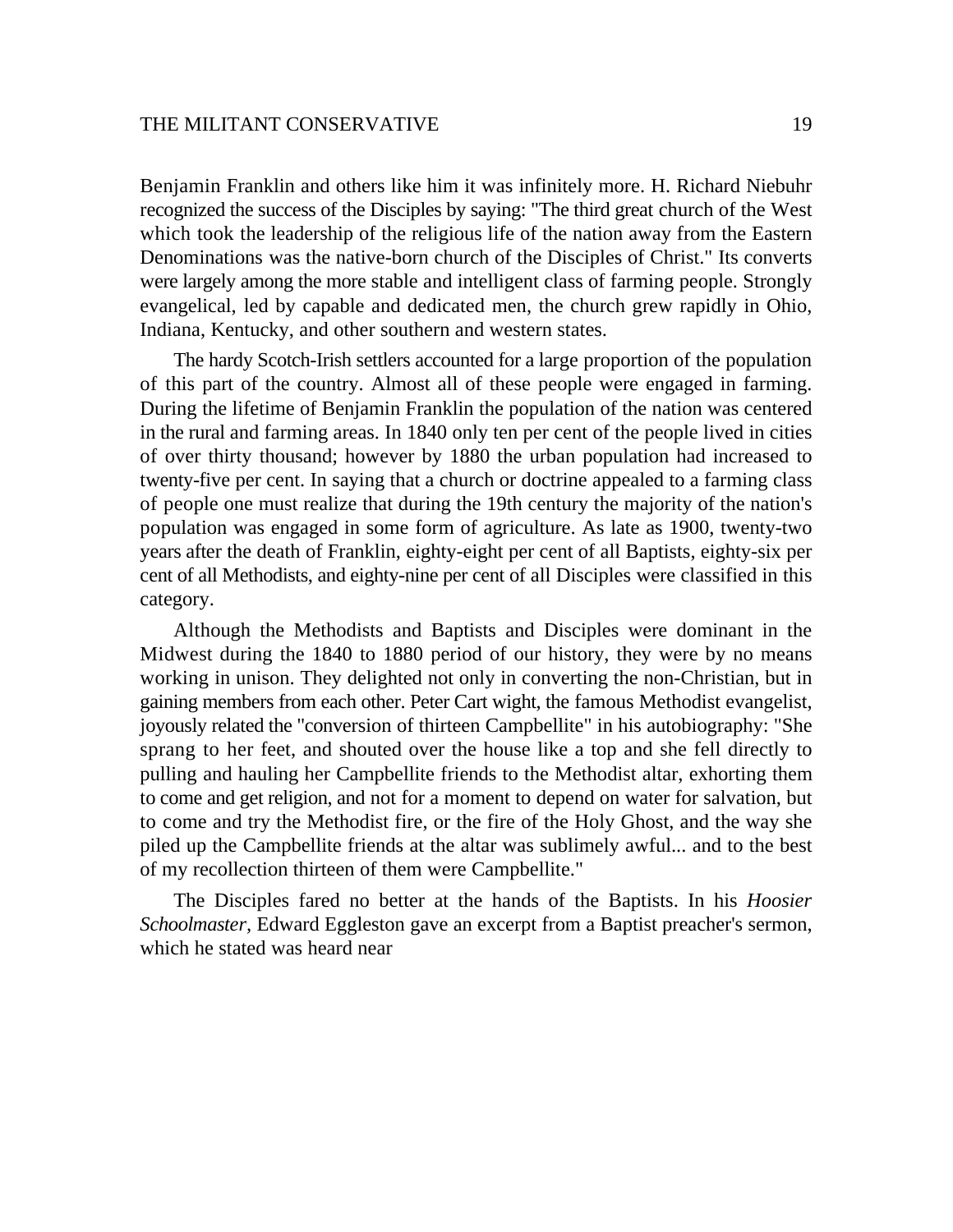Benjamin Franklin and others like him it was infinitely more. H. Richard Niebuhr recognized the success of the Disciples by saying: "The third great church of the West which took the leadership of the religious life of the nation away from the Eastern Denominations was the native-born church of the Disciples of Christ." Its converts were largely among the more stable and intelligent class of farming people. Strongly evangelical, led by capable and dedicated men, the church grew rapidly in Ohio, Indiana, Kentucky, and other southern and western states.

The hardy Scotch-Irish settlers accounted for a large proportion of the population of this part of the country. Almost all of these people were engaged in farming. During the lifetime of Benjamin Franklin the population of the nation was centered in the rural and farming areas. In 1840 only ten per cent of the people lived in cities of over thirty thousand; however by 1880 the urban population had increased to twenty-five per cent. In saying that a church or doctrine appealed to a farming class of people one must realize that during the 19th century the majority of the nation's population was engaged in some form of agriculture. As late as 1900, twenty-two years after the death of Franklin, eighty-eight per cent of all Baptists, eighty-six per cent of all Methodists, and eighty-nine per cent of all Disciples were classified in this category.

Although the Methodists and Baptists and Disciples were dominant in the Midwest during the 1840 to 1880 period of our history, they were by no means working in unison. They delighted not only in converting the non-Christian, but in gaining members from each other. Peter Cart wight, the famous Methodist evangelist, joyously related the "conversion of thirteen Campbellite" in his autobiography: "She sprang to her feet, and shouted over the house like a top and she fell directly to pulling and hauling her Campbellite friends to the Methodist altar, exhorting them to come and get religion, and not for a moment to depend on water for salvation, but to come and try the Methodist fire, or the fire of the Holy Ghost, and the way she piled up the Campbellite friends at the altar was sublimely awful... and to the best of my recollection thirteen of them were Campbellite."

The Disciples fared no better at the hands of the Baptists. In his *Hoosier Schoolmaster*, Edward Eggleston gave an excerpt from a Baptist preacher's sermon, which he stated was heard near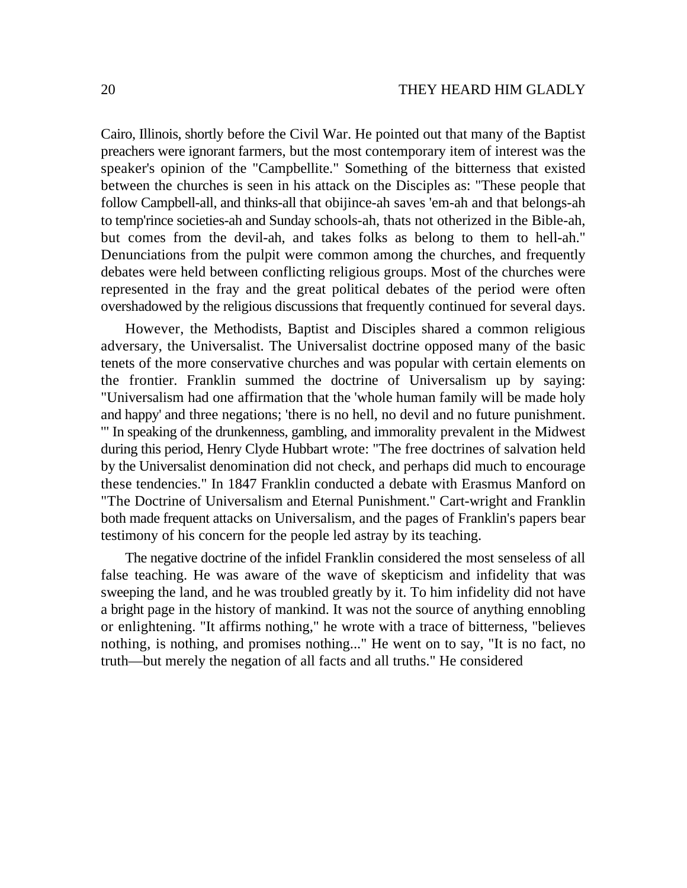Cairo, Illinois, shortly before the Civil War. He pointed out that many of the Baptist preachers were ignorant farmers, but the most contemporary item of interest was the speaker's opinion of the "Campbellite." Something of the bitterness that existed between the churches is seen in his attack on the Disciples as: "These people that follow Campbell-all, and thinks-all that obijince-ah saves 'em-ah and that belongs-ah to temp'rince societies-ah and Sunday schools-ah, thats not otherized in the Bible-ah, but comes from the devil-ah, and takes folks as belong to them to hell-ah." Denunciations from the pulpit were common among the churches, and frequently debates were held between conflicting religious groups. Most of the churches were represented in the fray and the great political debates of the period were often overshadowed by the religious discussions that frequently continued for several days.

However, the Methodists, Baptist and Disciples shared a common religious adversary, the Universalist. The Universalist doctrine opposed many of the basic tenets of the more conservative churches and was popular with certain elements on the frontier. Franklin summed the doctrine of Universalism up by saying: "Universalism had one affirmation that the 'whole human family will be made holy and happy' and three negations; 'there is no hell, no devil and no future punishment.'" In speaking of the drunkenness, gambling, and immorality prevalent in the Midwest during this period, Henry Clyde Hubbart wrote: "The free doctrines of salvation held by the Universalist denomination did not check, and perhaps did much to encourage these tendencies." In 1847 Franklin conducted a debate with Erasmus Manford on "The Doctrine of Universalism and Eternal Punishment." Cart-wright and Franklin both made frequent attacks on Universalism, and the pages of Franklin's papers bear testimony of his concern for the people led astray by its teaching.

The negative doctrine of the infidel Franklin considered the most senseless of all false teaching. He was aware of the wave of skepticism and infidelity that was sweeping the land, and he was troubled greatly by it. To him infidelity did not have a bright page in the history of mankind. It was not the source of anything ennobling or enlightening. "It affirms nothing," he wrote with a trace of bitterness, "believes nothing, is nothing, and promises nothing..." He went on to say, "It is no fact, no truth—but merely the negation of all facts and all truths." He considered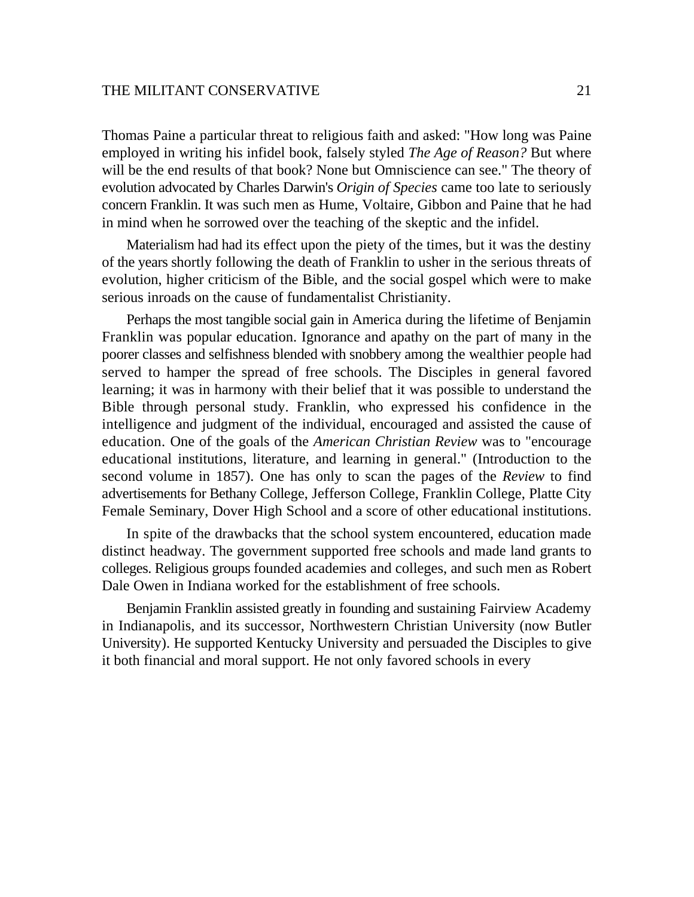Thomas Paine a particular threat to religious faith and asked: "How long was Paine employed in writing his infidel book, falsely styled *The Age of Reason?* But where will be the end results of that book? None but Omniscience can see." The theory of evolution advocated by Charles Darwin's *Origin of Species* came too late to seriously concern Franklin. It was such men as Hume, Voltaire, Gibbon and Paine that he had in mind when he sorrowed over the teaching of the skeptic and the infidel.

Materialism had had its effect upon the piety of the times, but it was the destiny of the years shortly following the death of Franklin to usher in the serious threats of evolution, higher criticism of the Bible, and the social gospel which were to make serious inroads on the cause of fundamentalist Christianity.

Perhaps the most tangible social gain in America during the lifetime of Benjamin Franklin was popular education. Ignorance and apathy on the part of many in the poorer classes and selfishness blended with snobbery among the wealthier people had served to hamper the spread of free schools. The Disciples in general favored learning; it was in harmony with their belief that it was possible to understand the Bible through personal study. Franklin, who expressed his confidence in the intelligence and judgment of the individual, encouraged and assisted the cause of education. One of the goals of the *American Christian Review* was to "encourage educational institutions, literature, and learning in general." (Introduction to the second volume in 1857). One has only to scan the pages of the *Review* to find advertisements for Bethany College, Jefferson College, Franklin College, Platte City Female Seminary, Dover High School and a score of other educational institutions.

In spite of the drawbacks that the school system encountered, education made distinct headway. The government supported free schools and made land grants to colleges. Religious groups founded academies and colleges, and such men as Robert Dale Owen in Indiana worked for the establishment of free schools.

Benjamin Franklin assisted greatly in founding and sustaining Fairview Academy in Indianapolis, and its successor, Northwestern Christian University (now Butler University). He supported Kentucky University and persuaded the Disciples to give it both financial and moral support. He not only favored schools in every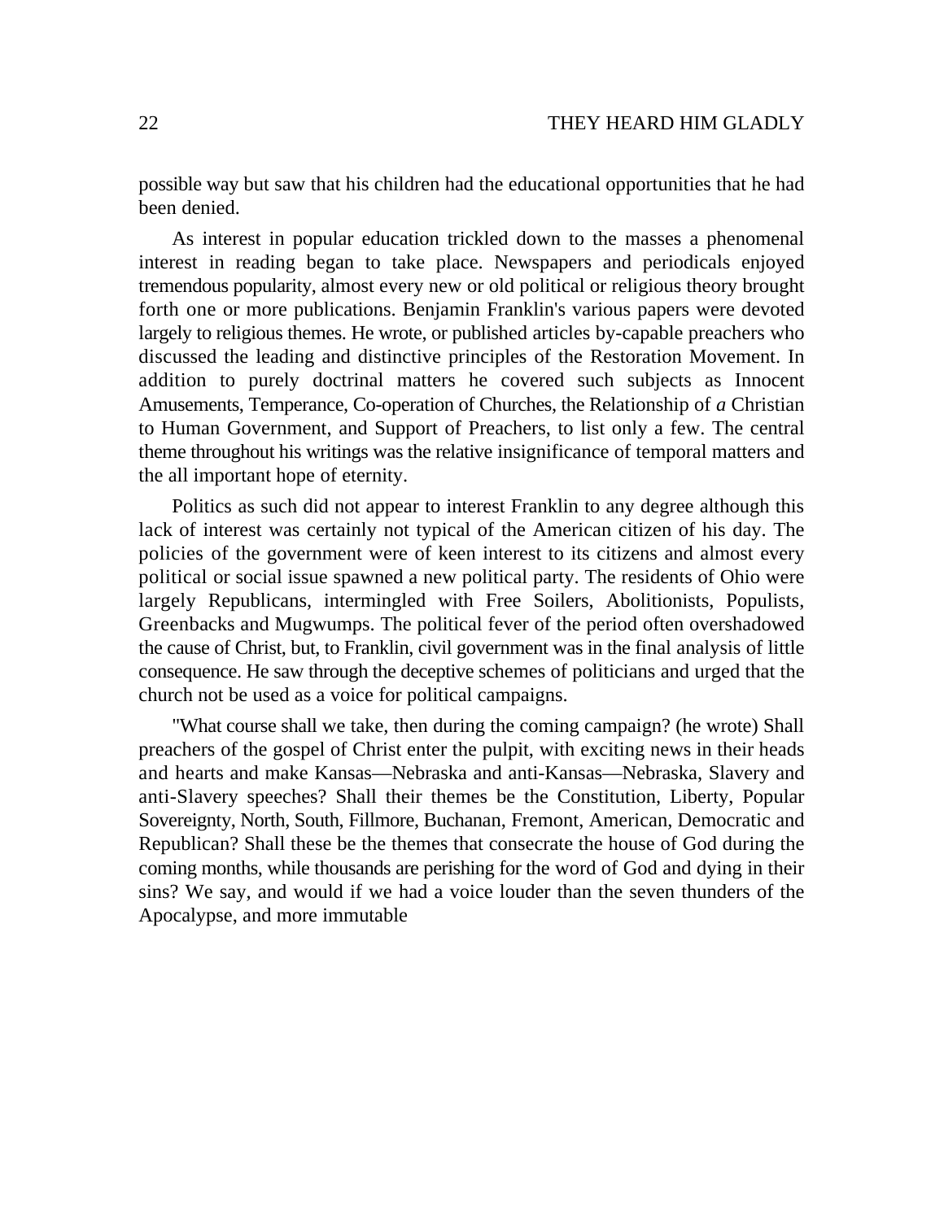possible way but saw that his children had the educational opportunities that he had been denied.

As interest in popular education trickled down to the masses a phenomenal interest in reading began to take place. Newspapers and periodicals enjoyed tremendous popularity, almost every new or old political or religious theory brought forth one or more publications. Benjamin Franklin's various papers were devoted largely to religious themes. He wrote, or published articles by-capable preachers who discussed the leading and distinctive principles of the Restoration Movement. In addition to purely doctrinal matters he covered such subjects as Innocent Amusements, Temperance, Co-operation of Churches, the Relationship of *a* Christian to Human Government, and Support of Preachers, to list only a few. The central theme throughout his writings was the relative insignificance of temporal matters and the all important hope of eternity.

Politics as such did not appear to interest Franklin to any degree although this lack of interest was certainly not typical of the American citizen of his day. The policies of the government were of keen interest to its citizens and almost every political or social issue spawned a new political party. The residents of Ohio were largely Republicans, intermingled with Free Soilers, Abolitionists, Populists, Greenbacks and Mugwumps. The political fever of the period often overshadowed the cause of Christ, but, to Franklin, civil government was in the final analysis of little consequence. He saw through the deceptive schemes of politicians and urged that the church not be used as a voice for political campaigns.

"What course shall we take, then during the coming campaign? (he wrote) Shall preachers of the gospel of Christ enter the pulpit, with exciting news in their heads and hearts and make Kansas—Nebraska and anti-Kansas—Nebraska, Slavery and anti-Slavery speeches? Shall their themes be the Constitution, Liberty, Popular Sovereignty, North, South, Fillmore, Buchanan, Fremont, American, Democratic and Republican? Shall these be the themes that consecrate the house of God during the coming months, while thousands are perishing for the word of God and dying in their sins? We say, and would if we had a voice louder than the seven thunders of the Apocalypse, and more immutable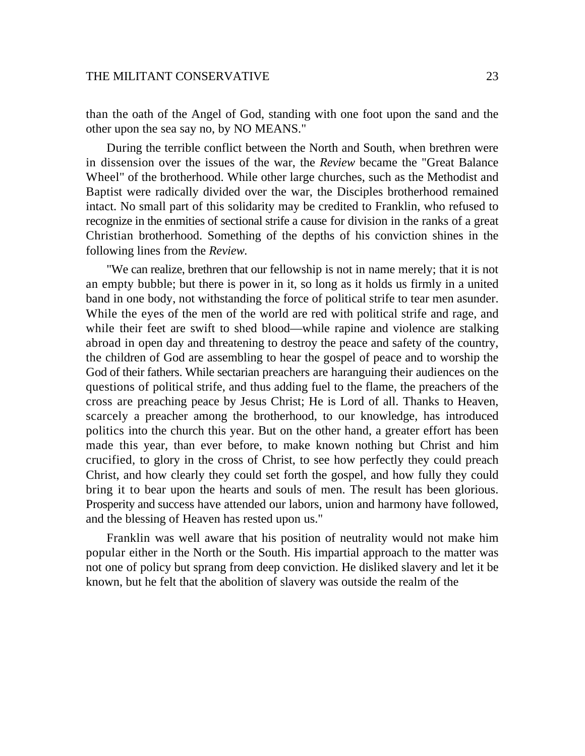than the oath of the Angel of God, standing with one foot upon the sand and the other upon the sea say no, by NO MEANS."

During the terrible conflict between the North and South, when brethren were in dissension over the issues of the war, the *Review* became the "Great Balance Wheel" of the brotherhood. While other large churches, such as the Methodist and Baptist were radically divided over the war, the Disciples brotherhood remained intact. No small part of this solidarity may be credited to Franklin, who refused to recognize in the enmities of sectional strife a cause for division in the ranks of a great Christian brotherhood. Something of the depths of his conviction shines in the following lines from the *Review.*

"We can realize, brethren that our fellowship is not in name merely; that it is not an empty bubble; but there is power in it, so long as it holds us firmly in a united band in one body, not withstanding the force of political strife to tear men asunder. While the eyes of the men of the world are red with political strife and rage, and while their feet are swift to shed blood—while rapine and violence are stalking abroad in open day and threatening to destroy the peace and safety of the country, the children of God are assembling to hear the gospel of peace and to worship the God of their fathers. While sectarian preachers are haranguing their audiences on the questions of political strife, and thus adding fuel to the flame, the preachers of the cross are preaching peace by Jesus Christ; He is Lord of all. Thanks to Heaven, scarcely a preacher among the brotherhood, to our knowledge, has introduced politics into the church this year. But on the other hand, a greater effort has been made this year, than ever before, to make known nothing but Christ and him crucified, to glory in the cross of Christ, to see how perfectly they could preach Christ, and how clearly they could set forth the gospel, and how fully they could bring it to bear upon the hearts and souls of men. The result has been glorious. Prosperity and success have attended our labors, union and harmony have followed, and the blessing of Heaven has rested upon us."

Franklin was well aware that his position of neutrality would not make him popular either in the North or the South. His impartial approach to the matter was not one of policy but sprang from deep conviction. He disliked slavery and let it be known, but he felt that the abolition of slavery was outside the realm of the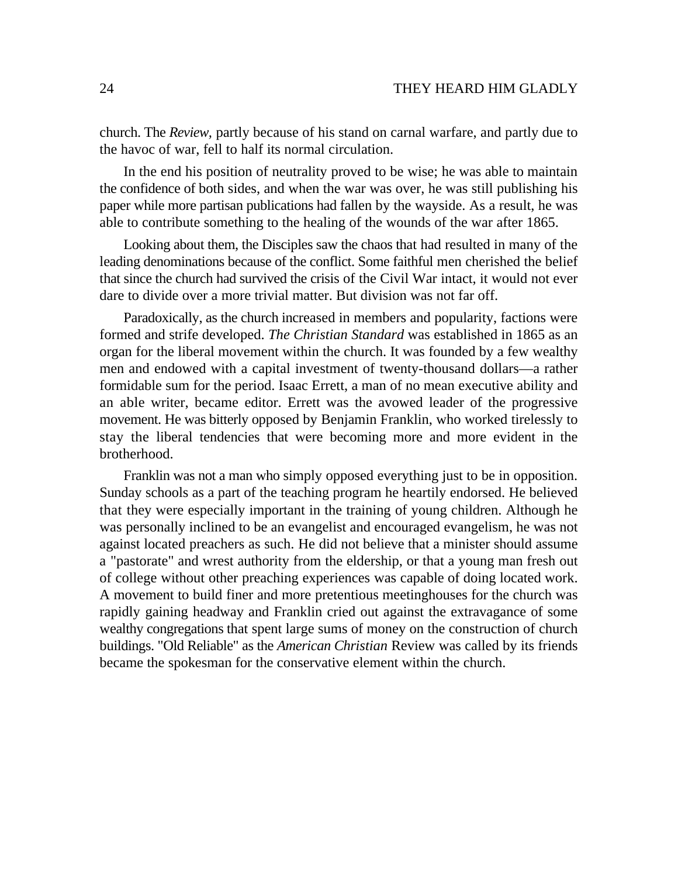church. The *Review*, partly because of his stand on carnal warfare, and partly due to the havoc of war, fell to half its normal circulation.

In the end his position of neutrality proved to be wise; he was able to maintain the confidence of both sides, and when the war was over, he was still publishing his paper while more partisan publications had fallen by the wayside. As a result, he was able to contribute something to the healing of the wounds of the war after 1865.

Looking about them, the Disciples saw the chaos that had resulted in many of the leading denominations because of the conflict. Some faithful men cherished the belief that since the church had survived the crisis of the Civil War intact, it would not ever dare to divide over a more trivial matter. But division was not far off.

Paradoxically, as the church increased in members and popularity, factions were formed and strife developed. *The Christian Standard* was established in 1865 as an organ for the liberal movement within the church. It was founded by a few wealthy men and endowed with a capital investment of twenty-thousand dollars—a rather formidable sum for the period. Isaac Errett, a man of no mean executive ability and an able writer, became editor. Errett was the avowed leader of the progressive movement. He was bitterly opposed by Benjamin Franklin, who worked tirelessly to stay the liberal tendencies that were becoming more and more evident in the brotherhood.

Franklin was not a man who simply opposed everything just to be in opposition. Sunday schools as a part of the teaching program he heartily endorsed. He believed that they were especially important in the training of young children. Although he was personally inclined to be an evangelist and encouraged evangelism, he was not against located preachers as such. He did not believe that a minister should assume a "pastorate" and wrest authority from the eldership, or that a young man fresh out of college without other preaching experiences was capable of doing located work. A movement to build finer and more pretentious meetinghouses for the church was rapidly gaining headway and Franklin cried out against the extravagance of some wealthy congregations that spent large sums of money on the construction of church buildings. "Old Reliable" as the *American Christian* Review was called by its friends became the spokesman for the conservative element within the church.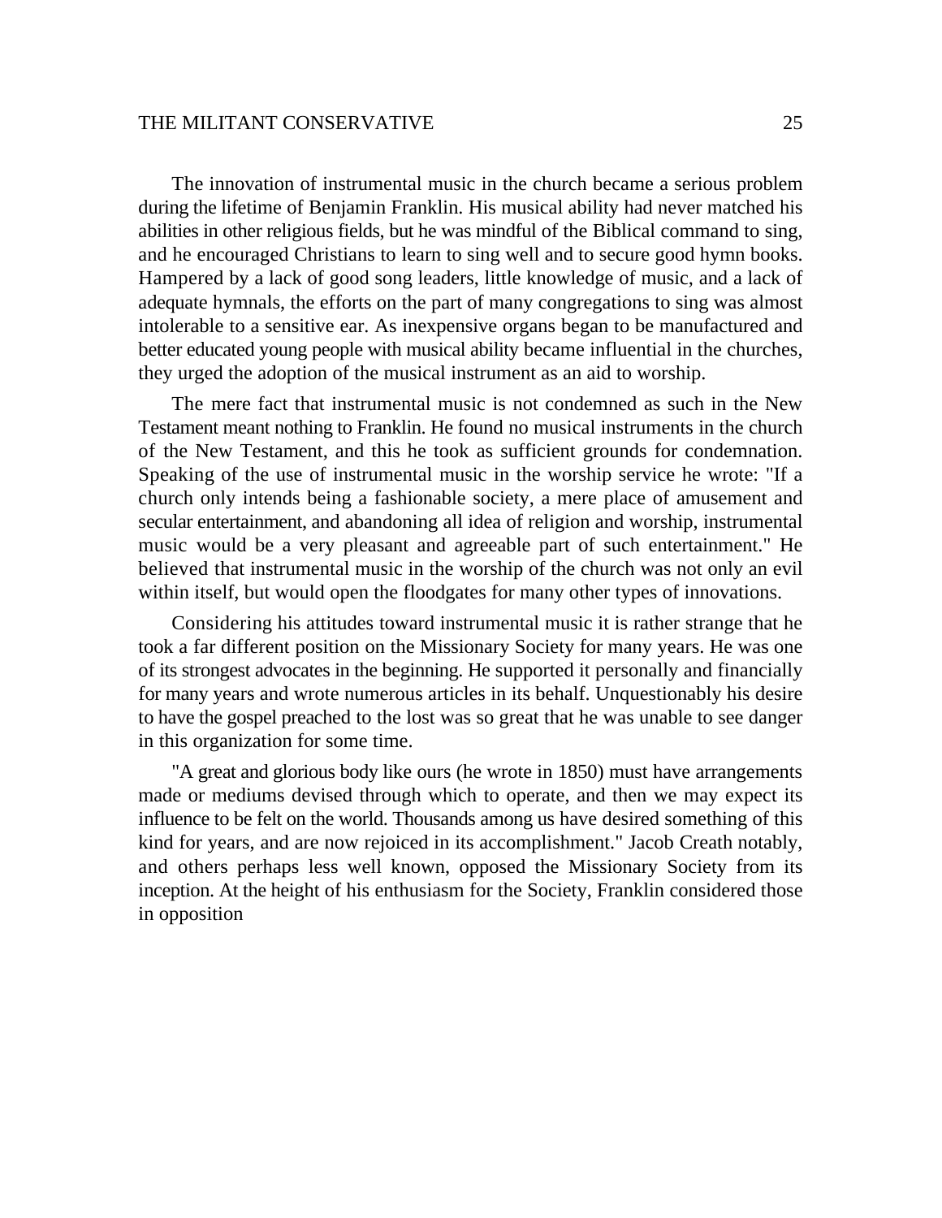The innovation of instrumental music in the church became a serious problem during the lifetime of Benjamin Franklin. His musical ability had never matched his abilities in other religious fields, but he was mindful of the Biblical command to sing, and he encouraged Christians to learn to sing well and to secure good hymn books. Hampered by a lack of good song leaders, little knowledge of music, and a lack of adequate hymnals, the efforts on the part of many congregations to sing was almost intolerable to a sensitive ear. As inexpensive organs began to be manufactured and better educated young people with musical ability became influential in the churches, they urged the adoption of the musical instrument as an aid to worship.

The mere fact that instrumental music is not condemned as such in the New Testament meant nothing to Franklin. He found no musical instruments in the church of the New Testament, and this he took as sufficient grounds for condemnation. Speaking of the use of instrumental music in the worship service he wrote: "If a church only intends being a fashionable society, a mere place of amusement and secular entertainment, and abandoning all idea of religion and worship, instrumental music would be a very pleasant and agreeable part of such entertainment." He believed that instrumental music in the worship of the church was not only an evil within itself, but would open the floodgates for many other types of innovations.

Considering his attitudes toward instrumental music it is rather strange that he took a far different position on the Missionary Society for many years. He was one of its strongest advocates in the beginning. He supported it personally and financially for many years and wrote numerous articles in its behalf. Unquestionably his desire to have the gospel preached to the lost was so great that he was unable to see danger in this organization for some time.

"A great and glorious body like ours (he wrote in 1850) must have arrangements made or mediums devised through which to operate, and then we may expect its influence to be felt on the world. Thousands among us have desired something of this kind for years, and are now rejoiced in its accomplishment." Jacob Creath notably, and others perhaps less well known, opposed the Missionary Society from its inception. At the height of his enthusiasm for the Society, Franklin considered those in opposition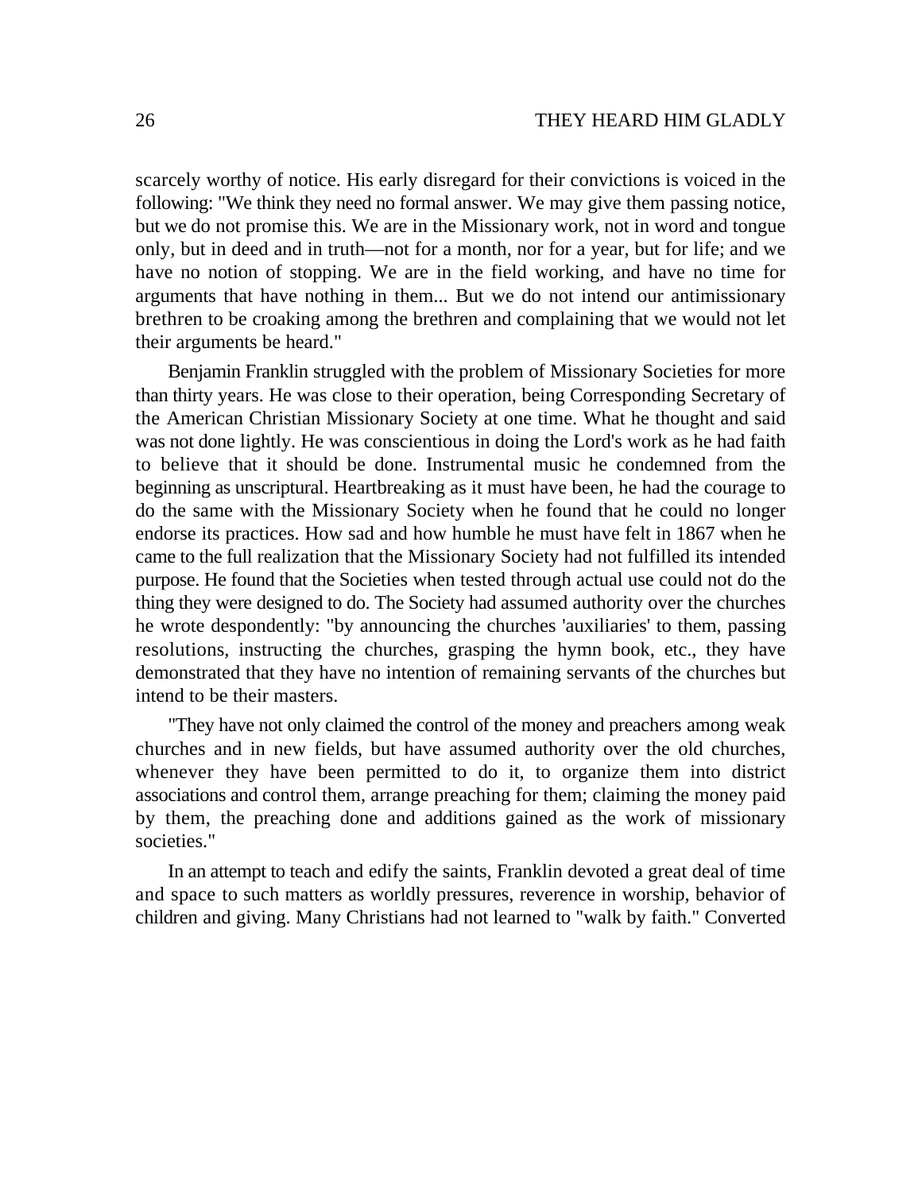scarcely worthy of notice. His early disregard for their convictions is voiced in the following: "We think they need no formal answer. We may give them passing notice, but we do not promise this. We are in the Missionary work, not in word and tongue only, but in deed and in truth—not for a month, nor for a year, but for life; and we have no notion of stopping. We are in the field working, and have no time for arguments that have nothing in them... But we do not intend our antimissionary brethren to be croaking among the brethren and complaining that we would not let their arguments be heard."

Benjamin Franklin struggled with the problem of Missionary Societies for more than thirty years. He was close to their operation, being Corresponding Secretary of the American Christian Missionary Society at one time. What he thought and said was not done lightly. He was conscientious in doing the Lord's work as he had faith to believe that it should be done. Instrumental music he condemned from the beginning as unscriptural. Heartbreaking as it must have been, he had the courage to do the same with the Missionary Society when he found that he could no longer endorse its practices. How sad and how humble he must have felt in 1867 when he came to the full realization that the Missionary Society had not fulfilled its intended purpose. He found that the Societies when tested through actual use could not do the thing they were designed to do. The Society had assumed authority over the churches he wrote despondently: "by announcing the churches 'auxiliaries' to them, passing resolutions, instructing the churches, grasping the hymn book, etc., they have demonstrated that they have no intention of remaining servants of the churches but intend to be their masters.

"They have not only claimed the control of the money and preachers among weak churches and in new fields, but have assumed authority over the old churches, whenever they have been permitted to do it, to organize them into district associations and control them, arrange preaching for them; claiming the money paid by them, the preaching done and additions gained as the work of missionary societies."

In an attempt to teach and edify the saints, Franklin devoted a great deal of time and space to such matters as worldly pressures, reverence in worship, behavior of children and giving. Many Christians had not learned to "walk by faith." Converted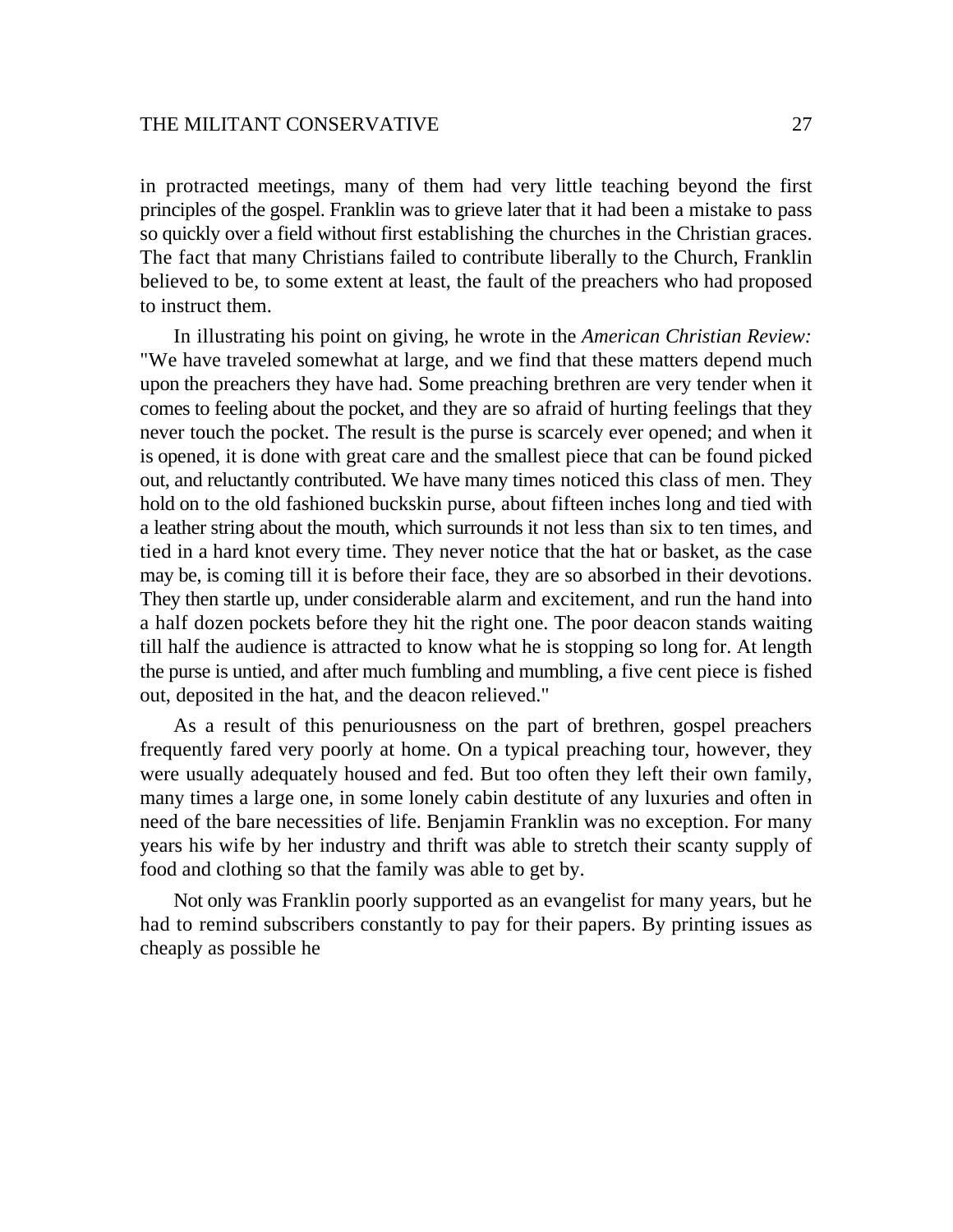in protracted meetings, many of them had very little teaching beyond the first principles of the gospel. Franklin was to grieve later that it had been a mistake to pass so quickly over a field without first establishing the churches in the Christian graces. The fact that many Christians failed to contribute liberally to the Church, Franklin believed to be, to some extent at least, the fault of the preachers who had proposed to instruct them.

In illustrating his point on giving, he wrote in the *American Christian Review:* "We have traveled somewhat at large, and we find that these matters depend much upon the preachers they have had. Some preaching brethren are very tender when it comes to feeling about the pocket, and they are so afraid of hurting feelings that they never touch the pocket. The result is the purse is scarcely ever opened; and when it is opened, it is done with great care and the smallest piece that can be found picked out, and reluctantly contributed. We have many times noticed this class of men. They hold on to the old fashioned buckskin purse, about fifteen inches long and tied with a leather string about the mouth, which surrounds it not less than six to ten times, and tied in a hard knot every time. They never notice that the hat or basket, as the case may be, is coming till it is before their face, they are so absorbed in their devotions. They then startle up, under considerable alarm and excitement, and run the hand into a half dozen pockets before they hit the right one. The poor deacon stands waiting till half the audience is attracted to know what he is stopping so long for. At length the purse is untied, and after much fumbling and mumbling, a five cent piece is fished out, deposited in the hat, and the deacon relieved."

As a result of this penuriousness on the part of brethren, gospel preachers frequently fared very poorly at home. On a typical preaching tour, however, they were usually adequately housed and fed. But too often they left their own family, many times a large one, in some lonely cabin destitute of any luxuries and often in need of the bare necessities of life. Benjamin Franklin was no exception. For many years his wife by her industry and thrift was able to stretch their scanty supply of food and clothing so that the family was able to get by.

Not only was Franklin poorly supported as an evangelist for many years, but he had to remind subscribers constantly to pay for their papers. By printing issues as cheaply as possible he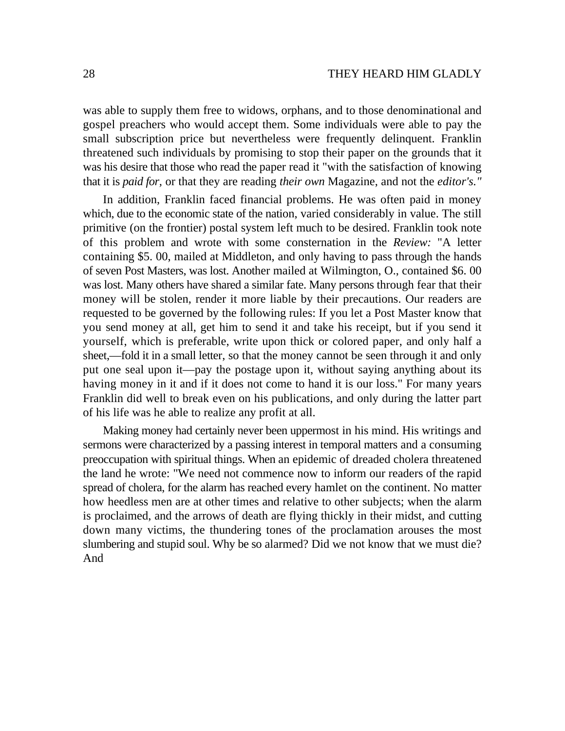was able to supply them free to widows, orphans, and to those denominational and gospel preachers who would accept them. Some individuals were able to pay the small subscription price but nevertheless were frequently delinquent. Franklin threatened such individuals by promising to stop their paper on the grounds that it was his desire that those who read the paper read it "with the satisfaction of knowing that it is *paid for,* or that they are reading *their own* Magazine, and not the *editor's."*

In addition, Franklin faced financial problems. He was often paid in money which, due to the economic state of the nation, varied considerably in value. The still primitive (on the frontier) postal system left much to be desired. Franklin took note of this problem and wrote with some consternation in the *Review:* "A letter containing $5. 00, mailed at Middleton, and only having to pass through the hands of seven Post Masters, was lost. Another mailed at Wilmington, O., contained $6. 00 was lost. Many others have shared a similar fate. Many persons through fear that their money will be stolen, render it more liable by their precautions. Our readers are requested to be governed by the following rules: If you let a Post Master know that you send money at all, get him to send it and take his receipt, but if you send it yourself, which is preferable, write upon thick or colored paper, and only half a sheet,—fold it in a small letter, so that the money cannot be seen through it and only put one seal upon it—pay the postage upon it, without saying anything about its having money in it and if it does not come to hand it is our loss." For many years Franklin did well to break even on his publications, and only during the latter part of his life was he able to realize any profit at all.

Making money had certainly never been uppermost in his mind. His writings and sermons were characterized by a passing interest in temporal matters and a consuming preoccupation with spiritual things. When an epidemic of dreaded cholera threatened the land he wrote: "We need not commence now to inform our readers of the rapid spread of cholera, for the alarm has reached every hamlet on the continent. No matter how heedless men are at other times and relative to other subjects; when the alarm is proclaimed, and the arrows of death are flying thickly in their midst, and cutting down many victims, the thundering tones of the proclamation arouses the most slumbering and stupid soul. Why be so alarmed? Did we not know that we must die? And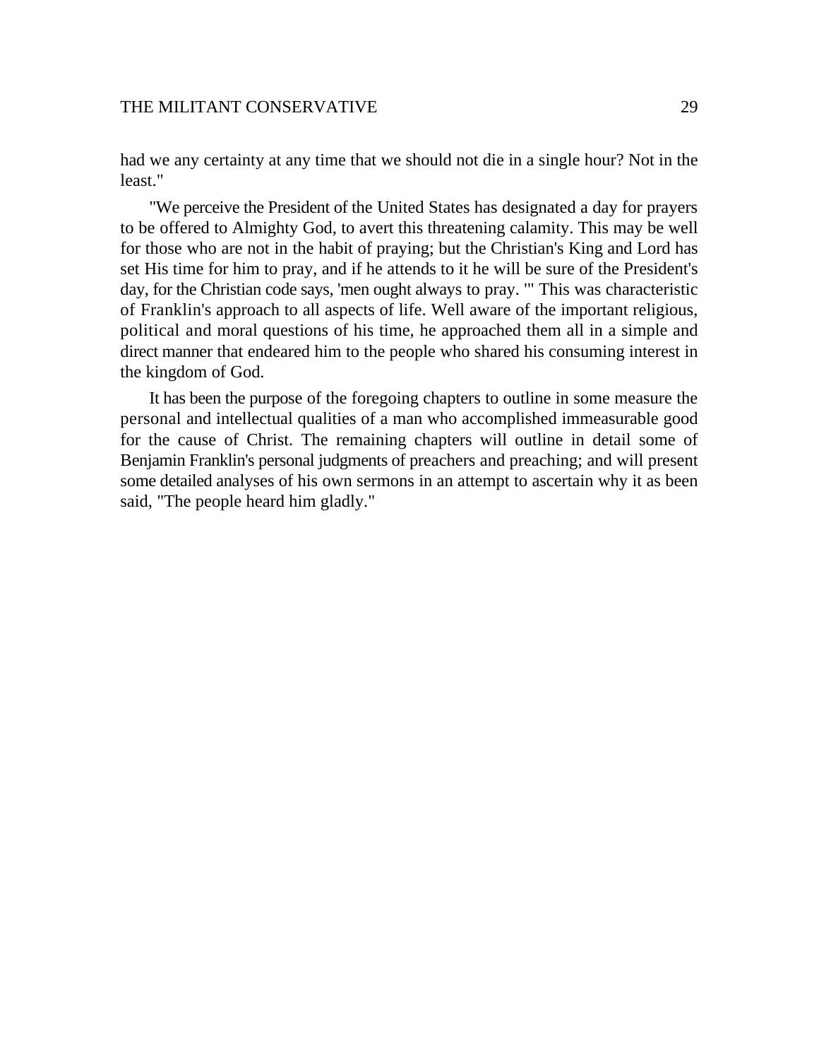had we any certainty at any time that we should not die in a single hour? Not in the least."

"We perceive the President of the United States has designated a day for prayers to be offered to Almighty God, to avert this threatening calamity. This may be well for those who are not in the habit of praying; but the Christian's King and Lord has set His time for him to pray, and if he attends to it he will be sure of the President's day, for the Christian code says, 'men ought always to pray. '" This was characteristic of Franklin's approach to all aspects of life. Well aware of the important religious, political and moral questions of his time, he approached them all in a simple and direct manner that endeared him to the people who shared his consuming interest in the kingdom of God.

It has been the purpose of the foregoing chapters to outline in some measure the personal and intellectual qualities of a man who accomplished immeasurable good for the cause of Christ. The remaining chapters will outline in detail some of Benjamin Franklin's personal judgments of preachers and preaching; and will present some detailed analyses of his own sermons in an attempt to ascertain why it as been said, "The people heard him gladly."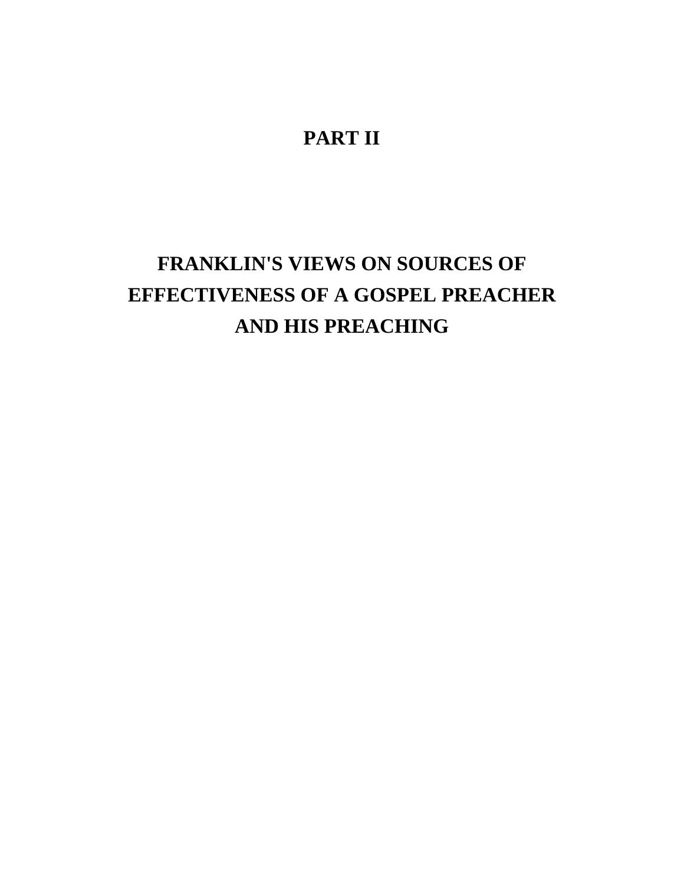# PART II

# FRANKLIN'S VIEWS ON SOURCES OF EFFECTIVENESS OF A GOSPEL PREACHER AND HIS PREACHING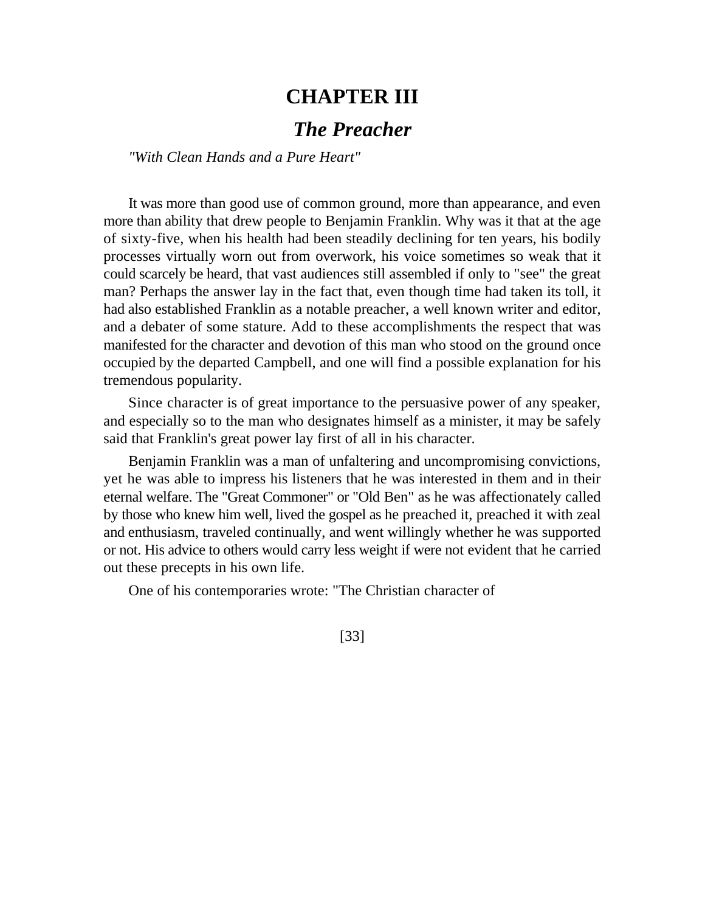# CHAPTER III

## *The Preacher*

*"With Clean Hands and a Pure Heart"*

It was more than good use of common ground, more than appearance, and even more than ability that drew people to Benjamin Franklin. Why was it that at the age of sixty-five, when his health had been steadily declining for ten years, his bodily processes virtually worn out from overwork, his voice sometimes so weak that it could scarcely be heard, that vast audiences still assembled if only to "see" the great man? Perhaps the answer lay in the fact that, even though time had taken its toll, it had also established Franklin as a notable preacher, a well known writer and editor, and a debater of some stature. Add to these accomplishments the respect that was manifested for the character and devotion of this man who stood on the ground once occupied by the departed Campbell, and one will find a possible explanation for his tremendous popularity.

Since character is of great importance to the persuasive power of any speaker, and especially so to the man who designates himself as a minister, it may be safely said that Franklin's great power lay first of all in his character.

Benjamin Franklin was a man of unfaltering and uncompromising convictions, yet he was able to impress his listeners that he was interested in them and in their eternal welfare. The "Great Commoner" or "Old Ben" as he was affectionately called by those who knew him well, lived the gospel as he preached it, preached it with zeal and enthusiasm, traveled continually, and went willingly whether he was supported or not. His advice to others would carry less weight if were not evident that he carried out these precepts in his own life.

One of his contemporaries wrote: "The Christian character of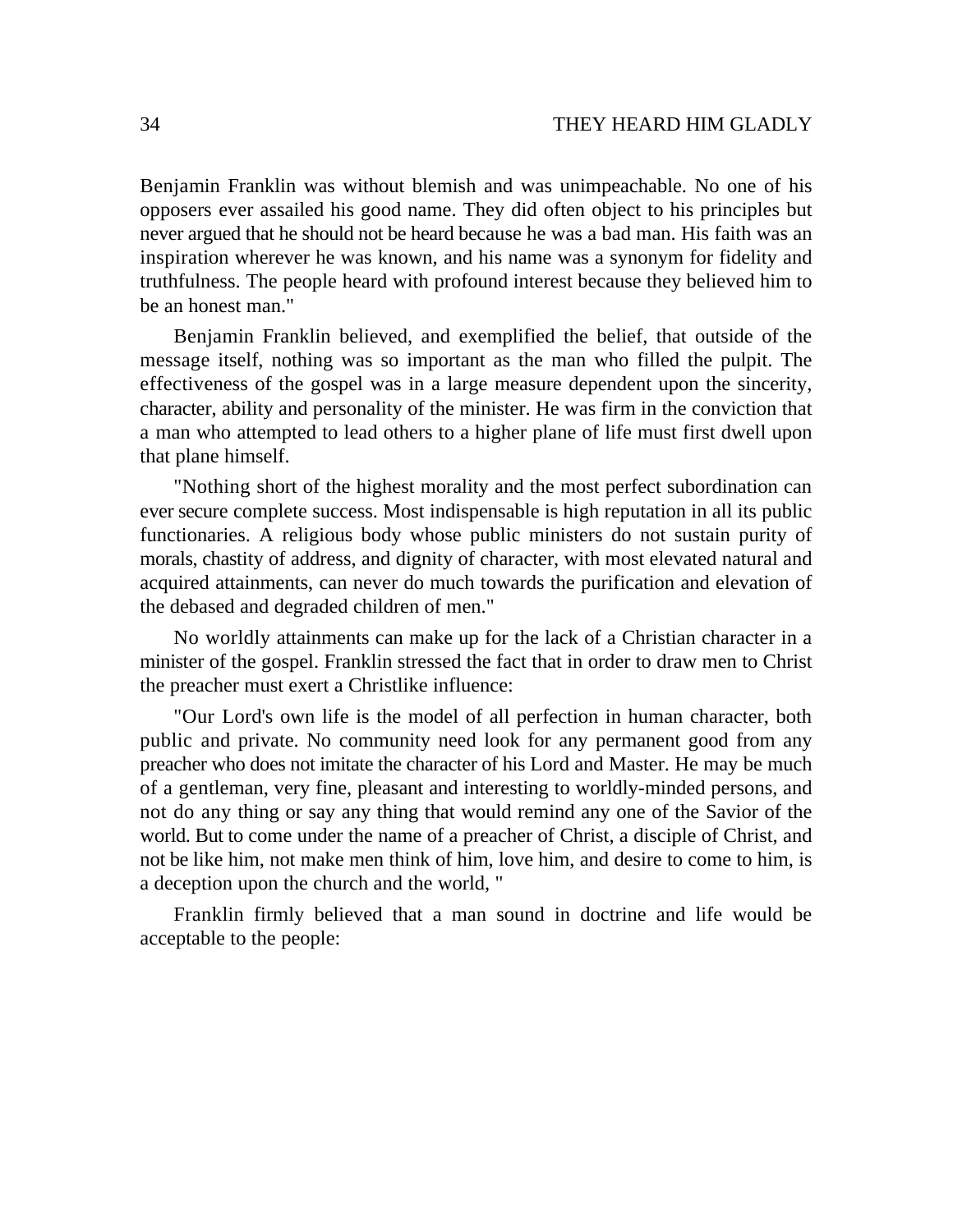Benjamin Franklin was without blemish and was unimpeachable. No one of his opposers ever assailed his good name. They did often object to his principles but never argued that he should not be heard because he was a bad man. His faith was an inspiration wherever he was known, and his name was a synonym for fidelity and truthfulness. The people heard with profound interest because they believed him to be an honest man."

Benjamin Franklin believed, and exemplified the belief, that outside of the message itself, nothing was so important as the man who filled the pulpit. The effectiveness of the gospel was in a large measure dependent upon the sincerity, character, ability and personality of the minister. He was firm in the conviction that a man who attempted to lead others to a higher plane of life must first dwell upon that plane himself.

"Nothing short of the highest morality and the most perfect subordination can ever secure complete success. Most indispensable is high reputation in all its public functionaries. A religious body whose public ministers do not sustain purity of morals, chastity of address, and dignity of character, with most elevated natural and acquired attainments, can never do much towards the purification and elevation of the debased and degraded children of men."

No worldly attainments can make up for the lack of a Christian character in a minister of the gospel. Franklin stressed the fact that in order to draw men to Christ the preacher must exert a Christlike influence:

"Our Lord's own life is the model of all perfection in human character, both public and private. No community need look for any permanent good from any preacher who does not imitate the character of his Lord and Master. He may be much of a gentleman, very fine, pleasant and interesting to worldly-minded persons, and not do any thing or say any thing that would remind any one of the Savior of the world. But to come under the name of a preacher of Christ, a disciple of Christ, and not be like him, not make men think of him, love him, and desire to come to him, is a deception upon the church and the world, "

Franklin firmly believed that a man sound in doctrine and life would be acceptable to the people: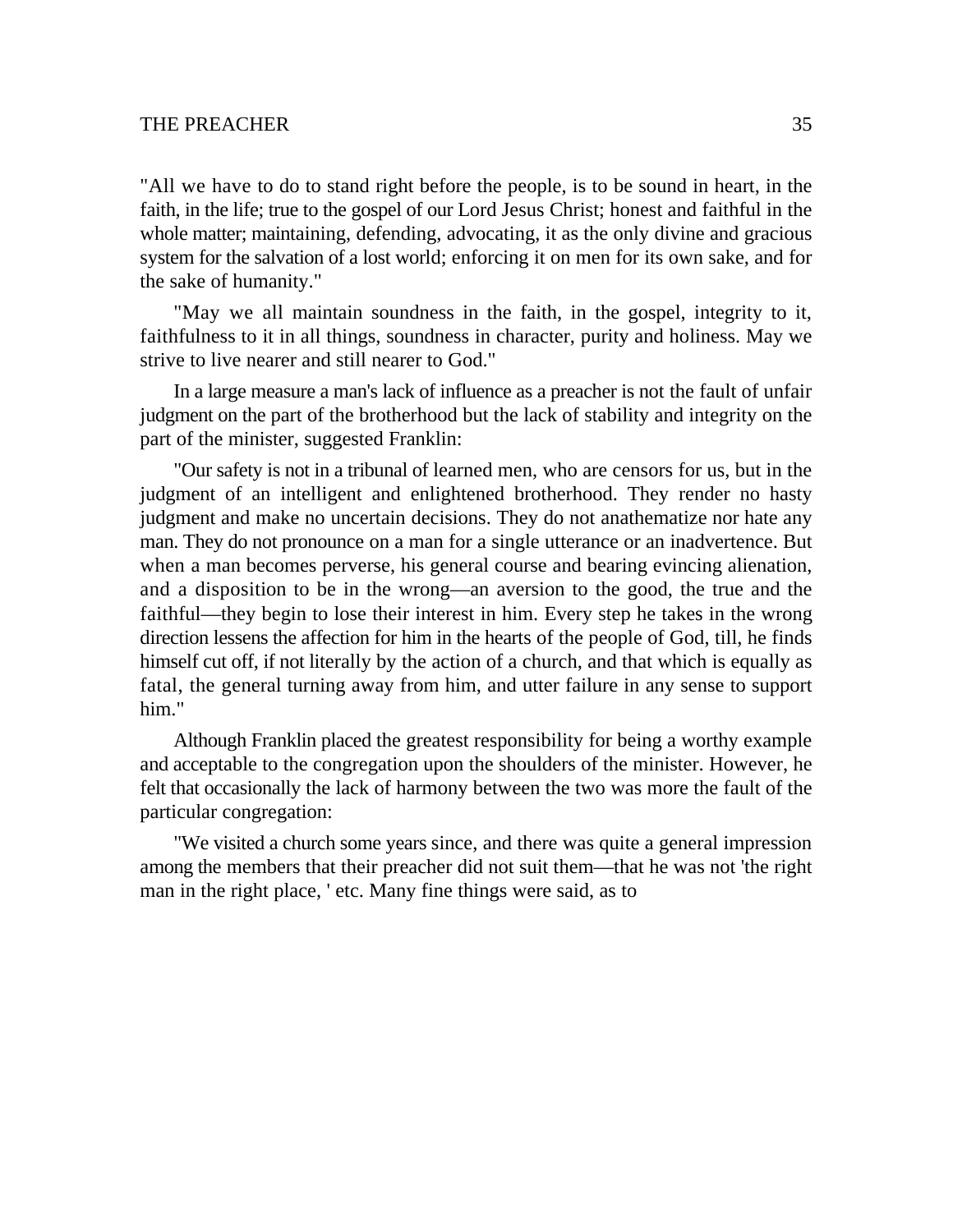"All we have to do to stand right before the people, is to be sound in heart, in the faith, in the life; true to the gospel of our Lord Jesus Christ; honest and faithful in the whole matter; maintaining, defending, advocating, it as the only divine and gracious system for the salvation of a lost world; enforcing it on men for its own sake, and for the sake of humanity."

"May we all maintain soundness in the faith, in the gospel, integrity to it, faithfulness to it in all things, soundness in character, purity and holiness. May we strive to live nearer and still nearer to God."

In a large measure a man's lack of influence as a preacher is not the fault of unfair judgment on the part of the brotherhood but the lack of stability and integrity on the part of the minister, suggested Franklin:

"Our safety is not in a tribunal of learned men, who are censors for us, but in the judgment of an intelligent and enlightened brotherhood. They render no hasty judgment and make no uncertain decisions. They do not anathematize nor hate any man. They do not pronounce on a man for a single utterance or an inadvertence. But when a man becomes perverse, his general course and bearing evincing alienation, and a disposition to be in the wrong—an aversion to the good, the true and the faithful—they begin to lose their interest in him. Every step he takes in the wrong direction lessens the affection for him in the hearts of the people of God, till, he finds himself cut off, if not literally by the action of a church, and that which is equally as fatal, the general turning away from him, and utter failure in any sense to support him."

Although Franklin placed the greatest responsibility for being a worthy example and acceptable to the congregation upon the shoulders of the minister. However, he felt that occasionally the lack of harmony between the two was more the fault of the particular congregation:

"We visited a church some years since, and there was quite a general impression among the members that their preacher did not suit them—that he was not 'the right man in the right place, ' etc. Many fine things were said, as to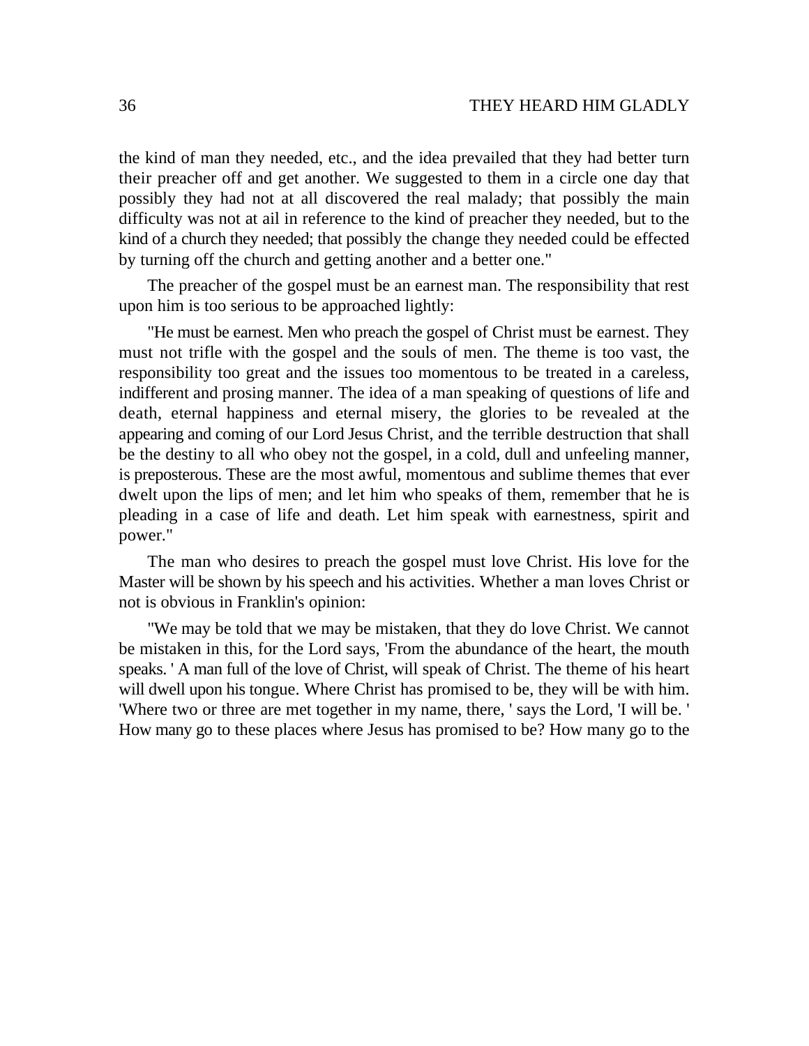the kind of man they needed, etc., and the idea prevailed that they had better turn their preacher off and get another. We suggested to them in a circle one day that possibly they had not at all discovered the real malady; that possibly the main difficulty was not at ail in reference to the kind of preacher they needed, but to the kind of a church they needed; that possibly the change they needed could be effected by turning off the church and getting another and a better one."

The preacher of the gospel must be an earnest man. The responsibility that rest upon him is too serious to be approached lightly:

"He must be earnest. Men who preach the gospel of Christ must be earnest. They must not trifle with the gospel and the souls of men. The theme is too vast, the responsibility too great and the issues too momentous to be treated in a careless, indifferent and prosing manner. The idea of a man speaking of questions of life and death, eternal happiness and eternal misery, the glories to be revealed at the appearing and coming of our Lord Jesus Christ, and the terrible destruction that shall be the destiny to all who obey not the gospel, in a cold, dull and unfeeling manner, is preposterous. These are the most awful, momentous and sublime themes that ever dwelt upon the lips of men; and let him who speaks of them, remember that he is pleading in a case of life and death. Let him speak with earnestness, spirit and power."

The man who desires to preach the gospel must love Christ. His love for the Master will be shown by his speech and his activities. Whether a man loves Christ or not is obvious in Franklin's opinion:

"We may be told that we may be mistaken, that they do love Christ. We cannot be mistaken in this, for the Lord says, 'From the abundance of the heart, the mouth speaks. ' A man full of the love of Christ, will speak of Christ. The theme of his heart will dwell upon his tongue. Where Christ has promised to be, they will be with him. 'Where two or three are met together in my name, there, ' says the Lord, 'I will be. ' How many go to these places where Jesus has promised to be? How many go to the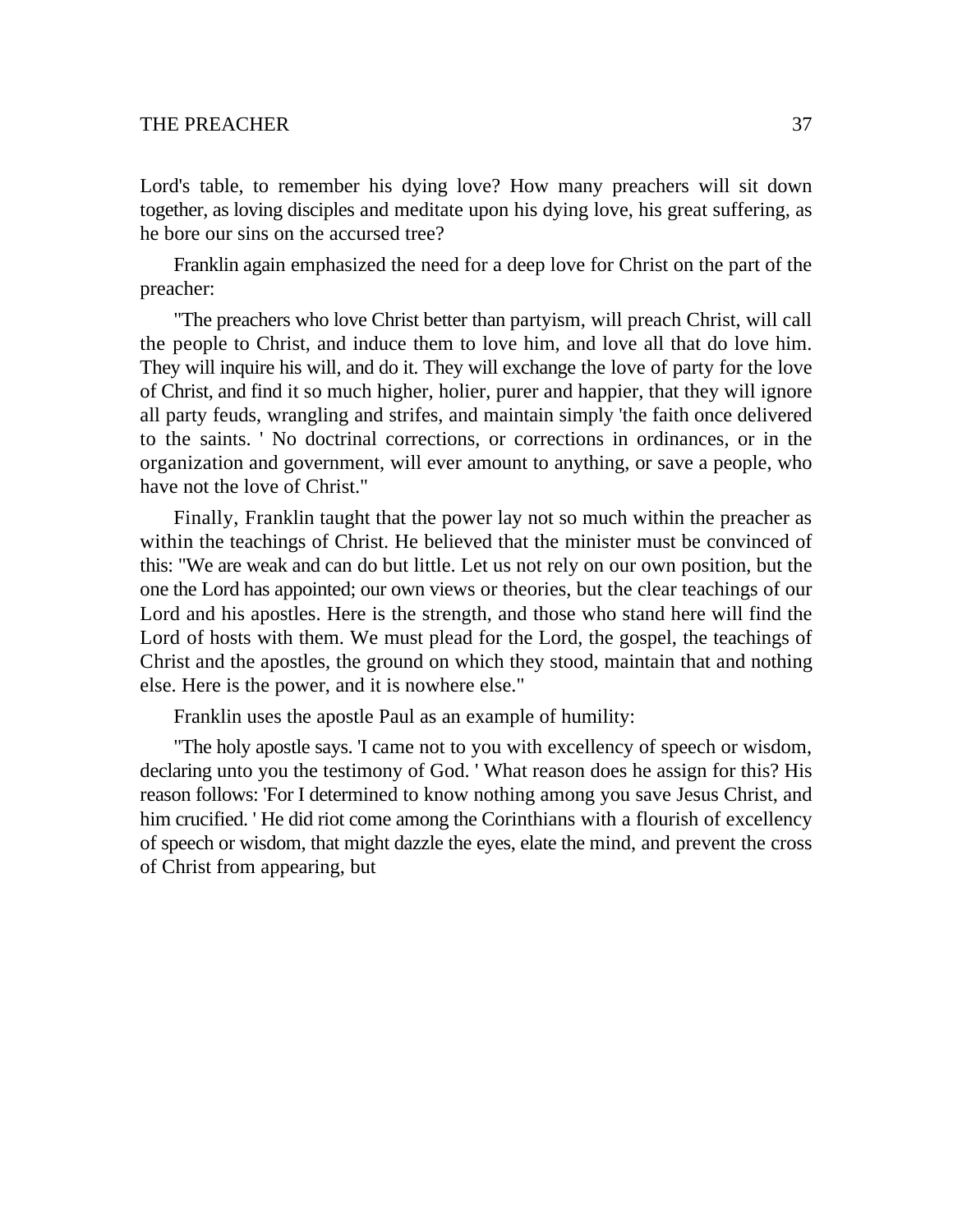Lord's table, to remember his dying love? How many preachers will sit down together, as loving disciples and meditate upon his dying love, his great suffering, as he bore our sins on the accursed tree?

Franklin again emphasized the need for a deep love for Christ on the part of the preacher:

"The preachers who love Christ better than partyism, will preach Christ, will call the people to Christ, and induce them to love him, and love all that do love him. They will inquire his will, and do it. They will exchange the love of party for the love of Christ, and find it so much higher, holier, purer and happier, that they will ignore all party feuds, wrangling and strifes, and maintain simply 'the faith once delivered to the saints. ' No doctrinal corrections, or corrections in ordinances, or in the organization and government, will ever amount to anything, or save a people, who have not the love of Christ."

Finally, Franklin taught that the power lay not so much within the preacher as within the teachings of Christ. He believed that the minister must be convinced of this: "We are weak and can do but little. Let us not rely on our own position, but the one the Lord has appointed; our own views or theories, but the clear teachings of our Lord and his apostles. Here is the strength, and those who stand here will find the Lord of hosts with them. We must plead for the Lord, the gospel, the teachings of Christ and the apostles, the ground on which they stood, maintain that and nothing else. Here is the power, and it is nowhere else."

Franklin uses the apostle Paul as an example of humility:

"The holy apostle says. 'I came not to you with excellency of speech or wisdom, declaring unto you the testimony of God. ' What reason does he assign for this? His reason follows: 'For I determined to know nothing among you save Jesus Christ, and him crucified. ' He did riot come among the Corinthians with a flourish of excellency of speech or wisdom, that might dazzle the eyes, elate the mind, and prevent the cross of Christ from appearing, but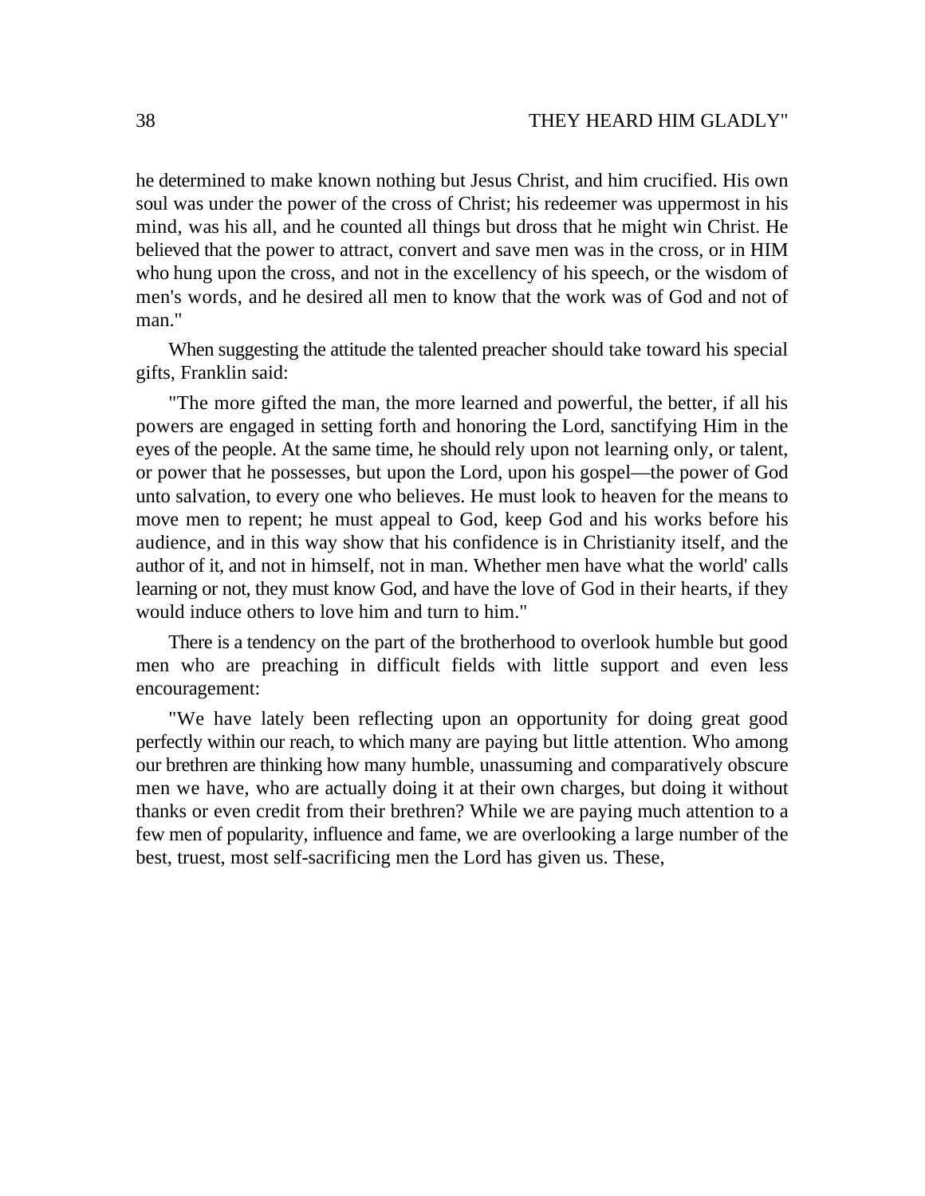he determined to make known nothing but Jesus Christ, and him crucified. His own soul was under the power of the cross of Christ; his redeemer was uppermost in his mind, was his all, and he counted all things but dross that he might win Christ. He believed that the power to attract, convert and save men was in the cross, or in HIM who hung upon the cross, and not in the excellency of his speech, or the wisdom of men's words, and he desired all men to know that the work was of God and not of man."

When suggesting the attitude the talented preacher should take toward his special gifts, Franklin said:

"The more gifted the man, the more learned and powerful, the better, if all his powers are engaged in setting forth and honoring the Lord, sanctifying Him in the eyes of the people. At the same time, he should rely upon not learning only, or talent, or power that he possesses, but upon the Lord, upon his gospel—the power of God unto salvation, to every one who believes. He must look to heaven for the means to move men to repent; he must appeal to God, keep God and his works before his audience, and in this way show that his confidence is in Christianity itself, and the author of it, and not in himself, not in man. Whether men have what the world' calls learning or not, they must know God, and have the love of God in their hearts, if they would induce others to love him and turn to him."

There is a tendency on the part of the brotherhood to overlook humble but good men who are preaching in difficult fields with little support and even less encouragement:

"We have lately been reflecting upon an opportunity for doing great good perfectly within our reach, to which many are paying but little attention. Who among our brethren are thinking how many humble, unassuming and comparatively obscure men we have, who are actually doing it at their own charges, but doing it without thanks or even credit from their brethren? While we are paying much attention to a few men of popularity, influence and fame, we are overlooking a large number of the best, truest, most self-sacrificing men the Lord has given us. These,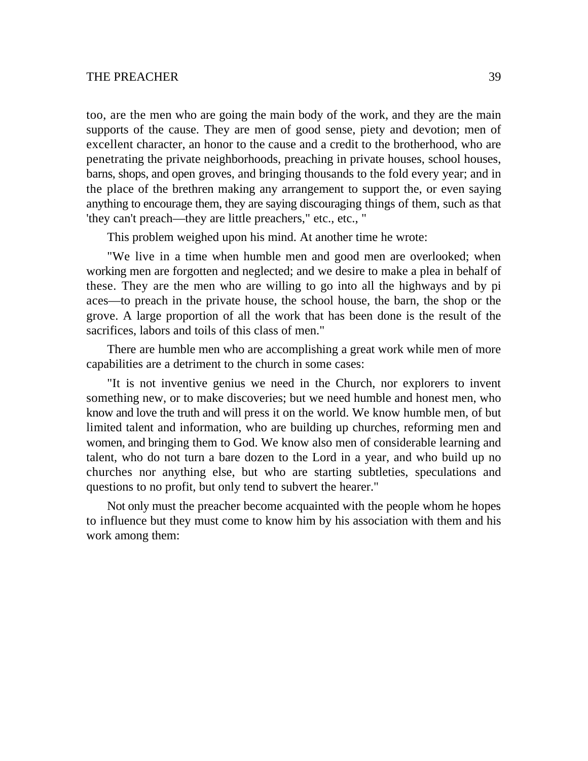too, are the men who are going the main body of the work, and they are the main supports of the cause. They are men of good sense, piety and devotion; men of excellent character, an honor to the cause and a credit to the brotherhood, who are penetrating the private neighborhoods, preaching in private houses, school houses, barns, shops, and open groves, and bringing thousands to the fold every year; and in the place of the brethren making any arrangement to support the, or even saying anything to encourage them, they are saying discouraging things of them, such as that 'they can't preach—they are little preachers," etc., etc., "

This problem weighed upon his mind. At another time he wrote:

"We live in a time when humble men and good men are overlooked; when working men are forgotten and neglected; and we desire to make a plea in behalf of these. They are the men who are willing to go into all the highways and by pi aces—to preach in the private house, the school house, the barn, the shop or the grove. A large proportion of all the work that has been done is the result of the sacrifices, labors and toils of this class of men."

There are humble men who are accomplishing a great work while men of more capabilities are a detriment to the church in some cases:

"It is not inventive genius we need in the Church, nor explorers to invent something new, or to make discoveries; but we need humble and honest men, who know and love the truth and will press it on the world. We know humble men, of but limited talent and information, who are building up churches, reforming men and women, and bringing them to God. We know also men of considerable learning and talent, who do not turn a bare dozen to the Lord in a year, and who build up no churches nor anything else, but who are starting subtleties, speculations and questions to no profit, but only tend to subvert the hearer."

Not only must the preacher become acquainted with the people whom he hopes to influence but they must come to know him by his association with them and his work among them: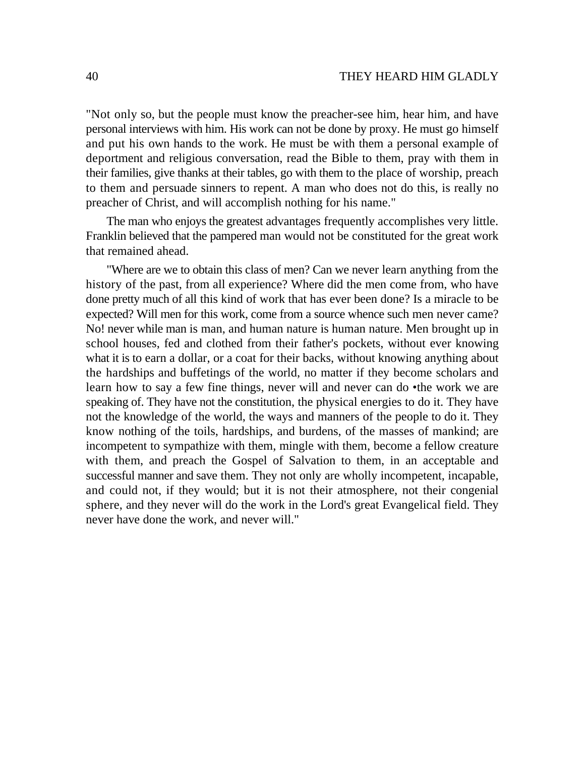"Not only so, but the people must know the preacher-see him, hear him, and have personal interviews with him. His work can not be done by proxy. He must go himself and put his own hands to the work. He must be with them a personal example of deportment and religious conversation, read the Bible to them, pray with them in their families, give thanks at their tables, go with them to the place of worship, preach to them and persuade sinners to repent. A man who does not do this, is really no preacher of Christ, and will accomplish nothing for his name."

The man who enjoys the greatest advantages frequently accomplishes very little. Franklin believed that the pampered man would not be constituted for the great work that remained ahead.

"Where are we to obtain this class of men? Can we never learn anything from the history of the past, from all experience? Where did the men come from, who have done pretty much of all this kind of work that has ever been done? Is a miracle to be expected? Will men for this work, come from a source whence such men never came? No! never while man is man, and human nature is human nature. Men brought up in school houses, fed and clothed from their father's pockets, without ever knowing what it is to earn a dollar, or a coat for their backs, without knowing anything about the hardships and buffetings of the world, no matter if they become scholars and learn how to say a few fine things, never will and never can do •the work we are speaking of. They have not the constitution, the physical energies to do it. They have not the knowledge of the world, the ways and manners of the people to do it. They know nothing of the toils, hardships, and burdens, of the masses of mankind; are incompetent to sympathize with them, mingle with them, become a fellow creature with them, and preach the Gospel of Salvation to them, in an acceptable and successful manner and save them. They not only are wholly incompetent, incapable, and could not, if they would; but it is not their atmosphere, not their congenial sphere, and they never will do the work in the Lord's great Evangelical field. They never have done the work, and never will."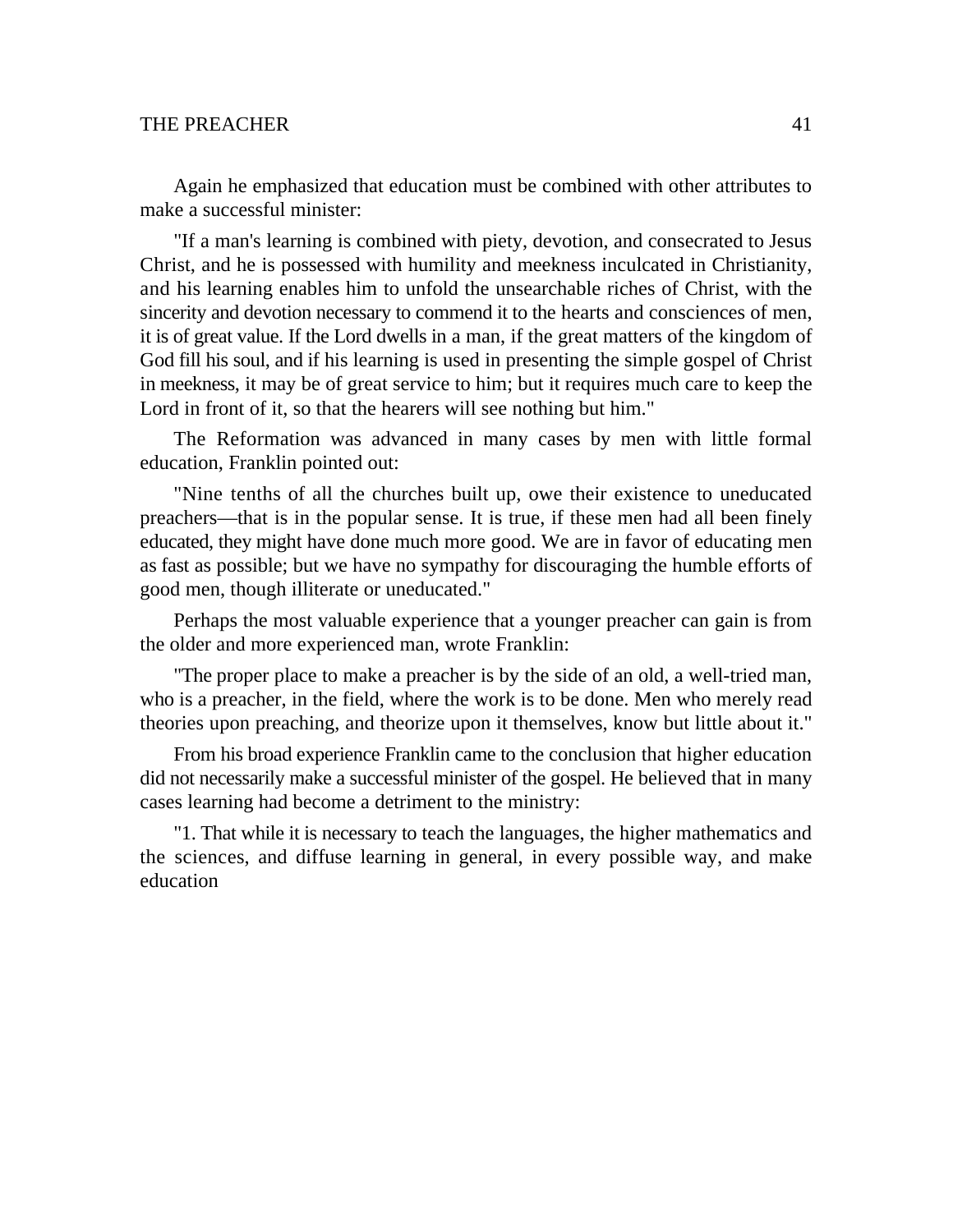Again he emphasized that education must be combined with other attributes to make a successful minister:

"If a man's learning is combined with piety, devotion, and consecrated to Jesus Christ, and he is possessed with humility and meekness inculcated in Christianity, and his learning enables him to unfold the unsearchable riches of Christ, with the sincerity and devotion necessary to commend it to the hearts and consciences of men, it is of great value. If the Lord dwells in a man, if the great matters of the kingdom of God fill his soul, and if his learning is used in presenting the simple gospel of Christ in meekness, it may be of great service to him; but it requires much care to keep the Lord in front of it, so that the hearers will see nothing but him."

The Reformation was advanced in many cases by men with little formal education, Franklin pointed out:

"Nine tenths of all the churches built up, owe their existence to uneducated preachers—that is in the popular sense. It is true, if these men had all been finely educated, they might have done much more good. We are in favor of educating men as fast as possible; but we have no sympathy for discouraging the humble efforts of good men, though illiterate or uneducated."

Perhaps the most valuable experience that a younger preacher can gain is from the older and more experienced man, wrote Franklin:

"The proper place to make a preacher is by the side of an old, a well-tried man, who is a preacher, in the field, where the work is to be done. Men who merely read theories upon preaching, and theorize upon it themselves, know but little about it."

From his broad experience Franklin came to the conclusion that higher education did not necessarily make a successful minister of the gospel. He believed that in many cases learning had become a detriment to the ministry:

"1. That while it is necessary to teach the languages, the higher mathematics and the sciences, and diffuse learning in general, in every possible way, and make education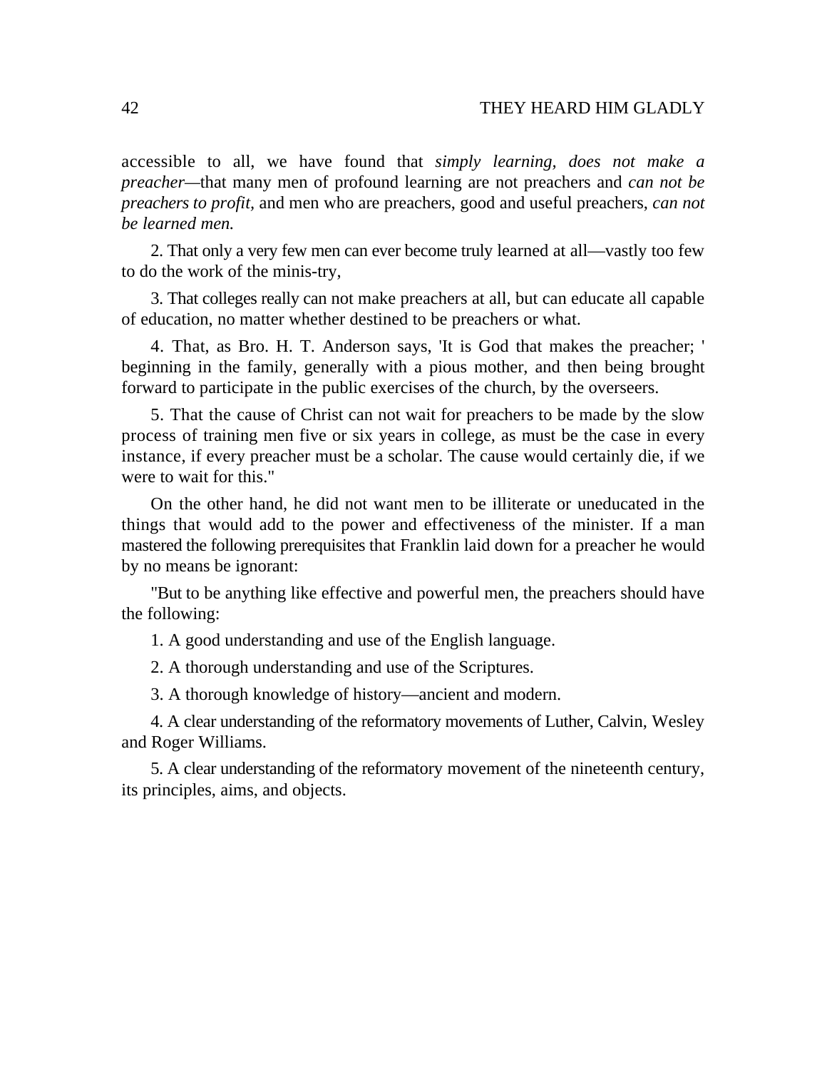accessible to all, we have found that *simply learning, does not make a preacher*—that many men of profound learning are not preachers and *can not be preachers to profit,* and men who are preachers, good and useful preachers, *can not be learned men.*

2. That only a very few men can ever become truly learned at all—vastly too few to do the work of the minis-try,

3. That colleges really can not make preachers at all, but can educate all capable of education, no matter whether destined to be preachers or what.

4. That, as Bro. H. T. Anderson says, 'It is God that makes the preacher; ' beginning in the family, generally with a pious mother, and then being brought forward to participate in the public exercises of the church, by the overseers.

5. That the cause of Christ can not wait for preachers to be made by the slow process of training men five or six years in college, as must be the case in every instance, if every preacher must be a scholar. The cause would certainly die, if we were to wait for this."

On the other hand, he did not want men to be illiterate or uneducated in the things that would add to the power and effectiveness of the minister. If a man mastered the following prerequisites that Franklin laid down for a preacher he would by no means be ignorant:

"But to be anything like effective and powerful men, the preachers should have the following:

1. A good understanding and use of the English language.

2. A thorough understanding and use of the Scriptures.

3. A thorough knowledge of history—ancient and modern.

4. A clear understanding of the reformatory movements of Luther, Calvin, Wesley and Roger Williams.

5. A clear understanding of the reformatory movement of the nineteenth century, its principles, aims, and objects.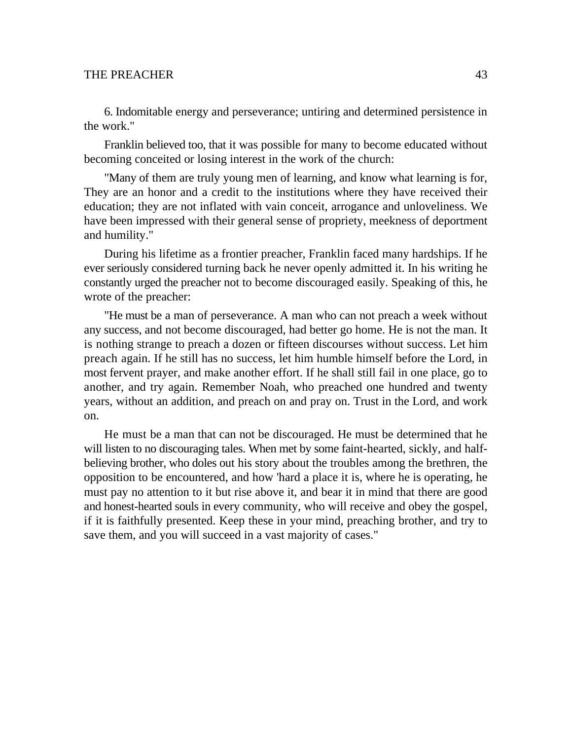6. Indomitable energy and perseverance; untiring and determined persistence in the work."

Franklin believed too, that it was possible for many to become educated without becoming conceited or losing interest in the work of the church:

"Many of them are truly young men of learning, and know what learning is for, They are an honor and a credit to the institutions where they have received their education; they are not inflated with vain conceit, arrogance and unloveliness. We have been impressed with their general sense of propriety, meekness of deportment and humility."

During his lifetime as a frontier preacher, Franklin faced many hardships. If he ever seriously considered turning back he never openly admitted it. In his writing he constantly urged the preacher not to become discouraged easily. Speaking of this, he wrote of the preacher:

"He must be a man of perseverance. A man who can not preach a week without any success, and not become discouraged, had better go home. He is not the man. It is nothing strange to preach a dozen or fifteen discourses without success. Let him preach again. If he still has no success, let him humble himself before the Lord, in most fervent prayer, and make another effort. If he shall still fail in one place, go to another, and try again. Remember Noah, who preached one hundred and twenty years, without an addition, and preach on and pray on. Trust in the Lord, and work on.

He must be a man that can not be discouraged. He must be determined that he will listen to no discouraging tales. When met by some faint-hearted, sickly, and half-believing brother, who doles out his story about the troubles among the brethren, the opposition to be encountered, and how 'hard a place it is, where he is operating, he must pay no attention to it but rise above it, and bear it in mind that there are good and honest-hearted souls in every community, who will receive and obey the gospel, if it is faithfully presented. Keep these in your mind, preaching brother, and try to save them, and you will succeed in a vast majority of cases."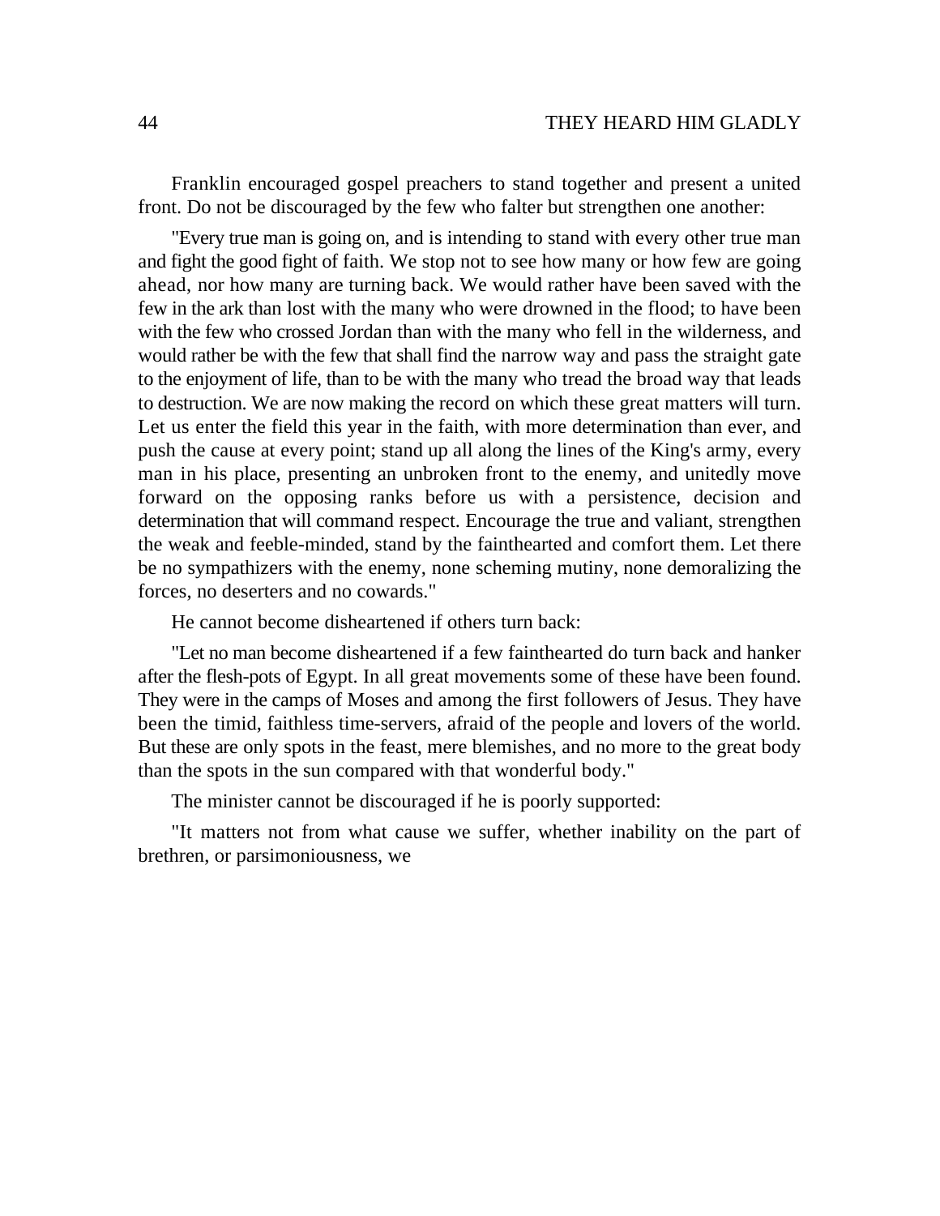Franklin encouraged gospel preachers to stand together and present a united front. Do not be discouraged by the few who falter but strengthen one another:

"Every true man is going on, and is intending to stand with every other true man and fight the good fight of faith. We stop not to see how many or how few are going ahead, nor how many are turning back. We would rather have been saved with the few in the ark than lost with the many who were drowned in the flood; to have been with the few who crossed Jordan than with the many who fell in the wilderness, and would rather be with the few that shall find the narrow way and pass the straight gate to the enjoyment of life, than to be with the many who tread the broad way that leads to destruction. We are now making the record on which these great matters will turn. Let us enter the field this year in the faith, with more determination than ever, and push the cause at every point; stand up all along the lines of the King's army, every man in his place, presenting an unbroken front to the enemy, and unitedly move forward on the opposing ranks before us with a persistence, decision and determination that will command respect. Encourage the true and valiant, strengthen the weak and feeble-minded, stand by the fainthearted and comfort them. Let there be no sympathizers with the enemy, none scheming mutiny, none demoralizing the forces, no deserters and no cowards."

He cannot become disheartened if others turn back:

"Let no man become disheartened if a few fainthearted do turn back and hanker after the flesh-pots of Egypt. In all great movements some of these have been found. They were in the camps of Moses and among the first followers of Jesus. They have been the timid, faithless time-servers, afraid of the people and lovers of the world. But these are only spots in the feast, mere blemishes, and no more to the great body than the spots in the sun compared with that wonderful body."

The minister cannot be discouraged if he is poorly supported:

"It matters not from what cause we suffer, whether inability on the part of brethren, or parsimoniousness, we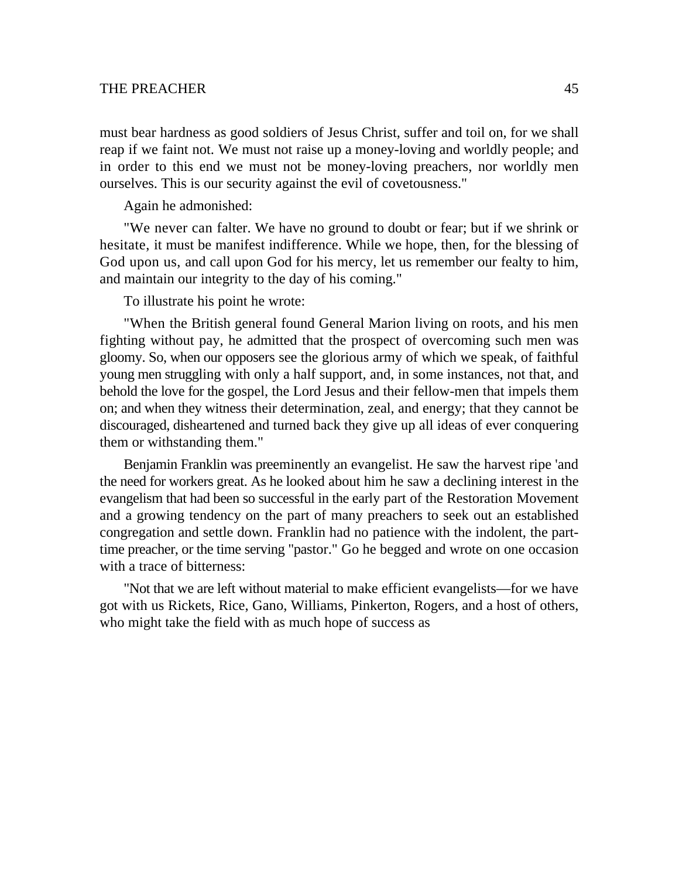must bear hardness as good soldiers of Jesus Christ, suffer and toil on, for we shall reap if we faint not. We must not raise up a money-loving and worldly people; and in order to this end we must not be money-loving preachers, nor worldly men ourselves. This is our security against the evil of covetousness."

Again he admonished:

"We never can falter. We have no ground to doubt or fear; but if we shrink or hesitate, it must be manifest indifference. While we hope, then, for the blessing of God upon us, and call upon God for his mercy, let us remember our fealty to him, and maintain our integrity to the day of his coming."

To illustrate his point he wrote:

"When the British general found General Marion living on roots, and his men fighting without pay, he admitted that the prospect of overcoming such men was gloomy. So, when our opposers see the glorious army of which we speak, of faithful young men struggling with only a half support, and, in some instances, not that, and behold the love for the gospel, the Lord Jesus and their fellow-men that impels them on; and when they witness their determination, zeal, and energy; that they cannot be discouraged, disheartened and turned back they give up all ideas of ever conquering them or withstanding them."

Benjamin Franklin was preeminently an evangelist. He saw the harvest ripe 'and the need for workers great. As he looked about him he saw a declining interest in the evangelism that had been so successful in the early part of the Restoration Movement and a growing tendency on the part of many preachers to seek out an established congregation and settle down. Franklin had no patience with the indolent, the part-time preacher, or the time serving "pastor." Go he begged and wrote on one occasion with a trace of bitterness:

"Not that we are left without material to make efficient evangelists—for we have got with us Rickets, Rice, Gano, Williams, Pinkerton, Rogers, and a host of others, who might take the field with as much hope of success as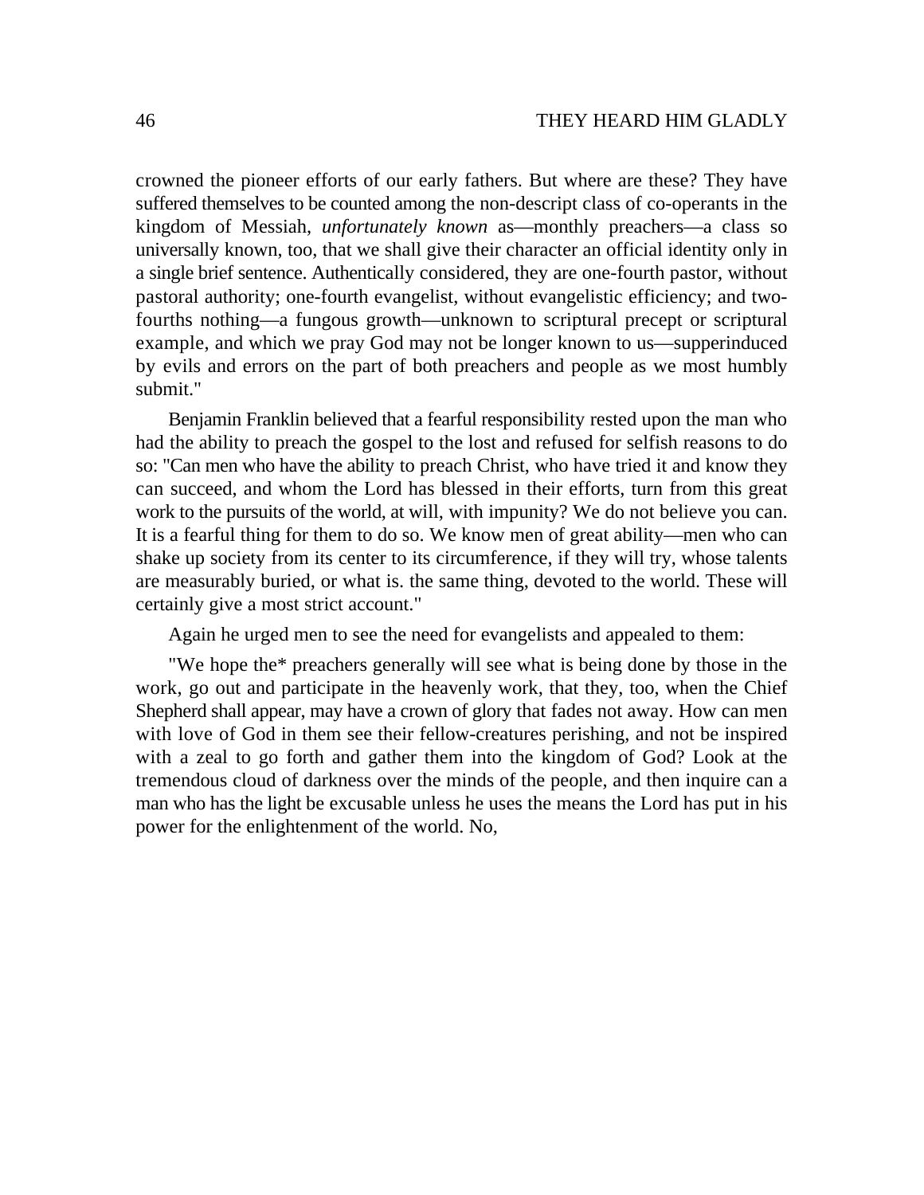crowned the pioneer efforts of our early fathers. But where are these? They have suffered themselves to be counted among the non-descript class of co-operants in the kingdom of Messiah, *unfortunately known* as—monthly preachers—a class so universally known, too, that we shall give their character an official identity only in a single brief sentence. Authentically considered, they are one-fourth pastor, without pastoral authority; one-fourth evangelist, without evangelistic efficiency; and two-fourths nothing—a fungous growth—unknown to scriptural precept or scriptural example, and which we pray God may not be longer known to us—supperinduced by evils and errors on the part of both preachers and people as we most humbly submit."

Benjamin Franklin believed that a fearful responsibility rested upon the man who had the ability to preach the gospel to the lost and refused for selfish reasons to do so: "Can men who have the ability to preach Christ, who have tried it and know they can succeed, and whom the Lord has blessed in their efforts, turn from this great work to the pursuits of the world, at will, with impunity? We do not believe you can. It is a fearful thing for them to do so. We know men of great ability—men who can shake up society from its center to its circumference, if they will try, whose talents are measurably buried, or what is. the same thing, devoted to the world. These will certainly give a most strict account."

Again he urged men to see the need for evangelists and appealed to them:

"We hope the* preachers generally will see what is being done by those in the work, go out and participate in the heavenly work, that they, too, when the Chief Shepherd shall appear, may have a crown of glory that fades not away. How can men with love of God in them see their fellow-creatures perishing, and not be inspired with a zeal to go forth and gather them into the kingdom of God? Look at the tremendous cloud of darkness over the minds of the people, and then inquire can a man who has the light be excusable unless he uses the means the Lord has put in his power for the enlightenment of the world. No,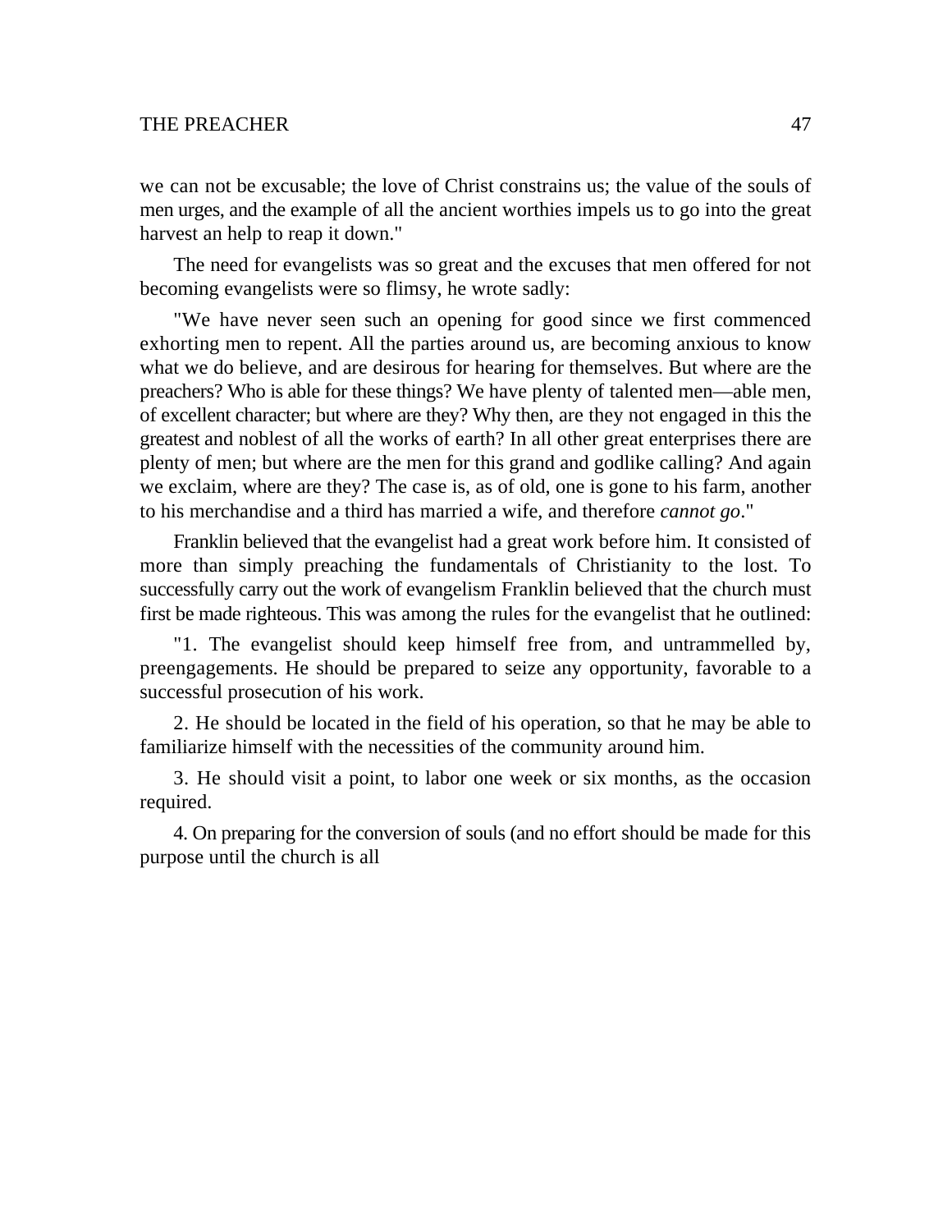we can not be excusable; the love of Christ constrains us; the value of the souls of men urges, and the example of all the ancient worthies impels us to go into the great harvest an help to reap it down."

The need for evangelists was so great and the excuses that men offered for not becoming evangelists were so flimsy, he wrote sadly:

"We have never seen such an opening for good since we first commenced exhorting men to repent. All the parties around us, are becoming anxious to know what we do believe, and are desirous for hearing for themselves. But where are the preachers? Who is able for these things? We have plenty of talented men—able men, of excellent character; but where are they? Why then, are they not engaged in this the greatest and noblest of all the works of earth? In all other great enterprises there are plenty of men; but where are the men for this grand and godlike calling? And again we exclaim, where are they? The case is, as of old, one is gone to his farm, another to his merchandise and a third has married a wife, and therefore *cannot go*."

Franklin believed that the evangelist had a great work before him. It consisted of more than simply preaching the fundamentals of Christianity to the lost. To successfully carry out the work of evangelism Franklin believed that the church must first be made righteous. This was among the rules for the evangelist that he outlined:

"1. The evangelist should keep himself free from, and untrammelled by, preengagements. He should be prepared to seize any opportunity, favorable to a successful prosecution of his work.

2. He should be located in the field of his operation, so that he may be able to familiarize himself with the necessities of the community around him.

3. He should visit a point, to labor one week or six months, as the occasion required.

4. On preparing for the conversion of souls (and no effort should be made for this purpose until the church is all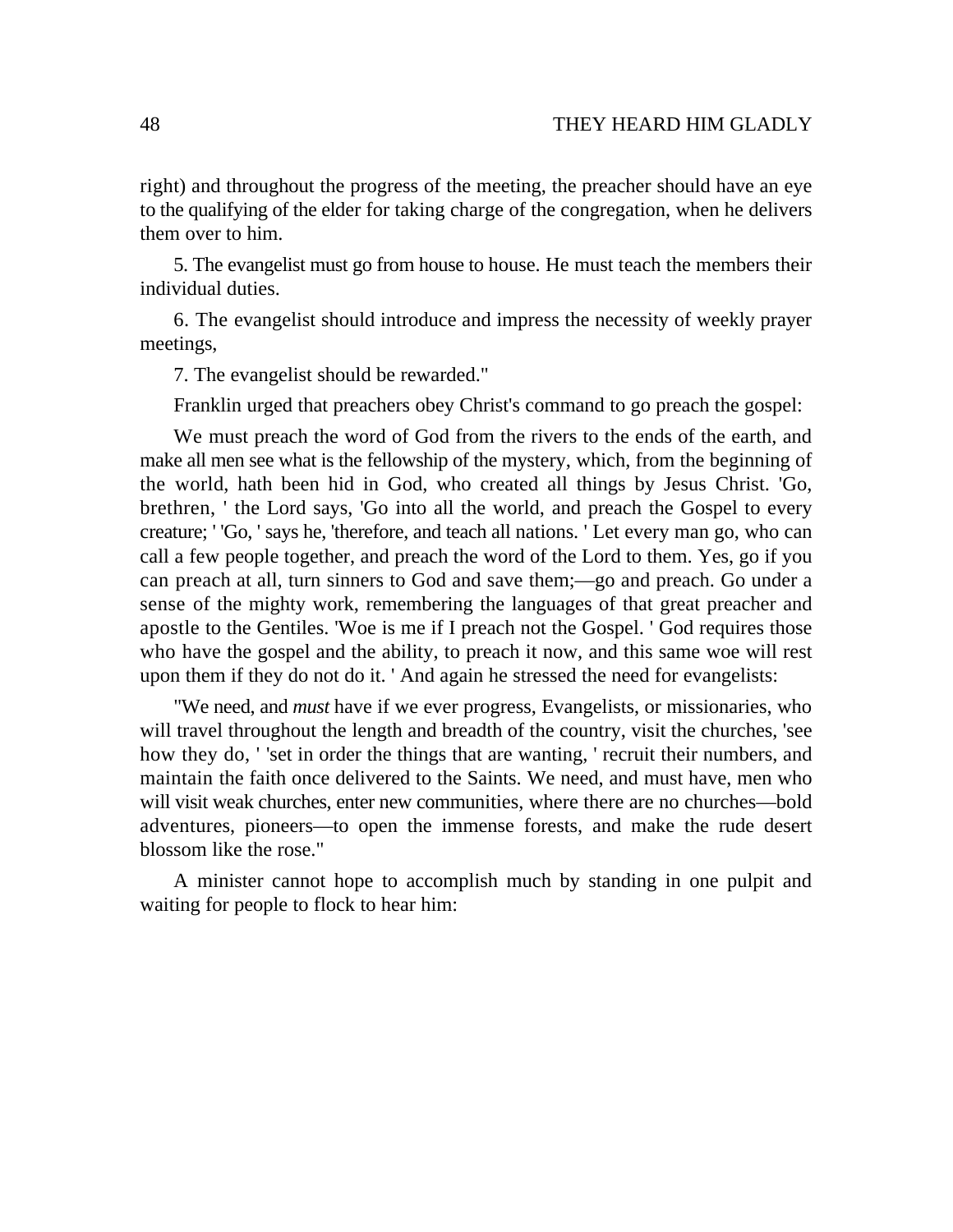right) and throughout the progress of the meeting, the preacher should have an eye to the qualifying of the elder for taking charge of the congregation, when he delivers them over to him.

5. The evangelist must go from house to house. He must teach the members their individual duties.

6. The evangelist should introduce and impress the necessity of weekly prayer meetings,

7. The evangelist should be rewarded."

Franklin urged that preachers obey Christ's command to go preach the gospel:

We must preach the word of God from the rivers to the ends of the earth, and make all men see what is the fellowship of the mystery, which, from the beginning of the world, hath been hid in God, who created all things by Jesus Christ. 'Go, brethren, ' the Lord says, 'Go into all the world, and preach the Gospel to every creature; ' 'Go, ' says he, 'therefore, and teach all nations. ' Let every man go, who can call a few people together, and preach the word of the Lord to them. Yes, go if you can preach at all, turn sinners to God and save them;—go and preach. Go under a sense of the mighty work, remembering the languages of that great preacher and apostle to the Gentiles. 'Woe is me if I preach not the Gospel. ' God requires those who have the gospel and the ability, to preach it now, and this same woe will rest upon them if they do not do it. ' And again he stressed the need for evangelists:

"We need, and *must* have if we ever progress, Evangelists, or missionaries, who will travel throughout the length and breadth of the country, visit the churches, 'see how they do, ' 'set in order the things that are wanting, ' recruit their numbers, and maintain the faith once delivered to the Saints. We need, and must have, men who will visit weak churches, enter new communities, where there are no churches—bold adventures, pioneers—to open the immense forests, and make the rude desert blossom like the rose."

A minister cannot hope to accomplish much by standing in one pulpit and waiting for people to flock to hear him: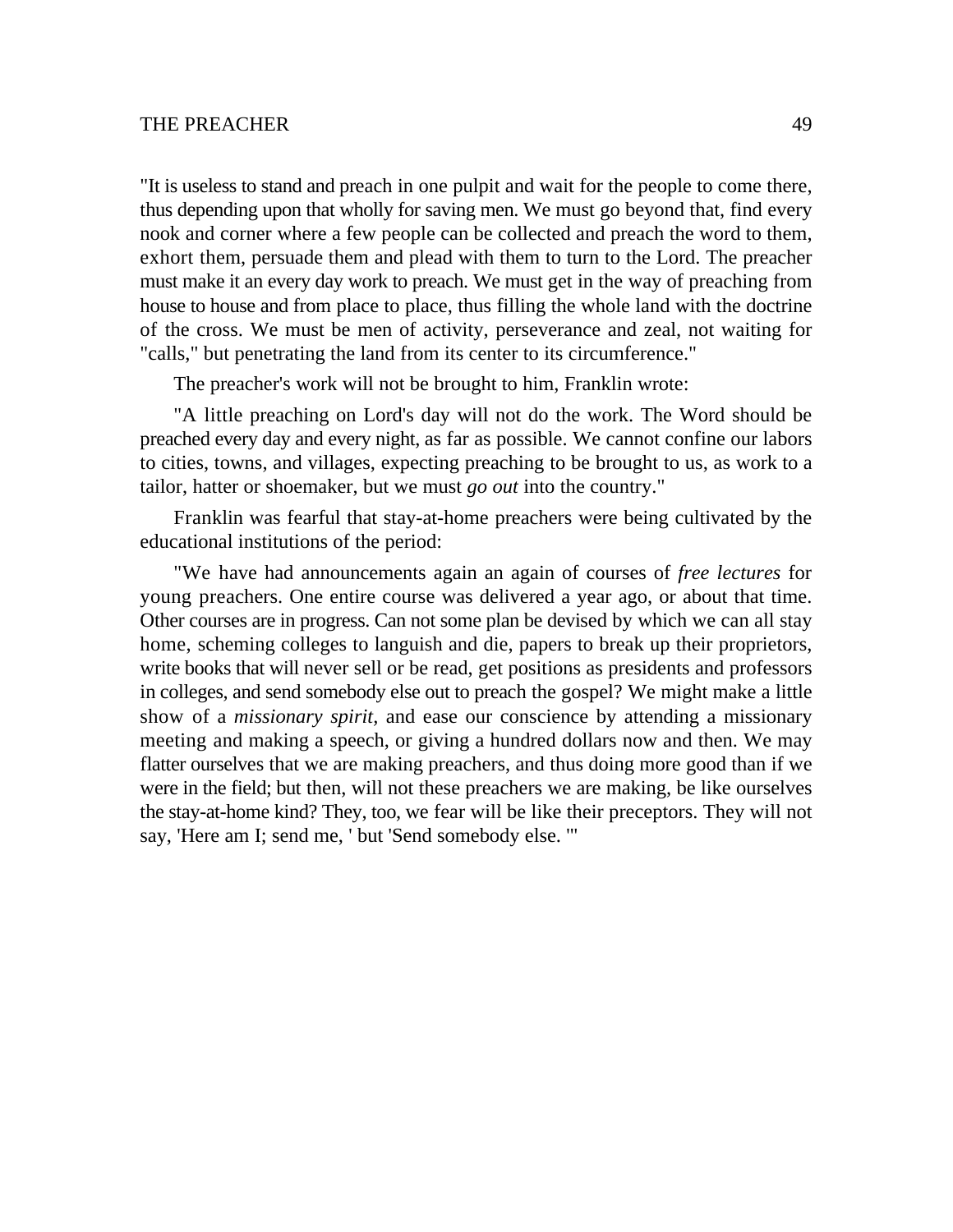"It is useless to stand and preach in one pulpit and wait for the people to come there, thus depending upon that wholly for saving men. We must go beyond that, find every nook and corner where a few people can be collected and preach the word to them, exhort them, persuade them and plead with them to turn to the Lord. The preacher must make it an every day work to preach. We must get in the way of preaching from house to house and from place to place, thus filling the whole land with the doctrine of the cross. We must be men of activity, perseverance and zeal, not waiting for "calls," but penetrating the land from its center to its circumference."

The preacher's work will not be brought to him, Franklin wrote:

"A little preaching on Lord's day will not do the work. The Word should be preached every day and every night, as far as possible. We cannot confine our labors to cities, towns, and villages, expecting preaching to be brought to us, as work to a tailor, hatter or shoemaker, but we must *go out* into the country."

Franklin was fearful that stay-at-home preachers were being cultivated by the educational institutions of the period:

"We have had announcements again an again of courses of *free lectures* for young preachers. One entire course was delivered a year ago, or about that time. Other courses are in progress. Can not some plan be devised by which we can all stay home, scheming colleges to languish and die, papers to break up their proprietors, write books that will never sell or be read, get positions as presidents and professors in colleges, and send somebody else out to preach the gospel? We might make a little show of a *missionary spirit,* and ease our conscience by attending a missionary meeting and making a speech, or giving a hundred dollars now and then. We may flatter ourselves that we are making preachers, and thus doing more good than if we were in the field; but then, will not these preachers we are making, be like ourselves the stay-at-home kind? They, too, we fear will be like their preceptors. They will not say, 'Here am I; send me, ' but 'Send somebody else. '"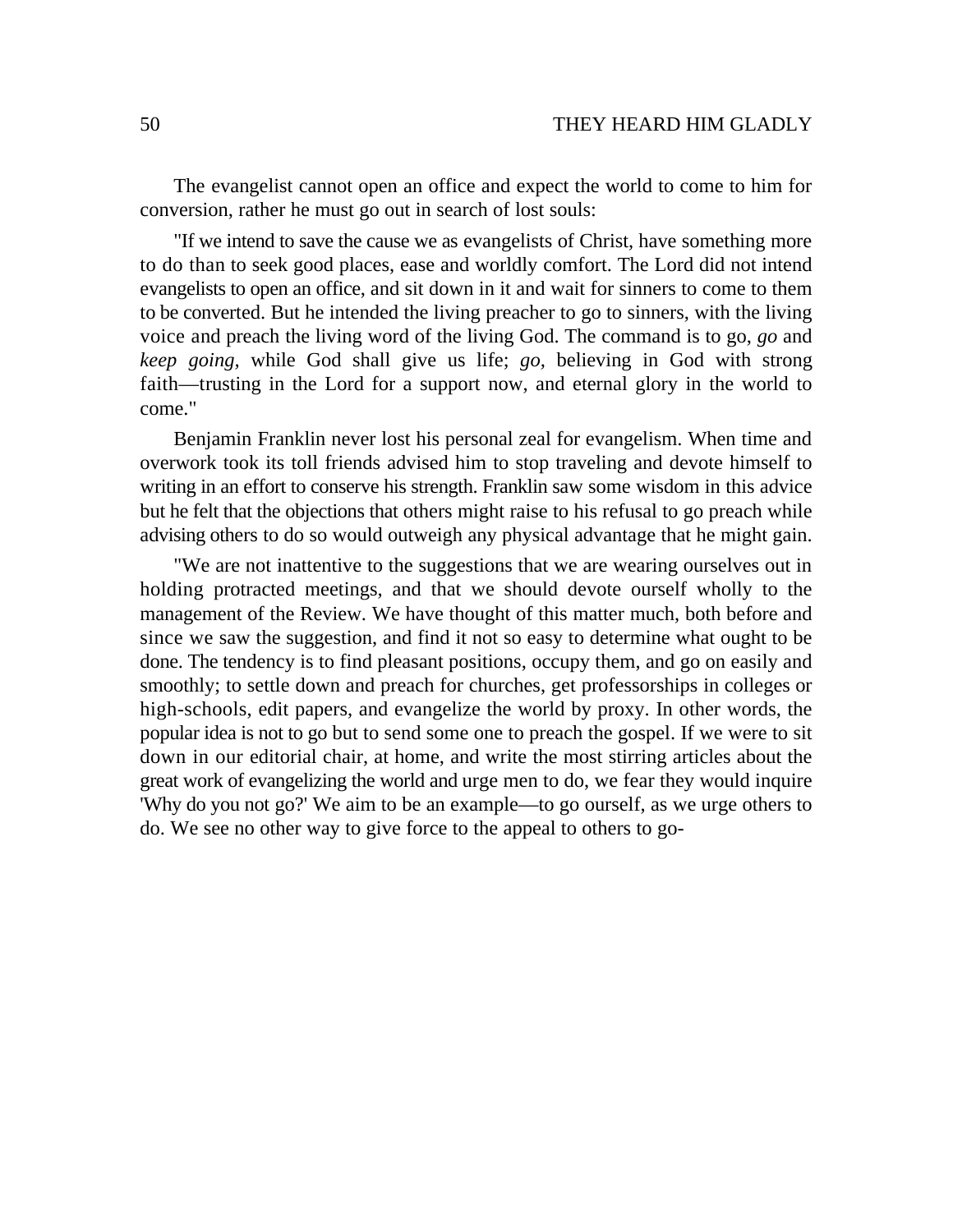The evangelist cannot open an office and expect the world to come to him for conversion, rather he must go out in search of lost souls:

"If we intend to save the cause we as evangelists of Christ, have something more to do than to seek good places, ease and worldly comfort. The Lord did not intend evangelists to open an office, and sit down in it and wait for sinners to come to them to be converted. But he intended the living preacher to go to sinners, with the living voice and preach the living word of the living God. The command is to go, *go* and *keep going,* while God shall give us life; *go,* believing in God with strong faith—trusting in the Lord for a support now, and eternal glory in the world to come."

Benjamin Franklin never lost his personal zeal for evangelism. When time and overwork took its toll friends advised him to stop traveling and devote himself to writing in an effort to conserve his strength. Franklin saw some wisdom in this advice but he felt that the objections that others might raise to his refusal to go preach while advising others to do so would outweigh any physical advantage that he might gain.

"We are not inattentive to the suggestions that we are wearing ourselves out in holding protracted meetings, and that we should devote ourself wholly to the management of the Review. We have thought of this matter much, both before and since we saw the suggestion, and find it not so easy to determine what ought to be done. The tendency is to find pleasant positions, occupy them, and go on easily and smoothly; to settle down and preach for churches, get professorships in colleges or high-schools, edit papers, and evangelize the world by proxy. In other words, the popular idea is not to go but to send some one to preach the gospel. If we were to sit down in our editorial chair, at home, and write the most stirring articles about the great work of evangelizing the world and urge men to do, we fear they would inquire 'Why do you not go?' We aim to be an example—to go ourself, as we urge others to do. We see no other way to give force to the appeal to others to go-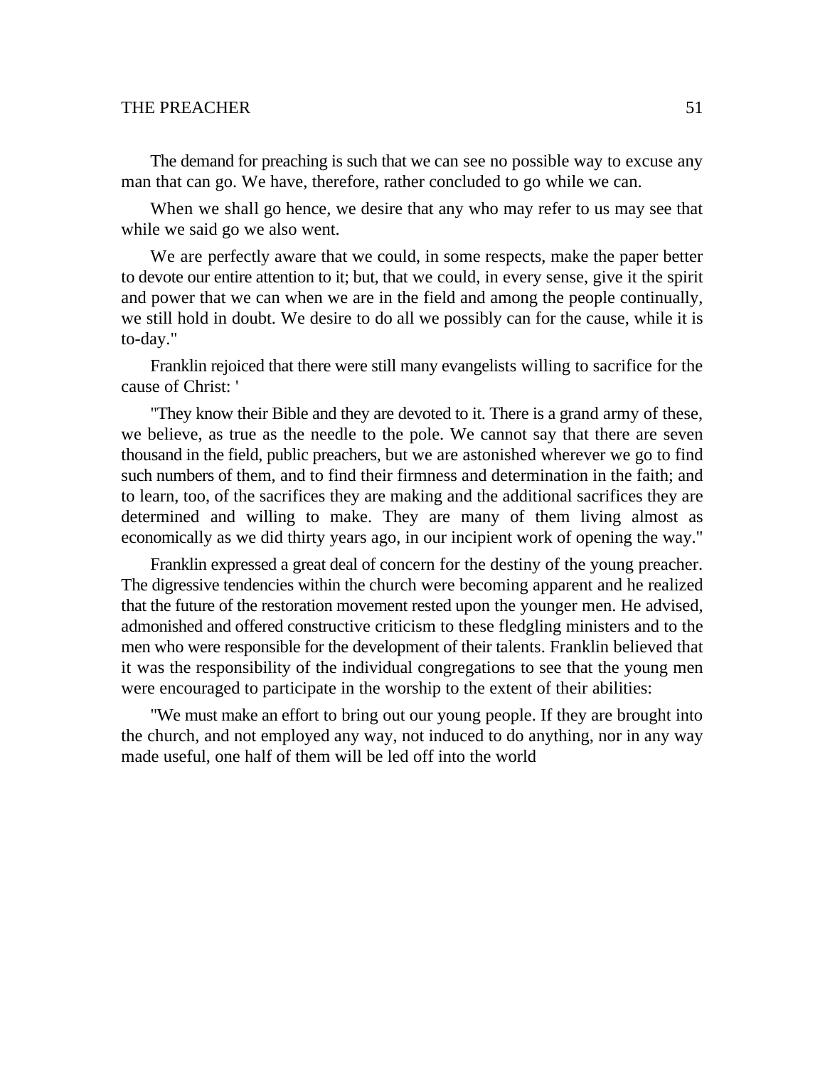The demand for preaching is such that we can see no possible way to excuse any man that can go. We have, therefore, rather concluded to go while we can.

When we shall go hence, we desire that any who may refer to us may see that while we said go we also went.

We are perfectly aware that we could, in some respects, make the paper better to devote our entire attention to it; but, that we could, in every sense, give it the spirit and power that we can when we are in the field and among the people continually, we still hold in doubt. We desire to do all we possibly can for the cause, while it is to-day."

Franklin rejoiced that there were still many evangelists willing to sacrifice for the cause of Christ: '

"They know their Bible and they are devoted to it. There is a grand army of these, we believe, as true as the needle to the pole. We cannot say that there are seven thousand in the field, public preachers, but we are astonished wherever we go to find such numbers of them, and to find their firmness and determination in the faith; and to learn, too, of the sacrifices they are making and the additional sacrifices they are determined and willing to make. They are many of them living almost as economically as we did thirty years ago, in our incipient work of opening the way."

Franklin expressed a great deal of concern for the destiny of the young preacher. The digressive tendencies within the church were becoming apparent and he realized that the future of the restoration movement rested upon the younger men. He advised, admonished and offered constructive criticism to these fledgling ministers and to the men who were responsible for the development of their talents. Franklin believed that it was the responsibility of the individual congregations to see that the young men were encouraged to participate in the worship to the extent of their abilities:

"We must make an effort to bring out our young people. If they are brought into the church, and not employed any way, not induced to do anything, nor in any way made useful, one half of them will be led off into the world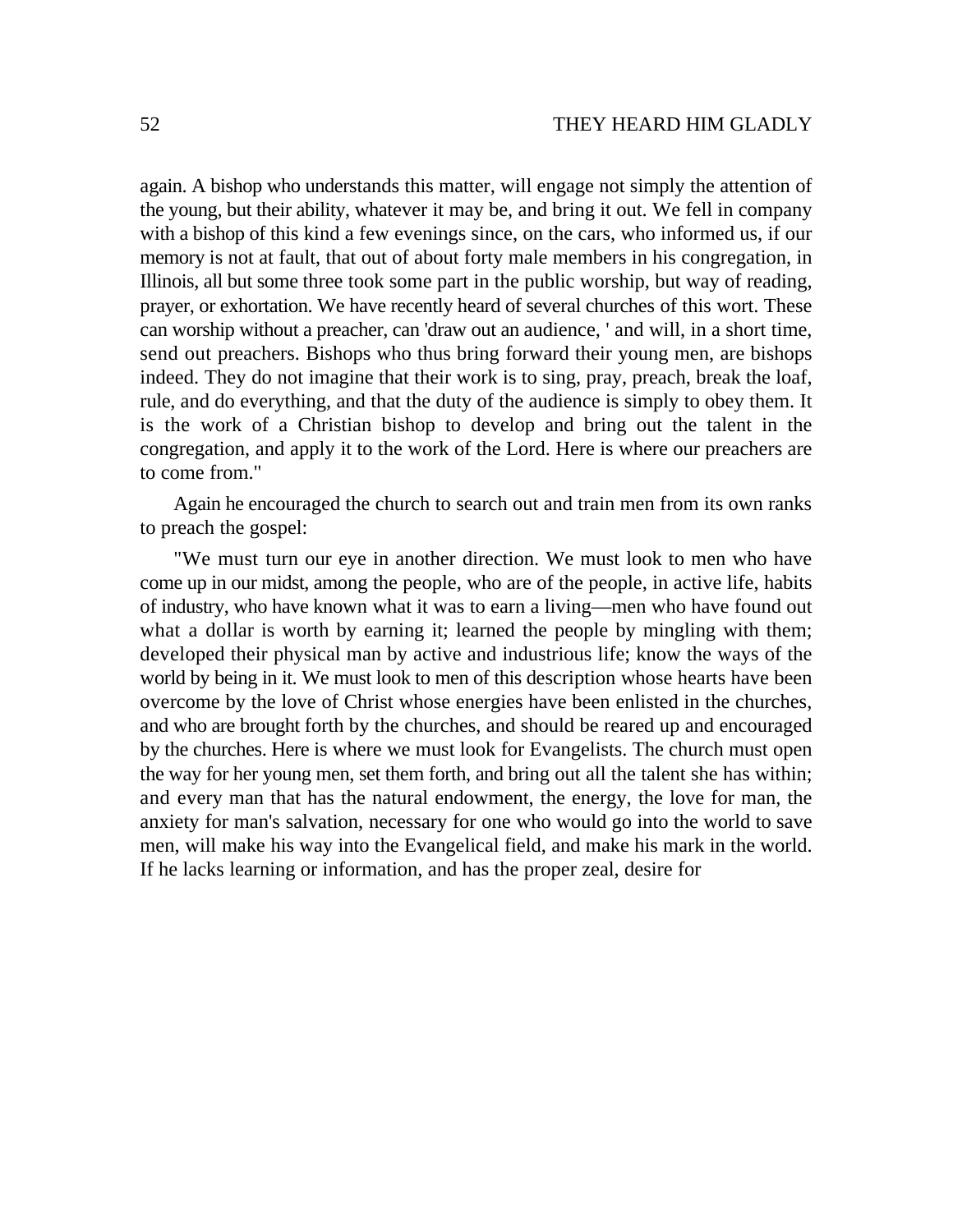again. A bishop who understands this matter, will engage not simply the attention of the young, but their ability, whatever it may be, and bring it out. We fell in company with a bishop of this kind a few evenings since, on the cars, who informed us, if our memory is not at fault, that out of about forty male members in his congregation, in Illinois, all but some three took some part in the public worship, but way of reading, prayer, or exhortation. We have recently heard of several churches of this wort. These can worship without a preacher, can 'draw out an audience, ' and will, in a short time, send out preachers. Bishops who thus bring forward their young men, are bishops indeed. They do not imagine that their work is to sing, pray, preach, break the loaf, rule, and do everything, and that the duty of the audience is simply to obey them. It is the work of a Christian bishop to develop and bring out the talent in the congregation, and apply it to the work of the Lord. Here is where our preachers are to come from."

Again he encouraged the church to search out and train men from its own ranks to preach the gospel:

"We must turn our eye in another direction. We must look to men who have come up in our midst, among the people, who are of the people, in active life, habits of industry, who have known what it was to earn a living—men who have found out what a dollar is worth by earning it; learned the people by mingling with them; developed their physical man by active and industrious life; know the ways of the world by being in it. We must look to men of this description whose hearts have been overcome by the love of Christ whose energies have been enlisted in the churches, and who are brought forth by the churches, and should be reared up and encouraged by the churches. Here is where we must look for Evangelists. The church must open the way for her young men, set them forth, and bring out all the talent she has within; and every man that has the natural endowment, the energy, the love for man, the anxiety for man's salvation, necessary for one who would go into the world to save men, will make his way into the Evangelical field, and make his mark in the world. If he lacks learning or information, and has the proper zeal, desire for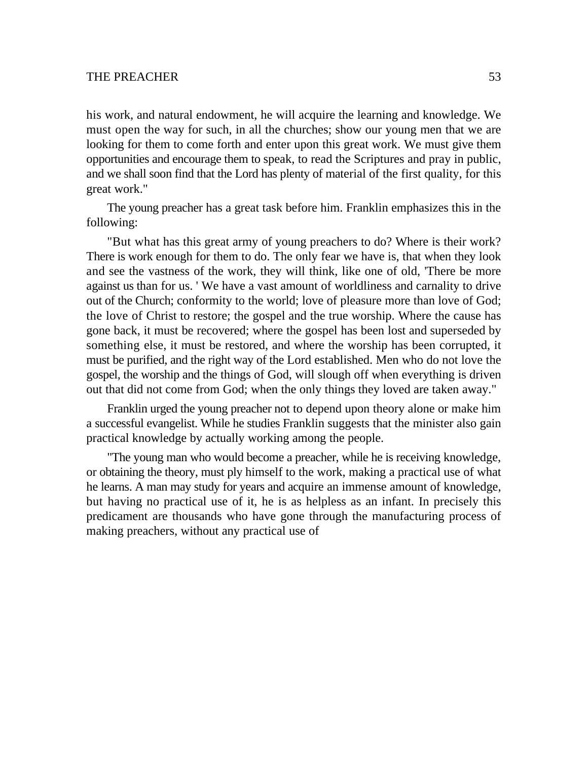his work, and natural endowment, he will acquire the learning and knowledge. We must open the way for such, in all the churches; show our young men that we are looking for them to come forth and enter upon this great work. We must give them opportunities and encourage them to speak, to read the Scriptures and pray in public, and we shall soon find that the Lord has plenty of material of the first quality, for this great work."

The young preacher has a great task before him. Franklin emphasizes this in the following:

"But what has this great army of young preachers to do? Where is their work? There is work enough for them to do. The only fear we have is, that when they look and see the vastness of the work, they will think, like one of old, 'There be more against us than for us. ' We have a vast amount of worldliness and carnality to drive out of the Church; conformity to the world; love of pleasure more than love of God; the love of Christ to restore; the gospel and the true worship. Where the cause has gone back, it must be recovered; where the gospel has been lost and superseded by something else, it must be restored, and where the worship has been corrupted, it must be purified, and the right way of the Lord established. Men who do not love the gospel, the worship and the things of God, will slough off when everything is driven out that did not come from God; when the only things they loved are taken away."

Franklin urged the young preacher not to depend upon theory alone or make him a successful evangelist. While he studies Franklin suggests that the minister also gain practical knowledge by actually working among the people.

"The young man who would become a preacher, while he is receiving knowledge, or obtaining the theory, must ply himself to the work, making a practical use of what he learns. A man may study for years and acquire an immense amount of knowledge, but having no practical use of it, he is as helpless as an infant. In precisely this predicament are thousands who have gone through the manufacturing process of making preachers, without any practical use of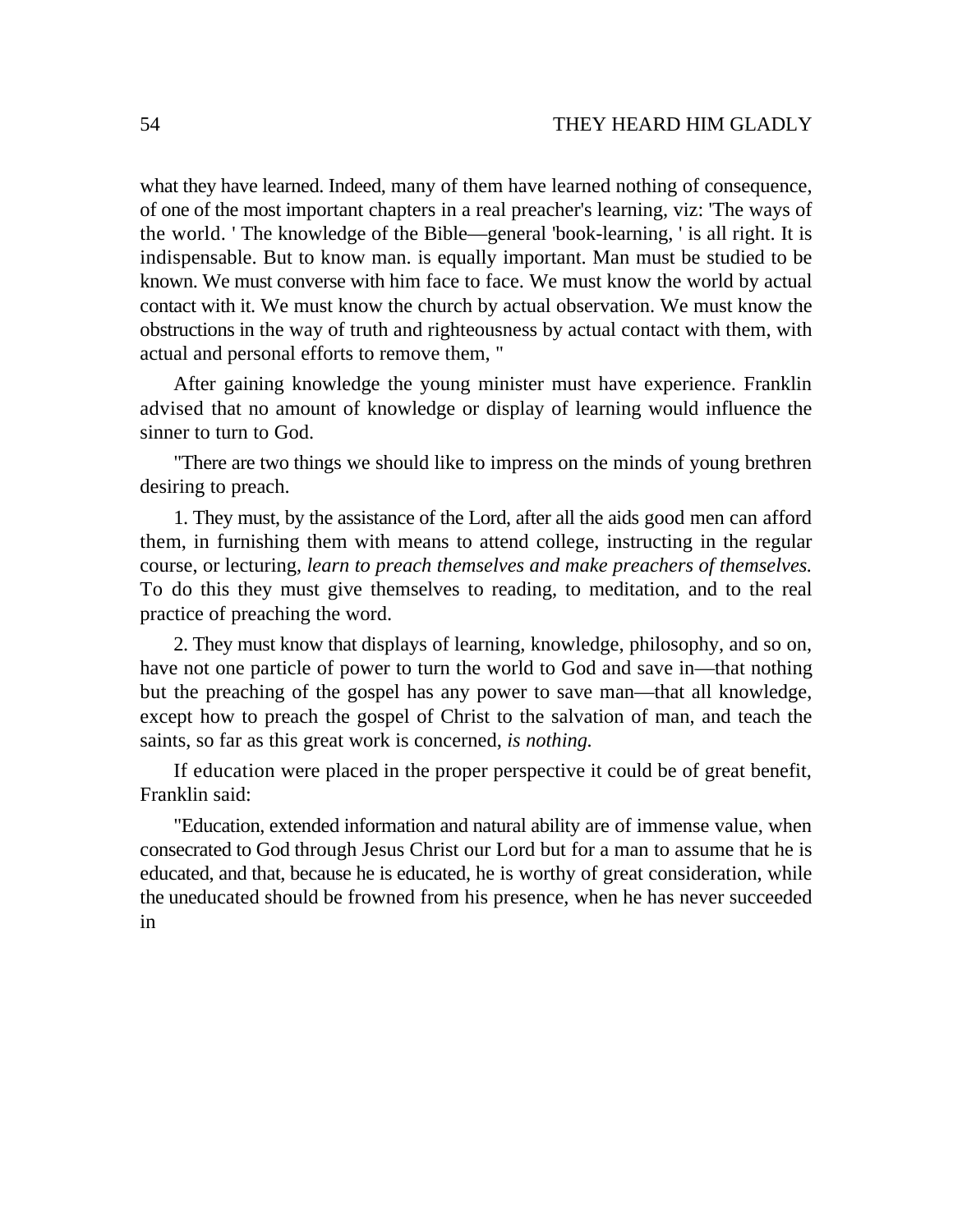what they have learned. Indeed, many of them have learned nothing of consequence, of one of the most important chapters in a real preacher's learning, viz: 'The ways of the world. ' The knowledge of the Bible—general 'book-learning, ' is all right. It is indispensable. But to know man. is equally important. Man must be studied to be known. We must converse with him face to face. We must know the world by actual contact with it. We must know the church by actual observation. We must know the obstructions in the way of truth and righteousness by actual contact with them, with actual and personal efforts to remove them, "

After gaining knowledge the young minister must have experience. Franklin advised that no amount of knowledge or display of learning would influence the sinner to turn to God.

"There are two things we should like to impress on the minds of young brethren desiring to preach.

1. They must, by the assistance of the Lord, after all the aids good men can afford them, in furnishing them with means to attend college, instructing in the regular course, or lecturing, *learn to preach themselves and make preachers of themselves.* To do this they must give themselves to reading, to meditation, and to the real practice of preaching the word.

2. They must know that displays of learning, knowledge, philosophy, and so on, have not one particle of power to turn the world to God and save in—that nothing but the preaching of the gospel has any power to save man—that all knowledge, except how to preach the gospel of Christ to the salvation of man, and teach the saints, so far as this great work is concerned, *is nothing.*

If education were placed in the proper perspective it could be of great benefit, Franklin said:

"Education, extended information and natural ability are of immense value, when consecrated to God through Jesus Christ our Lord but for a man to assume that he is educated, and that, because he is educated, he is worthy of great consideration, while the uneducated should be frowned from his presence, when he has never succeeded in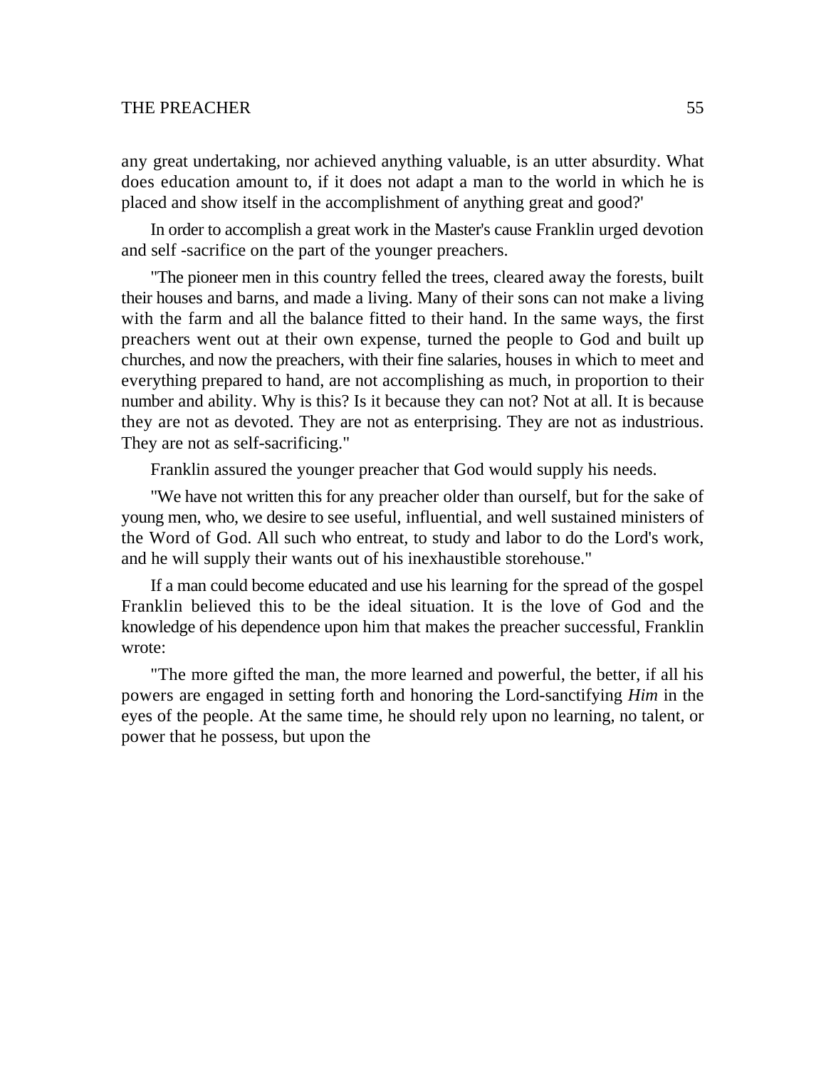any great undertaking, nor achieved anything valuable, is an utter absurdity. What does education amount to, if it does not adapt a man to the world in which he is placed and show itself in the accomplishment of anything great and good?'

In order to accomplish a great work in the Master's cause Franklin urged devotion and self -sacrifice on the part of the younger preachers.

"The pioneer men in this country felled the trees, cleared away the forests, built their houses and barns, and made a living. Many of their sons can not make a living with the farm and all the balance fitted to their hand. In the same ways, the first preachers went out at their own expense, turned the people to God and built up churches, and now the preachers, with their fine salaries, houses in which to meet and everything prepared to hand, are not accomplishing as much, in proportion to their number and ability. Why is this? Is it because they can not? Not at all. It is because they are not as devoted. They are not as enterprising. They are not as industrious. They are not as self-sacrificing."

Franklin assured the younger preacher that God would supply his needs.

"We have not written this for any preacher older than ourself, but for the sake of young men, who, we desire to see useful, influential, and well sustained ministers of the Word of God. All such who entreat, to study and labor to do the Lord's work, and he will supply their wants out of his inexhaustible storehouse."

If a man could become educated and use his learning for the spread of the gospel Franklin believed this to be the ideal situation. It is the love of God and the knowledge of his dependence upon him that makes the preacher successful, Franklin wrote:

"The more gifted the man, the more learned and powerful, the better, if all his powers are engaged in setting forth and honoring the Lord-sanctifying *Him* in the eyes of the people. At the same time, he should rely upon no learning, no talent, or power that he possess, but upon the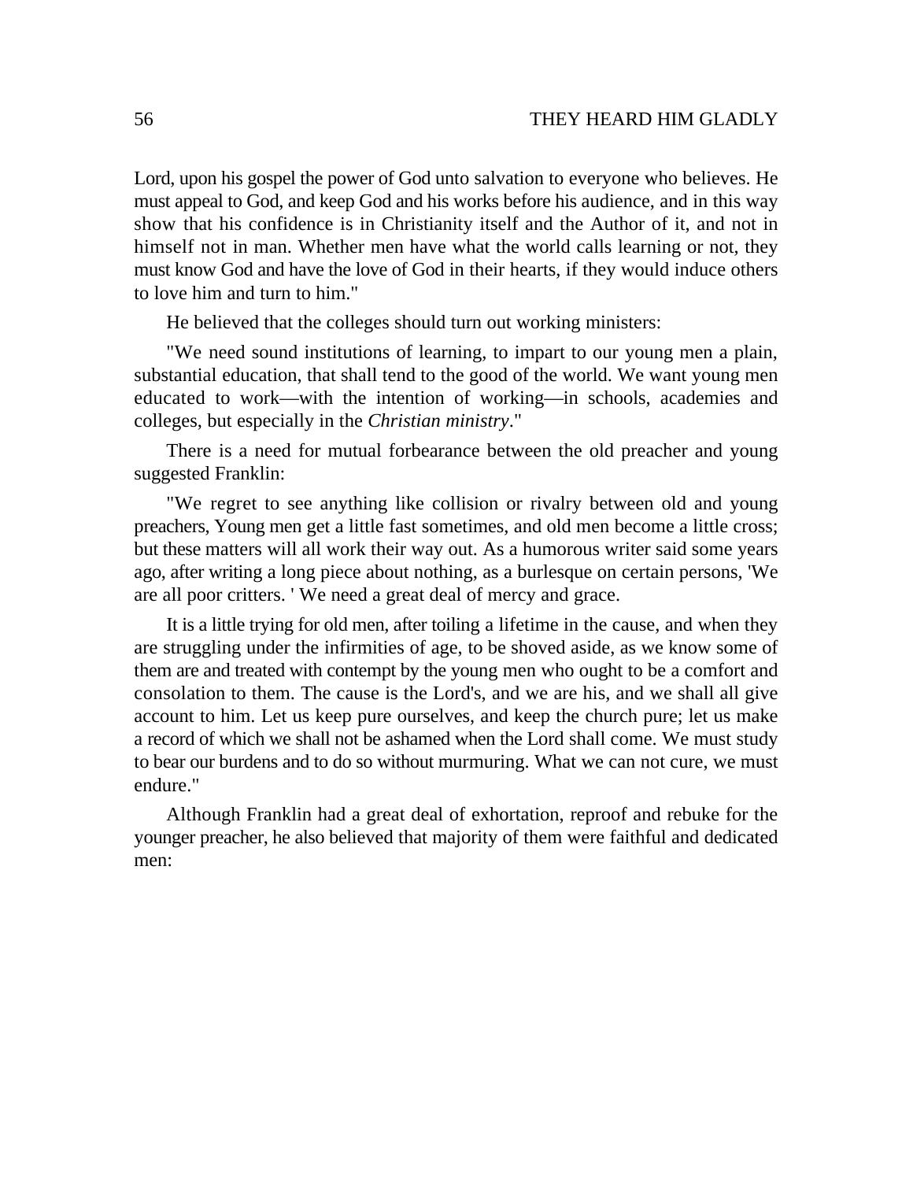Lord, upon his gospel the power of God unto salvation to everyone who believes. He must appeal to God, and keep God and his works before his audience, and in this way show that his confidence is in Christianity itself and the Author of it, and not in himself not in man. Whether men have what the world calls learning or not, they must know God and have the love of God in their hearts, if they would induce others to love him and turn to him."

He believed that the colleges should turn out working ministers:

"We need sound institutions of learning, to impart to our young men a plain, substantial education, that shall tend to the good of the world. We want young men educated to work—with the intention of working—in schools, academies and colleges, but especially in the *Christian ministry*."

There is a need for mutual forbearance between the old preacher and young suggested Franklin:

"We regret to see anything like collision or rivalry between old and young preachers, Young men get a little fast sometimes, and old men become a little cross; but these matters will all work their way out. As a humorous writer said some years ago, after writing a long piece about nothing, as a burlesque on certain persons, 'We are all poor critters. ' We need a great deal of mercy and grace.

It is a little trying for old men, after toiling a lifetime in the cause, and when they are struggling under the infirmities of age, to be shoved aside, as we know some of them are and treated with contempt by the young men who ought to be a comfort and consolation to them. The cause is the Lord's, and we are his, and we shall all give account to him. Let us keep pure ourselves, and keep the church pure; let us make a record of which we shall not be ashamed when the Lord shall come. We must study to bear our burdens and to do so without murmuring. What we can not cure, we must endure."

Although Franklin had a great deal of exhortation, reproof and rebuke for the younger preacher, he also believed that majority of them were faithful and dedicated men: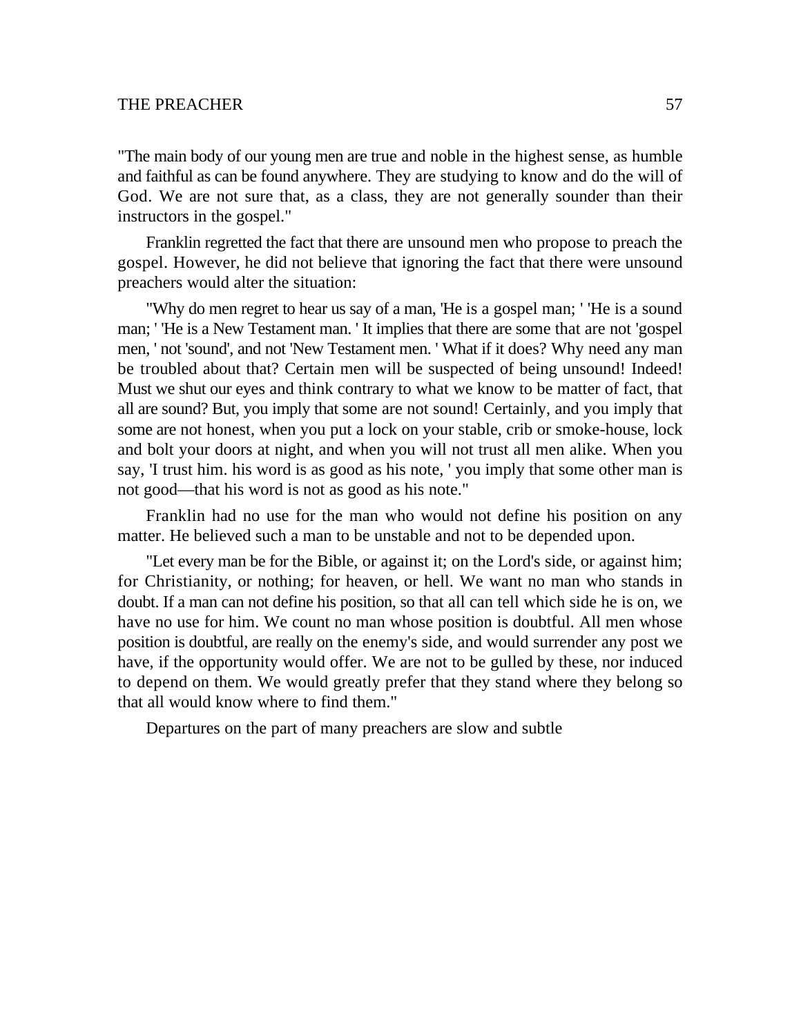"The main body of our young men are true and noble in the highest sense, as humble and faithful as can be found anywhere. They are studying to know and do the will of God. We are not sure that, as a class, they are not generally sounder than their instructors in the gospel."

Franklin regretted the fact that there are unsound men who propose to preach the gospel. However, he did not believe that ignoring the fact that there were unsound preachers would alter the situation:

"Why do men regret to hear us say of a man, 'He is a gospel man; ' 'He is a sound man; ' 'He is a New Testament man. ' It implies that there are some that are not 'gospel men, ' not 'sound', and not 'New Testament men. ' What if it does? Why need any man be troubled about that? Certain men will be suspected of being unsound! Indeed! Must we shut our eyes and think contrary to what we know to be matter of fact, that all are sound? But, you imply that some are not sound! Certainly, and you imply that some are not honest, when you put a lock on your stable, crib or smoke-house, lock and bolt your doors at night, and when you will not trust all men alike. When you say, 'I trust him. his word is as good as his note, ' you imply that some other man is not good—that his word is not as good as his note."

Franklin had no use for the man who would not define his position on any matter. He believed such a man to be unstable and not to be depended upon.

"Let every man be for the Bible, or against it; on the Lord's side, or against him; for Christianity, or nothing; for heaven, or hell. We want no man who stands in doubt. If a man can not define his position, so that all can tell which side he is on, we have no use for him. We count no man whose position is doubtful. All men whose position is doubtful, are really on the enemy's side, and would surrender any post we have, if the opportunity would offer. We are not to be gulled by these, nor induced to depend on them. We would greatly prefer that they stand where they belong so that all would know where to find them."

Departures on the part of many preachers are slow and subtle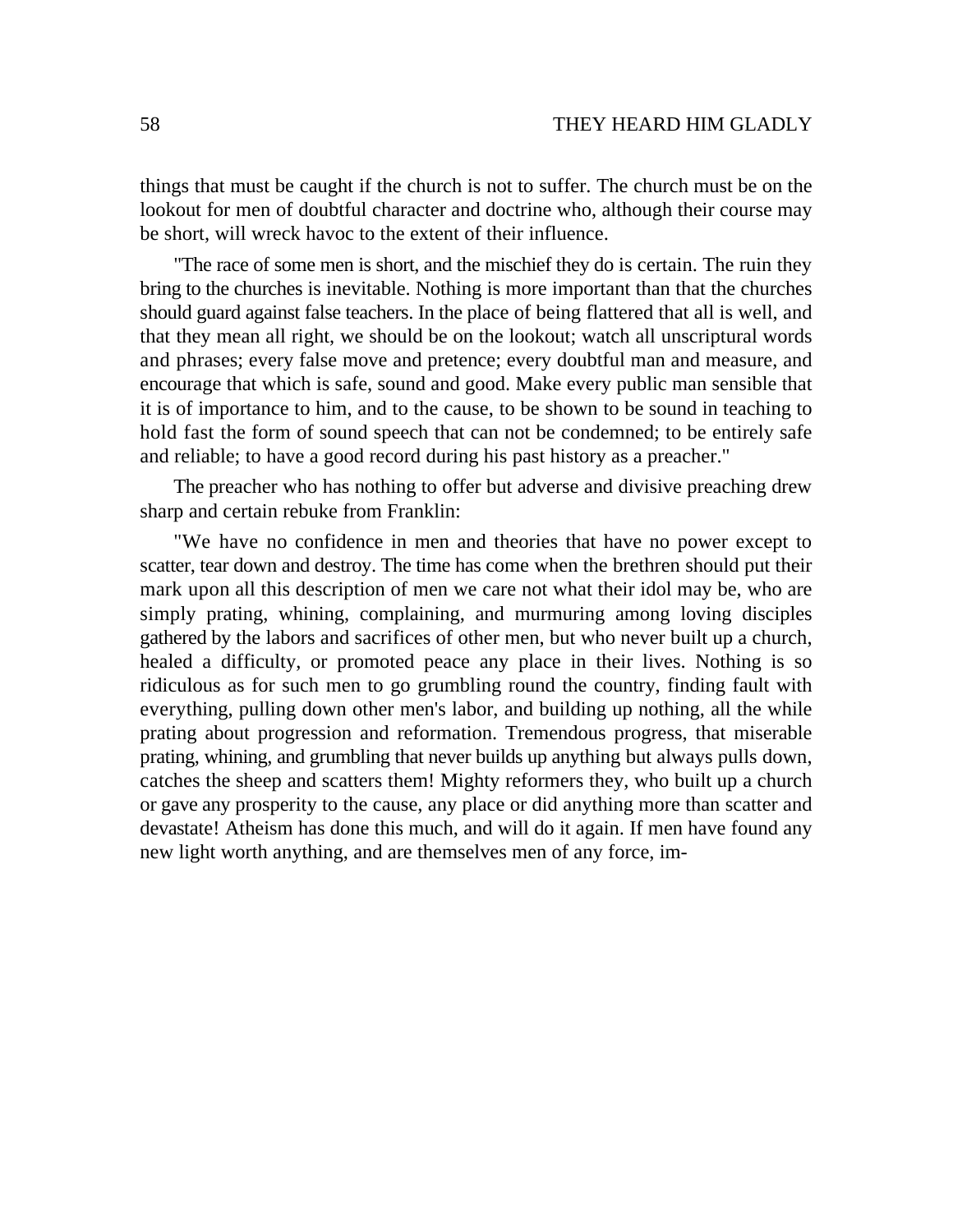things that must be caught if the church is not to suffer. The church must be on the lookout for men of doubtful character and doctrine who, although their course may be short, will wreck havoc to the extent of their influence.

"The race of some men is short, and the mischief they do is certain. The ruin they bring to the churches is inevitable. Nothing is more important than that the churches should guard against false teachers. In the place of being flattered that all is well, and that they mean all right, we should be on the lookout; watch all unscriptural words and phrases; every false move and pretence; every doubtful man and measure, and encourage that which is safe, sound and good. Make every public man sensible that it is of importance to him, and to the cause, to be shown to be sound in teaching to hold fast the form of sound speech that can not be condemned; to be entirely safe and reliable; to have a good record during his past history as a preacher."

The preacher who has nothing to offer but adverse and divisive preaching drew sharp and certain rebuke from Franklin:

"We have no confidence in men and theories that have no power except to scatter, tear down and destroy. The time has come when the brethren should put their mark upon all this description of men we care not what their idol may be, who are simply prating, whining, complaining, and murmuring among loving disciples gathered by the labors and sacrifices of other men, but who never built up a church, healed a difficulty, or promoted peace any place in their lives. Nothing is so ridiculous as for such men to go grumbling round the country, finding fault with everything, pulling down other men's labor, and building up nothing, all the while prating about progression and reformation. Tremendous progress, that miserable prating, whining, and grumbling that never builds up anything but always pulls down, catches the sheep and scatters them! Mighty reformers they, who built up a church or gave any prosperity to the cause, any place or did anything more than scatter and devastate! Atheism has done this much, and will do it again. If men have found any new light worth anything, and are themselves men of any force, im-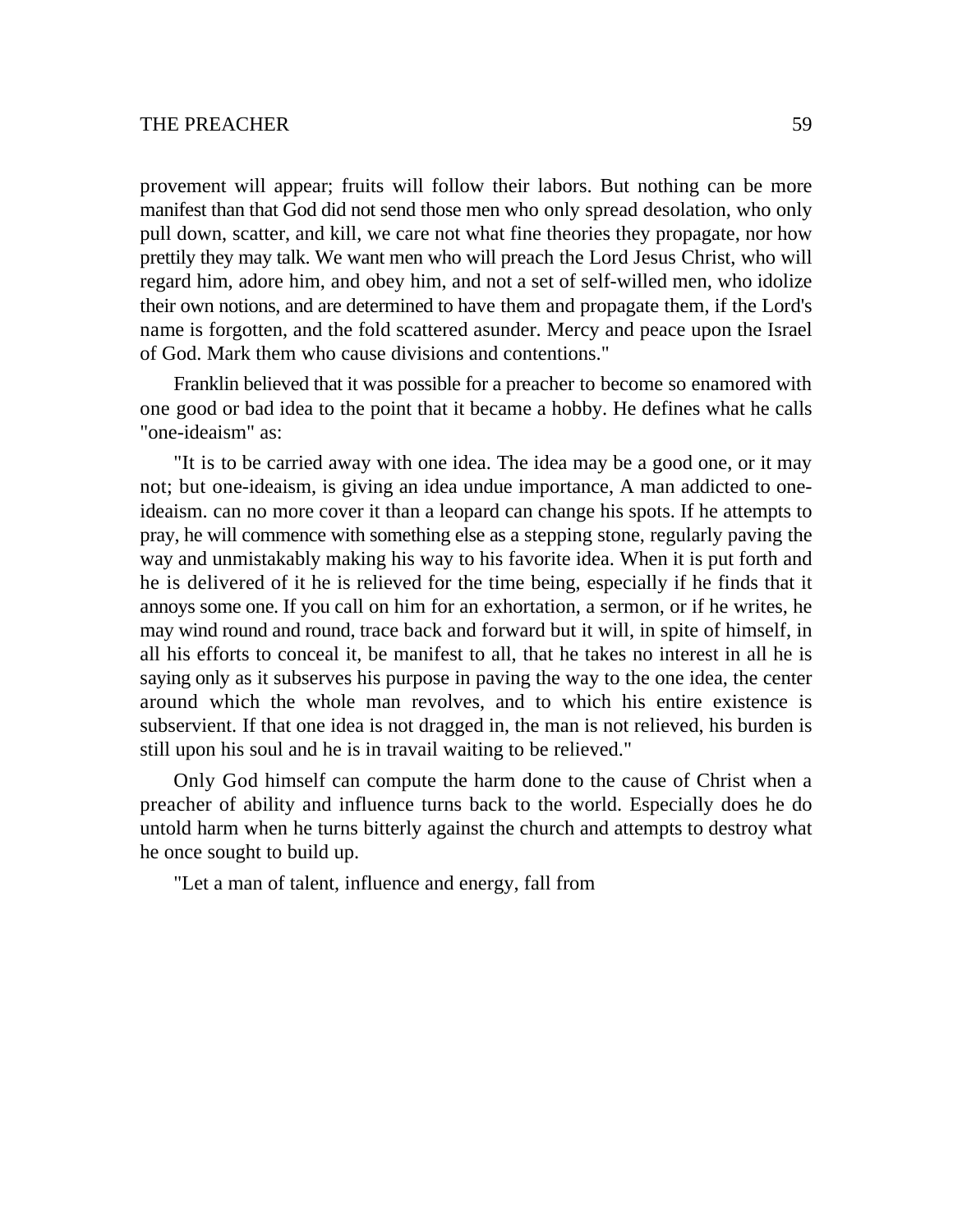provement will appear; fruits will follow their labors. But nothing can be more manifest than that God did not send those men who only spread desolation, who only pull down, scatter, and kill, we care not what fine theories they propagate, nor how prettily they may talk. We want men who will preach the Lord Jesus Christ, who will regard him, adore him, and obey him, and not a set of self-willed men, who idolize their own notions, and are determined to have them and propagate them, if the Lord's name is forgotten, and the fold scattered asunder. Mercy and peace upon the Israel of God. Mark them who cause divisions and contentions."

Franklin believed that it was possible for a preacher to become so enamored with one good or bad idea to the point that it became a hobby. He defines what he calls "one-ideaism" as:

"It is to be carried away with one idea. The idea may be a good one, or it may not; but one-ideaism, is giving an idea undue importance, A man addicted to one-ideaism. can no more cover it than a leopard can change his spots. If he attempts to pray, he will commence with something else as a stepping stone, regularly paving the way and unmistakably making his way to his favorite idea. When it is put forth and he is delivered of it he is relieved for the time being, especially if he finds that it annoys some one. If you call on him for an exhortation, a sermon, or if he writes, he may wind round and round, trace back and forward but it will, in spite of himself, in all his efforts to conceal it, be manifest to all, that he takes no interest in all he is saying only as it subserves his purpose in paving the way to the one idea, the center around which the whole man revolves, and to which his entire existence is subservient. If that one idea is not dragged in, the man is not relieved, his burden is still upon his soul and he is in travail waiting to be relieved."

Only God himself can compute the harm done to the cause of Christ when a preacher of ability and influence turns back to the world. Especially does he do untold harm when he turns bitterly against the church and attempts to destroy what he once sought to build up.

"Let a man of talent, influence and energy, fall from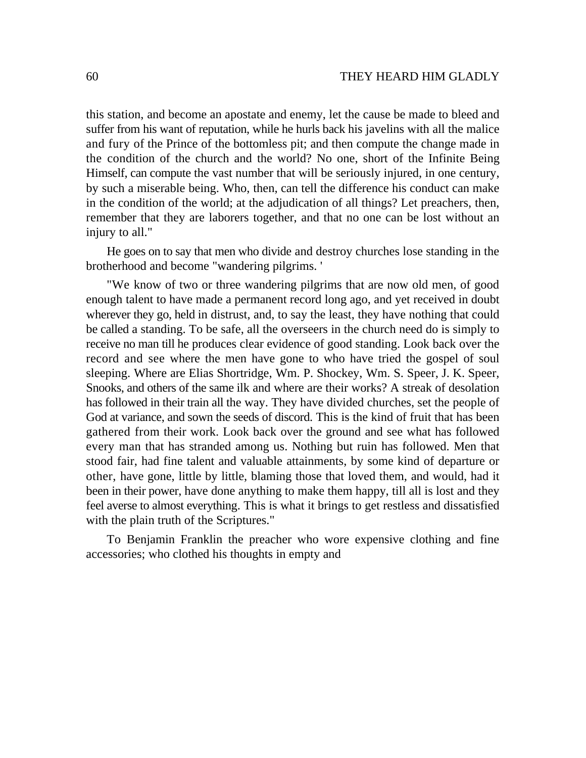this station, and become an apostate and enemy, let the cause be made to bleed and suffer from his want of reputation, while he hurls back his javelins with all the malice and fury of the Prince of the bottomless pit; and then compute the change made in the condition of the church and the world? No one, short of the Infinite Being Himself, can compute the vast number that will be seriously injured, in one century, by such a miserable being. Who, then, can tell the difference his conduct can make in the condition of the world; at the adjudication of all things? Let preachers, then, remember that they are laborers together, and that no one can be lost without an injury to all."

He goes on to say that men who divide and destroy churches lose standing in the brotherhood and become "wandering pilgrims. '

"We know of two or three wandering pilgrims that are now old men, of good enough talent to have made a permanent record long ago, and yet received in doubt wherever they go, held in distrust, and, to say the least, they have nothing that could be called a standing. To be safe, all the overseers in the church need do is simply to receive no man till he produces clear evidence of good standing. Look back over the record and see where the men have gone to who have tried the gospel of soul sleeping. Where are Elias Shortridge, Wm. P. Shockey, Wm. S. Speer, J. K. Speer, Snooks, and others of the same ilk and where are their works? A streak of desolation has followed in their train all the way. They have divided churches, set the people of God at variance, and sown the seeds of discord. This is the kind of fruit that has been gathered from their work. Look back over the ground and see what has followed every man that has stranded among us. Nothing but ruin has followed. Men that stood fair, had fine talent and valuable attainments, by some kind of departure or other, have gone, little by little, blaming those that loved them, and would, had it been in their power, have done anything to make them happy, till all is lost and they feel averse to almost everything. This is what it brings to get restless and dissatisfied with the plain truth of the Scriptures."

To Benjamin Franklin the preacher who wore expensive clothing and fine accessories; who clothed his thoughts in empty and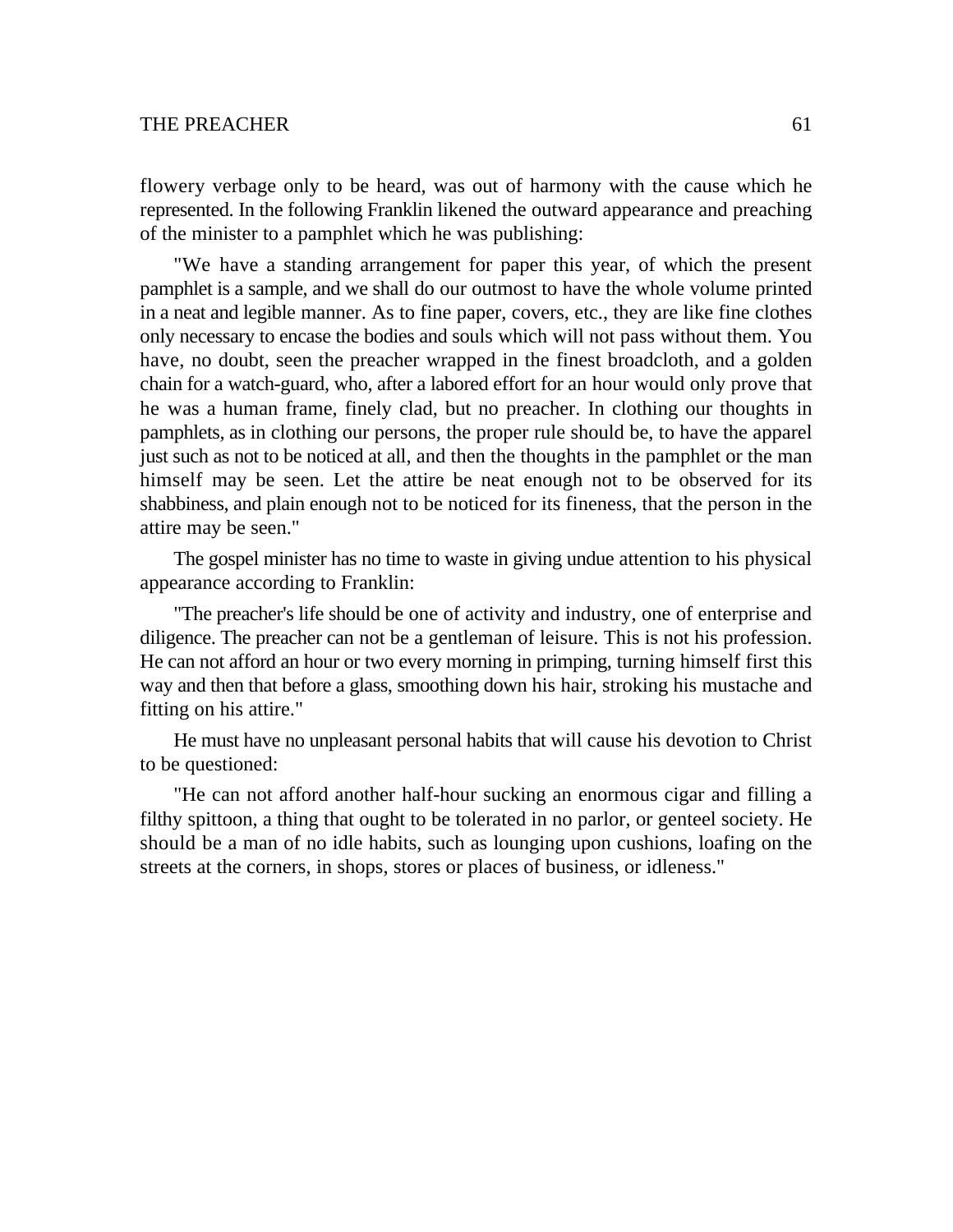flowery verbage only to be heard, was out of harmony with the cause which he represented. In the following Franklin likened the outward appearance and preaching of the minister to a pamphlet which he was publishing:

"We have a standing arrangement for paper this year, of which the present pamphlet is a sample, and we shall do our outmost to have the whole volume printed in a neat and legible manner. As to fine paper, covers, etc., they are like fine clothes only necessary to encase the bodies and souls which will not pass without them. You have, no doubt, seen the preacher wrapped in the finest broadcloth, and a golden chain for a watch-guard, who, after a labored effort for an hour would only prove that he was a human frame, finely clad, but no preacher. In clothing our thoughts in pamphlets, as in clothing our persons, the proper rule should be, to have the apparel just such as not to be noticed at all, and then the thoughts in the pamphlet or the man himself may be seen. Let the attire be neat enough not to be observed for its shabbiness, and plain enough not to be noticed for its fineness, that the person in the attire may be seen."

The gospel minister has no time to waste in giving undue attention to his physical appearance according to Franklin:

"The preacher's life should be one of activity and industry, one of enterprise and diligence. The preacher can not be a gentleman of leisure. This is not his profession. He can not afford an hour or two every morning in primping, turning himself first this way and then that before a glass, smoothing down his hair, stroking his mustache and fitting on his attire."

He must have no unpleasant personal habits that will cause his devotion to Christ to be questioned:

"He can not afford another half-hour sucking an enormous cigar and filling a filthy spittoon, a thing that ought to be tolerated in no parlor, or genteel society. He should be a man of no idle habits, such as lounging upon cushions, loafing on the streets at the corners, in shops, stores or places of business, or idleness."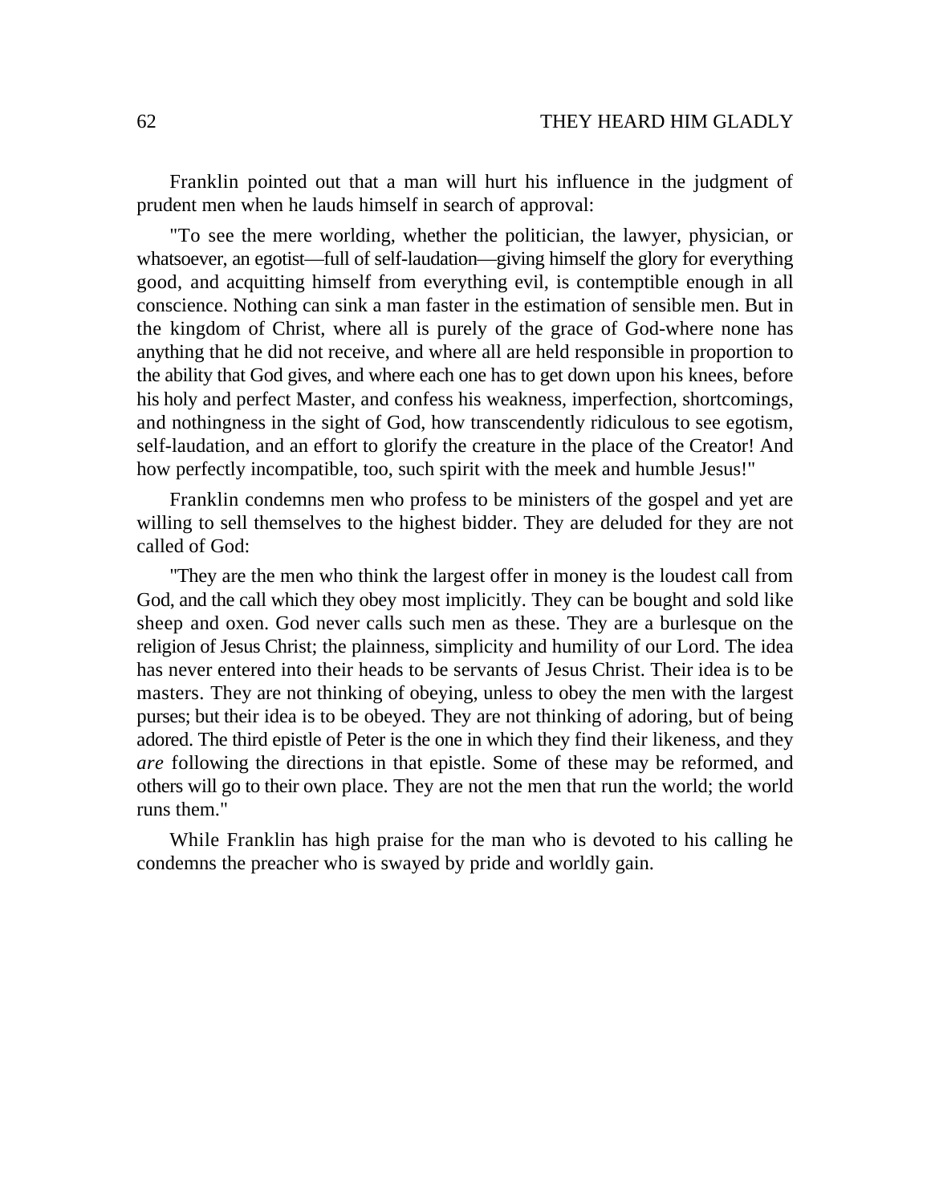Franklin pointed out that a man will hurt his influence in the judgment of prudent men when he lauds himself in search of approval:

"To see the mere worldling, whether the politician, the lawyer, physician, or whatsoever, an egotist—full of self-laudation—giving himself the glory for everything good, and acquitting himself from everything evil, is contemptible enough in all conscience. Nothing can sink a man faster in the estimation of sensible men. But in the kingdom of Christ, where all is purely of the grace of God-where none has anything that he did not receive, and where all are held responsible in proportion to the ability that God gives, and where each one has to get down upon his knees, before his holy and perfect Master, and confess his weakness, imperfection, shortcomings, and nothingness in the sight of God, how transcendently ridiculous to see egotism, self-laudation, and an effort to glorify the creature in the place of the Creator! And how perfectly incompatible, too, such spirit with the meek and humble Jesus!"

Franklin condemns men who profess to be ministers of the gospel and yet are willing to sell themselves to the highest bidder. They are deluded for they are not called of God:

"They are the men who think the largest offer in money is the loudest call from God, and the call which they obey most implicitly. They can be bought and sold like sheep and oxen. God never calls such men as these. They are a burlesque on the religion of Jesus Christ; the plainness, simplicity and humility of our Lord. The idea has never entered into their heads to be servants of Jesus Christ. Their idea is to be masters. They are not thinking of obeying, unless to obey the men with the largest purses; but their idea is to be obeyed. They are not thinking of adoring, but of being adored. The third epistle of Peter is the one in which they find their likeness, and they *are* following the directions in that epistle. Some of these may be reformed, and others will go to their own place. They are not the men that run the world; the world runs them."

While Franklin has high praise for the man who is devoted to his calling he condemns the preacher who is swayed by pride and worldly gain.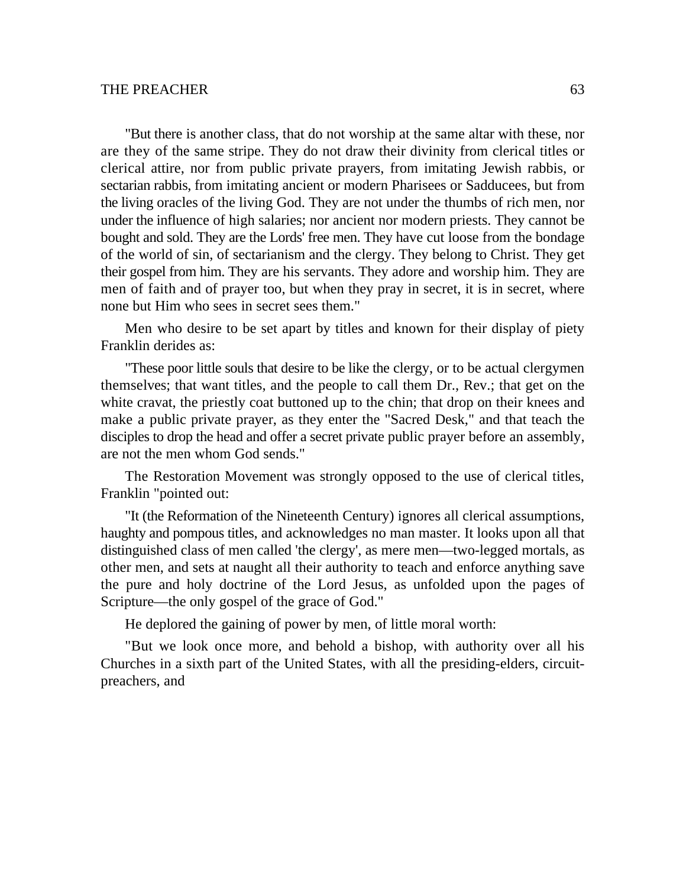"But there is another class, that do not worship at the same altar with these, nor are they of the same stripe. They do not draw their divinity from clerical titles or clerical attire, nor from public private prayers, from imitating Jewish rabbis, or sectarian rabbis, from imitating ancient or modern Pharisees or Sadducees, but from the living oracles of the living God. They are not under the thumbs of rich men, nor under the influence of high salaries; nor ancient nor modern priests. They cannot be bought and sold. They are the Lords' free men. They have cut loose from the bondage of the world of sin, of sectarianism and the clergy. They belong to Christ. They get their gospel from him. They are his servants. They adore and worship him. They are men of faith and of prayer too, but when they pray in secret, it is in secret, where none but Him who sees in secret sees them."

Men who desire to be set apart by titles and known for their display of piety Franklin derides as:

"These poor little souls that desire to be like the clergy, or to be actual clergymen themselves; that want titles, and the people to call them Dr., Rev.; that get on the white cravat, the priestly coat buttoned up to the chin; that drop on their knees and make a public private prayer, as they enter the "Sacred Desk," and that teach the disciples to drop the head and offer a secret private public prayer before an assembly, are not the men whom God sends."

The Restoration Movement was strongly opposed to the use of clerical titles, Franklin "pointed out:

"It (the Reformation of the Nineteenth Century) ignores all clerical assumptions, haughty and pompous titles, and acknowledges no man master. It looks upon all that distinguished class of men called 'the clergy', as mere men—two-legged mortals, as other men, and sets at naught all their authority to teach and enforce anything save the pure and holy doctrine of the Lord Jesus, as unfolded upon the pages of Scripture—the only gospel of the grace of God."

He deplored the gaining of power by men, of little moral worth:

"But we look once more, and behold a bishop, with authority over all his Churches in a sixth part of the United States, with all the presiding-elders, circuit-preachers, and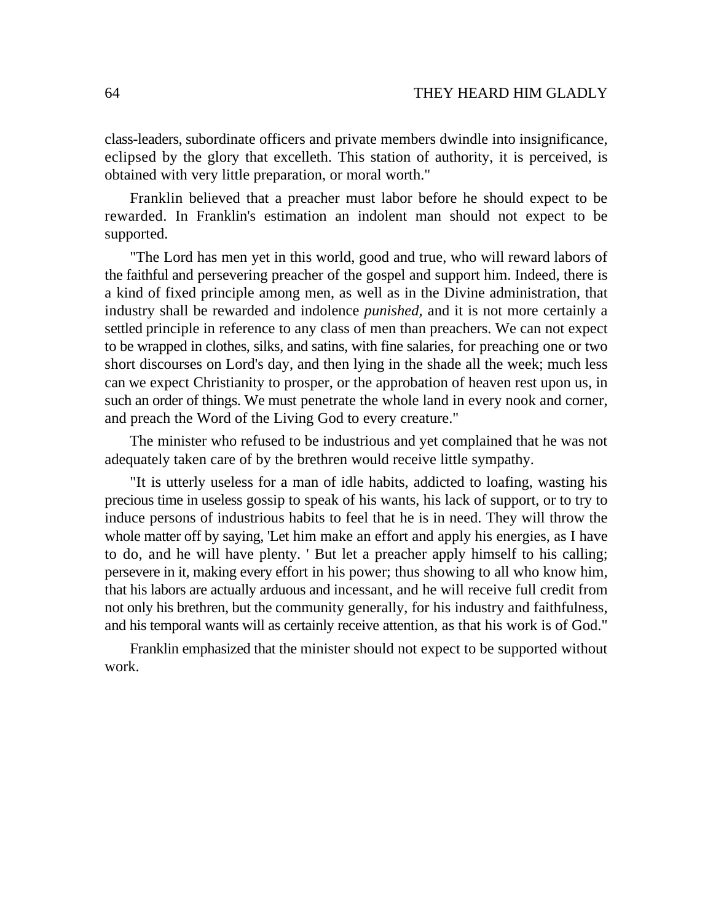class-leaders, subordinate officers and private members dwindle into insignificance, eclipsed by the glory that excelleth. This station of authority, it is perceived, is obtained with very little preparation, or moral worth."

Franklin believed that a preacher must labor before he should expect to be rewarded. In Franklin's estimation an indolent man should not expect to be supported.

"The Lord has men yet in this world, good and true, who will reward labors of the faithful and persevering preacher of the gospel and support him. Indeed, there is a kind of fixed principle among men, as well as in the Divine administration, that industry shall be rewarded and indolence *punished,* and it is not more certainly a settled principle in reference to any class of men than preachers. We can not expect to be wrapped in clothes, silks, and satins, with fine salaries, for preaching one or two short discourses on Lord's day, and then lying in the shade all the week; much less can we expect Christianity to prosper, or the approbation of heaven rest upon us, in such an order of things. We must penetrate the whole land in every nook and corner, and preach the Word of the Living God to every creature."

The minister who refused to be industrious and yet complained that he was not adequately taken care of by the brethren would receive little sympathy.

"It is utterly useless for a man of idle habits, addicted to loafing, wasting his precious time in useless gossip to speak of his wants, his lack of support, or to try to induce persons of industrious habits to feel that he is in need. They will throw the whole matter off by saying, 'Let him make an effort and apply his energies, as I have to do, and he will have plenty. ' But let a preacher apply himself to his calling; persevere in it, making every effort in his power; thus showing to all who know him, that his labors are actually arduous and incessant, and he will receive full credit from not only his brethren, but the community generally, for his industry and faithfulness, and his temporal wants will as certainly receive attention, as that his work is of God."

Franklin emphasized that the minister should not expect to be supported without work.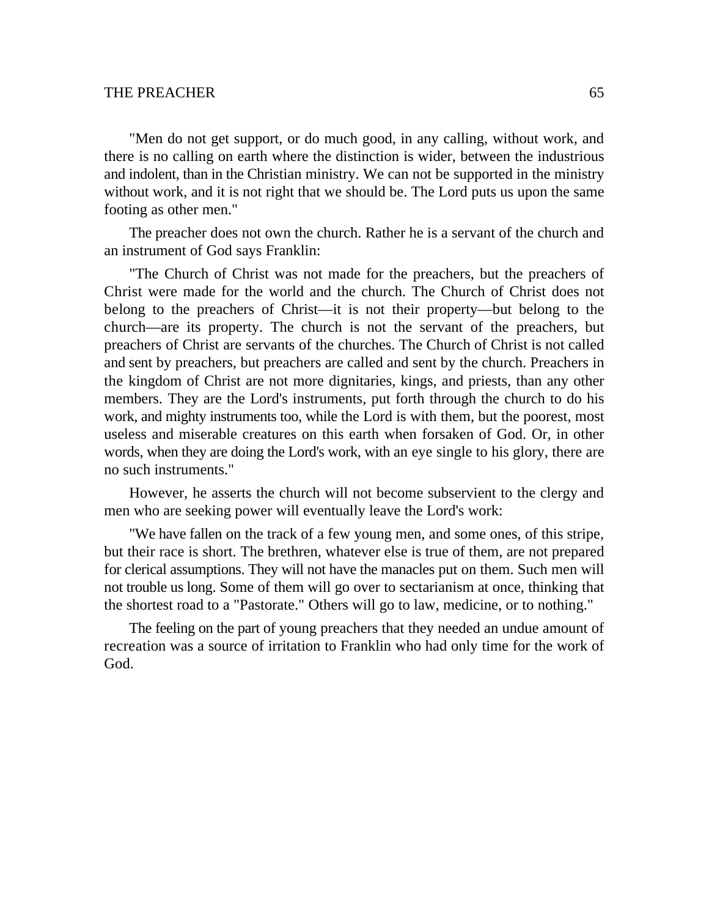"Men do not get support, or do much good, in any calling, without work, and there is no calling on earth where the distinction is wider, between the industrious and indolent, than in the Christian ministry. We can not be supported in the ministry without work, and it is not right that we should be. The Lord puts us upon the same footing as other men."

The preacher does not own the church. Rather he is a servant of the church and an instrument of God says Franklin:

"The Church of Christ was not made for the preachers, but the preachers of Christ were made for the world and the church. The Church of Christ does not belong to the preachers of Christ—it is not their property—but belong to the church—are its property. The church is not the servant of the preachers, but preachers of Christ are servants of the churches. The Church of Christ is not called and sent by preachers, but preachers are called and sent by the church. Preachers in the kingdom of Christ are not more dignitaries, kings, and priests, than any other members. They are the Lord's instruments, put forth through the church to do his work, and mighty instruments too, while the Lord is with them, but the poorest, most useless and miserable creatures on this earth when forsaken of God. Or, in other words, when they are doing the Lord's work, with an eye single to his glory, there are no such instruments."

However, he asserts the church will not become subservient to the clergy and men who are seeking power will eventually leave the Lord's work:

"We have fallen on the track of a few young men, and some ones, of this stripe, but their race is short. The brethren, whatever else is true of them, are not prepared for clerical assumptions. They will not have the manacles put on them. Such men will not trouble us long. Some of them will go over to sectarianism at once, thinking that the shortest road to a "Pastorate." Others will go to law, medicine, or to nothing."

The feeling on the part of young preachers that they needed an undue amount of recreation was a source of irritation to Franklin who had only time for the work of God.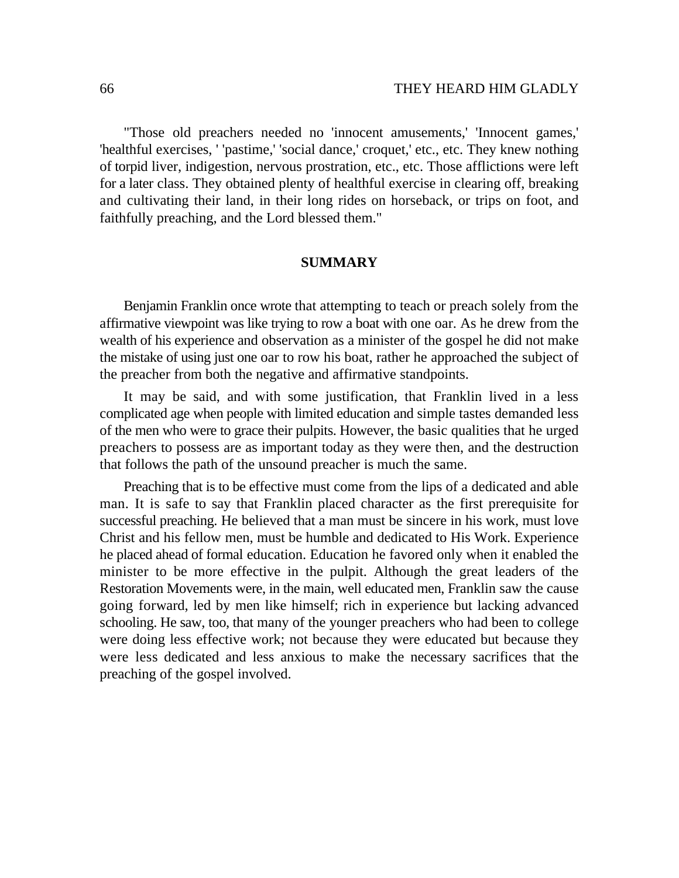"Those old preachers needed no 'innocent amusements,' 'Innocent games,' 'healthful exercises, ' 'pastime,' 'social dance,' croquet,' etc., etc. They knew nothing of torpid liver, indigestion, nervous prostration, etc., etc. Those afflictions were left for a later class. They obtained plenty of healthful exercise in clearing off, breaking and cultivating their land, in their long rides on horseback, or trips on foot, and faithfully preaching, and the Lord blessed them."

## SUMMARY

Benjamin Franklin once wrote that attempting to teach or preach solely from the affirmative viewpoint was like trying to row a boat with one oar. As he drew from the wealth of his experience and observation as a minister of the gospel he did not make the mistake of using just one oar to row his boat, rather he approached the subject of the preacher from both the negative and affirmative standpoints.

It may be said, and with some justification, that Franklin lived in a less complicated age when people with limited education and simple tastes demanded less of the men who were to grace their pulpits. However, the basic qualities that he urged preachers to possess are as important today as they were then, and the destruction that follows the path of the unsound preacher is much the same.

Preaching that is to be effective must come from the lips of a dedicated and able man. It is safe to say that Franklin placed character as the first prerequisite for successful preaching. He believed that a man must be sincere in his work, must love Christ and his fellow men, must be humble and dedicated to His Work. Experience he placed ahead of formal education. Education he favored only when it enabled the minister to be more effective in the pulpit. Although the great leaders of the Restoration Movements were, in the main, well educated men, Franklin saw the cause going forward, led by men like himself; rich in experience but lacking advanced schooling. He saw, too, that many of the younger preachers who had been to college were doing less effective work; not because they were educated but because they were less dedicated and less anxious to make the necessary sacrifices that the preaching of the gospel involved.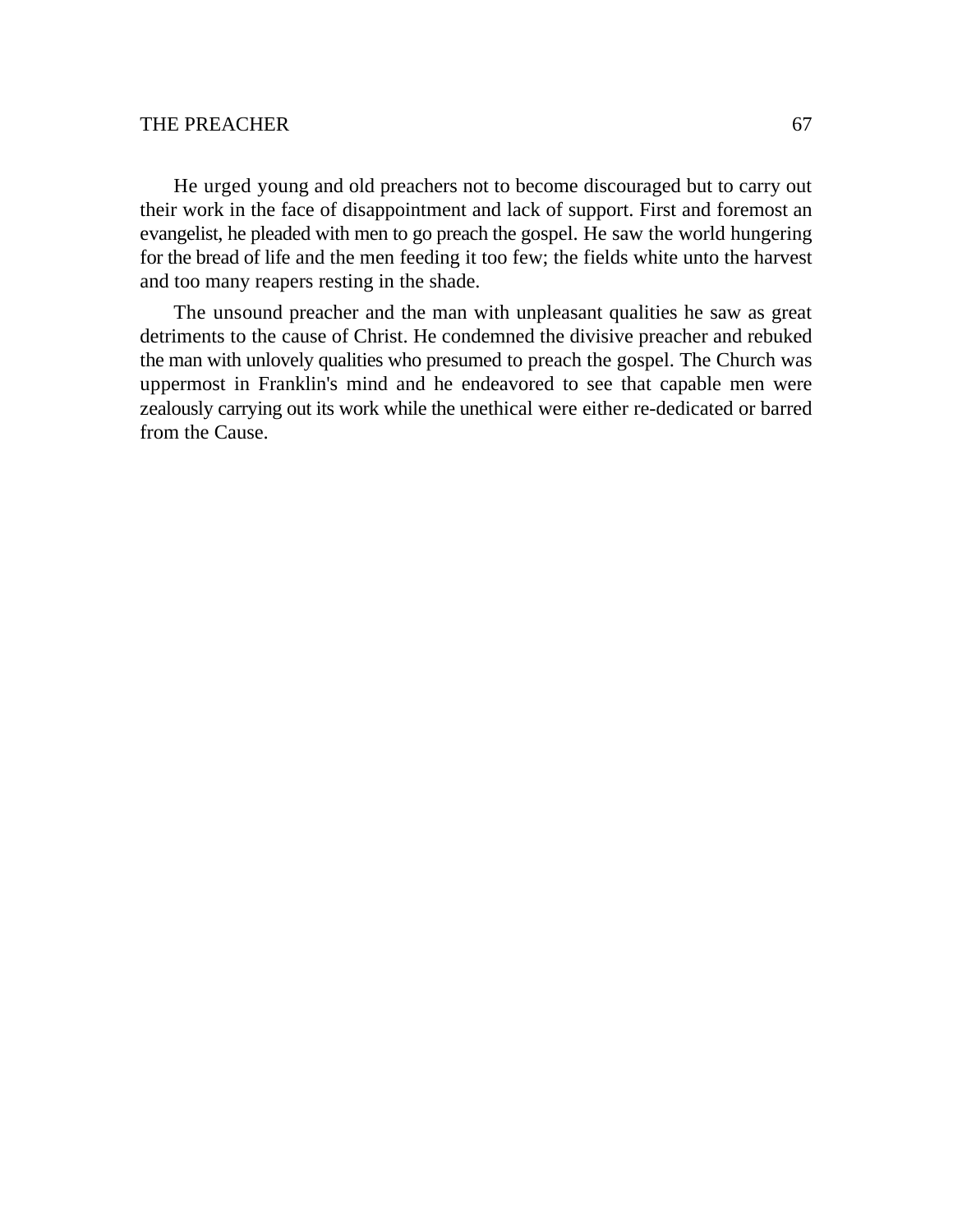He urged young and old preachers not to become discouraged but to carry out their work in the face of disappointment and lack of support. First and foremost an evangelist, he pleaded with men to go preach the gospel. He saw the world hungering for the bread of life and the men feeding it too few; the fields white unto the harvest and too many reapers resting in the shade.

The unsound preacher and the man with unpleasant qualities he saw as great detriments to the cause of Christ. He condemned the divisive preacher and rebuked the man with unlovely qualities who presumed to preach the gospel. The Church was uppermost in Franklin's mind and he endeavored to see that capable men were zealously carrying out its work while the unethical were either re-dedicated or barred from the Cause.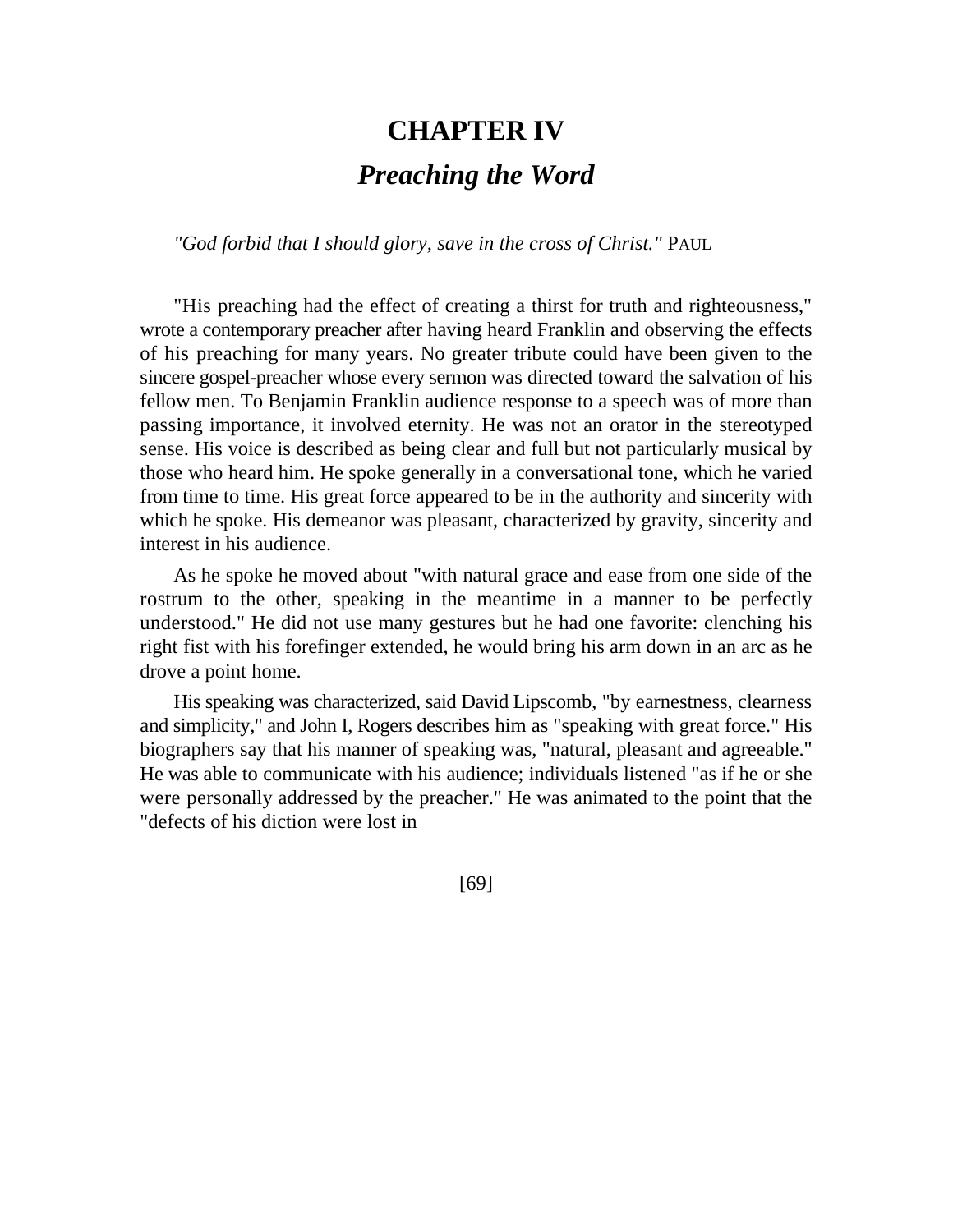# CHAPTER IV

## *Preaching the Word*

*"God forbid that I should glory, save in the cross of Christ."* PAUL

"His preaching had the effect of creating a thirst for truth and righteousness," wrote a contemporary preacher after having heard Franklin and observing the effects of his preaching for many years. No greater tribute could have been given to the sincere gospel-preacher whose every sermon was directed toward the salvation of his fellow men. To Benjamin Franklin audience response to a speech was of more than passing importance, it involved eternity. He was not an orator in the stereotyped sense. His voice is described as being clear and full but not particularly musical by those who heard him. He spoke generally in a conversational tone, which he varied from time to time. His great force appeared to be in the authority and sincerity with which he spoke. His demeanor was pleasant, characterized by gravity, sincerity and interest in his audience.

As he spoke he moved about "with natural grace and ease from one side of the rostrum to the other, speaking in the meantime in a manner to be perfectly understood." He did not use many gestures but he had one favorite: clenching his right fist with his forefinger extended, he would bring his arm down in an arc as he drove a point home.

His speaking was characterized, said David Lipscomb, "by earnestness, clearness and simplicity," and John I, Rogers describes him as "speaking with great force." His biographers say that his manner of speaking was, "natural, pleasant and agreeable." He was able to communicate with his audience; individuals listened "as if he or she were personally addressed by the preacher." He was animated to the point that the "defects of his diction were lost in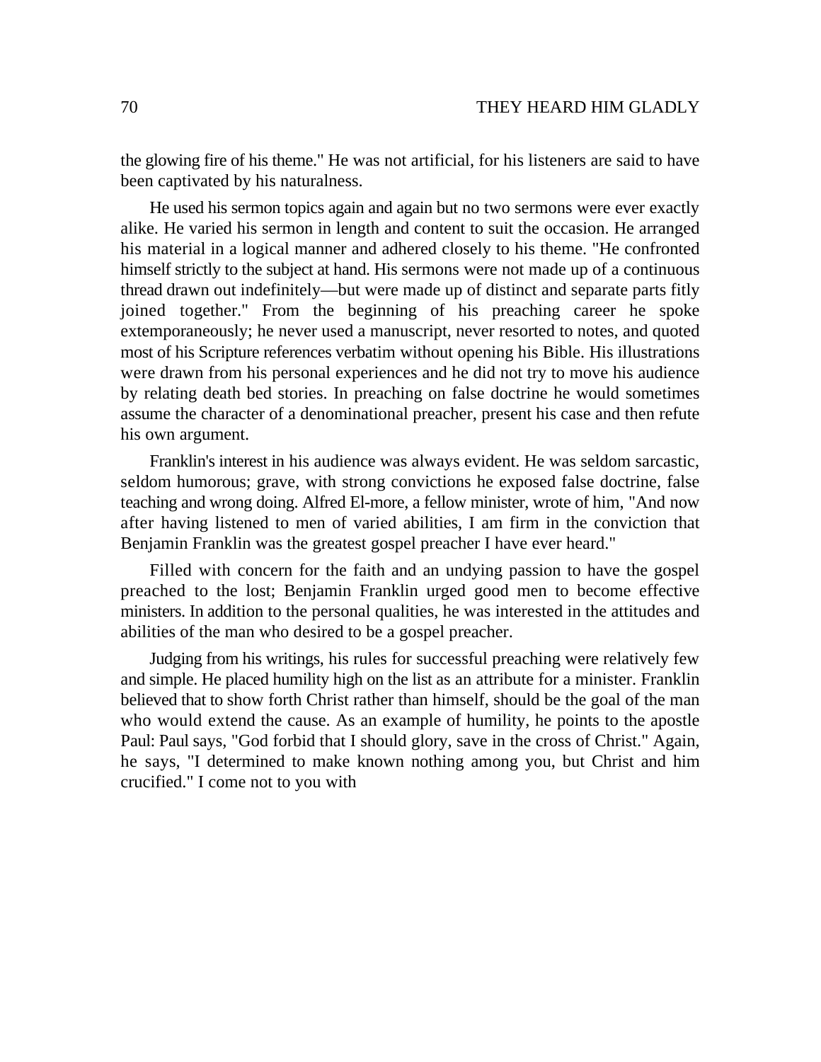the glowing fire of his theme." He was not artificial, for his listeners are said to have been captivated by his naturalness.

He used his sermon topics again and again but no two sermons were ever exactly alike. He varied his sermon in length and content to suit the occasion. He arranged his material in a logical manner and adhered closely to his theme. "He confronted himself strictly to the subject at hand. His sermons were not made up of a continuous thread drawn out indefinitely—but were made up of distinct and separate parts fitly joined together." From the beginning of his preaching career he spoke extemporaneously; he never used a manuscript, never resorted to notes, and quoted most of his Scripture references verbatim without opening his Bible. His illustrations were drawn from his personal experiences and he did not try to move his audience by relating death bed stories. In preaching on false doctrine he would sometimes assume the character of a denominational preacher, present his case and then refute his own argument.

Franklin's interest in his audience was always evident. He was seldom sarcastic, seldom humorous; grave, with strong convictions he exposed false doctrine, false teaching and wrong doing. Alfred El-more, a fellow minister, wrote of him, "And now after having listened to men of varied abilities, I am firm in the conviction that Benjamin Franklin was the greatest gospel preacher I have ever heard."

Filled with concern for the faith and an undying passion to have the gospel preached to the lost; Benjamin Franklin urged good men to become effective ministers. In addition to the personal qualities, he was interested in the attitudes and abilities of the man who desired to be a gospel preacher.

Judging from his writings, his rules for successful preaching were relatively few and simple. He placed humility high on the list as an attribute for a minister. Franklin believed that to show forth Christ rather than himself, should be the goal of the man who would extend the cause. As an example of humility, he points to the apostle Paul: Paul says, "God forbid that I should glory, save in the cross of Christ." Again, he says, "I determined to make known nothing among you, but Christ and him crucified." I come not to you with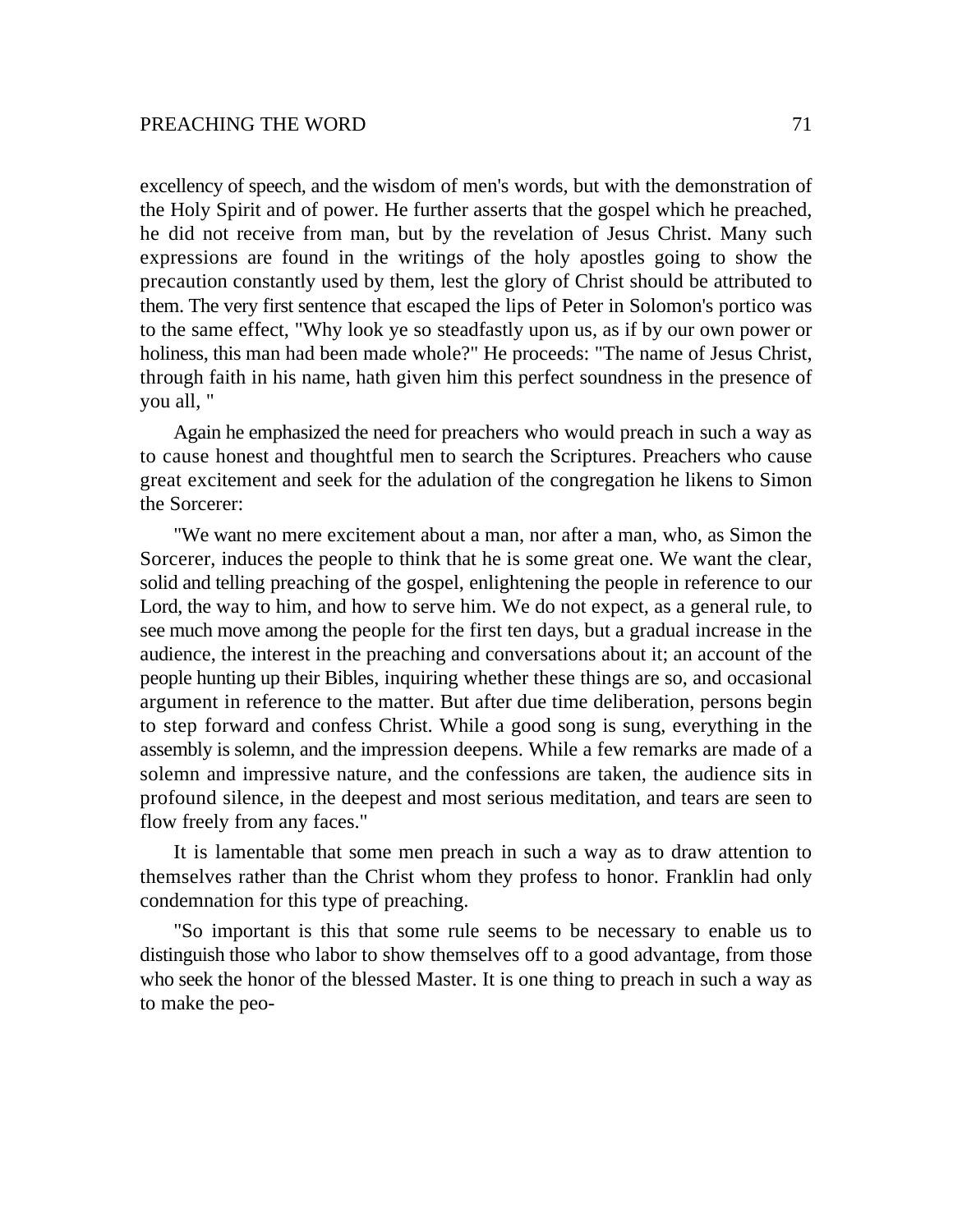excellency of speech, and the wisdom of men's words, but with the demonstration of the Holy Spirit and of power. He further asserts that the gospel which he preached, he did not receive from man, but by the revelation of Jesus Christ. Many such expressions are found in the writings of the holy apostles going to show the precaution constantly used by them, lest the glory of Christ should be attributed to them. The very first sentence that escaped the lips of Peter in Solomon's portico was to the same effect, "Why look ye so steadfastly upon us, as if by our own power or holiness, this man had been made whole?" He proceeds: "The name of Jesus Christ, through faith in his name, hath given him this perfect soundness in the presence of you all, "

Again he emphasized the need for preachers who would preach in such a way as to cause honest and thoughtful men to search the Scriptures. Preachers who cause great excitement and seek for the adulation of the congregation he likens to Simon the Sorcerer:

"We want no mere excitement about a man, nor after a man, who, as Simon the Sorcerer, induces the people to think that he is some great one. We want the clear, solid and telling preaching of the gospel, enlightening the people in reference to our Lord, the way to him, and how to serve him. We do not expect, as a general rule, to see much move among the people for the first ten days, but a gradual increase in the audience, the interest in the preaching and conversations about it; an account of the people hunting up their Bibles, inquiring whether these things are so, and occasional argument in reference to the matter. But after due time deliberation, persons begin to step forward and confess Christ. While a good song is sung, everything in the assembly is solemn, and the impression deepens. While a few remarks are made of a solemn and impressive nature, and the confessions are taken, the audience sits in profound silence, in the deepest and most serious meditation, and tears are seen to flow freely from any faces."

It is lamentable that some men preach in such a way as to draw attention to themselves rather than the Christ whom they profess to honor. Franklin had only condemnation for this type of preaching.

"So important is this that some rule seems to be necessary to enable us to distinguish those who labor to show themselves off to a good advantage, from those who seek the honor of the blessed Master. It is one thing to preach in such a way as to make the peo-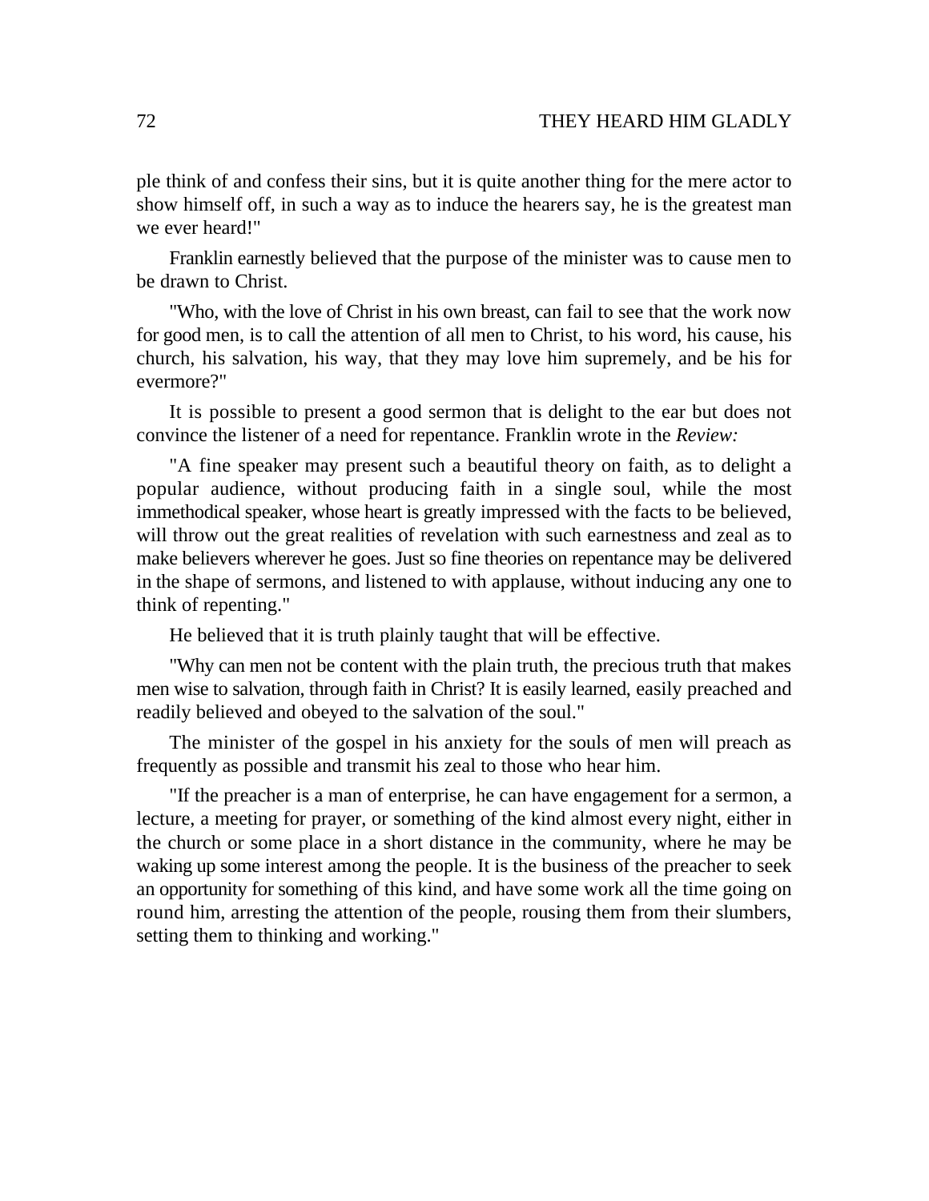ple think of and confess their sins, but it is quite another thing for the mere actor to show himself off, in such a way as to induce the hearers say, he is the greatest man we ever heard!"

Franklin earnestly believed that the purpose of the minister was to cause men to be drawn to Christ.

"Who, with the love of Christ in his own breast, can fail to see that the work now for good men, is to call the attention of all men to Christ, to his word, his cause, his church, his salvation, his way, that they may love him supremely, and be his for evermore?"

It is possible to present a good sermon that is delight to the ear but does not convince the listener of a need for repentance. Franklin wrote in the *Review:*

"A fine speaker may present such a beautiful theory on faith, as to delight a popular audience, without producing faith in a single soul, while the most immethodical speaker, whose heart is greatly impressed with the facts to be believed, will throw out the great realities of revelation with such earnestness and zeal as to make believers wherever he goes. Just so fine theories on repentance may be delivered in the shape of sermons, and listened to with applause, without inducing any one to think of repenting."

He believed that it is truth plainly taught that will be effective.

"Why can men not be content with the plain truth, the precious truth that makes men wise to salvation, through faith in Christ? It is easily learned, easily preached and readily believed and obeyed to the salvation of the soul."

The minister of the gospel in his anxiety for the souls of men will preach as frequently as possible and transmit his zeal to those who hear him.

"If the preacher is a man of enterprise, he can have engagement for a sermon, a lecture, a meeting for prayer, or something of the kind almost every night, either in the church or some place in a short distance in the community, where he may be waking up some interest among the people. It is the business of the preacher to seek an opportunity for something of this kind, and have some work all the time going on round him, arresting the attention of the people, rousing them from their slumbers, setting them to thinking and working."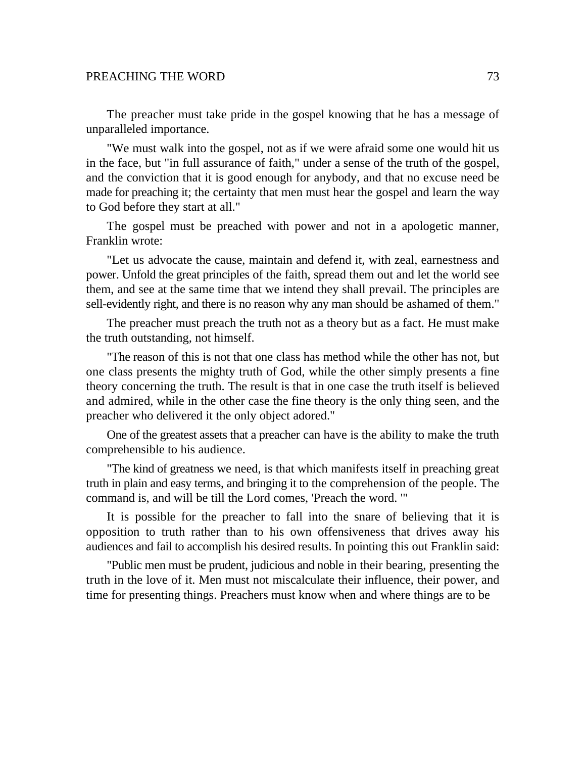The preacher must take pride in the gospel knowing that he has a message of unparalleled importance.

"We must walk into the gospel, not as if we were afraid some one would hit us in the face, but "in full assurance of faith," under a sense of the truth of the gospel, and the conviction that it is good enough for anybody, and that no excuse need be made for preaching it; the certainty that men must hear the gospel and learn the way to God before they start at all."

The gospel must be preached with power and not in a apologetic manner, Franklin wrote:

"Let us advocate the cause, maintain and defend it, with zeal, earnestness and power. Unfold the great principles of the faith, spread them out and let the world see them, and see at the same time that we intend they shall prevail. The principles are sell-evidently right, and there is no reason why any man should be ashamed of them."

The preacher must preach the truth not as a theory but as a fact. He must make the truth outstanding, not himself.

"The reason of this is not that one class has method while the other has not, but one class presents the mighty truth of God, while the other simply presents a fine theory concerning the truth. The result is that in one case the truth itself is believed and admired, while in the other case the fine theory is the only thing seen, and the preacher who delivered it the only object adored."

One of the greatest assets that a preacher can have is the ability to make the truth comprehensible to his audience.

"The kind of greatness we need, is that which manifests itself in preaching great truth in plain and easy terms, and bringing it to the comprehension of the people. The command is, and will be till the Lord comes, 'Preach the word. '"

It is possible for the preacher to fall into the snare of believing that it is opposition to truth rather than to his own offensiveness that drives away his audiences and fail to accomplish his desired results. In pointing this out Franklin said:

"Public men must be prudent, judicious and noble in their bearing, presenting the truth in the love of it. Men must not miscalculate their influence, their power, and time for presenting things. Preachers must know when and where things are to be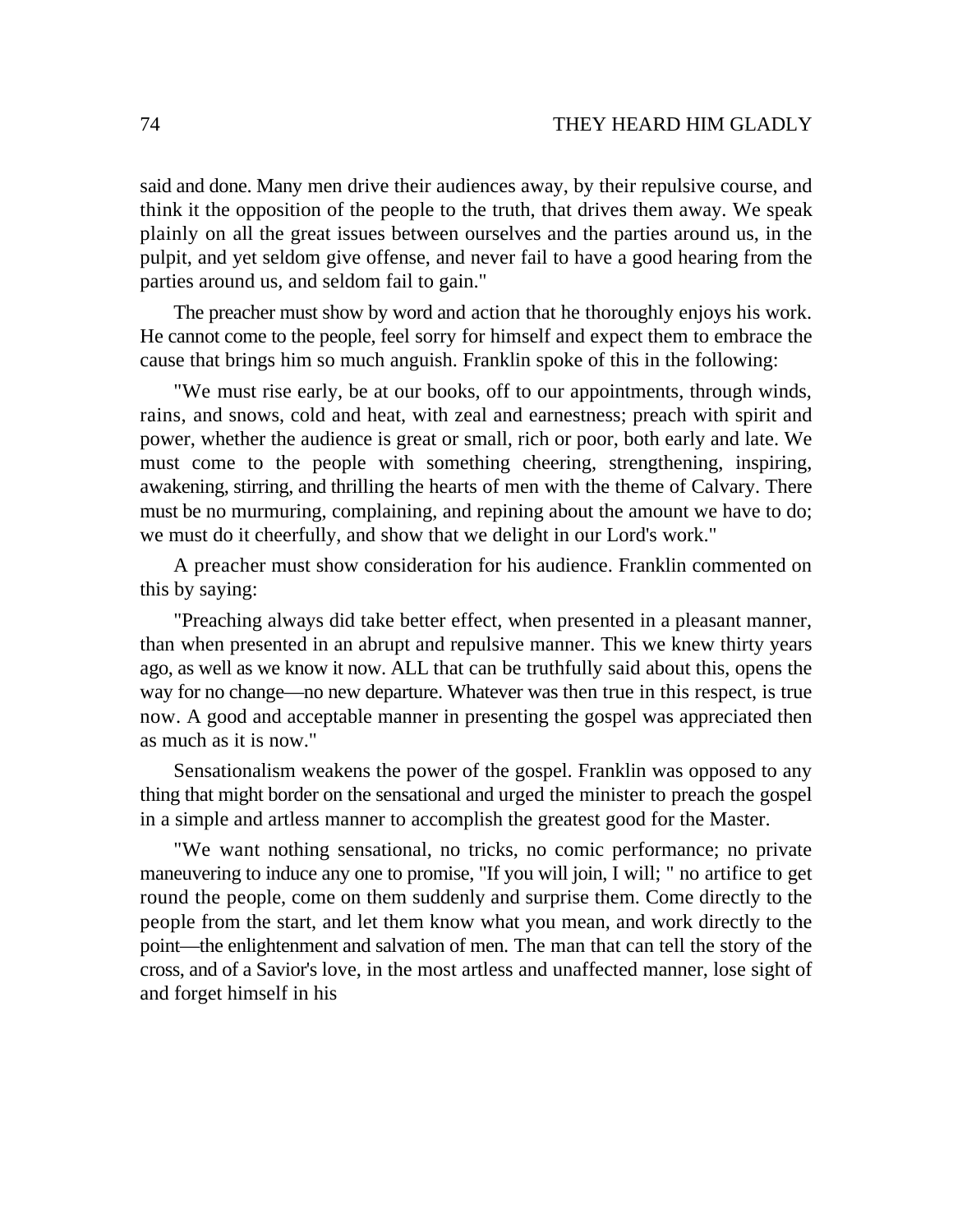said and done. Many men drive their audiences away, by their repulsive course, and think it the opposition of the people to the truth, that drives them away. We speak plainly on all the great issues between ourselves and the parties around us, in the pulpit, and yet seldom give offense, and never fail to have a good hearing from the parties around us, and seldom fail to gain."

The preacher must show by word and action that he thoroughly enjoys his work. He cannot come to the people, feel sorry for himself and expect them to embrace the cause that brings him so much anguish. Franklin spoke of this in the following:

"We must rise early, be at our books, off to our appointments, through winds, rains, and snows, cold and heat, with zeal and earnestness; preach with spirit and power, whether the audience is great or small, rich or poor, both early and late. We must come to the people with something cheering, strengthening, inspiring, awakening, stirring, and thrilling the hearts of men with the theme of Calvary. There must be no murmuring, complaining, and repining about the amount we have to do; we must do it cheerfully, and show that we delight in our Lord's work."

A preacher must show consideration for his audience. Franklin commented on this by saying:

"Preaching always did take better effect, when presented in a pleasant manner, than when presented in an abrupt and repulsive manner. This we knew thirty years ago, as well as we know it now. ALL that can be truthfully said about this, opens the way for no change—no new departure. Whatever was then true in this respect, is true now. A good and acceptable manner in presenting the gospel was appreciated then as much as it is now."

Sensationalism weakens the power of the gospel. Franklin was opposed to any thing that might border on the sensational and urged the minister to preach the gospel in a simple and artless manner to accomplish the greatest good for the Master.

"We want nothing sensational, no tricks, no comic performance; no private maneuvering to induce any one to promise, "If you will join, I will; " no artifice to get round the people, come on them suddenly and surprise them. Come directly to the people from the start, and let them know what you mean, and work directly to the point—the enlightenment and salvation of men. The man that can tell the story of the cross, and of a Savior's love, in the most artless and unaffected manner, lose sight of and forget himself in his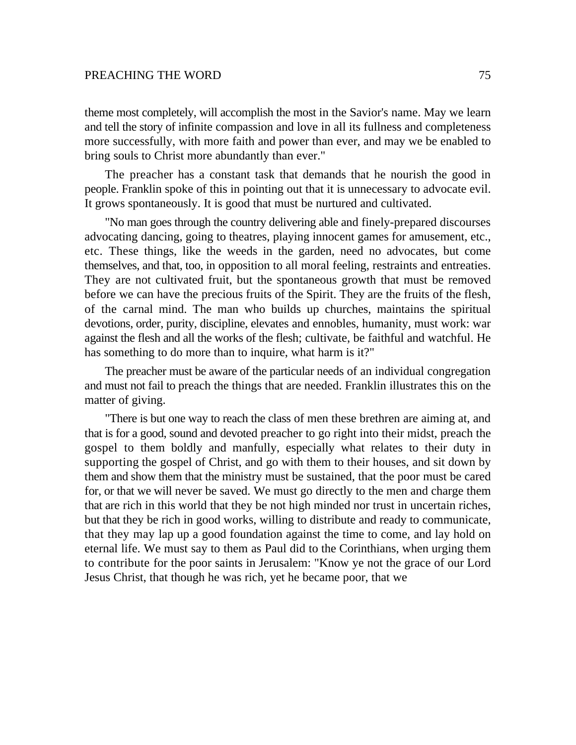theme most completely, will accomplish the most in the Savior's name. May we learn and tell the story of infinite compassion and love in all its fullness and completeness more successfully, with more faith and power than ever, and may we be enabled to bring souls to Christ more abundantly than ever."

The preacher has a constant task that demands that he nourish the good in people. Franklin spoke of this in pointing out that it is unnecessary to advocate evil. It grows spontaneously. It is good that must be nurtured and cultivated.

"No man goes through the country delivering able and finely-prepared discourses advocating dancing, going to theatres, playing innocent games for amusement, etc., etc. These things, like the weeds in the garden, need no advocates, but come themselves, and that, too, in opposition to all moral feeling, restraints and entreaties. They are not cultivated fruit, but the spontaneous growth that must be removed before we can have the precious fruits of the Spirit. They are the fruits of the flesh, of the carnal mind. The man who builds up churches, maintains the spiritual devotions, order, purity, discipline, elevates and ennobles, humanity, must work: war against the flesh and all the works of the flesh; cultivate, be faithful and watchful. He has something to do more than to inquire, what harm is it?"

The preacher must be aware of the particular needs of an individual congregation and must not fail to preach the things that are needed. Franklin illustrates this on the matter of giving.

"There is but one way to reach the class of men these brethren are aiming at, and that is for a good, sound and devoted preacher to go right into their midst, preach the gospel to them boldly and manfully, especially what relates to their duty in supporting the gospel of Christ, and go with them to their houses, and sit down by them and show them that the ministry must be sustained, that the poor must be cared for, or that we will never be saved. We must go directly to the men and charge them that are rich in this world that they be not high minded nor trust in uncertain riches, but that they be rich in good works, willing to distribute and ready to communicate, that they may lap up a good foundation against the time to come, and lay hold on eternal life. We must say to them as Paul did to the Corinthians, when urging them to contribute for the poor saints in Jerusalem: "Know ye not the grace of our Lord Jesus Christ, that though he was rich, yet he became poor, that we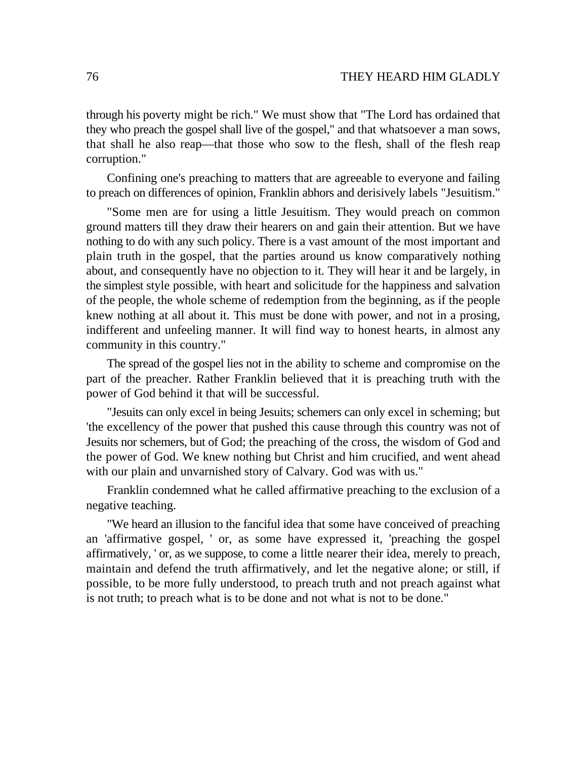through his poverty might be rich." We must show that "The Lord has ordained that they who preach the gospel shall live of the gospel," and that whatsoever a man sows, that shall he also reap—that those who sow to the flesh, shall of the flesh reap corruption."

Confining one's preaching to matters that are agreeable to everyone and failing to preach on differences of opinion, Franklin abhors and derisively labels "Jesuitism."

"Some men are for using a little Jesuitism. They would preach on common ground matters till they draw their hearers on and gain their attention. But we have nothing to do with any such policy. There is a vast amount of the most important and plain truth in the gospel, that the parties around us know comparatively nothing about, and consequently have no objection to it. They will hear it and be largely, in the simplest style possible, with heart and solicitude for the happiness and salvation of the people, the whole scheme of redemption from the beginning, as if the people knew nothing at all about it. This must be done with power, and not in a prosing, indifferent and unfeeling manner. It will find way to honest hearts, in almost any community in this country."

The spread of the gospel lies not in the ability to scheme and compromise on the part of the preacher. Rather Franklin believed that it is preaching truth with the power of God behind it that will be successful.

"Jesuits can only excel in being Jesuits; schemers can only excel in scheming; but 'the excellency of the power that pushed this cause through this country was not of Jesuits nor schemers, but of God; the preaching of the cross, the wisdom of God and the power of God. We knew nothing but Christ and him crucified, and went ahead with our plain and unvarnished story of Calvary. God was with us."

Franklin condemned what he called affirmative preaching to the exclusion of a negative teaching.

"We heard an illusion to the fanciful idea that some have conceived of preaching an 'affirmative gospel, ' or, as some have expressed it, 'preaching the gospel affirmatively, ' or, as we suppose, to come a little nearer their idea, merely to preach, maintain and defend the truth affirmatively, and let the negative alone; or still, if possible, to be more fully understood, to preach truth and not preach against what is not truth; to preach what is to be done and not what is not to be done."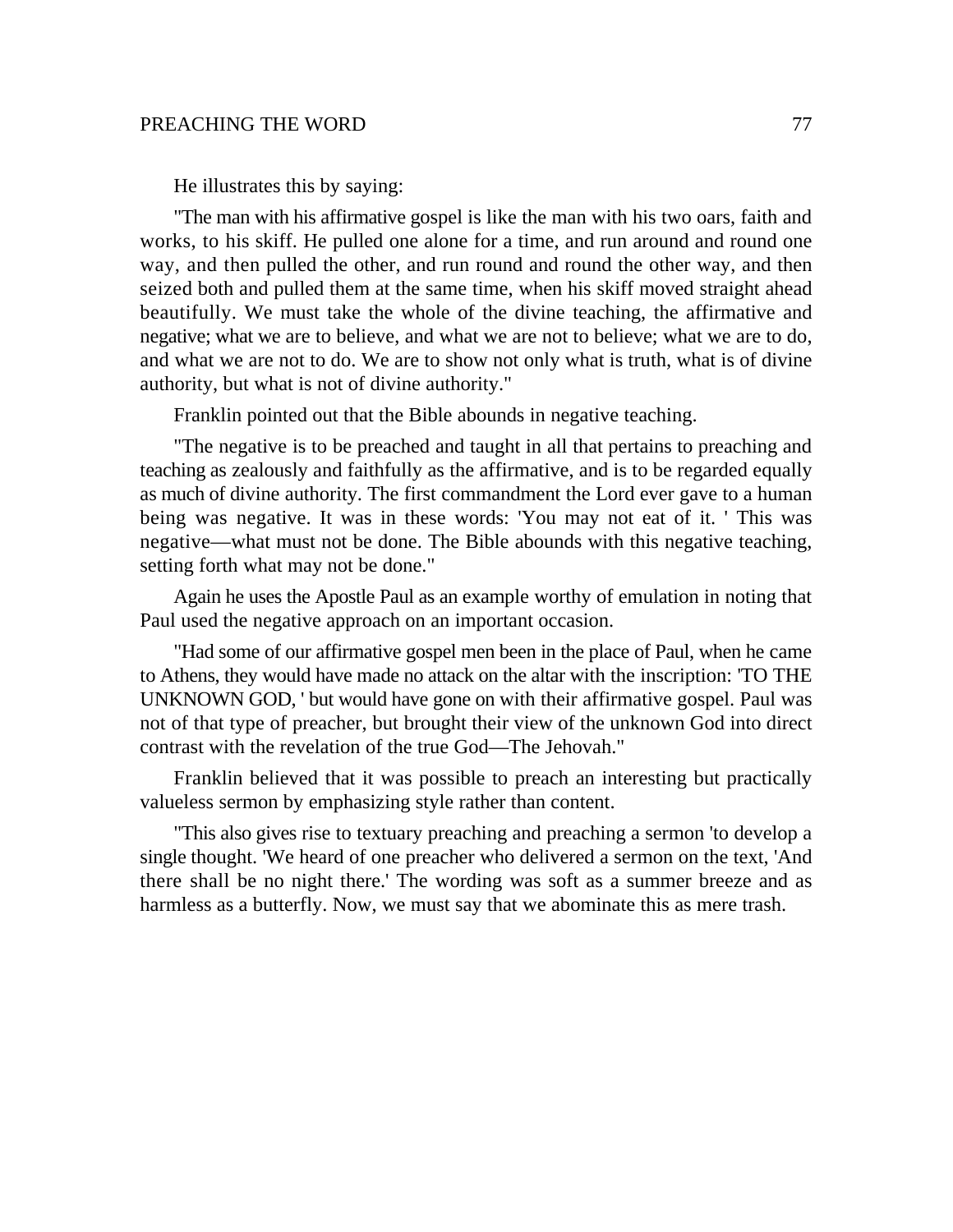He illustrates this by saying:

"The man with his affirmative gospel is like the man with his two oars, faith and works, to his skiff. He pulled one alone for a time, and run around and round one way, and then pulled the other, and run round and round the other way, and then seized both and pulled them at the same time, when his skiff moved straight ahead beautifully. We must take the whole of the divine teaching, the affirmative and negative; what we are to believe, and what we are not to believe; what we are to do, and what we are not to do. We are to show not only what is truth, what is of divine authority, but what is not of divine authority."

Franklin pointed out that the Bible abounds in negative teaching.

"The negative is to be preached and taught in all that pertains to preaching and teaching as zealously and faithfully as the affirmative, and is to be regarded equally as much of divine authority. The first commandment the Lord ever gave to a human being was negative. It was in these words: 'You may not eat of it. ' This was negative—what must not be done. The Bible abounds with this negative teaching, setting forth what may not be done."

Again he uses the Apostle Paul as an example worthy of emulation in noting that Paul used the negative approach on an important occasion.

"Had some of our affirmative gospel men been in the place of Paul, when he came to Athens, they would have made no attack on the altar with the inscription: 'TO THE UNKNOWN GOD, ' but would have gone on with their affirmative gospel. Paul was not of that type of preacher, but brought their view of the unknown God into direct contrast with the revelation of the true God—The Jehovah."

Franklin believed that it was possible to preach an interesting but practically valueless sermon by emphasizing style rather than content.

"This also gives rise to textuary preaching and preaching a sermon 'to develop a single thought. 'We heard of one preacher who delivered a sermon on the text, 'And there shall be no night there.' The wording was soft as a summer breeze and as harmless as a butterfly. Now, we must say that we abominate this as mere trash.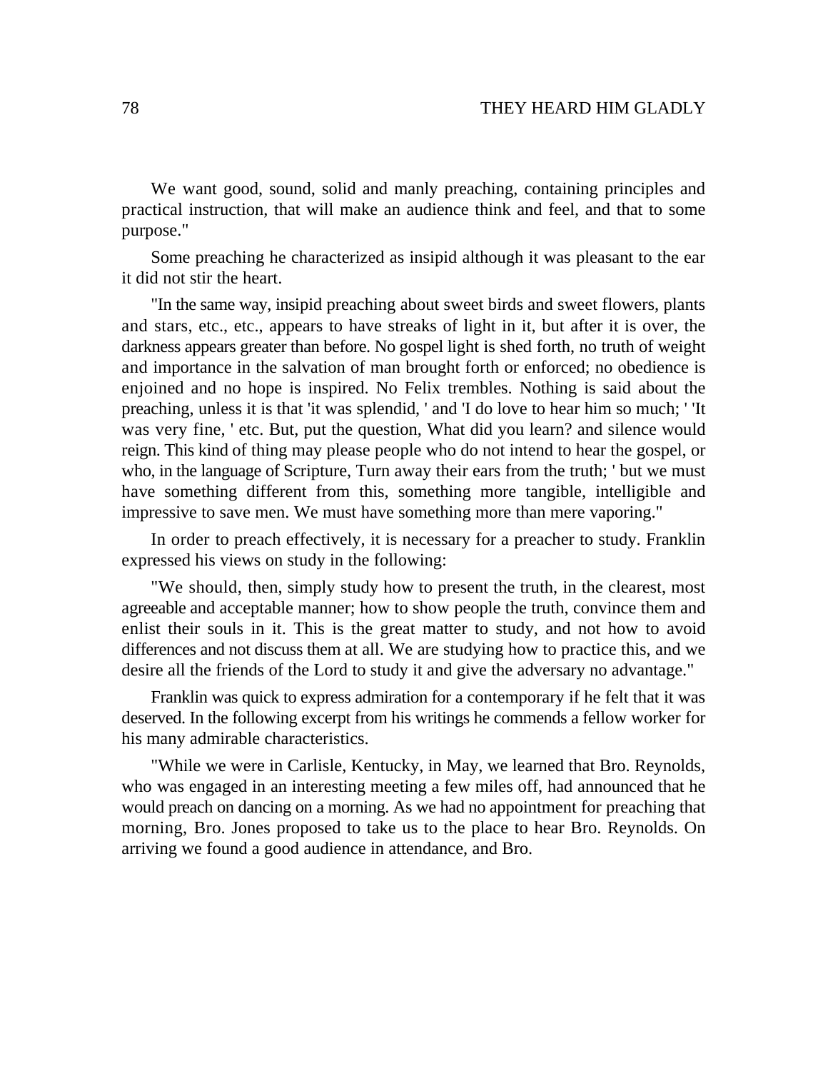We want good, sound, solid and manly preaching, containing principles and practical instruction, that will make an audience think and feel, and that to some purpose."

Some preaching he characterized as insipid although it was pleasant to the ear it did not stir the heart.

"In the same way, insipid preaching about sweet birds and sweet flowers, plants and stars, etc., etc., appears to have streaks of light in it, but after it is over, the darkness appears greater than before. No gospel light is shed forth, no truth of weight and importance in the salvation of man brought forth or enforced; no obedience is enjoined and no hope is inspired. No Felix trembles. Nothing is said about the preaching, unless it is that 'it was splendid, ' and 'I do love to hear him so much; ' 'It was very fine, ' etc. But, put the question, What did you learn? and silence would reign. This kind of thing may please people who do not intend to hear the gospel, or who, in the language of Scripture, Turn away their ears from the truth; ' but we must have something different from this, something more tangible, intelligible and impressive to save men. We must have something more than mere vaporing."

In order to preach effectively, it is necessary for a preacher to study. Franklin expressed his views on study in the following:

"We should, then, simply study how to present the truth, in the clearest, most agreeable and acceptable manner; how to show people the truth, convince them and enlist their souls in it. This is the great matter to study, and not how to avoid differences and not discuss them at all. We are studying how to practice this, and we desire all the friends of the Lord to study it and give the adversary no advantage."

Franklin was quick to express admiration for a contemporary if he felt that it was deserved. In the following excerpt from his writings he commends a fellow worker for his many admirable characteristics.

"While we were in Carlisle, Kentucky, in May, we learned that Bro. Reynolds, who was engaged in an interesting meeting a few miles off, had announced that he would preach on dancing on a morning. As we had no appointment for preaching that morning, Bro. Jones proposed to take us to the place to hear Bro. Reynolds. On arriving we found a good audience in attendance, and Bro.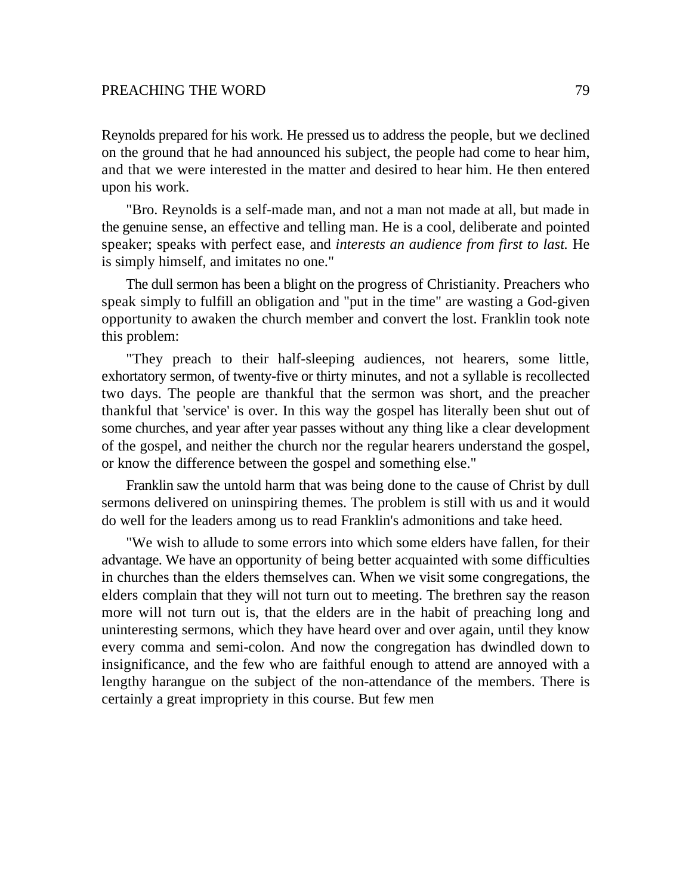Reynolds prepared for his work. He pressed us to address the people, but we declined on the ground that he had announced his subject, the people had come to hear him, and that we were interested in the matter and desired to hear him. He then entered upon his work.

"Bro. Reynolds is a self-made man, and not a man not made at all, but made in the genuine sense, an effective and telling man. He is a cool, deliberate and pointed speaker; speaks with perfect ease, and *interests an audience from first to last.* He is simply himself, and imitates no one."

The dull sermon has been a blight on the progress of Christianity. Preachers who speak simply to fulfill an obligation and "put in the time" are wasting a God-given opportunity to awaken the church member and convert the lost. Franklin took note this problem:

"They preach to their half-sleeping audiences, not hearers, some little, exhortatory sermon, of twenty-five or thirty minutes, and not a syllable is recollected two days. The people are thankful that the sermon was short, and the preacher thankful that 'service' is over. In this way the gospel has literally been shut out of some churches, and year after year passes without any thing like a clear development of the gospel, and neither the church nor the regular hearers understand the gospel, or know the difference between the gospel and something else."

Franklin saw the untold harm that was being done to the cause of Christ by dull sermons delivered on uninspiring themes. The problem is still with us and it would do well for the leaders among us to read Franklin's admonitions and take heed.

"We wish to allude to some errors into which some elders have fallen, for their advantage. We have an opportunity of being better acquainted with some difficulties in churches than the elders themselves can. When we visit some congregations, the elders complain that they will not turn out to meeting. The brethren say the reason more will not turn out is, that the elders are in the habit of preaching long and uninteresting sermons, which they have heard over and over again, until they know every comma and semi-colon. And now the congregation has dwindled down to insignificance, and the few who are faithful enough to attend are annoyed with a lengthy harangue on the subject of the non-attendance of the members. There is certainly a great impropriety in this course. But few men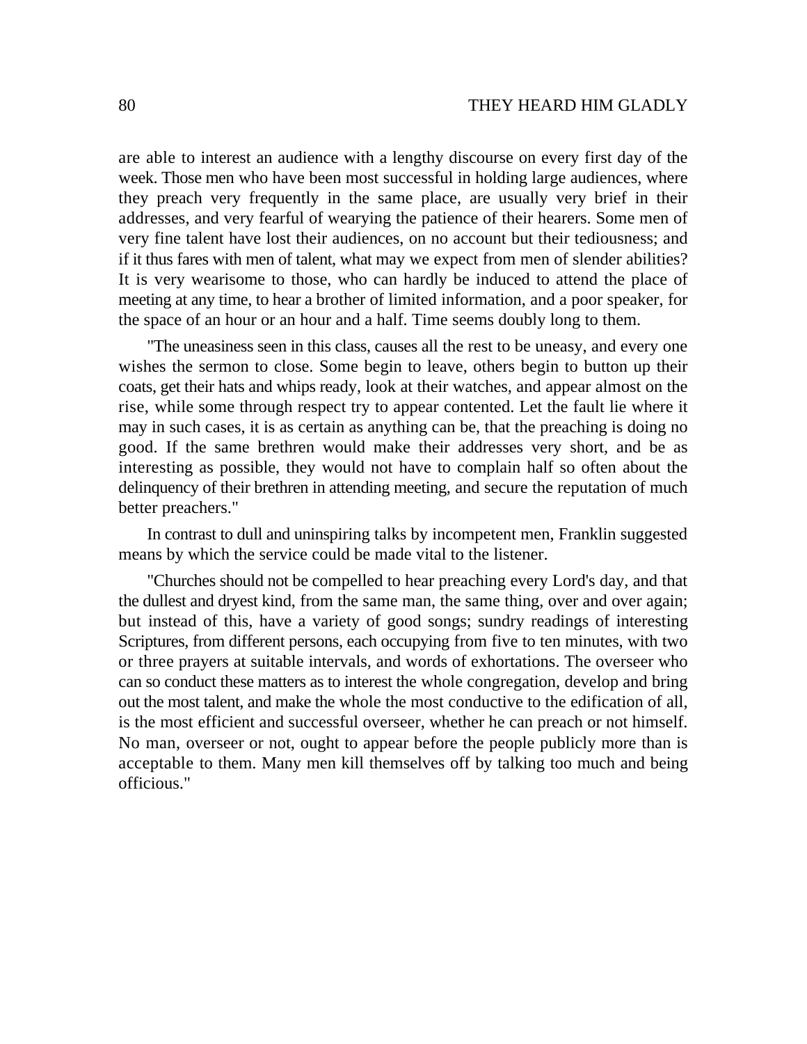are able to interest an audience with a lengthy discourse on every first day of the week. Those men who have been most successful in holding large audiences, where they preach very frequently in the same place, are usually very brief in their addresses, and very fearful of wearying the patience of their hearers. Some men of very fine talent have lost their audiences, on no account but their tediousness; and if it thus fares with men of talent, what may we expect from men of slender abilities? It is very wearisome to those, who can hardly be induced to attend the place of meeting at any time, to hear a brother of limited information, and a poor speaker, for the space of an hour or an hour and a half. Time seems doubly long to them.

"The uneasiness seen in this class, causes all the rest to be uneasy, and every one wishes the sermon to close. Some begin to leave, others begin to button up their coats, get their hats and whips ready, look at their watches, and appear almost on the rise, while some through respect try to appear contented. Let the fault lie where it may in such cases, it is as certain as anything can be, that the preaching is doing no good. If the same brethren would make their addresses very short, and be as interesting as possible, they would not have to complain half so often about the delinquency of their brethren in attending meeting, and secure the reputation of much better preachers."

In contrast to dull and uninspiring talks by incompetent men, Franklin suggested means by which the service could be made vital to the listener.

"Churches should not be compelled to hear preaching every Lord's day, and that the dullest and dryest kind, from the same man, the same thing, over and over again; but instead of this, have a variety of good songs; sundry readings of interesting Scriptures, from different persons, each occupying from five to ten minutes, with two or three prayers at suitable intervals, and words of exhortations. The overseer who can so conduct these matters as to interest the whole congregation, develop and bring out the most talent, and make the whole the most conductive to the edification of all, is the most efficient and successful overseer, whether he can preach or not himself. No man, overseer or not, ought to appear before the people publicly more than is acceptable to them. Many men kill themselves off by talking too much and being officious."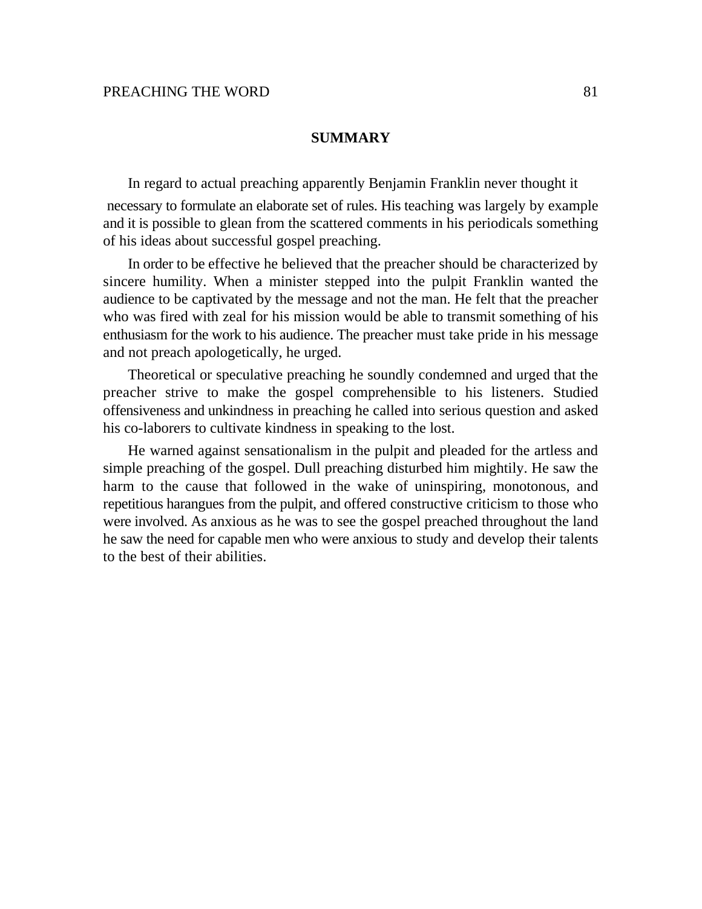## SUMMARY

In regard to actual preaching apparently Benjamin Franklin never thought it necessary to formulate an elaborate set of rules. His teaching was largely by example and it is possible to glean from the scattered comments in his periodicals something of his ideas about successful gospel preaching.

In order to be effective he believed that the preacher should be characterized by sincere humility. When a minister stepped into the pulpit Franklin wanted the audience to be captivated by the message and not the man. He felt that the preacher who was fired with zeal for his mission would be able to transmit something of his enthusiasm for the work to his audience. The preacher must take pride in his message and not preach apologetically, he urged.

Theoretical or speculative preaching he soundly condemned and urged that the preacher strive to make the gospel comprehensible to his listeners. Studied offensiveness and unkindness in preaching he called into serious question and asked his co-laborers to cultivate kindness in speaking to the lost.

He warned against sensationalism in the pulpit and pleaded for the artless and simple preaching of the gospel. Dull preaching disturbed him mightily. He saw the harm to the cause that followed in the wake of uninspiring, monotonous, and repetitious harangues from the pulpit, and offered constructive criticism to those who were involved. As anxious as he was to see the gospel preached throughout the land he saw the need for capable men who were anxious to study and develop their talents to the best of their abilities.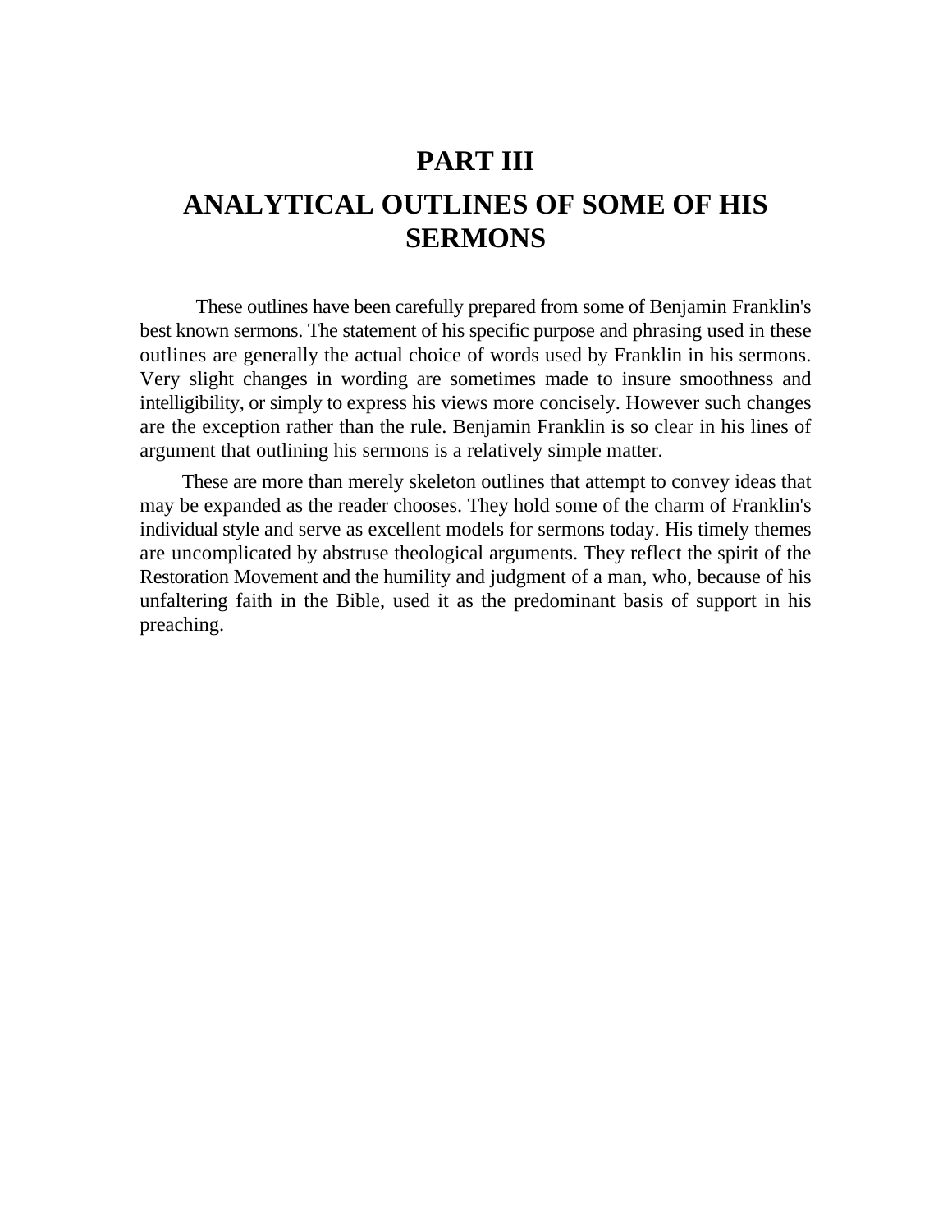# PART III

# ANALYTICAL OUTLINES OF SOME OF HIS SERMONS

These outlines have been carefully prepared from some of Benjamin Franklin's best known sermons. The statement of his specific purpose and phrasing used in these outlines are generally the actual choice of words used by Franklin in his sermons. Very slight changes in wording are sometimes made to insure smoothness and intelligibility, or simply to express his views more concisely. However such changes are the exception rather than the rule. Benjamin Franklin is so clear in his lines of argument that outlining his sermons is a relatively simple matter.

These are more than merely skeleton outlines that attempt to convey ideas that may be expanded as the reader chooses. They hold some of the charm of Franklin's individual style and serve as excellent models for sermons today. His timely themes are uncomplicated by abstruse theological arguments. They reflect the spirit of the Restoration Movement and the humility and judgment of a man, who, because of his unfaltering faith in the Bible, used it as the predominant basis of support in his preaching.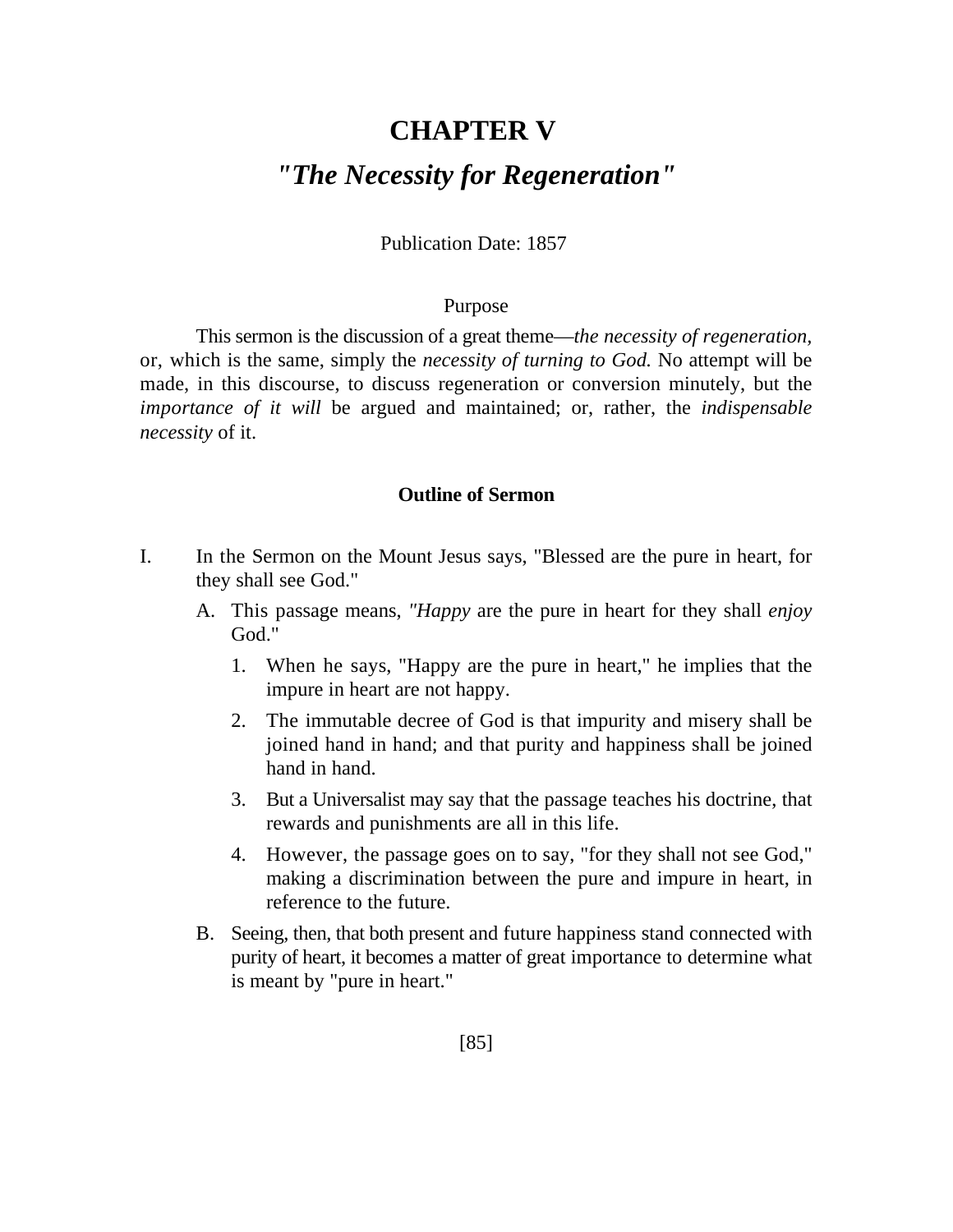# CHAPTER V

## *"The Necessity for Regeneration"*

Publication Date: 1857

Purpose

This sermon is the discussion of a great theme—*the necessity of regeneration*, or, which is the same, simply the *necessity of turning to God.* No attempt will be made, in this discourse, to discuss regeneration or conversion minutely, but the *importance of it will* be argued and maintained; or, rather, the *indispensable necessity* of it.

### Outline of Sermon

I. In the Sermon on the Mount Jesus says, "Blessed are the pure in heart, for they shall see God."

   A. This passage means, *"Happy* are the pure in heart for they shall *enjoy* God."

      1. When he says, "Happy are the pure in heart," he implies that the impure in heart are not happy.

      2. The immutable decree of God is that impurity and misery shall be joined hand in hand; and that purity and happiness shall be joined hand in hand.

      3. But a Universalist may say that the passage teaches his doctrine, that rewards and punishments are all in this life.

      4. However, the passage goes on to say, "for they shall not see God," making a discrimination between the pure and impure in heart, in reference to the future.

   B. Seeing, then, that both present and future happiness stand connected with purity of heart, it becomes a matter of great importance to determine what is meant by "pure in heart."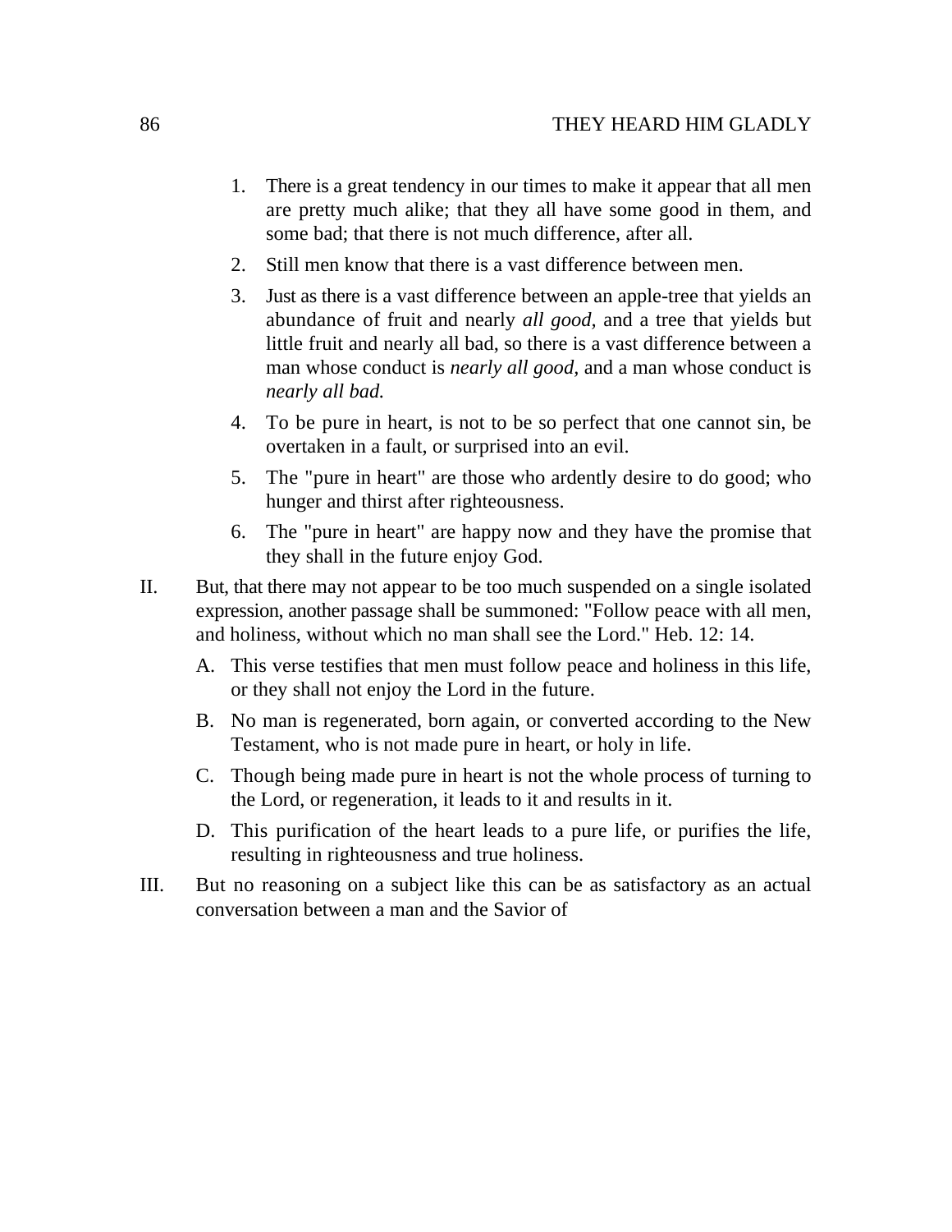1. There is a great tendency in our times to make it appear that all men are pretty much alike; that they all have some good in them, and some bad; that there is not much difference, after all.
2. Still men know that there is a vast difference between men.
3. Just as there is a vast difference between an apple-tree that yields an abundance of fruit and nearly *all good,* and a tree that yields but little fruit and nearly all bad, so there is a vast difference between a man whose conduct is *nearly all good,* and a man whose conduct is *nearly all bad.*
4. To be pure in heart, is not to be so perfect that one cannot sin, be overtaken in a fault, or surprised into an evil.
5. The "pure in heart" are those who ardently desire to do good; who hunger and thirst after righteousness.
6. The "pure in heart" are happy now and they have the promise that they shall in the future enjoy God.

II. But, that there may not appear to be too much suspended on a single isolated expression, another passage shall be summoned: "Follow peace with all men, and holiness, without which no man shall see the Lord." Heb. 12: 14.

   A. This verse testifies that men must follow peace and holiness in this life, or they shall not enjoy the Lord in the future.

   B. No man is regenerated, born again, or converted according to the New Testament, who is not made pure in heart, or holy in life.

   C. Though being made pure in heart is not the whole process of turning to the Lord, or regeneration, it leads to it and results in it.

   D. This purification of the heart leads to a pure life, or purifies the life, resulting in righteousness and true holiness.

III. But no reasoning on a subject like this can be as satisfactory as an actual conversation between a man and the Savior of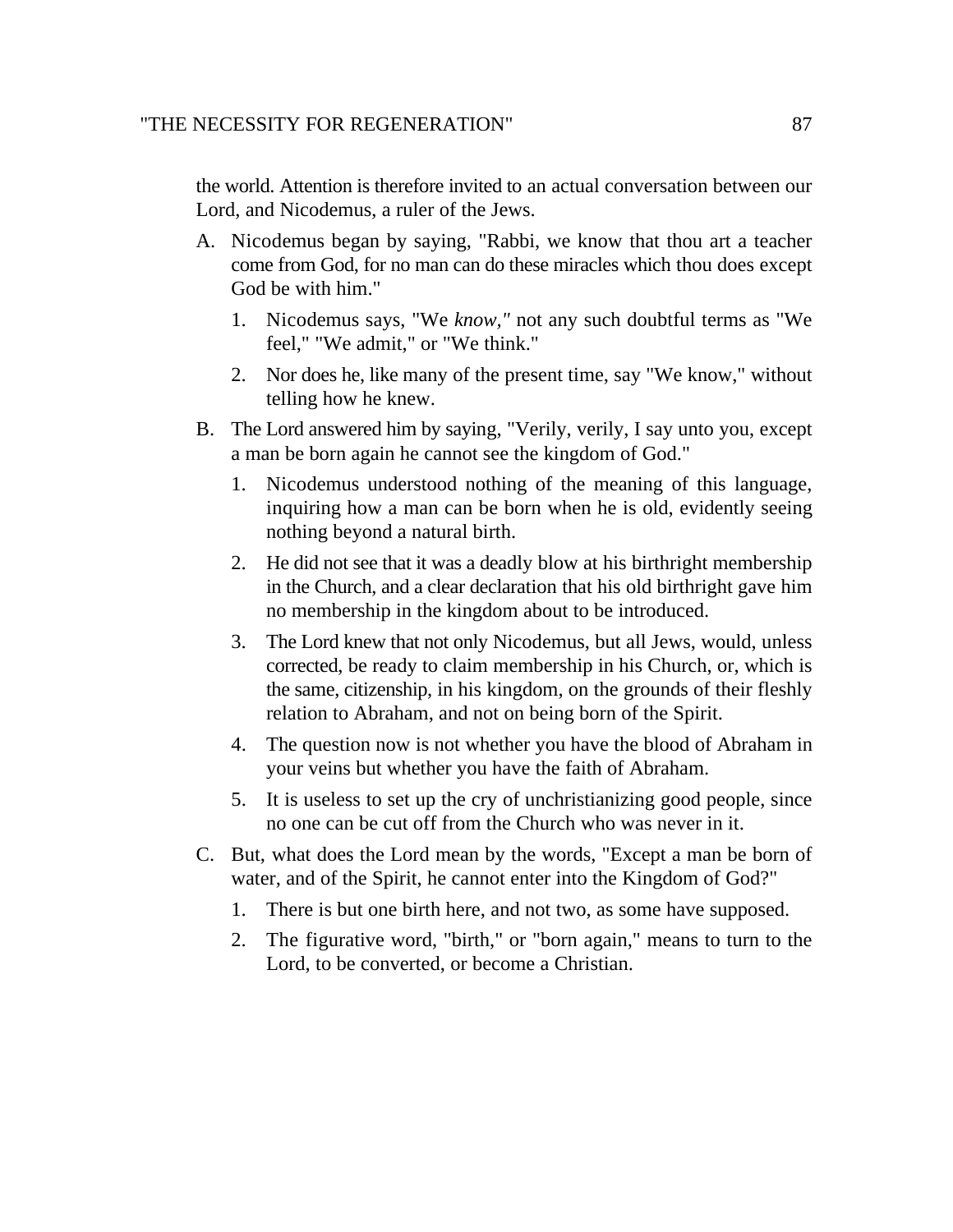the world. Attention is therefore invited to an actual conversation between our Lord, and Nicodemus, a ruler of the Jews.

A. Nicodemus began by saying, "Rabbi, we know that thou art a teacher come from God, for no man can do these miracles which thou does except God be with him."

   1. Nicodemus says, "We *know,"* not any such doubtful terms as "We feel," "We admit," or "We think."

   2. Nor does he, like many of the present time, say "We know," without telling how he knew.

B. The Lord answered him by saying, "Verily, verily, I say unto you, except a man be born again he cannot see the kingdom of God."

   1. Nicodemus understood nothing of the meaning of this language, inquiring how a man can be born when he is old, evidently seeing nothing beyond a natural birth.

   2. He did not see that it was a deadly blow at his birthright membership in the Church, and a clear declaration that his old birthright gave him no membership in the kingdom about to be introduced.

   3. The Lord knew that not only Nicodemus, but all Jews, would, unless corrected, be ready to claim membership in his Church, or, which is the same, citizenship, in his kingdom, on the grounds of their fleshly relation to Abraham, and not on being born of the Spirit.

   4. The question now is not whether you have the blood of Abraham in your veins but whether you have the faith of Abraham.

   5. It is useless to set up the cry of unchristianizing good people, since no one can be cut off from the Church who was never in it.

C. But, what does the Lord mean by the words, "Except a man be born of water, and of the Spirit, he cannot enter into the Kingdom of God?"

   1. There is but one birth here, and not two, as some have supposed.

   2. The figurative word, "birth," or "born again," means to turn to the Lord, to be converted, or become a Christian.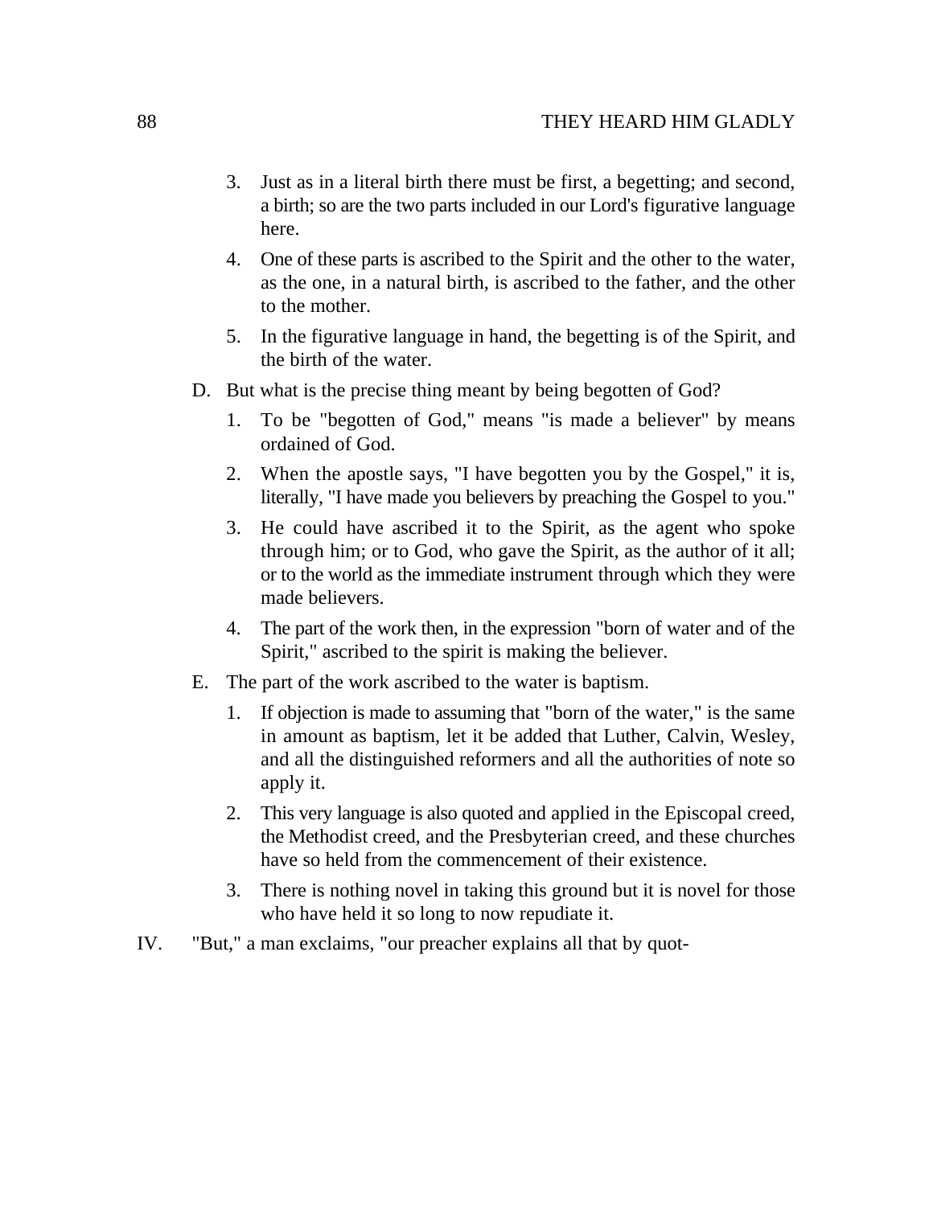3. Just as in a literal birth there must be first, a begetting; and second, a birth; so are the two parts included in our Lord's figurative language here.

4. One of these parts is ascribed to the Spirit and the other to the water, as the one, in a natural birth, is ascribed to the father, and the other to the mother.

5. In the figurative language in hand, the begetting is of the Spirit, and the birth of the water.

D. But what is the precise thing meant by being begotten of God?

1. To be "begotten of God," means "is made a believer" by means ordained of God.

2. When the apostle says, "I have begotten you by the Gospel," it is, literally, "I have made you believers by preaching the Gospel to you."

3. He could have ascribed it to the Spirit, as the agent who spoke through him; or to God, who gave the Spirit, as the author of it all; or to the world as the immediate instrument through which they were made believers.

4. The part of the work then, in the expression "born of water and of the Spirit," ascribed to the spirit is making the believer.

E. The part of the work ascribed to the water is baptism.

1. If objection is made to assuming that "born of the water," is the same in amount as baptism, let it be added that Luther, Calvin, Wesley, and all the distinguished reformers and all the authorities of note so apply it.

2. This very language is also quoted and applied in the Episcopal creed, the Methodist creed, and the Presbyterian creed, and these churches have so held from the commencement of their existence.

3. There is nothing novel in taking this ground but it is novel for those who have held it so long to now repudiate it.

IV. "But," a man exclaims, "our preacher explains all that by quot-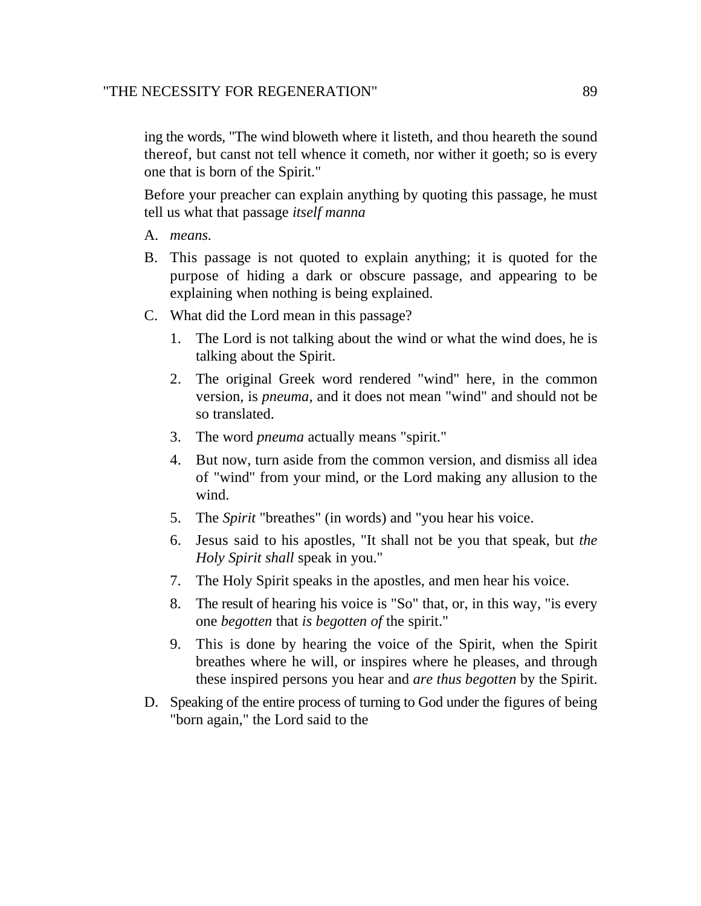ing the words, "The wind bloweth where it listeth, and thou heareth the sound thereof, but canst not tell whence it cometh, nor wither it goeth; so is every one that is born of the Spirit."

Before your preacher can explain anything by quoting this passage, he must tell us what that passage *itself manna*

A. *means.*

B. This passage is not quoted to explain anything; it is quoted for the purpose of hiding a dark or obscure passage, and appearing to be explaining when nothing is being explained.

C. What did the Lord mean in this passage?

   1. The Lord is not talking about the wind or what the wind does, he is talking about the Spirit.
   2. The original Greek word rendered "wind" here, in the common version, is *pneuma*, and it does not mean "wind" and should not be so translated.
   3. The word *pneuma* actually means "spirit."
   4. But now, turn aside from the common version, and dismiss all idea of "wind" from your mind, or the Lord making any allusion to the wind.
   5. The *Spirit* "breathes" (in words) and "you hear his voice.
   6. Jesus said to his apostles, "It shall not be you that speak, but *the Holy Spirit shall* speak in you."
   7. The Holy Spirit speaks in the apostles, and men hear his voice.
   8. The result of hearing his voice is "So" that, or, in this way, "is every one *begotten* that *is begotten of* the spirit."
   9. This is done by hearing the voice of the Spirit, when the Spirit breathes where he will, or inspires where he pleases, and through these inspired persons you hear and *are thus begotten* by the Spirit.

D. Speaking of the entire process of turning to God under the figures of being "born again," the Lord said to the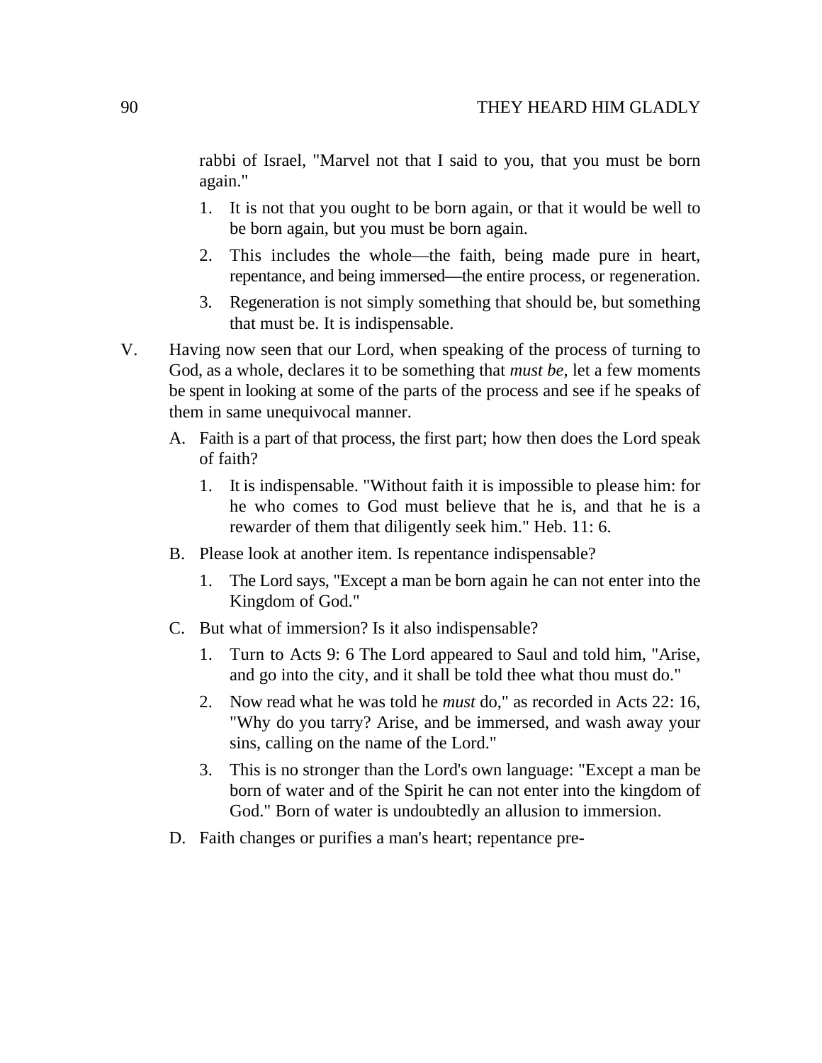rabbi of Israel, "Marvel not that I said to you, that you must be born again."

1. It is not that you ought to be born again, or that it would be well to be born again, but you must be born again.
2. This includes the whole—the faith, being made pure in heart, repentance, and being immersed—the entire process, or regeneration.
3. Regeneration is not simply something that should be, but something that must be. It is indispensable.

V. Having now seen that our Lord, when speaking of the process of turning to God, as a whole, declares it to be something that *must be,* let a few moments be spent in looking at some of the parts of the process and see if he speaks of them in same unequivocal manner.

A. Faith is a part of that process, the first part; how then does the Lord speak of faith?

1. It is indispensable. "Without faith it is impossible to please him: for he who comes to God must believe that he is, and that he is a rewarder of them that diligently seek him." Heb. 11: 6.

B. Please look at another item. Is repentance indispensable?

1. The Lord says, "Except a man be born again he can not enter into the Kingdom of God."

C. But what of immersion? Is it also indispensable?

1. Turn to Acts 9: 6 The Lord appeared to Saul and told him, "Arise, and go into the city, and it shall be told thee what thou must do."
2. Now read what he was told he *must* do," as recorded in Acts 22: 16, "Why do you tarry? Arise, and be immersed, and wash away your sins, calling on the name of the Lord."
3. This is no stronger than the Lord's own language: "Except a man be born of water and of the Spirit he can not enter into the kingdom of God." Born of water is undoubtedly an allusion to immersion.

D. Faith changes or purifies a man's heart; repentance pre-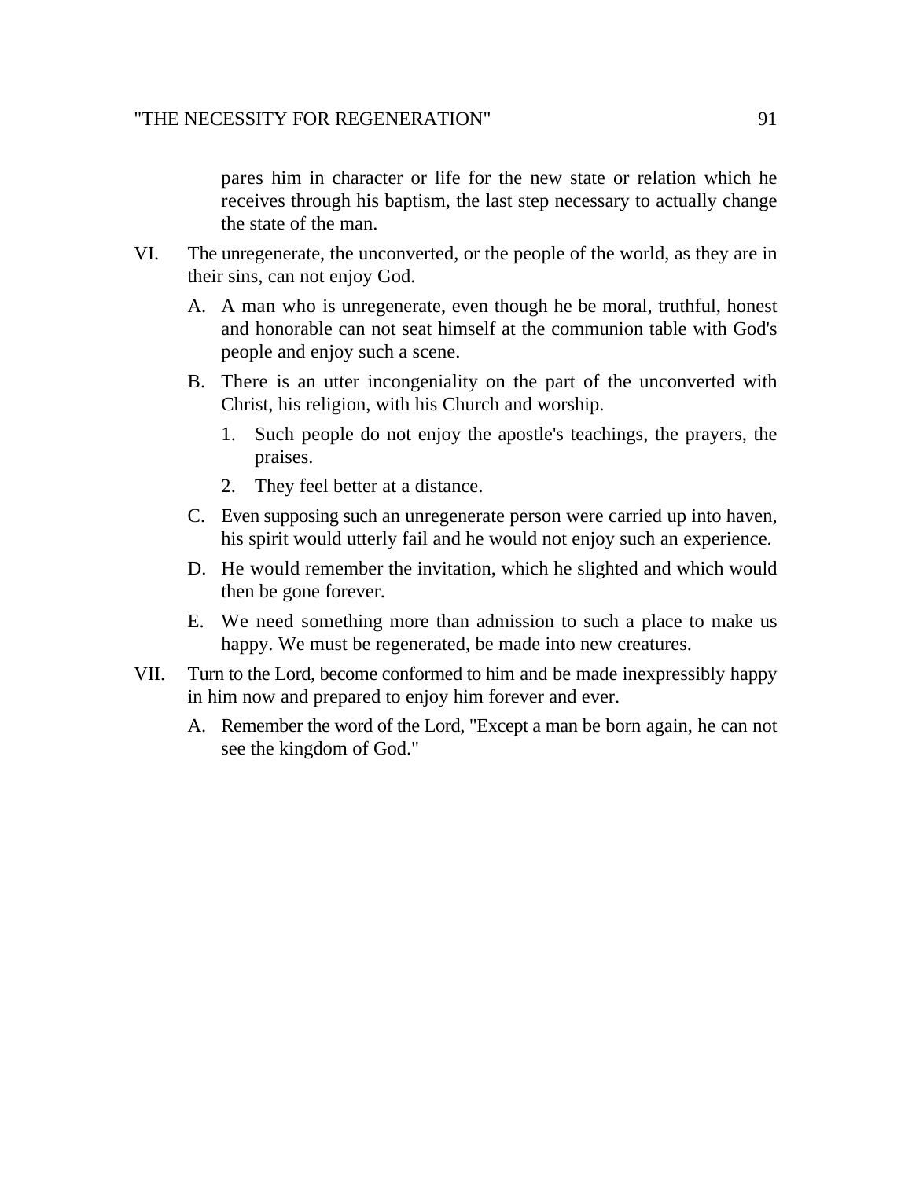pares him in character or life for the new state or relation which he receives through his baptism, the last step necessary to actually change the state of the man.

VI. The unregenerate, the unconverted, or the people of the world, as they are in their sins, can not enjoy God.

   A. A man who is unregenerate, even though he be moral, truthful, honest and honorable can not seat himself at the communion table with God's people and enjoy such a scene.

   B. There is an utter incongeniality on the part of the unconverted with Christ, his religion, with his Church and worship.

      1. Such people do not enjoy the apostle's teachings, the prayers, the praises.

      2. They feel better at a distance.

   C. Even supposing such an unregenerate person were carried up into haven, his spirit would utterly fail and he would not enjoy such an experience.

   D. He would remember the invitation, which he slighted and which would then be gone forever.

   E. We need something more than admission to such a place to make us happy. We must be regenerated, be made into new creatures.

VII. Turn to the Lord, become conformed to him and be made inexpressibly happy in him now and prepared to enjoy him forever and ever.

   A. Remember the word of the Lord, "Except a man be born again, he can not see the kingdom of God."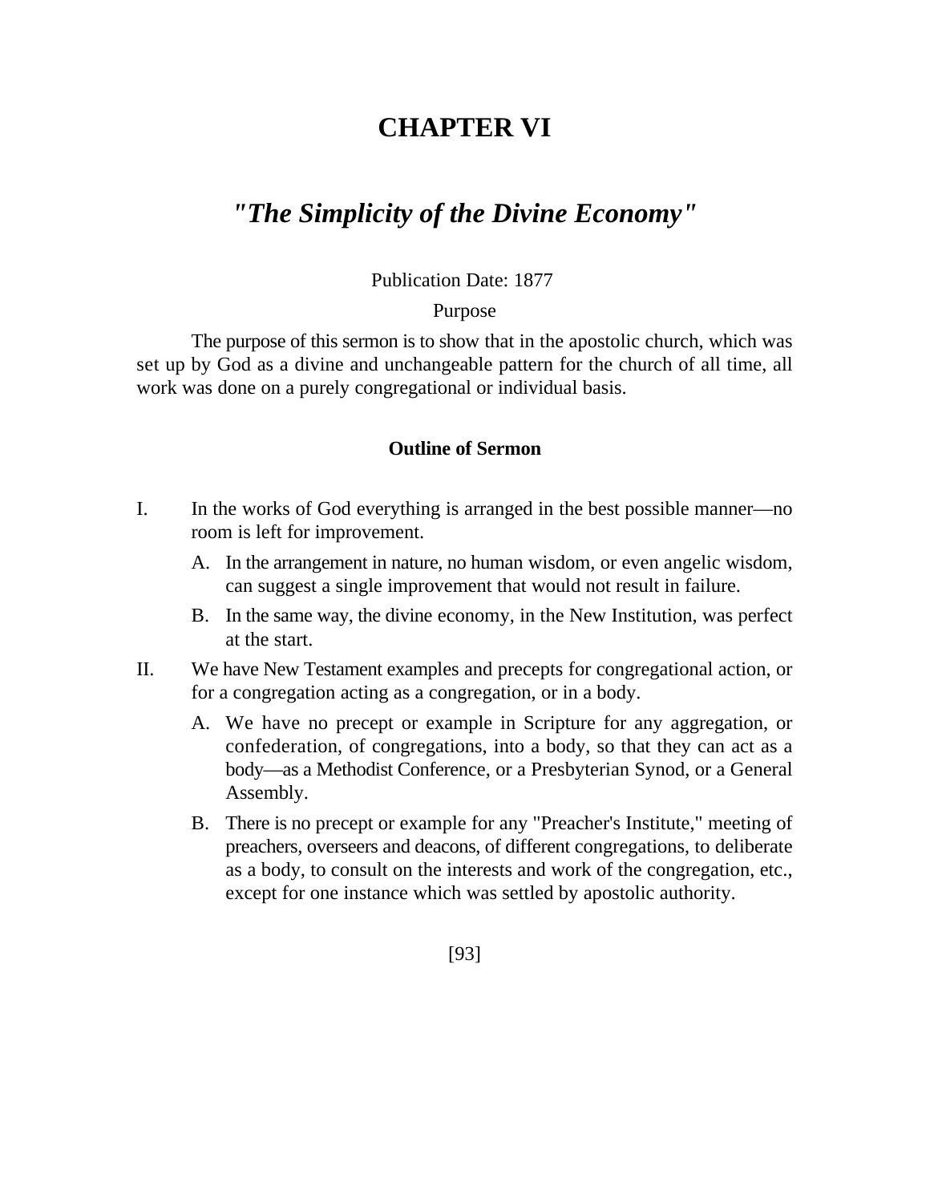# CHAPTER VI

## *"The Simplicity of the Divine Economy"*

Publication Date: 1877

Purpose

The purpose of this sermon is to show that in the apostolic church, which was set up by God as a divine and unchangeable pattern for the church of all time, all work was done on a purely congregational or individual basis.

### Outline of Sermon

I. In the works of God everything is arranged in the best possible manner—no room is left for improvement.

   A. In the arrangement in nature, no human wisdom, or even angelic wisdom, can suggest a single improvement that would not result in failure.

   B. In the same way, the divine economy, in the New Institution, was perfect at the start.

II. We have New Testament examples and precepts for congregational action, or for a congregation acting as a congregation, or in a body.

   A. We have no precept or example in Scripture for any aggregation, or confederation, of congregations, into a body, so that they can act as a body—as a Methodist Conference, or a Presbyterian Synod, or a General Assembly.

   B. There is no precept or example for any "Preacher's Institute," meeting of preachers, overseers and deacons, of different congregations, to deliberate as a body, to consult on the interests and work of the congregation, etc., except for one instance which was settled by apostolic authority.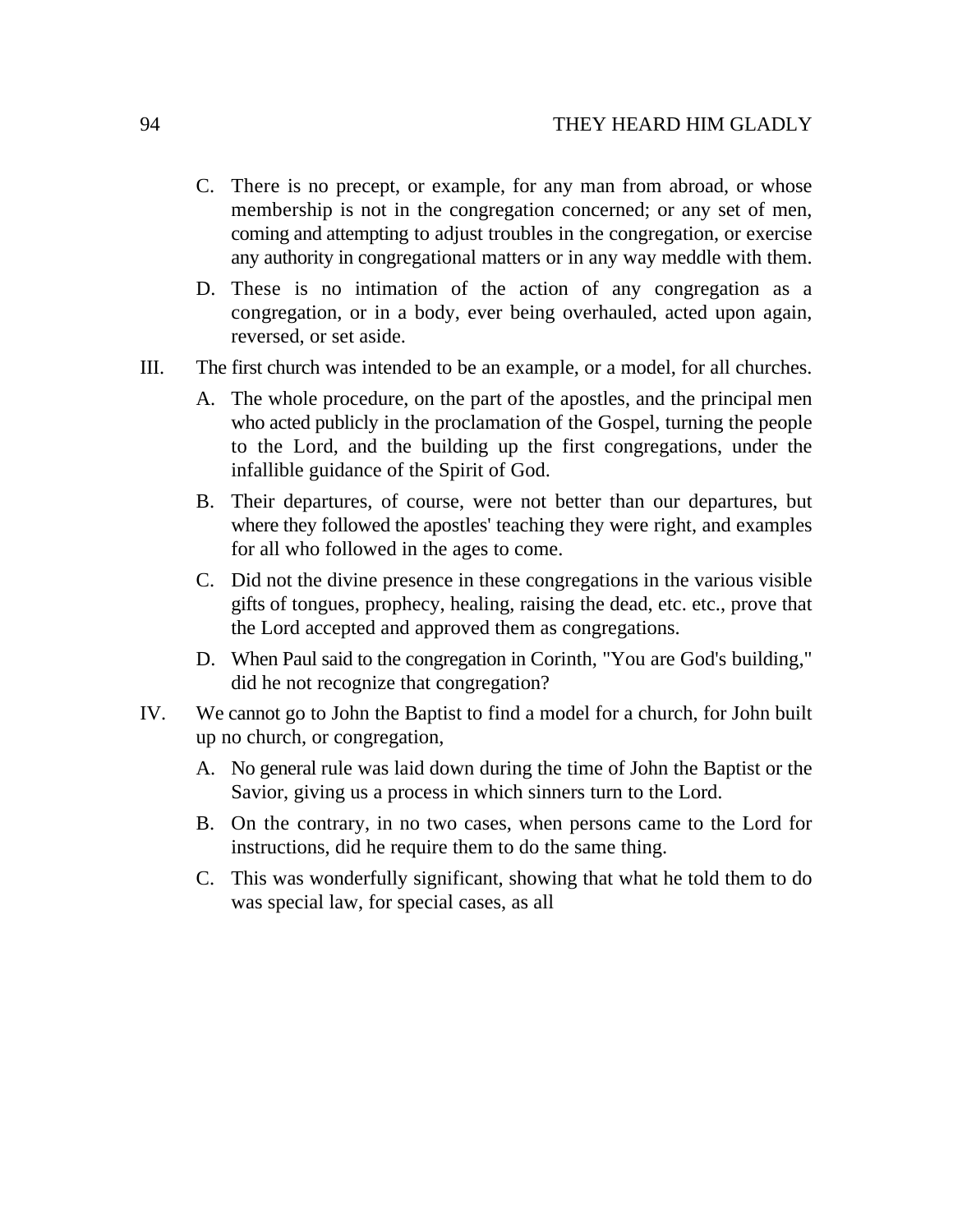C. There is no precept, or example, for any man from abroad, or whose membership is not in the congregation concerned; or any set of men, coming and attempting to adjust troubles in the congregation, or exercise any authority in congregational matters or in any way meddle with them.

D. These is no intimation of the action of any congregation as a congregation, or in a body, ever being overhauled, acted upon again, reversed, or set aside.

III. The first church was intended to be an example, or a model, for all churches.

A. The whole procedure, on the part of the apostles, and the principal men who acted publicly in the proclamation of the Gospel, turning the people to the Lord, and the building up the first congregations, under the infallible guidance of the Spirit of God.

B. Their departures, of course, were not better than our departures, but where they followed the apostles' teaching they were right, and examples for all who followed in the ages to come.

C. Did not the divine presence in these congregations in the various visible gifts of tongues, prophecy, healing, raising the dead, etc. etc., prove that the Lord accepted and approved them as congregations.

D. When Paul said to the congregation in Corinth, "You are God's building," did he not recognize that congregation?

IV. We cannot go to John the Baptist to find a model for a church, for John built up no church, or congregation,

A. No general rule was laid down during the time of John the Baptist or the Savior, giving us a process in which sinners turn to the Lord.

B. On the contrary, in no two cases, when persons came to the Lord for instructions, did he require them to do the same thing.

C. This was wonderfully significant, showing that what he told them to do was special law, for special cases, as all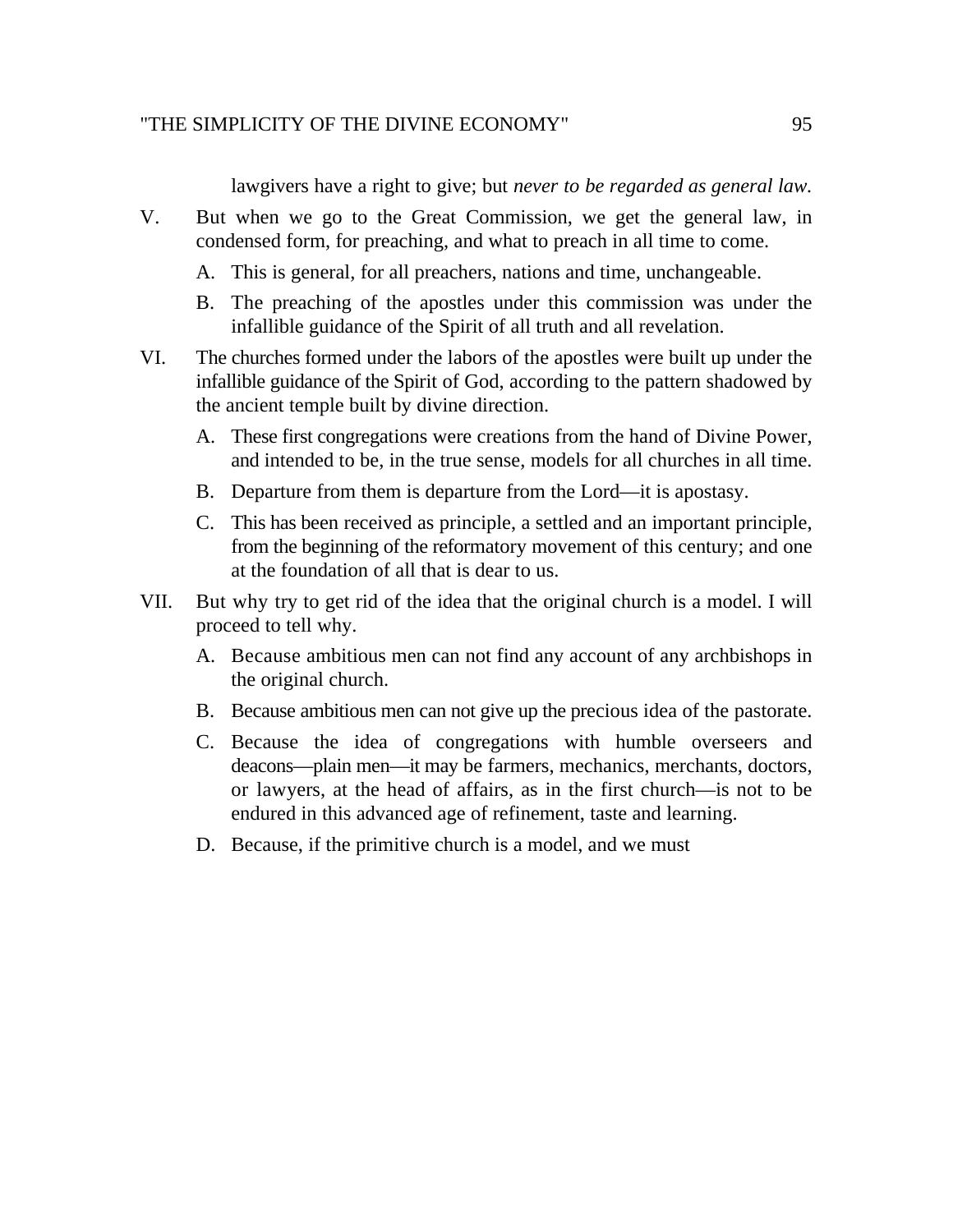lawgivers have a right to give; but *never to be regarded as general law.*

V. But when we go to the Great Commission, we get the general law, in condensed form, for preaching, and what to preach in all time to come.

   A. This is general, for all preachers, nations and time, unchangeable.

   B. The preaching of the apostles under this commission was under the infallible guidance of the Spirit of all truth and all revelation.

VI. The churches formed under the labors of the apostles were built up under the infallible guidance of the Spirit of God, according to the pattern shadowed by the ancient temple built by divine direction.

   A. These first congregations were creations from the hand of Divine Power, and intended to be, in the true sense, models for all churches in all time.

   B. Departure from them is departure from the Lord—it is apostasy.

   C. This has been received as principle, a settled and an important principle, from the beginning of the reformatory movement of this century; and one at the foundation of all that is dear to us.

VII. But why try to get rid of the idea that the original church is a model. I will proceed to tell why.

   A. Because ambitious men can not find any account of any archbishops in the original church.

   B. Because ambitious men can not give up the precious idea of the pastorate.

   C. Because the idea of congregations with humble overseers and deacons—plain men—it may be farmers, mechanics, merchants, doctors, or lawyers, at the head of affairs, as in the first church—is not to be endured in this advanced age of refinement, taste and learning.

   D. Because, if the primitive church is a model, and we must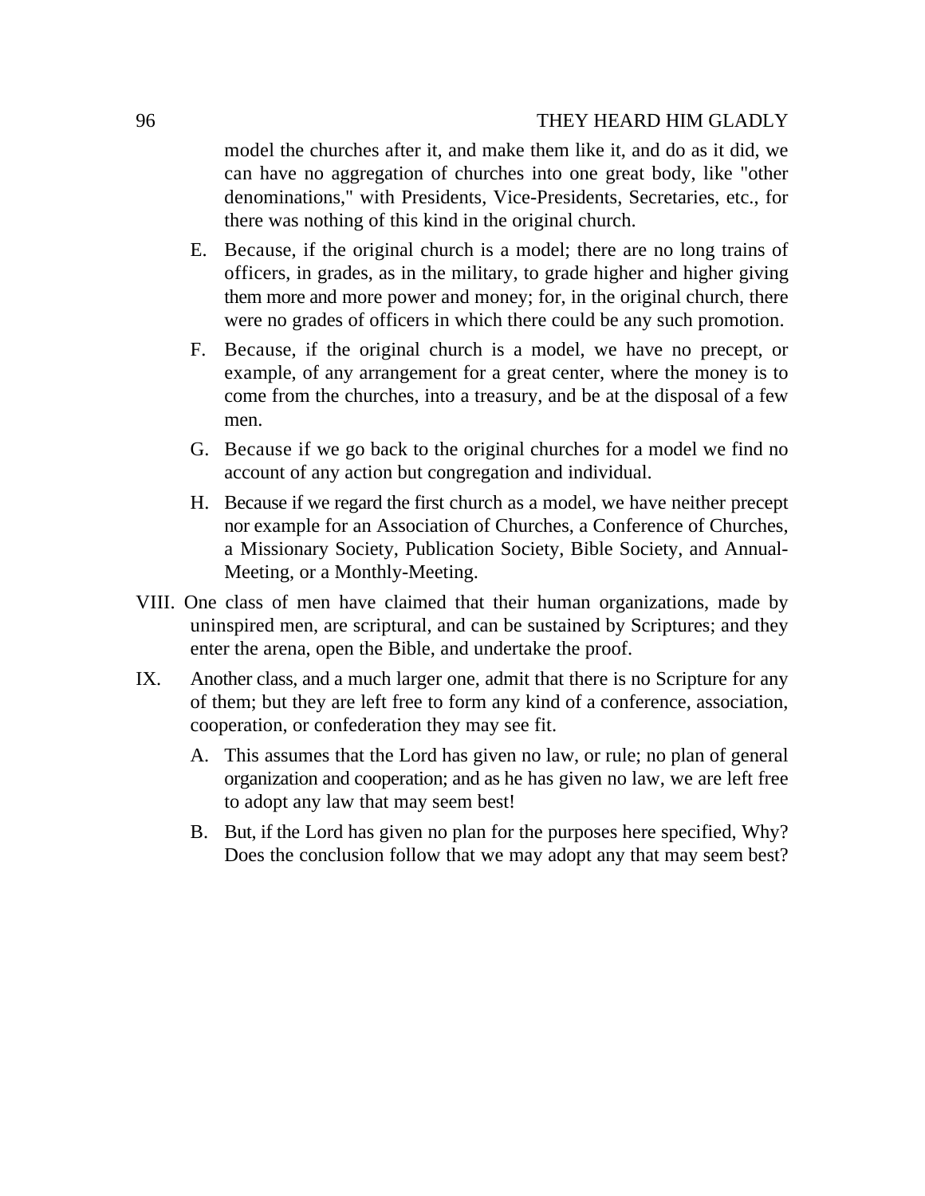model the churches after it, and make them like it, and do as it did, we can have no aggregation of churches into one great body, like "other denominations," with Presidents, Vice-Presidents, Secretaries, etc., for there was nothing of this kind in the original church.

E. Because, if the original church is a model; there are no long trains of officers, in grades, as in the military, to grade higher and higher giving them more and more power and money; for, in the original church, there were no grades of officers in which there could be any such promotion.

F. Because, if the original church is a model, we have no precept, or example, of any arrangement for a great center, where the money is to come from the churches, into a treasury, and be at the disposal of a few men.

G. Because if we go back to the original churches for a model we find no account of any action but congregation and individual.

H. Because if we regard the first church as a model, we have neither precept nor example for an Association of Churches, a Conference of Churches, a Missionary Society, Publication Society, Bible Society, and Annual-Meeting, or a Monthly-Meeting.

VIII. One class of men have claimed that their human organizations, made by uninspired men, are scriptural, and can be sustained by Scriptures; and they enter the arena, open the Bible, and undertake the proof.

IX. Another class, and a much larger one, admit that there is no Scripture for any of them; but they are left free to form any kind of a conference, association, cooperation, or confederation they may see fit.

A. This assumes that the Lord has given no law, or rule; no plan of general organization and cooperation; and as he has given no law, we are left free to adopt any law that may seem best!

B. But, if the Lord has given no plan for the purposes here specified, Why? Does the conclusion follow that we may adopt any that may seem best?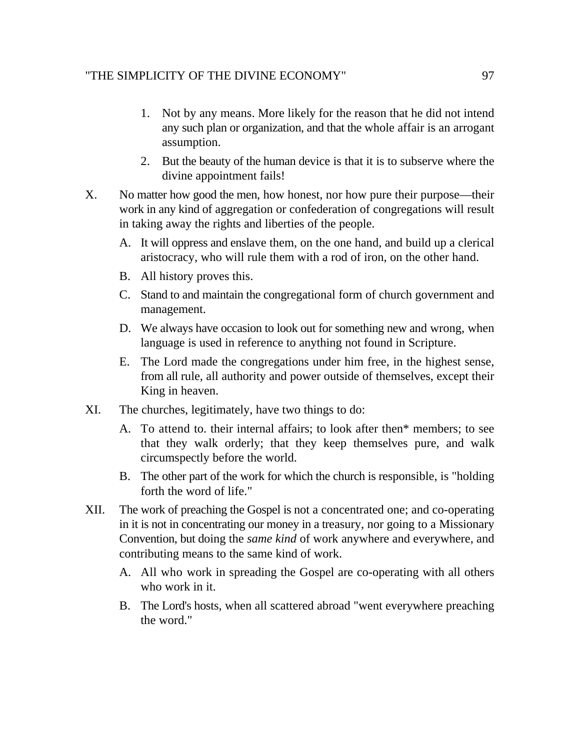1. Not by any means. More likely for the reason that he did not intend any such plan or organization, and that the whole affair is an arrogant assumption.
2. But the beauty of the human device is that it is to subserve where the divine appointment fails!

X. No matter how good the men, how honest, nor how pure their purpose—their work in any kind of aggregation or confederation of congregations will result in taking away the rights and liberties of the people.

   A. It will oppress and enslave them, on the one hand, and build up a clerical aristocracy, who will rule them with a rod of iron, on the other hand.

   B. All history proves this.

   C. Stand to and maintain the congregational form of church government and management.

   D. We always have occasion to look out for something new and wrong, when language is used in reference to anything not found in Scripture.

   E. The Lord made the congregations under him free, in the highest sense, from all rule, all authority and power outside of themselves, except their King in heaven.

XI. The churches, legitimately, have two things to do:

   A. To attend to. their internal affairs; to look after then* members; to see that they walk orderly; that they keep themselves pure, and walk circumspectly before the world.

   B. The other part of the work for which the church is responsible, is "holding forth the word of life."

XII. The work of preaching the Gospel is not a concentrated one; and co-operating in it is not in concentrating our money in a treasury, nor going to a Missionary Convention, but doing the *same kind* of work anywhere and everywhere, and contributing means to the same kind of work.

   A. All who work in spreading the Gospel are co-operating with all others who work in it.

   B. The Lord's hosts, when all scattered abroad "went everywhere preaching the word."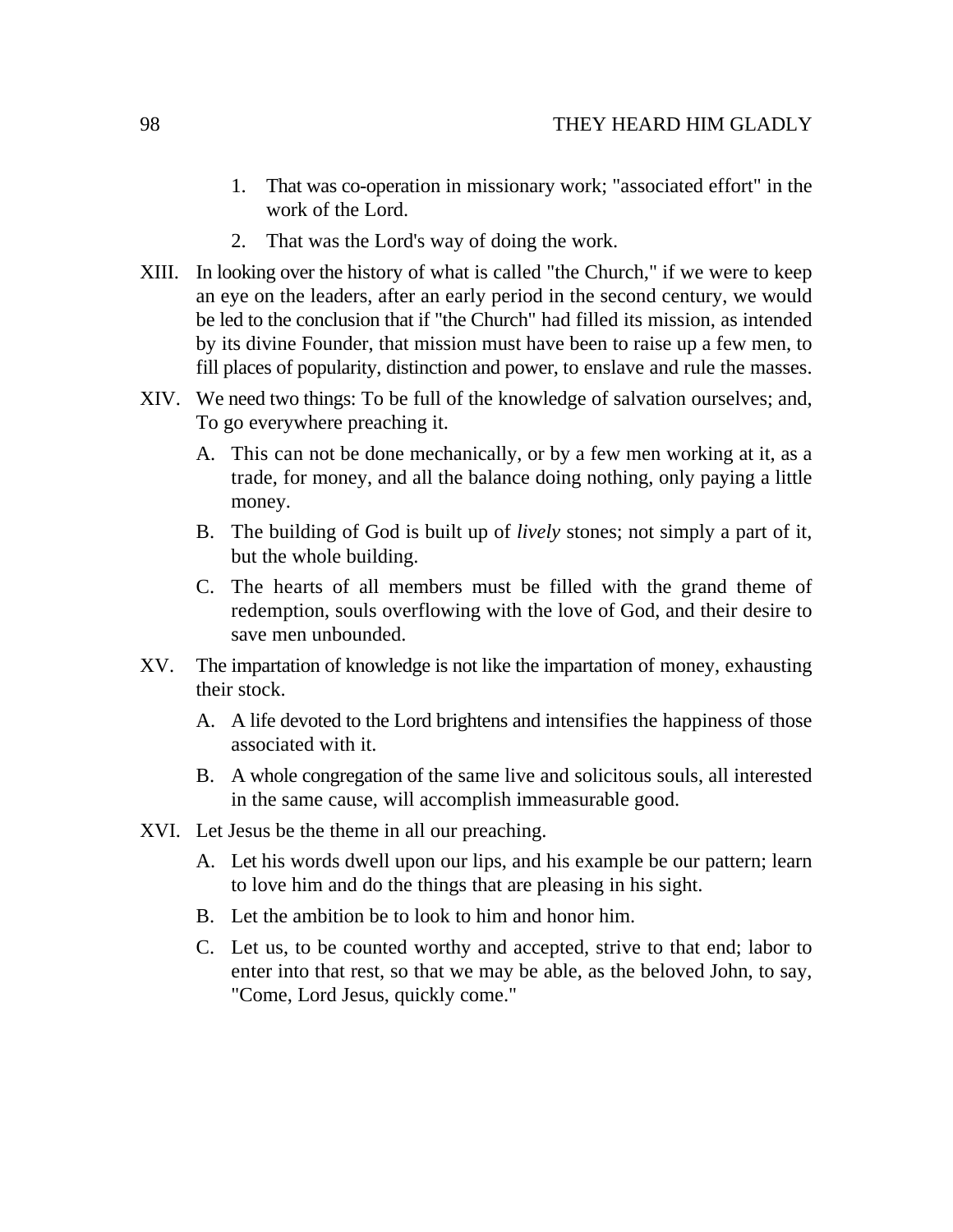1. That was co-operation in missionary work; "associated effort" in the work of the Lord.
2. That was the Lord's way of doing the work.

XIII. In looking over the history of what is called "the Church," if we were to keep an eye on the leaders, after an early period in the second century, we would be led to the conclusion that if "the Church" had filled its mission, as intended by its divine Founder, that mission must have been to raise up a few men, to fill places of popularity, distinction and power, to enslave and rule the masses.

XIV. We need two things: To be full of the knowledge of salvation ourselves; and, To go everywhere preaching it.

  A. This can not be done mechanically, or by a few men working at it, as a trade, for money, and all the balance doing nothing, only paying a little money.

  B. The building of God is built up of *lively* stones; not simply a part of it, but the whole building.

  C. The hearts of all members must be filled with the grand theme of redemption, souls overflowing with the love of God, and their desire to save men unbounded.

XV. The impartation of knowledge is not like the impartation of money, exhausting their stock.

  A. A life devoted to the Lord brightens and intensifies the happiness of those associated with it.

  B. A whole congregation of the same live and solicitous souls, all interested in the same cause, will accomplish immeasurable good.

XVI. Let Jesus be the theme in all our preaching.

  A. Let his words dwell upon our lips, and his example be our pattern; learn to love him and do the things that are pleasing in his sight.

  B. Let the ambition be to look to him and honor him.

  C. Let us, to be counted worthy and accepted, strive to that end; labor to enter into that rest, so that we may be able, as the beloved John, to say, "Come, Lord Jesus, quickly come."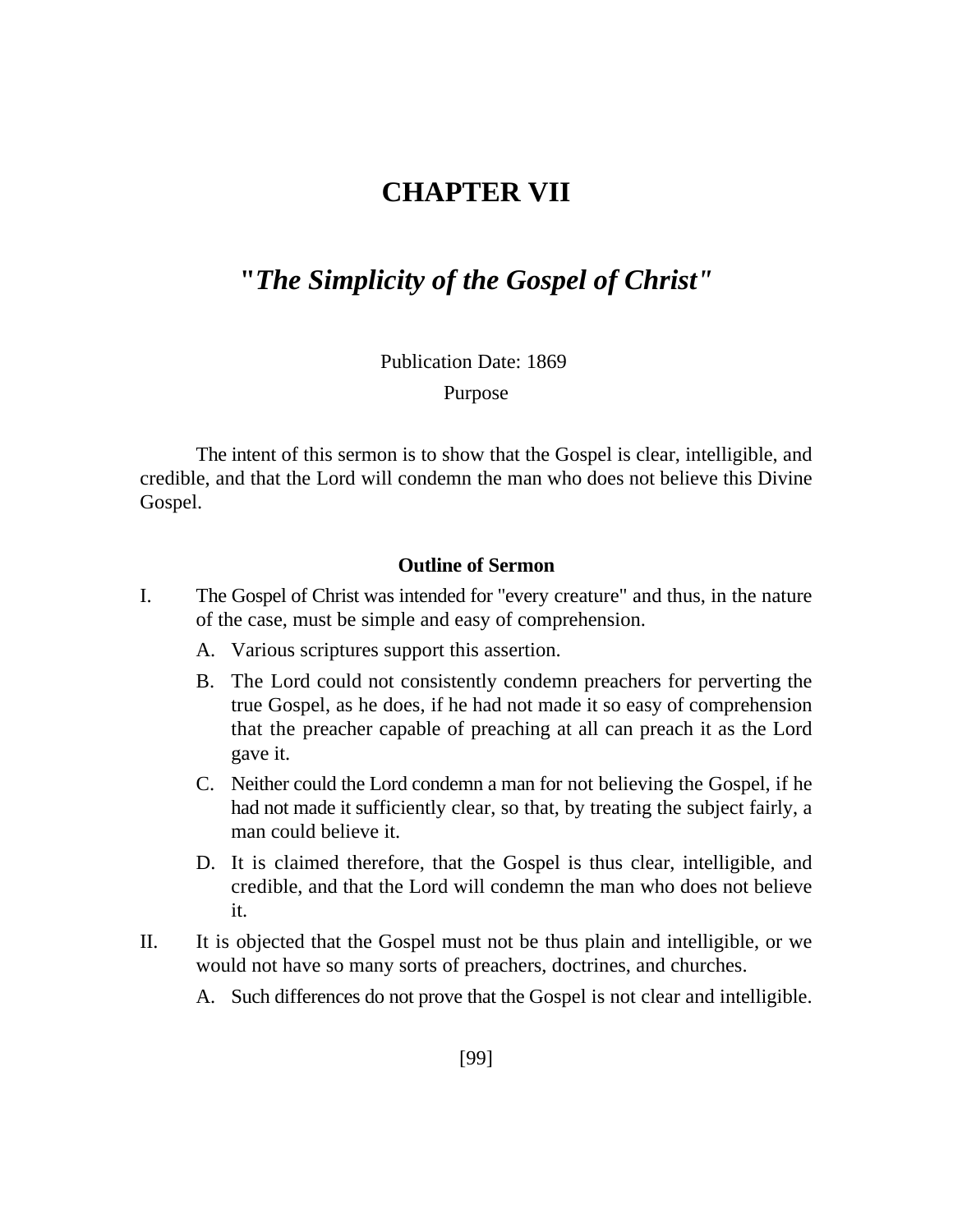# CHAPTER VII

## "*The Simplicity of the Gospel of Christ*"

Publication Date: 1869

Purpose

The intent of this sermon is to show that the Gospel is clear, intelligible, and credible, and that the Lord will condemn the man who does not believe this Divine Gospel.

**Outline of Sermon**

I. The Gospel of Christ was intended for "every creature" and thus, in the nature of the case, must be simple and easy of comprehension.

   A. Various scriptures support this assertion.

   B. The Lord could not consistently condemn preachers for perverting the true Gospel, as he does, if he had not made it so easy of comprehension that the preacher capable of preaching at all can preach it as the Lord gave it.

   C. Neither could the Lord condemn a man for not believing the Gospel, if he had not made it sufficiently clear, so that, by treating the subject fairly, a man could believe it.

   D. It is claimed therefore, that the Gospel is thus clear, intelligible, and credible, and that the Lord will condemn the man who does not believe it.

II. It is objected that the Gospel must not be thus plain and intelligible, or we would not have so many sorts of preachers, doctrines, and churches.

   A. Such differences do not prove that the Gospel is not clear and intelligible.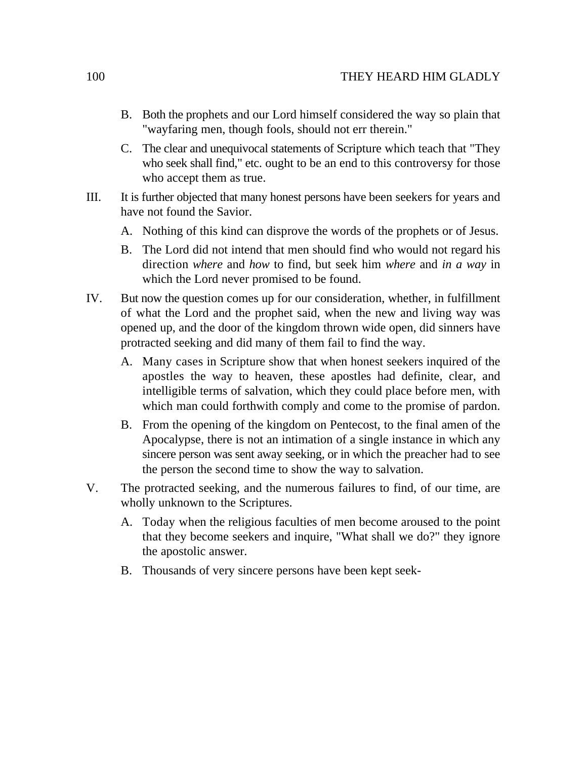B. Both the prophets and our Lord himself considered the way so plain that "wayfaring men, though fools, should not err therein."

C. The clear and unequivocal statements of Scripture which teach that "They who seek shall find," etc. ought to be an end to this controversy for those who accept them as true.

III. It is further objected that many honest persons have been seekers for years and have not found the Savior.

A. Nothing of this kind can disprove the words of the prophets or of Jesus.

B. The Lord did not intend that men should find who would not regard his direction *where* and *how* to find, but seek him *where* and *in a way* in which the Lord never promised to be found.

IV. But now the question comes up for our consideration, whether, in fulfillment of what the Lord and the prophet said, when the new and living way was opened up, and the door of the kingdom thrown wide open, did sinners have protracted seeking and did many of them fail to find the way.

A. Many cases in Scripture show that when honest seekers inquired of the apostles the way to heaven, these apostles had definite, clear, and intelligible terms of salvation, which they could place before men, with which man could forthwith comply and come to the promise of pardon.

B. From the opening of the kingdom on Pentecost, to the final amen of the Apocalypse, there is not an intimation of a single instance in which any sincere person was sent away seeking, or in which the preacher had to see the person the second time to show the way to salvation.

V. The protracted seeking, and the numerous failures to find, of our time, are wholly unknown to the Scriptures.

A. Today when the religious faculties of men become aroused to the point that they become seekers and inquire, "What shall we do?" they ignore the apostolic answer.

B. Thousands of very sincere persons have been kept seek-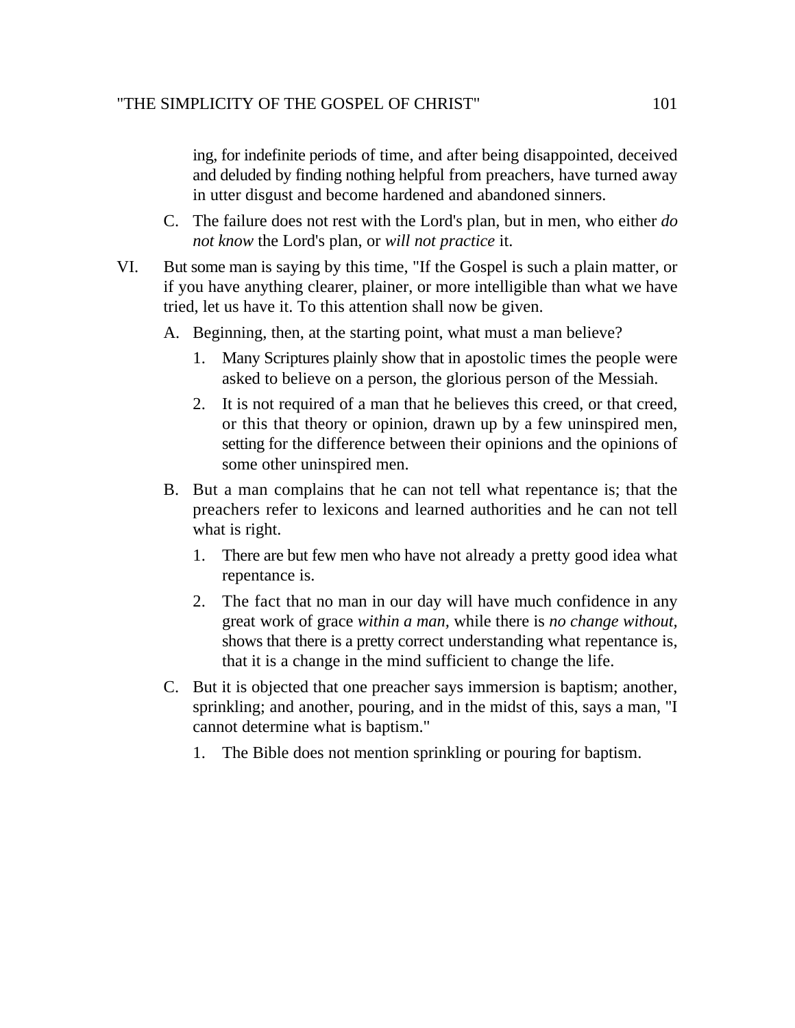ing, for indefinite periods of time, and after being disappointed, deceived and deluded by finding nothing helpful from preachers, have turned away in utter disgust and become hardened and abandoned sinners.

C. The failure does not rest with the Lord's plan, but in men, who either *do not know* the Lord's plan, or *will not practice* it.

VI. But some man is saying by this time, "If the Gospel is such a plain matter, or if you have anything clearer, plainer, or more intelligible than what we have tried, let us have it. To this attention shall now be given.

A. Beginning, then, at the starting point, what must a man believe?

1. Many Scriptures plainly show that in apostolic times the people were asked to believe on a person, the glorious person of the Messiah.

2. It is not required of a man that he believes this creed, or that creed, or this that theory or opinion, drawn up by a few uninspired men, setting for the difference between their opinions and the opinions of some other uninspired men.

B. But a man complains that he can not tell what repentance is; that the preachers refer to lexicons and learned authorities and he can not tell what is right.

1. There are but few men who have not already a pretty good idea what repentance is.

2. The fact that no man in our day will have much confidence in any great work of grace *within a man,* while there is *no change without,* shows that there is a pretty correct understanding what repentance is, that it is a change in the mind sufficient to change the life.

C. But it is objected that one preacher says immersion is baptism; another, sprinkling; and another, pouring, and in the midst of this, says a man, "I cannot determine what is baptism."

1. The Bible does not mention sprinkling or pouring for baptism.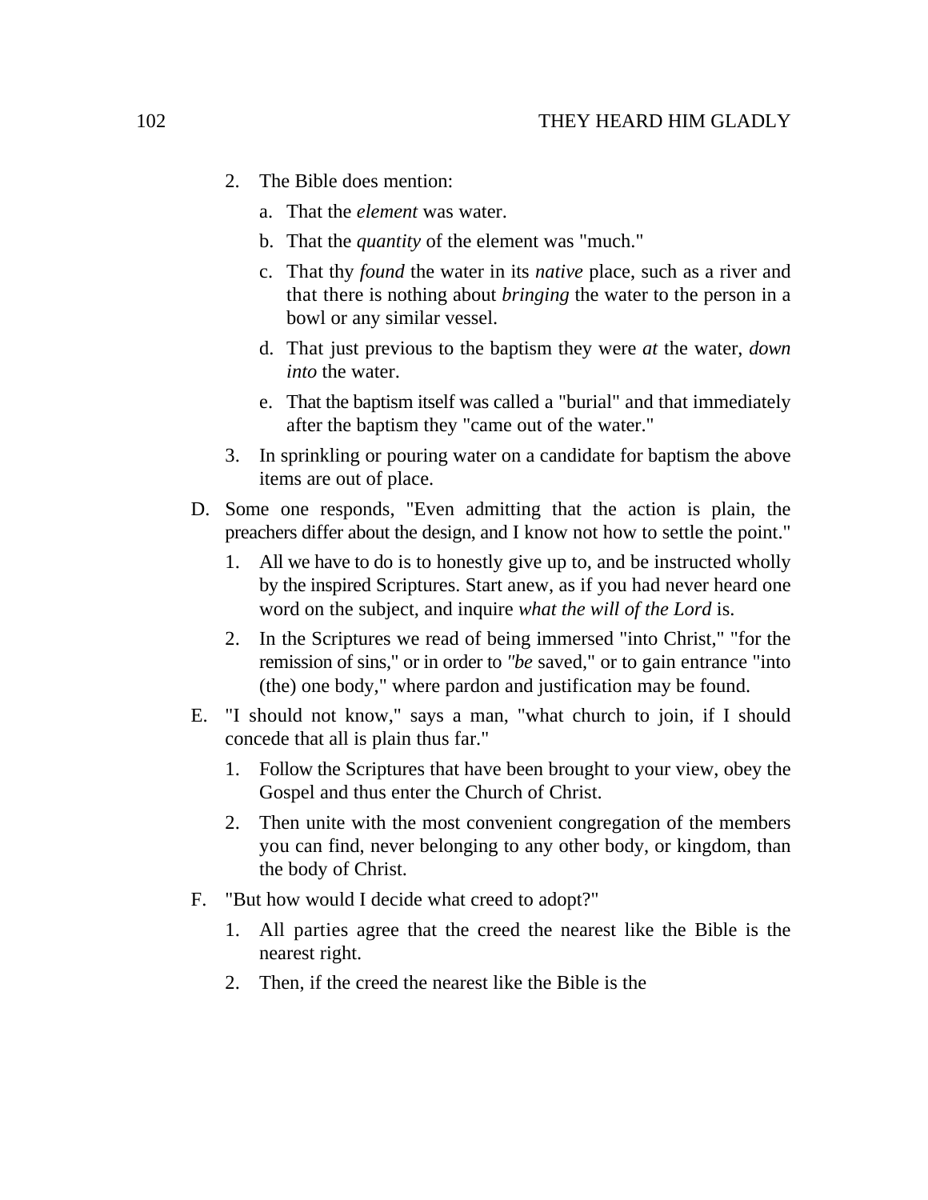2. The Bible does mention:
    a. That the *element* was water.
    b. That the *quantity* of the element was "much."
    c. That thy *found* the water in its *native* place, such as a river and that there is nothing about *bringing* the water to the person in a bowl or any similar vessel.
    d. That just previous to the baptism they were *at* the water, *down into* the water.
    e. That the baptism itself was called a "burial" and that immediately after the baptism they "came out of the water."
3. In sprinkling or pouring water on a candidate for baptism the above items are out of place.

D. Some one responds, "Even admitting that the action is plain, the preachers differ about the design, and I know not how to settle the point."
    1. All we have to do is to honestly give up to, and be instructed wholly by the inspired Scriptures. Start anew, as if you had never heard one word on the subject, and inquire *what the will of the Lord* is.
    2. In the Scriptures we read of being immersed "into Christ," "for the remission of sins," or in order to *"be* saved," or to gain entrance "into (the) one body," where pardon and justification may be found.

E. "I should not know," says a man, "what church to join, if I should concede that all is plain thus far."
    1. Follow the Scriptures that have been brought to your view, obey the Gospel and thus enter the Church of Christ.
    2. Then unite with the most convenient congregation of the members you can find, never belonging to any other body, or kingdom, than the body of Christ.

F. "But how would I decide what creed to adopt?"
    1. All parties agree that the creed the nearest like the Bible is the nearest right.
    2. Then, if the creed the nearest like the Bible is the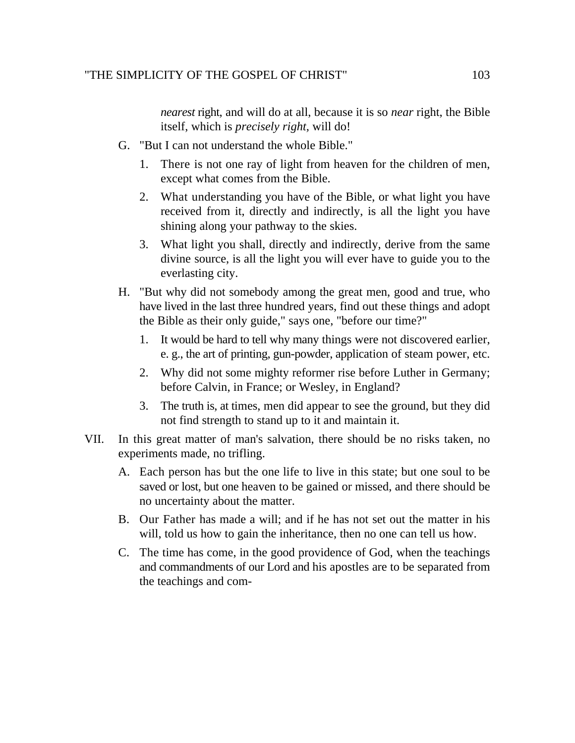*nearest* right, and will do at all, because it is so *near* right, the Bible itself, which is *precisely right*, will do!

G. "But I can not understand the whole Bible."

   1. There is not one ray of light from heaven for the children of men, except what comes from the Bible.
   2. What understanding you have of the Bible, or what light you have received from it, directly and indirectly, is all the light you have shining along your pathway to the skies.
   3. What light you shall, directly and indirectly, derive from the same divine source, is all the light you will ever have to guide you to the everlasting city.

H. "But why did not somebody among the great men, good and true, who have lived in the last three hundred years, find out these things and adopt the Bible as their only guide," says one, "before our time?"

   1. It would be hard to tell why many things were not discovered earlier, e. g., the art of printing, gun-powder, application of steam power, etc.
   2. Why did not some mighty reformer rise before Luther in Germany; before Calvin, in France; or Wesley, in England?
   3. The truth is, at times, men did appear to see the ground, but they did not find strength to stand up to it and maintain it.

VII. In this great matter of man's salvation, there should be no risks taken, no experiments made, no trifling.

A. Each person has but the one life to live in this state; but one soul to be saved or lost, but one heaven to be gained or missed, and there should be no uncertainty about the matter.

B. Our Father has made a will; and if he has not set out the matter in his will, told us how to gain the inheritance, then no one can tell us how.

C. The time has come, in the good providence of God, when the teachings and commandments of our Lord and his apostles are to be separated from the teachings and com-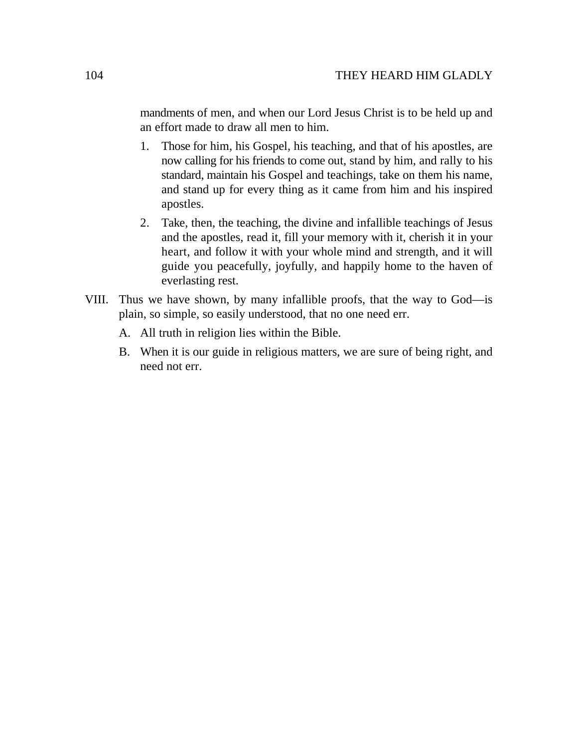mandments of men, and when our Lord Jesus Christ is to be held up and an effort made to draw all men to him.

1. Those for him, his Gospel, his teaching, and that of his apostles, are now calling for his friends to come out, stand by him, and rally to his standard, maintain his Gospel and teachings, take on them his name, and stand up for every thing as it came from him and his inspired apostles.
2. Take, then, the teaching, the divine and infallible teachings of Jesus and the apostles, read it, fill your memory with it, cherish it in your heart, and follow it with your whole mind and strength, and it will guide you peacefully, joyfully, and happily home to the haven of everlasting rest.

VIII. Thus we have shown, by many infallible proofs, that the way to God—is plain, so simple, so easily understood, that no one need err.

A. All truth in religion lies within the Bible.

B. When it is our guide in religious matters, we are sure of being right, and need not err.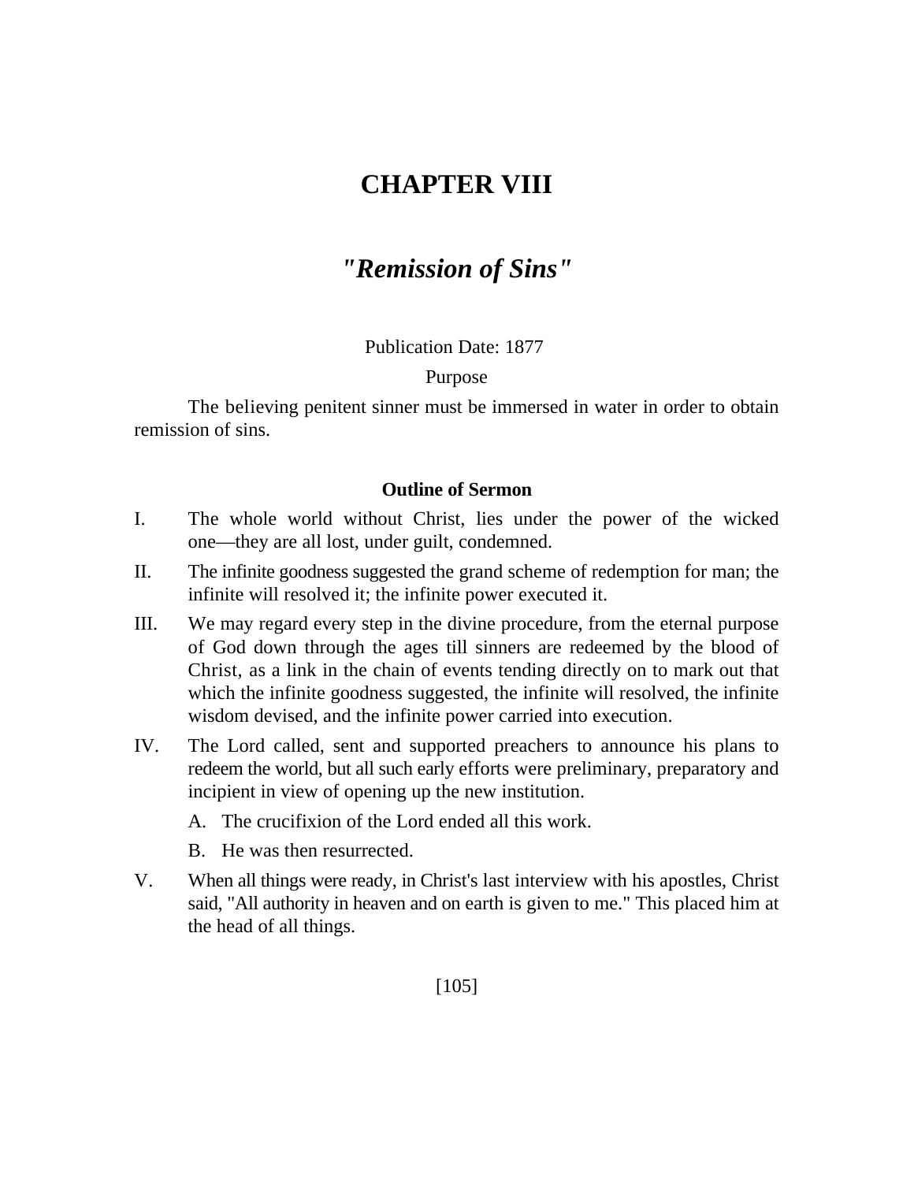# CHAPTER VIII

## *"Remission of Sins"*

Publication Date: 1877

Purpose

The believing penitent sinner must be immersed in water in order to obtain remission of sins.

### Outline of Sermon

I. The whole world without Christ, lies under the power of the wicked one—they are all lost, under guilt, condemned.

II. The infinite goodness suggested the grand scheme of redemption for man; the infinite will resolved it; the infinite power executed it.

III. We may regard every step in the divine procedure, from the eternal purpose of God down through the ages till sinners are redeemed by the blood of Christ, as a link in the chain of events tending directly on to mark out that which the infinite goodness suggested, the infinite will resolved, the infinite wisdom devised, and the infinite power carried into execution.

IV. The Lord called, sent and supported preachers to announce his plans to redeem the world, but all such early efforts were preliminary, preparatory and incipient in view of opening up the new institution.

   A. The crucifixion of the Lord ended all this work.

   B. He was then resurrected.

V. When all things were ready, in Christ's last interview with his apostles, Christ said, "All authority in heaven and on earth is given to me." This placed him at the head of all things.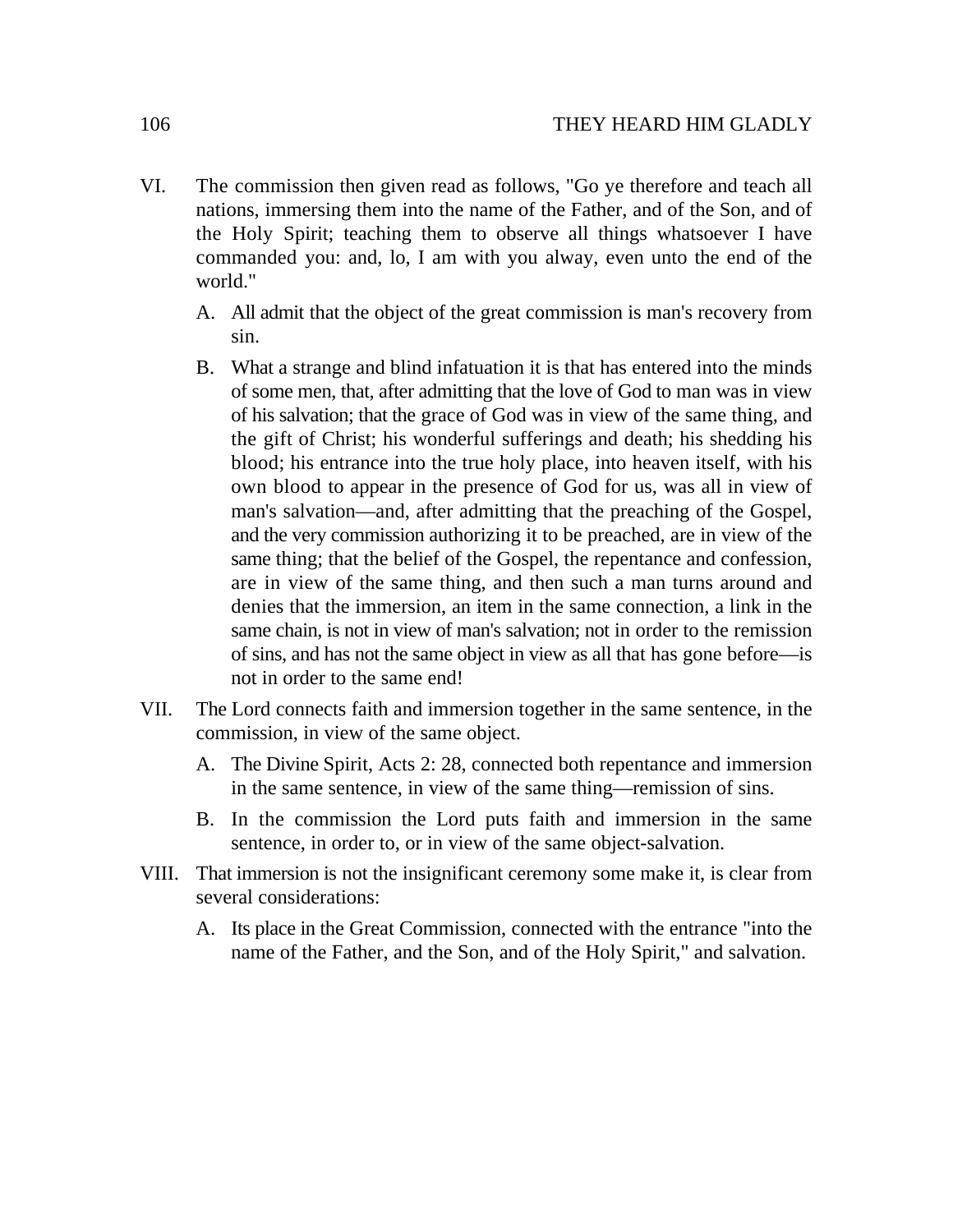VI. The commission then given read as follows, "Go ye therefore and teach all nations, immersing them into the name of the Father, and of the Son, and of the Holy Spirit; teaching them to observe all things whatsoever I have commanded you: and, lo, I am with you alway, even unto the end of the world."

   A. All admit that the object of the great commission is man's recovery from sin.

   B. What a strange and blind infatuation it is that has entered into the minds of some men, that, after admitting that the love of God to man was in view of his salvation; that the grace of God was in view of the same thing, and the gift of Christ; his wonderful sufferings and death; his shedding his blood; his entrance into the true holy place, into heaven itself, with his own blood to appear in the presence of God for us, was all in view of man's salvation—and, after admitting that the preaching of the Gospel, and the very commission authorizing it to be preached, are in view of the same thing; that the belief of the Gospel, the repentance and confession, are in view of the same thing, and then such a man turns around and denies that the immersion, an item in the same connection, a link in the same chain, is not in view of man's salvation; not in order to the remission of sins, and has not the same object in view as all that has gone before—is not in order to the same end!

VII. The Lord connects faith and immersion together in the same sentence, in the commission, in view of the same object.

   A. The Divine Spirit, Acts 2: 28, connected both repentance and immersion in the same sentence, in view of the same thing—remission of sins.

   B. In the commission the Lord puts faith and immersion in the same sentence, in order to, or in view of the same object-salvation.

VIII. That immersion is not the insignificant ceremony some make it, is clear from several considerations:

   A. Its place in the Great Commission, connected with the entrance "into the name of the Father, and the Son, and of the Holy Spirit," and salvation.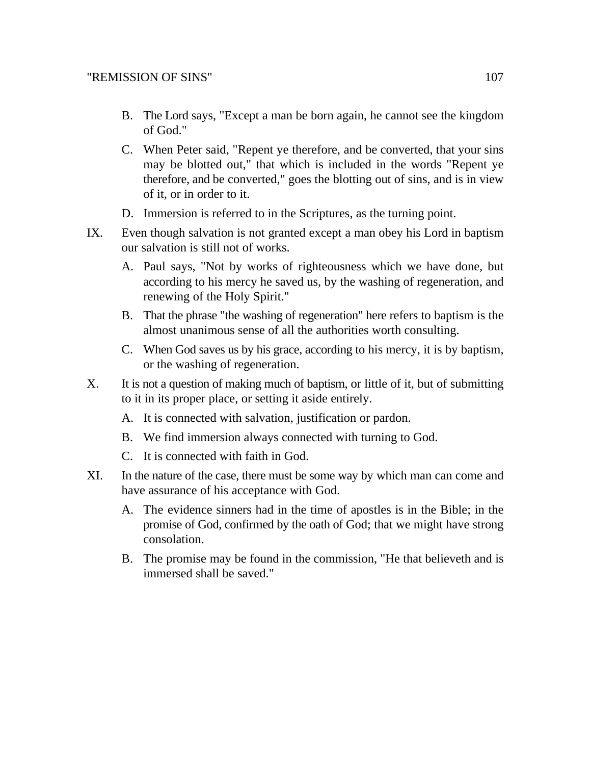B. The Lord says, "Except a man be born again, he cannot see the kingdom of God."

C. When Peter said, "Repent ye therefore, and be converted, that your sins may be blotted out," that which is included in the words "Repent ye therefore, and be converted," goes the blotting out of sins, and is in view of it, or in order to it.

D. Immersion is referred to in the Scriptures, as the turning point.

IX. Even though salvation is not granted except a man obey his Lord in baptism our salvation is still not of works.

A. Paul says, "Not by works of righteousness which we have done, but according to his mercy he saved us, by the washing of regeneration, and renewing of the Holy Spirit."

B. That the phrase "the washing of regeneration" here refers to baptism is the almost unanimous sense of all the authorities worth consulting.

C. When God saves us by his grace, according to his mercy, it is by baptism, or the washing of regeneration.

X. It is not a question of making much of baptism, or little of it, but of submitting to it in its proper place, or setting it aside entirely.

A. It is connected with salvation, justification or pardon.

B. We find immersion always connected with turning to God.

C. It is connected with faith in God.

XI. In the nature of the case, there must be some way by which man can come and have assurance of his acceptance with God.

A. The evidence sinners had in the time of apostles is in the Bible; in the promise of God, confirmed by the oath of God; that we might have strong consolation.

B. The promise may be found in the commission, "He that believeth and is immersed shall be saved."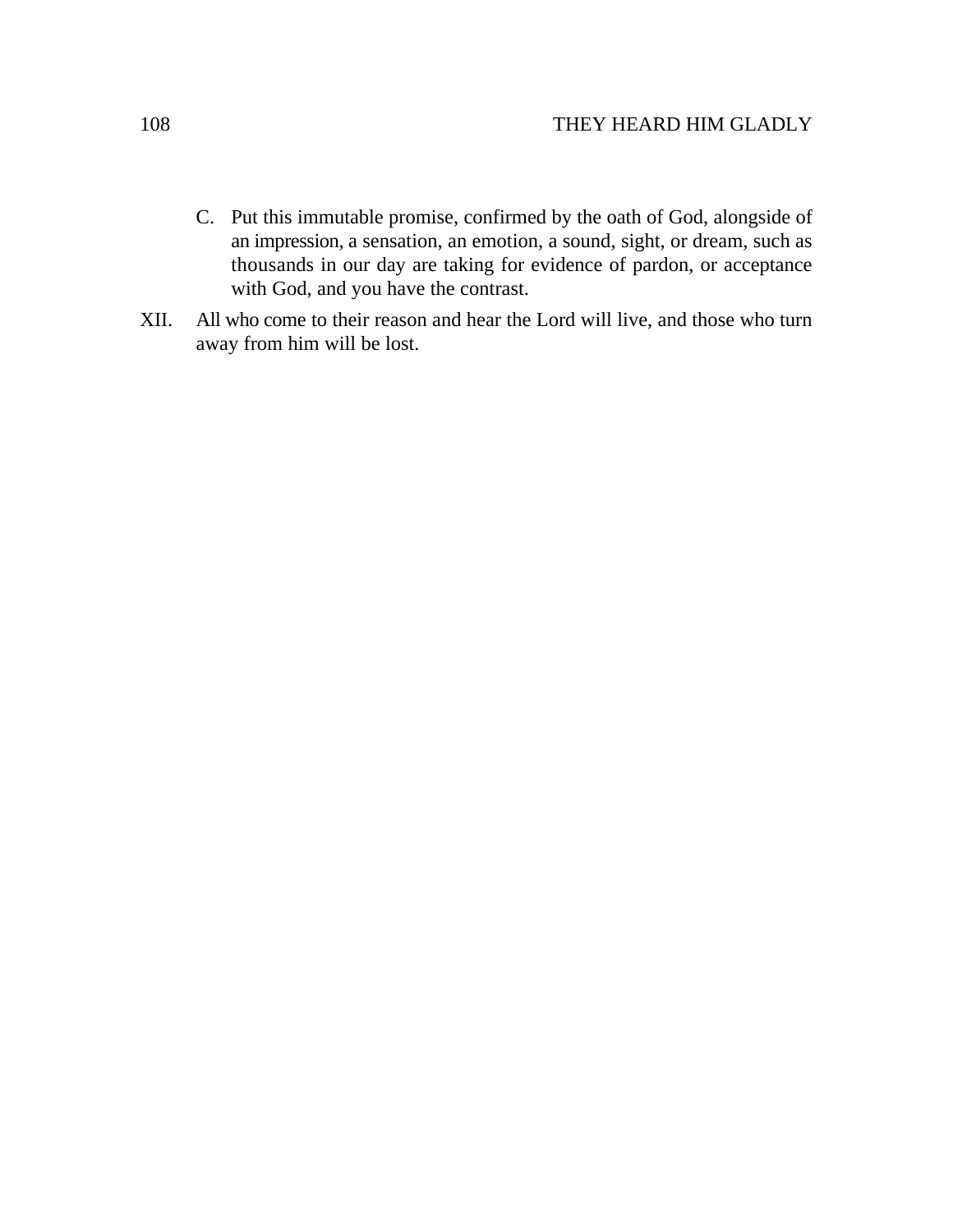C. Put this immutable promise, confirmed by the oath of God, alongside of an impression, a sensation, an emotion, a sound, sight, or dream, such as thousands in our day are taking for evidence of pardon, or acceptance with God, and you have the contrast.

XII. All who come to their reason and hear the Lord will live, and those who turn away from him will be lost.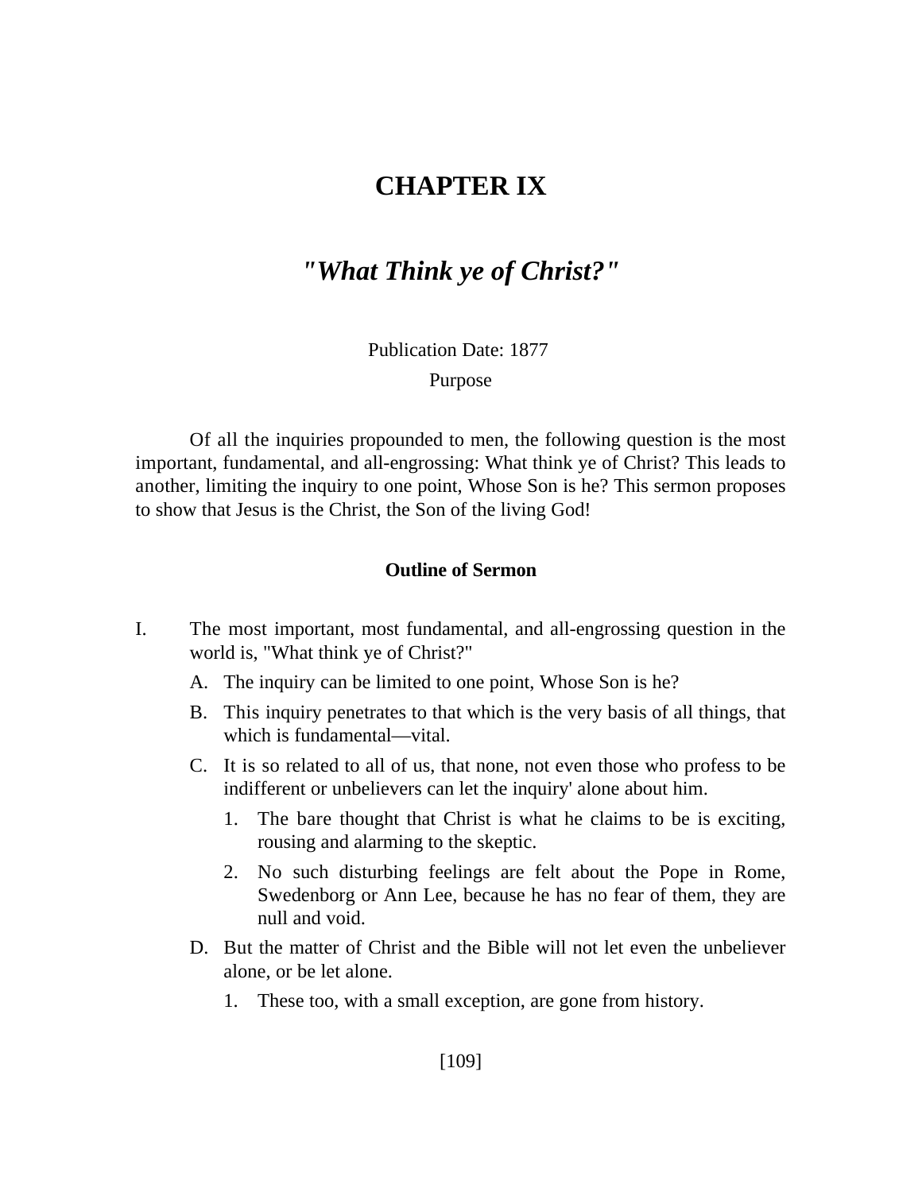# CHAPTER IX

## *"What Think ye of Christ?"*

Publication Date: 1877

Purpose

Of all the inquiries propounded to men, the following question is the most important, fundamental, and all-engrossing: What think ye of Christ? This leads to another, limiting the inquiry to one point, Whose Son is he? This sermon proposes to show that Jesus is the Christ, the Son of the living God!

### Outline of Sermon

I. The most important, most fundamental, and all-engrossing question in the world is, "What think ye of Christ?"
   A. The inquiry can be limited to one point, Whose Son is he?
   B. This inquiry penetrates to that which is the very basis of all things, that which is fundamental—vital.
   C. It is so related to all of us, that none, not even those who profess to be indifferent or unbelievers can let the inquiry' alone about him.
      1. The bare thought that Christ is what he claims to be is exciting, rousing and alarming to the skeptic.
      2. No such disturbing feelings are felt about the Pope in Rome, Swedenborg or Ann Lee, because he has no fear of them, they are null and void.
   D. But the matter of Christ and the Bible will not let even the unbeliever alone, or be let alone.
      1. These too, with a small exception, are gone from history.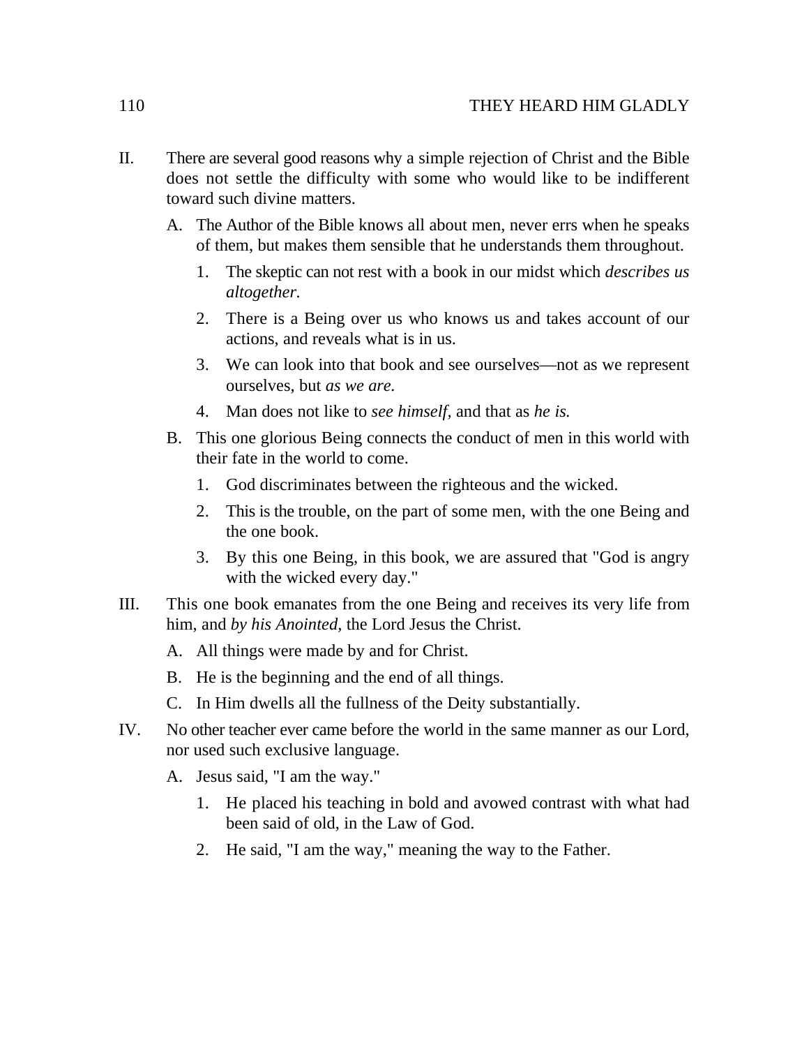II. There are several good reasons why a simple rejection of Christ and the Bible does not settle the difficulty with some who would like to be indifferent toward such divine matters.

   A. The Author of the Bible knows all about men, never errs when he speaks of them, but makes them sensible that he understands them throughout.

      1. The skeptic can not rest with a book in our midst which *describes us altogether.*

      2. There is a Being over us who knows us and takes account of our actions, and reveals what is in us.

      3. We can look into that book and see ourselves—not as we represent ourselves, but *as we are.*

      4. Man does not like to *see himself,* and that as *he is.*

   B. This one glorious Being connects the conduct of men in this world with their fate in the world to come.

      1. God discriminates between the righteous and the wicked.

      2. This is the trouble, on the part of some men, with the one Being and the one book.

      3. By this one Being, in this book, we are assured that "God is angry with the wicked every day."

III. This one book emanates from the one Being and receives its very life from him, and *by his Anointed,* the Lord Jesus the Christ.

   A. All things were made by and for Christ.

   B. He is the beginning and the end of all things.

   C. In Him dwells all the fullness of the Deity substantially.

IV. No other teacher ever came before the world in the same manner as our Lord, nor used such exclusive language.

   A. Jesus said, "I am the way."

      1. He placed his teaching in bold and avowed contrast with what had been said of old, in the Law of God.

      2. He said, "I am the way," meaning the way to the Father.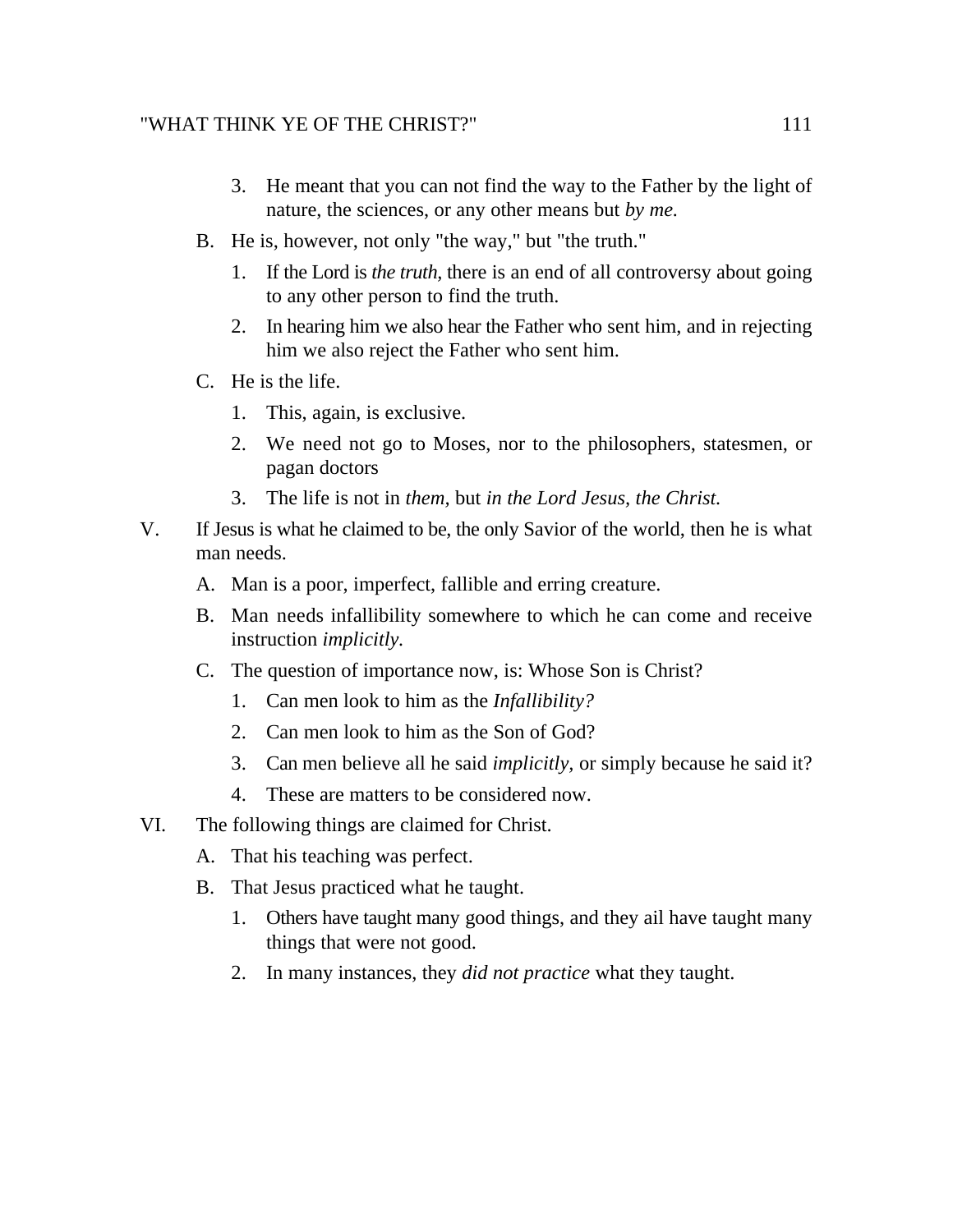3. He meant that you can not find the way to the Father by the light of nature, the sciences, or any other means but *by me.*

B. He is, however, not only "the way," but "the truth."

1. If the Lord is *the truth,* there is an end of all controversy about going to any other person to find the truth.
2. In hearing him we also hear the Father who sent him, and in rejecting him we also reject the Father who sent him.

C. He is the life.

1. This, again, is exclusive.
2. We need not go to Moses, nor to the philosophers, statesmen, or pagan doctors
3. The life is not in *them,* but *in the Lord Jesus, the Christ.*

V. If Jesus is what he claimed to be, the only Savior of the world, then he is what man needs.

A. Man is a poor, imperfect, fallible and erring creature.

B. Man needs infallibility somewhere to which he can come and receive instruction *implicitly.*

C. The question of importance now, is: Whose Son is Christ?

1. Can men look to him as the *Infallibility?*
2. Can men look to him as the Son of God?
3. Can men believe all he said *implicitly,* or simply because he said it?
4. These are matters to be considered now.

VI. The following things are claimed for Christ.

A. That his teaching was perfect.

B. That Jesus practiced what he taught.

1. Others have taught many good things, and they ail have taught many things that were not good.
2. In many instances, they *did not practice* what they taught.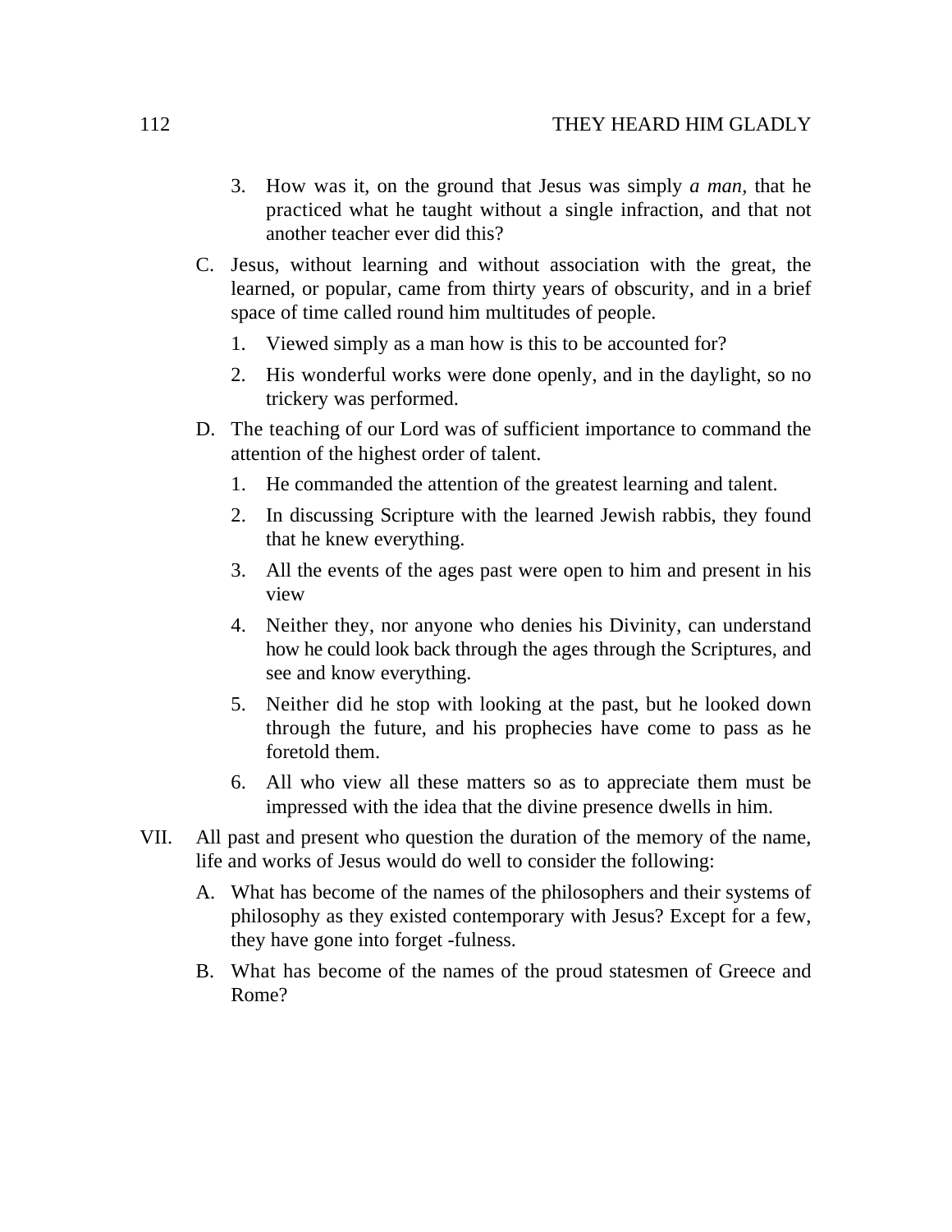3. How was it, on the ground that Jesus was simply *a man*, that he practiced what he taught without a single infraction, and that not another teacher ever did this?

C. Jesus, without learning and without association with the great, the learned, or popular, came from thirty years of obscurity, and in a brief space of time called round him multitudes of people.

   1. Viewed simply as a man how is this to be accounted for?
   2. His wonderful works were done openly, and in the daylight, so no trickery was performed.

D. The teaching of our Lord was of sufficient importance to command the attention of the highest order of talent.

   1. He commanded the attention of the greatest learning and talent.
   2. In discussing Scripture with the learned Jewish rabbis, they found that he knew everything.
   3. All the events of the ages past were open to him and present in his view
   4. Neither they, nor anyone who denies his Divinity, can understand how he could look back through the ages through the Scriptures, and see and know everything.
   5. Neither did he stop with looking at the past, but he looked down through the future, and his prophecies have come to pass as he foretold them.
   6. All who view all these matters so as to appreciate them must be impressed with the idea that the divine presence dwells in him.

VII. All past and present who question the duration of the memory of the name, life and works of Jesus would do well to consider the following:

A. What has become of the names of the philosophers and their systems of philosophy as they existed contemporary with Jesus? Except for a few, they have gone into forget -fulness.

B. What has become of the names of the proud statesmen of Greece and Rome?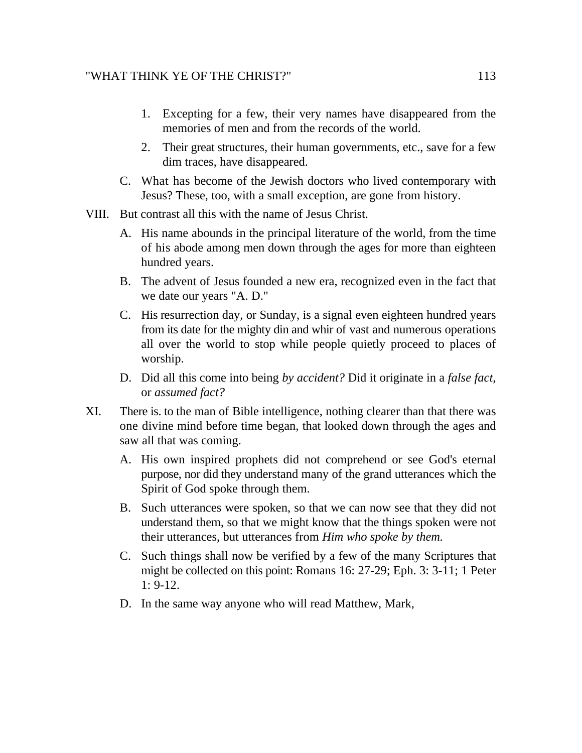1. Excepting for a few, their very names have disappeared from the memories of men and from the records of the world.
2. Their great structures, their human governments, etc., save for a few dim traces, have disappeared.

C. What has become of the Jewish doctors who lived contemporary with Jesus? These, too, with a small exception, are gone from history.

VIII. But contrast all this with the name of Jesus Christ.

A. His name abounds in the principal literature of the world, from the time of his abode among men down through the ages for more than eighteen hundred years.

B. The advent of Jesus founded a new era, recognized even in the fact that we date our years "A. D."

C. His resurrection day, or Sunday, is a signal even eighteen hundred years from its date for the mighty din and whir of vast and numerous operations all over the world to stop while people quietly proceed to places of worship.

D. Did all this come into being *by accident?* Did it originate in a *false fact,* or *assumed fact?*

XI. There is. to the man of Bible intelligence, nothing clearer than that there was one divine mind before time began, that looked down through the ages and saw all that was coming.

A. His own inspired prophets did not comprehend or see God's eternal purpose, nor did they understand many of the grand utterances which the Spirit of God spoke through them.

B. Such utterances were spoken, so that we can now see that they did not understand them, so that we might know that the things spoken were not their utterances, but utterances from *Him who spoke by them.*

C. Such things shall now be verified by a few of the many Scriptures that might be collected on this point: Romans 16: 27-29; Eph. 3: 3-11; 1 Peter 1: 9-12.

D. In the same way anyone who will read Matthew, Mark,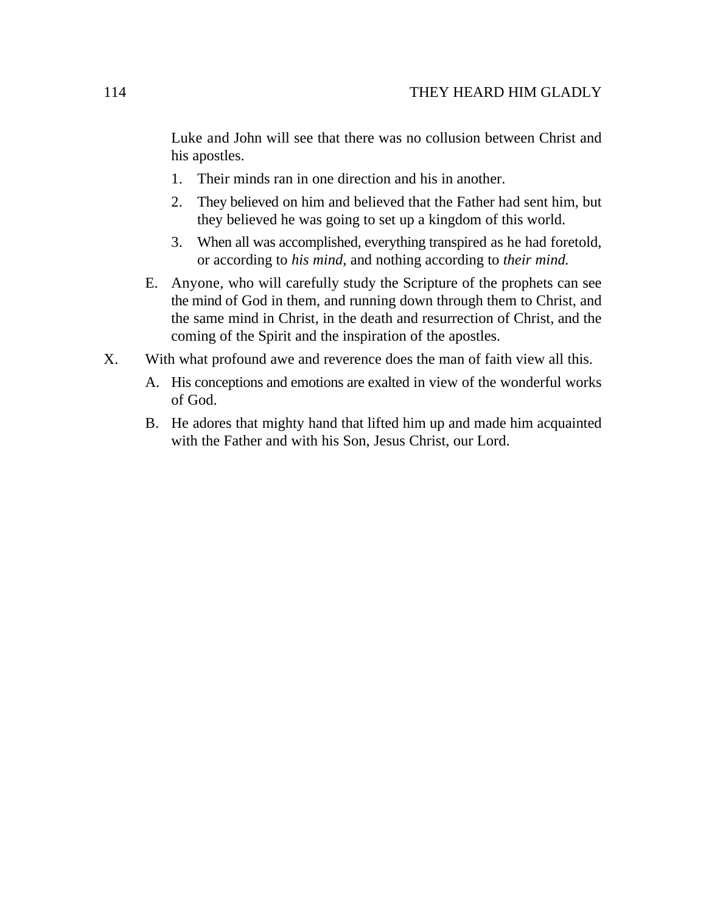Luke and John will see that there was no collusion between Christ and his apostles.

1. Their minds ran in one direction and his in another.
2. They believed on him and believed that the Father had sent him, but they believed he was going to set up a kingdom of this world.
3. When all was accomplished, everything transpired as he had foretold, or according to *his mind,* and nothing according to *their mind.*

E. Anyone, who will carefully study the Scripture of the prophets can see the mind of God in them, and running down through them to Christ, and the same mind in Christ, in the death and resurrection of Christ, and the coming of the Spirit and the inspiration of the apostles.

X. With what profound awe and reverence does the man of faith view all this.

A. His conceptions and emotions are exalted in view of the wonderful works of God.

B. He adores that mighty hand that lifted him up and made him acquainted with the Father and with his Son, Jesus Christ, our Lord.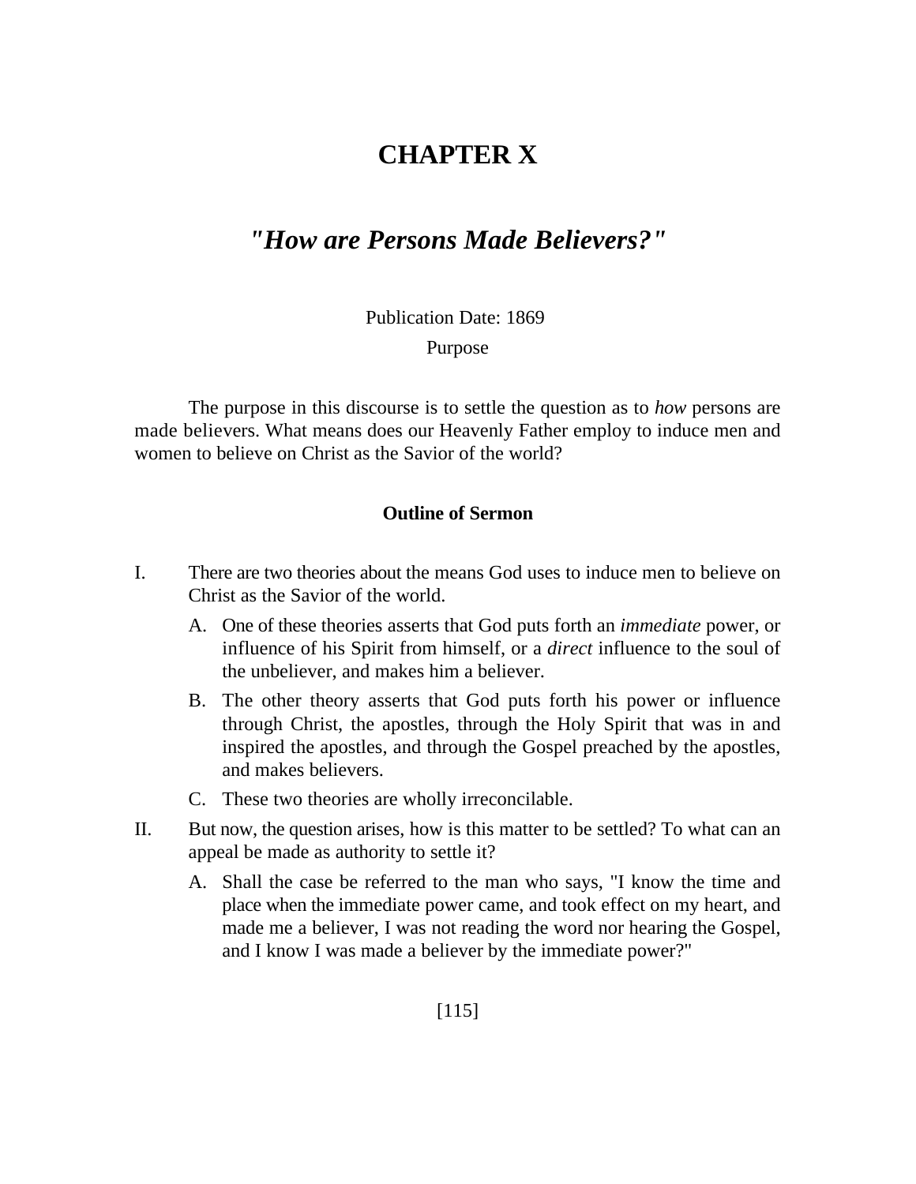# CHAPTER X

## *"How are Persons Made Believers?"*

Publication Date: 1869

Purpose

The purpose in this discourse is to settle the question as to *how* persons are made believers. What means does our Heavenly Father employ to induce men and women to believe on Christ as the Savior of the world?

**Outline of Sermon**

I. There are two theories about the means God uses to induce men to believe on Christ as the Savior of the world.

   A. One of these theories asserts that God puts forth an *immediate* power, or influence of his Spirit from himself, or a *direct* influence to the soul of the unbeliever, and makes him a believer.

   B. The other theory asserts that God puts forth his power or influence through Christ, the apostles, through the Holy Spirit that was in and inspired the apostles, and through the Gospel preached by the apostles, and makes believers.

   C. These two theories are wholly irreconcilable.

II. But now, the question arises, how is this matter to be settled? To what can an appeal be made as authority to settle it?

   A. Shall the case be referred to the man who says, "I know the time and place when the immediate power came, and took effect on my heart, and made me a believer, I was not reading the word nor hearing the Gospel, and I know I was made a believer by the immediate power?"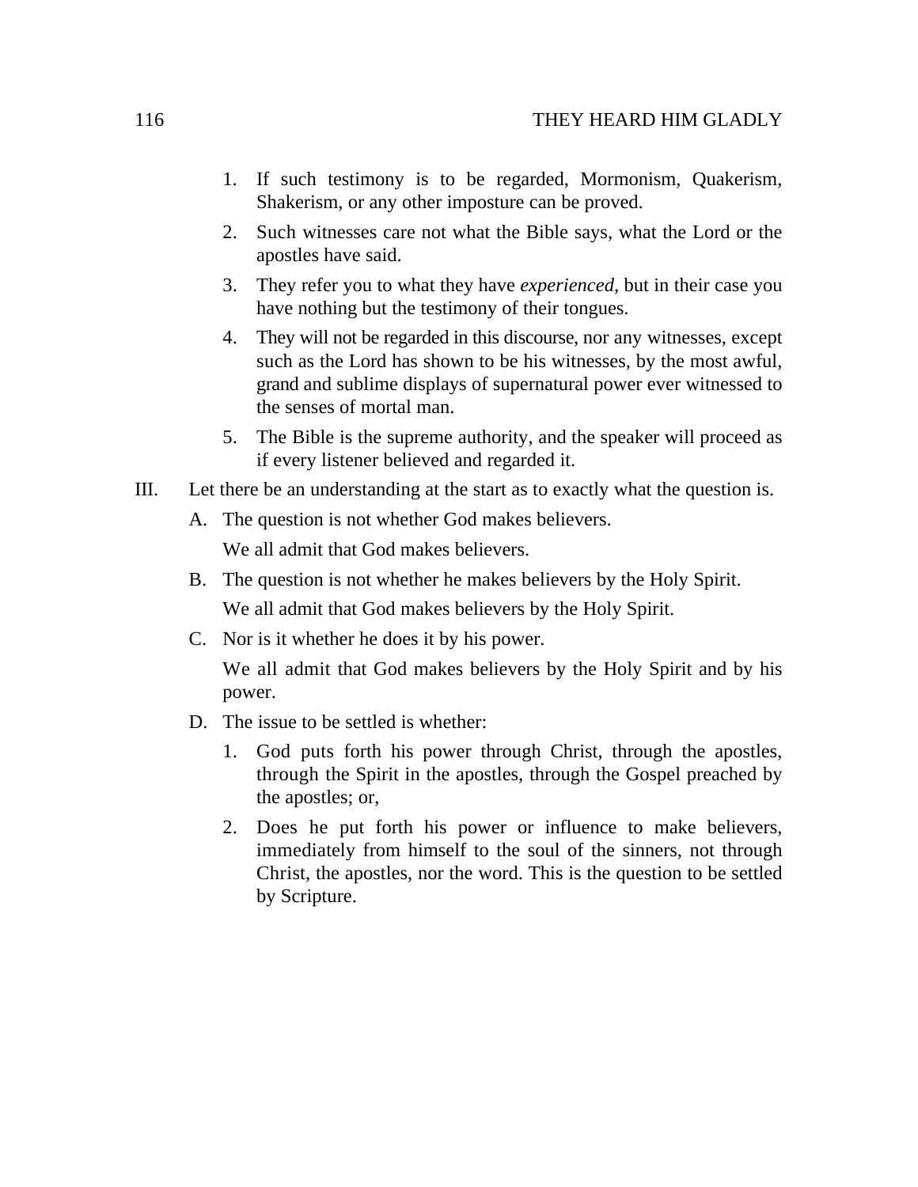1. If such testimony is to be regarded, Mormonism, Quakerism, Shakerism, or any other imposture can be proved.
2. Such witnesses care not what the Bible says, what the Lord or the apostles have said.
3. They refer you to what they have *experienced,* but in their case you have nothing but the testimony of their tongues.
4. They will not be regarded in this discourse, nor any witnesses, except such as the Lord has shown to be his witnesses, by the most awful, grand and sublime displays of supernatural power ever witnessed to the senses of mortal man.
5. The Bible is the supreme authority, and the speaker will proceed as if every listener believed and regarded it.

III. Let there be an understanding at the start as to exactly what the question is.

A. The question is not whether God makes believers.

   We all admit that God makes believers.

B. The question is not whether he makes believers by the Holy Spirit.

   We all admit that God makes believers by the Holy Spirit.

C. Nor is it whether he does it by his power.

   We all admit that God makes believers by the Holy Spirit and by his power.

D. The issue to be settled is whether:

   1. God puts forth his power through Christ, through the apostles, through the Spirit in the apostles, through the Gospel preached by the apostles; or,
   2. Does he put forth his power or influence to make believers, immediately from himself to the soul of the sinners, not through Christ, the apostles, nor the word. This is the question to be settled by Scripture.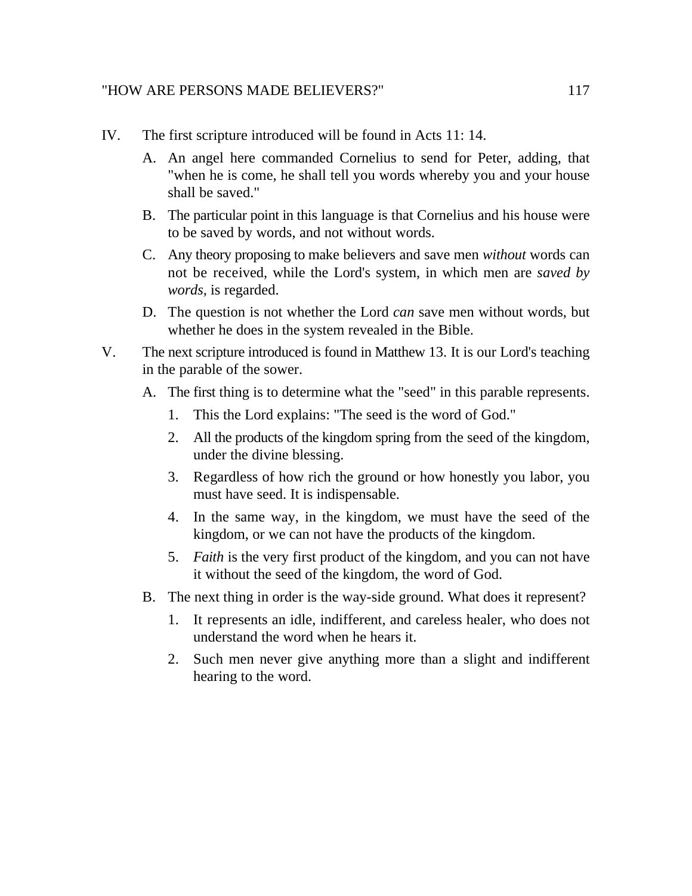IV. The first scripture introduced will be found in Acts 11: 14.

   A. An angel here commanded Cornelius to send for Peter, adding, that "when he is come, he shall tell you words whereby you and your house shall be saved."

   B. The particular point in this language is that Cornelius and his house were to be saved by words, and not without words.

   C. Any theory proposing to make believers and save men *without* words can not be received, while the Lord's system, in which men are *saved by words,* is regarded.

   D. The question is not whether the Lord *can* save men without words, but whether he does in the system revealed in the Bible.

V. The next scripture introduced is found in Matthew 13. It is our Lord's teaching in the parable of the sower.

   A. The first thing is to determine what the "seed" in this parable represents.

      1. This the Lord explains: "The seed is the word of God."

      2. All the products of the kingdom spring from the seed of the kingdom, under the divine blessing.

      3. Regardless of how rich the ground or how honestly you labor, you must have seed. It is indispensable.

      4. In the same way, in the kingdom, we must have the seed of the kingdom, or we can not have the products of the kingdom.

      5. *Faith* is the very first product of the kingdom, and you can not have it without the seed of the kingdom, the word of God.

   B. The next thing in order is the way-side ground. What does it represent?

      1. It represents an idle, indifferent, and careless healer, who does not understand the word when he hears it.

      2. Such men never give anything more than a slight and indifferent hearing to the word.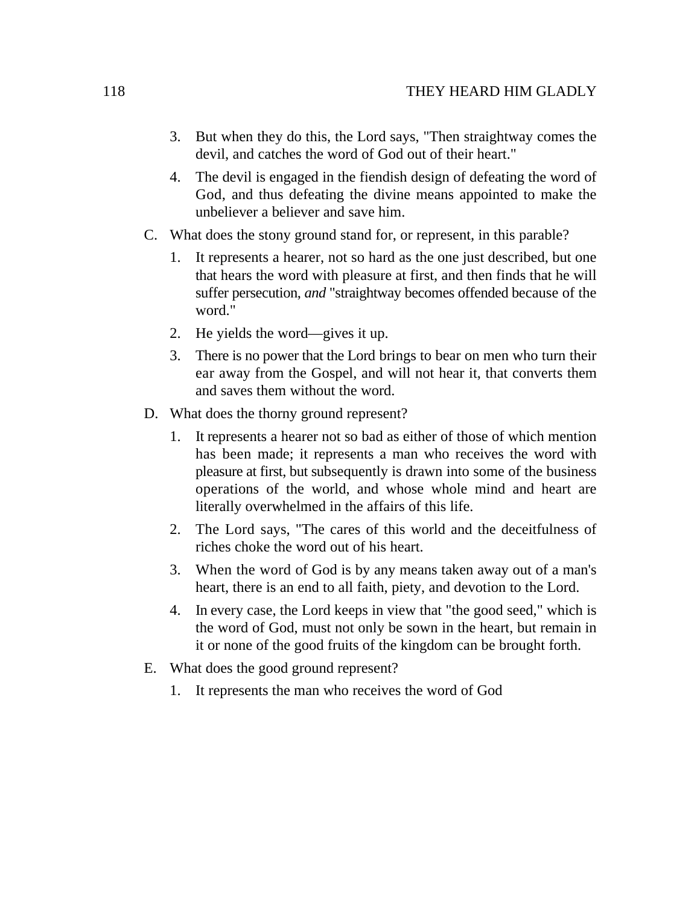3. But when they do this, the Lord says, "Then straightway comes the devil, and catches the word of God out of their heart."
4. The devil is engaged in the fiendish design of defeating the word of God, and thus defeating the divine means appointed to make the unbeliever a believer and save him.

C. What does the stony ground stand for, or represent, in this parable?

1. It represents a hearer, not so hard as the one just described, but one that hears the word with pleasure at first, and then finds that he will suffer persecution, *and* "straightway becomes offended because of the word."
2. He yields the word—gives it up.
3. There is no power that the Lord brings to bear on men who turn their ear away from the Gospel, and will not hear it, that converts them and saves them without the word.

D. What does the thorny ground represent?

1. It represents a hearer not so bad as either of those of which mention has been made; it represents a man who receives the word with pleasure at first, but subsequently is drawn into some of the business operations of the world, and whose whole mind and heart are literally overwhelmed in the affairs of this life.
2. The Lord says, "The cares of this world and the deceitfulness of riches choke the word out of his heart.
3. When the word of God is by any means taken away out of a man's heart, there is an end to all faith, piety, and devotion to the Lord.
4. In every case, the Lord keeps in view that "the good seed," which is the word of God, must not only be sown in the heart, but remain in it or none of the good fruits of the kingdom can be brought forth.

E. What does the good ground represent?

1. It represents the man who receives the word of God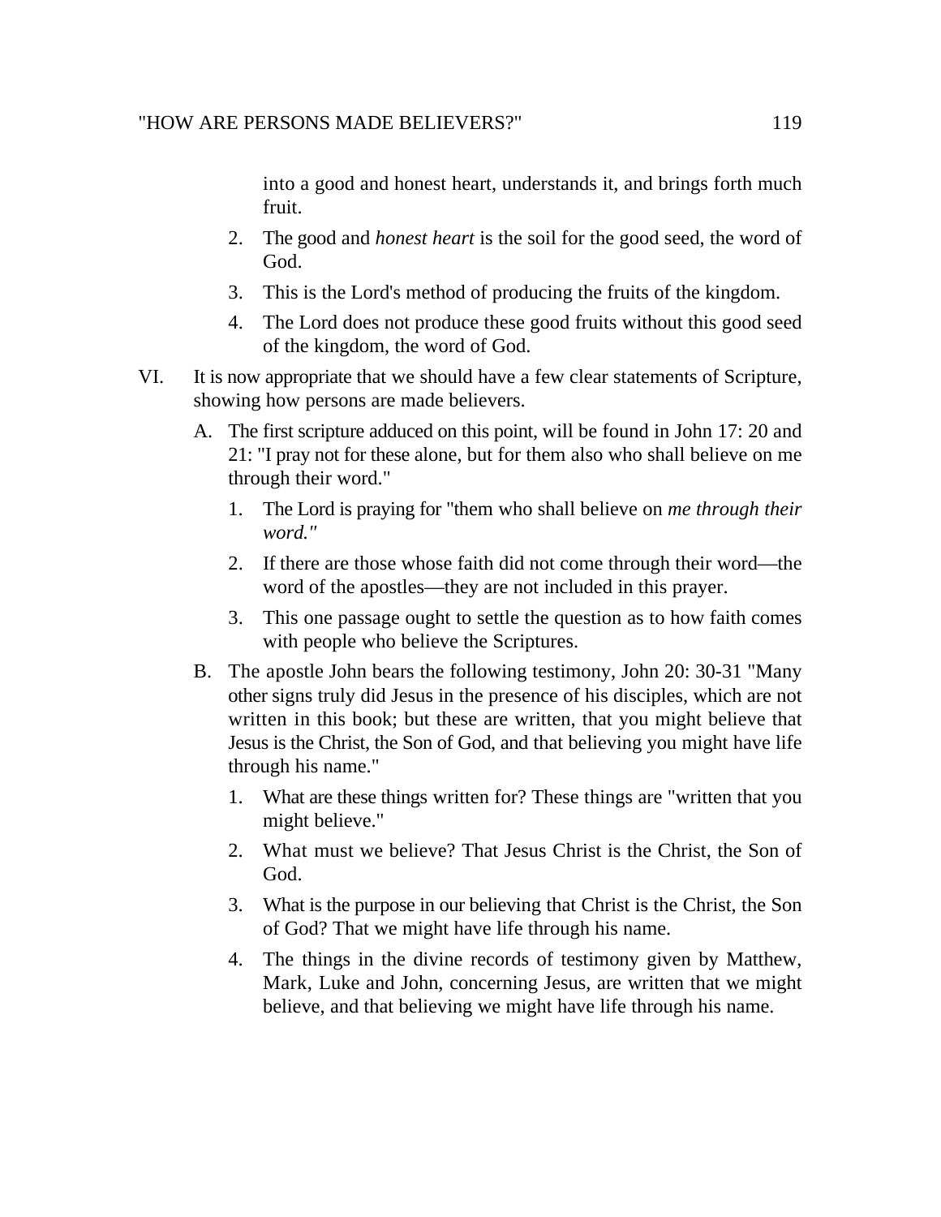into a good and honest heart, understands it, and brings forth much fruit.

2. The good and *honest heart* is the soil for the good seed, the word of God.
3. This is the Lord's method of producing the fruits of the kingdom.
4. The Lord does not produce these good fruits without this good seed of the kingdom, the word of God.

VI. It is now appropriate that we should have a few clear statements of Scripture, showing how persons are made believers.

A. The first scripture adduced on this point, will be found in John 17: 20 and 21: "I pray not for these alone, but for them also who shall believe on me through their word."

1. The Lord is praying for "them who shall believe on *me through their word."*
2. If there are those whose faith did not come through their word—the word of the apostles—they are not included in this prayer.
3. This one passage ought to settle the question as to how faith comes with people who believe the Scriptures.

B. The apostle John bears the following testimony, John 20: 30-31 "Many other signs truly did Jesus in the presence of his disciples, which are not written in this book; but these are written, that you might believe that Jesus is the Christ, the Son of God, and that believing you might have life through his name."

1. What are these things written for? These things are "written that you might believe."
2. What must we believe? That Jesus Christ is the Christ, the Son of God.
3. What is the purpose in our believing that Christ is the Christ, the Son of God? That we might have life through his name.
4. The things in the divine records of testimony given by Matthew, Mark, Luke and John, concerning Jesus, are written that we might believe, and that believing we might have life through his name.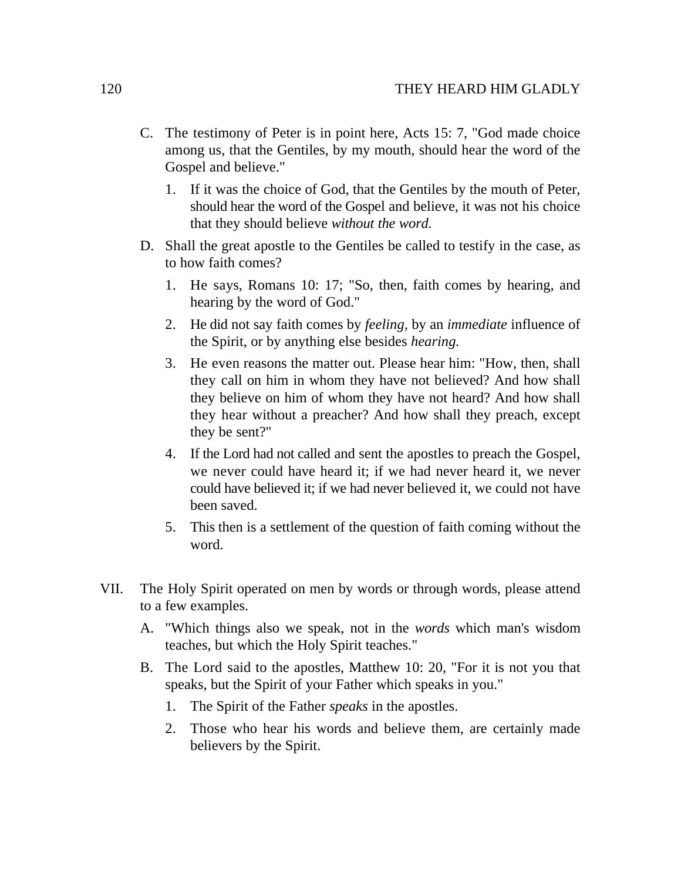C. The testimony of Peter is in point here, Acts 15: 7, "God made choice among us, that the Gentiles, by my mouth, should hear the word of the Gospel and believe."

   1. If it was the choice of God, that the Gentiles by the mouth of Peter, should hear the word of the Gospel and believe, it was not his choice that they should believe *without the word.*

D. Shall the great apostle to the Gentiles be called to testify in the case, as to how faith comes?

   1. He says, Romans 10: 17; "So, then, faith comes by hearing, and hearing by the word of God."
   2. He did not say faith comes by *feeling,* by an *immediate* influence of the Spirit, or by anything else besides *hearing.*
   3. He even reasons the matter out. Please hear him: "How, then, shall they call on him in whom they have not believed? And how shall they believe on him of whom they have not heard? And how shall they hear without a preacher? And how shall they preach, except they be sent?"
   4. If the Lord had not called and sent the apostles to preach the Gospel, we never could have heard it; if we had never heard it, we never could have believed it; if we had never believed it, we could not have been saved.
   5. This then is a settlement of the question of faith coming without the word.

VII. The Holy Spirit operated on men by words or through words, please attend to a few examples.

A. "Which things also we speak, not in the *words* which man's wisdom teaches, but which the Holy Spirit teaches."

B. The Lord said to the apostles, Matthew 10: 20, "For it is not you that speaks, but the Spirit of your Father which speaks in you."

   1. The Spirit of the Father *speaks* in the apostles.
   2. Those who hear his words and believe them, are certainly made believers by the Spirit.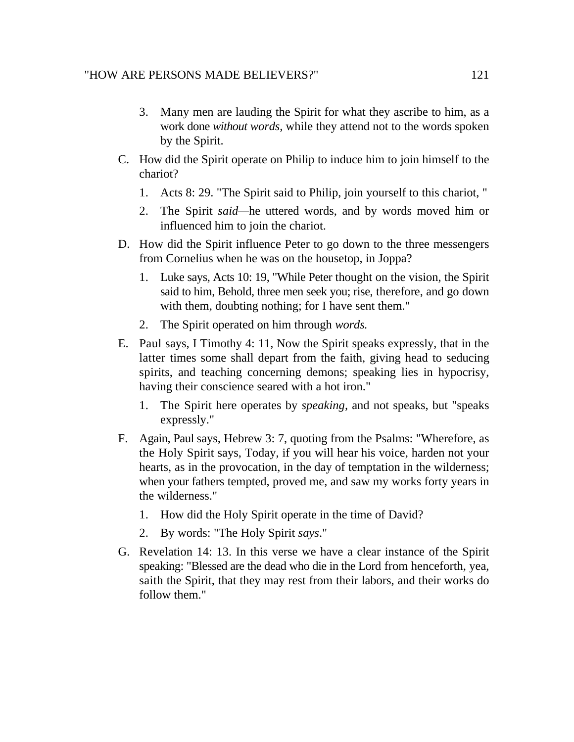3. Many men are lauding the Spirit for what they ascribe to him, as a work done *without words*, while they attend not to the words spoken by the Spirit.

C. How did the Spirit operate on Philip to induce him to join himself to the chariot?

   1. Acts 8: 29. "The Spirit said to Philip, join yourself to this chariot, "
   2. The Spirit *said*—he uttered words, and by words moved him or influenced him to join the chariot.

D. How did the Spirit influence Peter to go down to the three messengers from Cornelius when he was on the housetop, in Joppa?

   1. Luke says, Acts 10: 19, "While Peter thought on the vision, the Spirit said to him, Behold, three men seek you; rise, therefore, and go down with them, doubting nothing; for I have sent them."
   2. The Spirit operated on him through *words.*

E. Paul says, I Timothy 4: 11, Now the Spirit speaks expressly, that in the latter times some shall depart from the faith, giving head to seducing spirits, and teaching concerning demons; speaking lies in hypocrisy, having their conscience seared with a hot iron."

   1. The Spirit here operates by *speaking*, and not speaks, but "speaks expressly."

F. Again, Paul says, Hebrew 3: 7, quoting from the Psalms: "Wherefore, as the Holy Spirit says, Today, if you will hear his voice, harden not your hearts, as in the provocation, in the day of temptation in the wilderness; when your fathers tempted, proved me, and saw my works forty years in the wilderness."

   1. How did the Holy Spirit operate in the time of David?
   2. By words: "The Holy Spirit *says*."

G. Revelation 14: 13. In this verse we have a clear instance of the Spirit speaking: "Blessed are the dead who die in the Lord from henceforth, yea, saith the Spirit, that they may rest from their labors, and their works do follow them."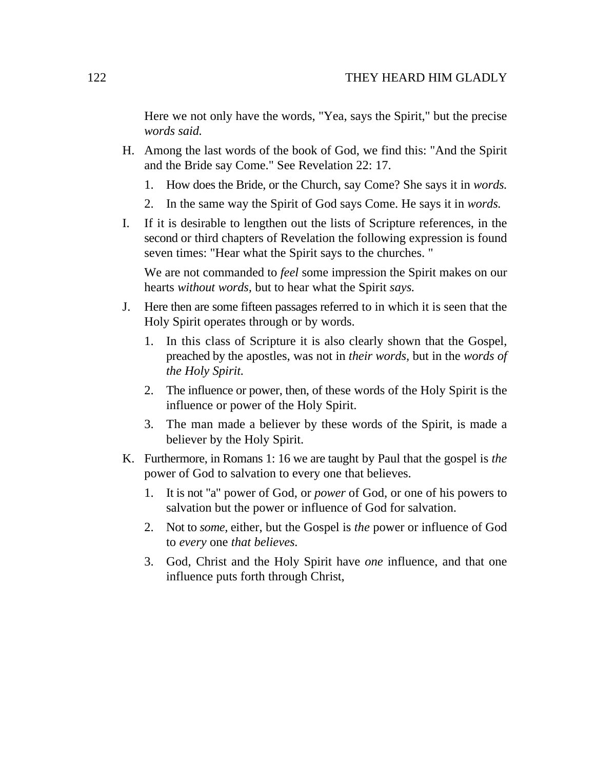Here we not only have the words, "Yea, says the Spirit," but the precise *words said.*

H. Among the last words of the book of God, we find this: "And the Spirit and the Bride say Come." See Revelation 22: 17.

   1. How does the Bride, or the Church, say Come? She says it in *words.*
   2. In the same way the Spirit of God says Come. He says it in *words.*

I. If it is desirable to lengthen out the lists of Scripture references, in the second or third chapters of Revelation the following expression is found seven times: "Hear what the Spirit says to the churches. "

   We are not commanded to *feel* some impression the Spirit makes on our hearts *without words,* but to hear what the Spirit *says.*

J. Here then are some fifteen passages referred to in which it is seen that the Holy Spirit operates through or by words.

   1. In this class of Scripture it is also clearly shown that the Gospel, preached by the apostles, was not in *their words,* but in the *words of the Holy Spirit.*
   2. The influence or power, then, of these words of the Holy Spirit is the influence or power of the Holy Spirit.
   3. The man made a believer by these words of the Spirit, is made a believer by the Holy Spirit.

K. Furthermore, in Romans 1: 16 we are taught by Paul that the gospel is *the* power of God to salvation to every one that believes.

   1. It is not "a" power of God, or *power* of God, or one of his powers to salvation but the power or influence of God for salvation.
   2. Not to *some,* either, but the Gospel is *the* power or influence of God to *every* one *that believes.*
   3. God, Christ and the Holy Spirit have *one* influence, and that one influence puts forth through Christ,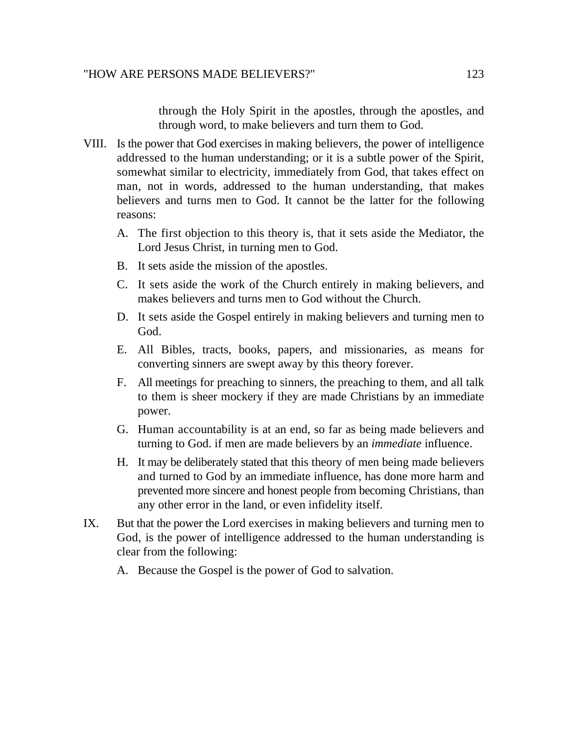through the Holy Spirit in the apostles, through the apostles, and through word, to make believers and turn them to God.

VIII. Is the power that God exercises in making believers, the power of intelligence addressed to the human understanding; or it is a subtle power of the Spirit, somewhat similar to electricity, immediately from God, that takes effect on man, not in words, addressed to the human understanding, that makes believers and turns men to God. It cannot be the latter for the following reasons:

A. The first objection to this theory is, that it sets aside the Mediator, the Lord Jesus Christ, in turning men to God.

B. It sets aside the mission of the apostles.

C. It sets aside the work of the Church entirely in making believers, and makes believers and turns men to God without the Church.

D. It sets aside the Gospel entirely in making believers and turning men to God.

E. All Bibles, tracts, books, papers, and missionaries, as means for converting sinners are swept away by this theory forever.

F. All meetings for preaching to sinners, the preaching to them, and all talk to them is sheer mockery if they are made Christians by an immediate power.

G. Human accountability is at an end, so far as being made believers and turning to God. if men are made believers by an *immediate* influence.

H. It may be deliberately stated that this theory of men being made believers and turned to God by an immediate influence, has done more harm and prevented more sincere and honest people from becoming Christians, than any other error in the land, or even infidelity itself.

IX. But that the power the Lord exercises in making believers and turning men to God, is the power of intelligence addressed to the human understanding is clear from the following:

A. Because the Gospel is the power of God to salvation.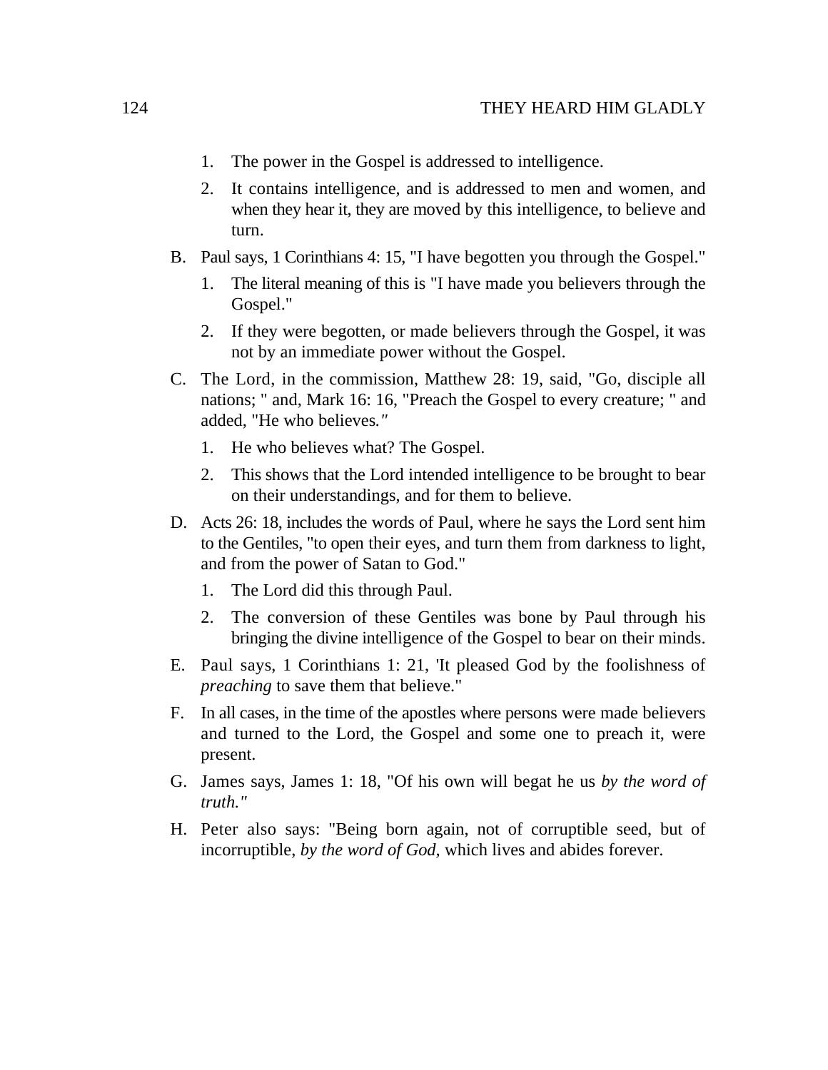1. The power in the Gospel is addressed to intelligence.
2. It contains intelligence, and is addressed to men and women, and when they hear it, they are moved by this intelligence, to believe and turn.

B. Paul says, 1 Corinthians 4: 15, "I have begotten you through the Gospel."

1. The literal meaning of this is "I have made you believers through the Gospel."
2. If they were begotten, or made believers through the Gospel, it was not by an immediate power without the Gospel.

C. The Lord, in the commission, Matthew 28: 19, said, "Go, disciple all nations; " and, Mark 16: 16, "Preach the Gospel to every creature; " and added, "He who believes*."*

1. He who believes what? The Gospel.
2. This shows that the Lord intended intelligence to be brought to bear on their understandings, and for them to believe.

D. Acts 26: 18, includes the words of Paul, where he says the Lord sent him to the Gentiles, "to open their eyes, and turn them from darkness to light, and from the power of Satan to God."

1. The Lord did this through Paul.
2. The conversion of these Gentiles was bone by Paul through his bringing the divine intelligence of the Gospel to bear on their minds.

E. Paul says, 1 Corinthians 1: 21, 'It pleased God by the foolishness of *preaching* to save them that believe."

F. In all cases, in the time of the apostles where persons were made believers and turned to the Lord, the Gospel and some one to preach it, were present.

G. James says, James 1: 18, "Of his own will begat he us *by the word of truth."*

H. Peter also says: "Being born again, not of corruptible seed, but of incorruptible, *by the word of God,* which lives and abides forever.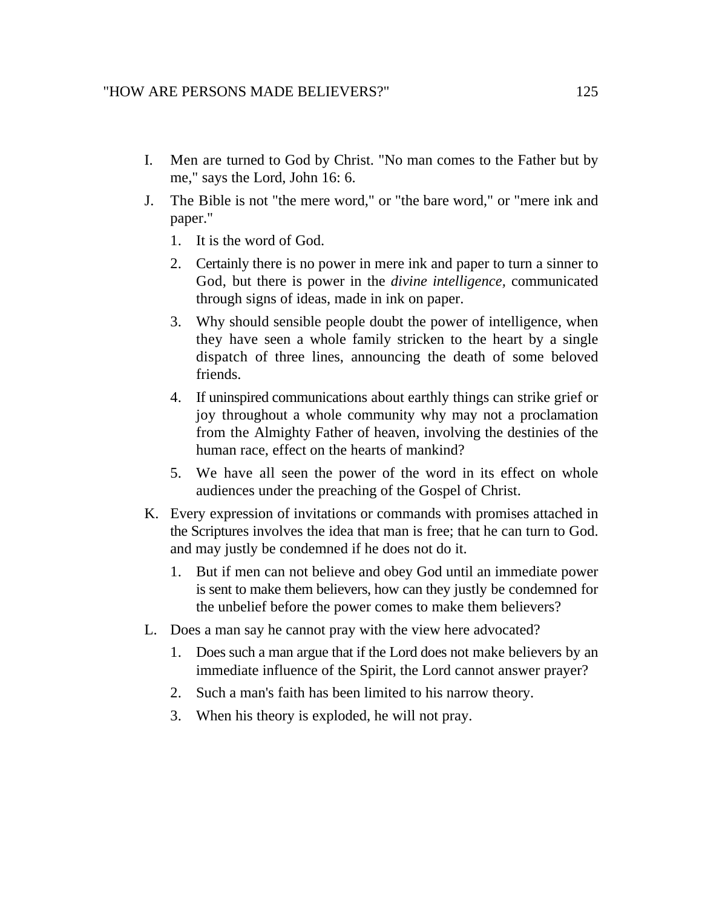I. Men are turned to God by Christ. "No man comes to the Father but by me," says the Lord, John 16: 6.

J. The Bible is not "the mere word," or "the bare word," or "mere ink and paper."

   1. It is the word of God.

   2. Certainly there is no power in mere ink and paper to turn a sinner to God, but there is power in the *divine intelligence,* communicated through signs of ideas, made in ink on paper.

   3. Why should sensible people doubt the power of intelligence, when they have seen a whole family stricken to the heart by a single dispatch of three lines, announcing the death of some beloved friends.

   4. If uninspired communications about earthly things can strike grief or joy throughout a whole community why may not a proclamation from the Almighty Father of heaven, involving the destinies of the human race, effect on the hearts of mankind?

   5. We have all seen the power of the word in its effect on whole audiences under the preaching of the Gospel of Christ.

K. Every expression of invitations or commands with promises attached in the Scriptures involves the idea that man is free; that he can turn to God. and may justly be condemned if he does not do it.

   1. But if men can not believe and obey God until an immediate power is sent to make them believers, how can they justly be condemned for the unbelief before the power comes to make them believers?

L. Does a man say he cannot pray with the view here advocated?

   1. Does such a man argue that if the Lord does not make believers by an immediate influence of the Spirit, the Lord cannot answer prayer?

   2. Such a man's faith has been limited to his narrow theory.

   3. When his theory is exploded, he will not pray.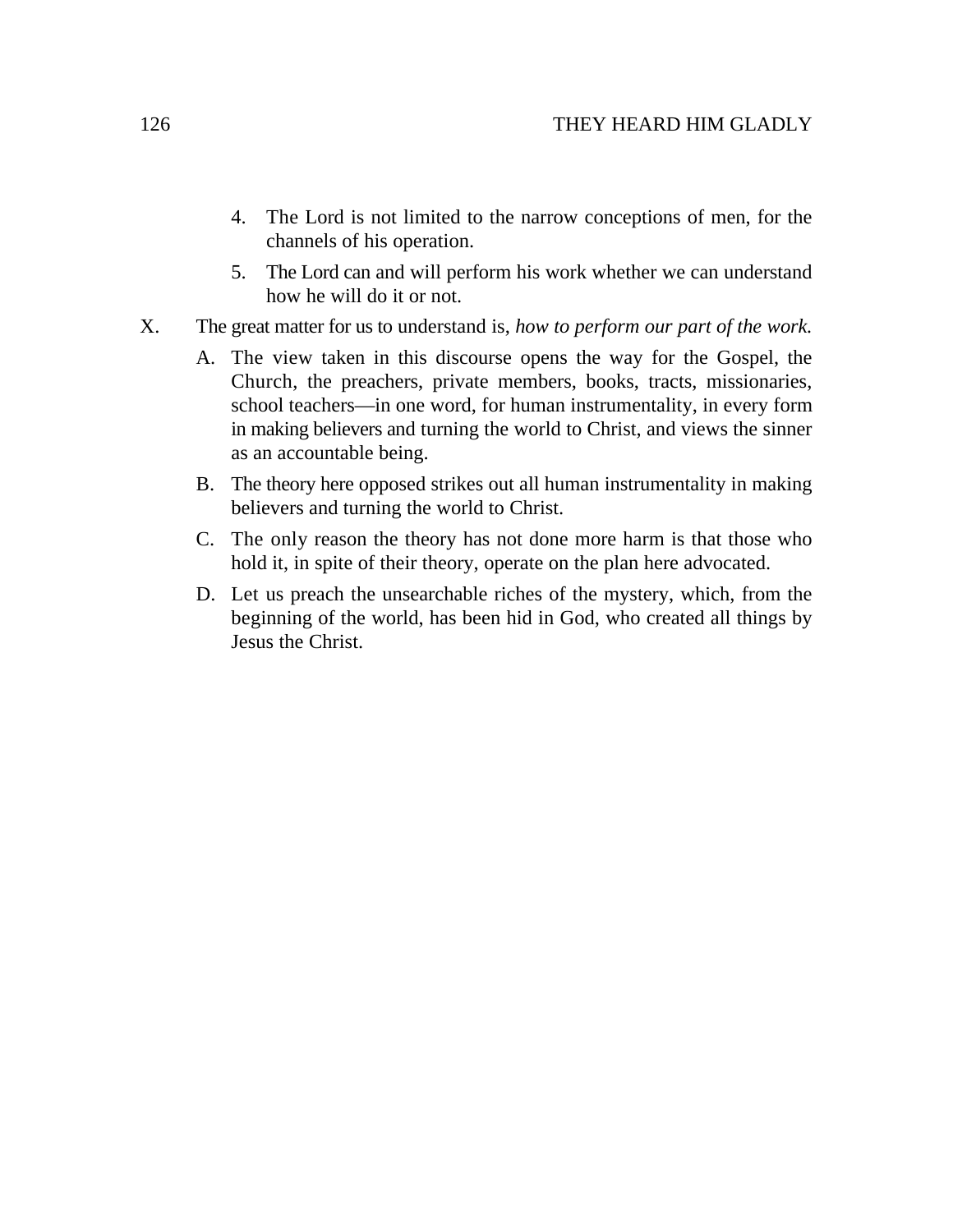4. The Lord is not limited to the narrow conceptions of men, for the channels of his operation.

5. The Lord can and will perform his work whether we can understand how he will do it or not.

X. The great matter for us to understand is, *how to perform our part of the work.*

   A. The view taken in this discourse opens the way for the Gospel, the Church, the preachers, private members, books, tracts, missionaries, school teachers—in one word, for human instrumentality, in every form in making believers and turning the world to Christ, and views the sinner as an accountable being.

   B. The theory here opposed strikes out all human instrumentality in making believers and turning the world to Christ.

   C. The only reason the theory has not done more harm is that those who hold it, in spite of their theory, operate on the plan here advocated.

   D. Let us preach the unsearchable riches of the mystery, which, from the beginning of the world, has been hid in God, who created all things by Jesus the Christ.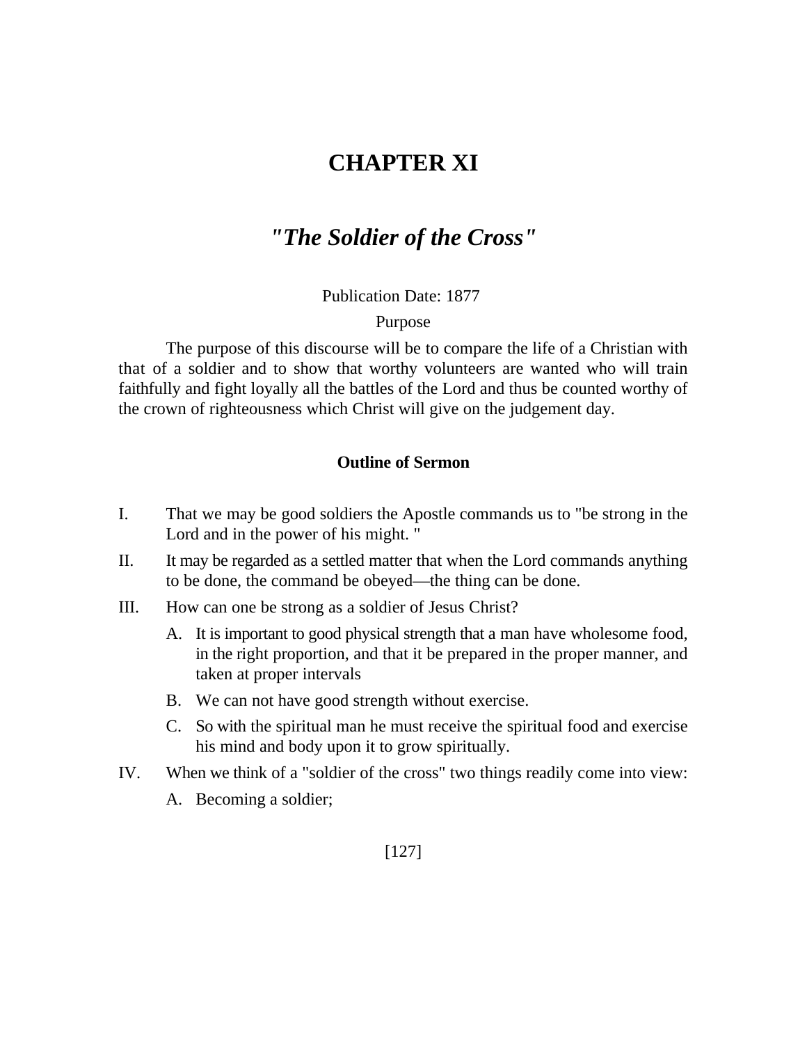# CHAPTER XI

## *"The Soldier of the Cross"*

Publication Date: 1877

Purpose

The purpose of this discourse will be to compare the life of a Christian with that of a soldier and to show that worthy volunteers are wanted who will train faithfully and fight loyally all the battles of the Lord and thus be counted worthy of the crown of righteousness which Christ will give on the judgement day.

### Outline of Sermon

I. That we may be good soldiers the Apostle commands us to "be strong in the Lord and in the power of his might. "

II. It may be regarded as a settled matter that when the Lord commands anything to be done, the command be obeyed—the thing can be done.

III. How can one be strong as a soldier of Jesus Christ?

   A. It is important to good physical strength that a man have wholesome food, in the right proportion, and that it be prepared in the proper manner, and taken at proper intervals

   B. We can not have good strength without exercise.

   C. So with the spiritual man he must receive the spiritual food and exercise his mind and body upon it to grow spiritually.

IV. When we think of a "soldier of the cross" two things readily come into view:

   A. Becoming a soldier;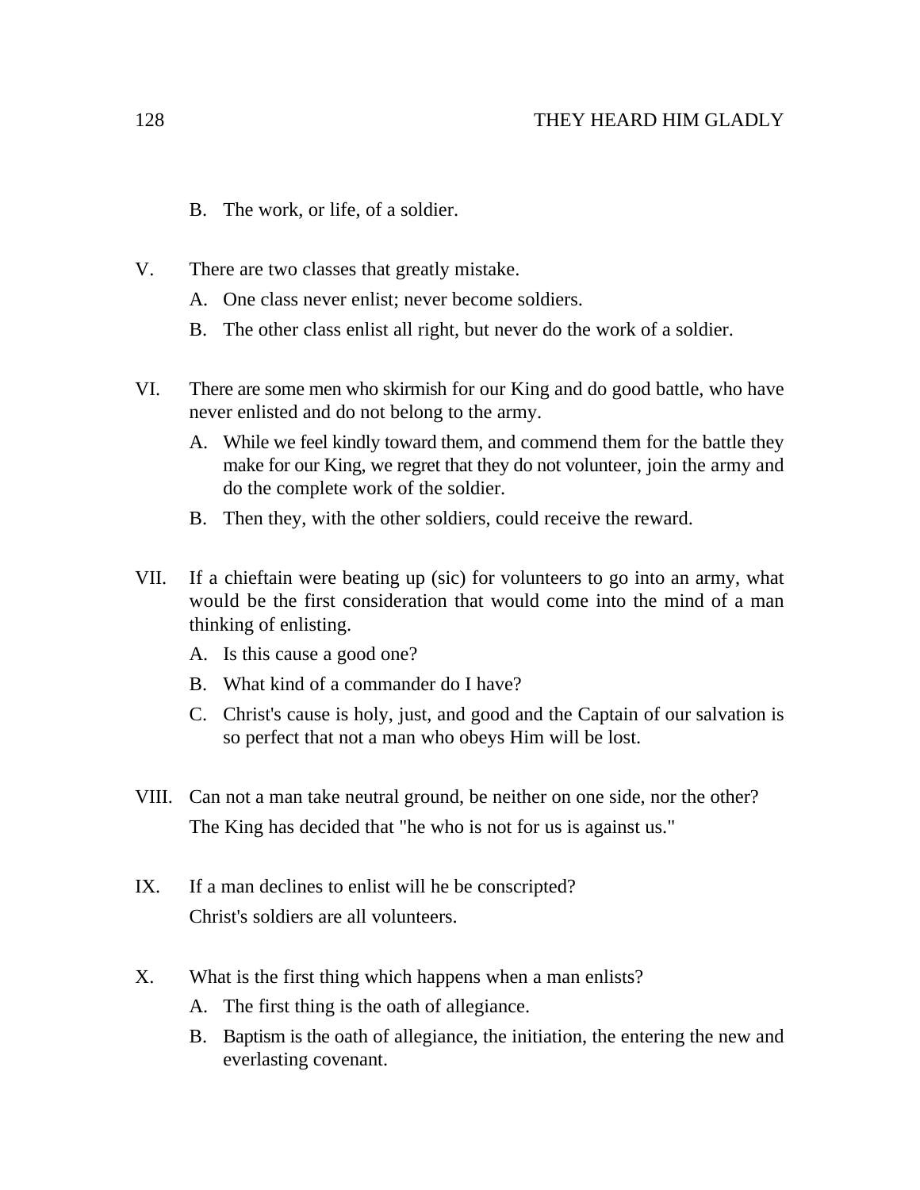B. The work, or life, of a soldier.

V. There are two classes that greatly mistake.

   A. One class never enlist; never become soldiers.

   B. The other class enlist all right, but never do the work of a soldier.

VI. There are some men who skirmish for our King and do good battle, who have never enlisted and do not belong to the army.

   A. While we feel kindly toward them, and commend them for the battle they make for our King, we regret that they do not volunteer, join the army and do the complete work of the soldier.

   B. Then they, with the other soldiers, could receive the reward.

VII. If a chieftain were beating up (sic) for volunteers to go into an army, what would be the first consideration that would come into the mind of a man thinking of enlisting.

   A. Is this cause a good one?

   B. What kind of a commander do I have?

   C. Christ's cause is holy, just, and good and the Captain of our salvation is so perfect that not a man who obeys Him will be lost.

VIII. Can not a man take neutral ground, be neither on one side, nor the other?

   The King has decided that "he who is not for us is against us."

IX. If a man declines to enlist will he be conscripted?

   Christ's soldiers are all volunteers.

X. What is the first thing which happens when a man enlists?

   A. The first thing is the oath of allegiance.

   B. Baptism is the oath of allegiance, the initiation, the entering the new and everlasting covenant.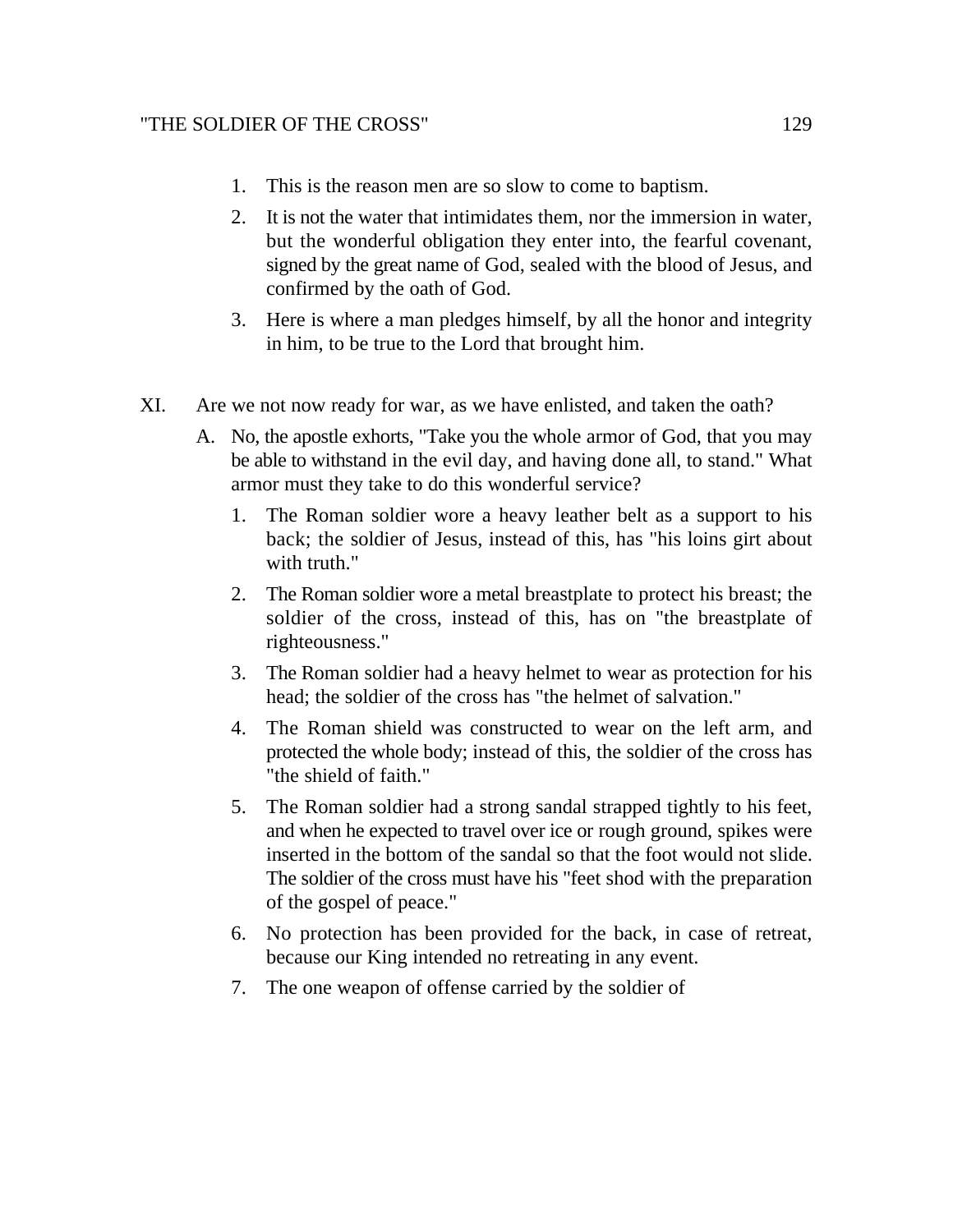1. This is the reason men are so slow to come to baptism.
2. It is not the water that intimidates them, nor the immersion in water, but the wonderful obligation they enter into, the fearful covenant, signed by the great name of God, sealed with the blood of Jesus, and confirmed by the oath of God.
3. Here is where a man pledges himself, by all the honor and integrity in him, to be true to the Lord that brought him.

XI. Are we not now ready for war, as we have enlisted, and taken the oath?

A. No, the apostle exhorts, "Take you the whole armor of God, that you may be able to withstand in the evil day, and having done all, to stand." What armor must they take to do this wonderful service?

1. The Roman soldier wore a heavy leather belt as a support to his back; the soldier of Jesus, instead of this, has "his loins girt about with truth."
2. The Roman soldier wore a metal breastplate to protect his breast; the soldier of the cross, instead of this, has on "the breastplate of righteousness."
3. The Roman soldier had a heavy helmet to wear as protection for his head; the soldier of the cross has "the helmet of salvation."
4. The Roman shield was constructed to wear on the left arm, and protected the whole body; instead of this, the soldier of the cross has "the shield of faith."
5. The Roman soldier had a strong sandal strapped tightly to his feet, and when he expected to travel over ice or rough ground, spikes were inserted in the bottom of the sandal so that the foot would not slide. The soldier of the cross must have his "feet shod with the preparation of the gospel of peace."
6. No protection has been provided for the back, in case of retreat, because our King intended no retreating in any event.
7. The one weapon of offense carried by the soldier of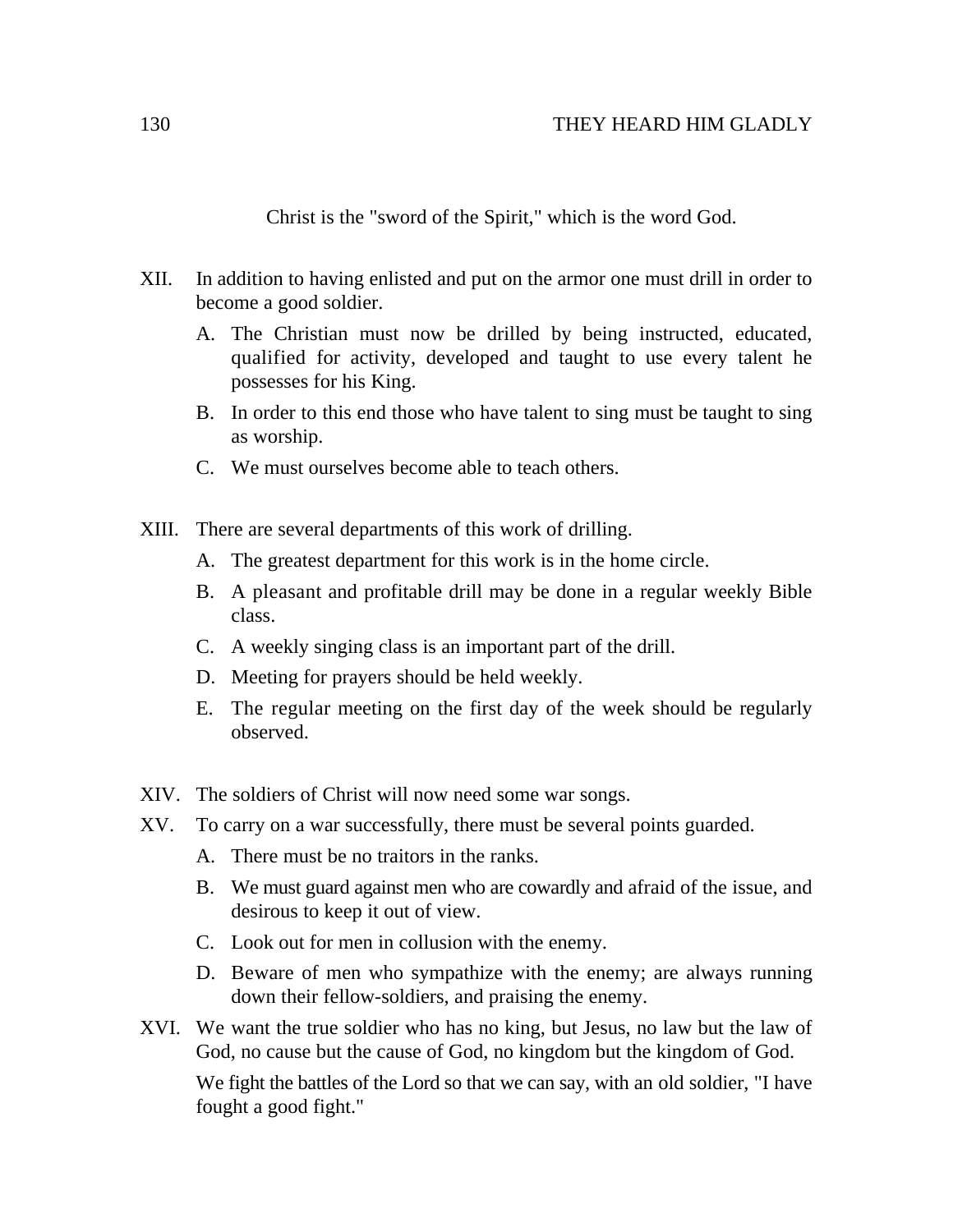Christ is the "sword of the Spirit," which is the word God.

XII. In addition to having enlisted and put on the armor one must drill in order to become a good soldier.

   A. The Christian must now be drilled by being instructed, educated, qualified for activity, developed and taught to use every talent he possesses for his King.

   B. In order to this end those who have talent to sing must be taught to sing as worship.

   C. We must ourselves become able to teach others.

XIII. There are several departments of this work of drilling.

   A. The greatest department for this work is in the home circle.

   B. A pleasant and profitable drill may be done in a regular weekly Bible class.

   C. A weekly singing class is an important part of the drill.

   D. Meeting for prayers should be held weekly.

   E. The regular meeting on the first day of the week should be regularly observed.

XIV. The soldiers of Christ will now need some war songs.

XV. To carry on a war successfully, there must be several points guarded.

   A. There must be no traitors in the ranks.

   B. We must guard against men who are cowardly and afraid of the issue, and desirous to keep it out of view.

   C. Look out for men in collusion with the enemy.

   D. Beware of men who sympathize with the enemy; are always running down their fellow-soldiers, and praising the enemy.

XVI. We want the true soldier who has no king, but Jesus, no law but the law of God, no cause but the cause of God, no kingdom but the kingdom of God.

   We fight the battles of the Lord so that we can say, with an old soldier, "I have fought a good fight."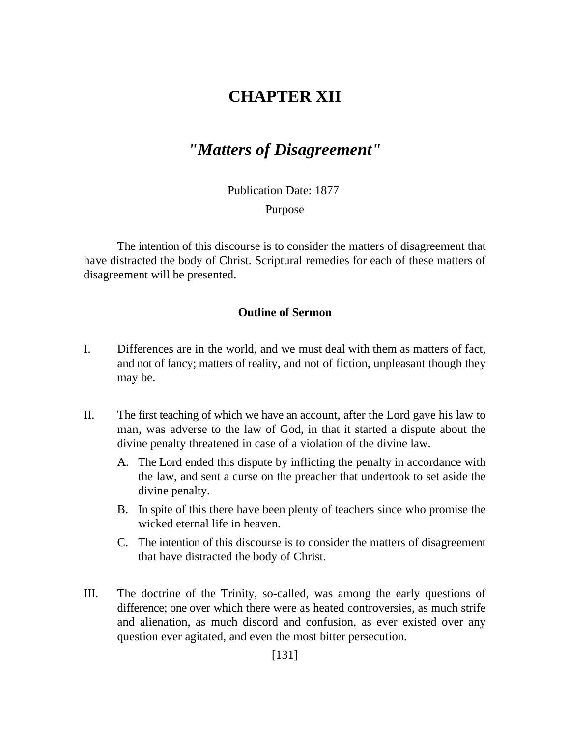# CHAPTER XII

## *"Matters of Disagreement"*

Publication Date: 1877

Purpose

The intention of this discourse is to consider the matters of disagreement that have distracted the body of Christ. Scriptural remedies for each of these matters of disagreement will be presented.

**Outline of Sermon**

I. Differences are in the world, and we must deal with them as matters of fact, and not of fancy; matters of reality, and not of fiction, unpleasant though they may be.

II. The first teaching of which we have an account, after the Lord gave his law to man, was adverse to the law of God, in that it started a dispute about the divine penalty threatened in case of a violation of the divine law.

   A. The Lord ended this dispute by inflicting the penalty in accordance with the law, and sent a curse on the preacher that undertook to set aside the divine penalty.

   B. In spite of this there have been plenty of teachers since who promise the wicked eternal life in heaven.

   C. The intention of this discourse is to consider the matters of disagreement that have distracted the body of Christ.

III. The doctrine of the Trinity, so-called, was among the early questions of difference; one over which there were as heated controversies, as much strife and alienation, as much discord and confusion, as ever existed over any question ever agitated, and even the most bitter persecution.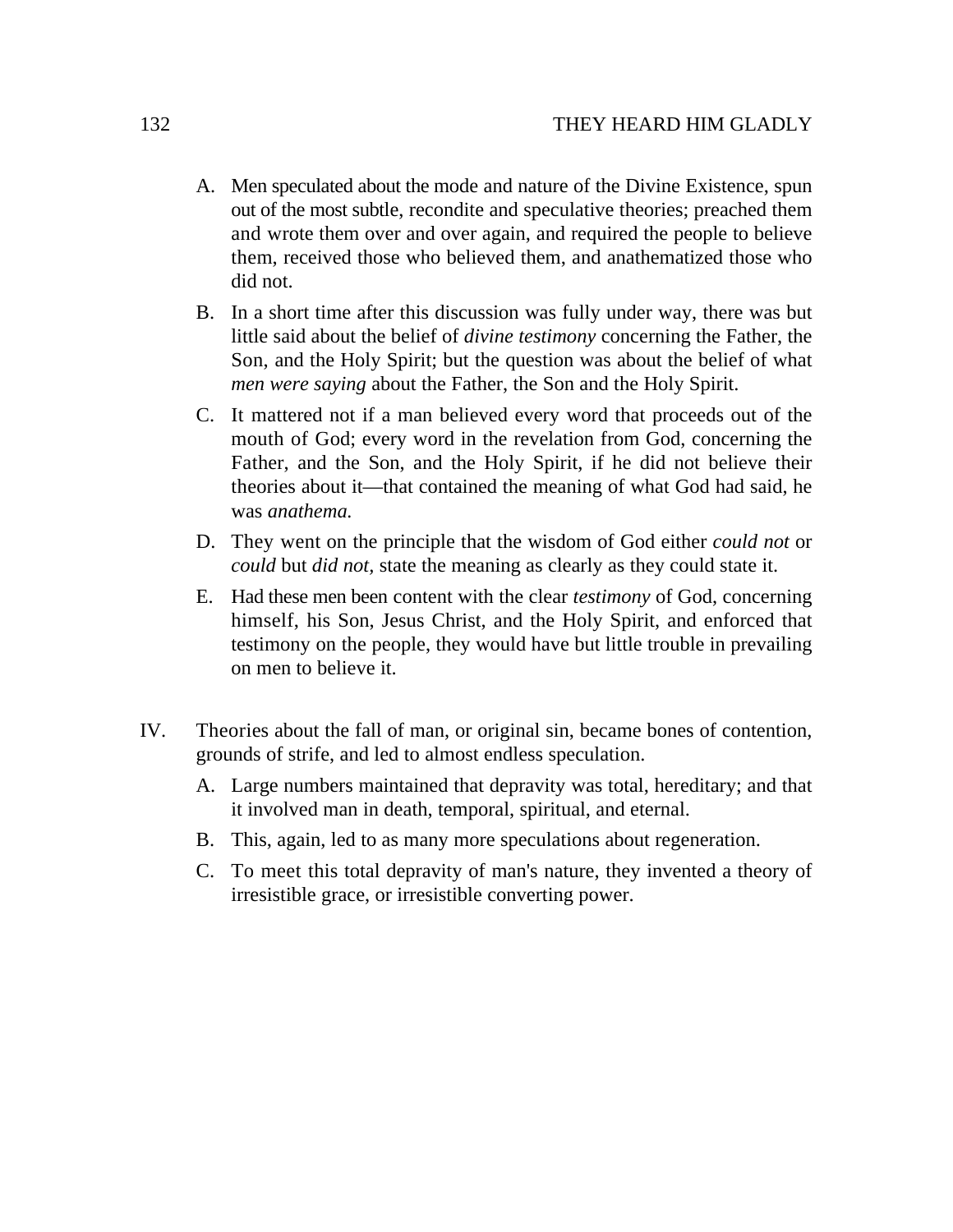A. Men speculated about the mode and nature of the Divine Existence, spun out of the most subtle, recondite and speculative theories; preached them and wrote them over and over again, and required the people to believe them, received those who believed them, and anathematized those who did not.

B. In a short time after this discussion was fully under way, there was but little said about the belief of *divine testimony* concerning the Father, the Son, and the Holy Spirit; but the question was about the belief of what *men were saying* about the Father, the Son and the Holy Spirit.

C. It mattered not if a man believed every word that proceeds out of the mouth of God; every word in the revelation from God, concerning the Father, and the Son, and the Holy Spirit, if he did not believe their theories about it—that contained the meaning of what God had said, he was *anathema.*

D. They went on the principle that the wisdom of God either *could not* or *could* but *did not*, state the meaning as clearly as they could state it.

E. Had these men been content with the clear *testimony* of God, concerning himself, his Son, Jesus Christ, and the Holy Spirit, and enforced that testimony on the people, they would have but little trouble in prevailing on men to believe it.

IV. Theories about the fall of man, or original sin, became bones of contention, grounds of strife, and led to almost endless speculation.

A. Large numbers maintained that depravity was total, hereditary; and that it involved man in death, temporal, spiritual, and eternal.

B. This, again, led to as many more speculations about regeneration.

C. To meet this total depravity of man's nature, they invented a theory of irresistible grace, or irresistible converting power.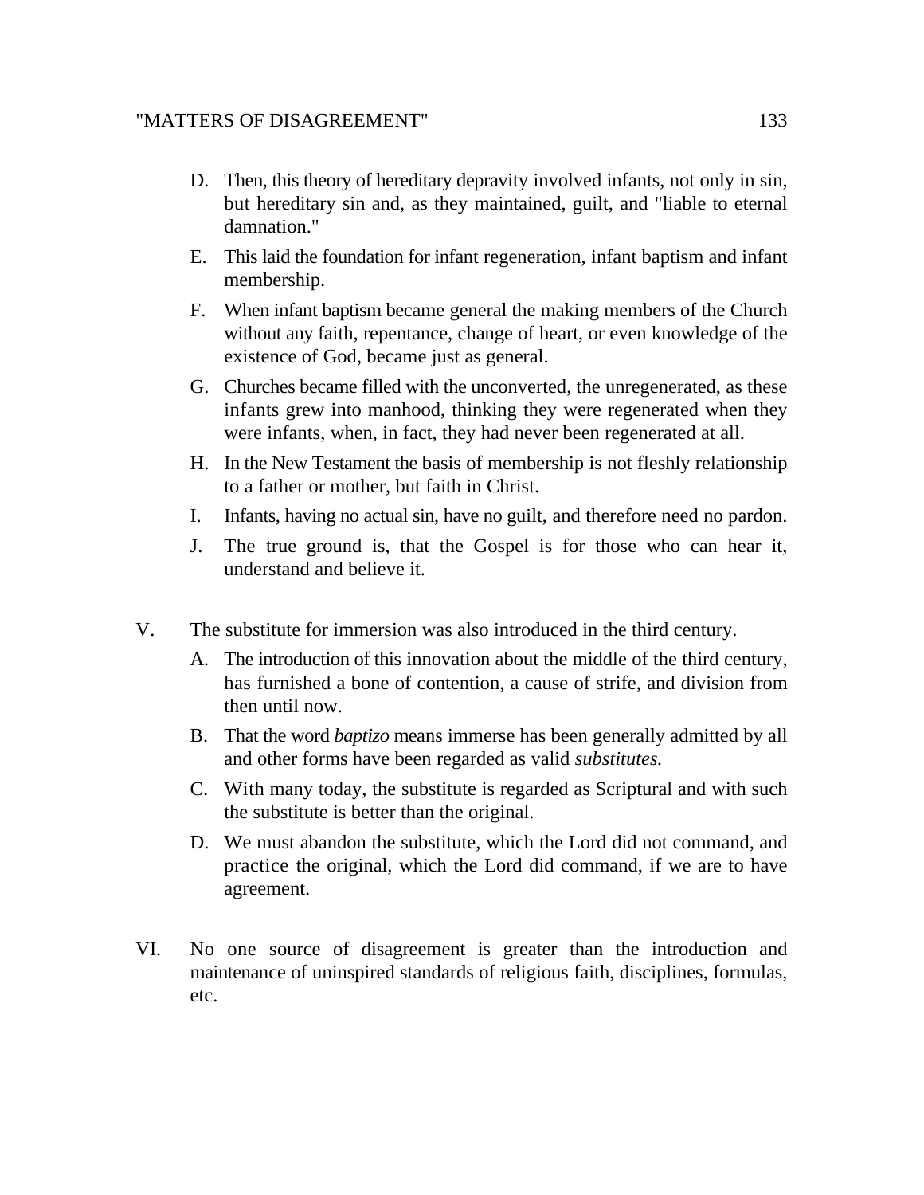D. Then, this theory of hereditary depravity involved infants, not only in sin, but hereditary sin and, as they maintained, guilt, and "liable to eternal damnation."

E. This laid the foundation for infant regeneration, infant baptism and infant membership.

F. When infant baptism became general the making members of the Church without any faith, repentance, change of heart, or even knowledge of the existence of God, became just as general.

G. Churches became filled with the unconverted, the unregenerated, as these infants grew into manhood, thinking they were regenerated when they were infants, when, in fact, they had never been regenerated at all.

H. In the New Testament the basis of membership is not fleshly relationship to a father or mother, but faith in Christ.

I. Infants, having no actual sin, have no guilt, and therefore need no pardon.

J. The true ground is, that the Gospel is for those who can hear it, understand and believe it.

V. The substitute for immersion was also introduced in the third century.

A. The introduction of this innovation about the middle of the third century, has furnished a bone of contention, a cause of strife, and division from then until now.

B. That the word *baptizo* means immerse has been generally admitted by all and other forms have been regarded as valid *substitutes.*

C. With many today, the substitute is regarded as Scriptural and with such the substitute is better than the original.

D. We must abandon the substitute, which the Lord did not command, and practice the original, which the Lord did command, if we are to have agreement.

VI. No one source of disagreement is greater than the introduction and maintenance of uninspired standards of religious faith, disciplines, formulas, etc.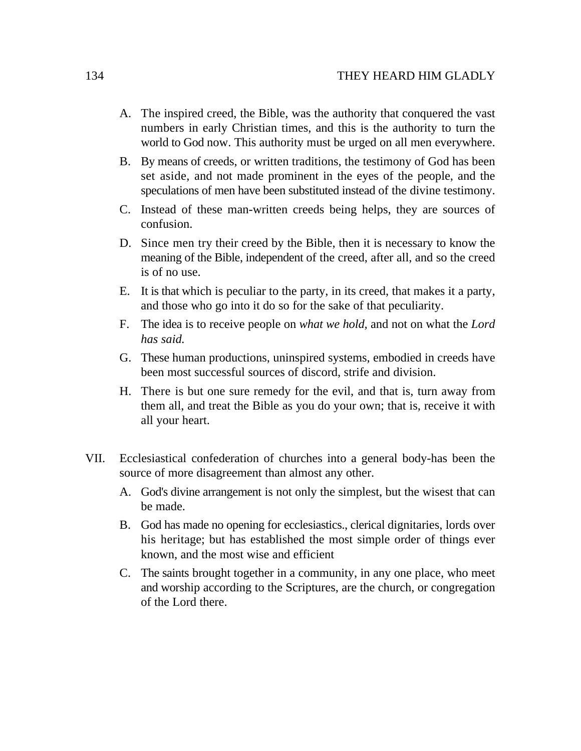A. The inspired creed, the Bible, was the authority that conquered the vast numbers in early Christian times, and this is the authority to turn the world to God now. This authority must be urged on all men everywhere.

B. By means of creeds, or written traditions, the testimony of God has been set aside, and not made prominent in the eyes of the people, and the speculations of men have been substituted instead of the divine testimony.

C. Instead of these man-written creeds being helps, they are sources of confusion.

D. Since men try their creed by the Bible, then it is necessary to know the meaning of the Bible, independent of the creed, after all, and so the creed is of no use.

E. It is that which is peculiar to the party, in its creed, that makes it a party, and those who go into it do so for the sake of that peculiarity.

F. The idea is to receive people on *what we hold,* and not on what the *Lord has said.*

G. These human productions, uninspired systems, embodied in creeds have been most successful sources of discord, strife and division.

H. There is but one sure remedy for the evil, and that is, turn away from them all, and treat the Bible as you do your own; that is, receive it with all your heart.

VII. Ecclesiastical confederation of churches into a general body-has been the source of more disagreement than almost any other.

A. God's divine arrangement is not only the simplest, but the wisest that can be made.

B. God has made no opening for ecclesiastics., clerical dignitaries, lords over his heritage; but has established the most simple order of things ever known, and the most wise and efficient

C. The saints brought together in a community, in any one place, who meet and worship according to the Scriptures, are the church, or congregation of the Lord there.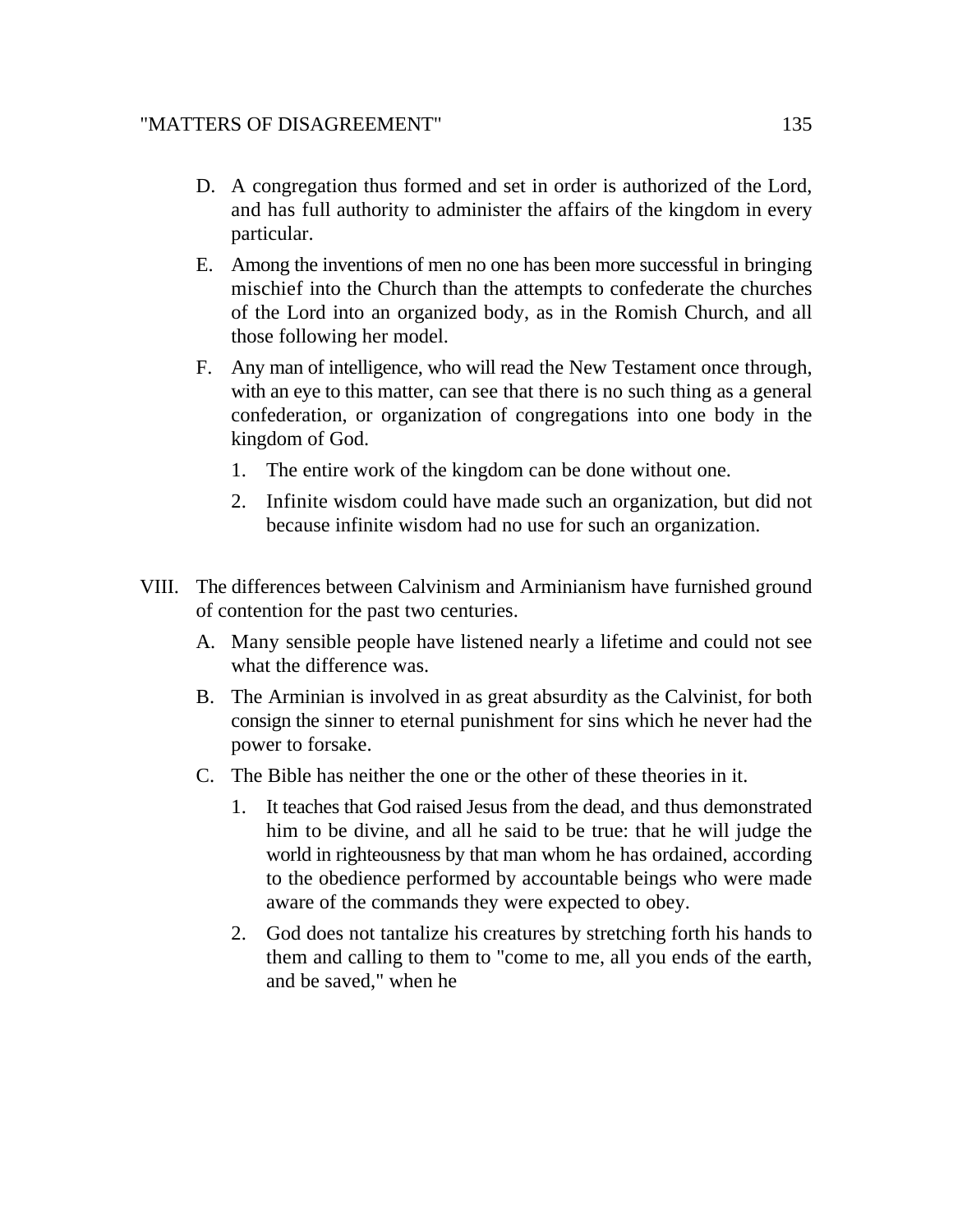D. A congregation thus formed and set in order is authorized of the Lord, and has full authority to administer the affairs of the kingdom in every particular.

E. Among the inventions of men no one has been more successful in bringing mischief into the Church than the attempts to confederate the churches of the Lord into an organized body, as in the Romish Church, and all those following her model.

F. Any man of intelligence, who will read the New Testament once through, with an eye to this matter, can see that there is no such thing as a general confederation, or organization of congregations into one body in the kingdom of God.

   1. The entire work of the kingdom can be done without one.

   2. Infinite wisdom could have made such an organization, but did not because infinite wisdom had no use for such an organization.

VIII. The differences between Calvinism and Arminianism have furnished ground of contention for the past two centuries.

A. Many sensible people have listened nearly a lifetime and could not see what the difference was.

B. The Arminian is involved in as great absurdity as the Calvinist, for both consign the sinner to eternal punishment for sins which he never had the power to forsake.

C. The Bible has neither the one or the other of these theories in it.

   1. It teaches that God raised Jesus from the dead, and thus demonstrated him to be divine, and all he said to be true: that he will judge the world in righteousness by that man whom he has ordained, according to the obedience performed by accountable beings who were made aware of the commands they were expected to obey.

   2. God does not tantalize his creatures by stretching forth his hands to them and calling to them to "come to me, all you ends of the earth, and be saved," when he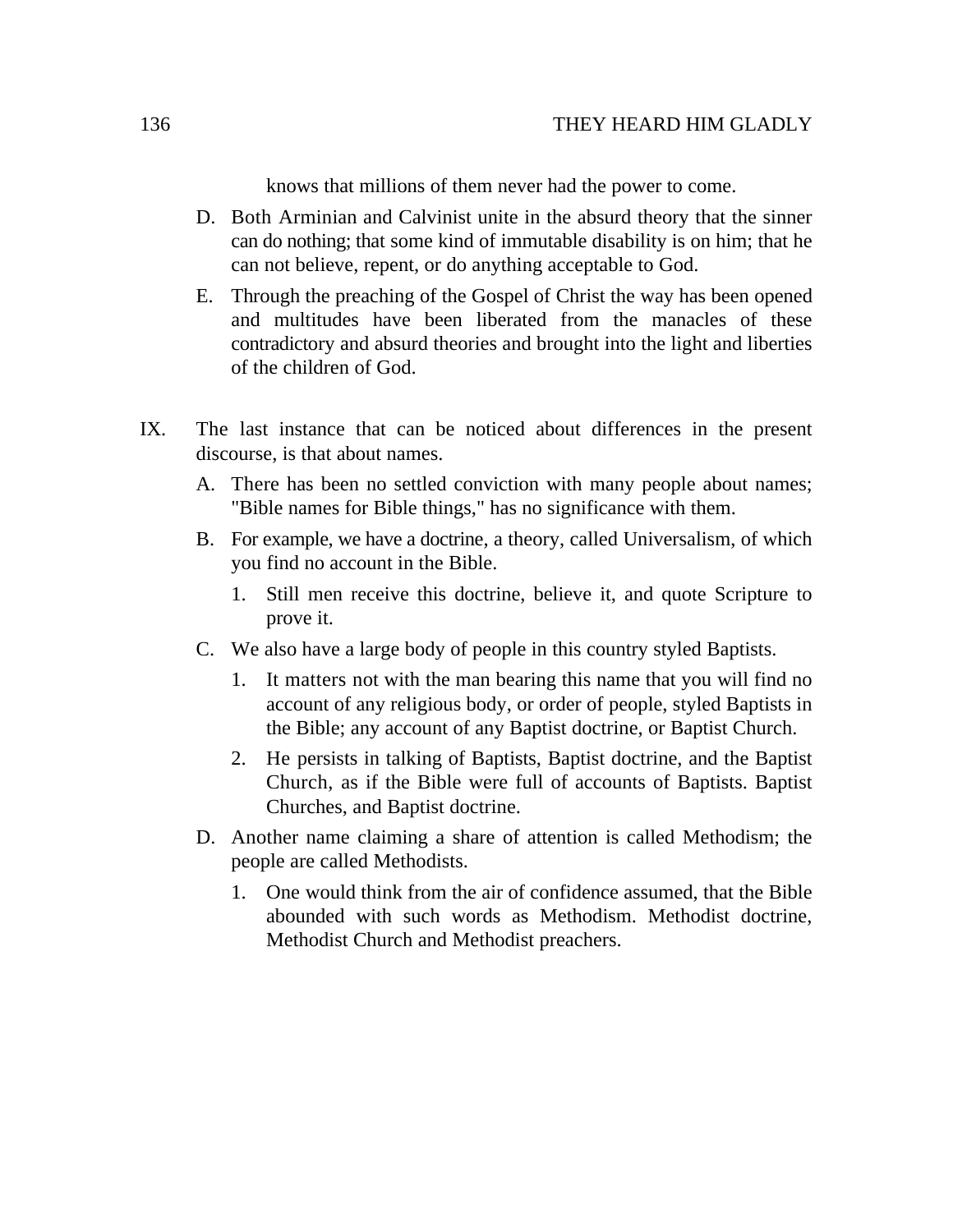knows that millions of them never had the power to come.

D. Both Arminian and Calvinist unite in the absurd theory that the sinner can do nothing; that some kind of immutable disability is on him; that he can not believe, repent, or do anything acceptable to God.

E. Through the preaching of the Gospel of Christ the way has been opened and multitudes have been liberated from the manacles of these contradictory and absurd theories and brought into the light and liberties of the children of God.

IX. The last instance that can be noticed about differences in the present discourse, is that about names.

A. There has been no settled conviction with many people about names; "Bible names for Bible things," has no significance with them.

B. For example, we have a doctrine, a theory, called Universalism, of which you find no account in the Bible.

1. Still men receive this doctrine, believe it, and quote Scripture to prove it.

C. We also have a large body of people in this country styled Baptists.

1. It matters not with the man bearing this name that you will find no account of any religious body, or order of people, styled Baptists in the Bible; any account of any Baptist doctrine, or Baptist Church.

2. He persists in talking of Baptists, Baptist doctrine, and the Baptist Church, as if the Bible were full of accounts of Baptists. Baptist Churches, and Baptist doctrine.

D. Another name claiming a share of attention is called Methodism; the people are called Methodists.

1. One would think from the air of confidence assumed, that the Bible abounded with such words as Methodism. Methodist doctrine, Methodist Church and Methodist preachers.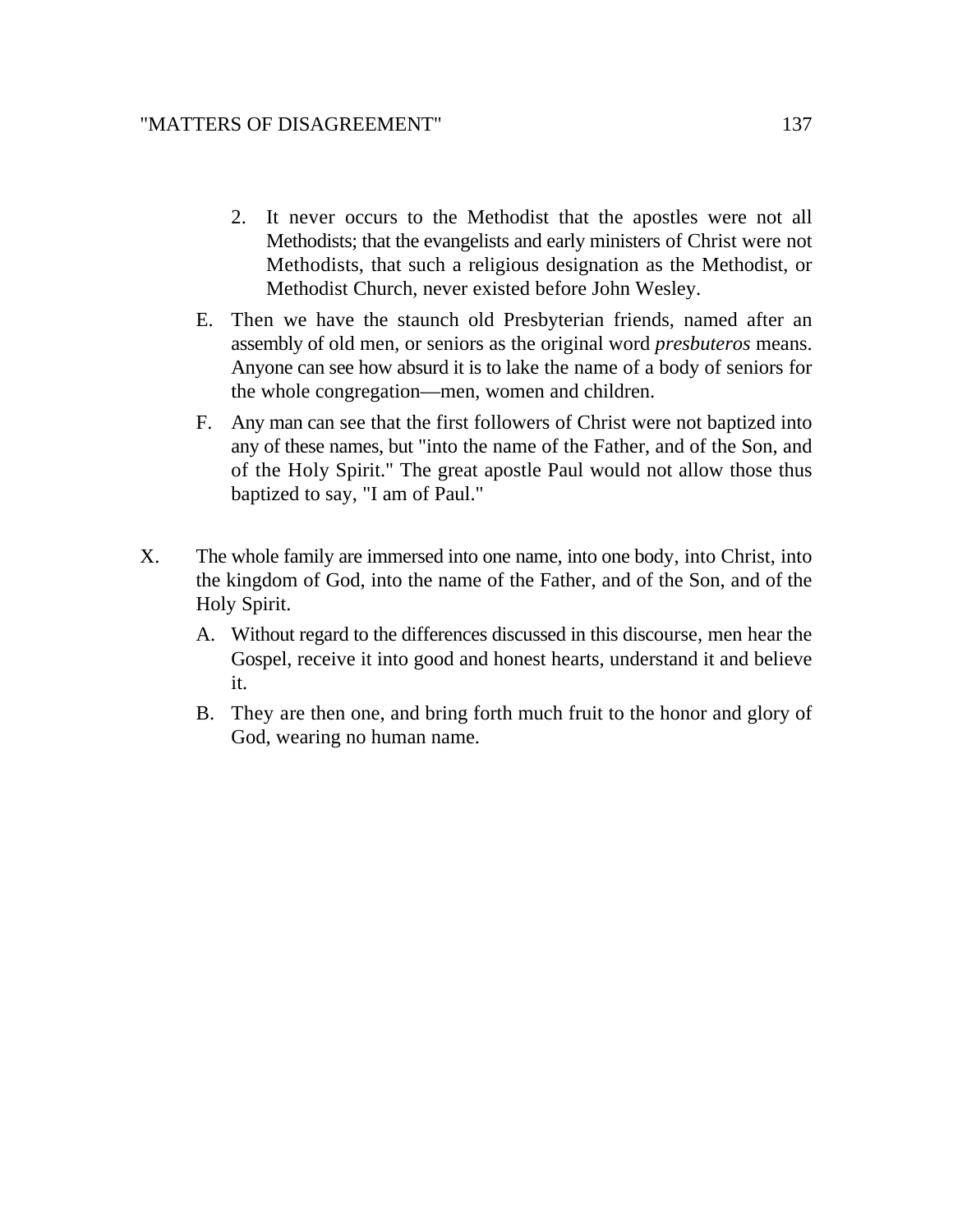2. It never occurs to the Methodist that the apostles were not all Methodists; that the evangelists and early ministers of Christ were not Methodists, that such a religious designation as the Methodist, or Methodist Church, never existed before John Wesley.

E. Then we have the staunch old Presbyterian friends, named after an assembly of old men, or seniors as the original word *presbuteros* means. Anyone can see how absurd it is to lake the name of a body of seniors for the whole congregation—men, women and children.

F. Any man can see that the first followers of Christ were not baptized into any of these names, but "into the name of the Father, and of the Son, and of the Holy Spirit." The great apostle Paul would not allow those thus baptized to say, "I am of Paul."

X. The whole family are immersed into one name, into one body, into Christ, into the kingdom of God, into the name of the Father, and of the Son, and of the Holy Spirit.

A. Without regard to the differences discussed in this discourse, men hear the Gospel, receive it into good and honest hearts, understand it and believe it.

B. They are then one, and bring forth much fruit to the honor and glory of God, wearing no human name.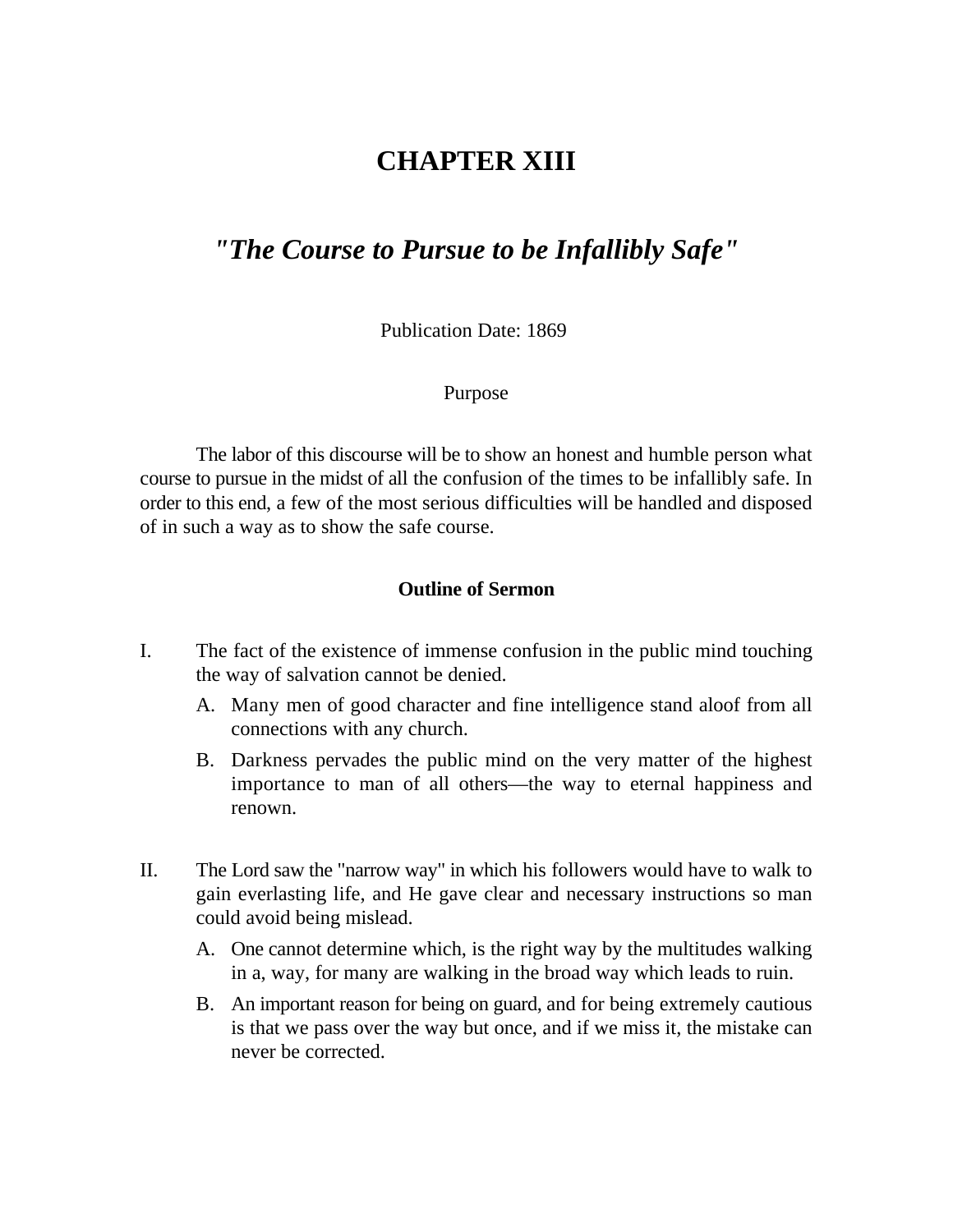# CHAPTER XIII

## *"The Course to Pursue to be Infallibly Safe"*

Publication Date: 1869

Purpose

The labor of this discourse will be to show an honest and humble person what course to pursue in the midst of all the confusion of the times to be infallibly safe. In order to this end, a few of the most serious difficulties will be handled and disposed of in such a way as to show the safe course.

**Outline of Sermon**

I. The fact of the existence of immense confusion in the public mind touching the way of salvation cannot be denied.

   A. Many men of good character and fine intelligence stand aloof from all connections with any church.

   B. Darkness pervades the public mind on the very matter of the highest importance to man of all others—the way to eternal happiness and renown.

II. The Lord saw the "narrow way" in which his followers would have to walk to gain everlasting life, and He gave clear and necessary instructions so man could avoid being mislead.

   A. One cannot determine which, is the right way by the multitudes walking in a, way, for many are walking in the broad way which leads to ruin.

   B. An important reason for being on guard, and for being extremely cautious is that we pass over the way but once, and if we miss it, the mistake can never be corrected.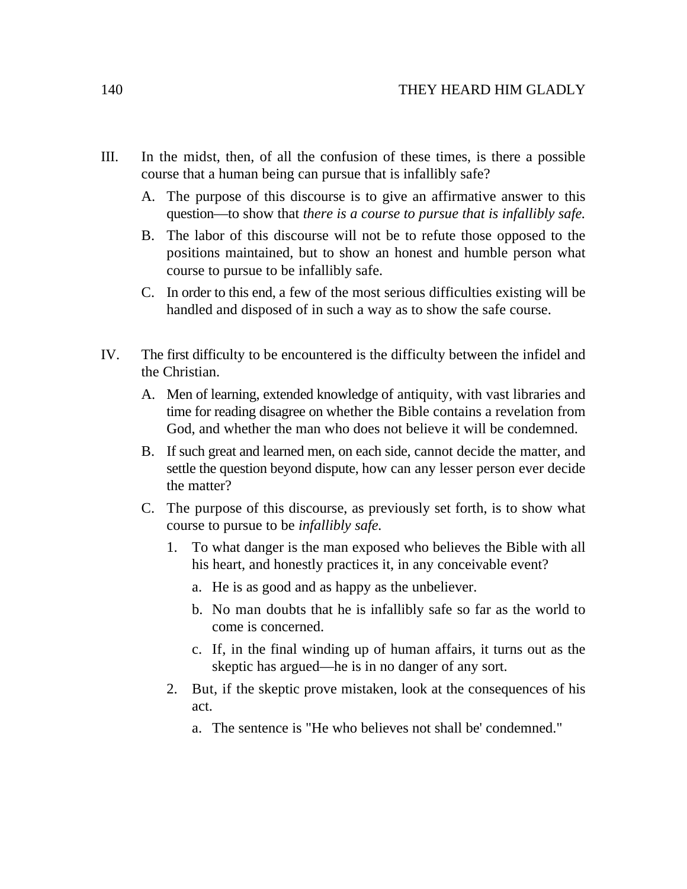III. In the midst, then, of all the confusion of these times, is there a possible course that a human being can pursue that is infallibly safe?

   A. The purpose of this discourse is to give an affirmative answer to this question—to show that *there is a course to pursue that is infallibly safe.*

   B. The labor of this discourse will not be to refute those opposed to the positions maintained, but to show an honest and humble person what course to pursue to be infallibly safe.

   C. In order to this end, a few of the most serious difficulties existing will be handled and disposed of in such a way as to show the safe course.

IV. The first difficulty to be encountered is the difficulty between the infidel and the Christian.

   A. Men of learning, extended knowledge of antiquity, with vast libraries and time for reading disagree on whether the Bible contains a revelation from God, and whether the man who does not believe it will be condemned.

   B. If such great and learned men, on each side, cannot decide the matter, and settle the question beyond dispute, how can any lesser person ever decide the matter?

   C. The purpose of this discourse, as previously set forth, is to show what course to pursue to be *infallibly safe.*

      1. To what danger is the man exposed who believes the Bible with all his heart, and honestly practices it, in any conceivable event?

         a. He is as good and as happy as the unbeliever.

         b. No man doubts that he is infallibly safe so far as the world to come is concerned.

         c. If, in the final winding up of human affairs, it turns out as the skeptic has argued—he is in no danger of any sort.

      2. But, if the skeptic prove mistaken, look at the consequences of his act.

         a. The sentence is "He who believes not shall be' condemned."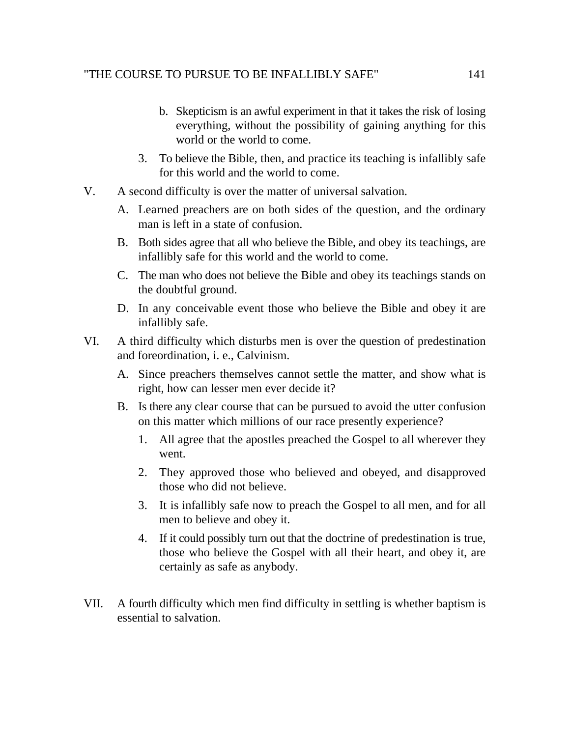b. Skepticism is an awful experiment in that it takes the risk of losing everything, without the possibility of gaining anything for this world or the world to come.

3. To believe the Bible, then, and practice its teaching is infallibly safe for this world and the world to come.

V. A second difficulty is over the matter of universal salvation.

   A. Learned preachers are on both sides of the question, and the ordinary man is left in a state of confusion.

   B. Both sides agree that all who believe the Bible, and obey its teachings, are infallibly safe for this world and the world to come.

   C. The man who does not believe the Bible and obey its teachings stands on the doubtful ground.

   D. In any conceivable event those who believe the Bible and obey it are infallibly safe.

VI. A third difficulty which disturbs men is over the question of predestination and foreordination, i. e., Calvinism.

   A. Since preachers themselves cannot settle the matter, and show what is right, how can lesser men ever decide it?

   B. Is there any clear course that can be pursued to avoid the utter confusion on this matter which millions of our race presently experience?

      1. All agree that the apostles preached the Gospel to all wherever they went.

      2. They approved those who believed and obeyed, and disapproved those who did not believe.

      3. It is infallibly safe now to preach the Gospel to all men, and for all men to believe and obey it.

      4. If it could possibly turn out that the doctrine of predestination is true, those who believe the Gospel with all their heart, and obey it, are certainly as safe as anybody.

VII. A fourth difficulty which men find difficulty in settling is whether baptism is essential to salvation.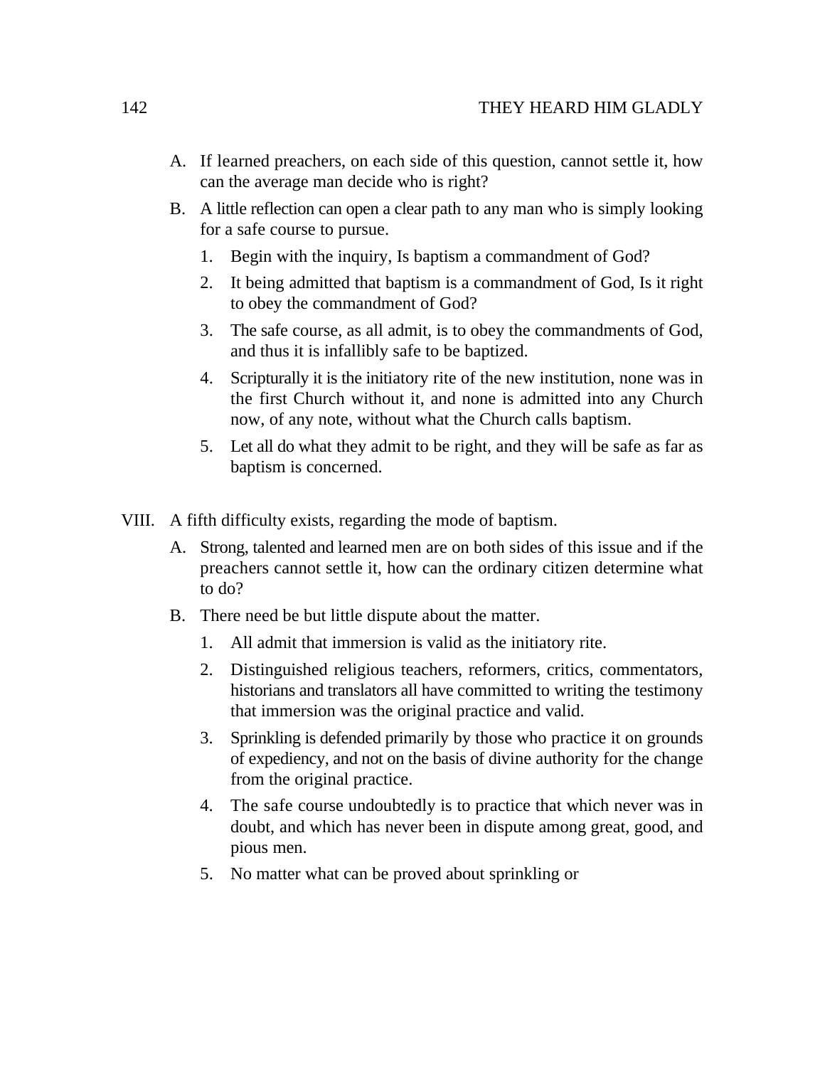A. If learned preachers, on each side of this question, cannot settle it, how can the average man decide who is right?

B. A little reflection can open a clear path to any man who is simply looking for a safe course to pursue.

   1. Begin with the inquiry, Is baptism a commandment of God?

   2. It being admitted that baptism is a commandment of God, Is it right to obey the commandment of God?

   3. The safe course, as all admit, is to obey the commandments of God, and thus it is infallibly safe to be baptized.

   4. Scripturally it is the initiatory rite of the new institution, none was in the first Church without it, and none is admitted into any Church now, of any note, without what the Church calls baptism.

   5. Let all do what they admit to be right, and they will be safe as far as baptism is concerned.

VIII. A fifth difficulty exists, regarding the mode of baptism.

A. Strong, talented and learned men are on both sides of this issue and if the preachers cannot settle it, how can the ordinary citizen determine what to do?

B. There need be but little dispute about the matter.

   1. All admit that immersion is valid as the initiatory rite.

   2. Distinguished religious teachers, reformers, critics, commentators, historians and translators all have committed to writing the testimony that immersion was the original practice and valid.

   3. Sprinkling is defended primarily by those who practice it on grounds of expediency, and not on the basis of divine authority for the change from the original practice.

   4. The safe course undoubtedly is to practice that which never was in doubt, and which has never been in dispute among great, good, and pious men.

   5. No matter what can be proved about sprinkling or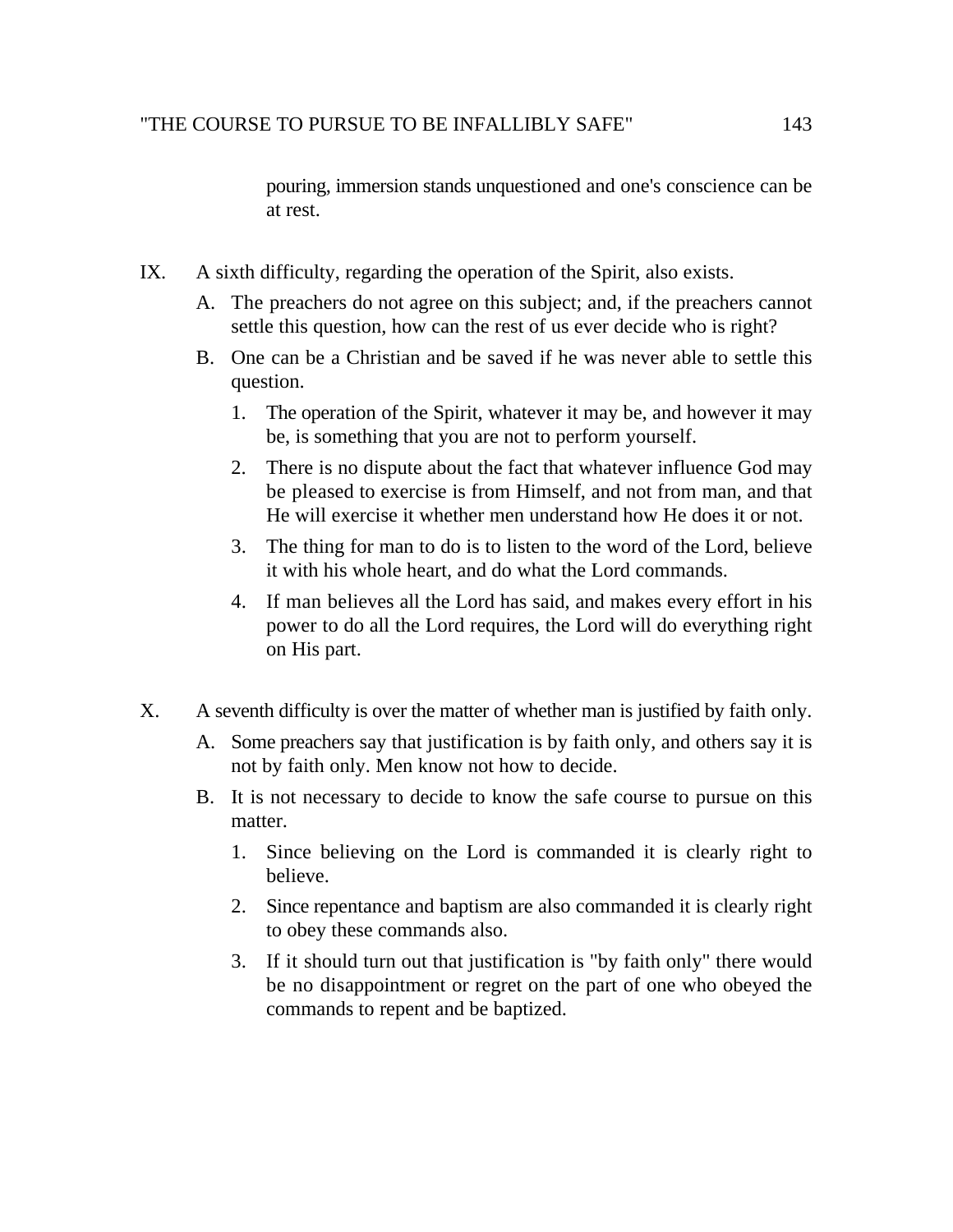pouring, immersion stands unquestioned and one's conscience can be at rest.

IX. A sixth difficulty, regarding the operation of the Spirit, also exists.

   A. The preachers do not agree on this subject; and, if the preachers cannot settle this question, how can the rest of us ever decide who is right?

   B. One can be a Christian and be saved if he was never able to settle this question.

      1. The operation of the Spirit, whatever it may be, and however it may be, is something that you are not to perform yourself.

      2. There is no dispute about the fact that whatever influence God may be pleased to exercise is from Himself, and not from man, and that He will exercise it whether men understand how He does it or not.

      3. The thing for man to do is to listen to the word of the Lord, believe it with his whole heart, and do what the Lord commands.

      4. If man believes all the Lord has said, and makes every effort in his power to do all the Lord requires, the Lord will do everything right on His part.

X. A seventh difficulty is over the matter of whether man is justified by faith only.

   A. Some preachers say that justification is by faith only, and others say it is not by faith only. Men know not how to decide.

   B. It is not necessary to decide to know the safe course to pursue on this matter.

      1. Since believing on the Lord is commanded it is clearly right to believe.

      2. Since repentance and baptism are also commanded it is clearly right to obey these commands also.

      3. If it should turn out that justification is "by faith only" there would be no disappointment or regret on the part of one who obeyed the commands to repent and be baptized.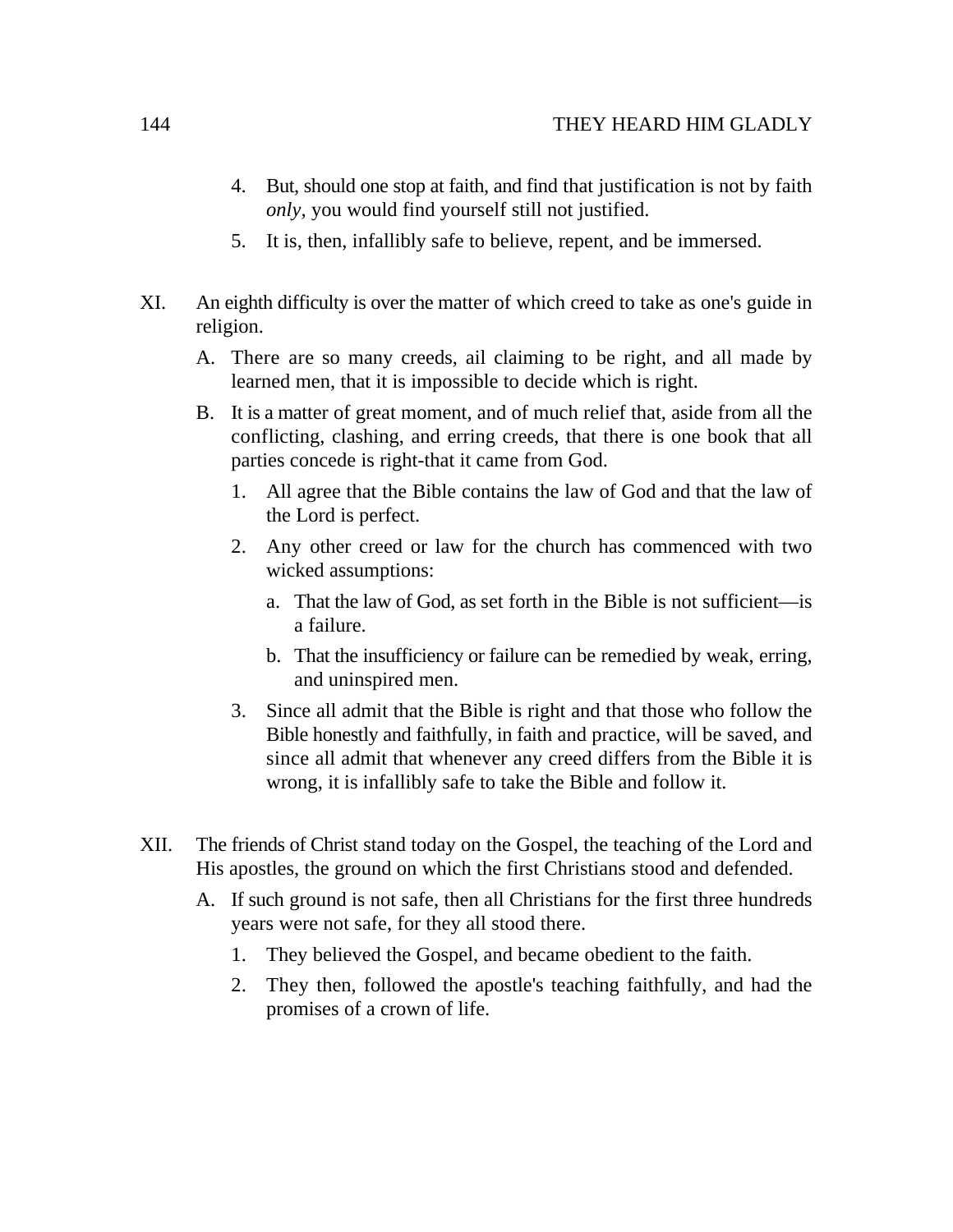4. But, should one stop at faith, and find that justification is not by faith *only*, you would find yourself still not justified.
5. It is, then, infallibly safe to believe, repent, and be immersed.

XI. An eighth difficulty is over the matter of which creed to take as one's guide in religion.

- A. There are so many creeds, ail claiming to be right, and all made by learned men, that it is impossible to decide which is right.
- B. It is a matter of great moment, and of much relief that, aside from all the conflicting, clashing, and erring creeds, that there is one book that all parties concede is right-that it came from God.
    1. All agree that the Bible contains the law of God and that the law of the Lord is perfect.
    2. Any other creed or law for the church has commenced with two wicked assumptions:
        - a. That the law of God, as set forth in the Bible is not sufficient—is a failure.
        - b. That the insufficiency or failure can be remedied by weak, erring, and uninspired men.
    3. Since all admit that the Bible is right and that those who follow the Bible honestly and faithfully, in faith and practice, will be saved, and since all admit that whenever any creed differs from the Bible it is wrong, it is infallibly safe to take the Bible and follow it.

XII. The friends of Christ stand today on the Gospel, the teaching of the Lord and His apostles, the ground on which the first Christians stood and defended.

- A. If such ground is not safe, then all Christians for the first three hundreds years were not safe, for they all stood there.
    1. They believed the Gospel, and became obedient to the faith.
    2. They then, followed the apostle's teaching faithfully, and had the promises of a crown of life.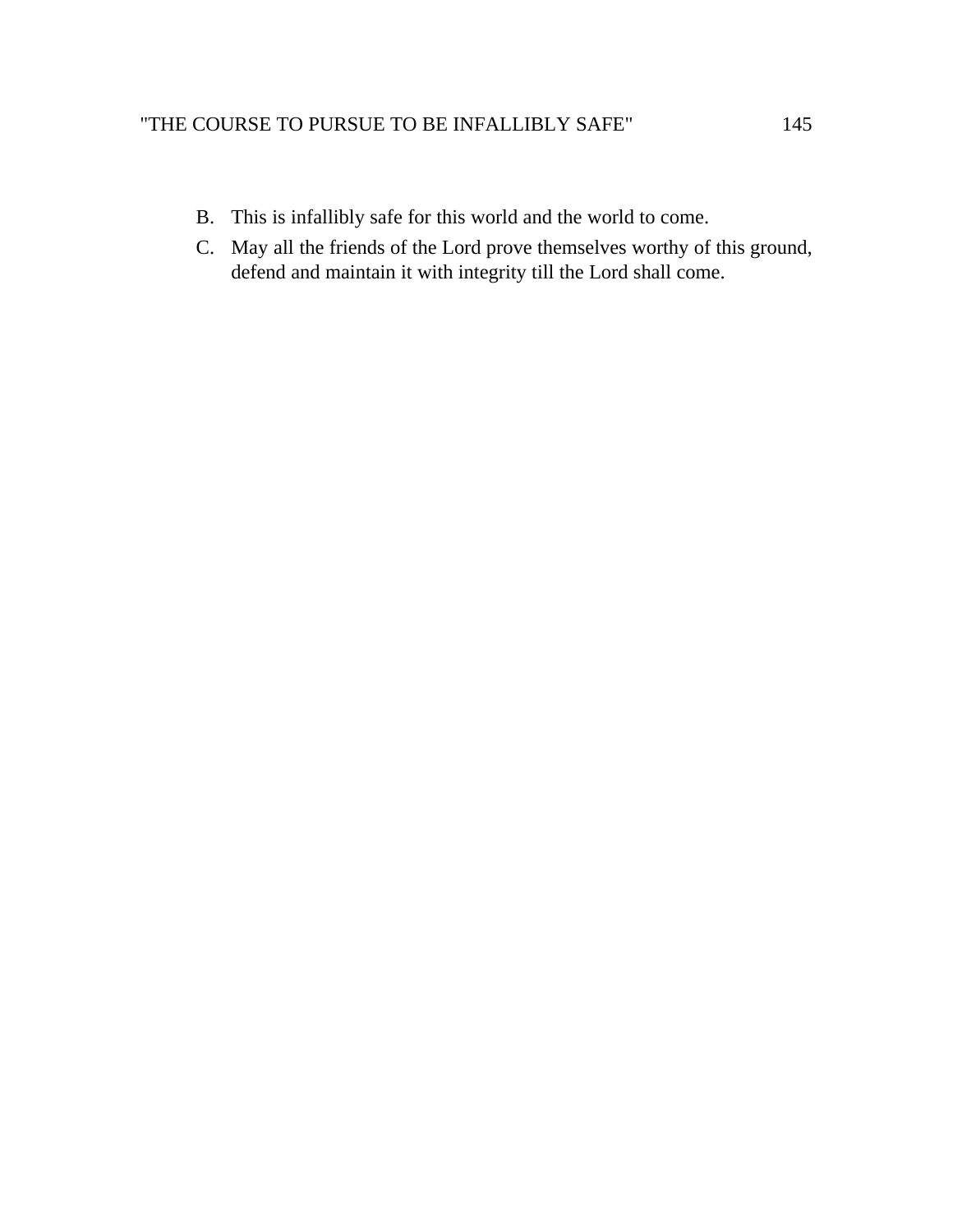B. This is infallibly safe for this world and the world to come.

C. May all the friends of the Lord prove themselves worthy of this ground, defend and maintain it with integrity till the Lord shall come.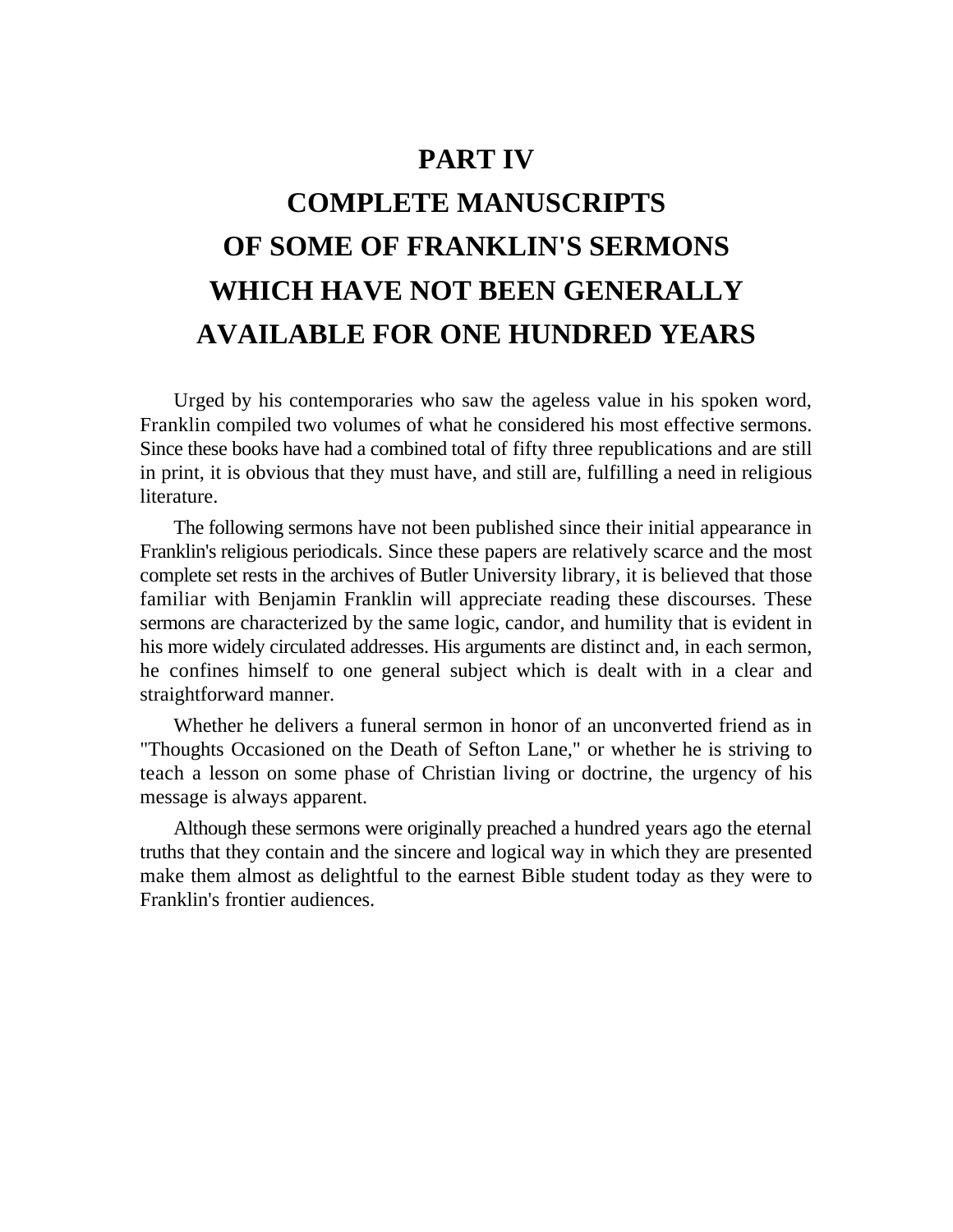# PART IV
# COMPLETE MANUSCRIPTS OF SOME OF FRANKLIN'S SERMONS WHICH HAVE NOT BEEN GENERALLY AVAILABLE FOR ONE HUNDRED YEARS

Urged by his contemporaries who saw the ageless value in his spoken word, Franklin compiled two volumes of what he considered his most effective sermons. Since these books have had a combined total of fifty three republications and are still in print, it is obvious that they must have, and still are, fulfilling a need in religious literature.

The following sermons have not been published since their initial appearance in Franklin's religious periodicals. Since these papers are relatively scarce and the most complete set rests in the archives of Butler University library, it is believed that those familiar with Benjamin Franklin will appreciate reading these discourses. These sermons are characterized by the same logic, candor, and humility that is evident in his more widely circulated addresses. His arguments are distinct and, in each sermon, he confines himself to one general subject which is dealt with in a clear and straightforward manner.

Whether he delivers a funeral sermon in honor of an unconverted friend as in "Thoughts Occasioned on the Death of Sefton Lane," or whether he is striving to teach a lesson on some phase of Christian living or doctrine, the urgency of his message is always apparent.

Although these sermons were originally preached a hundred years ago the eternal truths that they contain and the sincere and logical way in which they are presented make them almost as delightful to the earnest Bible student today as they were to Franklin's frontier audiences.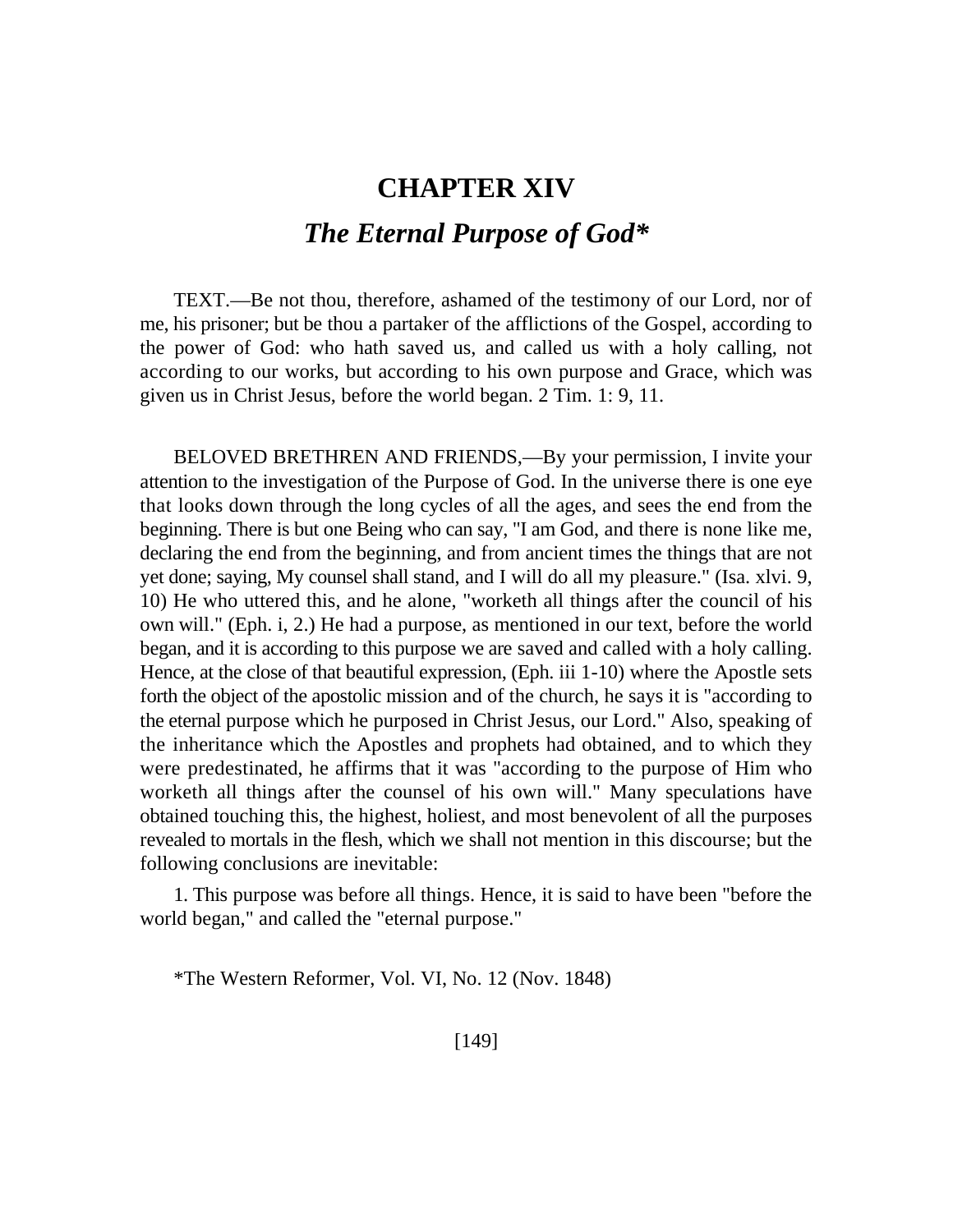# CHAPTER XIV

## *The Eternal Purpose of God**

TEXT.—Be not thou, therefore, ashamed of the testimony of our Lord, nor of me, his prisoner; but be thou a partaker of the afflictions of the Gospel, according to the power of God: who hath saved us, and called us with a holy calling, not according to our works, but according to his own purpose and Grace, which was given us in Christ Jesus, before the world began. 2 Tim. 1: 9, 11.

BELOVED BRETHREN AND FRIENDS,—By your permission, I invite your attention to the investigation of the Purpose of God. In the universe there is one eye that looks down through the long cycles of all the ages, and sees the end from the beginning. There is but one Being who can say, "I am God, and there is none like me, declaring the end from the beginning, and from ancient times the things that are not yet done; saying, My counsel shall stand, and I will do all my pleasure." (Isa. xlvi. 9, 10) He who uttered this, and he alone, "worketh all things after the council of his own will." (Eph. i, 2.) He had a purpose, as mentioned in our text, before the world began, and it is according to this purpose we are saved and called with a holy calling. Hence, at the close of that beautiful expression, (Eph. iii 1-10) where the Apostle sets forth the object of the apostolic mission and of the church, he says it is "according to the eternal purpose which he purposed in Christ Jesus, our Lord." Also, speaking of the inheritance which the Apostles and prophets had obtained, and to which they were predestinated, he affirms that it was "according to the purpose of Him who worketh all things after the counsel of his own will." Many speculations have obtained touching this, the highest, holiest, and most benevolent of all the purposes revealed to mortals in the flesh, which we shall not mention in this discourse; but the following conclusions are inevitable:

1. This purpose was before all things. Hence, it is said to have been "before the world began," and called the "eternal purpose."

*The Western Reformer, Vol. VI, No. 12 (Nov. 1848)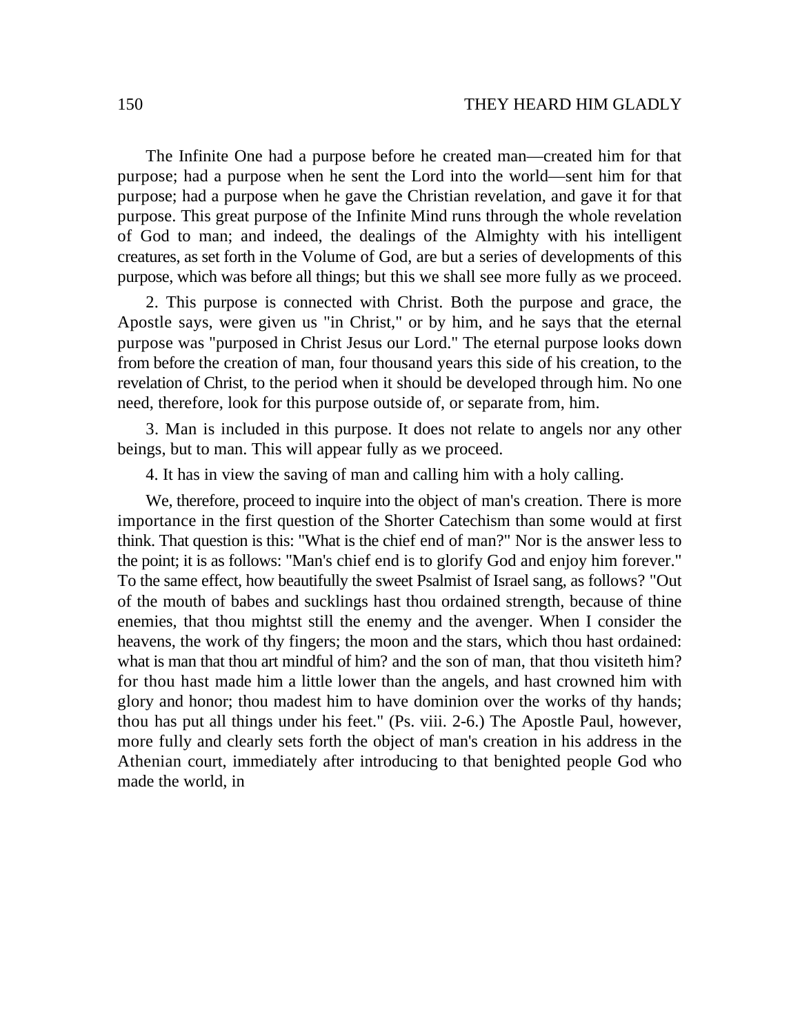The Infinite One had a purpose before he created man—created him for that purpose; had a purpose when he sent the Lord into the world—sent him for that purpose; had a purpose when he gave the Christian revelation, and gave it for that purpose. This great purpose of the Infinite Mind runs through the whole revelation of God to man; and indeed, the dealings of the Almighty with his intelligent creatures, as set forth in the Volume of God, are but a series of developments of this purpose, which was before all things; but this we shall see more fully as we proceed.

2. This purpose is connected with Christ. Both the purpose and grace, the Apostle says, were given us "in Christ," or by him, and he says that the eternal purpose was "purposed in Christ Jesus our Lord." The eternal purpose looks down from before the creation of man, four thousand years this side of his creation, to the revelation of Christ, to the period when it should be developed through him. No one need, therefore, look for this purpose outside of, or separate from, him.

3. Man is included in this purpose. It does not relate to angels nor any other beings, but to man. This will appear fully as we proceed.

4. It has in view the saving of man and calling him with a holy calling.

We, therefore, proceed to inquire into the object of man's creation. There is more importance in the first question of the Shorter Catechism than some would at first think. That question is this: "What is the chief end of man?" Nor is the answer less to the point; it is as follows: "Man's chief end is to glorify God and enjoy him forever." To the same effect, how beautifully the sweet Psalmist of Israel sang, as follows? "Out of the mouth of babes and sucklings hast thou ordained strength, because of thine enemies, that thou mightst still the enemy and the avenger. When I consider the heavens, the work of thy fingers; the moon and the stars, which thou hast ordained: what is man that thou art mindful of him? and the son of man, that thou visiteth him? for thou hast made him a little lower than the angels, and hast crowned him with glory and honor; thou madest him to have dominion over the works of thy hands; thou has put all things under his feet." (Ps. viii. 2-6.) The Apostle Paul, however, more fully and clearly sets forth the object of man's creation in his address in the Athenian court, immediately after introducing to that benighted people God who made the world, in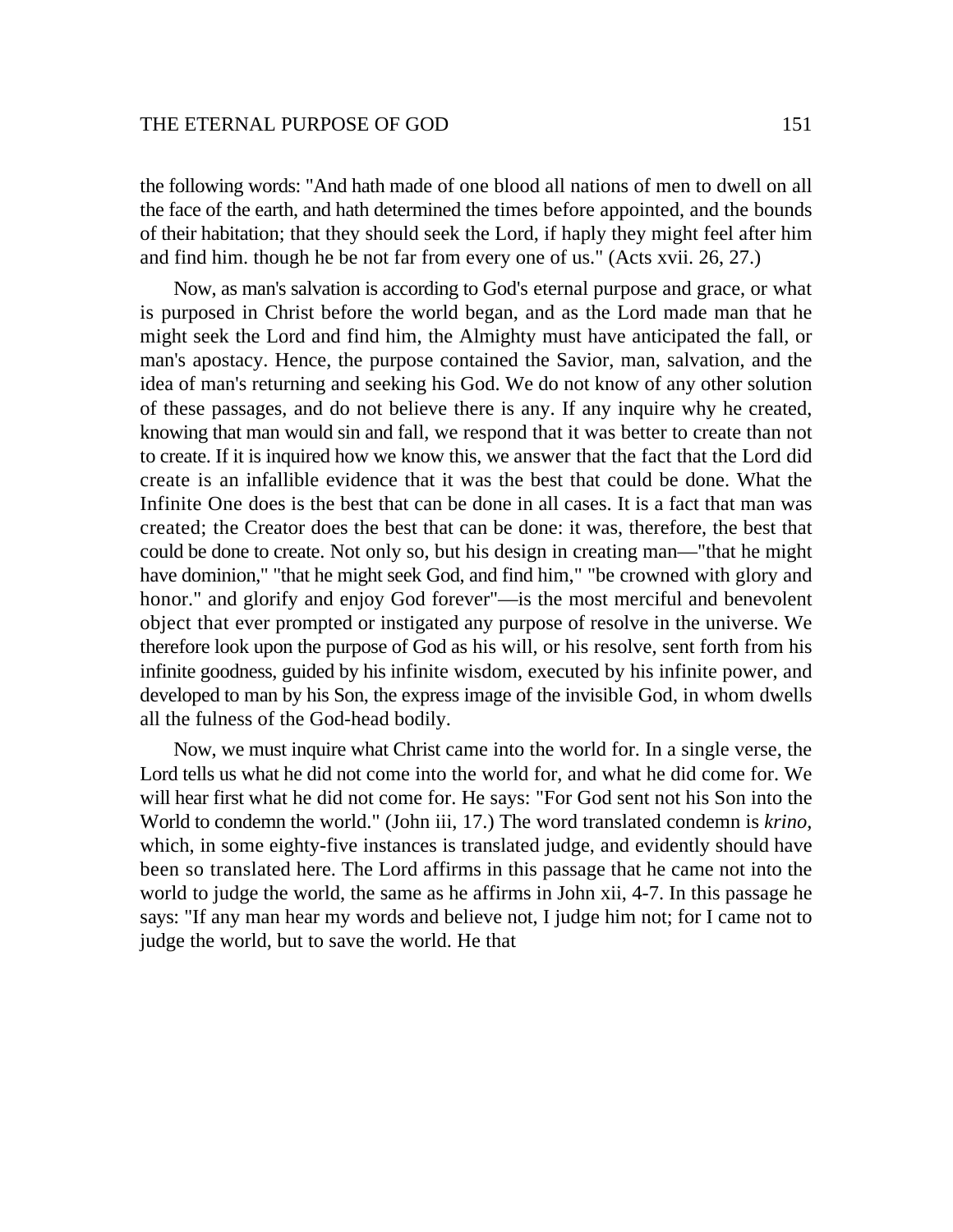the following words: "And hath made of one blood all nations of men to dwell on all the face of the earth, and hath determined the times before appointed, and the bounds of their habitation; that they should seek the Lord, if haply they might feel after him and find him. though he be not far from every one of us." (Acts xvii. 26, 27.)

Now, as man's salvation is according to God's eternal purpose and grace, or what is purposed in Christ before the world began, and as the Lord made man that he might seek the Lord and find him, the Almighty must have anticipated the fall, or man's apostacy. Hence, the purpose contained the Savior, man, salvation, and the idea of man's returning and seeking his God. We do not know of any other solution of these passages, and do not believe there is any. If any inquire why he created, knowing that man would sin and fall, we respond that it was better to create than not to create. If it is inquired how we know this, we answer that the fact that the Lord did create is an infallible evidence that it was the best that could be done. What the Infinite One does is the best that can be done in all cases. It is a fact that man was created; the Creator does the best that can be done: it was, therefore, the best that could be done to create. Not only so, but his design in creating man—"that he might have dominion," "that he might seek God, and find him," "be crowned with glory and honor." and glorify and enjoy God forever"—is the most merciful and benevolent object that ever prompted or instigated any purpose of resolve in the universe. We therefore look upon the purpose of God as his will, or his resolve, sent forth from his infinite goodness, guided by his infinite wisdom, executed by his infinite power, and developed to man by his Son, the express image of the invisible God, in whom dwells all the fulness of the God-head bodily.

Now, we must inquire what Christ came into the world for. In a single verse, the Lord tells us what he did not come into the world for, and what he did come for. We will hear first what he did not come for. He says: "For God sent not his Son into the World to condemn the world." (John iii, 17.) The word translated condemn is *krino,* which, in some eighty-five instances is translated judge, and evidently should have been so translated here. The Lord affirms in this passage that he came not into the world to judge the world, the same as he affirms in John xii, 4-7. In this passage he says: "If any man hear my words and believe not, I judge him not; for I came not to judge the world, but to save the world. He that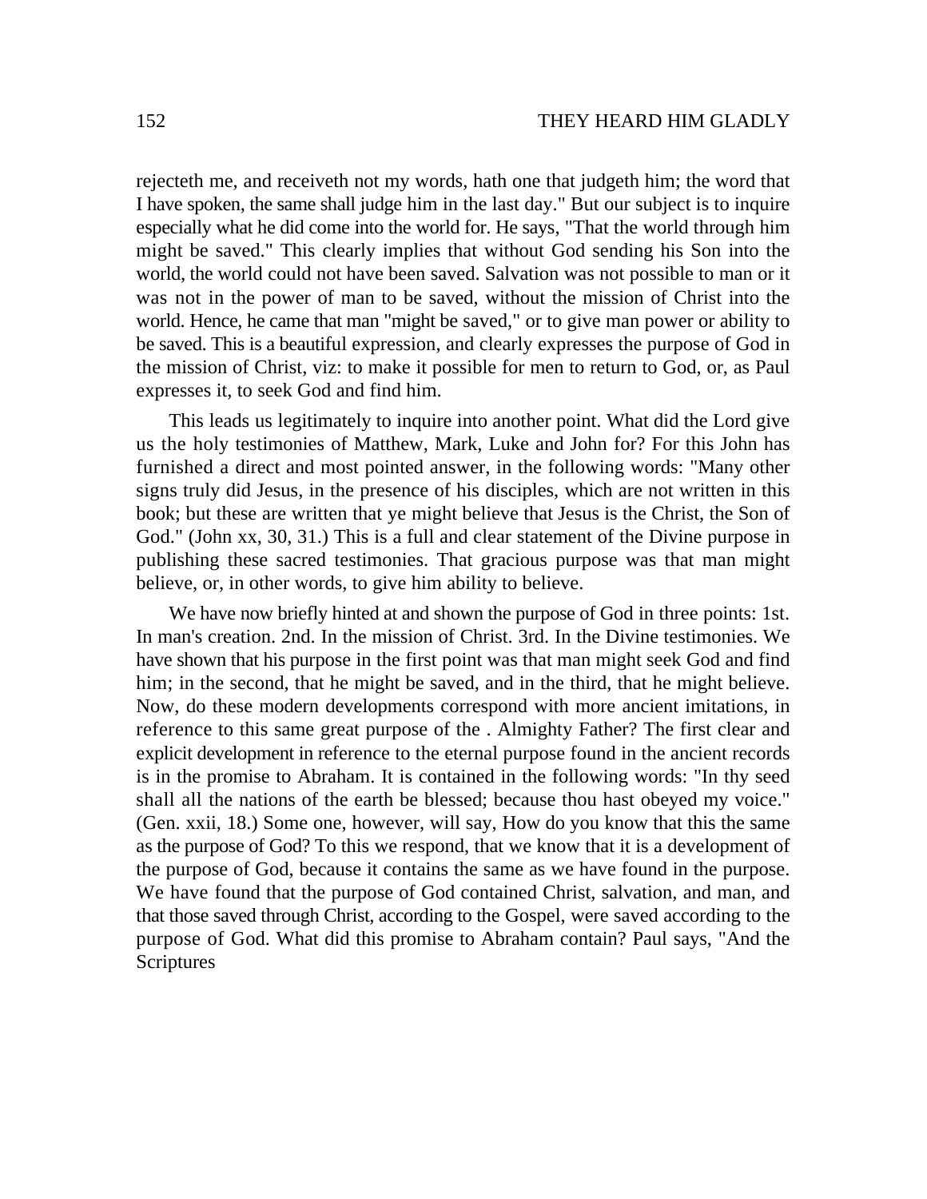rejecteth me, and receiveth not my words, hath one that judgeth him; the word that I have spoken, the same shall judge him in the last day." But our subject is to inquire especially what he did come into the world for. He says, "That the world through him might be saved." This clearly implies that without God sending his Son into the world, the world could not have been saved. Salvation was not possible to man or it was not in the power of man to be saved, without the mission of Christ into the world. Hence, he came that man "might be saved," or to give man power or ability to be saved. This is a beautiful expression, and clearly expresses the purpose of God in the mission of Christ, viz: to make it possible for men to return to God, or, as Paul expresses it, to seek God and find him.

This leads us legitimately to inquire into another point. What did the Lord give us the holy testimonies of Matthew, Mark, Luke and John for? For this John has furnished a direct and most pointed answer, in the following words: "Many other signs truly did Jesus, in the presence of his disciples, which are not written in this book; but these are written that ye might believe that Jesus is the Christ, the Son of God." (John xx, 30, 31.) This is a full and clear statement of the Divine purpose in publishing these sacred testimonies. That gracious purpose was that man might believe, or, in other words, to give him ability to believe.

We have now briefly hinted at and shown the purpose of God in three points: 1st. In man's creation. 2nd. In the mission of Christ. 3rd. In the Divine testimonies. We have shown that his purpose in the first point was that man might seek God and find him; in the second, that he might be saved, and in the third, that he might believe. Now, do these modern developments correspond with more ancient imitations, in reference to this same great purpose of the . Almighty Father? The first clear and explicit development in reference to the eternal purpose found in the ancient records is in the promise to Abraham. It is contained in the following words: "In thy seed shall all the nations of the earth be blessed; because thou hast obeyed my voice." (Gen. xxii, 18.) Some one, however, will say, How do you know that this the same as the purpose of God? To this we respond, that we know that it is a development of the purpose of God, because it contains the same as we have found in the purpose. We have found that the purpose of God contained Christ, salvation, and man, and that those saved through Christ, according to the Gospel, were saved according to the purpose of God. What did this promise to Abraham contain? Paul says, "And the Scriptures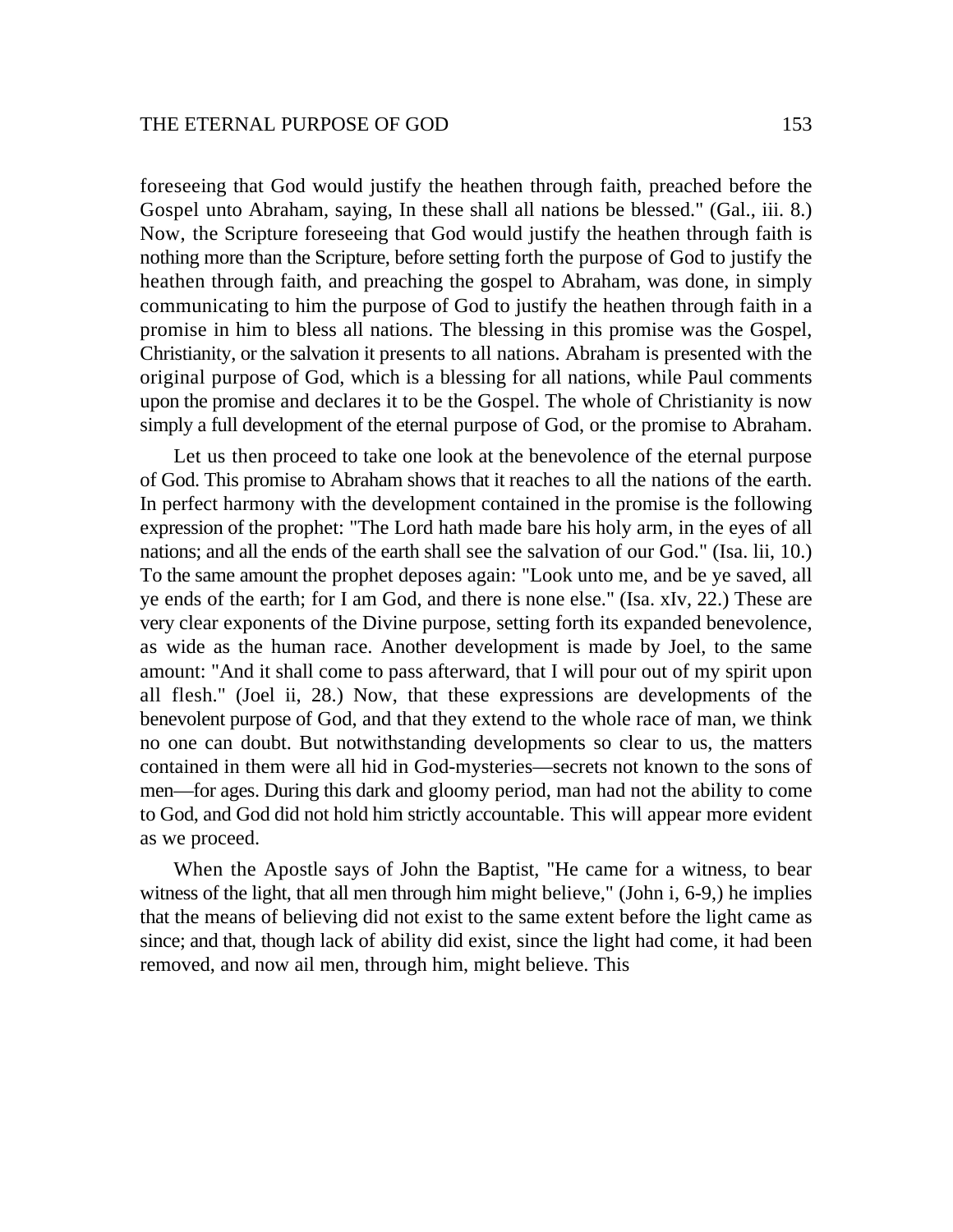foreseeing that God would justify the heathen through faith, preached before the Gospel unto Abraham, saying, In these shall all nations be blessed." (Gal., iii. 8.) Now, the Scripture foreseeing that God would justify the heathen through faith is nothing more than the Scripture, before setting forth the purpose of God to justify the heathen through faith, and preaching the gospel to Abraham, was done, in simply communicating to him the purpose of God to justify the heathen through faith in a promise in him to bless all nations. The blessing in this promise was the Gospel, Christianity, or the salvation it presents to all nations. Abraham is presented with the original purpose of God, which is a blessing for all nations, while Paul comments upon the promise and declares it to be the Gospel. The whole of Christianity is now simply a full development of the eternal purpose of God, or the promise to Abraham.

Let us then proceed to take one look at the benevolence of the eternal purpose of God. This promise to Abraham shows that it reaches to all the nations of the earth. In perfect harmony with the development contained in the promise is the following expression of the prophet: "The Lord hath made bare his holy arm, in the eyes of all nations; and all the ends of the earth shall see the salvation of our God." (Isa. lii, 10.) To the same amount the prophet deposes again: "Look unto me, and be ye saved, all ye ends of the earth; for I am God, and there is none else." (Isa. xIv, 22.) These are very clear exponents of the Divine purpose, setting forth its expanded benevolence, as wide as the human race. Another development is made by Joel, to the same amount: "And it shall come to pass afterward, that I will pour out of my spirit upon all flesh." (Joel ii, 28.) Now, that these expressions are developments of the benevolent purpose of God, and that they extend to the whole race of man, we think no one can doubt. But notwithstanding developments so clear to us, the matters contained in them were all hid in God-mysteries—secrets not known to the sons of men—for ages. During this dark and gloomy period, man had not the ability to come to God, and God did not hold him strictly accountable. This will appear more evident as we proceed.

When the Apostle says of John the Baptist, "He came for a witness, to bear witness of the light, that all men through him might believe," (John i, 6-9,) he implies that the means of believing did not exist to the same extent before the light came as since; and that, though lack of ability did exist, since the light had come, it had been removed, and now ail men, through him, might believe. This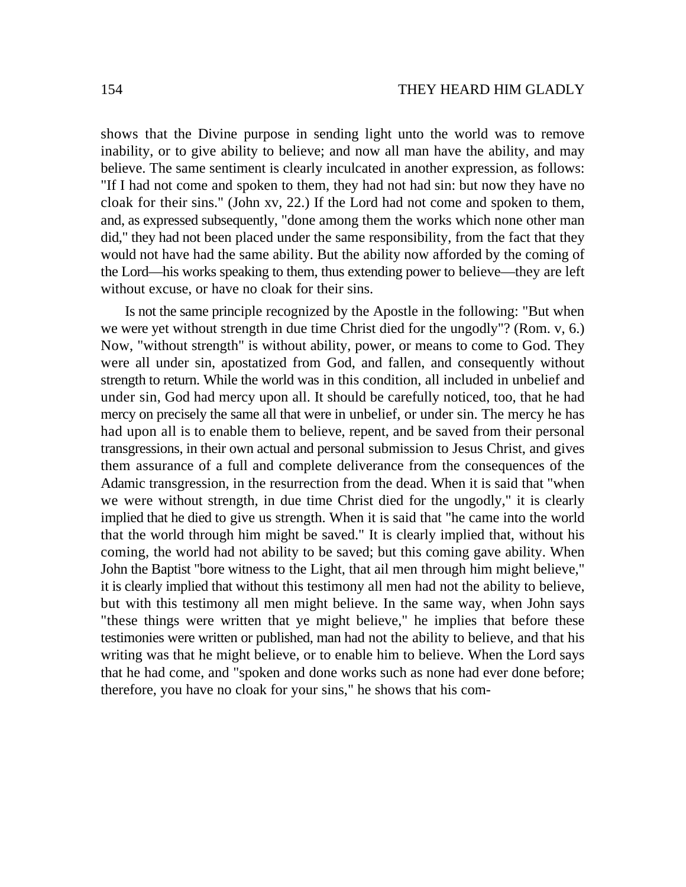shows that the Divine purpose in sending light unto the world was to remove inability, or to give ability to believe; and now all man have the ability, and may believe. The same sentiment is clearly inculcated in another expression, as follows: "If I had not come and spoken to them, they had not had sin: but now they have no cloak for their sins." (John xv, 22.) If the Lord had not come and spoken to them, and, as expressed subsequently, "done among them the works which none other man did," they had not been placed under the same responsibility, from the fact that they would not have had the same ability. But the ability now afforded by the coming of the Lord—his works speaking to them, thus extending power to believe—they are left without excuse, or have no cloak for their sins.

Is not the same principle recognized by the Apostle in the following: "But when we were yet without strength in due time Christ died for the ungodly"? (Rom. v, 6.) Now, "without strength" is without ability, power, or means to come to God. They were all under sin, apostatized from God, and fallen, and consequently without strength to return. While the world was in this condition, all included in unbelief and under sin, God had mercy upon all. It should be carefully noticed, too, that he had mercy on precisely the same all that were in unbelief, or under sin. The mercy he has had upon all is to enable them to believe, repent, and be saved from their personal transgressions, in their own actual and personal submission to Jesus Christ, and gives them assurance of a full and complete deliverance from the consequences of the Adamic transgression, in the resurrection from the dead. When it is said that "when we were without strength, in due time Christ died for the ungodly," it is clearly implied that he died to give us strength. When it is said that "he came into the world that the world through him might be saved." It is clearly implied that, without his coming, the world had not ability to be saved; but this coming gave ability. When John the Baptist "bore witness to the Light, that ail men through him might believe," it is clearly implied that without this testimony all men had not the ability to believe, but with this testimony all men might believe. In the same way, when John says "these things were written that ye might believe," he implies that before these testimonies were written or published, man had not the ability to believe, and that his writing was that he might believe, or to enable him to believe. When the Lord says that he had come, and "spoken and done works such as none had ever done before; therefore, you have no cloak for your sins," he shows that his com-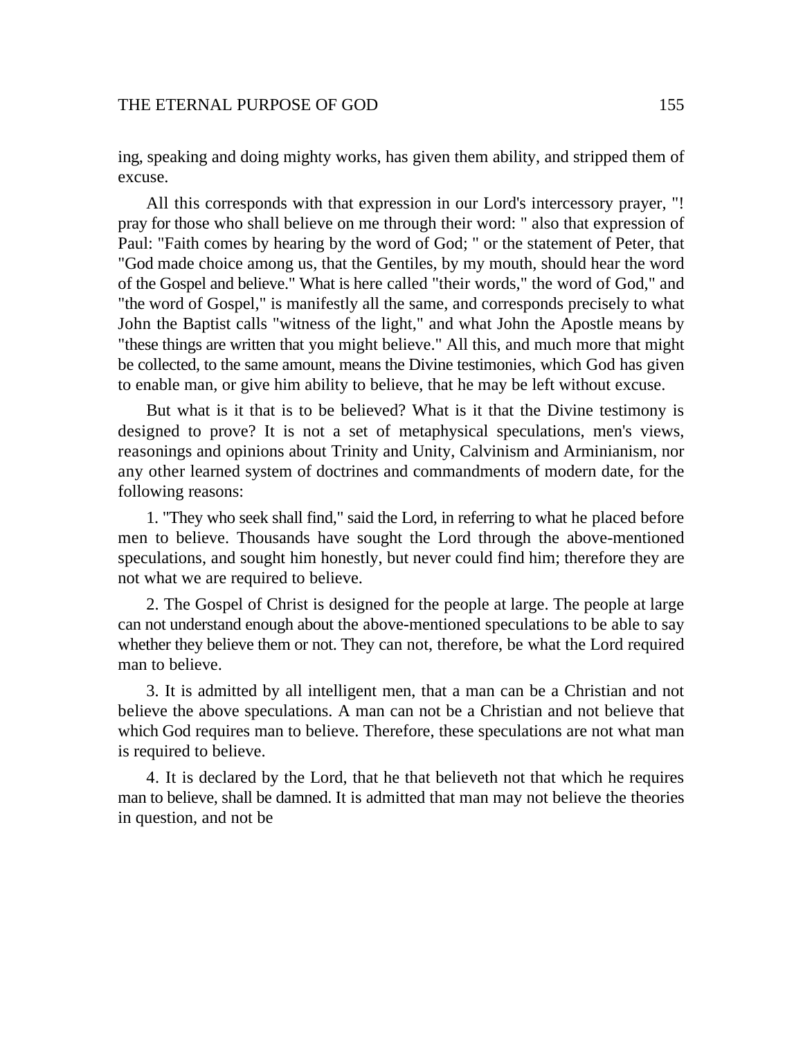ing, speaking and doing mighty works, has given them ability, and stripped them of excuse.

All this corresponds with that expression in our Lord's intercessory prayer, "! pray for those who shall believe on me through their word: " also that expression of Paul: "Faith comes by hearing by the word of God; " or the statement of Peter, that "God made choice among us, that the Gentiles, by my mouth, should hear the word of the Gospel and believe." What is here called "their words," the word of God," and "the word of Gospel," is manifestly all the same, and corresponds precisely to what John the Baptist calls "witness of the light," and what John the Apostle means by "these things are written that you might believe." All this, and much more that might be collected, to the same amount, means the Divine testimonies, which God has given to enable man, or give him ability to believe, that he may be left without excuse.

But what is it that is to be believed? What is it that the Divine testimony is designed to prove? It is not a set of metaphysical speculations, men's views, reasonings and opinions about Trinity and Unity, Calvinism and Arminianism, nor any other learned system of doctrines and commandments of modern date, for the following reasons:

1. "They who seek shall find," said the Lord, in referring to what he placed before men to believe. Thousands have sought the Lord through the above-mentioned speculations, and sought him honestly, but never could find him; therefore they are not what we are required to believe.

2. The Gospel of Christ is designed for the people at large. The people at large can not understand enough about the above-mentioned speculations to be able to say whether they believe them or not. They can not, therefore, be what the Lord required man to believe.

3. It is admitted by all intelligent men, that a man can be a Christian and not believe the above speculations. A man can not be a Christian and not believe that which God requires man to believe. Therefore, these speculations are not what man is required to believe.

4. It is declared by the Lord, that he that believeth not that which he requires man to believe, shall be damned. It is admitted that man may not believe the theories in question, and not be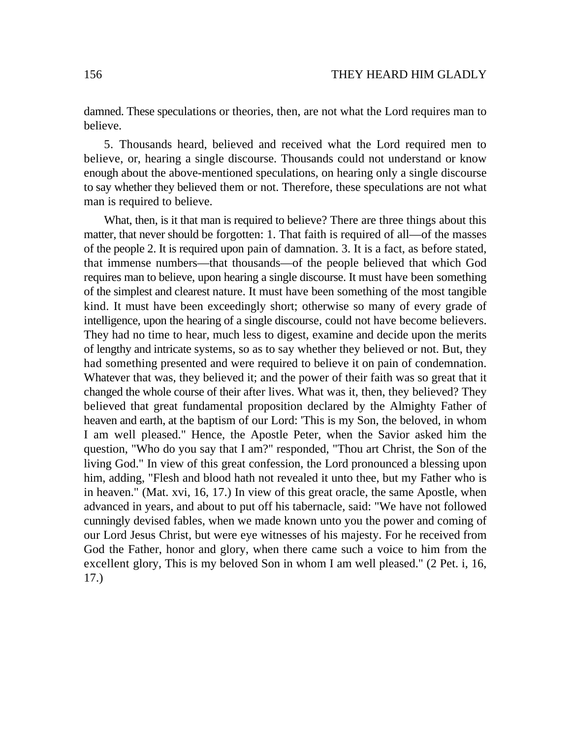damned. These speculations or theories, then, are not what the Lord requires man to believe.

5. Thousands heard, believed and received what the Lord required men to believe, or, hearing a single discourse. Thousands could not understand or know enough about the above-mentioned speculations, on hearing only a single discourse to say whether they believed them or not. Therefore, these speculations are not what man is required to believe.

What, then, is it that man is required to believe? There are three things about this matter, that never should be forgotten: 1. That faith is required of all—of the masses of the people 2. It is required upon pain of damnation. 3. It is a fact, as before stated, that immense numbers—that thousands—of the people believed that which God requires man to believe, upon hearing a single discourse. It must have been something of the simplest and clearest nature. It must have been something of the most tangible kind. It must have been exceedingly short; otherwise so many of every grade of intelligence, upon the hearing of a single discourse, could not have become believers. They had no time to hear, much less to digest, examine and decide upon the merits of lengthy and intricate systems, so as to say whether they believed or not. But, they had something presented and were required to believe it on pain of condemnation. Whatever that was, they believed it; and the power of their faith was so great that it changed the whole course of their after lives. What was it, then, they believed? They believed that great fundamental proposition declared by the Almighty Father of heaven and earth, at the baptism of our Lord: 'This is my Son, the beloved, in whom I am well pleased." Hence, the Apostle Peter, when the Savior asked him the question, "Who do you say that I am?" responded, "Thou art Christ, the Son of the living God." In view of this great confession, the Lord pronounced a blessing upon him, adding, "Flesh and blood hath not revealed it unto thee, but my Father who is in heaven." (Mat. xvi, 16, 17.) In view of this great oracle, the same Apostle, when advanced in years, and about to put off his tabernacle, said: "We have not followed cunningly devised fables, when we made known unto you the power and coming of our Lord Jesus Christ, but were eye witnesses of his majesty. For he received from God the Father, honor and glory, when there came such a voice to him from the excellent glory, This is my beloved Son in whom I am well pleased." (2 Pet. i, 16, 17.)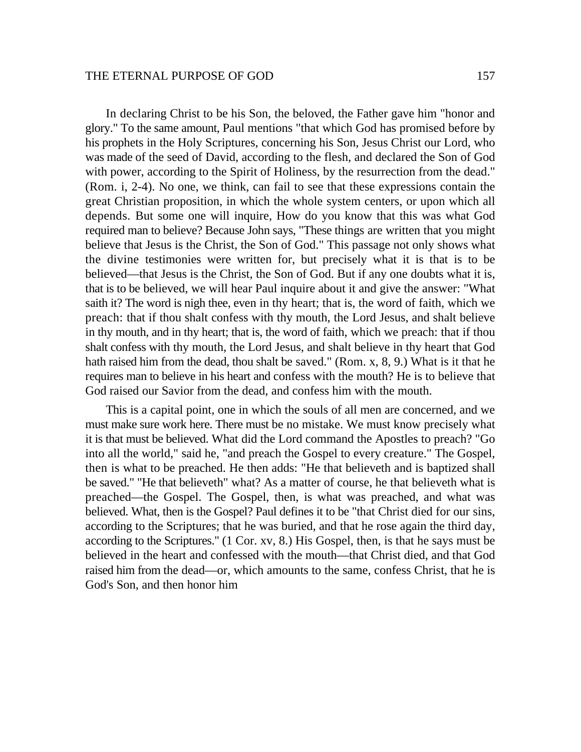In declaring Christ to be his Son, the beloved, the Father gave him "honor and glory." To the same amount, Paul mentions "that which God has promised before by his prophets in the Holy Scriptures, concerning his Son, Jesus Christ our Lord, who was made of the seed of David, according to the flesh, and declared the Son of God with power, according to the Spirit of Holiness, by the resurrection from the dead." (Rom. i, 2-4). No one, we think, can fail to see that these expressions contain the great Christian proposition, in which the whole system centers, or upon which all depends. But some one will inquire, How do you know that this was what God required man to believe? Because John says, "These things are written that you might believe that Jesus is the Christ, the Son of God." This passage not only shows what the divine testimonies were written for, but precisely what it is that is to be believed—that Jesus is the Christ, the Son of God. But if any one doubts what it is, that is to be believed, we will hear Paul inquire about it and give the answer: "What saith it? The word is nigh thee, even in thy heart; that is, the word of faith, which we preach: that if thou shalt confess with thy mouth, the Lord Jesus, and shalt believe in thy mouth, and in thy heart; that is, the word of faith, which we preach: that if thou shalt confess with thy mouth, the Lord Jesus, and shalt believe in thy heart that God hath raised him from the dead, thou shalt be saved." (Rom. x, 8, 9.) What is it that he requires man to believe in his heart and confess with the mouth? He is to believe that God raised our Savior from the dead, and confess him with the mouth.

This is a capital point, one in which the souls of all men are concerned, and we must make sure work here. There must be no mistake. We must know precisely what it is that must be believed. What did the Lord command the Apostles to preach? "Go into all the world," said he, "and preach the Gospel to every creature." The Gospel, then is what to be preached. He then adds: "He that believeth and is baptized shall be saved." "He that believeth" what? As a matter of course, he that believeth what is preached—the Gospel. The Gospel, then, is what was preached, and what was believed. What, then is the Gospel? Paul defines it to be "that Christ died for our sins, according to the Scriptures; that he was buried, and that he rose again the third day, according to the Scriptures." (1 Cor. xv, 8.) His Gospel, then, is that he says must be believed in the heart and confessed with the mouth—that Christ died, and that God raised him from the dead—or, which amounts to the same, confess Christ, that he is God's Son, and then honor him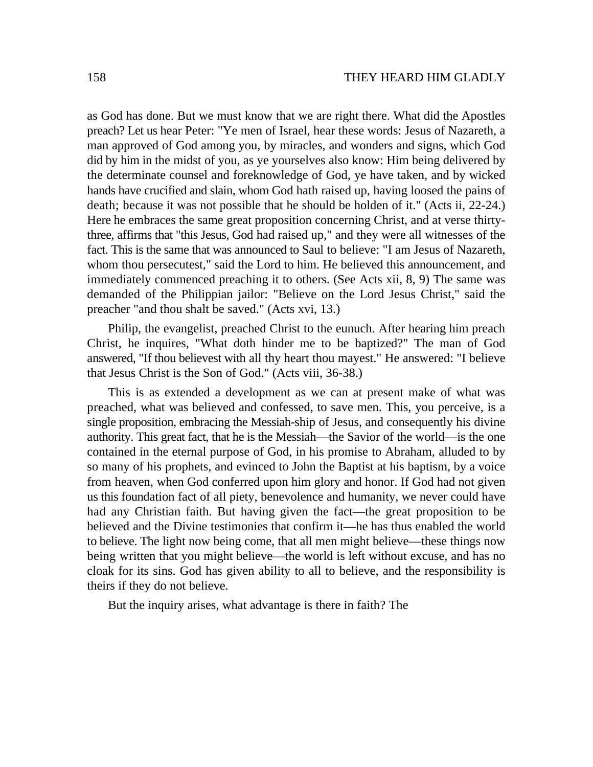as God has done. But we must know that we are right there. What did the Apostles preach? Let us hear Peter: "Ye men of Israel, hear these words: Jesus of Nazareth, a man approved of God among you, by miracles, and wonders and signs, which God did by him in the midst of you, as ye yourselves also know: Him being delivered by the determinate counsel and foreknowledge of God, ye have taken, and by wicked hands have crucified and slain, whom God hath raised up, having loosed the pains of death; because it was not possible that he should be holden of it." (Acts ii, 22-24.) Here he embraces the same great proposition concerning Christ, and at verse thirty-three, affirms that "this Jesus, God had raised up," and they were all witnesses of the fact. This is the same that was announced to Saul to believe: "I am Jesus of Nazareth, whom thou persecutest," said the Lord to him. He believed this announcement, and immediately commenced preaching it to others. (See Acts xii, 8, 9) The same was demanded of the Philippian jailor: "Believe on the Lord Jesus Christ," said the preacher "and thou shalt be saved." (Acts xvi, 13.)

Philip, the evangelist, preached Christ to the eunuch. After hearing him preach Christ, he inquires, "What doth hinder me to be baptized?" The man of God answered, "If thou believest with all thy heart thou mayest." He answered: "I believe that Jesus Christ is the Son of God." (Acts viii, 36-38.)

This is as extended a development as we can at present make of what was preached, what was believed and confessed, to save men. This, you perceive, is a single proposition, embracing the Messiah-ship of Jesus, and consequently his divine authority. This great fact, that he is the Messiah—the Savior of the world—is the one contained in the eternal purpose of God, in his promise to Abraham, alluded to by so many of his prophets, and evinced to John the Baptist at his baptism, by a voice from heaven, when God conferred upon him glory and honor. If God had not given us this foundation fact of all piety, benevolence and humanity, we never could have had any Christian faith. But having given the fact—the great proposition to be believed and the Divine testimonies that confirm it—he has thus enabled the world to believe. The light now being come, that all men might believe—these things now being written that you might believe—the world is left without excuse, and has no cloak for its sins. God has given ability to all to believe, and the responsibility is theirs if they do not believe.

But the inquiry arises, what advantage is there in faith? The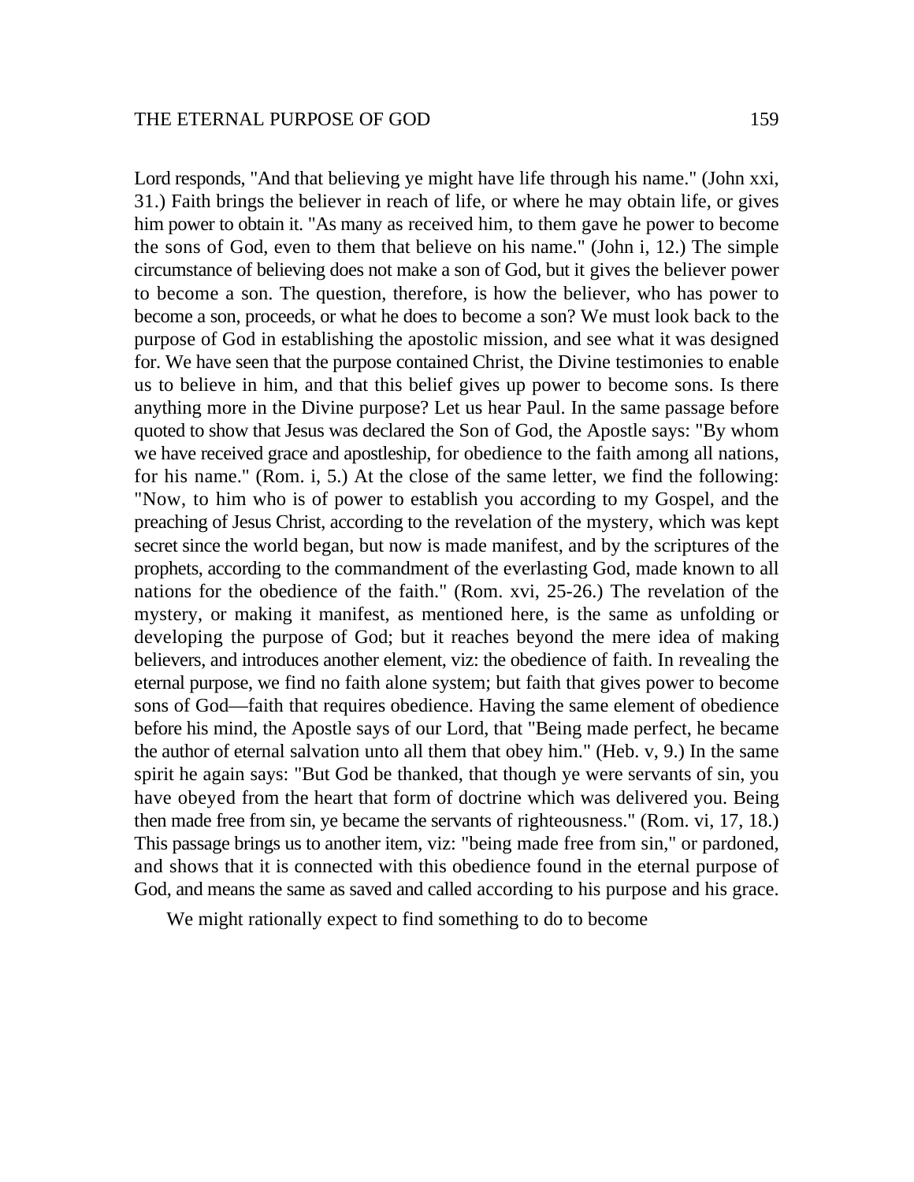Lord responds, "And that believing ye might have life through his name." (John xxi, 31.) Faith brings the believer in reach of life, or where he may obtain life, or gives him power to obtain it. "As many as received him, to them gave he power to become the sons of God, even to them that believe on his name." (John i, 12.) The simple circumstance of believing does not make a son of God, but it gives the believer power to become a son. The question, therefore, is how the believer, who has power to become a son, proceeds, or what he does to become a son? We must look back to the purpose of God in establishing the apostolic mission, and see what it was designed for. We have seen that the purpose contained Christ, the Divine testimonies to enable us to believe in him, and that this belief gives up power to become sons. Is there anything more in the Divine purpose? Let us hear Paul. In the same passage before quoted to show that Jesus was declared the Son of God, the Apostle says: "By whom we have received grace and apostleship, for obedience to the faith among all nations, for his name." (Rom. i, 5.) At the close of the same letter, we find the following: "Now, to him who is of power to establish you according to my Gospel, and the preaching of Jesus Christ, according to the revelation of the mystery, which was kept secret since the world began, but now is made manifest, and by the scriptures of the prophets, according to the commandment of the everlasting God, made known to all nations for the obedience of the faith." (Rom. xvi, 25-26.) The revelation of the mystery, or making it manifest, as mentioned here, is the same as unfolding or developing the purpose of God; but it reaches beyond the mere idea of making believers, and introduces another element, viz: the obedience of faith. In revealing the eternal purpose, we find no faith alone system; but faith that gives power to become sons of God—faith that requires obedience. Having the same element of obedience before his mind, the Apostle says of our Lord, that "Being made perfect, he became the author of eternal salvation unto all them that obey him." (Heb. v, 9.) In the same spirit he again says: "But God be thanked, that though ye were servants of sin, you have obeyed from the heart that form of doctrine which was delivered you. Being then made free from sin, ye became the servants of righteousness." (Rom. vi, 17, 18.) This passage brings us to another item, viz: "being made free from sin," or pardoned, and shows that it is connected with this obedience found in the eternal purpose of God, and means the same as saved and called according to his purpose and his grace.

We might rationally expect to find something to do to become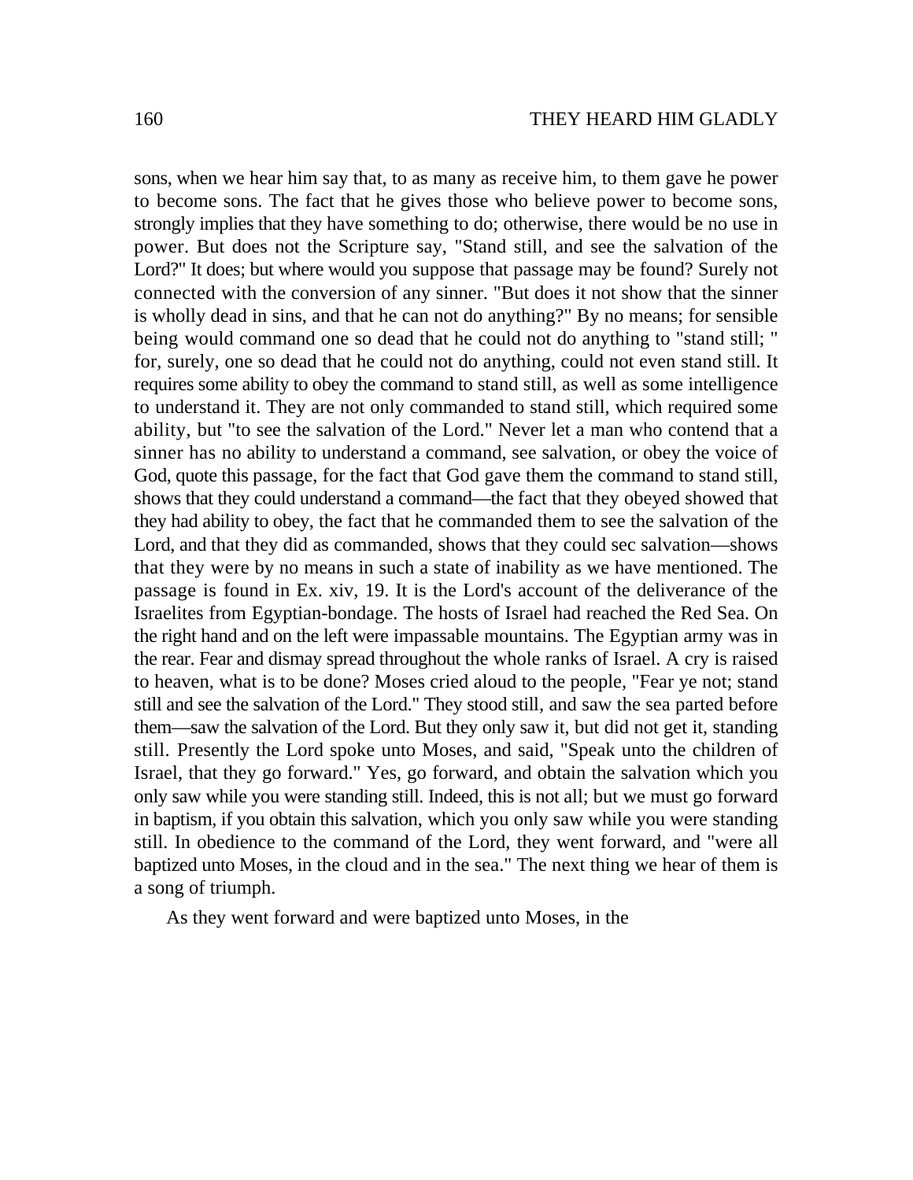sons, when we hear him say that, to as many as receive him, to them gave he power to become sons. The fact that he gives those who believe power to become sons, strongly implies that they have something to do; otherwise, there would be no use in power. But does not the Scripture say, "Stand still, and see the salvation of the Lord?" It does; but where would you suppose that passage may be found? Surely not connected with the conversion of any sinner. "But does it not show that the sinner is wholly dead in sins, and that he can not do anything?" By no means; for sensible being would command one so dead that he could not do anything to "stand still; " for, surely, one so dead that he could not do anything, could not even stand still. It requires some ability to obey the command to stand still, as well as some intelligence to understand it. They are not only commanded to stand still, which required some ability, but "to see the salvation of the Lord." Never let a man who contend that a sinner has no ability to understand a command, see salvation, or obey the voice of God, quote this passage, for the fact that God gave them the command to stand still, shows that they could understand a command—the fact that they obeyed showed that they had ability to obey, the fact that he commanded them to see the salvation of the Lord, and that they did as commanded, shows that they could sec salvation—shows that they were by no means in such a state of inability as we have mentioned. The passage is found in Ex. xiv, 19. It is the Lord's account of the deliverance of the Israelites from Egyptian-bondage. The hosts of Israel had reached the Red Sea. On the right hand and on the left were impassable mountains. The Egyptian army was in the rear. Fear and dismay spread throughout the whole ranks of Israel. A cry is raised to heaven, what is to be done? Moses cried aloud to the people, "Fear ye not; stand still and see the salvation of the Lord." They stood still, and saw the sea parted before them—saw the salvation of the Lord. But they only saw it, but did not get it, standing still. Presently the Lord spoke unto Moses, and said, "Speak unto the children of Israel, that they go forward." Yes, go forward, and obtain the salvation which you only saw while you were standing still. Indeed, this is not all; but we must go forward in baptism, if you obtain this salvation, which you only saw while you were standing still. In obedience to the command of the Lord, they went forward, and "were all baptized unto Moses, in the cloud and in the sea." The next thing we hear of them is a song of triumph.

As they went forward and were baptized unto Moses, in the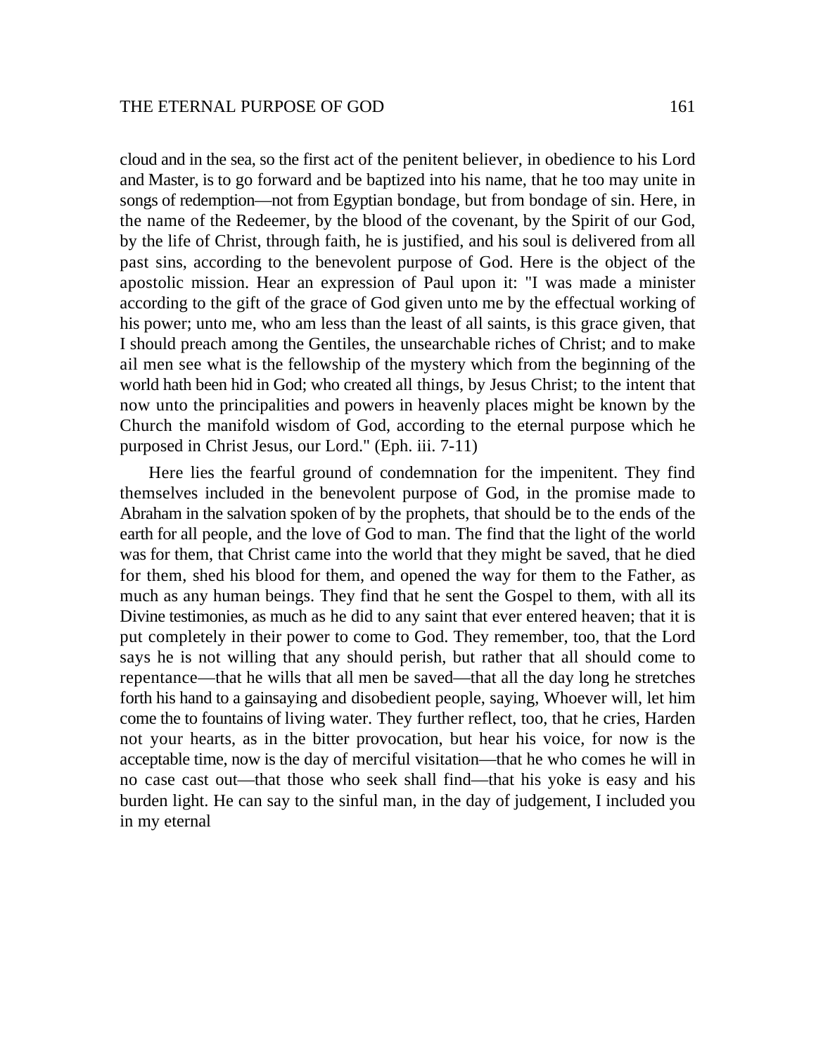cloud and in the sea, so the first act of the penitent believer, in obedience to his Lord and Master, is to go forward and be baptized into his name, that he too may unite in songs of redemption—not from Egyptian bondage, but from bondage of sin. Here, in the name of the Redeemer, by the blood of the covenant, by the Spirit of our God, by the life of Christ, through faith, he is justified, and his soul is delivered from all past sins, according to the benevolent purpose of God. Here is the object of the apostolic mission. Hear an expression of Paul upon it: "I was made a minister according to the gift of the grace of God given unto me by the effectual working of his power; unto me, who am less than the least of all saints, is this grace given, that I should preach among the Gentiles, the unsearchable riches of Christ; and to make ail men see what is the fellowship of the mystery which from the beginning of the world hath been hid in God; who created all things, by Jesus Christ; to the intent that now unto the principalities and powers in heavenly places might be known by the Church the manifold wisdom of God, according to the eternal purpose which he purposed in Christ Jesus, our Lord." (Eph. iii. 7-11)

Here lies the fearful ground of condemnation for the impenitent. They find themselves included in the benevolent purpose of God, in the promise made to Abraham in the salvation spoken of by the prophets, that should be to the ends of the earth for all people, and the love of God to man. The find that the light of the world was for them, that Christ came into the world that they might be saved, that he died for them, shed his blood for them, and opened the way for them to the Father, as much as any human beings. They find that he sent the Gospel to them, with all its Divine testimonies, as much as he did to any saint that ever entered heaven; that it is put completely in their power to come to God. They remember, too, that the Lord says he is not willing that any should perish, but rather that all should come to repentance—that he wills that all men be saved—that all the day long he stretches forth his hand to a gainsaying and disobedient people, saying, Whoever will, let him come the to fountains of living water. They further reflect, too, that he cries, Harden not your hearts, as in the bitter provocation, but hear his voice, for now is the acceptable time, now is the day of merciful visitation—that he who comes he will in no case cast out—that those who seek shall find—that his yoke is easy and his burden light. He can say to the sinful man, in the day of judgement, I included you in my eternal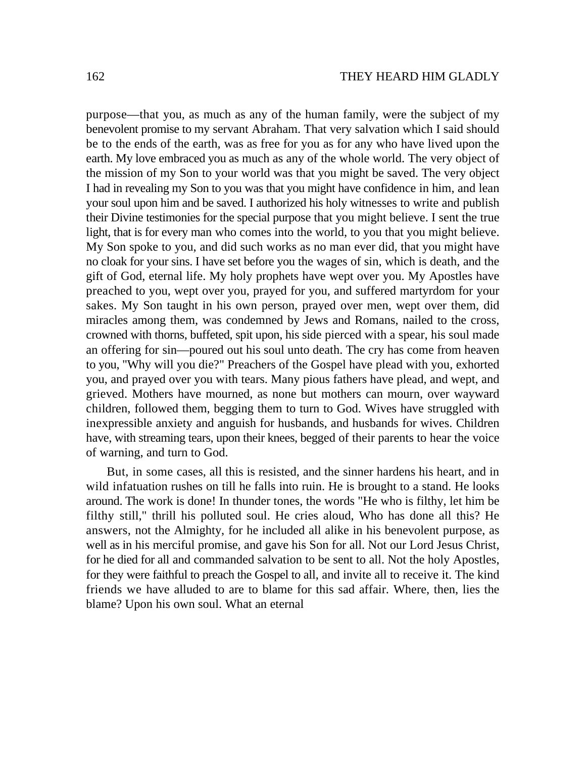purpose—that you, as much as any of the human family, were the subject of my benevolent promise to my servant Abraham. That very salvation which I said should be to the ends of the earth, was as free for you as for any who have lived upon the earth. My love embraced you as much as any of the whole world. The very object of the mission of my Son to your world was that you might be saved. The very object I had in revealing my Son to you was that you might have confidence in him, and lean your soul upon him and be saved. I authorized his holy witnesses to write and publish their Divine testimonies for the special purpose that you might believe. I sent the true light, that is for every man who comes into the world, to you that you might believe. My Son spoke to you, and did such works as no man ever did, that you might have no cloak for your sins. I have set before you the wages of sin, which is death, and the gift of God, eternal life. My holy prophets have wept over you. My Apostles have preached to you, wept over you, prayed for you, and suffered martyrdom for your sakes. My Son taught in his own person, prayed over men, wept over them, did miracles among them, was condemned by Jews and Romans, nailed to the cross, crowned with thorns, buffeted, spit upon, his side pierced with a spear, his soul made an offering for sin—poured out his soul unto death. The cry has come from heaven to you, "Why will you die?" Preachers of the Gospel have plead with you, exhorted you, and prayed over you with tears. Many pious fathers have plead, and wept, and grieved. Mothers have mourned, as none but mothers can mourn, over wayward children, followed them, begging them to turn to God. Wives have struggled with inexpressible anxiety and anguish for husbands, and husbands for wives. Children have, with streaming tears, upon their knees, begged of their parents to hear the voice of warning, and turn to God.

But, in some cases, all this is resisted, and the sinner hardens his heart, and in wild infatuation rushes on till he falls into ruin. He is brought to a stand. He looks around. The work is done! In thunder tones, the words "He who is filthy, let him be filthy still," thrill his polluted soul. He cries aloud, Who has done all this? He answers, not the Almighty, for he included all alike in his benevolent purpose, as well as in his merciful promise, and gave his Son for all. Not our Lord Jesus Christ, for he died for all and commanded salvation to be sent to all. Not the holy Apostles, for they were faithful to preach the Gospel to all, and invite all to receive it. The kind friends we have alluded to are to blame for this sad affair. Where, then, lies the blame? Upon his own soul. What an eternal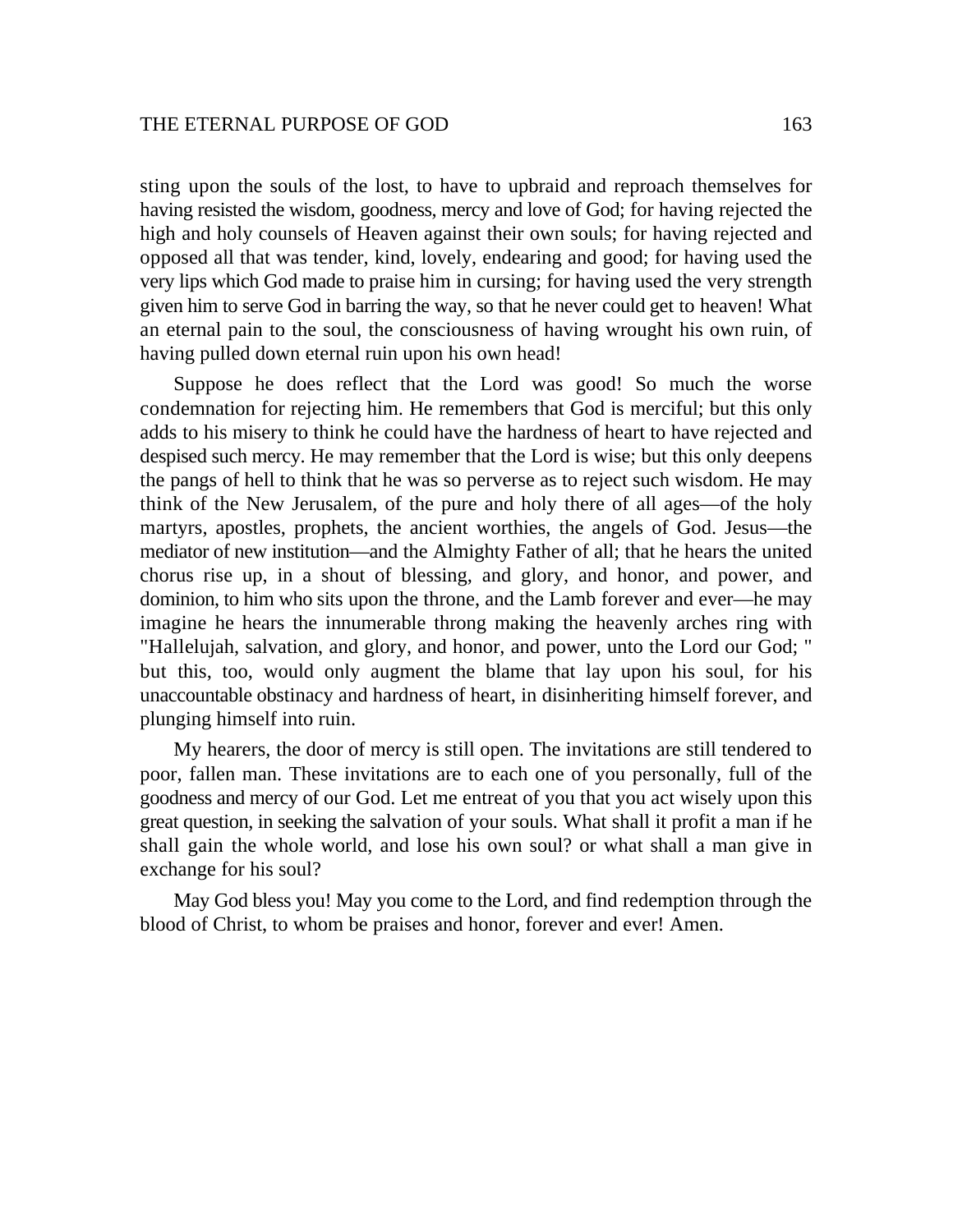sting upon the souls of the lost, to have to upbraid and reproach themselves for having resisted the wisdom, goodness, mercy and love of God; for having rejected the high and holy counsels of Heaven against their own souls; for having rejected and opposed all that was tender, kind, lovely, endearing and good; for having used the very lips which God made to praise him in cursing; for having used the very strength given him to serve God in barring the way, so that he never could get to heaven! What an eternal pain to the soul, the consciousness of having wrought his own ruin, of having pulled down eternal ruin upon his own head!

Suppose he does reflect that the Lord was good! So much the worse condemnation for rejecting him. He remembers that God is merciful; but this only adds to his misery to think he could have the hardness of heart to have rejected and despised such mercy. He may remember that the Lord is wise; but this only deepens the pangs of hell to think that he was so perverse as to reject such wisdom. He may think of the New Jerusalem, of the pure and holy there of all ages—of the holy martyrs, apostles, prophets, the ancient worthies, the angels of God. Jesus—the mediator of new institution—and the Almighty Father of all; that he hears the united chorus rise up, in a shout of blessing, and glory, and honor, and power, and dominion, to him who sits upon the throne, and the Lamb forever and ever—he may imagine he hears the innumerable throng making the heavenly arches ring with "Hallelujah, salvation, and glory, and honor, and power, unto the Lord our God; " but this, too, would only augment the blame that lay upon his soul, for his unaccountable obstinacy and hardness of heart, in disinheriting himself forever, and plunging himself into ruin.

My hearers, the door of mercy is still open. The invitations are still tendered to poor, fallen man. These invitations are to each one of you personally, full of the goodness and mercy of our God. Let me entreat of you that you act wisely upon this great question, in seeking the salvation of your souls. What shall it profit a man if he shall gain the whole world, and lose his own soul? or what shall a man give in exchange for his soul?

May God bless you! May you come to the Lord, and find redemption through the blood of Christ, to whom be praises and honor, forever and ever! Amen.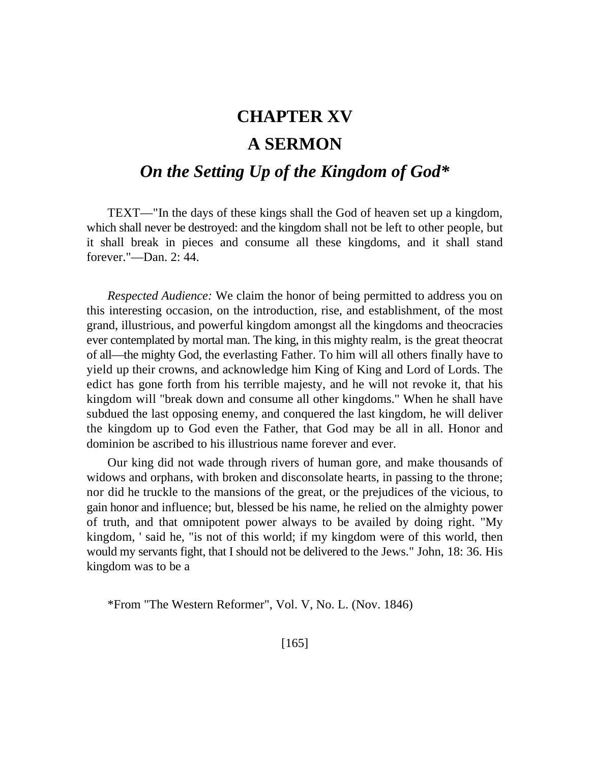# CHAPTER XV

# A SERMON

## *On the Setting Up of the Kingdom of God**

TEXT—"In the days of these kings shall the God of heaven set up a kingdom, which shall never be destroyed: and the kingdom shall not be left to other people, but it shall break in pieces and consume all these kingdoms, and it shall stand forever."—Dan. 2: 44.

*Respected Audience:* We claim the honor of being permitted to address you on this interesting occasion, on the introduction, rise, and establishment, of the most grand, illustrious, and powerful kingdom amongst all the kingdoms and theocracies ever contemplated by mortal man. The king, in this mighty realm, is the great theocrat of all—the mighty God, the everlasting Father. To him will all others finally have to yield up their crowns, and acknowledge him King of King and Lord of Lords. The edict has gone forth from his terrible majesty, and he will not revoke it, that his kingdom will "break down and consume all other kingdoms." When he shall have subdued the last opposing enemy, and conquered the last kingdom, he will deliver the kingdom up to God even the Father, that God may be all in all. Honor and dominion be ascribed to his illustrious name forever and ever.

Our king did not wade through rivers of human gore, and make thousands of widows and orphans, with broken and disconsolate hearts, in passing to the throne; nor did he truckle to the mansions of the great, or the prejudices of the vicious, to gain honor and influence; but, blessed be his name, he relied on the almighty power of truth, and that omnipotent power always to be availed by doing right. "My kingdom, ' said he, "is not of this world; if my kingdom were of this world, then would my servants fight, that I should not be delivered to the Jews." John, 18: 36. His kingdom was to be a

*From "The Western Reformer", Vol. V, No. L. (Nov. 1846)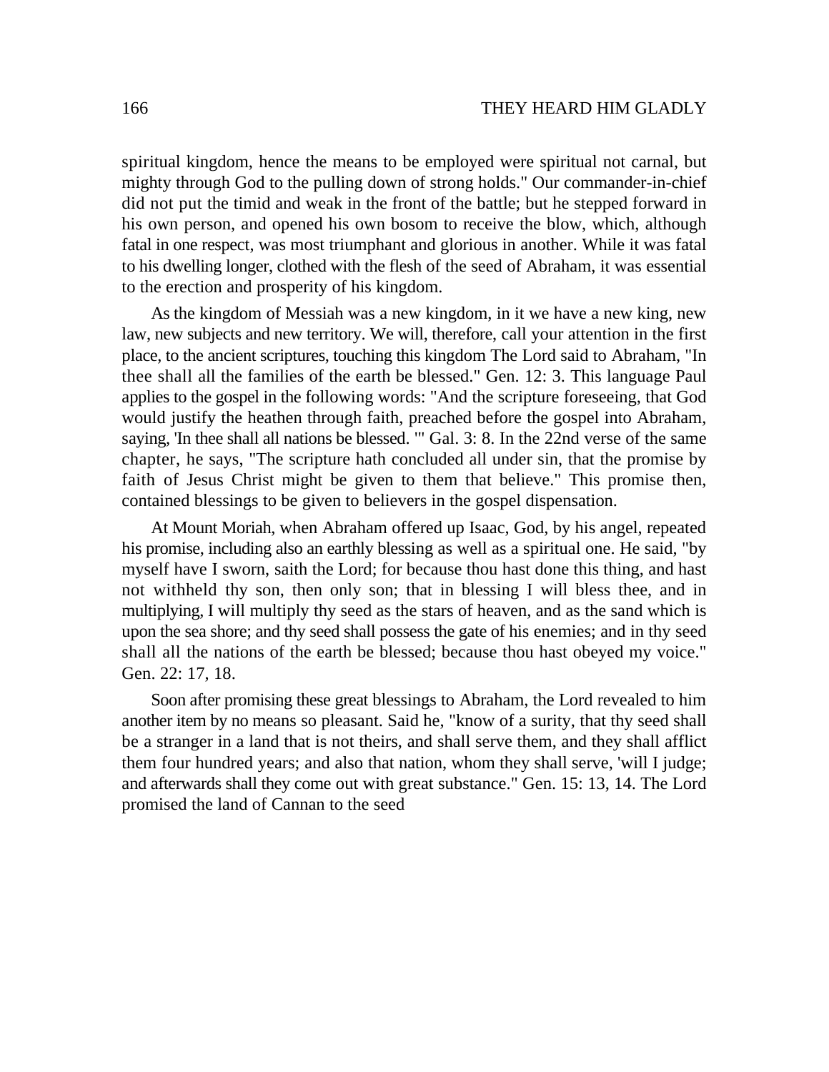spiritual kingdom, hence the means to be employed were spiritual not carnal, but mighty through God to the pulling down of strong holds." Our commander-in-chief did not put the timid and weak in the front of the battle; but he stepped forward in his own person, and opened his own bosom to receive the blow, which, although fatal in one respect, was most triumphant and glorious in another. While it was fatal to his dwelling longer, clothed with the flesh of the seed of Abraham, it was essential to the erection and prosperity of his kingdom.

As the kingdom of Messiah was a new kingdom, in it we have a new king, new law, new subjects and new territory. We will, therefore, call your attention in the first place, to the ancient scriptures, touching this kingdom The Lord said to Abraham, "In thee shall all the families of the earth be blessed." Gen. 12: 3. This language Paul applies to the gospel in the following words: "And the scripture foreseeing, that God would justify the heathen through faith, preached before the gospel into Abraham, saying, 'In thee shall all nations be blessed. '" Gal. 3: 8. In the 22nd verse of the same chapter, he says, "The scripture hath concluded all under sin, that the promise by faith of Jesus Christ might be given to them that believe." This promise then, contained blessings to be given to believers in the gospel dispensation.

At Mount Moriah, when Abraham offered up Isaac, God, by his angel, repeated his promise, including also an earthly blessing as well as a spiritual one. He said, "by myself have I sworn, saith the Lord; for because thou hast done this thing, and hast not withheld thy son, then only son; that in blessing I will bless thee, and in multiplying, I will multiply thy seed as the stars of heaven, and as the sand which is upon the sea shore; and thy seed shall possess the gate of his enemies; and in thy seed shall all the nations of the earth be blessed; because thou hast obeyed my voice." Gen. 22: 17, 18.

Soon after promising these great blessings to Abraham, the Lord revealed to him another item by no means so pleasant. Said he, "know of a surity, that thy seed shall be a stranger in a land that is not theirs, and shall serve them, and they shall afflict them four hundred years; and also that nation, whom they shall serve, 'will I judge; and afterwards shall they come out with great substance." Gen. 15: 13, 14. The Lord promised the land of Cannan to the seed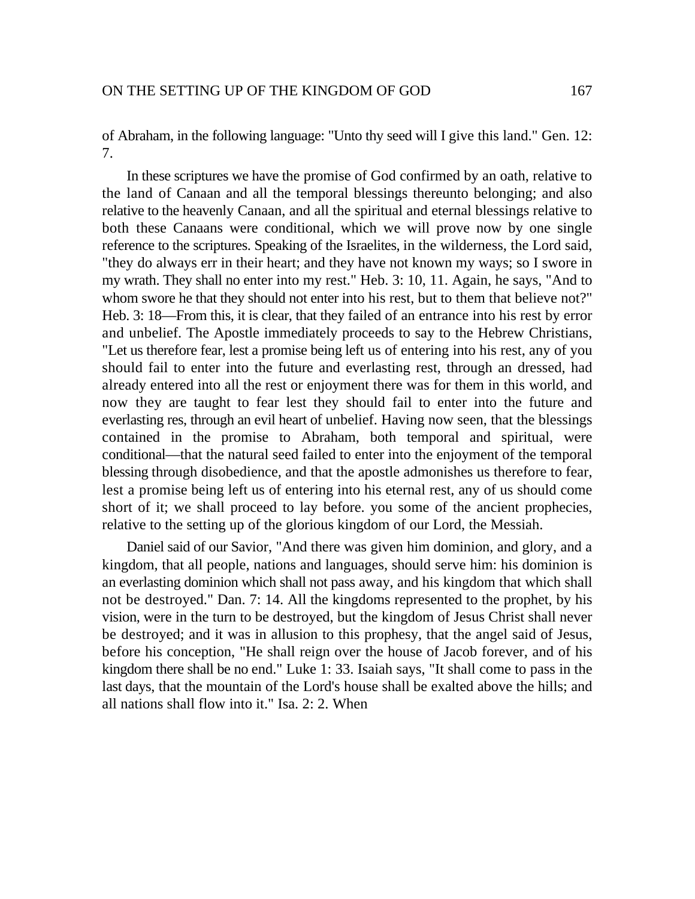of Abraham, in the following language: "Unto thy seed will I give this land." Gen. 12: 7.

In these scriptures we have the promise of God confirmed by an oath, relative to the land of Canaan and all the temporal blessings thereunto belonging; and also relative to the heavenly Canaan, and all the spiritual and eternal blessings relative to both these Canaans were conditional, which we will prove now by one single reference to the scriptures. Speaking of the Israelites, in the wilderness, the Lord said, "they do always err in their heart; and they have not known my ways; so I swore in my wrath. They shall no enter into my rest." Heb. 3: 10, 11. Again, he says, "And to whom swore he that they should not enter into his rest, but to them that believe not?" Heb. 3: 18—From this, it is clear, that they failed of an entrance into his rest by error and unbelief. The Apostle immediately proceeds to say to the Hebrew Christians, "Let us therefore fear, lest a promise being left us of entering into his rest, any of you should fail to enter into the future and everlasting rest, through an dressed, had already entered into all the rest or enjoyment there was for them in this world, and now they are taught to fear lest they should fail to enter into the future and everlasting res, through an evil heart of unbelief. Having now seen, that the blessings contained in the promise to Abraham, both temporal and spiritual, were conditional—that the natural seed failed to enter into the enjoyment of the temporal blessing through disobedience, and that the apostle admonishes us therefore to fear, lest a promise being left us of entering into his eternal rest, any of us should come short of it; we shall proceed to lay before. you some of the ancient prophecies, relative to the setting up of the glorious kingdom of our Lord, the Messiah.

Daniel said of our Savior, "And there was given him dominion, and glory, and a kingdom, that all people, nations and languages, should serve him: his dominion is an everlasting dominion which shall not pass away, and his kingdom that which shall not be destroyed." Dan. 7: 14. All the kingdoms represented to the prophet, by his vision, were in the turn to be destroyed, but the kingdom of Jesus Christ shall never be destroyed; and it was in allusion to this prophesy, that the angel said of Jesus, before his conception, "He shall reign over the house of Jacob forever, and of his kingdom there shall be no end." Luke 1: 33. Isaiah says, "It shall come to pass in the last days, that the mountain of the Lord's house shall be exalted above the hills; and all nations shall flow into it." Isa. 2: 2. When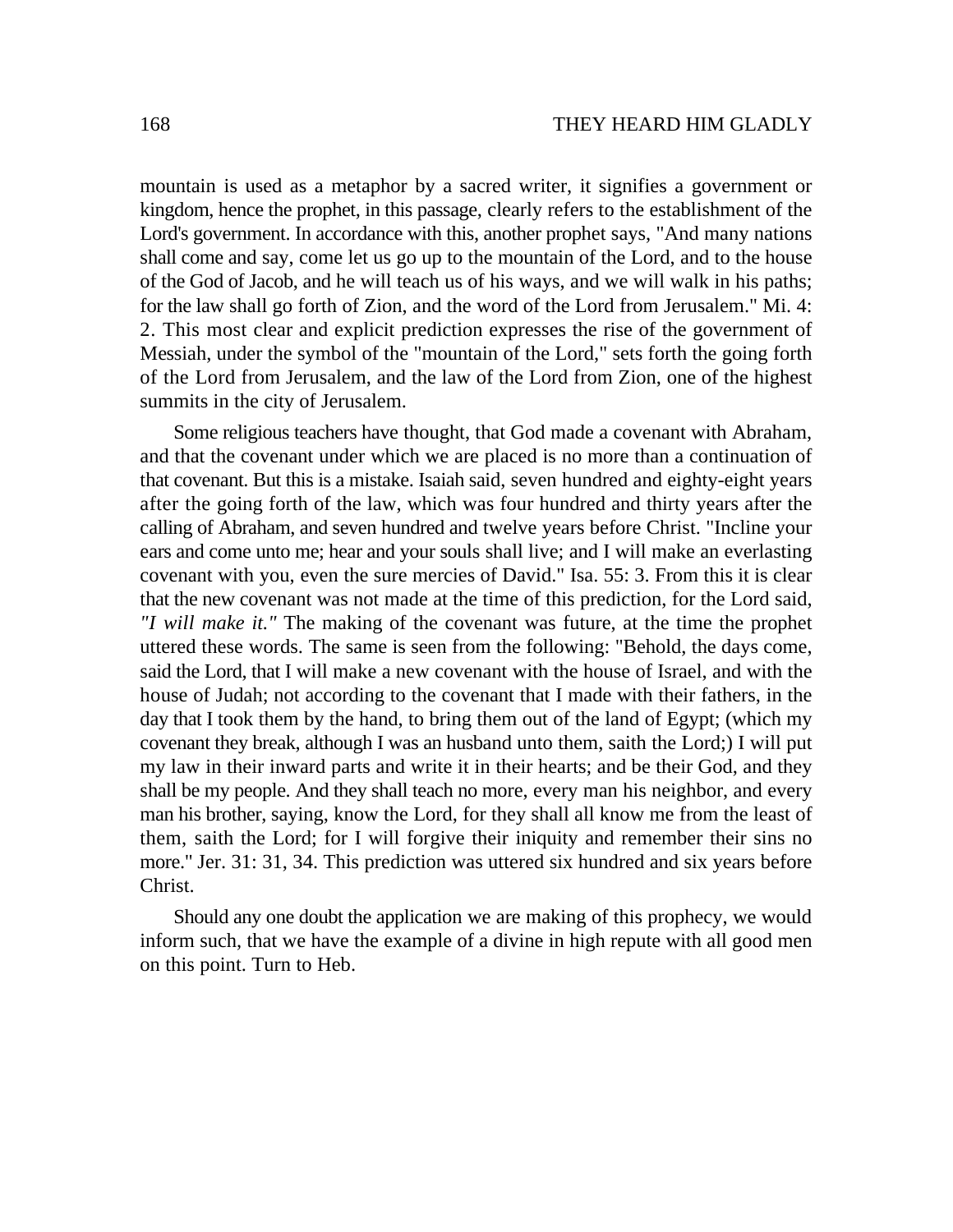mountain is used as a metaphor by a sacred writer, it signifies a government or kingdom, hence the prophet, in this passage, clearly refers to the establishment of the Lord's government. In accordance with this, another prophet says, "And many nations shall come and say, come let us go up to the mountain of the Lord, and to the house of the God of Jacob, and he will teach us of his ways, and we will walk in his paths; for the law shall go forth of Zion, and the word of the Lord from Jerusalem." Mi. 4: 2. This most clear and explicit prediction expresses the rise of the government of Messiah, under the symbol of the "mountain of the Lord," sets forth the going forth of the Lord from Jerusalem, and the law of the Lord from Zion, one of the highest summits in the city of Jerusalem.

Some religious teachers have thought, that God made a covenant with Abraham, and that the covenant under which we are placed is no more than a continuation of that covenant. But this is a mistake. Isaiah said, seven hundred and eighty-eight years after the going forth of the law, which was four hundred and thirty years after the calling of Abraham, and seven hundred and twelve years before Christ. "Incline your ears and come unto me; hear and your souls shall live; and I will make an everlasting covenant with you, even the sure mercies of David." Isa. 55: 3. From this it is clear that the new covenant was not made at the time of this prediction, for the Lord said, *"I will make it."* The making of the covenant was future, at the time the prophet uttered these words. The same is seen from the following: "Behold, the days come, said the Lord, that I will make a new covenant with the house of Israel, and with the house of Judah; not according to the covenant that I made with their fathers, in the day that I took them by the hand, to bring them out of the land of Egypt; (which my covenant they break, although I was an husband unto them, saith the Lord;) I will put my law in their inward parts and write it in their hearts; and be their God, and they shall be my people. And they shall teach no more, every man his neighbor, and every man his brother, saying, know the Lord, for they shall all know me from the least of them, saith the Lord; for I will forgive their iniquity and remember their sins no more." Jer. 31: 31, 34. This prediction was uttered six hundred and six years before Christ.

Should any one doubt the application we are making of this prophecy, we would inform such, that we have the example of a divine in high repute with all good men on this point. Turn to Heb.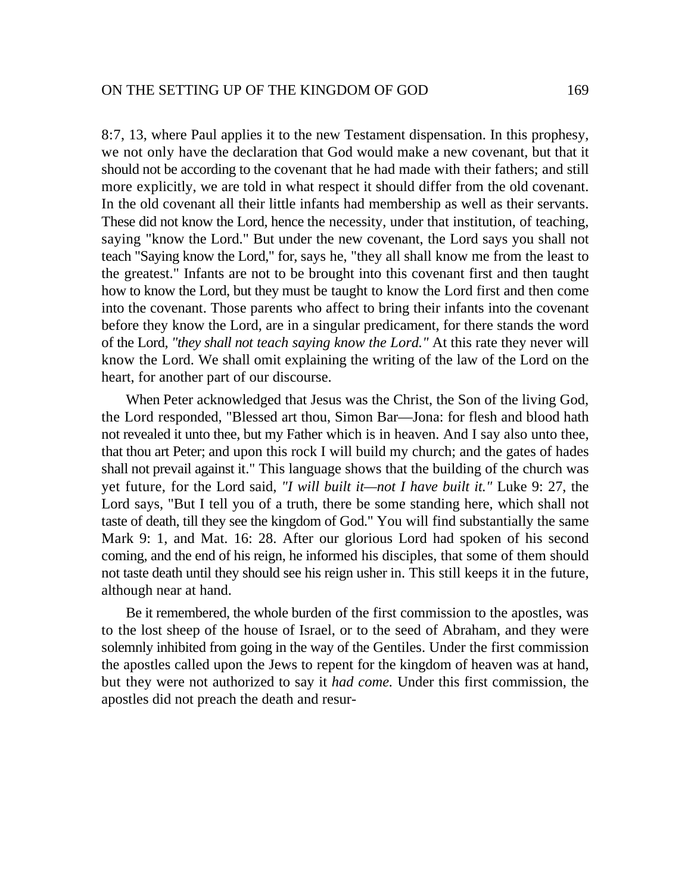8:7, 13, where Paul applies it to the new Testament dispensation. In this prophesy, we not only have the declaration that God would make a new covenant, but that it should not be according to the covenant that he had made with their fathers; and still more explicitly, we are told in what respect it should differ from the old covenant. In the old covenant all their little infants had membership as well as their servants. These did not know the Lord, hence the necessity, under that institution, of teaching, saying "know the Lord." But under the new covenant, the Lord says you shall not teach "Saying know the Lord," for, says he, "they all shall know me from the least to the greatest." Infants are not to be brought into this covenant first and then taught how to know the Lord, but they must be taught to know the Lord first and then come into the covenant. Those parents who affect to bring their infants into the covenant before they know the Lord, are in a singular predicament, for there stands the word of the Lord, *"they shall not teach saying know the Lord."* At this rate they never will know the Lord. We shall omit explaining the writing of the law of the Lord on the heart, for another part of our discourse.

When Peter acknowledged that Jesus was the Christ, the Son of the living God, the Lord responded, "Blessed art thou, Simon Bar—Jona: for flesh and blood hath not revealed it unto thee, but my Father which is in heaven. And I say also unto thee, that thou art Peter; and upon this rock I will build my church; and the gates of hades shall not prevail against it." This language shows that the building of the church was yet future, for the Lord said, *"I will built it—not I have built it."* Luke 9: 27, the Lord says, "But I tell you of a truth, there be some standing here, which shall not taste of death, till they see the kingdom of God." You will find substantially the same Mark 9: 1, and Mat. 16: 28. After our glorious Lord had spoken of his second coming, and the end of his reign, he informed his disciples, that some of them should not taste death until they should see his reign usher in. This still keeps it in the future, although near at hand.

Be it remembered, the whole burden of the first commission to the apostles, was to the lost sheep of the house of Israel, or to the seed of Abraham, and they were solemnly inhibited from going in the way of the Gentiles. Under the first commission the apostles called upon the Jews to repent for the kingdom of heaven was at hand, but they were not authorized to say it *had come.* Under this first commission, the apostles did not preach the death and resur-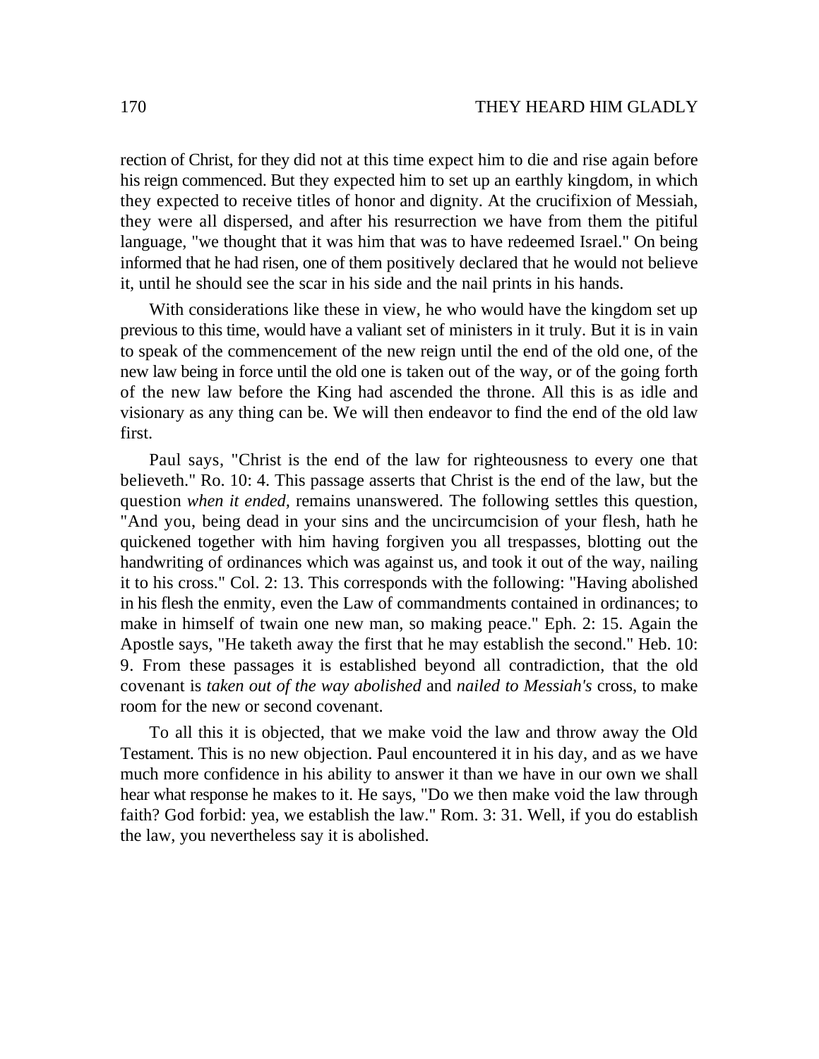rection of Christ, for they did not at this time expect him to die and rise again before his reign commenced. But they expected him to set up an earthly kingdom, in which they expected to receive titles of honor and dignity. At the crucifixion of Messiah, they were all dispersed, and after his resurrection we have from them the pitiful language, "we thought that it was him that was to have redeemed Israel." On being informed that he had risen, one of them positively declared that he would not believe it, until he should see the scar in his side and the nail prints in his hands.

With considerations like these in view, he who would have the kingdom set up previous to this time, would have a valiant set of ministers in it truly. But it is in vain to speak of the commencement of the new reign until the end of the old one, of the new law being in force until the old one is taken out of the way, or of the going forth of the new law before the King had ascended the throne. All this is as idle and visionary as any thing can be. We will then endeavor to find the end of the old law first.

Paul says, "Christ is the end of the law for righteousness to every one that believeth." Ro. 10: 4. This passage asserts that Christ is the end of the law, but the question *when it ended*, remains unanswered. The following settles this question, "And you, being dead in your sins and the uncircumcision of your flesh, hath he quickened together with him having forgiven you all trespasses, blotting out the handwriting of ordinances which was against us, and took it out of the way, nailing it to his cross." Col. 2: 13. This corresponds with the following: "Having abolished in his flesh the enmity, even the Law of commandments contained in ordinances; to make in himself of twain one new man, so making peace." Eph. 2: 15. Again the Apostle says, "He taketh away the first that he may establish the second." Heb. 10: 9. From these passages it is established beyond all contradiction, that the old covenant is *taken out of the way abolished* and *nailed to Messiah's* cross, to make room for the new or second covenant.

To all this it is objected, that we make void the law and throw away the Old Testament. This is no new objection. Paul encountered it in his day, and as we have much more confidence in his ability to answer it than we have in our own we shall hear what response he makes to it. He says, "Do we then make void the law through faith? God forbid: yea, we establish the law." Rom. 3: 31. Well, if you do establish the law, you nevertheless say it is abolished.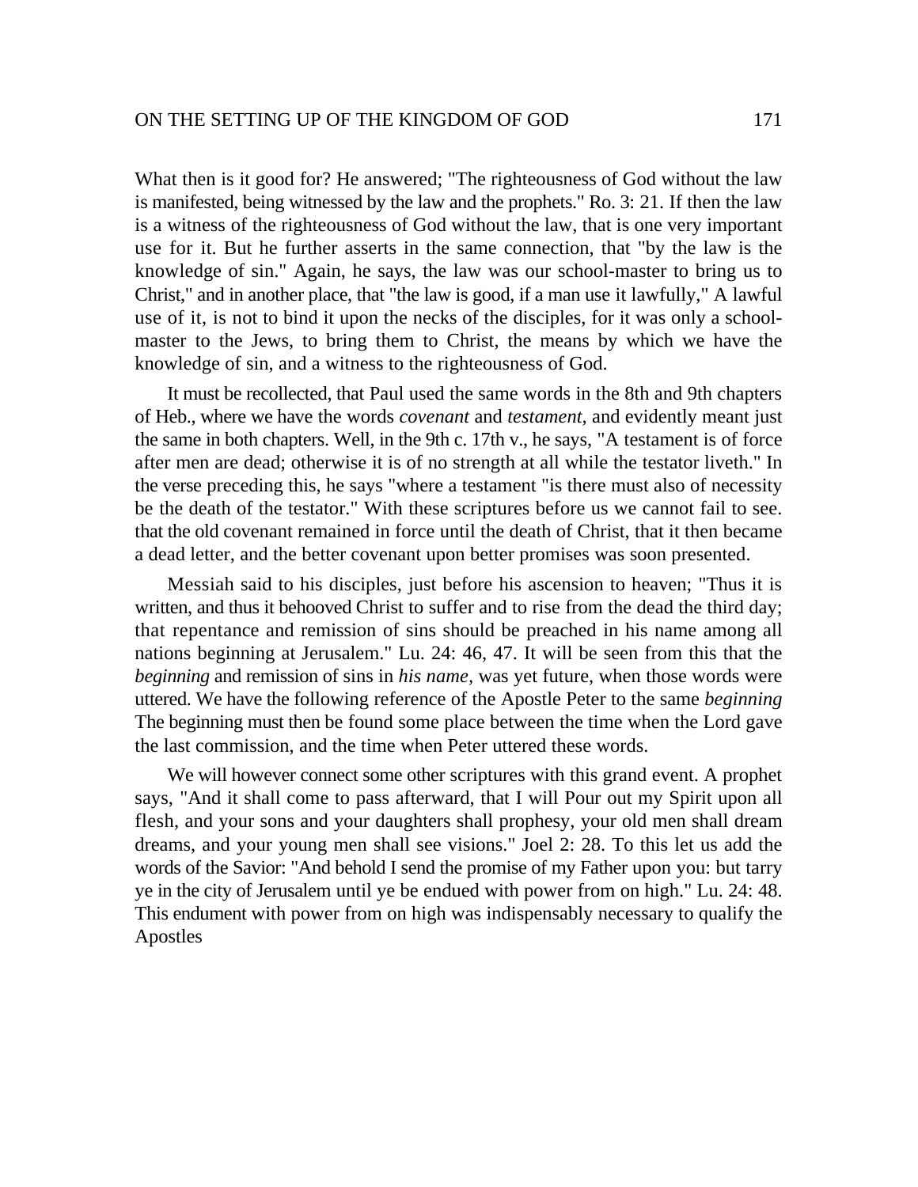What then is it good for? He answered; "The righteousness of God without the law is manifested, being witnessed by the law and the prophets." Ro. 3: 21. If then the law is a witness of the righteousness of God without the law, that is one very important use for it. But he further asserts in the same connection, that "by the law is the knowledge of sin." Again, he says, the law was our school-master to bring us to Christ," and in another place, that "the law is good, if a man use it lawfully," A lawful use of it, is not to bind it upon the necks of the disciples, for it was only a school-master to the Jews, to bring them to Christ, the means by which we have the knowledge of sin, and a witness to the righteousness of God.

It must be recollected, that Paul used the same words in the 8th and 9th chapters of Heb., where we have the words *covenant* and *testament,* and evidently meant just the same in both chapters. Well, in the 9th c. 17th v., he says, "A testament is of force after men are dead; otherwise it is of no strength at all while the testator liveth." In the verse preceding this, he says "where a testament "is there must also of necessity be the death of the testator." With these scriptures before us we cannot fail to see. that the old covenant remained in force until the death of Christ, that it then became a dead letter, and the better covenant upon better promises was soon presented.

Messiah said to his disciples, just before his ascension to heaven; "Thus it is written, and thus it behooved Christ to suffer and to rise from the dead the third day; that repentance and remission of sins should be preached in his name among all nations beginning at Jerusalem." Lu. 24: 46, 47. It will be seen from this that the *beginning* and remission of sins in *his name,* was yet future, when those words were uttered. We have the following reference of the Apostle Peter to the same *beginning* The beginning must then be found some place between the time when the Lord gave the last commission, and the time when Peter uttered these words.

We will however connect some other scriptures with this grand event. A prophet says, "And it shall come to pass afterward, that I will Pour out my Spirit upon all flesh, and your sons and your daughters shall prophesy, your old men shall dream dreams, and your young men shall see visions." Joel 2: 28. To this let us add the words of the Savior: "And behold I send the promise of my Father upon you: but tarry ye in the city of Jerusalem until ye be endued with power from on high." Lu. 24: 48. This endument with power from on high was indispensably necessary to qualify the Apostles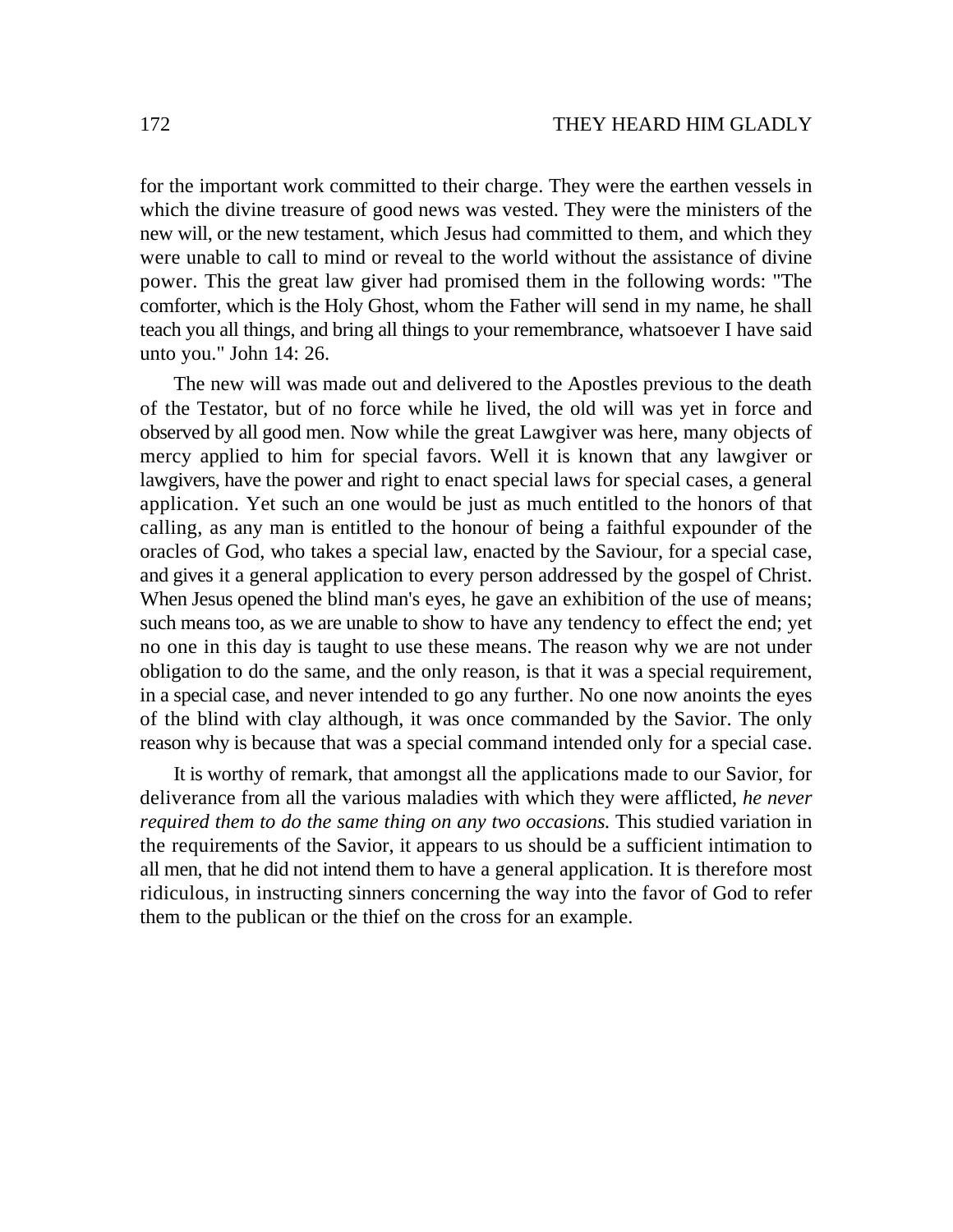for the important work committed to their charge. They were the earthen vessels in which the divine treasure of good news was vested. They were the ministers of the new will, or the new testament, which Jesus had committed to them, and which they were unable to call to mind or reveal to the world without the assistance of divine power. This the great law giver had promised them in the following words: "The comforter, which is the Holy Ghost, whom the Father will send in my name, he shall teach you all things, and bring all things to your remembrance, whatsoever I have said unto you." John 14: 26.

The new will was made out and delivered to the Apostles previous to the death of the Testator, but of no force while he lived, the old will was yet in force and observed by all good men. Now while the great Lawgiver was here, many objects of mercy applied to him for special favors. Well it is known that any lawgiver or lawgivers, have the power and right to enact special laws for special cases, a general application. Yet such an one would be just as much entitled to the honors of that calling, as any man is entitled to the honour of being a faithful expounder of the oracles of God, who takes a special law, enacted by the Saviour, for a special case, and gives it a general application to every person addressed by the gospel of Christ. When Jesus opened the blind man's eyes, he gave an exhibition of the use of means; such means too, as we are unable to show to have any tendency to effect the end; yet no one in this day is taught to use these means. The reason why we are not under obligation to do the same, and the only reason, is that it was a special requirement, in a special case, and never intended to go any further. No one now anoints the eyes of the blind with clay although, it was once commanded by the Savior. The only reason why is because that was a special command intended only for a special case.

It is worthy of remark, that amongst all the applications made to our Savior, for deliverance from all the various maladies with which they were afflicted, *he never required them to do the same thing on any two occasions.* This studied variation in the requirements of the Savior, it appears to us should be a sufficient intimation to all men, that he did not intend them to have a general application. It is therefore most ridiculous, in instructing sinners concerning the way into the favor of God to refer them to the publican or the thief on the cross for an example.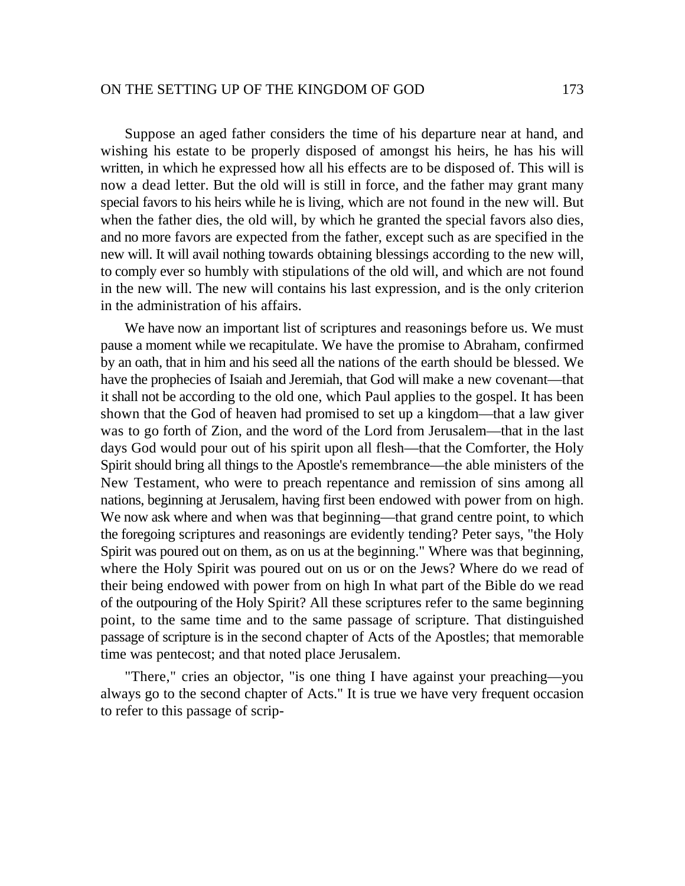Suppose an aged father considers the time of his departure near at hand, and wishing his estate to be properly disposed of amongst his heirs, he has his will written, in which he expressed how all his effects are to be disposed of. This will is now a dead letter. But the old will is still in force, and the father may grant many special favors to his heirs while he is living, which are not found in the new will. But when the father dies, the old will, by which he granted the special favors also dies, and no more favors are expected from the father, except such as are specified in the new will. It will avail nothing towards obtaining blessings according to the new will, to comply ever so humbly with stipulations of the old will, and which are not found in the new will. The new will contains his last expression, and is the only criterion in the administration of his affairs.

We have now an important list of scriptures and reasonings before us. We must pause a moment while we recapitulate. We have the promise to Abraham, confirmed by an oath, that in him and his seed all the nations of the earth should be blessed. We have the prophecies of Isaiah and Jeremiah, that God will make a new covenant—that it shall not be according to the old one, which Paul applies to the gospel. It has been shown that the God of heaven had promised to set up a kingdom—that a law giver was to go forth of Zion, and the word of the Lord from Jerusalem—that in the last days God would pour out of his spirit upon all flesh—that the Comforter, the Holy Spirit should bring all things to the Apostle's remembrance—the able ministers of the New Testament, who were to preach repentance and remission of sins among all nations, beginning at Jerusalem, having first been endowed with power from on high. We now ask where and when was that beginning—that grand centre point, to which the foregoing scriptures and reasonings are evidently tending? Peter says, "the Holy Spirit was poured out on them, as on us at the beginning." Where was that beginning, where the Holy Spirit was poured out on us or on the Jews? Where do we read of their being endowed with power from on high In what part of the Bible do we read of the outpouring of the Holy Spirit? All these scriptures refer to the same beginning point, to the same time and to the same passage of scripture. That distinguished passage of scripture is in the second chapter of Acts of the Apostles; that memorable time was pentecost; and that noted place Jerusalem.

"There," cries an objector, "is one thing I have against your preaching—you always go to the second chapter of Acts." It is true we have very frequent occasion to refer to this passage of scrip-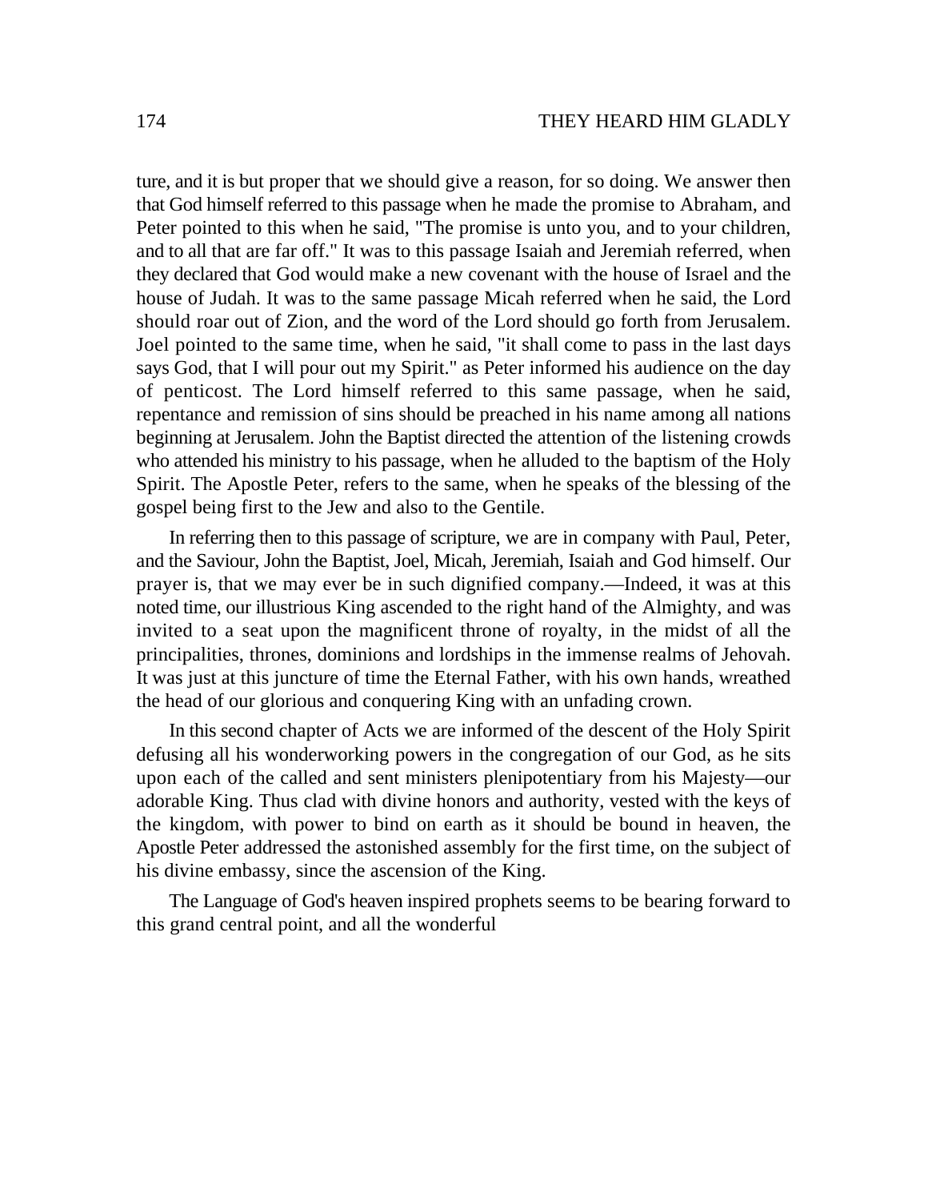ture, and it is but proper that we should give a reason, for so doing. We answer then that God himself referred to this passage when he made the promise to Abraham, and Peter pointed to this when he said, "The promise is unto you, and to your children, and to all that are far off." It was to this passage Isaiah and Jeremiah referred, when they declared that God would make a new covenant with the house of Israel and the house of Judah. It was to the same passage Micah referred when he said, the Lord should roar out of Zion, and the word of the Lord should go forth from Jerusalem. Joel pointed to the same time, when he said, "it shall come to pass in the last days says God, that I will pour out my Spirit." as Peter informed his audience on the day of penticost. The Lord himself referred to this same passage, when he said, repentance and remission of sins should be preached in his name among all nations beginning at Jerusalem. John the Baptist directed the attention of the listening crowds who attended his ministry to his passage, when he alluded to the baptism of the Holy Spirit. The Apostle Peter, refers to the same, when he speaks of the blessing of the gospel being first to the Jew and also to the Gentile.

In referring then to this passage of scripture, we are in company with Paul, Peter, and the Saviour, John the Baptist, Joel, Micah, Jeremiah, Isaiah and God himself. Our prayer is, that we may ever be in such dignified company.—Indeed, it was at this noted time, our illustrious King ascended to the right hand of the Almighty, and was invited to a seat upon the magnificent throne of royalty, in the midst of all the principalities, thrones, dominions and lordships in the immense realms of Jehovah. It was just at this juncture of time the Eternal Father, with his own hands, wreathed the head of our glorious and conquering King with an unfading crown.

In this second chapter of Acts we are informed of the descent of the Holy Spirit defusing all his wonderworking powers in the congregation of our God, as he sits upon each of the called and sent ministers plenipotentiary from his Majesty—our adorable King. Thus clad with divine honors and authority, vested with the keys of the kingdom, with power to bind on earth as it should be bound in heaven, the Apostle Peter addressed the astonished assembly for the first time, on the subject of his divine embassy, since the ascension of the King.

The Language of God's heaven inspired prophets seems to be bearing forward to this grand central point, and all the wonderful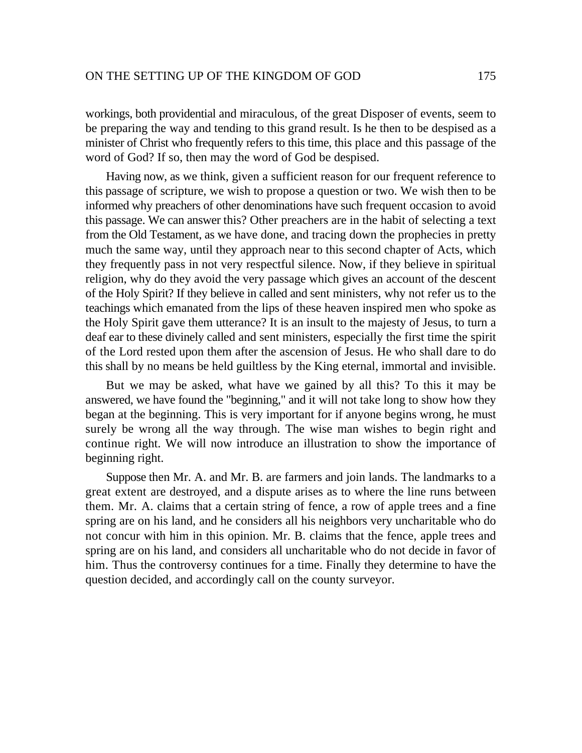workings, both providential and miraculous, of the great Disposer of events, seem to be preparing the way and tending to this grand result. Is he then to be despised as a minister of Christ who frequently refers to this time, this place and this passage of the word of God? If so, then may the word of God be despised.

Having now, as we think, given a sufficient reason for our frequent reference to this passage of scripture, we wish to propose a question or two. We wish then to be informed why preachers of other denominations have such frequent occasion to avoid this passage. We can answer this? Other preachers are in the habit of selecting a text from the Old Testament, as we have done, and tracing down the prophecies in pretty much the same way, until they approach near to this second chapter of Acts, which they frequently pass in not very respectful silence. Now, if they believe in spiritual religion, why do they avoid the very passage which gives an account of the descent of the Holy Spirit? If they believe in called and sent ministers, why not refer us to the teachings which emanated from the lips of these heaven inspired men who spoke as the Holy Spirit gave them utterance? It is an insult to the majesty of Jesus, to turn a deaf ear to these divinely called and sent ministers, especially the first time the spirit of the Lord rested upon them after the ascension of Jesus. He who shall dare to do this shall by no means be held guiltless by the King eternal, immortal and invisible.

But we may be asked, what have we gained by all this? To this it may be answered, we have found the "beginning," and it will not take long to show how they began at the beginning. This is very important for if anyone begins wrong, he must surely be wrong all the way through. The wise man wishes to begin right and continue right. We will now introduce an illustration to show the importance of beginning right.

Suppose then Mr. A. and Mr. B. are farmers and join lands. The landmarks to a great extent are destroyed, and a dispute arises as to where the line runs between them. Mr. A. claims that a certain string of fence, a row of apple trees and a fine spring are on his land, and he considers all his neighbors very uncharitable who do not concur with him in this opinion. Mr. B. claims that the fence, apple trees and spring are on his land, and considers all uncharitable who do not decide in favor of him. Thus the controversy continues for a time. Finally they determine to have the question decided, and accordingly call on the county surveyor.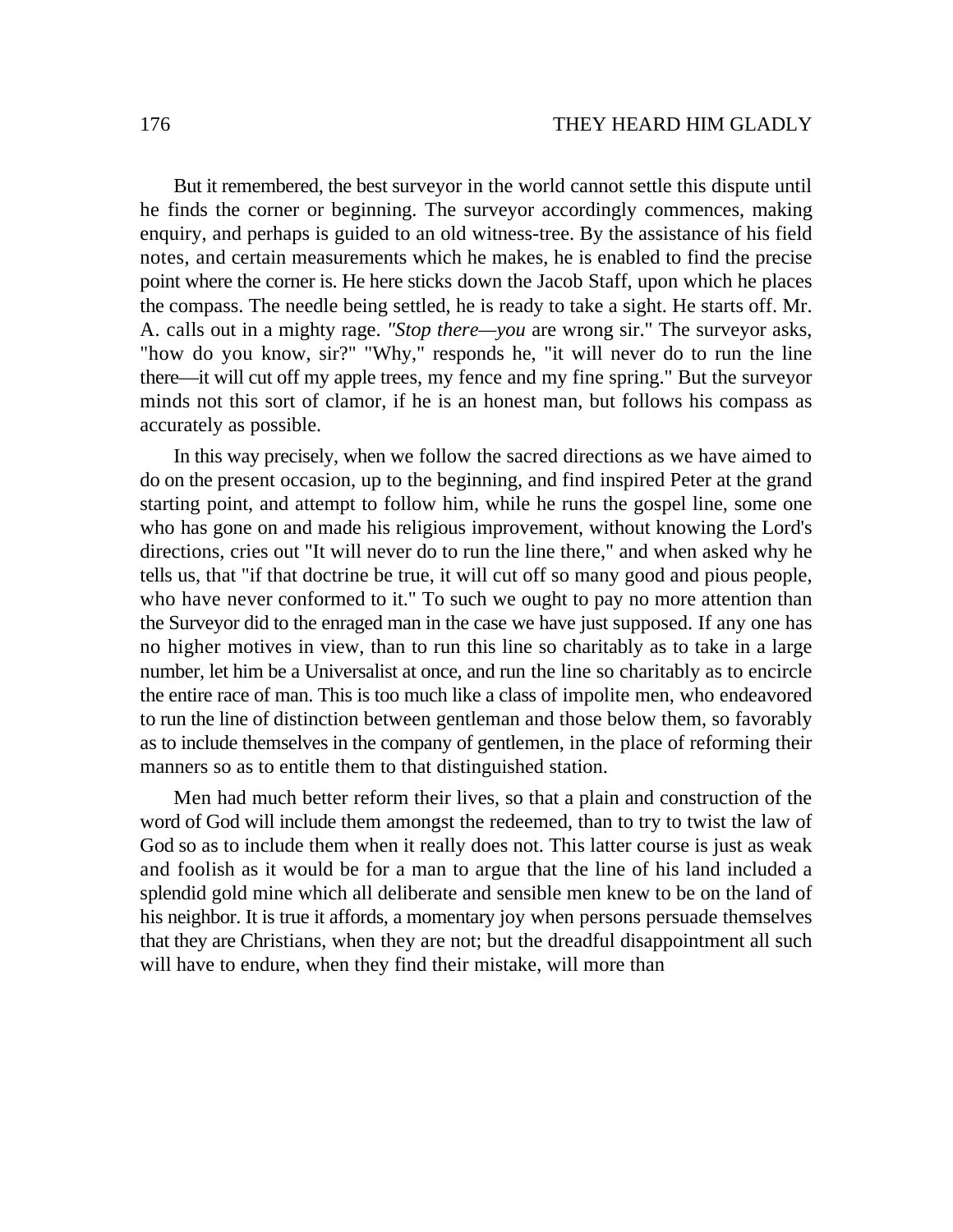But it remembered, the best surveyor in the world cannot settle this dispute until he finds the corner or beginning. The surveyor accordingly commences, making enquiry, and perhaps is guided to an old witness-tree. By the assistance of his field notes, and certain measurements which he makes, he is enabled to find the precise point where the corner is. He here sticks down the Jacob Staff, upon which he places the compass. The needle being settled, he is ready to take a sight. He starts off. Mr. A. calls out in a mighty rage. *"Stop there—you* are wrong sir." The surveyor asks, "how do you know, sir?" "Why," responds he, "it will never do to run the line there—it will cut off my apple trees, my fence and my fine spring." But the surveyor minds not this sort of clamor, if he is an honest man, but follows his compass as accurately as possible.

In this way precisely, when we follow the sacred directions as we have aimed to do on the present occasion, up to the beginning, and find inspired Peter at the grand starting point, and attempt to follow him, while he runs the gospel line, some one who has gone on and made his religious improvement, without knowing the Lord's directions, cries out "It will never do to run the line there," and when asked why he tells us, that "if that doctrine be true, it will cut off so many good and pious people, who have never conformed to it." To such we ought to pay no more attention than the Surveyor did to the enraged man in the case we have just supposed. If any one has no higher motives in view, than to run this line so charitably as to take in a large number, let him be a Universalist at once, and run the line so charitably as to encircle the entire race of man. This is too much like a class of impolite men, who endeavored to run the line of distinction between gentleman and those below them, so favorably as to include themselves in the company of gentlemen, in the place of reforming their manners so as to entitle them to that distinguished station.

Men had much better reform their lives, so that a plain and construction of the word of God will include them amongst the redeemed, than to try to twist the law of God so as to include them when it really does not. This latter course is just as weak and foolish as it would be for a man to argue that the line of his land included a splendid gold mine which all deliberate and sensible men knew to be on the land of his neighbor. It is true it affords, a momentary joy when persons persuade themselves that they are Christians, when they are not; but the dreadful disappointment all such will have to endure, when they find their mistake, will more than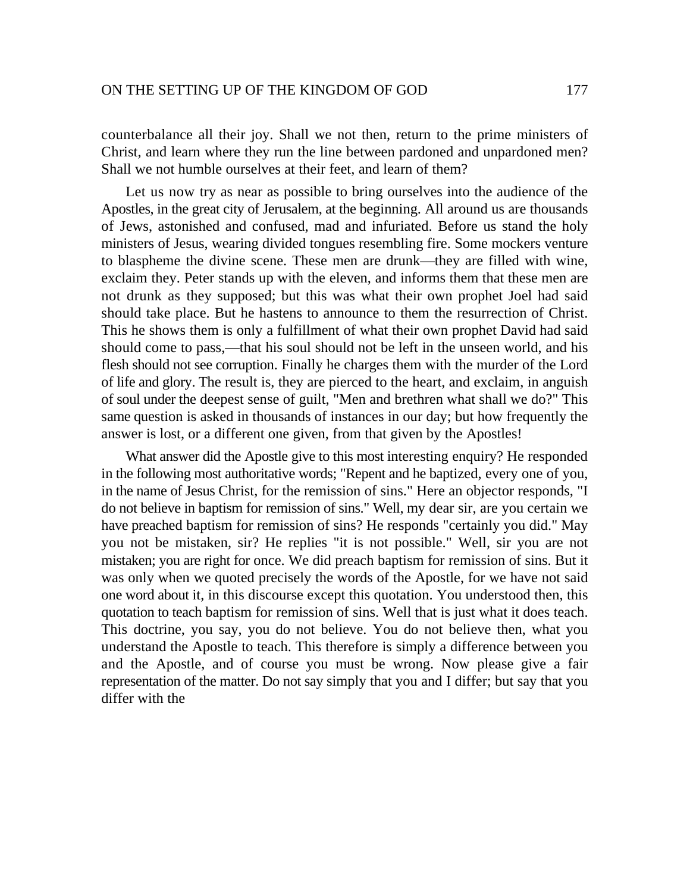counterbalance all their joy. Shall we not then, return to the prime ministers of Christ, and learn where they run the line between pardoned and unpardoned men? Shall we not humble ourselves at their feet, and learn of them?

Let us now try as near as possible to bring ourselves into the audience of the Apostles, in the great city of Jerusalem, at the beginning. All around us are thousands of Jews, astonished and confused, mad and infuriated. Before us stand the holy ministers of Jesus, wearing divided tongues resembling fire. Some mockers venture to blaspheme the divine scene. These men are drunk—they are filled with wine, exclaim they. Peter stands up with the eleven, and informs them that these men are not drunk as they supposed; but this was what their own prophet Joel had said should take place. But he hastens to announce to them the resurrection of Christ. This he shows them is only a fulfillment of what their own prophet David had said should come to pass,—that his soul should not be left in the unseen world, and his flesh should not see corruption. Finally he charges them with the murder of the Lord of life and glory. The result is, they are pierced to the heart, and exclaim, in anguish of soul under the deepest sense of guilt, "Men and brethren what shall we do?" This same question is asked in thousands of instances in our day; but how frequently the answer is lost, or a different one given, from that given by the Apostles!

What answer did the Apostle give to this most interesting enquiry? He responded in the following most authoritative words; "Repent and he baptized, every one of you, in the name of Jesus Christ, for the remission of sins." Here an objector responds, "I do not believe in baptism for remission of sins." Well, my dear sir, are you certain we have preached baptism for remission of sins? He responds "certainly you did." May you not be mistaken, sir? He replies "it is not possible." Well, sir you are not mistaken; you are right for once. We did preach baptism for remission of sins. But it was only when we quoted precisely the words of the Apostle, for we have not said one word about it, in this discourse except this quotation. You understood then, this quotation to teach baptism for remission of sins. Well that is just what it does teach. This doctrine, you say, you do not believe. You do not believe then, what you understand the Apostle to teach. This therefore is simply a difference between you and the Apostle, and of course you must be wrong. Now please give a fair representation of the matter. Do not say simply that you and I differ; but say that you differ with the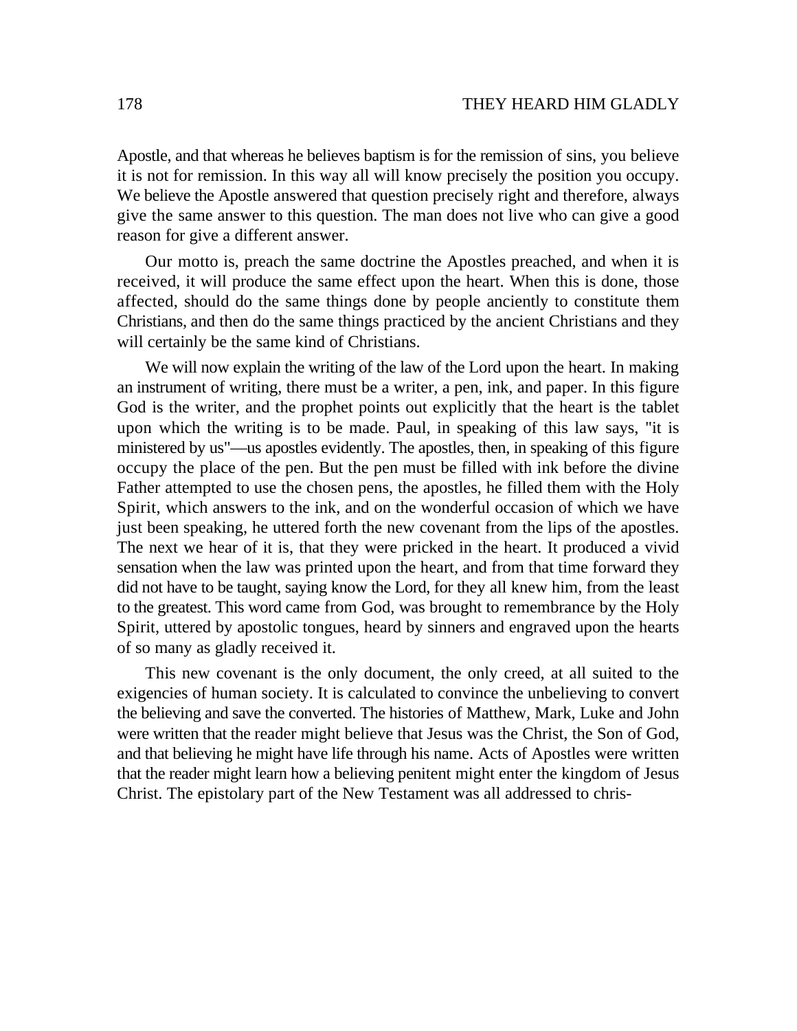Apostle, and that whereas he believes baptism is for the remission of sins, you believe it is not for remission. In this way all will know precisely the position you occupy. We believe the Apostle answered that question precisely right and therefore, always give the same answer to this question. The man does not live who can give a good reason for give a different answer.

Our motto is, preach the same doctrine the Apostles preached, and when it is received, it will produce the same effect upon the heart. When this is done, those affected, should do the same things done by people anciently to constitute them Christians, and then do the same things practiced by the ancient Christians and they will certainly be the same kind of Christians.

We will now explain the writing of the law of the Lord upon the heart. In making an instrument of writing, there must be a writer, a pen, ink, and paper. In this figure God is the writer, and the prophet points out explicitly that the heart is the tablet upon which the writing is to be made. Paul, in speaking of this law says, "it is ministered by us"—us apostles evidently. The apostles, then, in speaking of this figure occupy the place of the pen. But the pen must be filled with ink before the divine Father attempted to use the chosen pens, the apostles, he filled them with the Holy Spirit, which answers to the ink, and on the wonderful occasion of which we have just been speaking, he uttered forth the new covenant from the lips of the apostles. The next we hear of it is, that they were pricked in the heart. It produced a vivid sensation when the law was printed upon the heart, and from that time forward they did not have to be taught, saying know the Lord, for they all knew him, from the least to the greatest. This word came from God, was brought to remembrance by the Holy Spirit, uttered by apostolic tongues, heard by sinners and engraved upon the hearts of so many as gladly received it.

This new covenant is the only document, the only creed, at all suited to the exigencies of human society. It is calculated to convince the unbelieving to convert the believing and save the converted. The histories of Matthew, Mark, Luke and John were written that the reader might believe that Jesus was the Christ, the Son of God, and that believing he might have life through his name. Acts of Apostles were written that the reader might learn how a believing penitent might enter the kingdom of Jesus Christ. The epistolary part of the New Testament was all addressed to chris-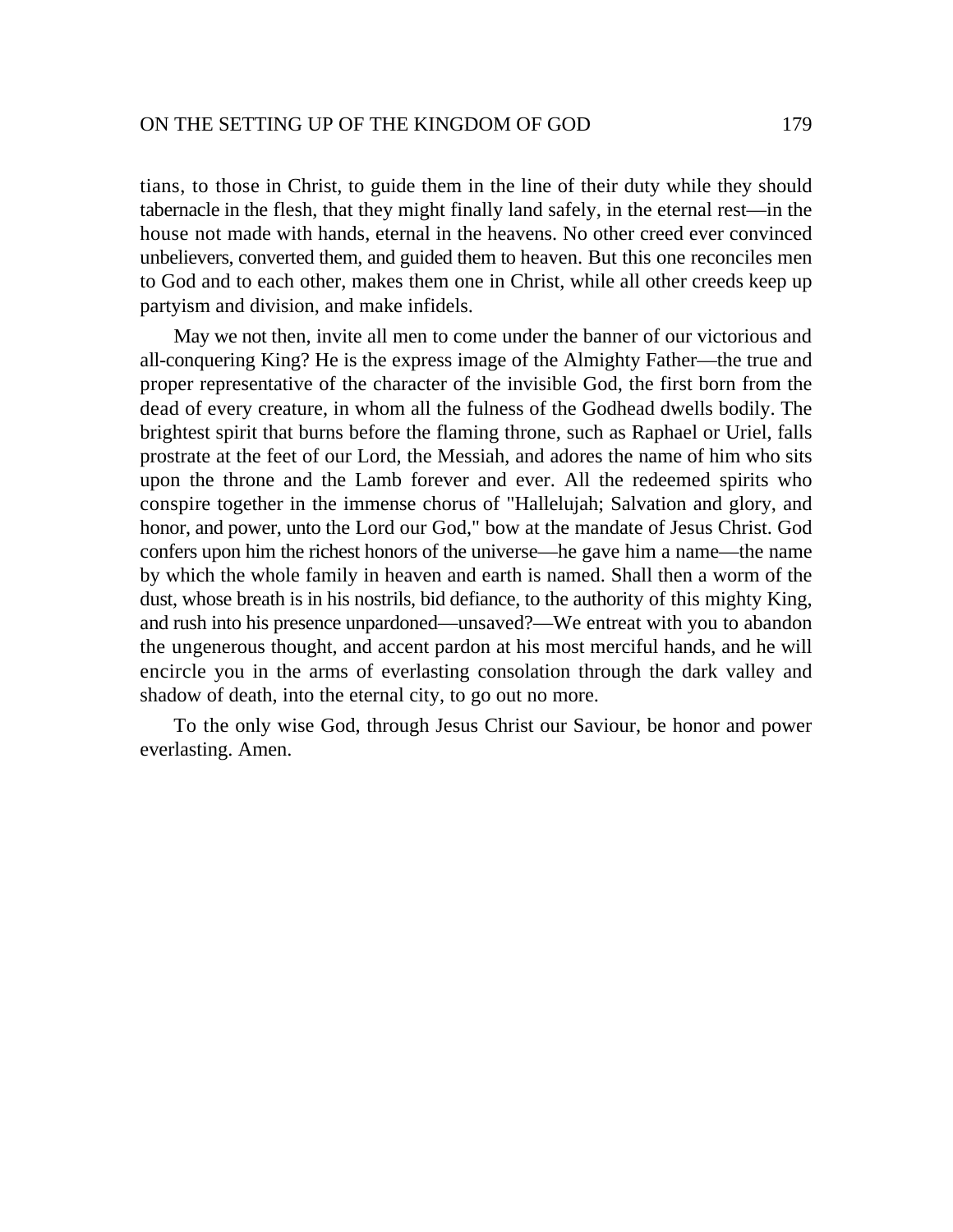tians, to those in Christ, to guide them in the line of their duty while they should tabernacle in the flesh, that they might finally land safely, in the eternal rest—in the house not made with hands, eternal in the heavens. No other creed ever convinced unbelievers, converted them, and guided them to heaven. But this one reconciles men to God and to each other, makes them one in Christ, while all other creeds keep up partyism and division, and make infidels.

May we not then, invite all men to come under the banner of our victorious and all-conquering King? He is the express image of the Almighty Father—the true and proper representative of the character of the invisible God, the first born from the dead of every creature, in whom all the fulness of the Godhead dwells bodily. The brightest spirit that burns before the flaming throne, such as Raphael or Uriel, falls prostrate at the feet of our Lord, the Messiah, and adores the name of him who sits upon the throne and the Lamb forever and ever. All the redeemed spirits who conspire together in the immense chorus of "Hallelujah; Salvation and glory, and honor, and power, unto the Lord our God," bow at the mandate of Jesus Christ. God confers upon him the richest honors of the universe—he gave him a name—the name by which the whole family in heaven and earth is named. Shall then a worm of the dust, whose breath is in his nostrils, bid defiance, to the authority of this mighty King, and rush into his presence unpardoned—unsaved?—We entreat with you to abandon the ungenerous thought, and accent pardon at his most merciful hands, and he will encircle you in the arms of everlasting consolation through the dark valley and shadow of death, into the eternal city, to go out no more.

To the only wise God, through Jesus Christ our Saviour, be honor and power everlasting. Amen.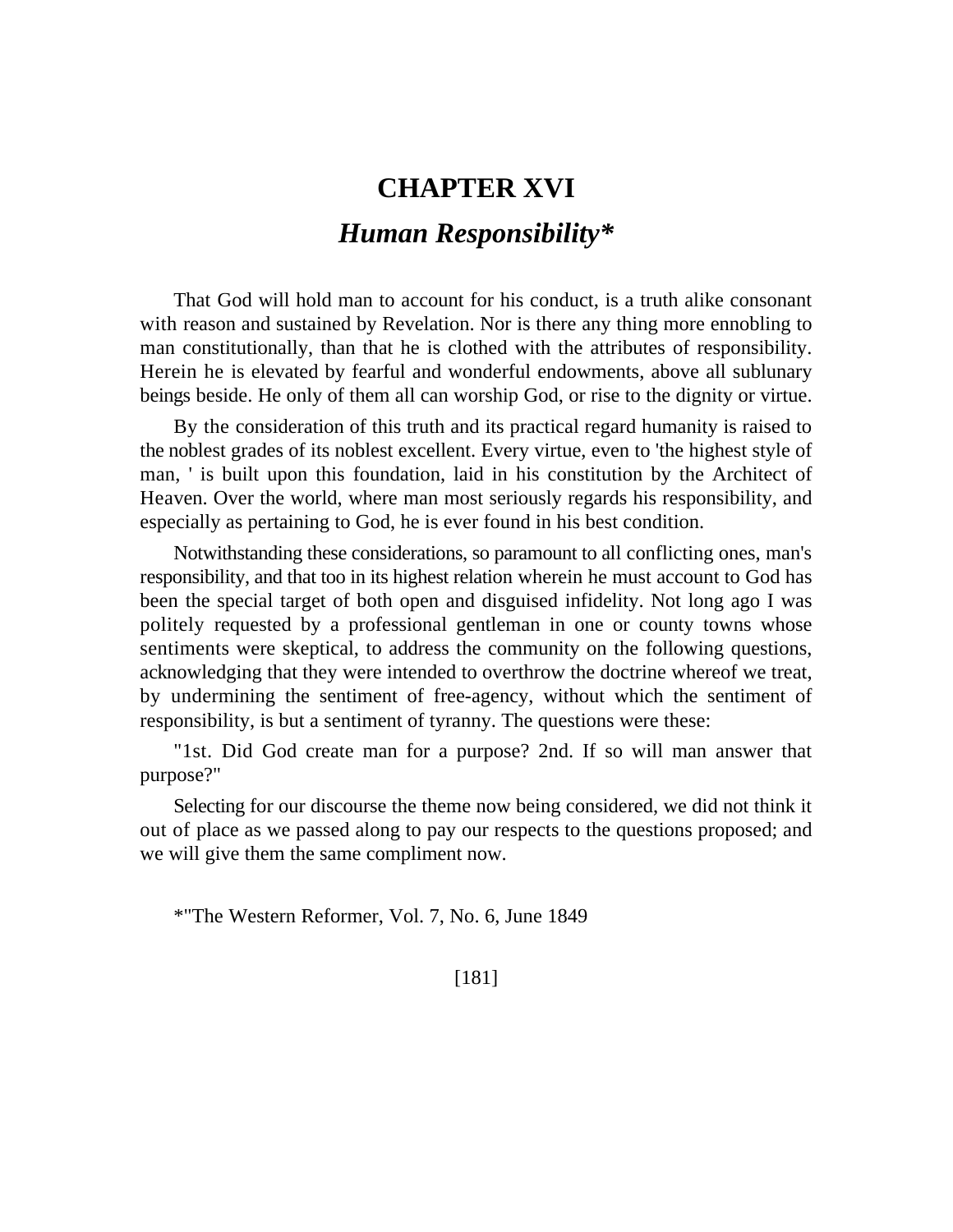# CHAPTER XVI

## *Human Responsibility**

That God will hold man to account for his conduct, is a truth alike consonant with reason and sustained by Revelation. Nor is there any thing more ennobling to man constitutionally, than that he is clothed with the attributes of responsibility. Herein he is elevated by fearful and wonderful endowments, above all sublunary beings beside. He only of them all can worship God, or rise to the dignity or virtue.

By the consideration of this truth and its practical regard humanity is raised to the noblest grades of its noblest excellent. Every virtue, even to 'the highest style of man, ' is built upon this foundation, laid in his constitution by the Architect of Heaven. Over the world, where man most seriously regards his responsibility, and especially as pertaining to God, he is ever found in his best condition.

Notwithstanding these considerations, so paramount to all conflicting ones, man's responsibility, and that too in its highest relation wherein he must account to God has been the special target of both open and disguised infidelity. Not long ago I was politely requested by a professional gentleman in one or county towns whose sentiments were skeptical, to address the community on the following questions, acknowledging that they were intended to overthrow the doctrine whereof we treat, by undermining the sentiment of free-agency, without which the sentiment of responsibility, is but a sentiment of tyranny. The questions were these:

"1st. Did God create man for a purpose? 2nd. If so will man answer that purpose?"

Selecting for our discourse the theme now being considered, we did not think it out of place as we passed along to pay our respects to the questions proposed; and we will give them the same compliment now.

*"The Western Reformer, Vol. 7, No. 6, June 1849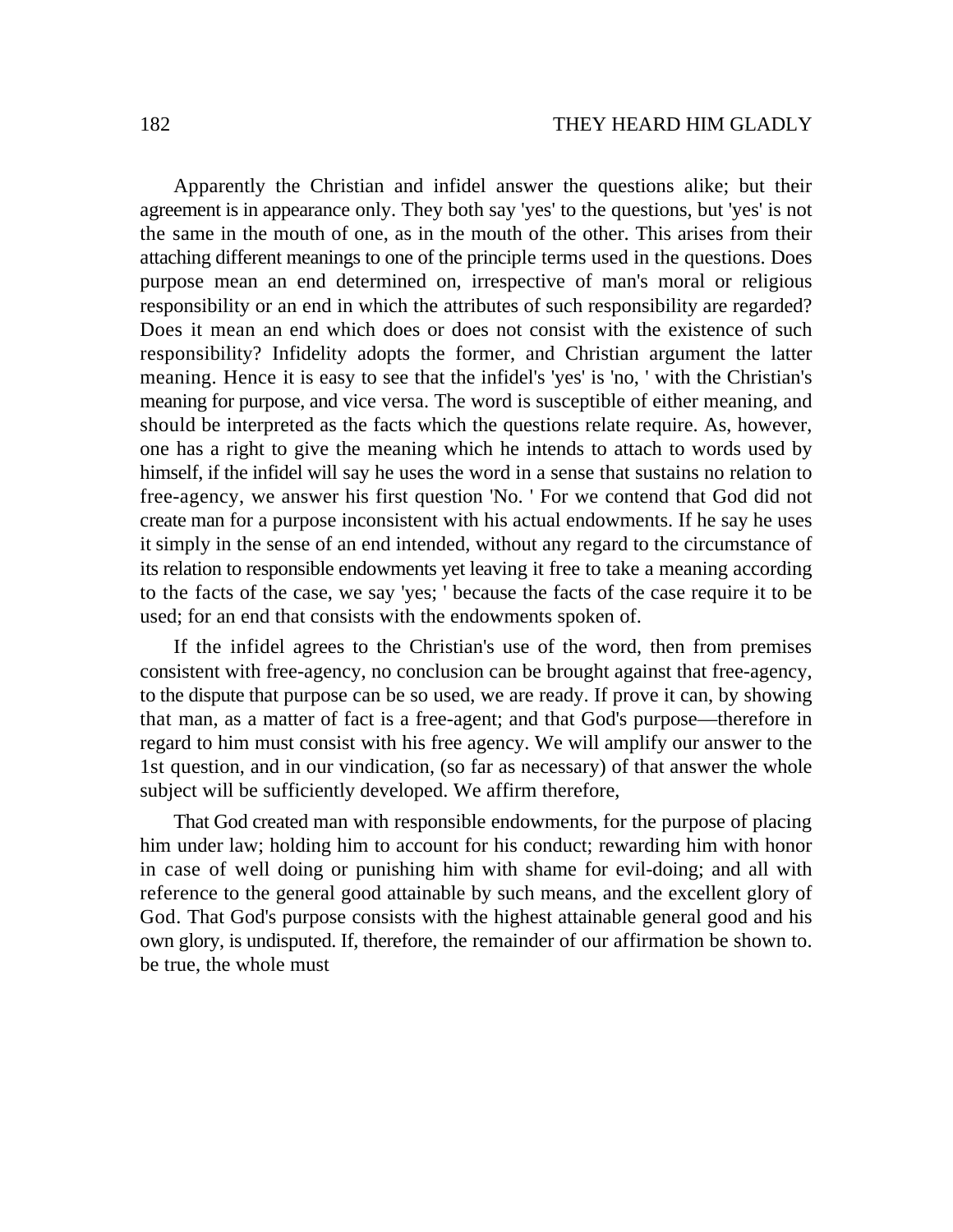Apparently the Christian and infidel answer the questions alike; but their agreement is in appearance only. They both say 'yes' to the questions, but 'yes' is not the same in the mouth of one, as in the mouth of the other. This arises from their attaching different meanings to one of the principle terms used in the questions. Does purpose mean an end determined on, irrespective of man's moral or religious responsibility or an end in which the attributes of such responsibility are regarded? Does it mean an end which does or does not consist with the existence of such responsibility? Infidelity adopts the former, and Christian argument the latter meaning. Hence it is easy to see that the infidel's 'yes' is 'no, ' with the Christian's meaning for purpose, and vice versa. The word is susceptible of either meaning, and should be interpreted as the facts which the questions relate require. As, however, one has a right to give the meaning which he intends to attach to words used by himself, if the infidel will say he uses the word in a sense that sustains no relation to free-agency, we answer his first question 'No. ' For we contend that God did not create man for a purpose inconsistent with his actual endowments. If he say he uses it simply in the sense of an end intended, without any regard to the circumstance of its relation to responsible endowments yet leaving it free to take a meaning according to the facts of the case, we say 'yes; ' because the facts of the case require it to be used; for an end that consists with the endowments spoken of.

If the infidel agrees to the Christian's use of the word, then from premises consistent with free-agency, no conclusion can be brought against that free-agency, to the dispute that purpose can be so used, we are ready. If prove it can, by showing that man, as a matter of fact is a free-agent; and that God's purpose—therefore in regard to him must consist with his free agency. We will amplify our answer to the 1st question, and in our vindication, (so far as necessary) of that answer the whole subject will be sufficiently developed. We affirm therefore,

That God created man with responsible endowments, for the purpose of placing him under law; holding him to account for his conduct; rewarding him with honor in case of well doing or punishing him with shame for evil-doing; and all with reference to the general good attainable by such means, and the excellent glory of God. That God's purpose consists with the highest attainable general good and his own glory, is undisputed. If, therefore, the remainder of our affirmation be shown to. be true, the whole must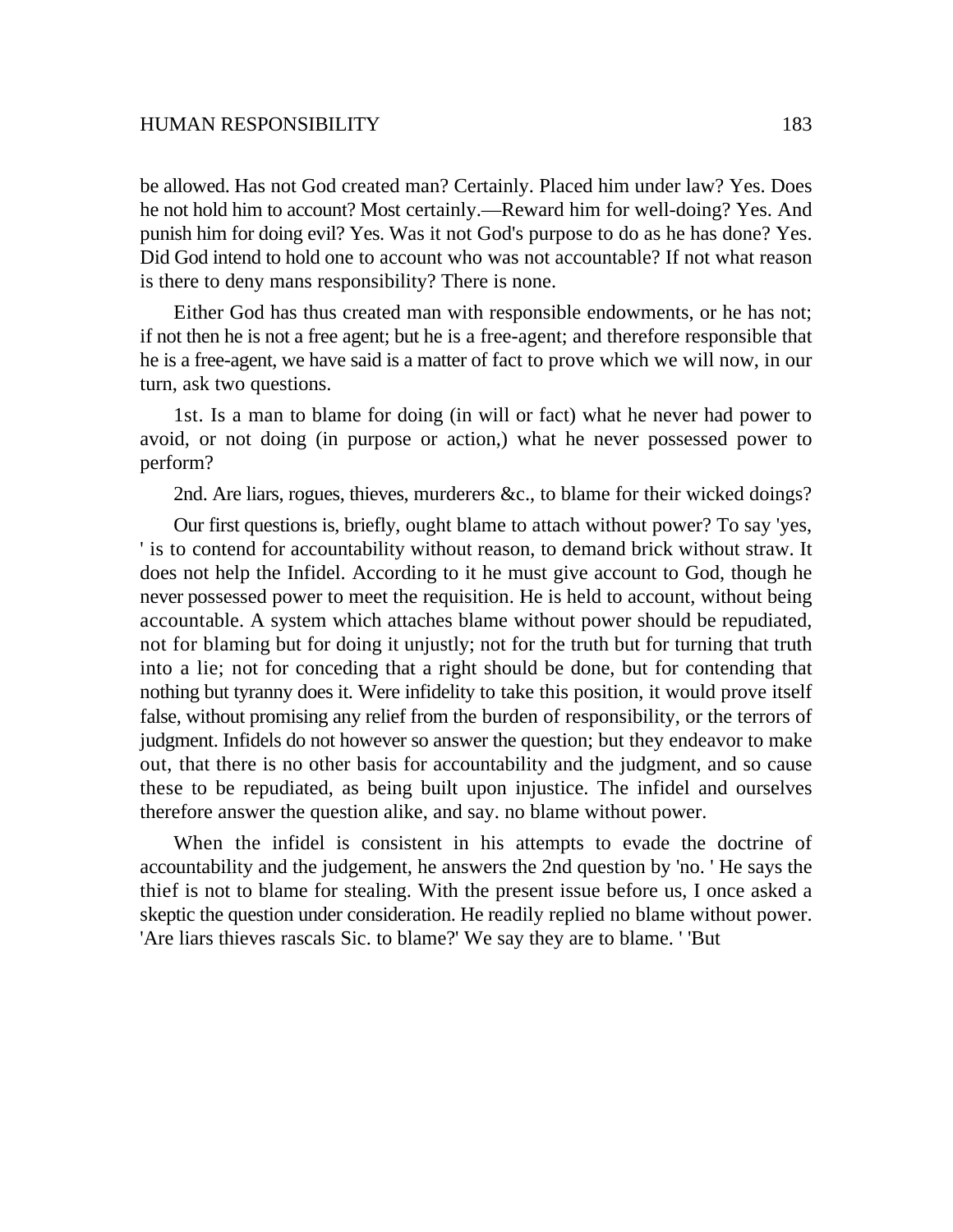be allowed. Has not God created man? Certainly. Placed him under law? Yes. Does he not hold him to account? Most certainly.—Reward him for well-doing? Yes. And punish him for doing evil? Yes. Was it not God's purpose to do as he has done? Yes. Did God intend to hold one to account who was not accountable? If not what reason is there to deny mans responsibility? There is none.

Either God has thus created man with responsible endowments, or he has not; if not then he is not a free agent; but he is a free-agent; and therefore responsible that he is a free-agent, we have said is a matter of fact to prove which we will now, in our turn, ask two questions.

1st. Is a man to blame for doing (in will or fact) what he never had power to avoid, or not doing (in purpose or action,) what he never possessed power to perform?

2nd. Are liars, rogues, thieves, murderers &c., to blame for their wicked doings?

Our first questions is, briefly, ought blame to attach without power? To say 'yes, ' is to contend for accountability without reason, to demand brick without straw. It does not help the Infidel. According to it he must give account to God, though he never possessed power to meet the requisition. He is held to account, without being accountable. A system which attaches blame without power should be repudiated, not for blaming but for doing it unjustly; not for the truth but for turning that truth into a lie; not for conceding that a right should be done, but for contending that nothing but tyranny does it. Were infidelity to take this position, it would prove itself false, without promising any relief from the burden of responsibility, or the terrors of judgment. Infidels do not however so answer the question; but they endeavor to make out, that there is no other basis for accountability and the judgment, and so cause these to be repudiated, as being built upon injustice. The infidel and ourselves therefore answer the question alike, and say. no blame without power.

When the infidel is consistent in his attempts to evade the doctrine of accountability and the judgement, he answers the 2nd question by 'no. ' He says the thief is not to blame for stealing. With the present issue before us, I once asked a skeptic the question under consideration. He readily replied no blame without power. 'Are liars thieves rascals Sic. to blame?' We say they are to blame. ' 'But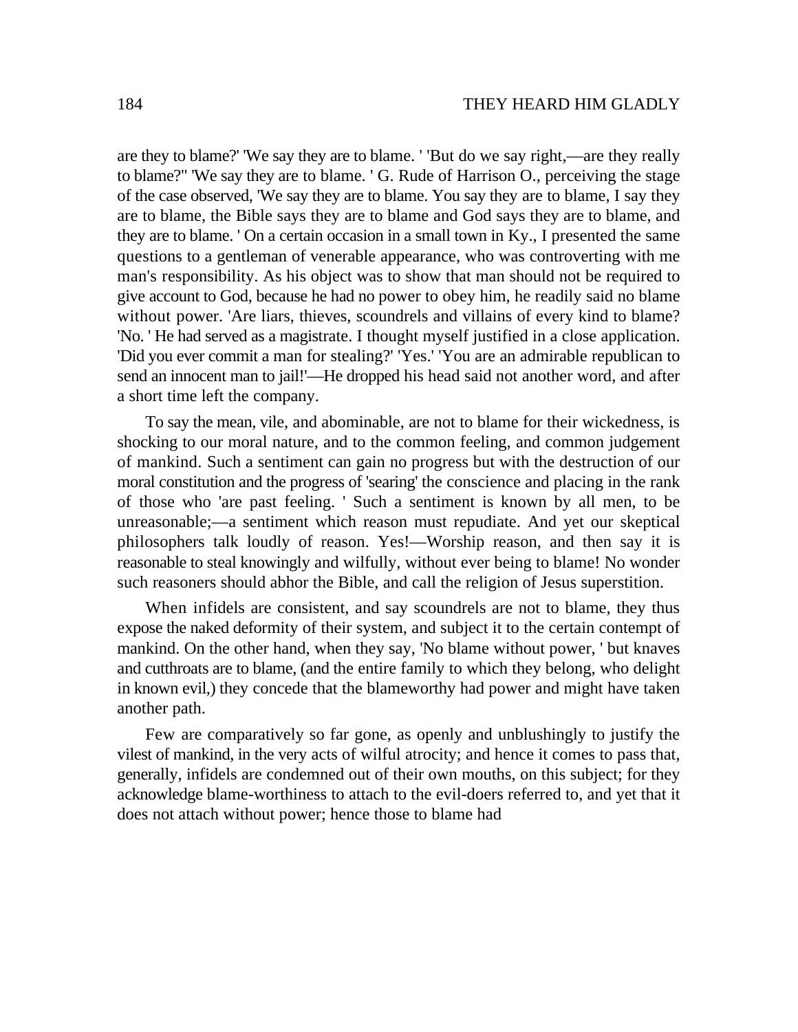are they to blame?' 'We say they are to blame. ' 'But do we say right,—are they really to blame?'' 'We say they are to blame. ' G. Rude of Harrison O., perceiving the stage of the case observed, 'We say they are to blame. You say they are to blame, I say they are to blame, the Bible says they are to blame and God says they are to blame, and they are to blame. ' On a certain occasion in a small town in Ky., I presented the same questions to a gentleman of venerable appearance, who was controverting with me man's responsibility. As his object was to show that man should not be required to give account to God, because he had no power to obey him, he readily said no blame without power. 'Are liars, thieves, scoundrels and villains of every kind to blame? 'No. ' He had served as a magistrate. I thought myself justified in a close application. 'Did you ever commit a man for stealing?' 'Yes.' 'You are an admirable republican to send an innocent man to jail!'—He dropped his head said not another word, and after a short time left the company.

To say the mean, vile, and abominable, are not to blame for their wickedness, is shocking to our moral nature, and to the common feeling, and common judgement of mankind. Such a sentiment can gain no progress but with the destruction of our moral constitution and the progress of 'searing' the conscience and placing in the rank of those who 'are past feeling. ' Such a sentiment is known by all men, to be unreasonable;—a sentiment which reason must repudiate. And yet our skeptical philosophers talk loudly of reason. Yes!—Worship reason, and then say it is reasonable to steal knowingly and wilfully, without ever being to blame! No wonder such reasoners should abhor the Bible, and call the religion of Jesus superstition.

When infidels are consistent, and say scoundrels are not to blame, they thus expose the naked deformity of their system, and subject it to the certain contempt of mankind. On the other hand, when they say, 'No blame without power, ' but knaves and cutthroats are to blame, (and the entire family to which they belong, who delight in known evil,) they concede that the blameworthy had power and might have taken another path.

Few are comparatively so far gone, as openly and unblushingly to justify the vilest of mankind, in the very acts of wilful atrocity; and hence it comes to pass that, generally, infidels are condemned out of their own mouths, on this subject; for they acknowledge blame-worthiness to attach to the evil-doers referred to, and yet that it does not attach without power; hence those to blame had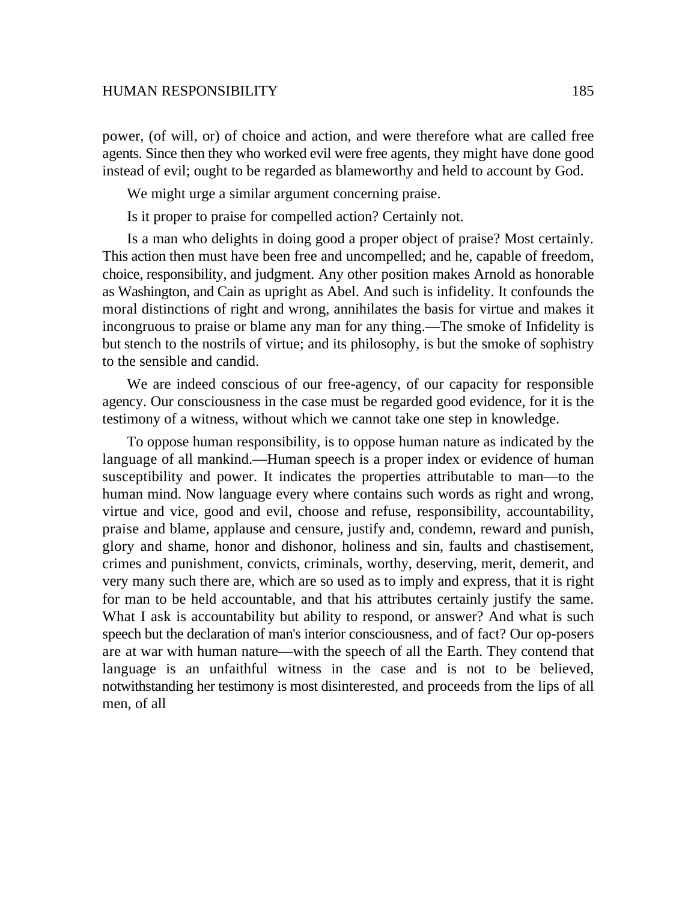power, (of will, or) of choice and action, and were therefore what are called free agents. Since then they who worked evil were free agents, they might have done good instead of evil; ought to be regarded as blameworthy and held to account by God.

We might urge a similar argument concerning praise.

Is it proper to praise for compelled action? Certainly not.

Is a man who delights in doing good a proper object of praise? Most certainly. This action then must have been free and uncompelled; and he, capable of freedom, choice, responsibility, and judgment. Any other position makes Arnold as honorable as Washington, and Cain as upright as Abel. And such is infidelity. It confounds the moral distinctions of right and wrong, annihilates the basis for virtue and makes it incongruous to praise or blame any man for any thing.—The smoke of Infidelity is but stench to the nostrils of virtue; and its philosophy, is but the smoke of sophistry to the sensible and candid.

We are indeed conscious of our free-agency, of our capacity for responsible agency. Our consciousness in the case must be regarded good evidence, for it is the testimony of a witness, without which we cannot take one step in knowledge.

To oppose human responsibility, is to oppose human nature as indicated by the language of all mankind.—Human speech is a proper index or evidence of human susceptibility and power. It indicates the properties attributable to man—to the human mind. Now language every where contains such words as right and wrong, virtue and vice, good and evil, choose and refuse, responsibility, accountability, praise and blame, applause and censure, justify and, condemn, reward and punish, glory and shame, honor and dishonor, holiness and sin, faults and chastisement, crimes and punishment, convicts, criminals, worthy, deserving, merit, demerit, and very many such there are, which are so used as to imply and express, that it is right for man to be held accountable, and that his attributes certainly justify the same. What I ask is accountability but ability to respond, or answer? And what is such speech but the declaration of man's interior consciousness, and of fact? Our op-posers are at war with human nature—with the speech of all the Earth. They contend that language is an unfaithful witness in the case and is not to be believed, notwithstanding her testimony is most disinterested, and proceeds from the lips of all men, of all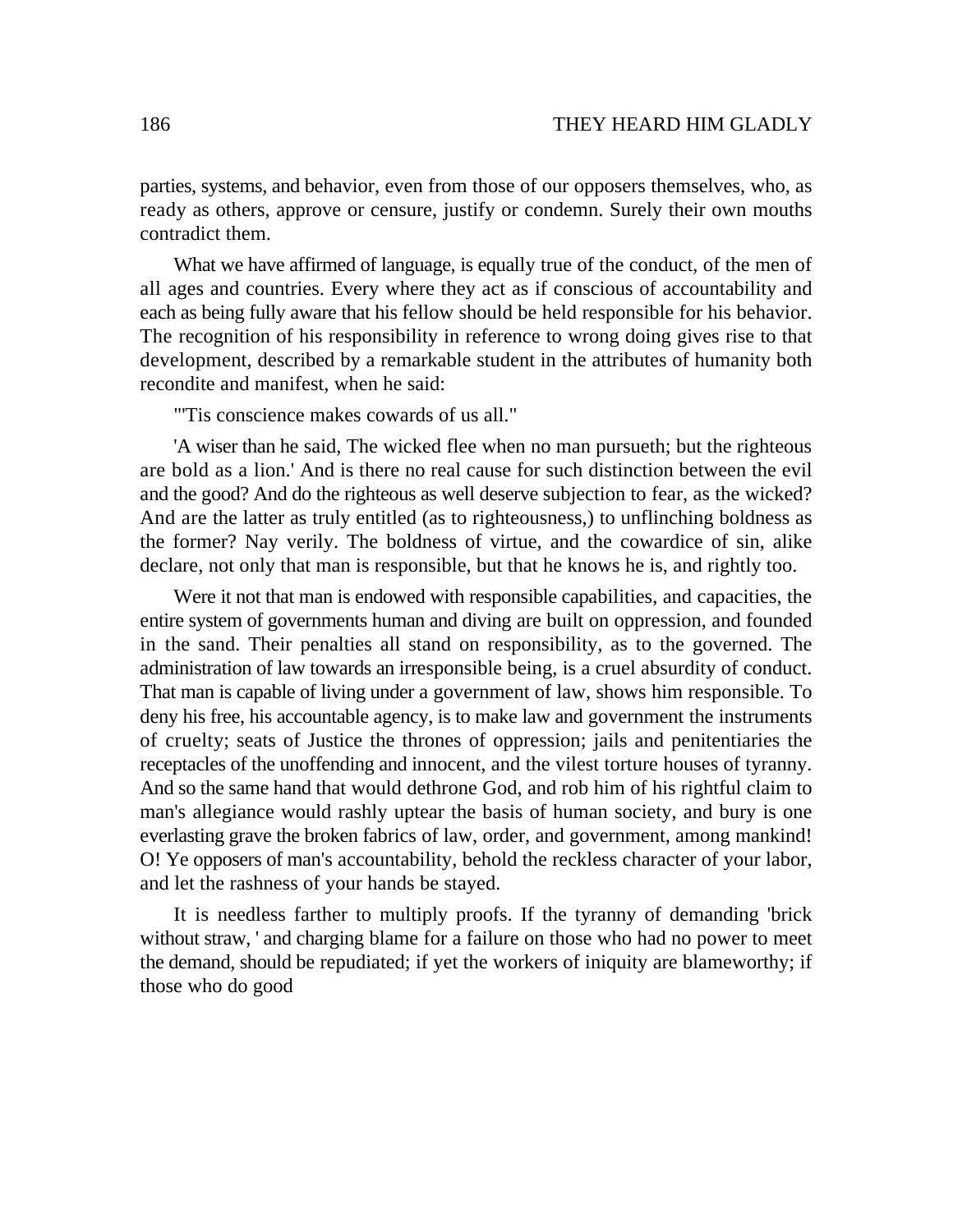parties, systems, and behavior, even from those of our opposers themselves, who, as ready as others, approve or censure, justify or condemn. Surely their own mouths contradict them.

What we have affirmed of language, is equally true of the conduct, of the men of all ages and countries. Every where they act as if conscious of accountability and each as being fully aware that his fellow should be held responsible for his behavior. The recognition of his responsibility in reference to wrong doing gives rise to that development, described by a remarkable student in the attributes of humanity both recondite and manifest, when he said:

"'Tis conscience makes cowards of us all."

'A wiser than he said, The wicked flee when no man pursueth; but the righteous are bold as a lion.' And is there no real cause for such distinction between the evil and the good? And do the righteous as well deserve subjection to fear, as the wicked? And are the latter as truly entitled (as to righteousness,) to unflinching boldness as the former? Nay verily. The boldness of virtue, and the cowardice of sin, alike declare, not only that man is responsible, but that he knows he is, and rightly too.

Were it not that man is endowed with responsible capabilities, and capacities, the entire system of governments human and diving are built on oppression, and founded in the sand. Their penalties all stand on responsibility, as to the governed. The administration of law towards an irresponsible being, is a cruel absurdity of conduct. That man is capable of living under a government of law, shows him responsible. To deny his free, his accountable agency, is to make law and government the instruments of cruelty; seats of Justice the thrones of oppression; jails and penitentiaries the receptacles of the unoffending and innocent, and the vilest torture houses of tyranny. And so the same hand that would dethrone God, and rob him of his rightful claim to man's allegiance would rashly uptear the basis of human society, and bury is one everlasting grave the broken fabrics of law, order, and government, among mankind! O! Ye opposers of man's accountability, behold the reckless character of your labor, and let the rashness of your hands be stayed.

It is needless farther to multiply proofs. If the tyranny of demanding 'brick without straw, ' and charging blame for a failure on those who had no power to meet the demand, should be repudiated; if yet the workers of iniquity are blameworthy; if those who do good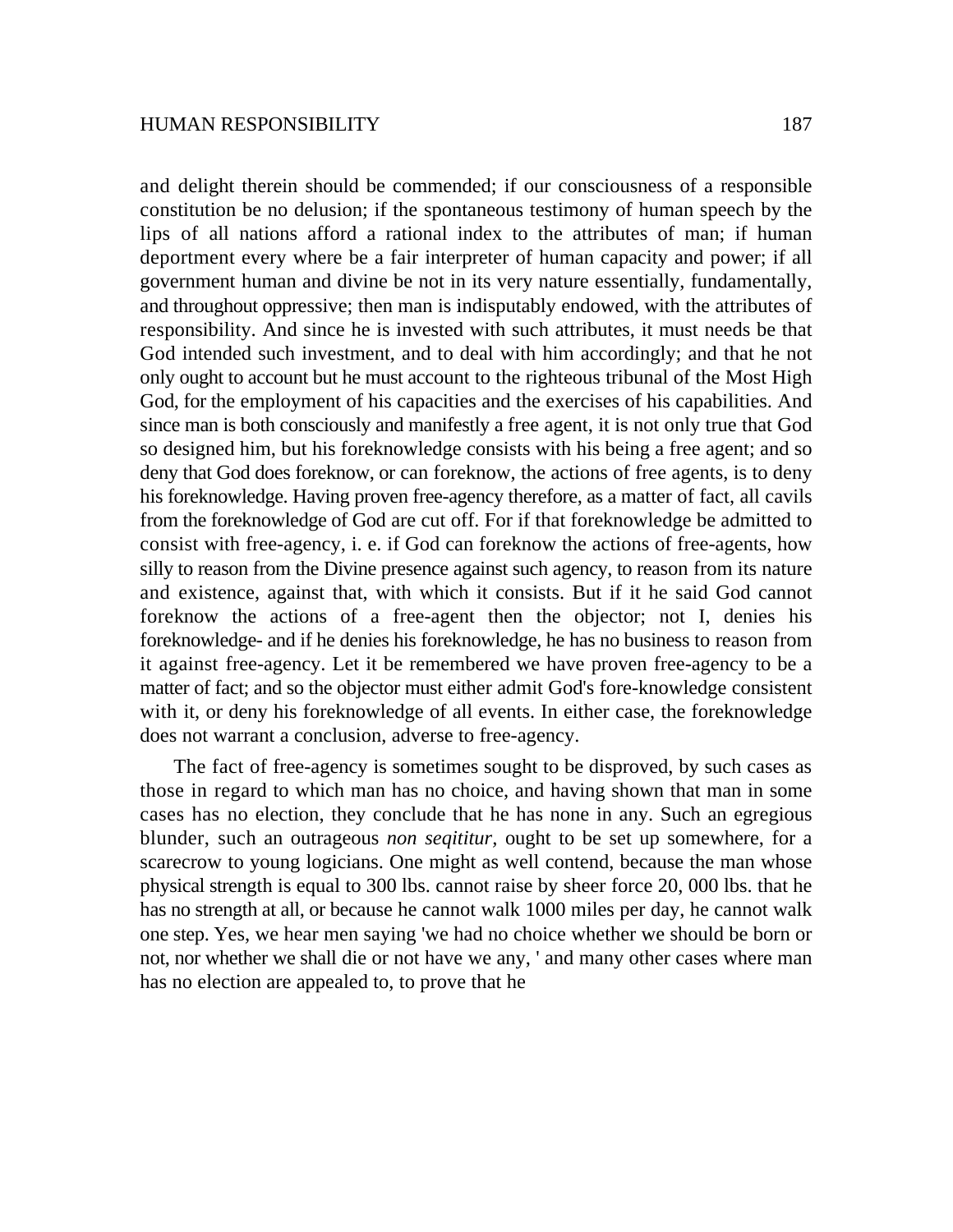and delight therein should be commended; if our consciousness of a responsible constitution be no delusion; if the spontaneous testimony of human speech by the lips of all nations afford a rational index to the attributes of man; if human deportment every where be a fair interpreter of human capacity and power; if all government human and divine be not in its very nature essentially, fundamentally, and throughout oppressive; then man is indisputably endowed, with the attributes of responsibility. And since he is invested with such attributes, it must needs be that God intended such investment, and to deal with him accordingly; and that he not only ought to account but he must account to the righteous tribunal of the Most High God, for the employment of his capacities and the exercises of his capabilities. And since man is both consciously and manifestly a free agent, it is not only true that God so designed him, but his foreknowledge consists with his being a free agent; and so deny that God does foreknow, or can foreknow, the actions of free agents, is to deny his foreknowledge. Having proven free-agency therefore, as a matter of fact, all cavils from the foreknowledge of God are cut off. For if that foreknowledge be admitted to consist with free-agency, i. e. if God can foreknow the actions of free-agents, how silly to reason from the Divine presence against such agency, to reason from its nature and existence, against that, with which it consists. But if it he said God cannot foreknow the actions of a free-agent then the objector; not I, denies his foreknowledge- and if he denies his foreknowledge, he has no business to reason from it against free-agency. Let it be remembered we have proven free-agency to be a matter of fact; and so the objector must either admit God's fore-knowledge consistent with it, or deny his foreknowledge of all events. In either case, the foreknowledge does not warrant a conclusion, adverse to free-agency.

The fact of free-agency is sometimes sought to be disproved, by such cases as those in regard to which man has no choice, and having shown that man in some cases has no election, they conclude that he has none in any. Such an egregious blunder, such an outrageous *non seqititur,* ought to be set up somewhere, for a scarecrow to young logicians. One might as well contend, because the man whose physical strength is equal to 300 lbs. cannot raise by sheer force 20, 000 lbs. that he has no strength at all, or because he cannot walk 1000 miles per day, he cannot walk one step. Yes, we hear men saying 'we had no choice whether we should be born or not, nor whether we shall die or not have we any, ' and many other cases where man has no election are appealed to, to prove that he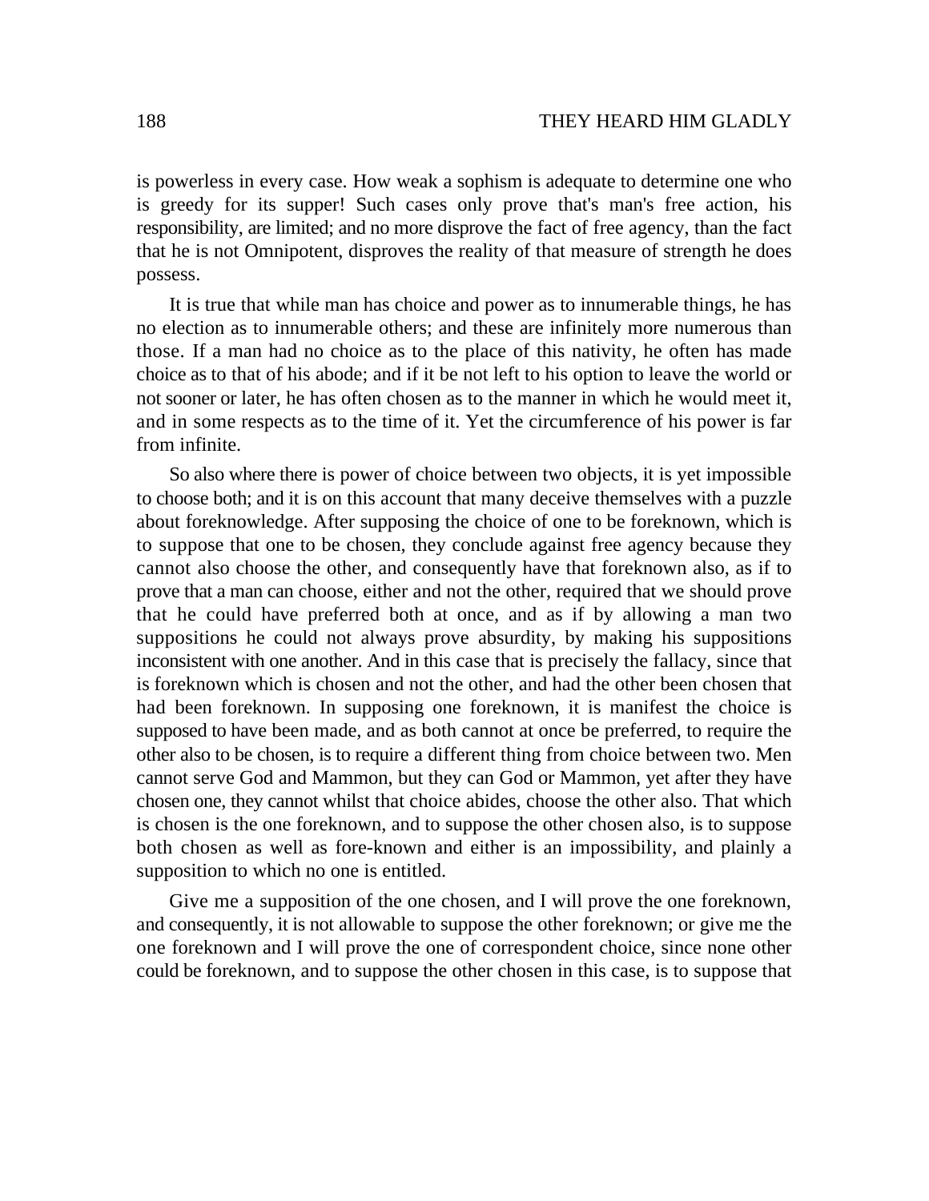is powerless in every case. How weak a sophism is adequate to determine one who is greedy for its supper! Such cases only prove that's man's free action, his responsibility, are limited; and no more disprove the fact of free agency, than the fact that he is not Omnipotent, disproves the reality of that measure of strength he does possess.

It is true that while man has choice and power as to innumerable things, he has no election as to innumerable others; and these are infinitely more numerous than those. If a man had no choice as to the place of this nativity, he often has made choice as to that of his abode; and if it be not left to his option to leave the world or not sooner or later, he has often chosen as to the manner in which he would meet it, and in some respects as to the time of it. Yet the circumference of his power is far from infinite.

So also where there is power of choice between two objects, it is yet impossible to choose both; and it is on this account that many deceive themselves with a puzzle about foreknowledge. After supposing the choice of one to be foreknown, which is to suppose that one to be chosen, they conclude against free agency because they cannot also choose the other, and consequently have that foreknown also, as if to prove that a man can choose, either and not the other, required that we should prove that he could have preferred both at once, and as if by allowing a man two suppositions he could not always prove absurdity, by making his suppositions inconsistent with one another. And in this case that is precisely the fallacy, since that is foreknown which is chosen and not the other, and had the other been chosen that had been foreknown. In supposing one foreknown, it is manifest the choice is supposed to have been made, and as both cannot at once be preferred, to require the other also to be chosen, is to require a different thing from choice between two. Men cannot serve God and Mammon, but they can God or Mammon, yet after they have chosen one, they cannot whilst that choice abides, choose the other also. That which is chosen is the one foreknown, and to suppose the other chosen also, is to suppose both chosen as well as fore-known and either is an impossibility, and plainly a supposition to which no one is entitled.

Give me a supposition of the one chosen, and I will prove the one foreknown, and consequently, it is not allowable to suppose the other foreknown; or give me the one foreknown and I will prove the one of correspondent choice, since none other could be foreknown, and to suppose the other chosen in this case, is to suppose that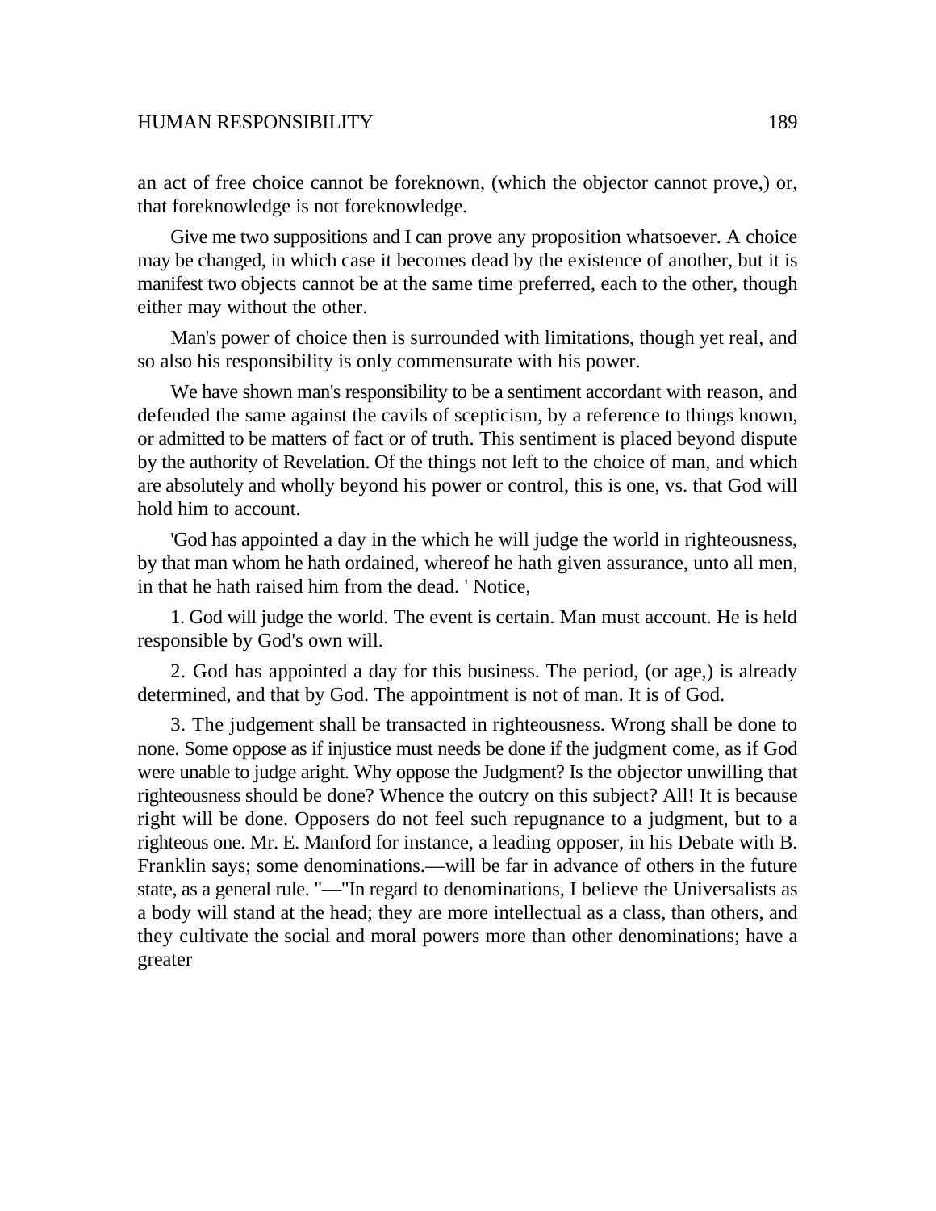an act of free choice cannot be foreknown, (which the objector cannot prove,) or, that foreknowledge is not foreknowledge.

Give me two suppositions and I can prove any proposition whatsoever. A choice may be changed, in which case it becomes dead by the existence of another, but it is manifest two objects cannot be at the same time preferred, each to the other, though either may without the other.

Man's power of choice then is surrounded with limitations, though yet real, and so also his responsibility is only commensurate with his power.

We have shown man's responsibility to be a sentiment accordant with reason, and defended the same against the cavils of scepticism, by a reference to things known, or admitted to be matters of fact or of truth. This sentiment is placed beyond dispute by the authority of Revelation. Of the things not left to the choice of man, and which are absolutely and wholly beyond his power or control, this is one, vs. that God will hold him to account.

'God has appointed a day in the which he will judge the world in righteousness, by that man whom he hath ordained, whereof he hath given assurance, unto all men, in that he hath raised him from the dead. ' Notice,

1. God will judge the world. The event is certain. Man must account. He is held responsible by God's own will.

2. God has appointed a day for this business. The period, (or age,) is already determined, and that by God. The appointment is not of man. It is of God.

3. The judgement shall be transacted in righteousness. Wrong shall be done to none. Some oppose as if injustice must needs be done if the judgment come, as if God were unable to judge aright. Why oppose the Judgment? Is the objector unwilling that righteousness should be done? Whence the outcry on this subject? All! It is because right will be done. Opposers do not feel such repugnance to a judgment, but to a righteous one. Mr. E. Manford for instance, a leading opposer, in his Debate with B. Franklin says; some denominations.—will be far in advance of others in the future state, as a general rule. "—"In regard to denominations, I believe the Universalists as a body will stand at the head; they are more intellectual as a class, than others, and they cultivate the social and moral powers more than other denominations; have a greater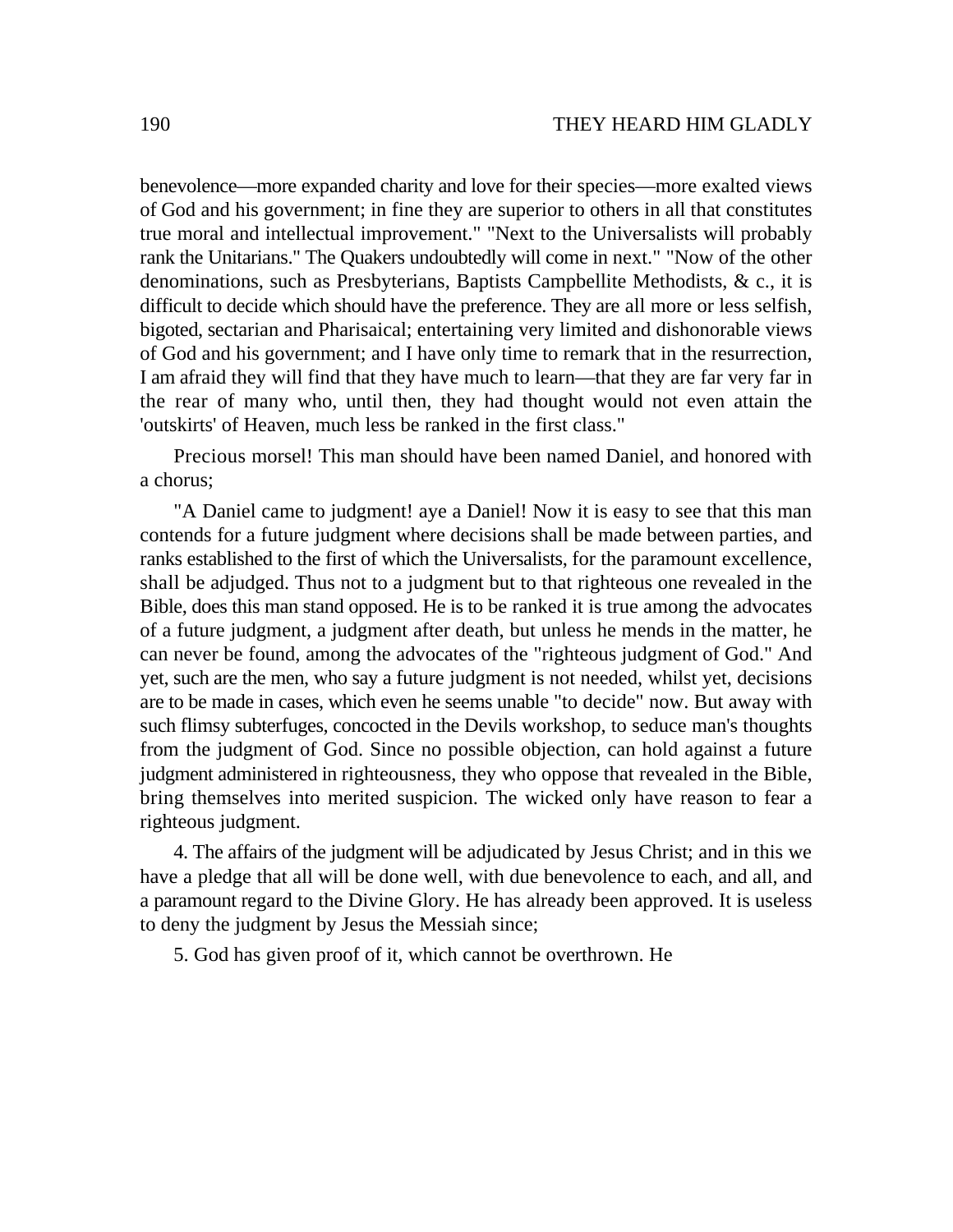benevolence—more expanded charity and love for their species—more exalted views of God and his government; in fine they are superior to others in all that constitutes true moral and intellectual improvement." "Next to the Universalists will probably rank the Unitarians." The Quakers undoubtedly will come in next." "Now of the other denominations, such as Presbyterians, Baptists Campbellite Methodists, & c., it is difficult to decide which should have the preference. They are all more or less selfish, bigoted, sectarian and Pharisaical; entertaining very limited and dishonorable views of God and his government; and I have only time to remark that in the resurrection, I am afraid they will find that they have much to learn—that they are far very far in the rear of many who, until then, they had thought would not even attain the 'outskirts' of Heaven, much less be ranked in the first class."

Precious morsel! This man should have been named Daniel, and honored with a chorus;

"A Daniel came to judgment! aye a Daniel! Now it is easy to see that this man contends for a future judgment where decisions shall be made between parties, and ranks established to the first of which the Universalists, for the paramount excellence, shall be adjudged. Thus not to a judgment but to that righteous one revealed in the Bible, does this man stand opposed. He is to be ranked it is true among the advocates of a future judgment, a judgment after death, but unless he mends in the matter, he can never be found, among the advocates of the "righteous judgment of God." And yet, such are the men, who say a future judgment is not needed, whilst yet, decisions are to be made in cases, which even he seems unable "to decide" now. But away with such flimsy subterfuges, concocted in the Devils workshop, to seduce man's thoughts from the judgment of God. Since no possible objection, can hold against a future judgment administered in righteousness, they who oppose that revealed in the Bible, bring themselves into merited suspicion. The wicked only have reason to fear a righteous judgment.

4. The affairs of the judgment will be adjudicated by Jesus Christ; and in this we have a pledge that all will be done well, with due benevolence to each, and all, and a paramount regard to the Divine Glory. He has already been approved. It is useless to deny the judgment by Jesus the Messiah since;

5. God has given proof of it, which cannot be overthrown. He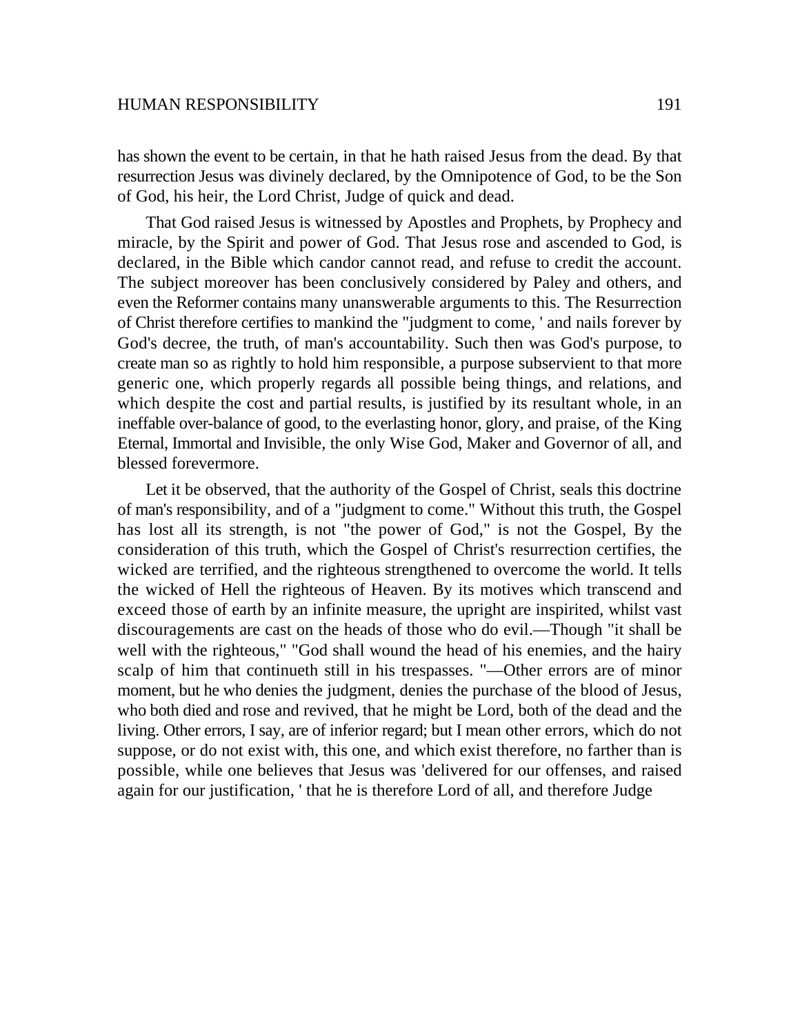has shown the event to be certain, in that he hath raised Jesus from the dead. By that resurrection Jesus was divinely declared, by the Omnipotence of God, to be the Son of God, his heir, the Lord Christ, Judge of quick and dead.

That God raised Jesus is witnessed by Apostles and Prophets, by Prophecy and miracle, by the Spirit and power of God. That Jesus rose and ascended to God, is declared, in the Bible which candor cannot read, and refuse to credit the account. The subject moreover has been conclusively considered by Paley and others, and even the Reformer contains many unanswerable arguments to this. The Resurrection of Christ therefore certifies to mankind the "judgment to come, ' and nails forever by God's decree, the truth, of man's accountability. Such then was God's purpose, to create man so as rightly to hold him responsible, a purpose subservient to that more generic one, which properly regards all possible being things, and relations, and which despite the cost and partial results, is justified by its resultant whole, in an ineffable over-balance of good, to the everlasting honor, glory, and praise, of the King Eternal, Immortal and Invisible, the only Wise God, Maker and Governor of all, and blessed forevermore.

Let it be observed, that the authority of the Gospel of Christ, seals this doctrine of man's responsibility, and of a "judgment to come." Without this truth, the Gospel has lost all its strength, is not "the power of God," is not the Gospel, By the consideration of this truth, which the Gospel of Christ's resurrection certifies, the wicked are terrified, and the righteous strengthened to overcome the world. It tells the wicked of Hell the righteous of Heaven. By its motives which transcend and exceed those of earth by an infinite measure, the upright are inspirited, whilst vast discouragements are cast on the heads of those who do evil.—Though "it shall be well with the righteous," "God shall wound the head of his enemies, and the hairy scalp of him that continueth still in his trespasses. "—Other errors are of minor moment, but he who denies the judgment, denies the purchase of the blood of Jesus, who both died and rose and revived, that he might be Lord, both of the dead and the living. Other errors, I say, are of inferior regard; but I mean other errors, which do not suppose, or do not exist with, this one, and which exist therefore, no farther than is possible, while one believes that Jesus was 'delivered for our offenses, and raised again for our justification, ' that he is therefore Lord of all, and therefore Judge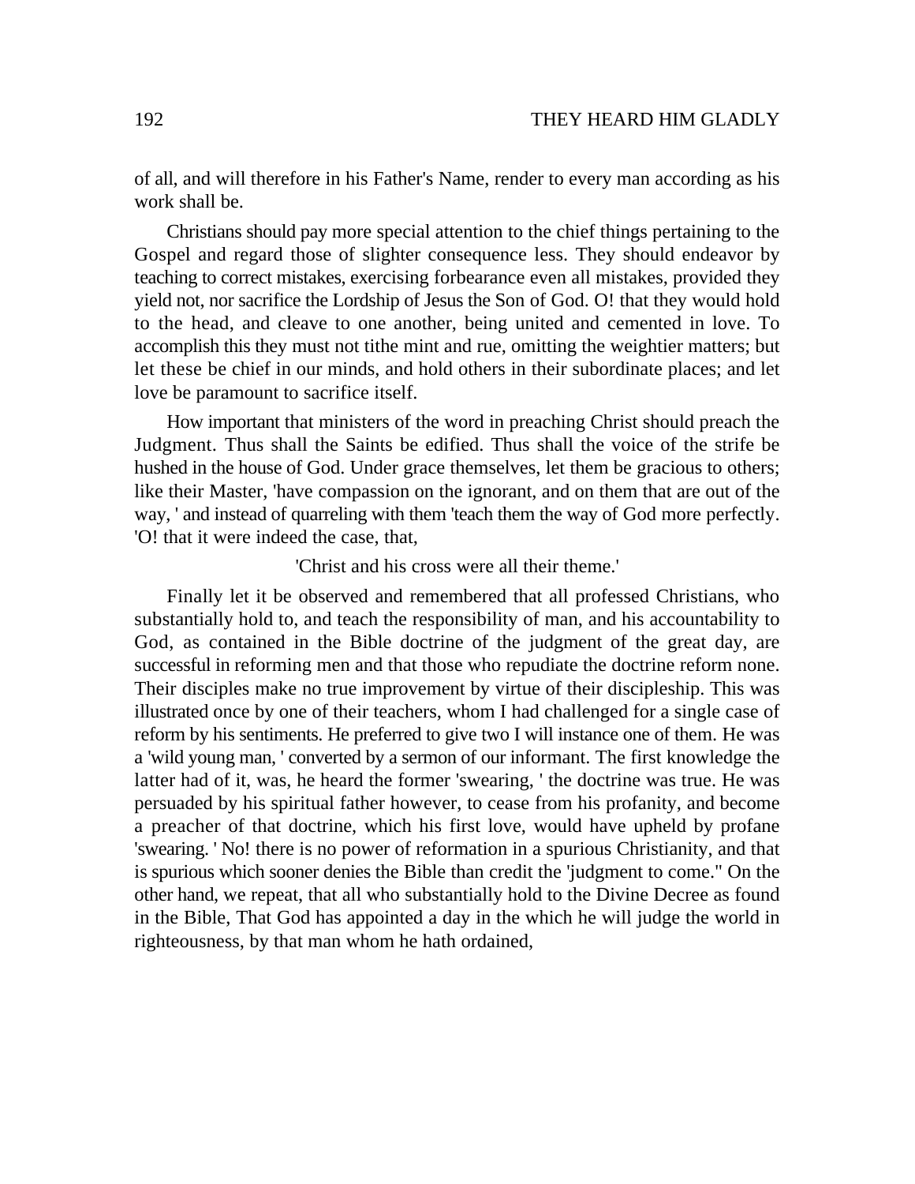of all, and will therefore in his Father's Name, render to every man according as his work shall be.

Christians should pay more special attention to the chief things pertaining to the Gospel and regard those of slighter consequence less. They should endeavor by teaching to correct mistakes, exercising forbearance even all mistakes, provided they yield not, nor sacrifice the Lordship of Jesus the Son of God. O! that they would hold to the head, and cleave to one another, being united and cemented in love. To accomplish this they must not tithe mint and rue, omitting the weightier matters; but let these be chief in our minds, and hold others in their subordinate places; and let love be paramount to sacrifice itself.

How important that ministers of the word in preaching Christ should preach the Judgment. Thus shall the Saints be edified. Thus shall the voice of the strife be hushed in the house of God. Under grace themselves, let them be gracious to others; like their Master, 'have compassion on the ignorant, and on them that are out of the way, ' and instead of quarreling with them 'teach them the way of God more perfectly. 'O! that it were indeed the case, that,

'Christ and his cross were all their theme.'

Finally let it be observed and remembered that all professed Christians, who substantially hold to, and teach the responsibility of man, and his accountability to God, as contained in the Bible doctrine of the judgment of the great day, are successful in reforming men and that those who repudiate the doctrine reform none. Their disciples make no true improvement by virtue of their discipleship. This was illustrated once by one of their teachers, whom I had challenged for a single case of reform by his sentiments. He preferred to give two I will instance one of them. He was a 'wild young man, ' converted by a sermon of our informant. The first knowledge the latter had of it, was, he heard the former 'swearing, ' the doctrine was true. He was persuaded by his spiritual father however, to cease from his profanity, and become a preacher of that doctrine, which his first love, would have upheld by profane 'swearing. ' No! there is no power of reformation in a spurious Christianity, and that is spurious which sooner denies the Bible than credit the 'judgment to come." On the other hand, we repeat, that all who substantially hold to the Divine Decree as found in the Bible, That God has appointed a day in the which he will judge the world in righteousness, by that man whom he hath ordained,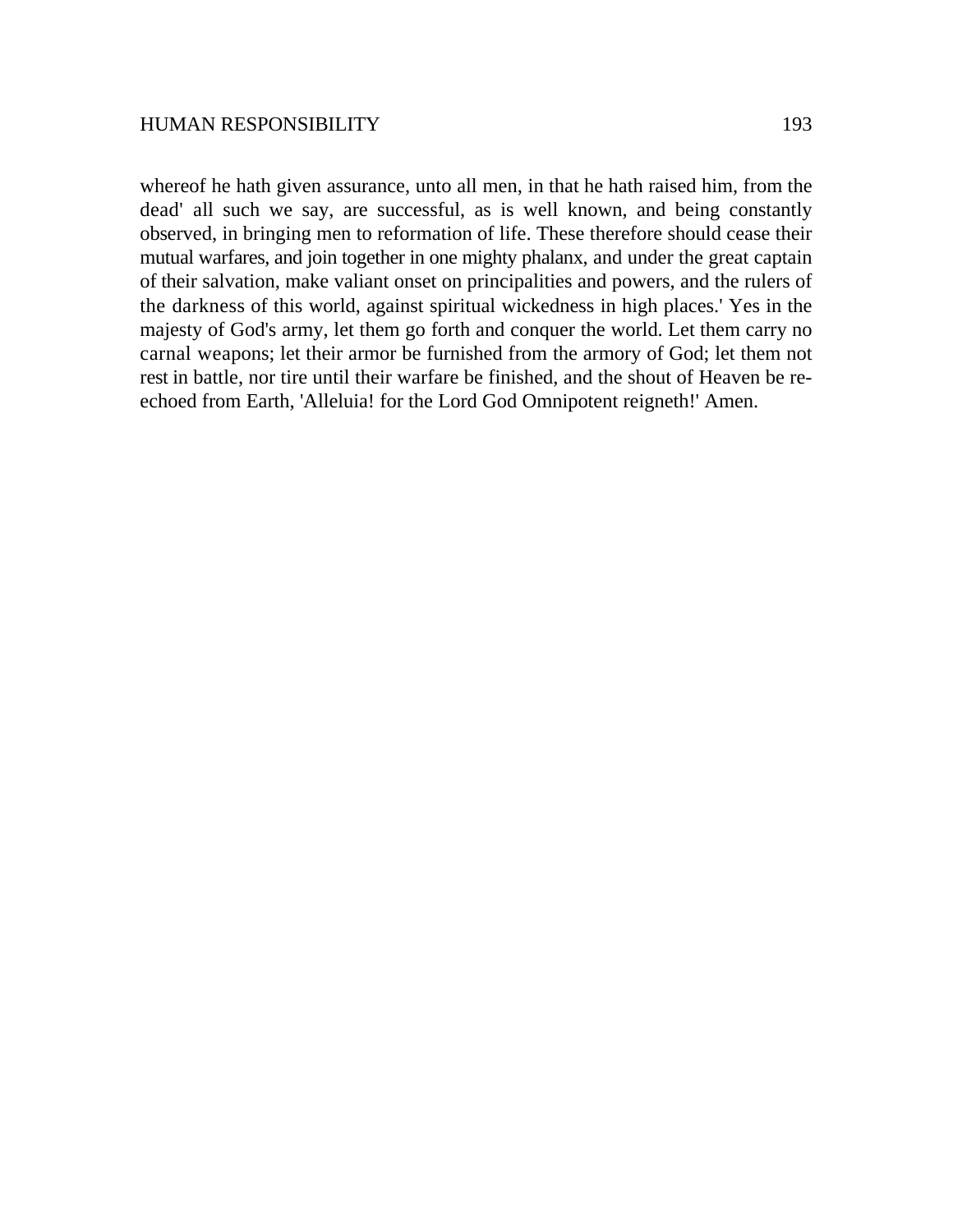whereof he hath given assurance, unto all men, in that he hath raised him, from the dead' all such we say, are successful, as is well known, and being constantly observed, in bringing men to reformation of life. These therefore should cease their mutual warfares, and join together in one mighty phalanx, and under the great captain of their salvation, make valiant onset on principalities and powers, and the rulers of the darkness of this world, against spiritual wickedness in high places.' Yes in the majesty of God's army, let them go forth and conquer the world. Let them carry no carnal weapons; let their armor be furnished from the armory of God; let them not rest in battle, nor tire until their warfare be finished, and the shout of Heaven be re-echoed from Earth, 'Alleluia! for the Lord God Omnipotent reigneth!' Amen.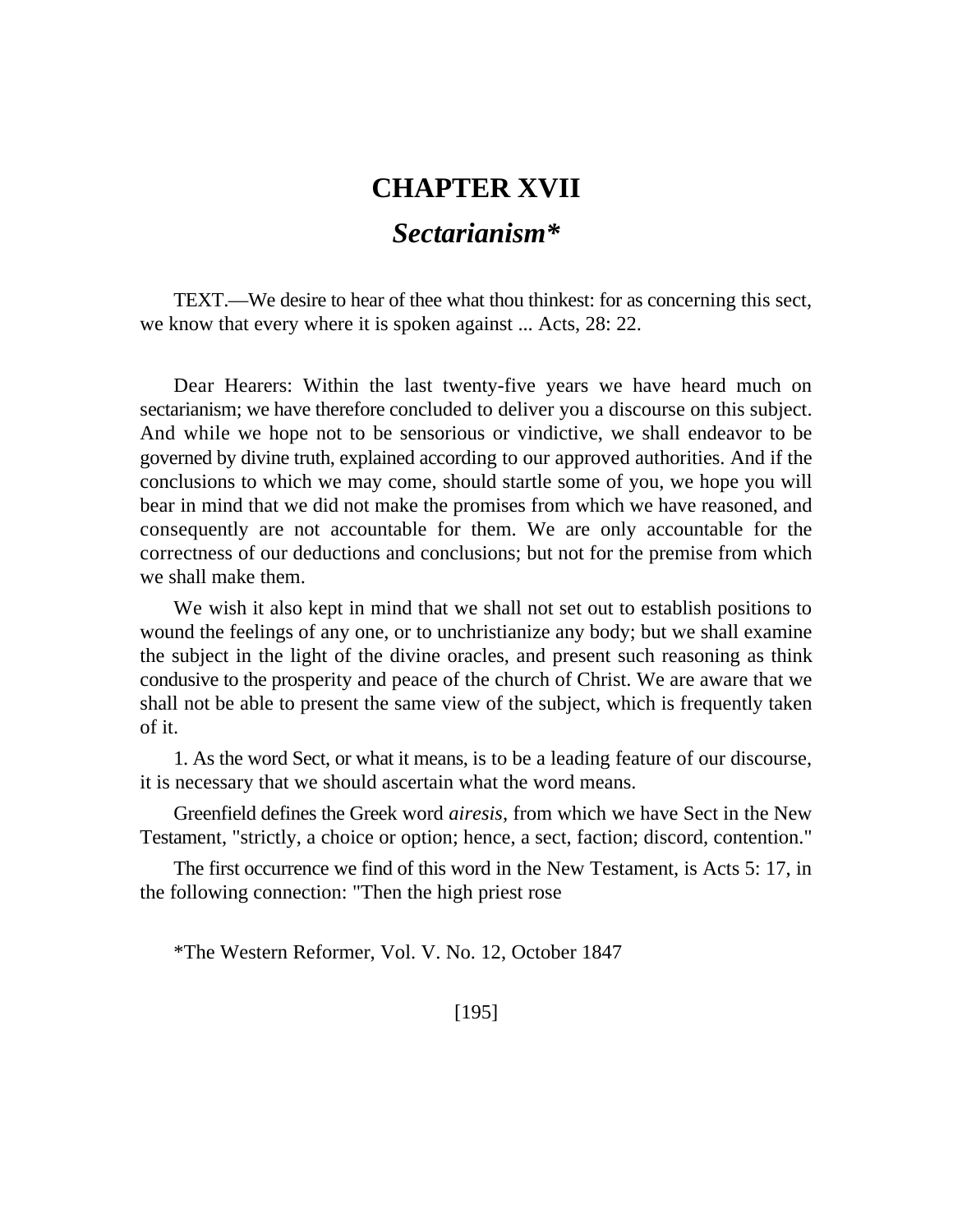# CHAPTER XVII

## *Sectarianism**

TEXT.—We desire to hear of thee what thou thinkest: for as concerning this sect, we know that every where it is spoken against ... Acts, 28: 22.

Dear Hearers: Within the last twenty-five years we have heard much on sectarianism; we have therefore concluded to deliver you a discourse on this subject. And while we hope not to be sensorious or vindictive, we shall endeavor to be governed by divine truth, explained according to our approved authorities. And if the conclusions to which we may come, should startle some of you, we hope you will bear in mind that we did not make the promises from which we have reasoned, and consequently are not accountable for them. We are only accountable for the correctness of our deductions and conclusions; but not for the premise from which we shall make them.

We wish it also kept in mind that we shall not set out to establish positions to wound the feelings of any one, or to unchristianize any body; but we shall examine the subject in the light of the divine oracles, and present such reasoning as think condusive to the prosperity and peace of the church of Christ. We are aware that we shall not be able to present the same view of the subject, which is frequently taken of it.

1. As the word Sect, or what it means, is to be a leading feature of our discourse, it is necessary that we should ascertain what the word means.

Greenfield defines the Greek word *airesis*, from which we have Sect in the New Testament, "strictly, a choice or option; hence, a sect, faction; discord, contention."

The first occurrence we find of this word in the New Testament, is Acts 5: 17, in the following connection: "Then the high priest rose

*The Western Reformer, Vol. V. No. 12, October 1847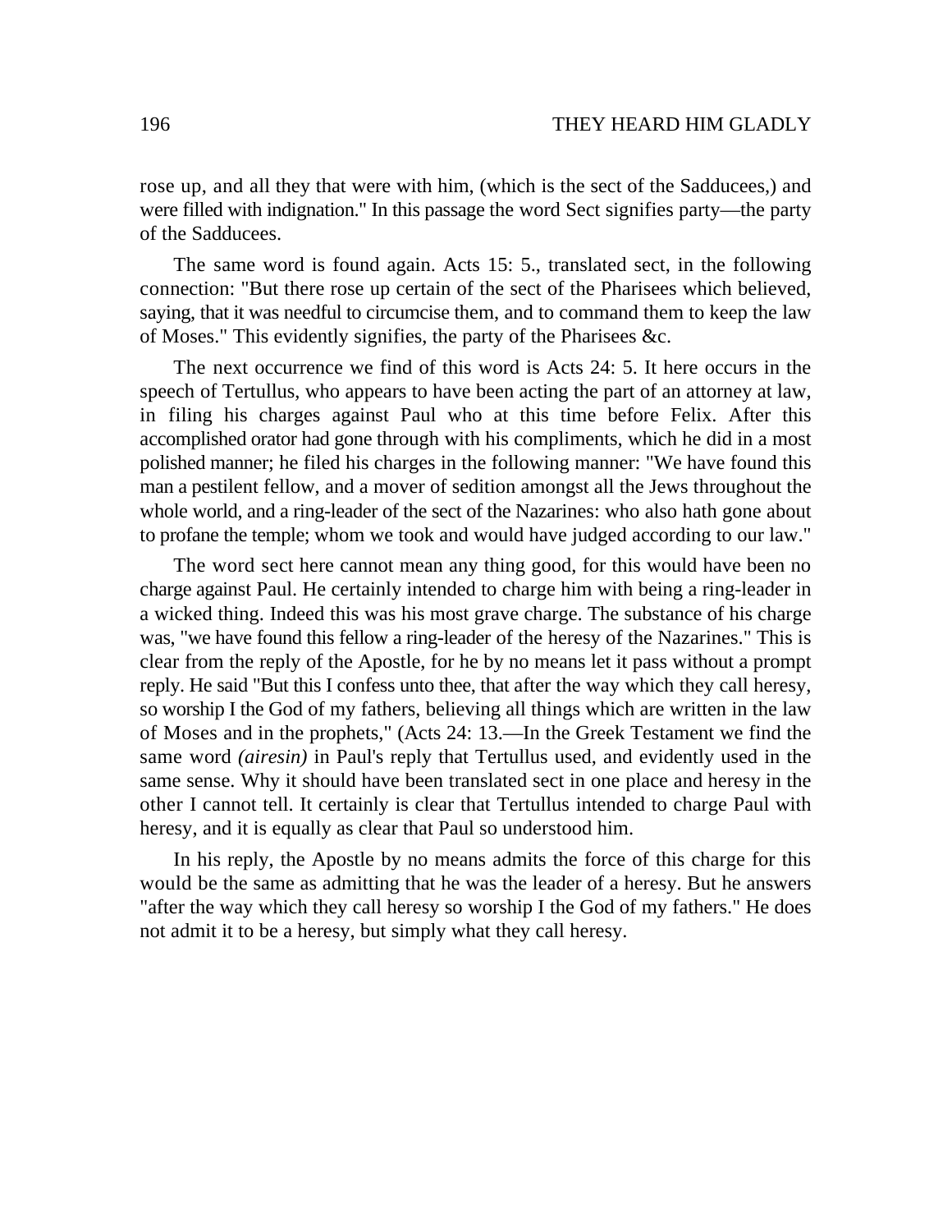rose up, and all they that were with him, (which is the sect of the Sadducees,) and were filled with indignation." In this passage the word Sect signifies party—the party of the Sadducees.

The same word is found again. Acts 15: 5., translated sect, in the following connection: "But there rose up certain of the sect of the Pharisees which believed, saying, that it was needful to circumcise them, and to command them to keep the law of Moses." This evidently signifies, the party of the Pharisees &c.

The next occurrence we find of this word is Acts 24: 5. It here occurs in the speech of Tertullus, who appears to have been acting the part of an attorney at law, in filing his charges against Paul who at this time before Felix. After this accomplished orator had gone through with his compliments, which he did in a most polished manner; he filed his charges in the following manner: "We have found this man a pestilent fellow, and a mover of sedition amongst all the Jews throughout the whole world, and a ring-leader of the sect of the Nazarines: who also hath gone about to profane the temple; whom we took and would have judged according to our law."

The word sect here cannot mean any thing good, for this would have been no charge against Paul. He certainly intended to charge him with being a ring-leader in a wicked thing. Indeed this was his most grave charge. The substance of his charge was, "we have found this fellow a ring-leader of the heresy of the Nazarines." This is clear from the reply of the Apostle, for he by no means let it pass without a prompt reply. He said "But this I confess unto thee, that after the way which they call heresy, so worship I the God of my fathers, believing all things which are written in the law of Moses and in the prophets," (Acts 24: 13.—In the Greek Testament we find the same word *(airesin)* in Paul's reply that Tertullus used, and evidently used in the same sense. Why it should have been translated sect in one place and heresy in the other I cannot tell. It certainly is clear that Tertullus intended to charge Paul with heresy, and it is equally as clear that Paul so understood him.

In his reply, the Apostle by no means admits the force of this charge for this would be the same as admitting that he was the leader of a heresy. But he answers "after the way which they call heresy so worship I the God of my fathers." He does not admit it to be a heresy, but simply what they call heresy.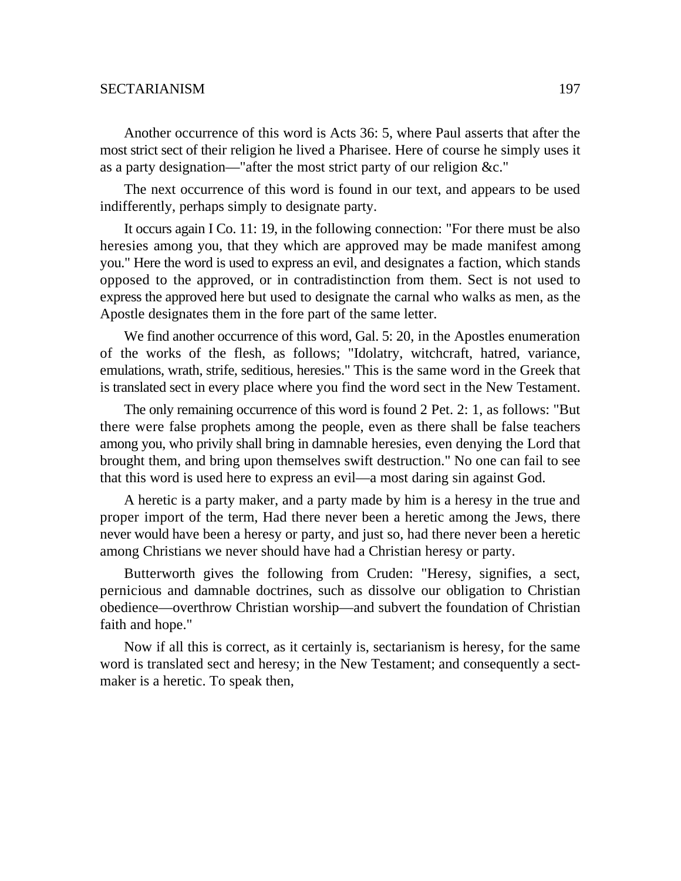Another occurrence of this word is Acts 36: 5, where Paul asserts that after the most strict sect of their religion he lived a Pharisee. Here of course he simply uses it as a party designation—"after the most strict party of our religion &c."

The next occurrence of this word is found in our text, and appears to be used indifferently, perhaps simply to designate party.

It occurs again I Co. 11: 19, in the following connection: "For there must be also heresies among you, that they which are approved may be made manifest among you." Here the word is used to express an evil, and designates a faction, which stands opposed to the approved, or in contradistinction from them. Sect is not used to express the approved here but used to designate the carnal who walks as men, as the Apostle designates them in the fore part of the same letter.

We find another occurrence of this word, Gal. 5: 20, in the Apostles enumeration of the works of the flesh, as follows; "Idolatry, witchcraft, hatred, variance, emulations, wrath, strife, seditious, heresies." This is the same word in the Greek that is translated sect in every place where you find the word sect in the New Testament.

The only remaining occurrence of this word is found 2 Pet. 2: 1, as follows: "But there were false prophets among the people, even as there shall be false teachers among you, who privily shall bring in damnable heresies, even denying the Lord that brought them, and bring upon themselves swift destruction." No one can fail to see that this word is used here to express an evil—a most daring sin against God.

A heretic is a party maker, and a party made by him is a heresy in the true and proper import of the term, Had there never been a heretic among the Jews, there never would have been a heresy or party, and just so, had there never been a heretic among Christians we never should have had a Christian heresy or party.

Butterworth gives the following from Cruden: "Heresy, signifies, a sect, pernicious and damnable doctrines, such as dissolve our obligation to Christian obedience—overthrow Christian worship—and subvert the foundation of Christian faith and hope."

Now if all this is correct, as it certainly is, sectarianism is heresy, for the same word is translated sect and heresy; in the New Testament; and consequently a sect-maker is a heretic. To speak then,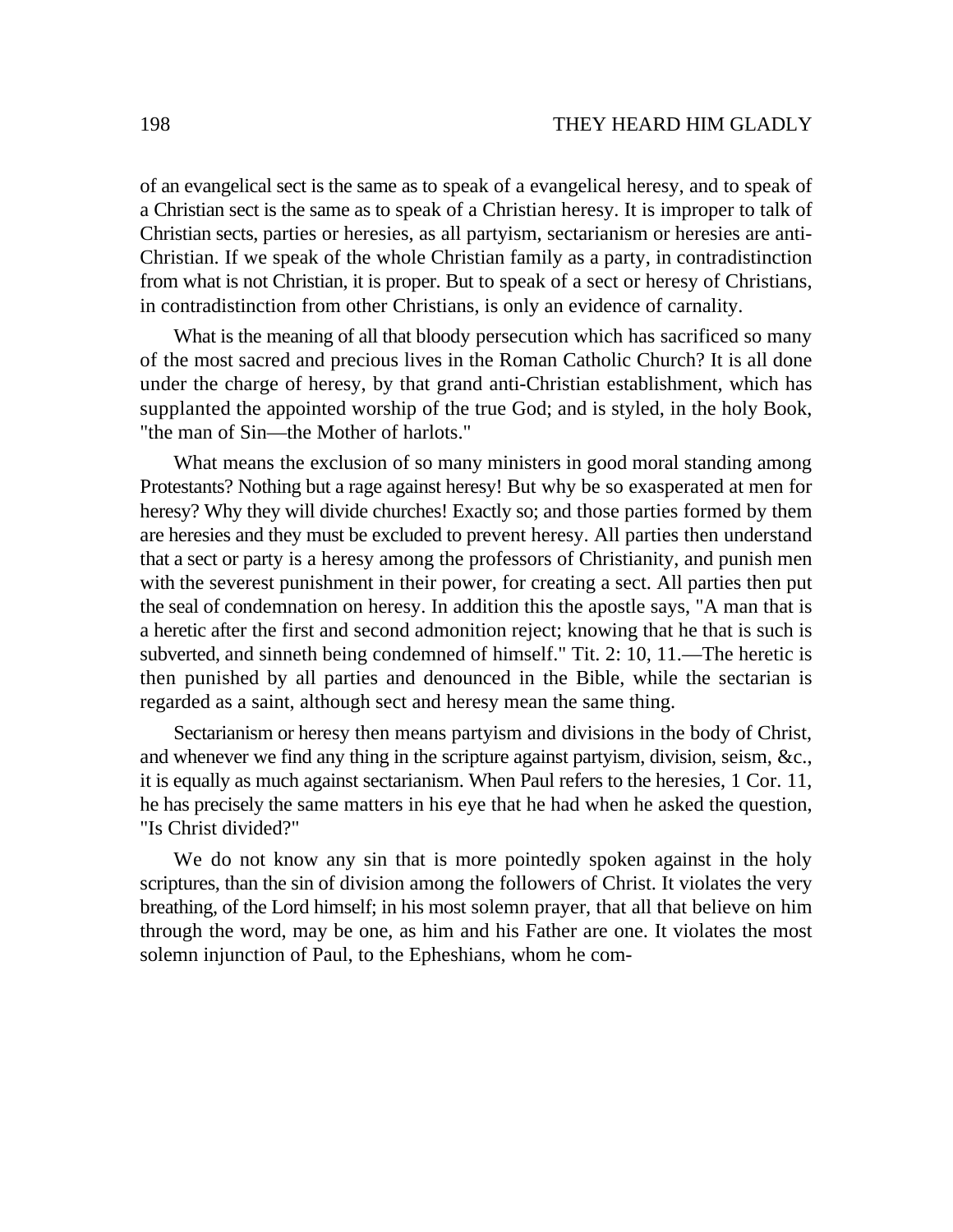of an evangelical sect is the same as to speak of a evangelical heresy, and to speak of a Christian sect is the same as to speak of a Christian heresy. It is improper to talk of Christian sects, parties or heresies, as all partyism, sectarianism or heresies are anti-Christian. If we speak of the whole Christian family as a party, in contradistinction from what is not Christian, it is proper. But to speak of a sect or heresy of Christians, in contradistinction from other Christians, is only an evidence of carnality.

What is the meaning of all that bloody persecution which has sacrificed so many of the most sacred and precious lives in the Roman Catholic Church? It is all done under the charge of heresy, by that grand anti-Christian establishment, which has supplanted the appointed worship of the true God; and is styled, in the holy Book, "the man of Sin—the Mother of harlots."

What means the exclusion of so many ministers in good moral standing among Protestants? Nothing but a rage against heresy! But why be so exasperated at men for heresy? Why they will divide churches! Exactly so; and those parties formed by them are heresies and they must be excluded to prevent heresy. All parties then understand that a sect or party is a heresy among the professors of Christianity, and punish men with the severest punishment in their power, for creating a sect. All parties then put the seal of condemnation on heresy. In addition this the apostle says, "A man that is a heretic after the first and second admonition reject; knowing that he that is such is subverted, and sinneth being condemned of himself." Tit. 2: 10, 11.—The heretic is then punished by all parties and denounced in the Bible, while the sectarian is regarded as a saint, although sect and heresy mean the same thing.

Sectarianism or heresy then means partyism and divisions in the body of Christ, and whenever we find any thing in the scripture against partyism, division, seism, &c., it is equally as much against sectarianism. When Paul refers to the heresies, 1 Cor. 11, he has precisely the same matters in his eye that he had when he asked the question, "Is Christ divided?"

We do not know any sin that is more pointedly spoken against in the holy scriptures, than the sin of division among the followers of Christ. It violates the very breathing, of the Lord himself; in his most solemn prayer, that all that believe on him through the word, may be one, as him and his Father are one. It violates the most solemn injunction of Paul, to the Epheshians, whom he com-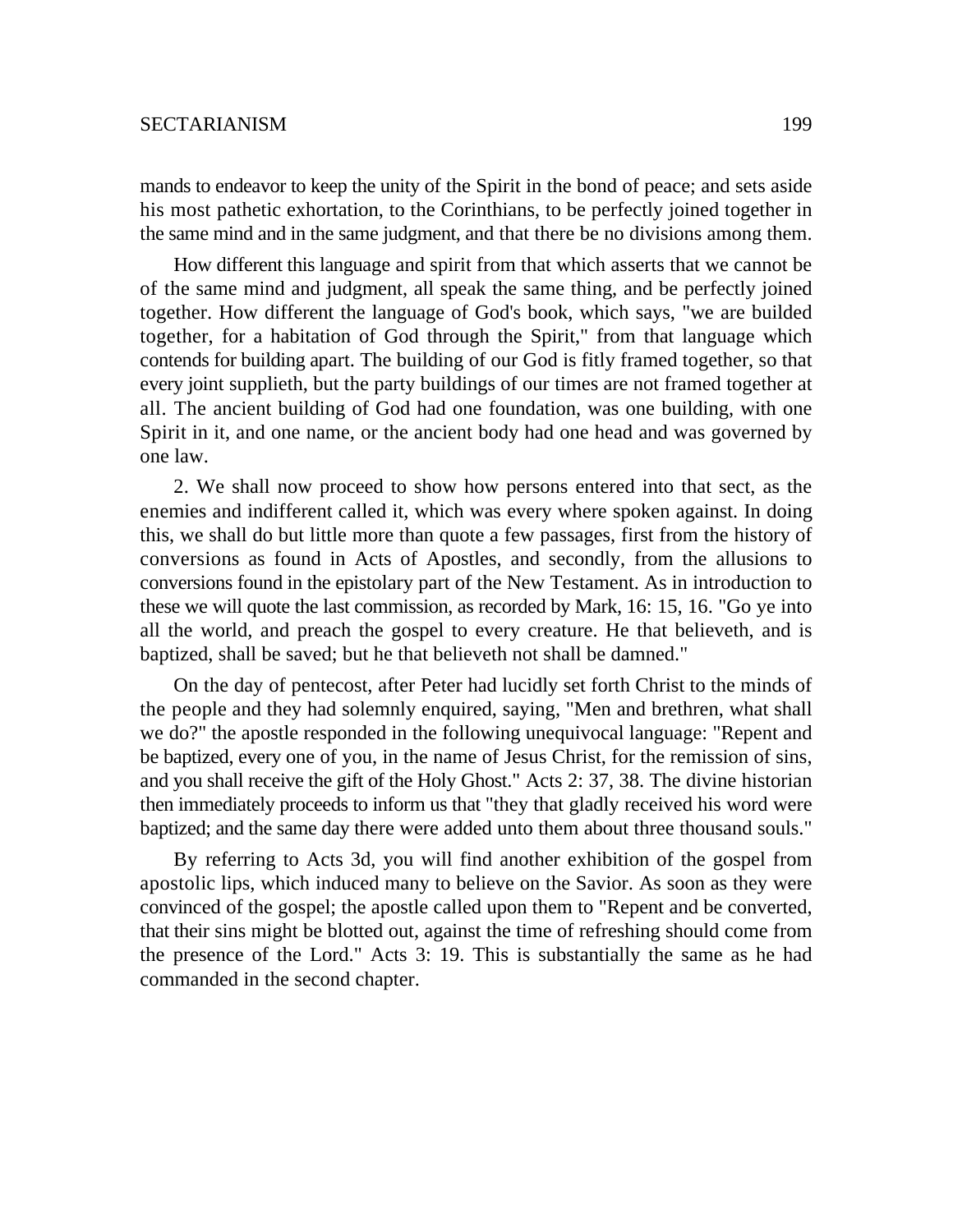mands to endeavor to keep the unity of the Spirit in the bond of peace; and sets aside his most pathetic exhortation, to the Corinthians, to be perfectly joined together in the same mind and in the same judgment, and that there be no divisions among them.

How different this language and spirit from that which asserts that we cannot be of the same mind and judgment, all speak the same thing, and be perfectly joined together. How different the language of God's book, which says, "we are builded together, for a habitation of God through the Spirit," from that language which contends for building apart. The building of our God is fitly framed together, so that every joint supplieth, but the party buildings of our times are not framed together at all. The ancient building of God had one foundation, was one building, with one Spirit in it, and one name, or the ancient body had one head and was governed by one law.

2. We shall now proceed to show how persons entered into that sect, as the enemies and indifferent called it, which was every where spoken against. In doing this, we shall do but little more than quote a few passages, first from the history of conversions as found in Acts of Apostles, and secondly, from the allusions to conversions found in the epistolary part of the New Testament. As in introduction to these we will quote the last commission, as recorded by Mark, 16: 15, 16. "Go ye into all the world, and preach the gospel to every creature. He that believeth, and is baptized, shall be saved; but he that believeth not shall be damned."

On the day of pentecost, after Peter had lucidly set forth Christ to the minds of the people and they had solemnly enquired, saying, "Men and brethren, what shall we do?" the apostle responded in the following unequivocal language: "Repent and be baptized, every one of you, in the name of Jesus Christ, for the remission of sins, and you shall receive the gift of the Holy Ghost." Acts 2: 37, 38. The divine historian then immediately proceeds to inform us that "they that gladly received his word were baptized; and the same day there were added unto them about three thousand souls."

By referring to Acts 3d, you will find another exhibition of the gospel from apostolic lips, which induced many to believe on the Savior. As soon as they were convinced of the gospel; the apostle called upon them to "Repent and be converted, that their sins might be blotted out, against the time of refreshing should come from the presence of the Lord." Acts 3: 19. This is substantially the same as he had commanded in the second chapter.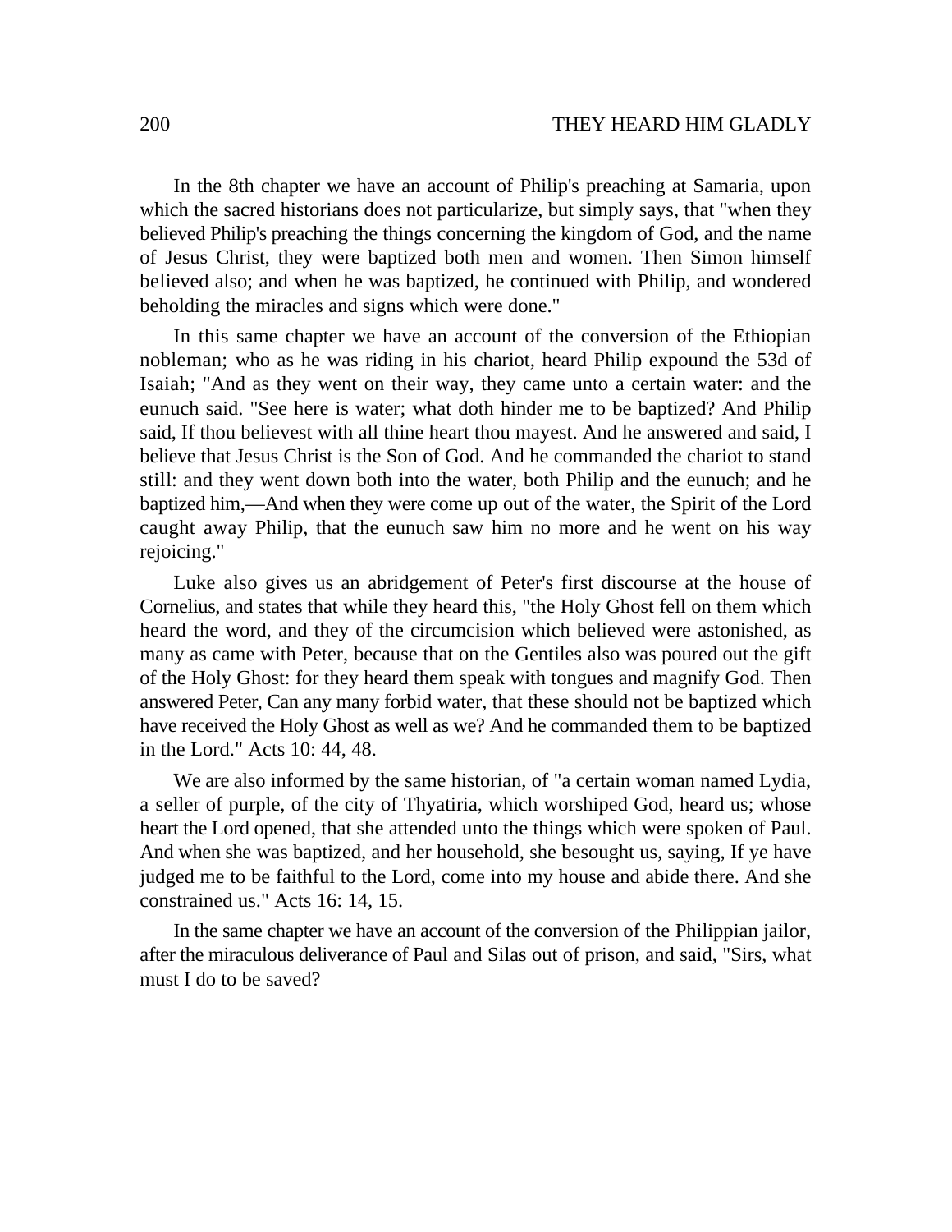In the 8th chapter we have an account of Philip's preaching at Samaria, upon which the sacred historians does not particularize, but simply says, that "when they believed Philip's preaching the things concerning the kingdom of God, and the name of Jesus Christ, they were baptized both men and women. Then Simon himself believed also; and when he was baptized, he continued with Philip, and wondered beholding the miracles and signs which were done."

In this same chapter we have an account of the conversion of the Ethiopian nobleman; who as he was riding in his chariot, heard Philip expound the 53d of Isaiah; "And as they went on their way, they came unto a certain water: and the eunuch said. "See here is water; what doth hinder me to be baptized? And Philip said, If thou believest with all thine heart thou mayest. And he answered and said, I believe that Jesus Christ is the Son of God. And he commanded the chariot to stand still: and they went down both into the water, both Philip and the eunuch; and he baptized him,—And when they were come up out of the water, the Spirit of the Lord caught away Philip, that the eunuch saw him no more and he went on his way rejoicing."

Luke also gives us an abridgement of Peter's first discourse at the house of Cornelius, and states that while they heard this, "the Holy Ghost fell on them which heard the word, and they of the circumcision which believed were astonished, as many as came with Peter, because that on the Gentiles also was poured out the gift of the Holy Ghost: for they heard them speak with tongues and magnify God. Then answered Peter, Can any many forbid water, that these should not be baptized which have received the Holy Ghost as well as we? And he commanded them to be baptized in the Lord." Acts 10: 44, 48.

We are also informed by the same historian, of "a certain woman named Lydia, a seller of purple, of the city of Thyatiria, which worshiped God, heard us; whose heart the Lord opened, that she attended unto the things which were spoken of Paul. And when she was baptized, and her household, she besought us, saying, If ye have judged me to be faithful to the Lord, come into my house and abide there. And she constrained us." Acts 16: 14, 15.

In the same chapter we have an account of the conversion of the Philippian jailor, after the miraculous deliverance of Paul and Silas out of prison, and said, "Sirs, what must I do to be saved?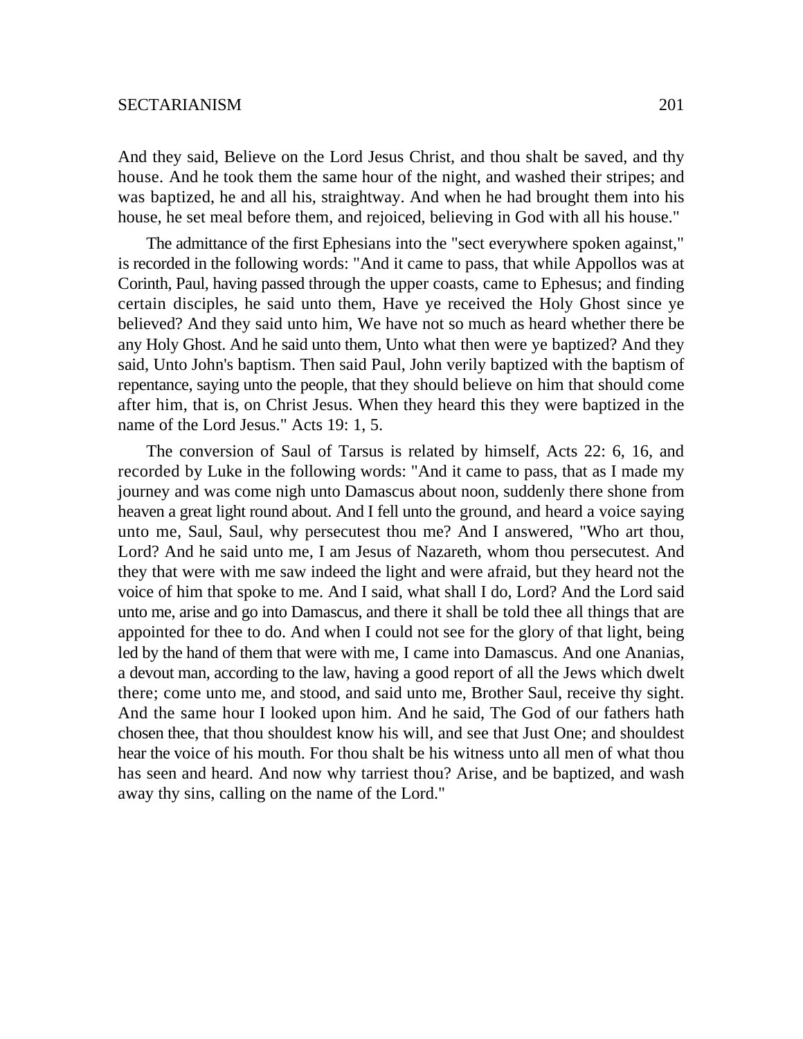And they said, Believe on the Lord Jesus Christ, and thou shalt be saved, and thy house. And he took them the same hour of the night, and washed their stripes; and was baptized, he and all his, straightway. And when he had brought them into his house, he set meal before them, and rejoiced, believing in God with all his house."

The admittance of the first Ephesians into the "sect everywhere spoken against," is recorded in the following words: "And it came to pass, that while Appollos was at Corinth, Paul, having passed through the upper coasts, came to Ephesus; and finding certain disciples, he said unto them, Have ye received the Holy Ghost since ye believed? And they said unto him, We have not so much as heard whether there be any Holy Ghost. And he said unto them, Unto what then were ye baptized? And they said, Unto John's baptism. Then said Paul, John verily baptized with the baptism of repentance, saying unto the people, that they should believe on him that should come after him, that is, on Christ Jesus. When they heard this they were baptized in the name of the Lord Jesus." Acts 19: 1, 5.

The conversion of Saul of Tarsus is related by himself, Acts 22: 6, 16, and recorded by Luke in the following words: "And it came to pass, that as I made my journey and was come nigh unto Damascus about noon, suddenly there shone from heaven a great light round about. And I fell unto the ground, and heard a voice saying unto me, Saul, Saul, why persecutest thou me? And I answered, "Who art thou, Lord? And he said unto me, I am Jesus of Nazareth, whom thou persecutest. And they that were with me saw indeed the light and were afraid, but they heard not the voice of him that spoke to me. And I said, what shall I do, Lord? And the Lord said unto me, arise and go into Damascus, and there it shall be told thee all things that are appointed for thee to do. And when I could not see for the glory of that light, being led by the hand of them that were with me, I came into Damascus. And one Ananias, a devout man, according to the law, having a good report of all the Jews which dwelt there; come unto me, and stood, and said unto me, Brother Saul, receive thy sight. And the same hour I looked upon him. And he said, The God of our fathers hath chosen thee, that thou shouldest know his will, and see that Just One; and shouldest hear the voice of his mouth. For thou shalt be his witness unto all men of what thou has seen and heard. And now why tarriest thou? Arise, and be baptized, and wash away thy sins, calling on the name of the Lord."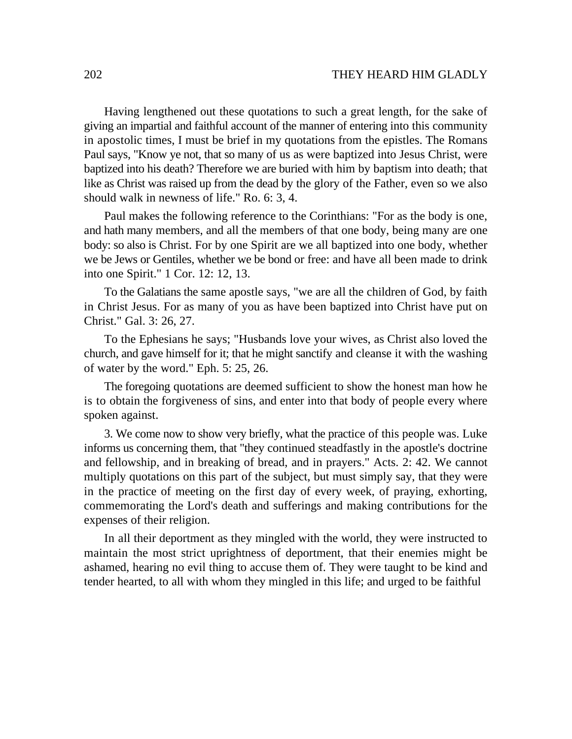Having lengthened out these quotations to such a great length, for the sake of giving an impartial and faithful account of the manner of entering into this community in apostolic times, I must be brief in my quotations from the epistles. The Romans Paul says, "Know ye not, that so many of us as were baptized into Jesus Christ, were baptized into his death? Therefore we are buried with him by baptism into death; that like as Christ was raised up from the dead by the glory of the Father, even so we also should walk in newness of life." Ro. 6: 3, 4.

Paul makes the following reference to the Corinthians: "For as the body is one, and hath many members, and all the members of that one body, being many are one body: so also is Christ. For by one Spirit are we all baptized into one body, whether we be Jews or Gentiles, whether we be bond or free: and have all been made to drink into one Spirit." 1 Cor. 12: 12, 13.

To the Galatians the same apostle says, "we are all the children of God, by faith in Christ Jesus. For as many of you as have been baptized into Christ have put on Christ." Gal. 3: 26, 27.

To the Ephesians he says; "Husbands love your wives, as Christ also loved the church, and gave himself for it; that he might sanctify and cleanse it with the washing of water by the word." Eph. 5: 25, 26.

The foregoing quotations are deemed sufficient to show the honest man how he is to obtain the forgiveness of sins, and enter into that body of people every where spoken against.

3. We come now to show very briefly, what the practice of this people was. Luke informs us concerning them, that "they continued steadfastly in the apostle's doctrine and fellowship, and in breaking of bread, and in prayers." Acts. 2: 42. We cannot multiply quotations on this part of the subject, but must simply say, that they were in the practice of meeting on the first day of every week, of praying, exhorting, commemorating the Lord's death and sufferings and making contributions for the expenses of their religion.

In all their deportment as they mingled with the world, they were instructed to maintain the most strict uprightness of deportment, that their enemies might be ashamed, hearing no evil thing to accuse them of. They were taught to be kind and tender hearted, to all with whom they mingled in this life; and urged to be faithful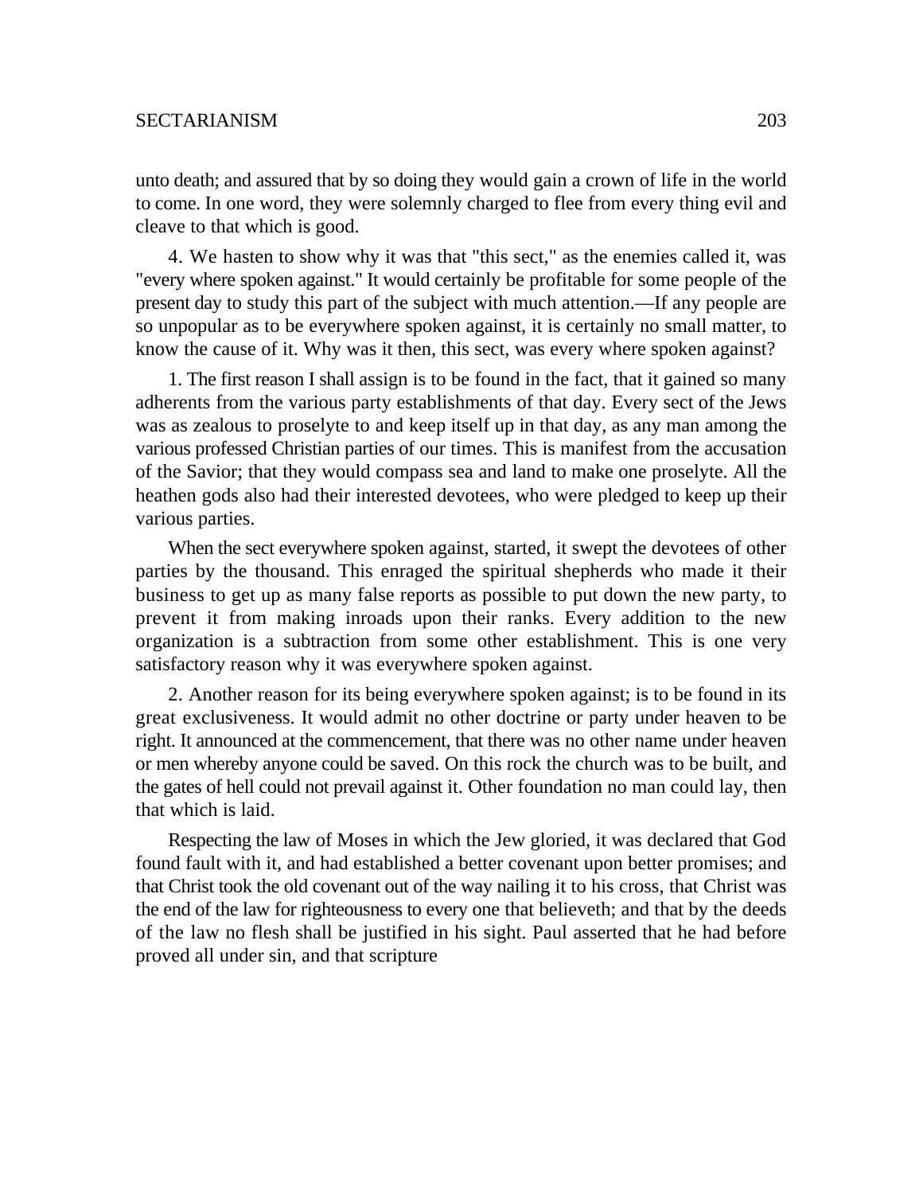unto death; and assured that by so doing they would gain a crown of life in the world to come. In one word, they were solemnly charged to flee from every thing evil and cleave to that which is good.

4. We hasten to show why it was that "this sect," as the enemies called it, was "every where spoken against." It would certainly be profitable for some people of the present day to study this part of the subject with much attention.—If any people are so unpopular as to be everywhere spoken against, it is certainly no small matter, to know the cause of it. Why was it then, this sect, was every where spoken against?

1. The first reason I shall assign is to be found in the fact, that it gained so many adherents from the various party establishments of that day. Every sect of the Jews was as zealous to proselyte to and keep itself up in that day, as any man among the various professed Christian parties of our times. This is manifest from the accusation of the Savior; that they would compass sea and land to make one proselyte. All the heathen gods also had their interested devotees, who were pledged to keep up their various parties.

When the sect everywhere spoken against, started, it swept the devotees of other parties by the thousand. This enraged the spiritual shepherds who made it their business to get up as many false reports as possible to put down the new party, to prevent it from making inroads upon their ranks. Every addition to the new organization is a subtraction from some other establishment. This is one very satisfactory reason why it was everywhere spoken against.

2. Another reason for its being everywhere spoken against; is to be found in its great exclusiveness. It would admit no other doctrine or party under heaven to be right. It announced at the commencement, that there was no other name under heaven or men whereby anyone could be saved. On this rock the church was to be built, and the gates of hell could not prevail against it. Other foundation no man could lay, then that which is laid.

Respecting the law of Moses in which the Jew gloried, it was declared that God found fault with it, and had established a better covenant upon better promises; and that Christ took the old covenant out of the way nailing it to his cross, that Christ was the end of the law for righteousness to every one that believeth; and that by the deeds of the law no flesh shall be justified in his sight. Paul asserted that he had before proved all under sin, and that scripture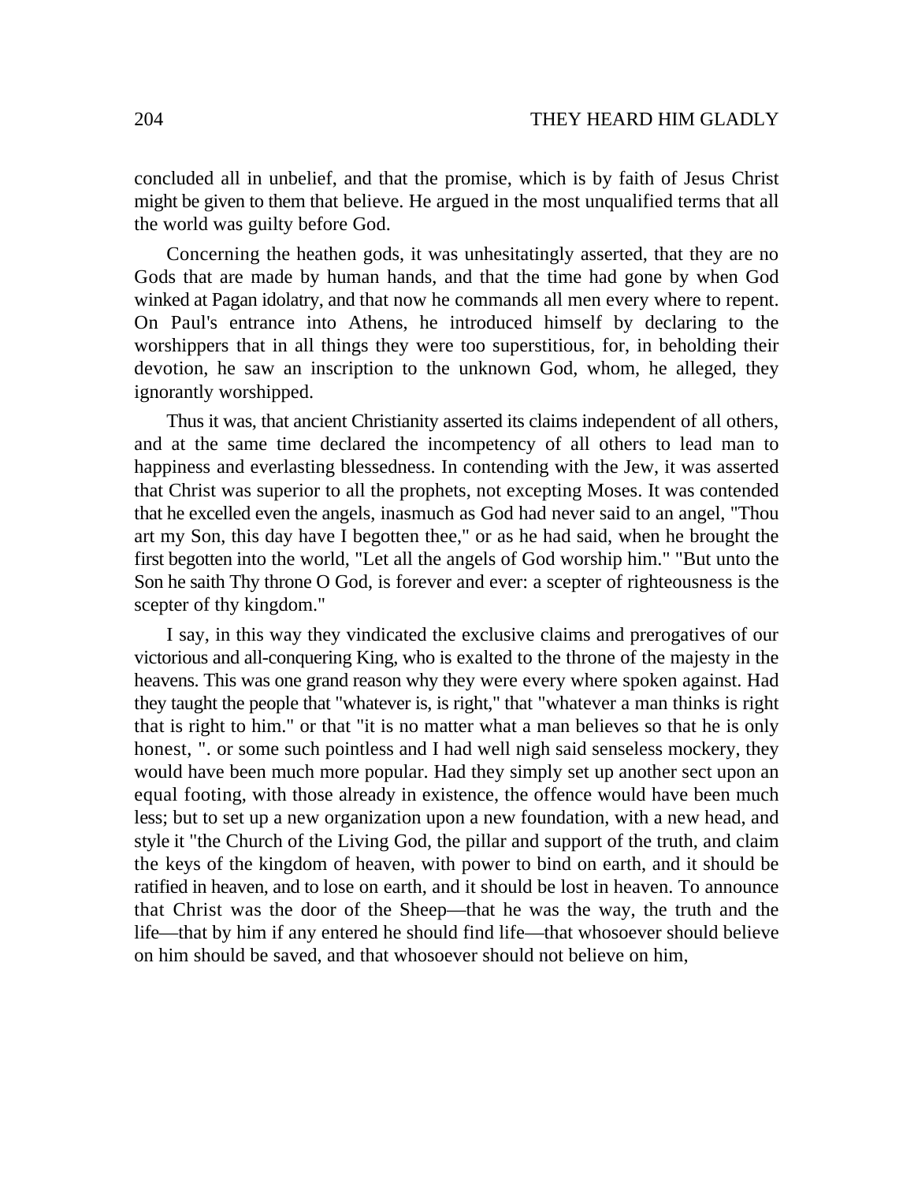concluded all in unbelief, and that the promise, which is by faith of Jesus Christ might be given to them that believe. He argued in the most unqualified terms that all the world was guilty before God.

Concerning the heathen gods, it was unhesitatingly asserted, that they are no Gods that are made by human hands, and that the time had gone by when God winked at Pagan idolatry, and that now he commands all men every where to repent. On Paul's entrance into Athens, he introduced himself by declaring to the worshippers that in all things they were too superstitious, for, in beholding their devotion, he saw an inscription to the unknown God, whom, he alleged, they ignorantly worshipped.

Thus it was, that ancient Christianity asserted its claims independent of all others, and at the same time declared the incompetency of all others to lead man to happiness and everlasting blessedness. In contending with the Jew, it was asserted that Christ was superior to all the prophets, not excepting Moses. It was contended that he excelled even the angels, inasmuch as God had never said to an angel, "Thou art my Son, this day have I begotten thee," or as he had said, when he brought the first begotten into the world, "Let all the angels of God worship him." "But unto the Son he saith Thy throne O God, is forever and ever: a scepter of righteousness is the scepter of thy kingdom."

I say, in this way they vindicated the exclusive claims and prerogatives of our victorious and all-conquering King, who is exalted to the throne of the majesty in the heavens. This was one grand reason why they were every where spoken against. Had they taught the people that "whatever is, is right," that "whatever a man thinks is right that is right to him." or that "it is no matter what a man believes so that he is only honest, ". or some such pointless and I had well nigh said senseless mockery, they would have been much more popular. Had they simply set up another sect upon an equal footing, with those already in existence, the offence would have been much less; but to set up a new organization upon a new foundation, with a new head, and style it "the Church of the Living God, the pillar and support of the truth, and claim the keys of the kingdom of heaven, with power to bind on earth, and it should be ratified in heaven, and to lose on earth, and it should be lost in heaven. To announce that Christ was the door of the Sheep—that he was the way, the truth and the life—that by him if any entered he should find life—that whosoever should believe on him should be saved, and that whosoever should not believe on him,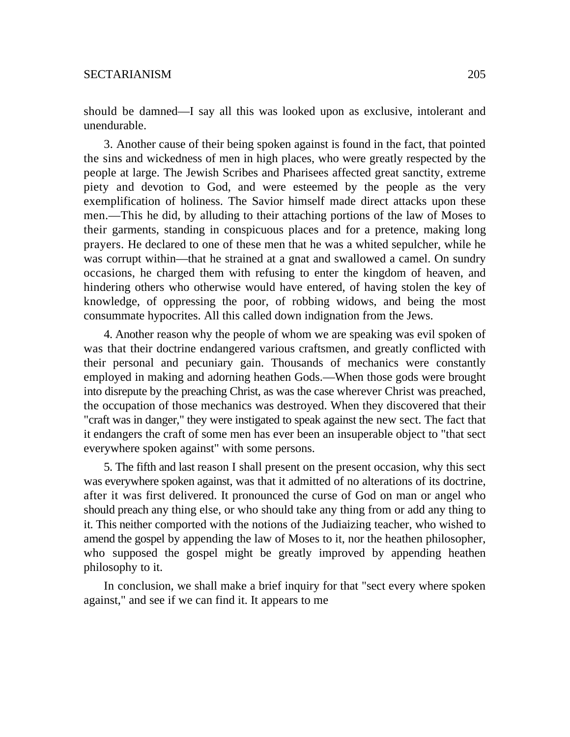should be damned—I say all this was looked upon as exclusive, intolerant and unendurable.

3. Another cause of their being spoken against is found in the fact, that pointed the sins and wickedness of men in high places, who were greatly respected by the people at large. The Jewish Scribes and Pharisees affected great sanctity, extreme piety and devotion to God, and were esteemed by the people as the very exemplification of holiness. The Savior himself made direct attacks upon these men.—This he did, by alluding to their attaching portions of the law of Moses to their garments, standing in conspicuous places and for a pretence, making long prayers. He declared to one of these men that he was a whited sepulcher, while he was corrupt within—that he strained at a gnat and swallowed a camel. On sundry occasions, he charged them with refusing to enter the kingdom of heaven, and hindering others who otherwise would have entered, of having stolen the key of knowledge, of oppressing the poor, of robbing widows, and being the most consummate hypocrites. All this called down indignation from the Jews.

4. Another reason why the people of whom we are speaking was evil spoken of was that their doctrine endangered various craftsmen, and greatly conflicted with their personal and pecuniary gain. Thousands of mechanics were constantly employed in making and adorning heathen Gods.—When those gods were brought into disrepute by the preaching Christ, as was the case wherever Christ was preached, the occupation of those mechanics was destroyed. When they discovered that their "craft was in danger," they were instigated to speak against the new sect. The fact that it endangers the craft of some men has ever been an insuperable object to "that sect everywhere spoken against" with some persons.

5. The fifth and last reason I shall present on the present occasion, why this sect was everywhere spoken against, was that it admitted of no alterations of its doctrine, after it was first delivered. It pronounced the curse of God on man or angel who should preach any thing else, or who should take any thing from or add any thing to it. This neither comported with the notions of the Judiaizing teacher, who wished to amend the gospel by appending the law of Moses to it, nor the heathen philosopher, who supposed the gospel might be greatly improved by appending heathen philosophy to it.

In conclusion, we shall make a brief inquiry for that "sect every where spoken against," and see if we can find it. It appears to me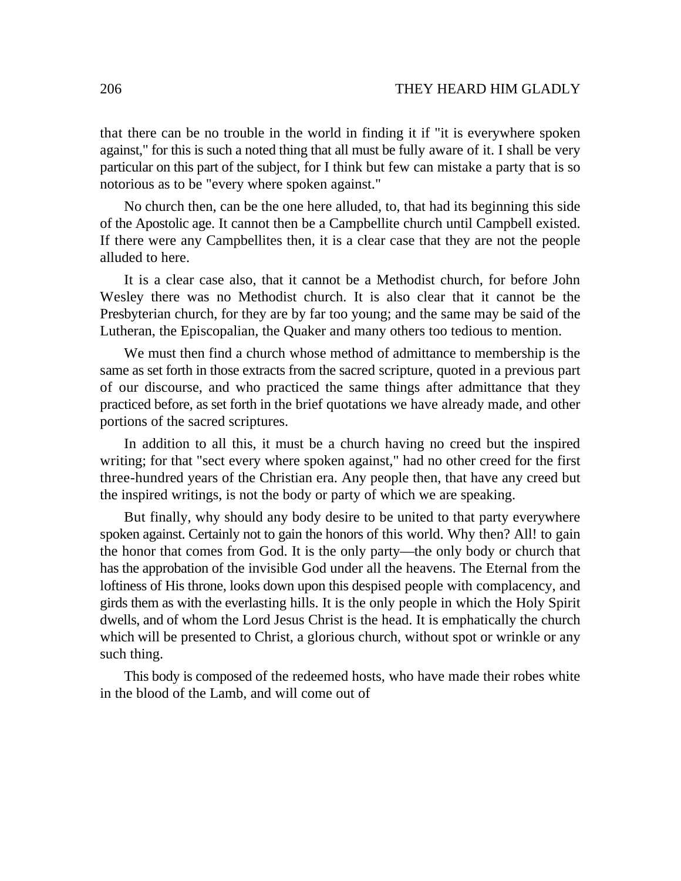that there can be no trouble in the world in finding it if "it is everywhere spoken against," for this is such a noted thing that all must be fully aware of it. I shall be very particular on this part of the subject, for I think but few can mistake a party that is so notorious as to be "every where spoken against."

No church then, can be the one here alluded, to, that had its beginning this side of the Apostolic age. It cannot then be a Campbellite church until Campbell existed. If there were any Campbellites then, it is a clear case that they are not the people alluded to here.

It is a clear case also, that it cannot be a Methodist church, for before John Wesley there was no Methodist church. It is also clear that it cannot be the Presbyterian church, for they are by far too young; and the same may be said of the Lutheran, the Episcopalian, the Quaker and many others too tedious to mention.

We must then find a church whose method of admittance to membership is the same as set forth in those extracts from the sacred scripture, quoted in a previous part of our discourse, and who practiced the same things after admittance that they practiced before, as set forth in the brief quotations we have already made, and other portions of the sacred scriptures.

In addition to all this, it must be a church having no creed but the inspired writing; for that "sect every where spoken against," had no other creed for the first three-hundred years of the Christian era. Any people then, that have any creed but the inspired writings, is not the body or party of which we are speaking.

But finally, why should any body desire to be united to that party everywhere spoken against. Certainly not to gain the honors of this world. Why then? All! to gain the honor that comes from God. It is the only party—the only body or church that has the approbation of the invisible God under all the heavens. The Eternal from the loftiness of His throne, looks down upon this despised people with complacency, and girds them as with the everlasting hills. It is the only people in which the Holy Spirit dwells, and of whom the Lord Jesus Christ is the head. It is emphatically the church which will be presented to Christ, a glorious church, without spot or wrinkle or any such thing.

This body is composed of the redeemed hosts, who have made their robes white in the blood of the Lamb, and will come out of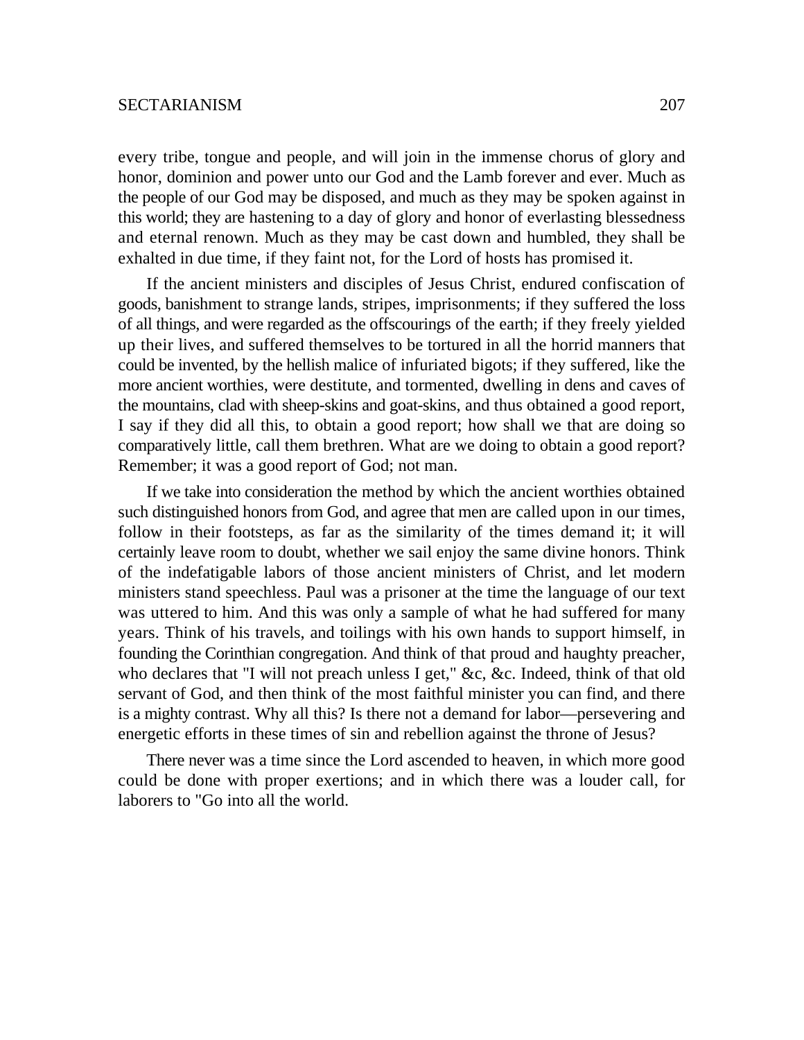every tribe, tongue and people, and will join in the immense chorus of glory and honor, dominion and power unto our God and the Lamb forever and ever. Much as the people of our God may be disposed, and much as they may be spoken against in this world; they are hastening to a day of glory and honor of everlasting blessedness and eternal renown. Much as they may be cast down and humbled, they shall be exhalted in due time, if they faint not, for the Lord of hosts has promised it.

If the ancient ministers and disciples of Jesus Christ, endured confiscation of goods, banishment to strange lands, stripes, imprisonments; if they suffered the loss of all things, and were regarded as the offscourings of the earth; if they freely yielded up their lives, and suffered themselves to be tortured in all the horrid manners that could be invented, by the hellish malice of infuriated bigots; if they suffered, like the more ancient worthies, were destitute, and tormented, dwelling in dens and caves of the mountains, clad with sheep-skins and goat-skins, and thus obtained a good report, I say if they did all this, to obtain a good report; how shall we that are doing so comparatively little, call them brethren. What are we doing to obtain a good report? Remember; it was a good report of God; not man.

If we take into consideration the method by which the ancient worthies obtained such distinguished honors from God, and agree that men are called upon in our times, follow in their footsteps, as far as the similarity of the times demand it; it will certainly leave room to doubt, whether we sail enjoy the same divine honors. Think of the indefatigable labors of those ancient ministers of Christ, and let modern ministers stand speechless. Paul was a prisoner at the time the language of our text was uttered to him. And this was only a sample of what he had suffered for many years. Think of his travels, and toilings with his own hands to support himself, in founding the Corinthian congregation. And think of that proud and haughty preacher, who declares that "I will not preach unless I get," &c, &c. Indeed, think of that old servant of God, and then think of the most faithful minister you can find, and there is a mighty contrast. Why all this? Is there not a demand for labor—persevering and energetic efforts in these times of sin and rebellion against the throne of Jesus?

There never was a time since the Lord ascended to heaven, in which more good could be done with proper exertions; and in which there was a louder call, for laborers to "Go into all the world.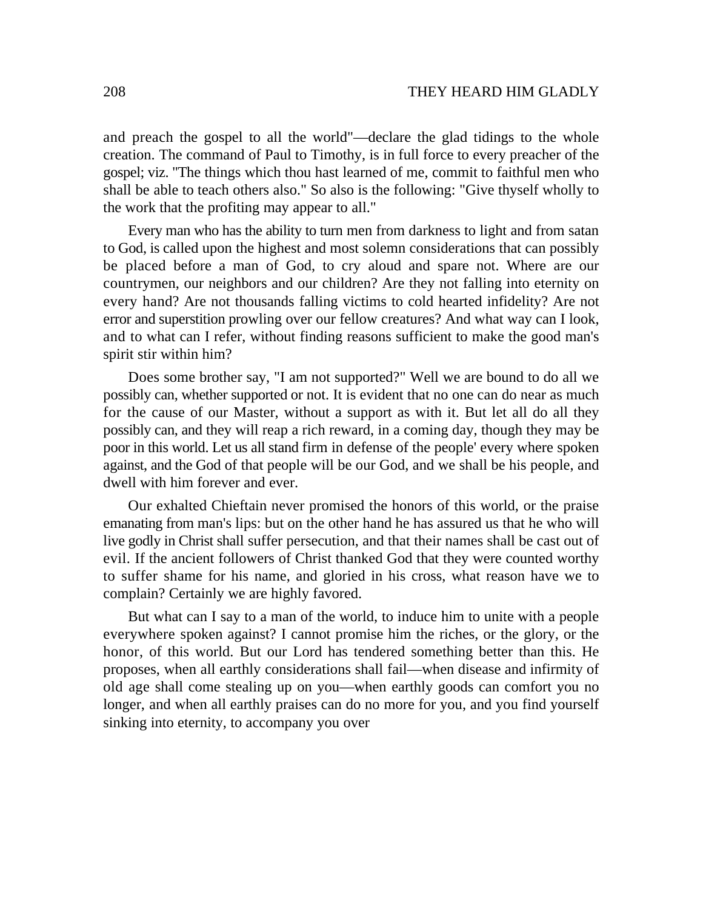and preach the gospel to all the world"—declare the glad tidings to the whole creation. The command of Paul to Timothy, is in full force to every preacher of the gospel; viz. "The things which thou hast learned of me, commit to faithful men who shall be able to teach others also." So also is the following: "Give thyself wholly to the work that the profiting may appear to all."

Every man who has the ability to turn men from darkness to light and from satan to God, is called upon the highest and most solemn considerations that can possibly be placed before a man of God, to cry aloud and spare not. Where are our countrymen, our neighbors and our children? Are they not falling into eternity on every hand? Are not thousands falling victims to cold hearted infidelity? Are not error and superstition prowling over our fellow creatures? And what way can I look, and to what can I refer, without finding reasons sufficient to make the good man's spirit stir within him?

Does some brother say, "I am not supported?" Well we are bound to do all we possibly can, whether supported or not. It is evident that no one can do near as much for the cause of our Master, without a support as with it. But let all do all they possibly can, and they will reap a rich reward, in a coming day, though they may be poor in this world. Let us all stand firm in defense of the people' every where spoken against, and the God of that people will be our God, and we shall be his people, and dwell with him forever and ever.

Our exhalted Chieftain never promised the honors of this world, or the praise emanating from man's lips: but on the other hand he has assured us that he who will live godly in Christ shall suffer persecution, and that their names shall be cast out of evil. If the ancient followers of Christ thanked God that they were counted worthy to suffer shame for his name, and gloried in his cross, what reason have we to complain? Certainly we are highly favored.

But what can I say to a man of the world, to induce him to unite with a people everywhere spoken against? I cannot promise him the riches, or the glory, or the honor, of this world. But our Lord has tendered something better than this. He proposes, when all earthly considerations shall fail—when disease and infirmity of old age shall come stealing up on you—when earthly goods can comfort you no longer, and when all earthly praises can do no more for you, and you find yourself sinking into eternity, to accompany you over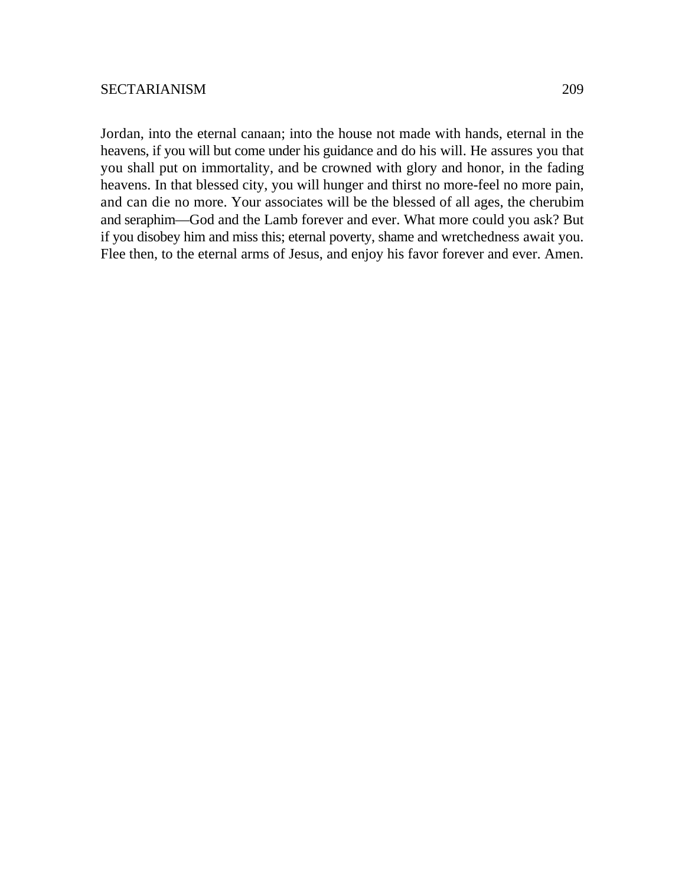Jordan, into the eternal canaan; into the house not made with hands, eternal in the heavens, if you will but come under his guidance and do his will. He assures you that you shall put on immortality, and be crowned with glory and honor, in the fading heavens. In that blessed city, you will hunger and thirst no more-feel no more pain, and can die no more. Your associates will be the blessed of all ages, the cherubim and seraphim—God and the Lamb forever and ever. What more could you ask? But if you disobey him and miss this; eternal poverty, shame and wretchedness await you. Flee then, to the eternal arms of Jesus, and enjoy his favor forever and ever. Amen.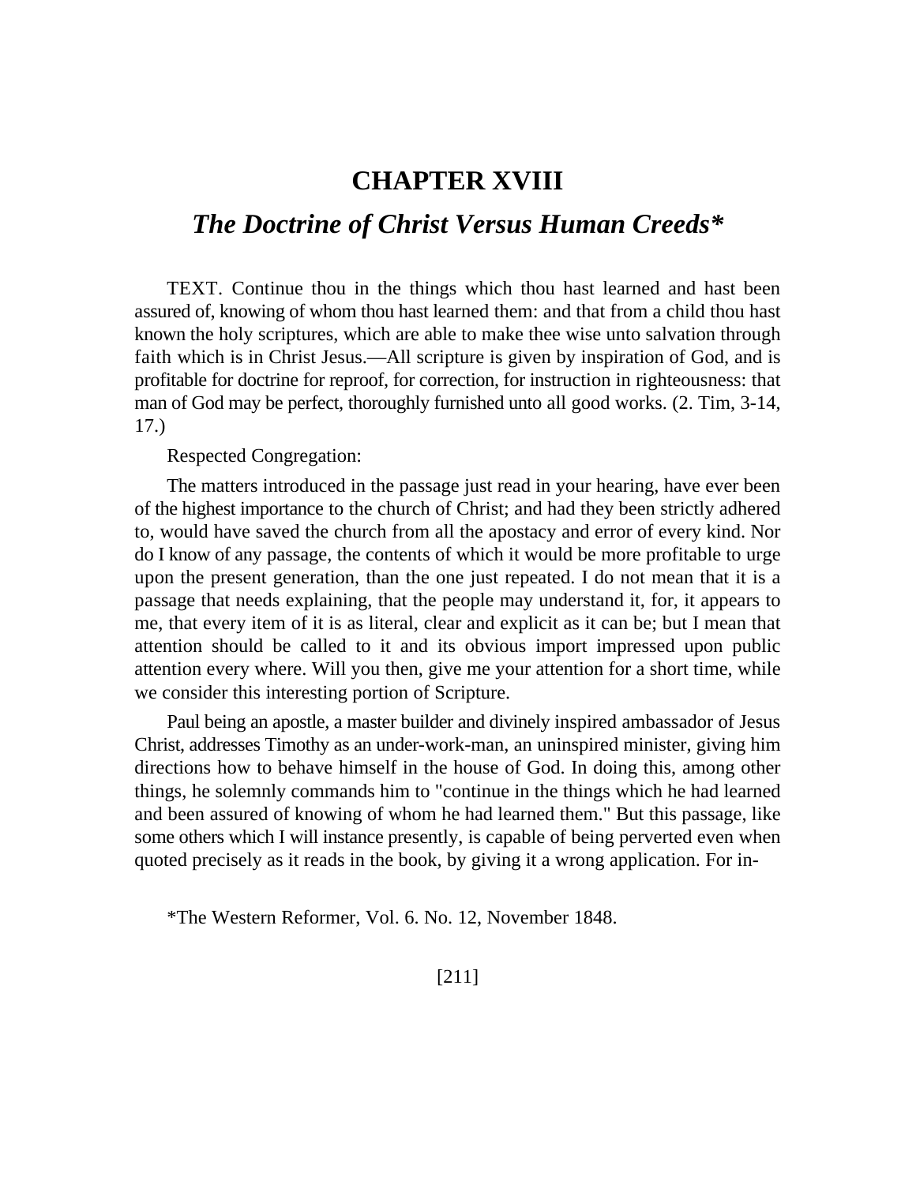# CHAPTER XVIII

## *The Doctrine of Christ Versus Human Creeds**

TEXT. Continue thou in the things which thou hast learned and hast been assured of, knowing of whom thou hast learned them: and that from a child thou hast known the holy scriptures, which are able to make thee wise unto salvation through faith which is in Christ Jesus.—All scripture is given by inspiration of God, and is profitable for doctrine for reproof, for correction, for instruction in righteousness: that man of God may be perfect, thoroughly furnished unto all good works. (2. Tim, 3-14, 17.)

Respected Congregation:

The matters introduced in the passage just read in your hearing, have ever been of the highest importance to the church of Christ; and had they been strictly adhered to, would have saved the church from all the apostacy and error of every kind. Nor do I know of any passage, the contents of which it would be more profitable to urge upon the present generation, than the one just repeated. I do not mean that it is a passage that needs explaining, that the people may understand it, for, it appears to me, that every item of it is as literal, clear and explicit as it can be; but I mean that attention should be called to it and its obvious import impressed upon public attention every where. Will you then, give me your attention for a short time, while we consider this interesting portion of Scripture.

Paul being an apostle, a master builder and divinely inspired ambassador of Jesus Christ, addresses Timothy as an under-work-man, an uninspired minister, giving him directions how to behave himself in the house of God. In doing this, among other things, he solemnly commands him to "continue in the things which he had learned and been assured of knowing of whom he had learned them." But this passage, like some others which I will instance presently, is capable of being perverted even when quoted precisely as it reads in the book, by giving it a wrong application. For in-

*The Western Reformer, Vol. 6. No. 12, November 1848.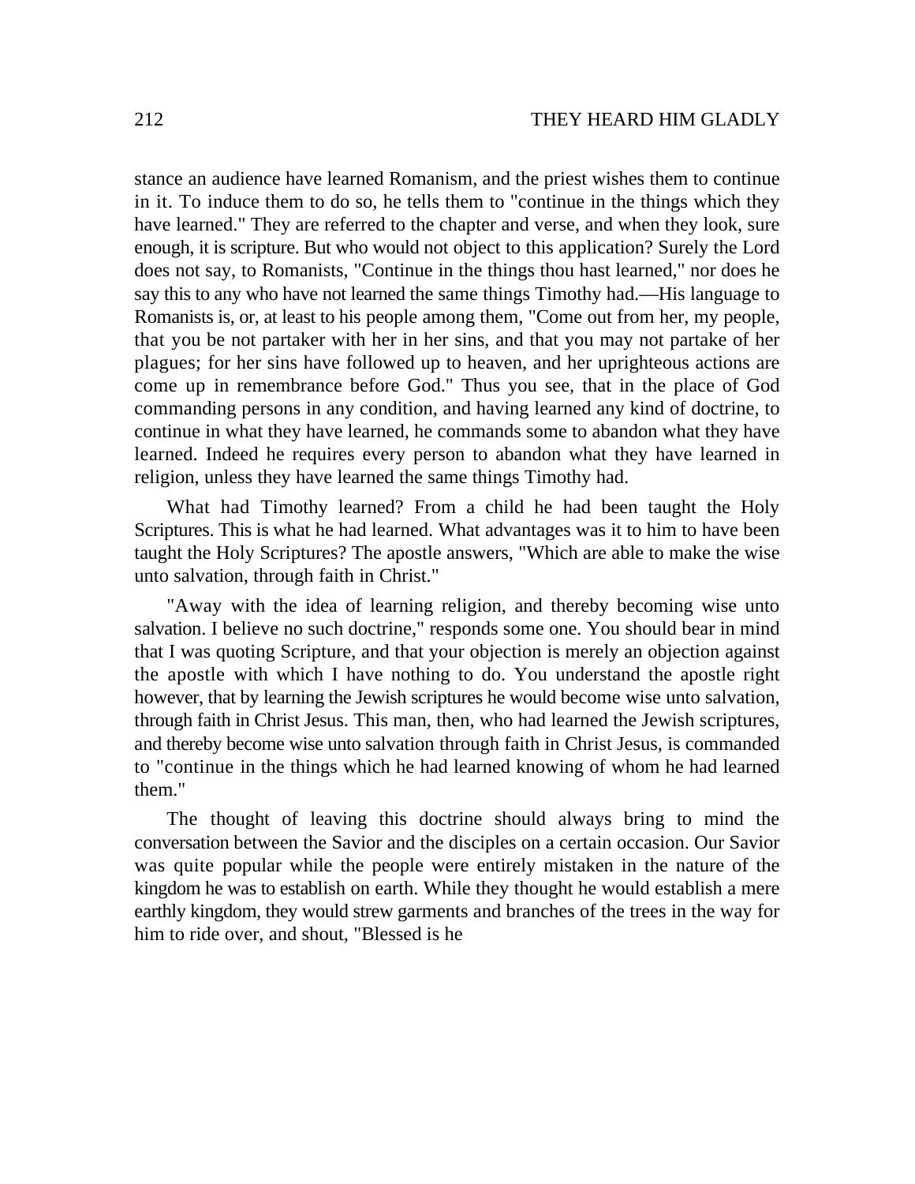stance an audience have learned Romanism, and the priest wishes them to continue in it. To induce them to do so, he tells them to "continue in the things which they have learned." They are referred to the chapter and verse, and when they look, sure enough, it is scripture. But who would not object to this application? Surely the Lord does not say, to Romanists, "Continue in the things thou hast learned," nor does he say this to any who have not learned the same things Timothy had.—His language to Romanists is, or, at least to his people among them, "Come out from her, my people, that you be not partaker with her in her sins, and that you may not partake of her plagues; for her sins have followed up to heaven, and her uprighteous actions are come up in remembrance before God." Thus you see, that in the place of God commanding persons in any condition, and having learned any kind of doctrine, to continue in what they have learned, he commands some to abandon what they have learned. Indeed he requires every person to abandon what they have learned in religion, unless they have learned the same things Timothy had.

What had Timothy learned? From a child he had been taught the Holy Scriptures. This is what he had learned. What advantages was it to him to have been taught the Holy Scriptures? The apostle answers, "Which are able to make the wise unto salvation, through faith in Christ."

"Away with the idea of learning religion, and thereby becoming wise unto salvation. I believe no such doctrine," responds some one. You should bear in mind that I was quoting Scripture, and that your objection is merely an objection against the apostle with which I have nothing to do. You understand the apostle right however, that by learning the Jewish scriptures he would become wise unto salvation, through faith in Christ Jesus. This man, then, who had learned the Jewish scriptures, and thereby become wise unto salvation through faith in Christ Jesus, is commanded to "continue in the things which he had learned knowing of whom he had learned them."

The thought of leaving this doctrine should always bring to mind the conversation between the Savior and the disciples on a certain occasion. Our Savior was quite popular while the people were entirely mistaken in the nature of the kingdom he was to establish on earth. While they thought he would establish a mere earthly kingdom, they would strew garments and branches of the trees in the way for him to ride over, and shout, "Blessed is he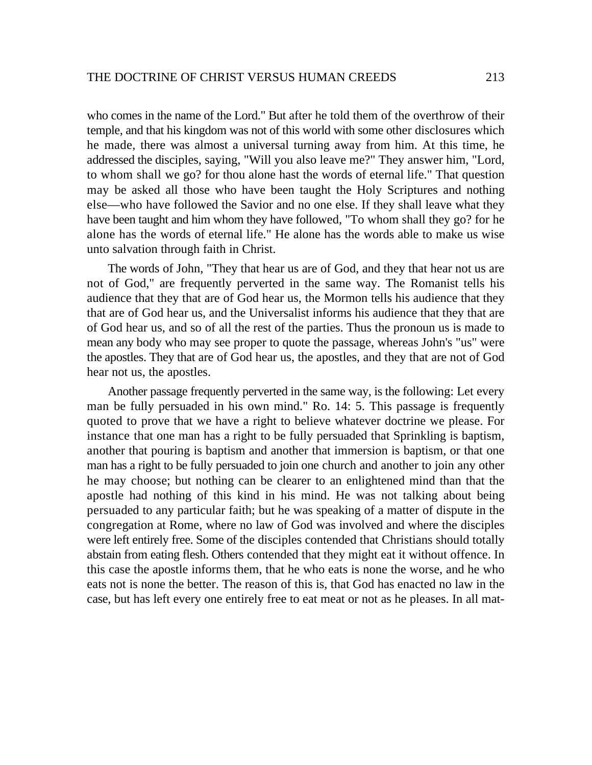who comes in the name of the Lord." But after he told them of the overthrow of their temple, and that his kingdom was not of this world with some other disclosures which he made, there was almost a universal turning away from him. At this time, he addressed the disciples, saying, "Will you also leave me?" They answer him, "Lord, to whom shall we go? for thou alone hast the words of eternal life." That question may be asked all those who have been taught the Holy Scriptures and nothing else—who have followed the Savior and no one else. If they shall leave what they have been taught and him whom they have followed, "To whom shall they go? for he alone has the words of eternal life." He alone has the words able to make us wise unto salvation through faith in Christ.

The words of John, "They that hear us are of God, and they that hear not us are not of God," are frequently perverted in the same way. The Romanist tells his audience that they that are of God hear us, the Mormon tells his audience that they that are of God hear us, and the Universalist informs his audience that they that are of God hear us, and so of all the rest of the parties. Thus the pronoun us is made to mean any body who may see proper to quote the passage, whereas John's "us" were the apostles. They that are of God hear us, the apostles, and they that are not of God hear not us, the apostles.

Another passage frequently perverted in the same way, is the following: Let every man be fully persuaded in his own mind." Ro. 14: 5. This passage is frequently quoted to prove that we have a right to believe whatever doctrine we please. For instance that one man has a right to be fully persuaded that Sprinkling is baptism, another that pouring is baptism and another that immersion is baptism, or that one man has a right to be fully persuaded to join one church and another to join any other he may choose; but nothing can be clearer to an enlightened mind than that the apostle had nothing of this kind in his mind. He was not talking about being persuaded to any particular faith; but he was speaking of a matter of dispute in the congregation at Rome, where no law of God was involved and where the disciples were left entirely free. Some of the disciples contended that Christians should totally abstain from eating flesh. Others contended that they might eat it without offence. In this case the apostle informs them, that he who eats is none the worse, and he who eats not is none the better. The reason of this is, that God has enacted no law in the case, but has left every one entirely free to eat meat or not as he pleases. In all mat-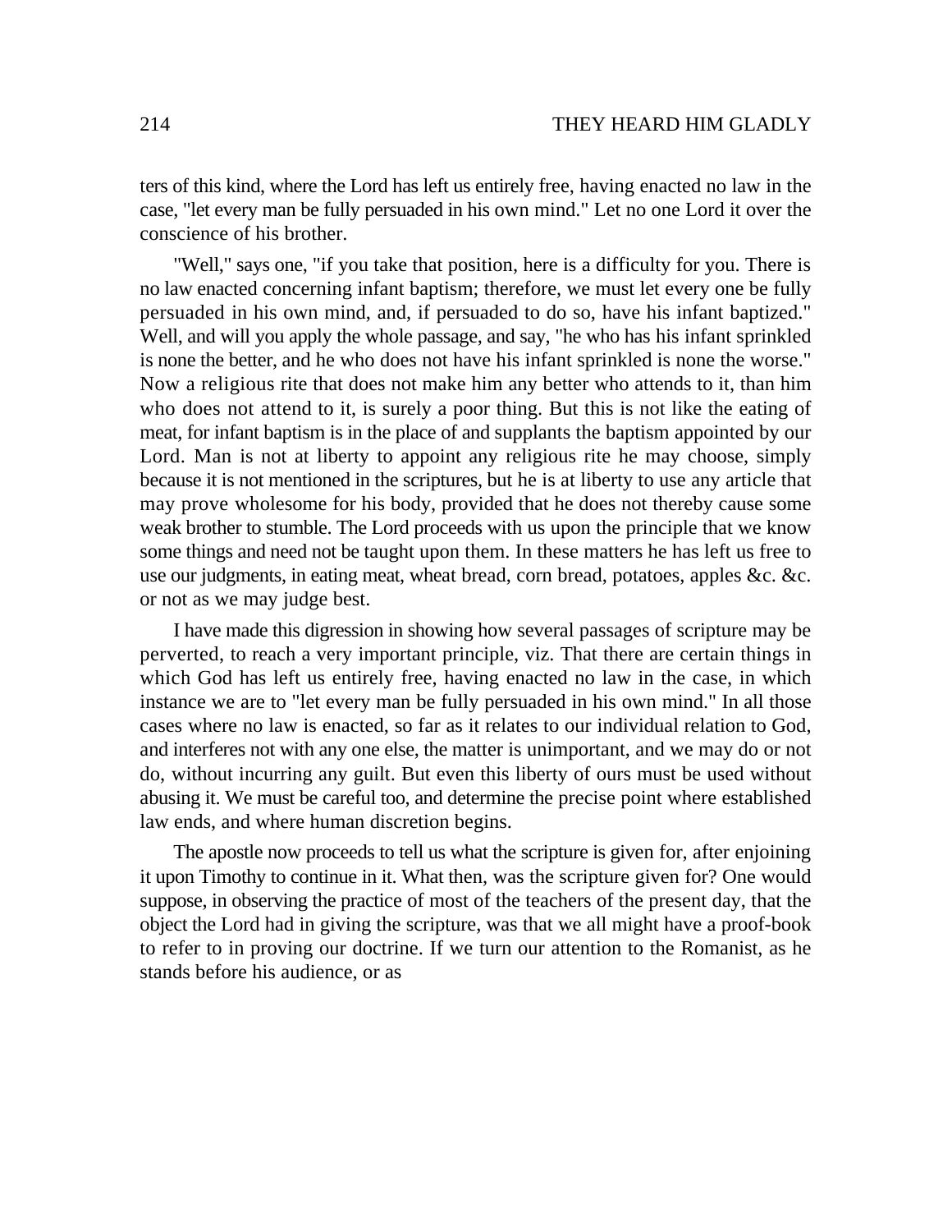ters of this kind, where the Lord has left us entirely free, having enacted no law in the case, "let every man be fully persuaded in his own mind." Let no one Lord it over the conscience of his brother.

"Well," says one, "if you take that position, here is a difficulty for you. There is no law enacted concerning infant baptism; therefore, we must let every one be fully persuaded in his own mind, and, if persuaded to do so, have his infant baptized." Well, and will you apply the whole passage, and say, "he who has his infant sprinkled is none the better, and he who does not have his infant sprinkled is none the worse." Now a religious rite that does not make him any better who attends to it, than him who does not attend to it, is surely a poor thing. But this is not like the eating of meat, for infant baptism is in the place of and supplants the baptism appointed by our Lord. Man is not at liberty to appoint any religious rite he may choose, simply because it is not mentioned in the scriptures, but he is at liberty to use any article that may prove wholesome for his body, provided that he does not thereby cause some weak brother to stumble. The Lord proceeds with us upon the principle that we know some things and need not be taught upon them. In these matters he has left us free to use our judgments, in eating meat, wheat bread, corn bread, potatoes, apples &c. &c. or not as we may judge best.

I have made this digression in showing how several passages of scripture may be perverted, to reach a very important principle, viz. That there are certain things in which God has left us entirely free, having enacted no law in the case, in which instance we are to "let every man be fully persuaded in his own mind." In all those cases where no law is enacted, so far as it relates to our individual relation to God, and interferes not with any one else, the matter is unimportant, and we may do or not do, without incurring any guilt. But even this liberty of ours must be used without abusing it. We must be careful too, and determine the precise point where established law ends, and where human discretion begins.

The apostle now proceeds to tell us what the scripture is given for, after enjoining it upon Timothy to continue in it. What then, was the scripture given for? One would suppose, in observing the practice of most of the teachers of the present day, that the object the Lord had in giving the scripture, was that we all might have a proof-book to refer to in proving our doctrine. If we turn our attention to the Romanist, as he stands before his audience, or as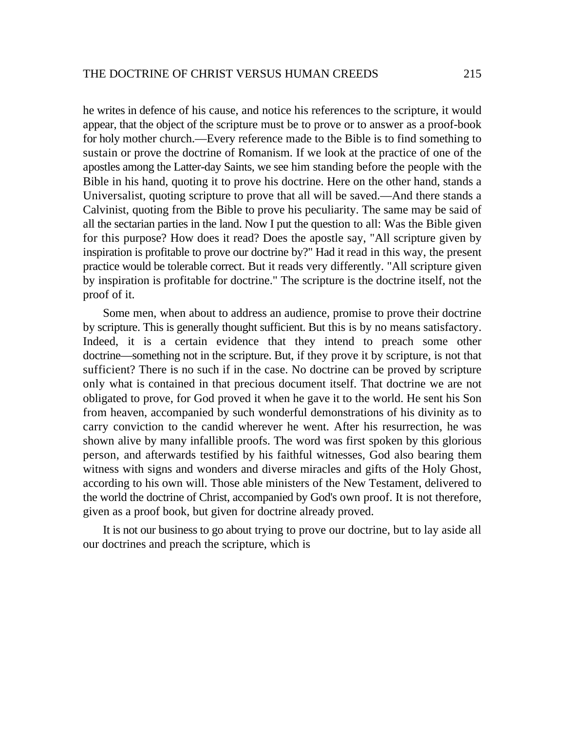he writes in defence of his cause, and notice his references to the scripture, it would appear, that the object of the scripture must be to prove or to answer as a proof-book for holy mother church.—Every reference made to the Bible is to find something to sustain or prove the doctrine of Romanism. If we look at the practice of one of the apostles among the Latter-day Saints, we see him standing before the people with the Bible in his hand, quoting it to prove his doctrine. Here on the other hand, stands a Universalist, quoting scripture to prove that all will be saved.—And there stands a Calvinist, quoting from the Bible to prove his peculiarity. The same may be said of all the sectarian parties in the land. Now I put the question to all: Was the Bible given for this purpose? How does it read? Does the apostle say, "All scripture given by inspiration is profitable to prove our doctrine by?" Had it read in this way, the present practice would be tolerable correct. But it reads very differently. "All scripture given by inspiration is profitable for doctrine." The scripture is the doctrine itself, not the proof of it.

Some men, when about to address an audience, promise to prove their doctrine by scripture. This is generally thought sufficient. But this is by no means satisfactory. Indeed, it is a certain evidence that they intend to preach some other doctrine—something not in the scripture. But, if they prove it by scripture, is not that sufficient? There is no such if in the case. No doctrine can be proved by scripture only what is contained in that precious document itself. That doctrine we are not obligated to prove, for God proved it when he gave it to the world. He sent his Son from heaven, accompanied by such wonderful demonstrations of his divinity as to carry conviction to the candid wherever he went. After his resurrection, he was shown alive by many infallible proofs. The word was first spoken by this glorious person, and afterwards testified by his faithful witnesses, God also bearing them witness with signs and wonders and diverse miracles and gifts of the Holy Ghost, according to his own will. Those able ministers of the New Testament, delivered to the world the doctrine of Christ, accompanied by God's own proof. It is not therefore, given as a proof book, but given for doctrine already proved.

It is not our business to go about trying to prove our doctrine, but to lay aside all our doctrines and preach the scripture, which is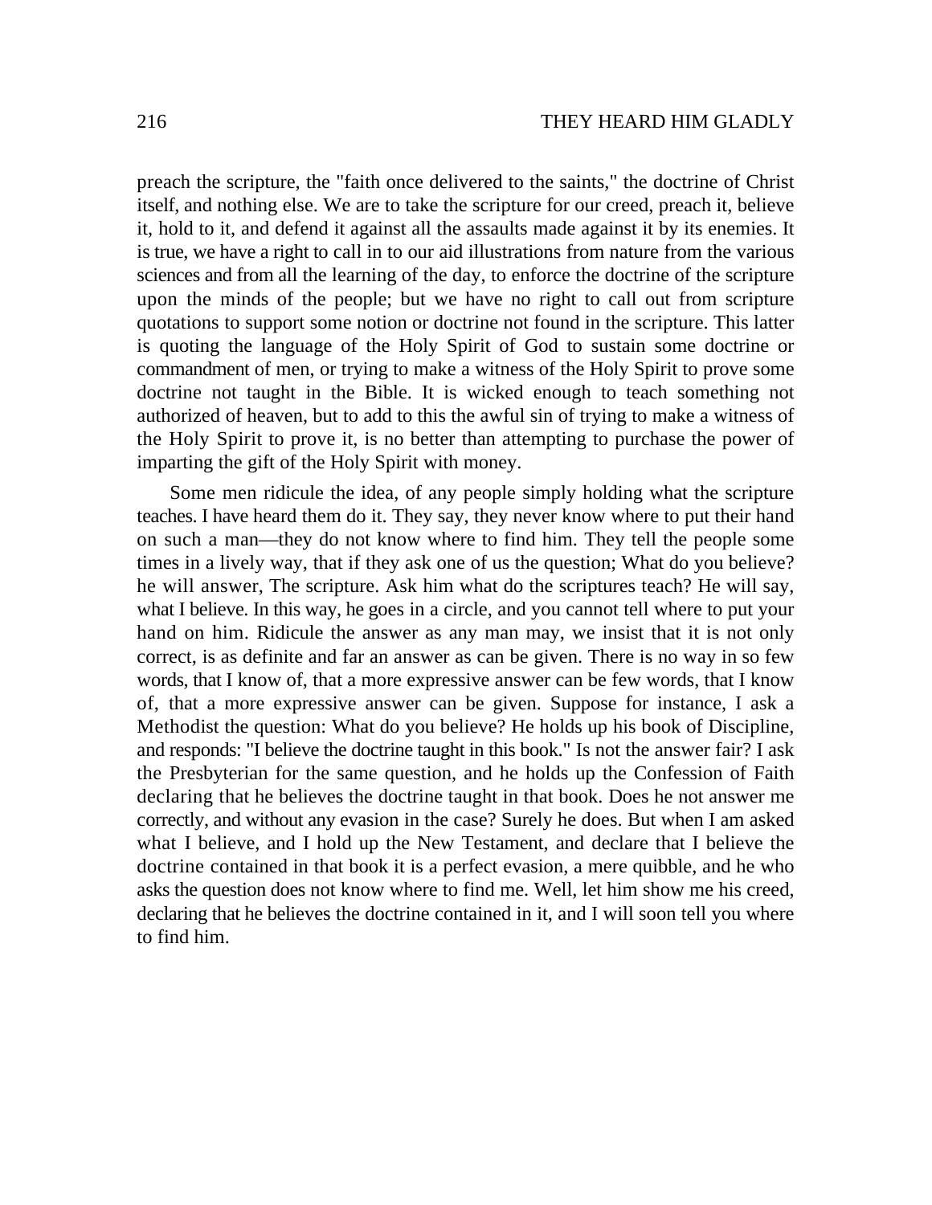preach the scripture, the "faith once delivered to the saints," the doctrine of Christ itself, and nothing else. We are to take the scripture for our creed, preach it, believe it, hold to it, and defend it against all the assaults made against it by its enemies. It is true, we have a right to call in to our aid illustrations from nature from the various sciences and from all the learning of the day, to enforce the doctrine of the scripture upon the minds of the people; but we have no right to call out from scripture quotations to support some notion or doctrine not found in the scripture. This latter is quoting the language of the Holy Spirit of God to sustain some doctrine or commandment of men, or trying to make a witness of the Holy Spirit to prove some doctrine not taught in the Bible. It is wicked enough to teach something not authorized of heaven, but to add to this the awful sin of trying to make a witness of the Holy Spirit to prove it, is no better than attempting to purchase the power of imparting the gift of the Holy Spirit with money.

Some men ridicule the idea, of any people simply holding what the scripture teaches. I have heard them do it. They say, they never know where to put their hand on such a man—they do not know where to find him. They tell the people some times in a lively way, that if they ask one of us the question; What do you believe? he will answer, The scripture. Ask him what do the scriptures teach? He will say, what I believe. In this way, he goes in a circle, and you cannot tell where to put your hand on him. Ridicule the answer as any man may, we insist that it is not only correct, is as definite and far an answer as can be given. There is no way in so few words, that I know of, that a more expressive answer can be few words, that I know of, that a more expressive answer can be given. Suppose for instance, I ask a Methodist the question: What do you believe? He holds up his book of Discipline, and responds: "I believe the doctrine taught in this book." Is not the answer fair? I ask the Presbyterian for the same question, and he holds up the Confession of Faith declaring that he believes the doctrine taught in that book. Does he not answer me correctly, and without any evasion in the case? Surely he does. But when I am asked what I believe, and I hold up the New Testament, and declare that I believe the doctrine contained in that book it is a perfect evasion, a mere quibble, and he who asks the question does not know where to find me. Well, let him show me his creed, declaring that he believes the doctrine contained in it, and I will soon tell you where to find him.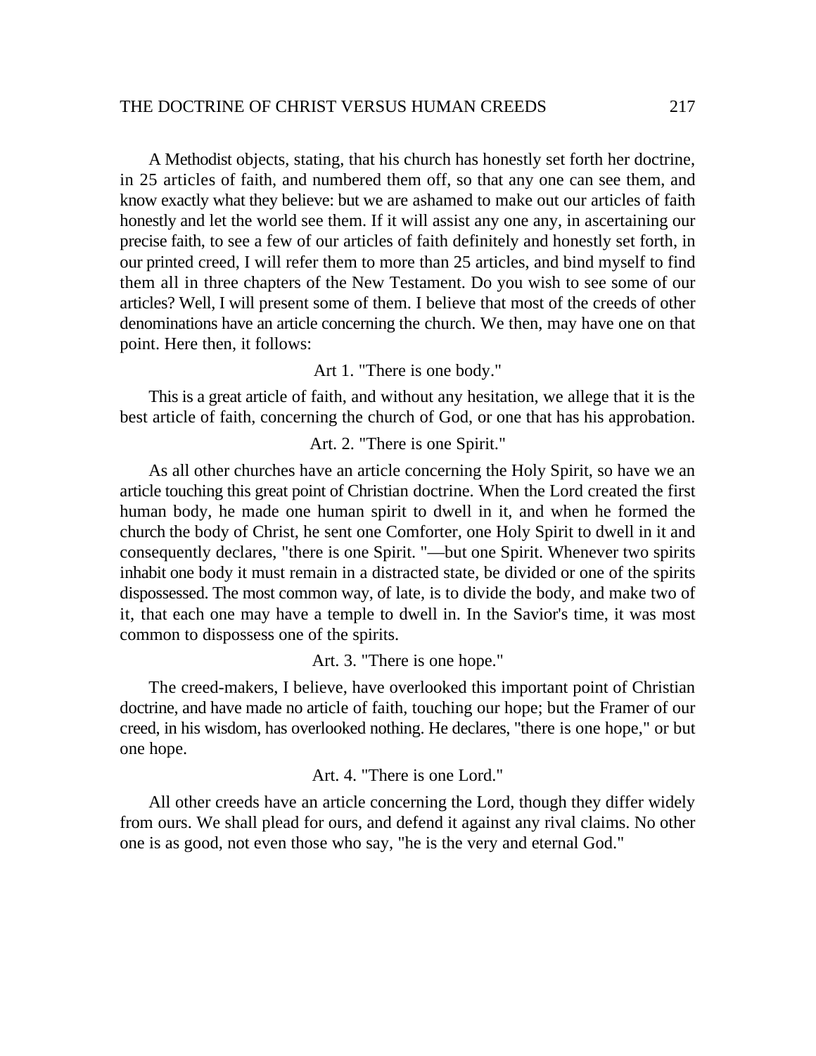A Methodist objects, stating, that his church has honestly set forth her doctrine, in 25 articles of faith, and numbered them off, so that any one can see them, and know exactly what they believe: but we are ashamed to make out our articles of faith honestly and let the world see them. If it will assist any one any, in ascertaining our precise faith, to see a few of our articles of faith definitely and honestly set forth, in our printed creed, I will refer them to more than 25 articles, and bind myself to find them all in three chapters of the New Testament. Do you wish to see some of our articles? Well, I will present some of them. I believe that most of the creeds of other denominations have an article concerning the church. We then, may have one on that point. Here then, it follows:

Art 1. "There is one body."

This is a great article of faith, and without any hesitation, we allege that it is the best article of faith, concerning the church of God, or one that has his approbation.

Art. 2. "There is one Spirit."

As all other churches have an article concerning the Holy Spirit, so have we an article touching this great point of Christian doctrine. When the Lord created the first human body, he made one human spirit to dwell in it, and when he formed the church the body of Christ, he sent one Comforter, one Holy Spirit to dwell in it and consequently declares, "there is one Spirit. "—but one Spirit. Whenever two spirits inhabit one body it must remain in a distracted state, be divided or one of the spirits dispossessed. The most common way, of late, is to divide the body, and make two of it, that each one may have a temple to dwell in. In the Savior's time, it was most common to dispossess one of the spirits.

Art. 3. "There is one hope."

The creed-makers, I believe, have overlooked this important point of Christian doctrine, and have made no article of faith, touching our hope; but the Framer of our creed, in his wisdom, has overlooked nothing. He declares, "there is one hope," or but one hope.

Art. 4. "There is one Lord."

All other creeds have an article concerning the Lord, though they differ widely from ours. We shall plead for ours, and defend it against any rival claims. No other one is as good, not even those who say, "he is the very and eternal God."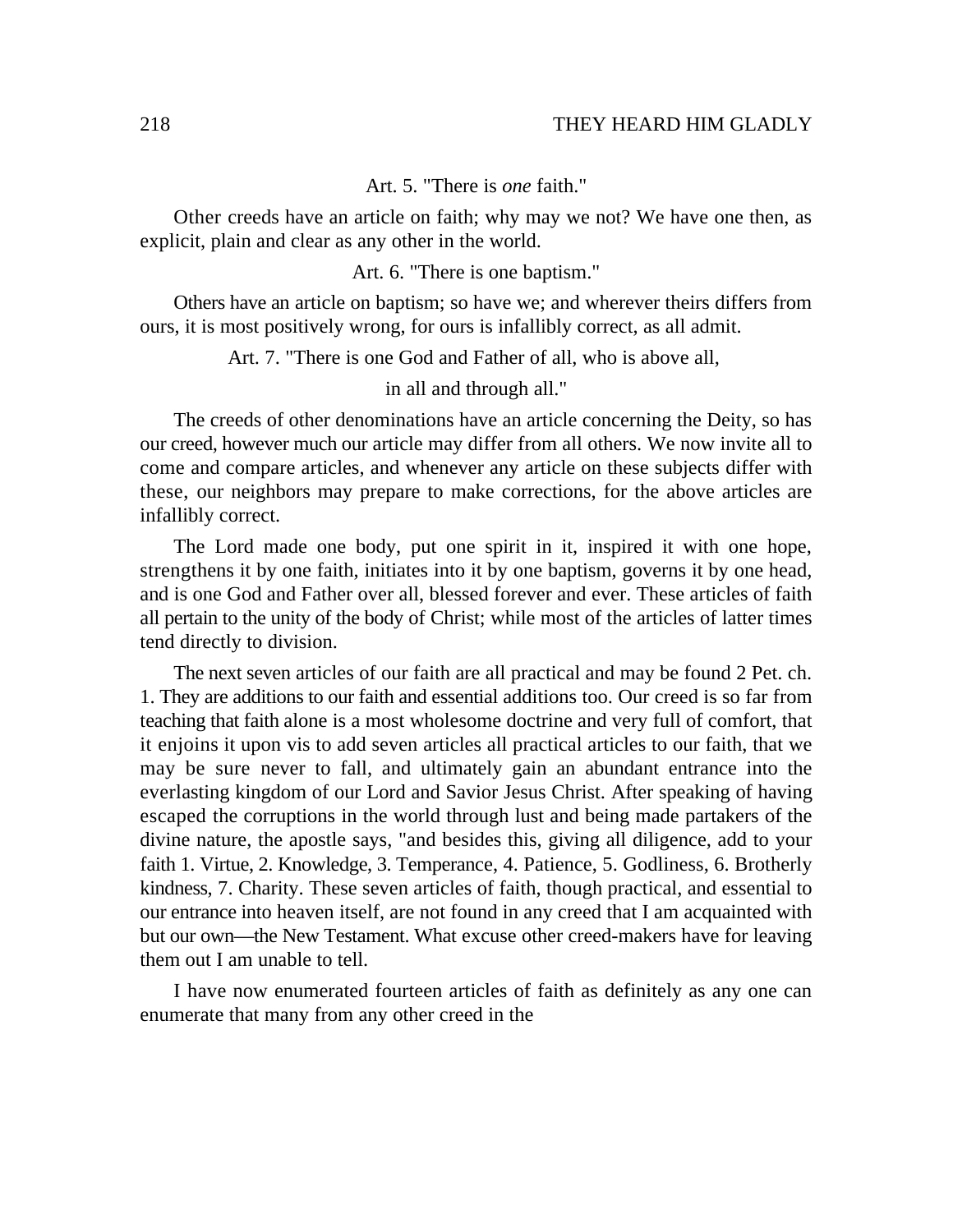Art. 5. "There is *one* faith."

Other creeds have an article on faith; why may we not? We have one then, as explicit, plain and clear as any other in the world.

Art. 6. "There is one baptism."

Others have an article on baptism; so have we; and wherever theirs differs from ours, it is most positively wrong, for ours is infallibly correct, as all admit.

Art. 7. "There is one God and Father of all, who is above all, in all and through all."

The creeds of other denominations have an article concerning the Deity, so has our creed, however much our article may differ from all others. We now invite all to come and compare articles, and whenever any article on these subjects differ with these, our neighbors may prepare to make corrections, for the above articles are infallibly correct.

The Lord made one body, put one spirit in it, inspired it with one hope, strengthens it by one faith, initiates into it by one baptism, governs it by one head, and is one God and Father over all, blessed forever and ever. These articles of faith all pertain to the unity of the body of Christ; while most of the articles of latter times tend directly to division.

The next seven articles of our faith are all practical and may be found 2 Pet. ch. 1. They are additions to our faith and essential additions too. Our creed is so far from teaching that faith alone is a most wholesome doctrine and very full of comfort, that it enjoins it upon vis to add seven articles all practical articles to our faith, that we may be sure never to fall, and ultimately gain an abundant entrance into the everlasting kingdom of our Lord and Savior Jesus Christ. After speaking of having escaped the corruptions in the world through lust and being made partakers of the divine nature, the apostle says, "and besides this, giving all diligence, add to your faith 1. Virtue, 2. Knowledge, 3. Temperance, 4. Patience, 5. Godliness, 6. Brotherly kindness, 7. Charity. These seven articles of faith, though practical, and essential to our entrance into heaven itself, are not found in any creed that I am acquainted with but our own—the New Testament. What excuse other creed-makers have for leaving them out I am unable to tell.

I have now enumerated fourteen articles of faith as definitely as any one can enumerate that many from any other creed in the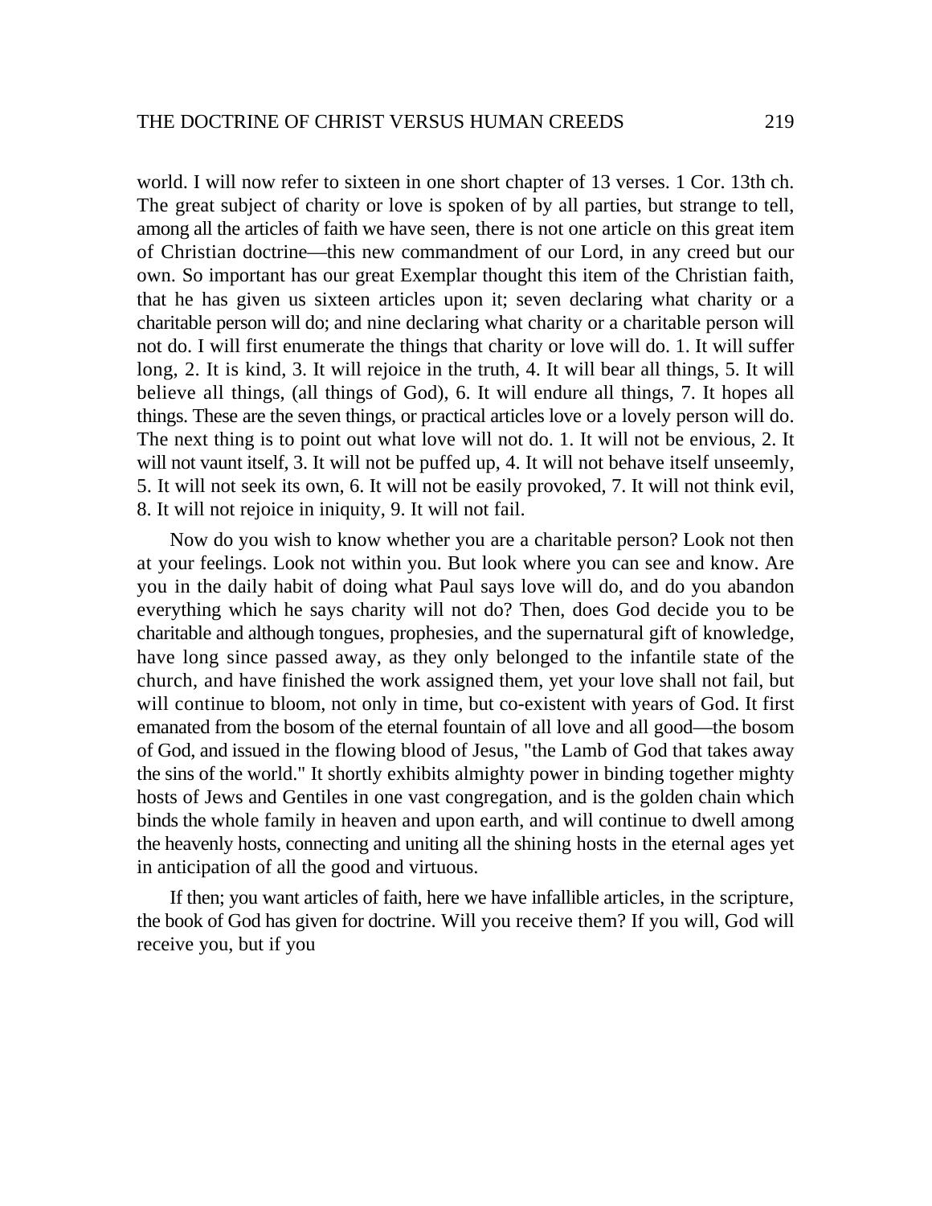world. I will now refer to sixteen in one short chapter of 13 verses. 1 Cor. 13th ch. The great subject of charity or love is spoken of by all parties, but strange to tell, among all the articles of faith we have seen, there is not one article on this great item of Christian doctrine—this new commandment of our Lord, in any creed but our own. So important has our great Exemplar thought this item of the Christian faith, that he has given us sixteen articles upon it; seven declaring what charity or a charitable person will do; and nine declaring what charity or a charitable person will not do. I will first enumerate the things that charity or love will do. 1. It will suffer long, 2. It is kind, 3. It will rejoice in the truth, 4. It will bear all things, 5. It will believe all things, (all things of God), 6. It will endure all things, 7. It hopes all things. These are the seven things, or practical articles love or a lovely person will do. The next thing is to point out what love will not do. 1. It will not be envious, 2. It will not vaunt itself, 3. It will not be puffed up, 4. It will not behave itself unseemly, 5. It will not seek its own, 6. It will not be easily provoked, 7. It will not think evil, 8. It will not rejoice in iniquity, 9. It will not fail.

Now do you wish to know whether you are a charitable person? Look not then at your feelings. Look not within you. But look where you can see and know. Are you in the daily habit of doing what Paul says love will do, and do you abandon everything which he says charity will not do? Then, does God decide you to be charitable and although tongues, prophesies, and the supernatural gift of knowledge, have long since passed away, as they only belonged to the infantile state of the church, and have finished the work assigned them, yet your love shall not fail, but will continue to bloom, not only in time, but co-existent with years of God. It first emanated from the bosom of the eternal fountain of all love and all good—the bosom of God, and issued in the flowing blood of Jesus, "the Lamb of God that takes away the sins of the world." It shortly exhibits almighty power in binding together mighty hosts of Jews and Gentiles in one vast congregation, and is the golden chain which binds the whole family in heaven and upon earth, and will continue to dwell among the heavenly hosts, connecting and uniting all the shining hosts in the eternal ages yet in anticipation of all the good and virtuous.

If then; you want articles of faith, here we have infallible articles, in the scripture, the book of God has given for doctrine. Will you receive them? If you will, God will receive you, but if you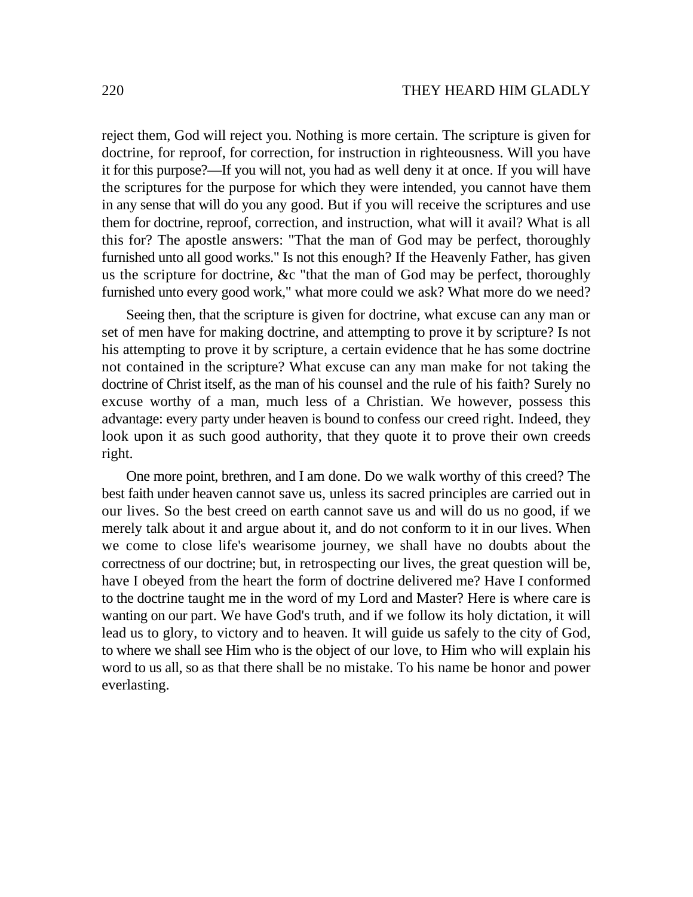reject them, God will reject you. Nothing is more certain. The scripture is given for doctrine, for reproof, for correction, for instruction in righteousness. Will you have it for this purpose?—If you will not, you had as well deny it at once. If you will have the scriptures for the purpose for which they were intended, you cannot have them in any sense that will do you any good. But if you will receive the scriptures and use them for doctrine, reproof, correction, and instruction, what will it avail? What is all this for? The apostle answers: "That the man of God may be perfect, thoroughly furnished unto all good works." Is not this enough? If the Heavenly Father, has given us the scripture for doctrine, &c "that the man of God may be perfect, thoroughly furnished unto every good work," what more could we ask? What more do we need?

Seeing then, that the scripture is given for doctrine, what excuse can any man or set of men have for making doctrine, and attempting to prove it by scripture? Is not his attempting to prove it by scripture, a certain evidence that he has some doctrine not contained in the scripture? What excuse can any man make for not taking the doctrine of Christ itself, as the man of his counsel and the rule of his faith? Surely no excuse worthy of a man, much less of a Christian. We however, possess this advantage: every party under heaven is bound to confess our creed right. Indeed, they look upon it as such good authority, that they quote it to prove their own creeds right.

One more point, brethren, and I am done. Do we walk worthy of this creed? The best faith under heaven cannot save us, unless its sacred principles are carried out in our lives. So the best creed on earth cannot save us and will do us no good, if we merely talk about it and argue about it, and do not conform to it in our lives. When we come to close life's wearisome journey, we shall have no doubts about the correctness of our doctrine; but, in retrospecting our lives, the great question will be, have I obeyed from the heart the form of doctrine delivered me? Have I conformed to the doctrine taught me in the word of my Lord and Master? Here is where care is wanting on our part. We have God's truth, and if we follow its holy dictation, it will lead us to glory, to victory and to heaven. It will guide us safely to the city of God, to where we shall see Him who is the object of our love, to Him who will explain his word to us all, so as that there shall be no mistake. To his name be honor and power everlasting.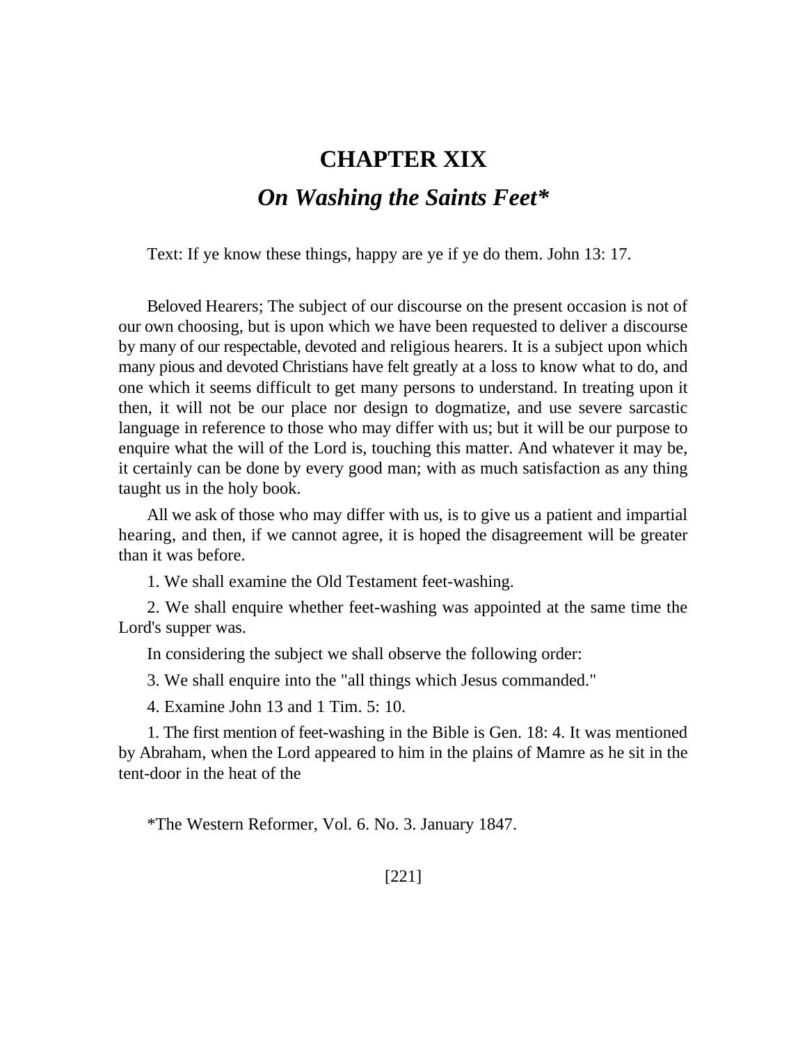# CHAPTER XIX

## *On Washing the Saints Feet**

Text: If ye know these things, happy are ye if ye do them. John 13: 17.

Beloved Hearers; The subject of our discourse on the present occasion is not of our own choosing, but is upon which we have been requested to deliver a discourse by many of our respectable, devoted and religious hearers. It is a subject upon which many pious and devoted Christians have felt greatly at a loss to know what to do, and one which it seems difficult to get many persons to understand. In treating upon it then, it will not be our place nor design to dogmatize, and use severe sarcastic language in reference to those who may differ with us; but it will be our purpose to enquire what the will of the Lord is, touching this matter. And whatever it may be, it certainly can be done by every good man; with as much satisfaction as any thing taught us in the holy book.

All we ask of those who may differ with us, is to give us a patient and impartial hearing, and then, if we cannot agree, it is hoped the disagreement will be greater than it was before.

1. We shall examine the Old Testament feet-washing.

2. We shall enquire whether feet-washing was appointed at the same time the Lord's supper was.

In considering the subject we shall observe the following order:

3. We shall enquire into the "all things which Jesus commanded."

4. Examine John 13 and 1 Tim. 5: 10.

1. The first mention of feet-washing in the Bible is Gen. 18: 4. It was mentioned by Abraham, when the Lord appeared to him in the plains of Mamre as he sit in the tent-door in the heat of the

*The Western Reformer, Vol. 6. No. 3. January 1847.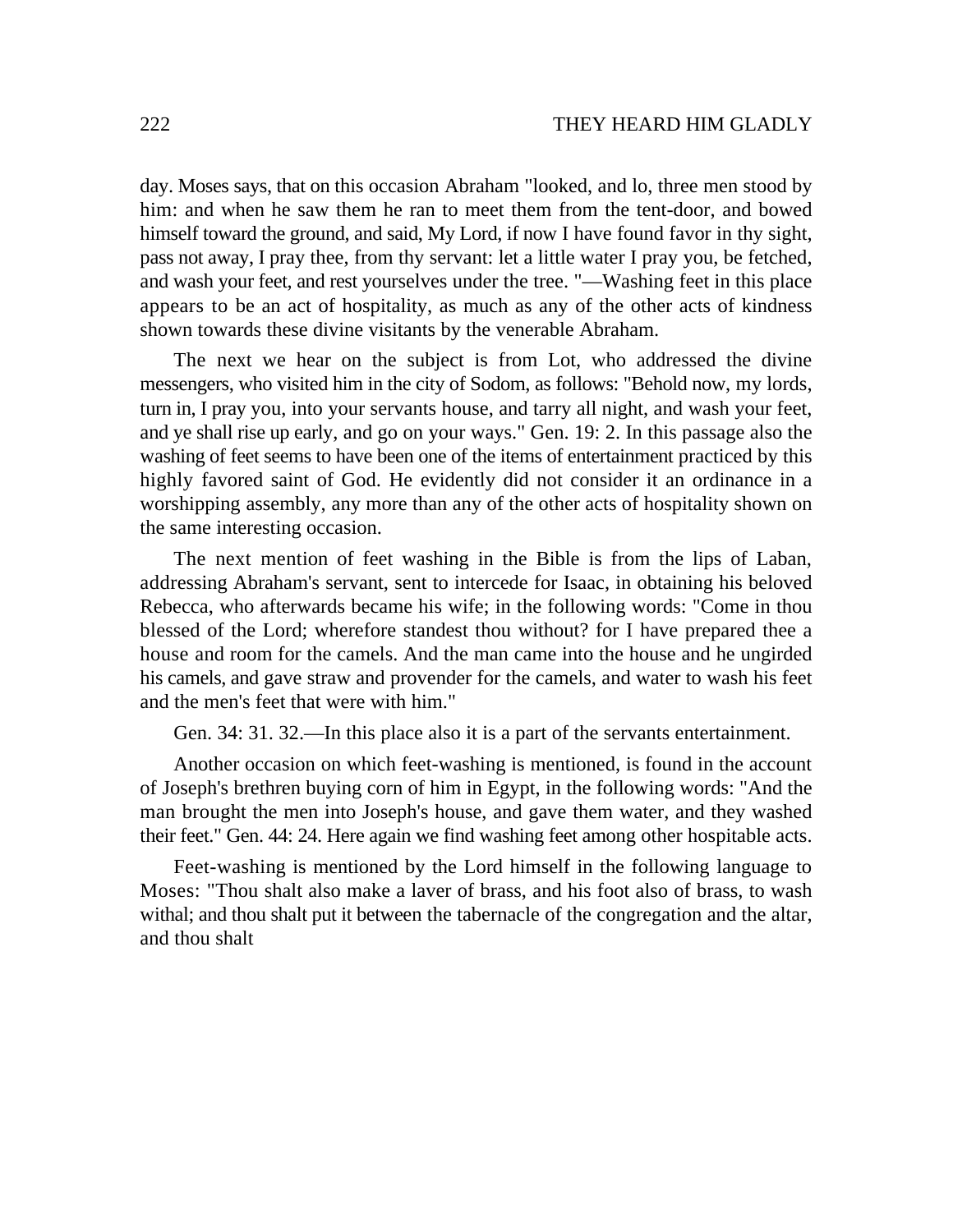day. Moses says, that on this occasion Abraham "looked, and lo, three men stood by him: and when he saw them he ran to meet them from the tent-door, and bowed himself toward the ground, and said, My Lord, if now I have found favor in thy sight, pass not away, I pray thee, from thy servant: let a little water I pray you, be fetched, and wash your feet, and rest yourselves under the tree. "—Washing feet in this place appears to be an act of hospitality, as much as any of the other acts of kindness shown towards these divine visitants by the venerable Abraham.

The next we hear on the subject is from Lot, who addressed the divine messengers, who visited him in the city of Sodom, as follows: "Behold now, my lords, turn in, I pray you, into your servants house, and tarry all night, and wash your feet, and ye shall rise up early, and go on your ways." Gen. 19: 2. In this passage also the washing of feet seems to have been one of the items of entertainment practiced by this highly favored saint of God. He evidently did not consider it an ordinance in a worshipping assembly, any more than any of the other acts of hospitality shown on the same interesting occasion.

The next mention of feet washing in the Bible is from the lips of Laban, addressing Abraham's servant, sent to intercede for Isaac, in obtaining his beloved Rebecca, who afterwards became his wife; in the following words: "Come in thou blessed of the Lord; wherefore standest thou without? for I have prepared thee a house and room for the camels. And the man came into the house and he ungirded his camels, and gave straw and provender for the camels, and water to wash his feet and the men's feet that were with him."

Gen. 34: 31. 32.—In this place also it is a part of the servants entertainment.

Another occasion on which feet-washing is mentioned, is found in the account of Joseph's brethren buying corn of him in Egypt, in the following words: "And the man brought the men into Joseph's house, and gave them water, and they washed their feet." Gen. 44: 24. Here again we find washing feet among other hospitable acts.

Feet-washing is mentioned by the Lord himself in the following language to Moses: "Thou shalt also make a laver of brass, and his foot also of brass, to wash withal; and thou shalt put it between the tabernacle of the congregation and the altar, and thou shalt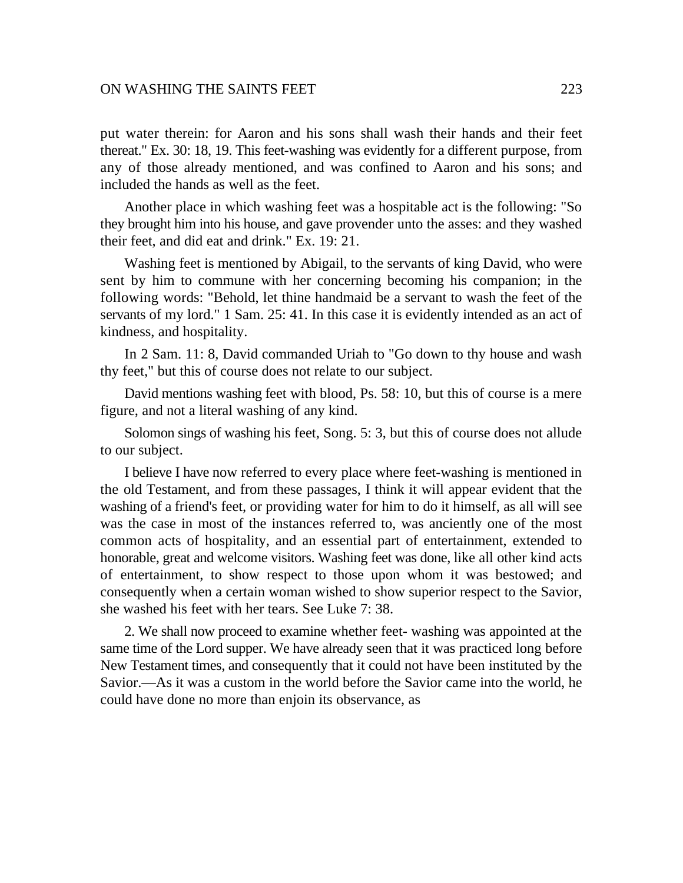put water therein: for Aaron and his sons shall wash their hands and their feet thereat." Ex. 30: 18, 19. This feet-washing was evidently for a different purpose, from any of those already mentioned, and was confined to Aaron and his sons; and included the hands as well as the feet.

Another place in which washing feet was a hospitable act is the following: "So they brought him into his house, and gave provender unto the asses: and they washed their feet, and did eat and drink." Ex. 19: 21.

Washing feet is mentioned by Abigail, to the servants of king David, who were sent by him to commune with her concerning becoming his companion; in the following words: "Behold, let thine handmaid be a servant to wash the feet of the servants of my lord." 1 Sam. 25: 41. In this case it is evidently intended as an act of kindness, and hospitality.

In 2 Sam. 11: 8, David commanded Uriah to "Go down to thy house and wash thy feet," but this of course does not relate to our subject.

David mentions washing feet with blood, Ps. 58: 10, but this of course is a mere figure, and not a literal washing of any kind.

Solomon sings of washing his feet, Song. 5: 3, but this of course does not allude to our subject.

I believe I have now referred to every place where feet-washing is mentioned in the old Testament, and from these passages, I think it will appear evident that the washing of a friend's feet, or providing water for him to do it himself, as all will see was the case in most of the instances referred to, was anciently one of the most common acts of hospitality, and an essential part of entertainment, extended to honorable, great and welcome visitors. Washing feet was done, like all other kind acts of entertainment, to show respect to those upon whom it was bestowed; and consequently when a certain woman wished to show superior respect to the Savior, she washed his feet with her tears. See Luke 7: 38.

2. We shall now proceed to examine whether feet- washing was appointed at the same time of the Lord supper. We have already seen that it was practiced long before New Testament times, and consequently that it could not have been instituted by the Savior.—As it was a custom in the world before the Savior came into the world, he could have done no more than enjoin its observance, as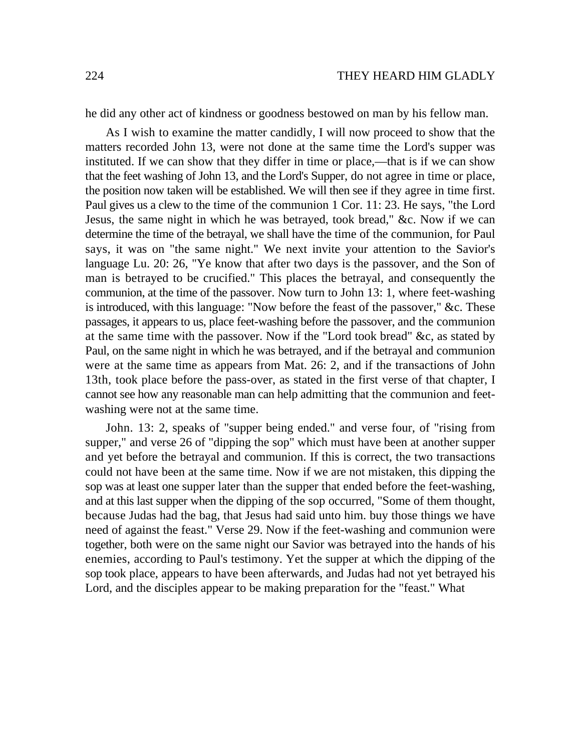he did any other act of kindness or goodness bestowed on man by his fellow man.

As I wish to examine the matter candidly, I will now proceed to show that the matters recorded John 13, were not done at the same time the Lord's supper was instituted. If we can show that they differ in time or place,—that is if we can show that the feet washing of John 13, and the Lord's Supper, do not agree in time or place, the position now taken will be established. We will then see if they agree in time first. Paul gives us a clew to the time of the communion 1 Cor. 11: 23. He says, "the Lord Jesus, the same night in which he was betrayed, took bread," &c. Now if we can determine the time of the betrayal, we shall have the time of the communion, for Paul says, it was on "the same night." We next invite your attention to the Savior's language Lu. 20: 26, "Ye know that after two days is the passover, and the Son of man is betrayed to be crucified." This places the betrayal, and consequently the communion, at the time of the passover. Now turn to John 13: 1, where feet-washing is introduced, with this language: "Now before the feast of the passover," &c. These passages, it appears to us, place feet-washing before the passover, and the communion at the same time with the passover. Now if the "Lord took bread" &c, as stated by Paul, on the same night in which he was betrayed, and if the betrayal and communion were at the same time as appears from Mat. 26: 2, and if the transactions of John 13th, took place before the pass-over, as stated in the first verse of that chapter, I cannot see how any reasonable man can help admitting that the communion and feet-washing were not at the same time.

John. 13: 2, speaks of "supper being ended." and verse four, of "rising from supper," and verse 26 of "dipping the sop" which must have been at another supper and yet before the betrayal and communion. If this is correct, the two transactions could not have been at the same time. Now if we are not mistaken, this dipping the sop was at least one supper later than the supper that ended before the feet-washing, and at this last supper when the dipping of the sop occurred, "Some of them thought, because Judas had the bag, that Jesus had said unto him. buy those things we have need of against the feast." Verse 29. Now if the feet-washing and communion were together, both were on the same night our Savior was betrayed into the hands of his enemies, according to Paul's testimony. Yet the supper at which the dipping of the sop took place, appears to have been afterwards, and Judas had not yet betrayed his Lord, and the disciples appear to be making preparation for the "feast." What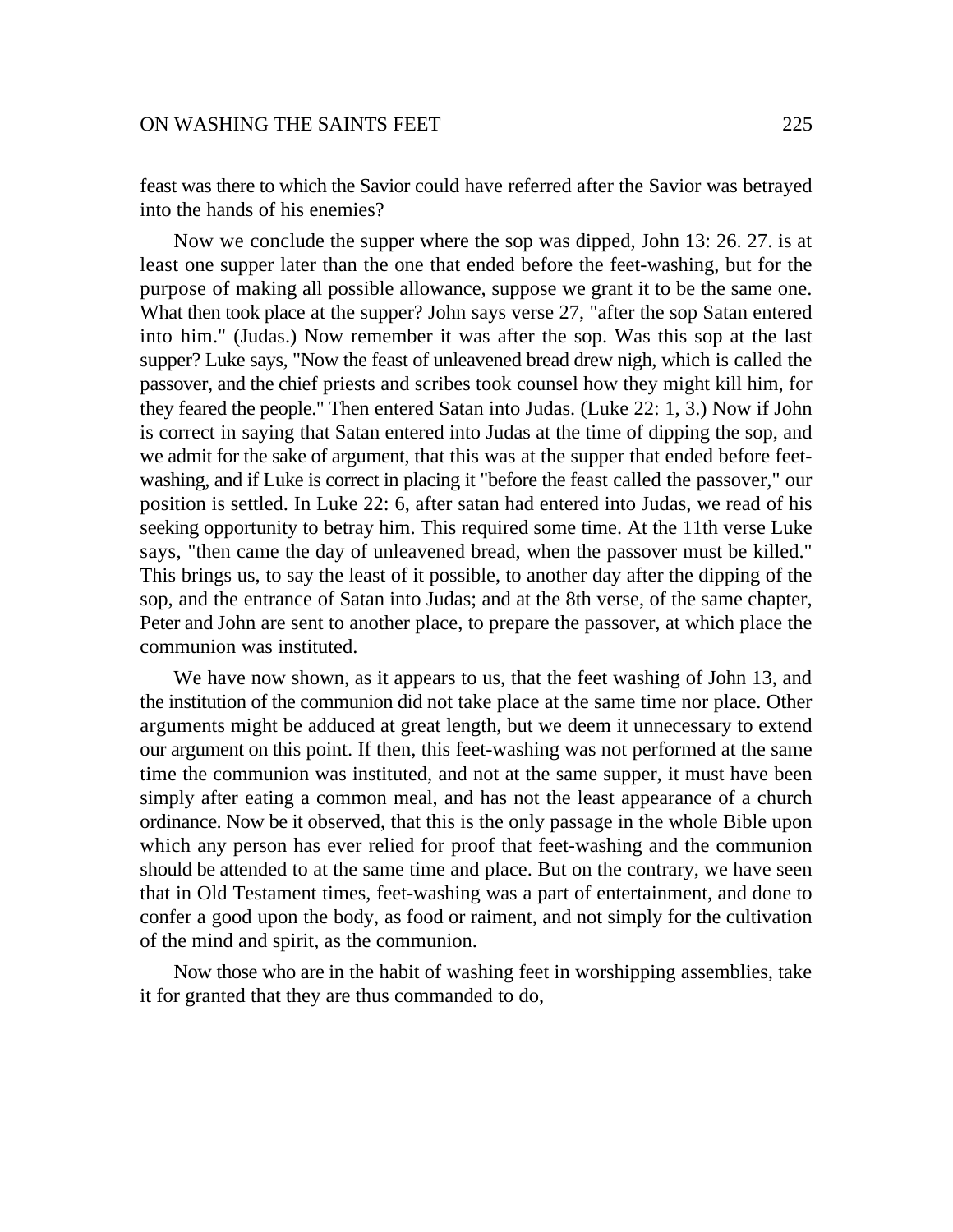feast was there to which the Savior could have referred after the Savior was betrayed into the hands of his enemies?

Now we conclude the supper where the sop was dipped, John 13: 26. 27. is at least one supper later than the one that ended before the feet-washing, but for the purpose of making all possible allowance, suppose we grant it to be the same one. What then took place at the supper? John says verse 27, "after the sop Satan entered into him." (Judas.) Now remember it was after the sop. Was this sop at the last supper? Luke says, "Now the feast of unleavened bread drew nigh, which is called the passover, and the chief priests and scribes took counsel how they might kill him, for they feared the people." Then entered Satan into Judas. (Luke 22: 1, 3.) Now if John is correct in saying that Satan entered into Judas at the time of dipping the sop, and we admit for the sake of argument, that this was at the supper that ended before feet-washing, and if Luke is correct in placing it "before the feast called the passover," our position is settled. In Luke 22: 6, after satan had entered into Judas, we read of his seeking opportunity to betray him. This required some time. At the 11th verse Luke says, "then came the day of unleavened bread, when the passover must be killed." This brings us, to say the least of it possible, to another day after the dipping of the sop, and the entrance of Satan into Judas; and at the 8th verse, of the same chapter, Peter and John are sent to another place, to prepare the passover, at which place the communion was instituted.

We have now shown, as it appears to us, that the feet washing of John 13, and the institution of the communion did not take place at the same time nor place. Other arguments might be adduced at great length, but we deem it unnecessary to extend our argument on this point. If then, this feet-washing was not performed at the same time the communion was instituted, and not at the same supper, it must have been simply after eating a common meal, and has not the least appearance of a church ordinance. Now be it observed, that this is the only passage in the whole Bible upon which any person has ever relied for proof that feet-washing and the communion should be attended to at the same time and place. But on the contrary, we have seen that in Old Testament times, feet-washing was a part of entertainment, and done to confer a good upon the body, as food or raiment, and not simply for the cultivation of the mind and spirit, as the communion.

Now those who are in the habit of washing feet in worshipping assemblies, take it for granted that they are thus commanded to do,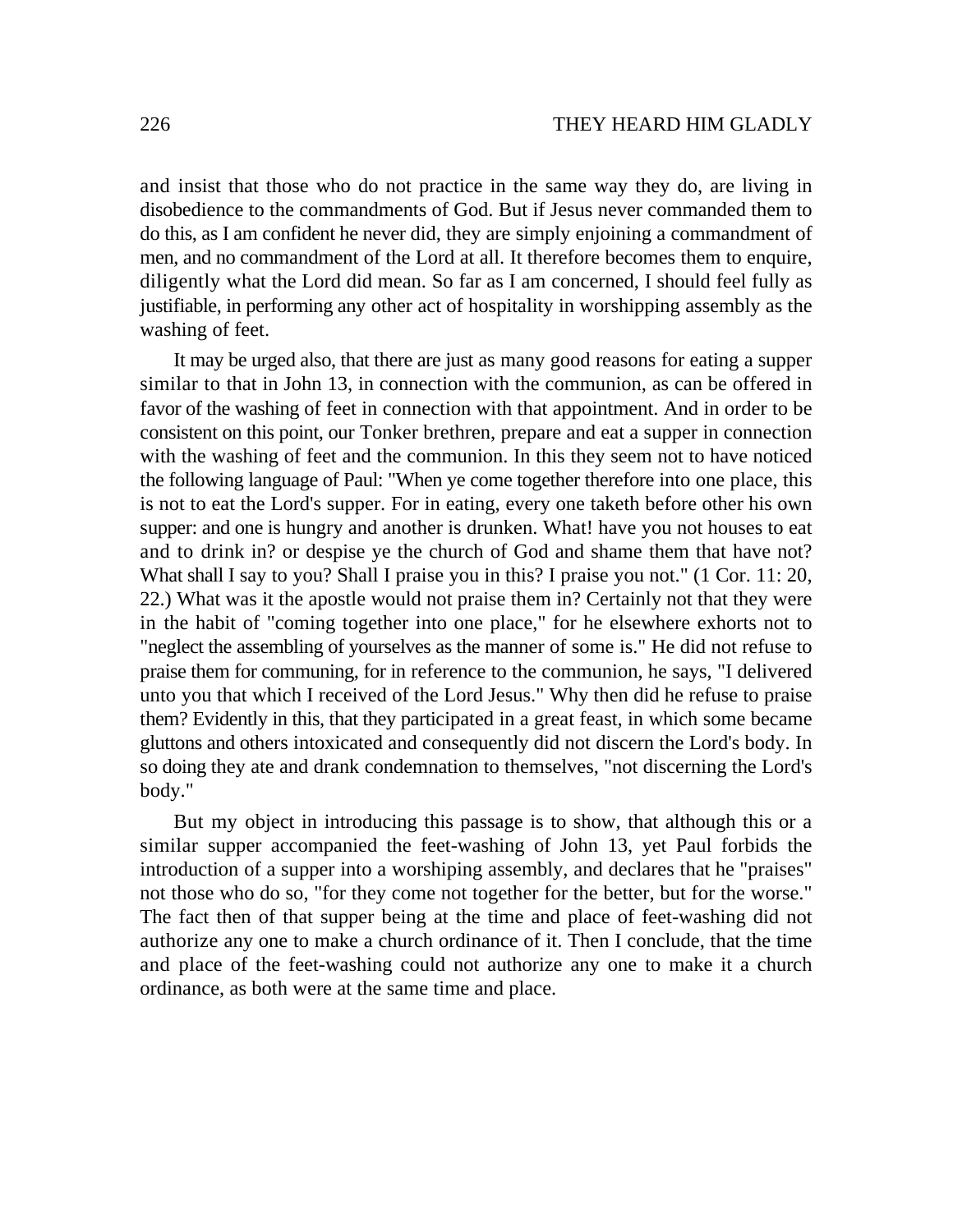and insist that those who do not practice in the same way they do, are living in disobedience to the commandments of God. But if Jesus never commanded them to do this, as I am confident he never did, they are simply enjoining a commandment of men, and no commandment of the Lord at all. It therefore becomes them to enquire, diligently what the Lord did mean. So far as I am concerned, I should feel fully as justifiable, in performing any other act of hospitality in worshipping assembly as the washing of feet.

It may be urged also, that there are just as many good reasons for eating a supper similar to that in John 13, in connection with the communion, as can be offered in favor of the washing of feet in connection with that appointment. And in order to be consistent on this point, our Tonker brethren, prepare and eat a supper in connection with the washing of feet and the communion. In this they seem not to have noticed the following language of Paul: "When ye come together therefore into one place, this is not to eat the Lord's supper. For in eating, every one taketh before other his own supper: and one is hungry and another is drunken. What! have you not houses to eat and to drink in? or despise ye the church of God and shame them that have not? What shall I say to you? Shall I praise you in this? I praise you not." (1 Cor. 11: 20, 22.) What was it the apostle would not praise them in? Certainly not that they were in the habit of "coming together into one place," for he elsewhere exhorts not to "neglect the assembling of yourselves as the manner of some is." He did not refuse to praise them for communing, for in reference to the communion, he says, "I delivered unto you that which I received of the Lord Jesus." Why then did he refuse to praise them? Evidently in this, that they participated in a great feast, in which some became gluttons and others intoxicated and consequently did not discern the Lord's body. In so doing they ate and drank condemnation to themselves, "not discerning the Lord's body."

But my object in introducing this passage is to show, that although this or a similar supper accompanied the feet-washing of John 13, yet Paul forbids the introduction of a supper into a worshiping assembly, and declares that he "praises" not those who do so, "for they come not together for the better, but for the worse." The fact then of that supper being at the time and place of feet-washing did not authorize any one to make a church ordinance of it. Then I conclude, that the time and place of the feet-washing could not authorize any one to make it a church ordinance, as both were at the same time and place.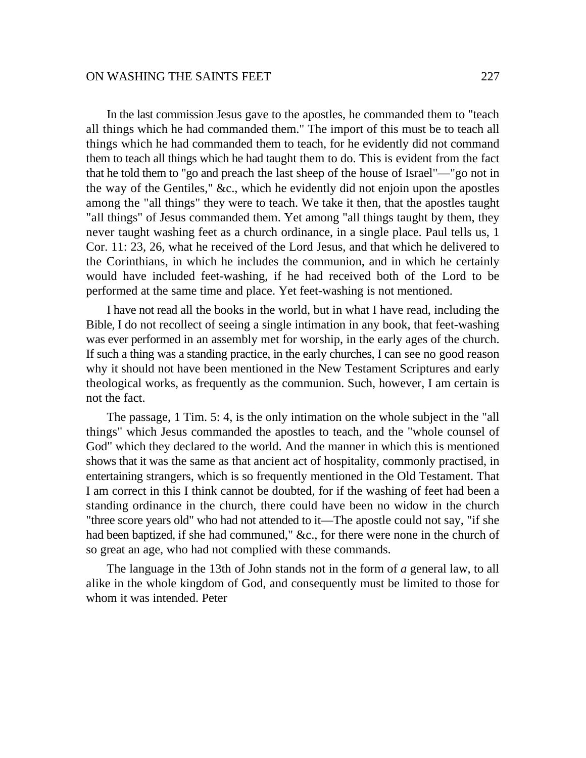In the last commission Jesus gave to the apostles, he commanded them to "teach all things which he had commanded them." The import of this must be to teach all things which he had commanded them to teach, for he evidently did not command them to teach all things which he had taught them to do. This is evident from the fact that he told them to "go and preach the last sheep of the house of Israel"—"go not in the way of the Gentiles," &c., which he evidently did not enjoin upon the apostles among the "all things" they were to teach. We take it then, that the apostles taught "all things" of Jesus commanded them. Yet among "all things taught by them, they never taught washing feet as a church ordinance, in a single place. Paul tells us, 1 Cor. 11: 23, 26, what he received of the Lord Jesus, and that which he delivered to the Corinthians, in which he includes the communion, and in which he certainly would have included feet-washing, if he had received both of the Lord to be performed at the same time and place. Yet feet-washing is not mentioned.

I have not read all the books in the world, but in what I have read, including the Bible, I do not recollect of seeing a single intimation in any book, that feet-washing was ever performed in an assembly met for worship, in the early ages of the church. If such a thing was a standing practice, in the early churches, I can see no good reason why it should not have been mentioned in the New Testament Scriptures and early theological works, as frequently as the communion. Such, however, I am certain is not the fact.

The passage, 1 Tim. 5: 4, is the only intimation on the whole subject in the "all things" which Jesus commanded the apostles to teach, and the "whole counsel of God" which they declared to the world. And the manner in which this is mentioned shows that it was the same as that ancient act of hospitality, commonly practised, in entertaining strangers, which is so frequently mentioned in the Old Testament. That I am correct in this I think cannot be doubted, for if the washing of feet had been a standing ordinance in the church, there could have been no widow in the church "three score years old" who had not attended to it—The apostle could not say, "if she had been baptized, if she had communed," &c., for there were none in the church of so great an age, who had not complied with these commands.

The language in the 13th of John stands not in the form of *a* general law, to all alike in the whole kingdom of God, and consequently must be limited to those for whom it was intended. Peter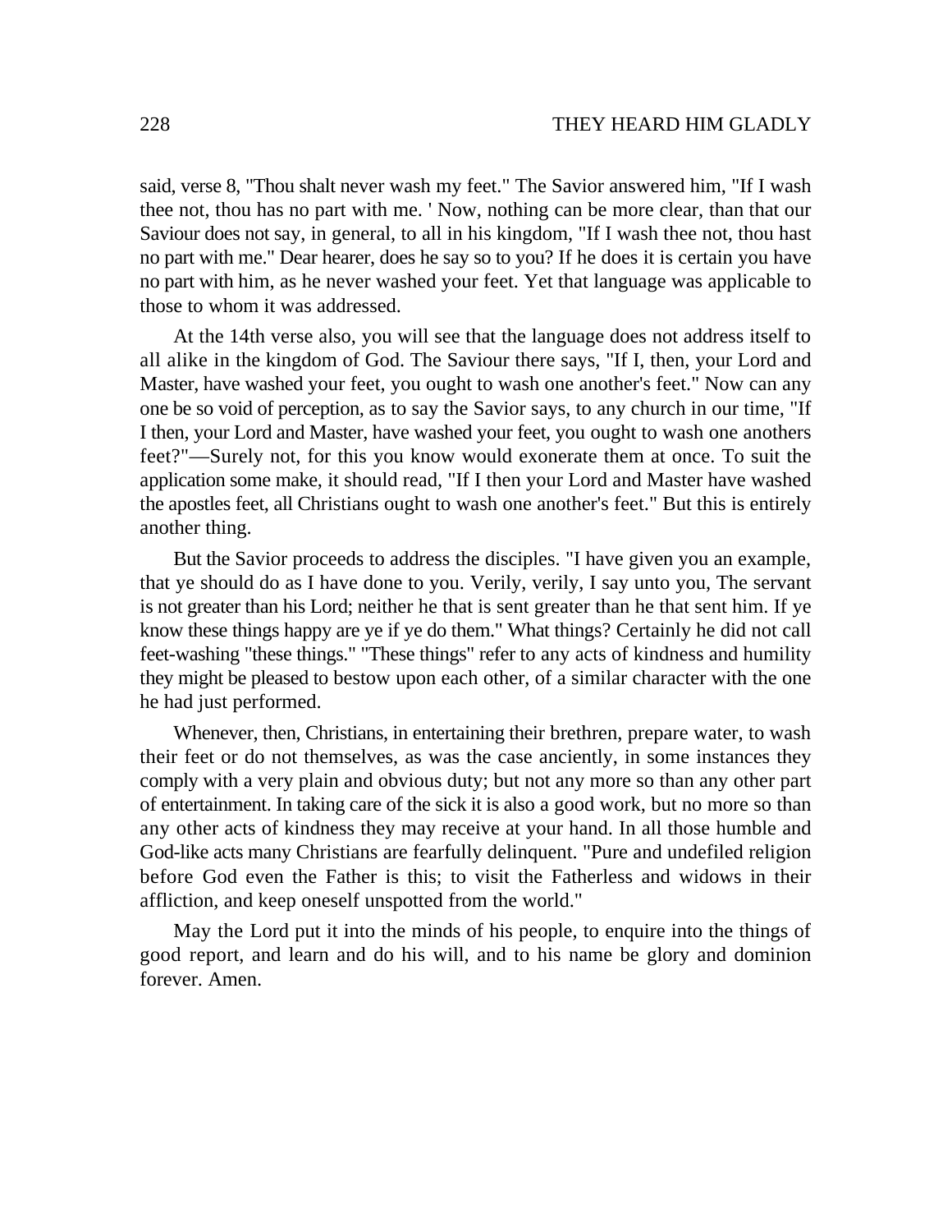said, verse 8, "Thou shalt never wash my feet." The Savior answered him, "If I wash thee not, thou has no part with me. ' Now, nothing can be more clear, than that our Saviour does not say, in general, to all in his kingdom, "If I wash thee not, thou hast no part with me." Dear hearer, does he say so to you? If he does it is certain you have no part with him, as he never washed your feet. Yet that language was applicable to those to whom it was addressed.

At the 14th verse also, you will see that the language does not address itself to all alike in the kingdom of God. The Saviour there says, "If I, then, your Lord and Master, have washed your feet, you ought to wash one another's feet." Now can any one be so void of perception, as to say the Savior says, to any church in our time, "If I then, your Lord and Master, have washed your feet, you ought to wash one anothers feet?"—Surely not, for this you know would exonerate them at once. To suit the application some make, it should read, "If I then your Lord and Master have washed the apostles feet, all Christians ought to wash one another's feet." But this is entirely another thing.

But the Savior proceeds to address the disciples. "I have given you an example, that ye should do as I have done to you. Verily, verily, I say unto you, The servant is not greater than his Lord; neither he that is sent greater than he that sent him. If ye know these things happy are ye if ye do them." What things? Certainly he did not call feet-washing "these things." "These things" refer to any acts of kindness and humility they might be pleased to bestow upon each other, of a similar character with the one he had just performed.

Whenever, then, Christians, in entertaining their brethren, prepare water, to wash their feet or do not themselves, as was the case anciently, in some instances they comply with a very plain and obvious duty; but not any more so than any other part of entertainment. In taking care of the sick it is also a good work, but no more so than any other acts of kindness they may receive at your hand. In all those humble and God-like acts many Christians are fearfully delinquent. "Pure and undefiled religion before God even the Father is this; to visit the Fatherless and widows in their affliction, and keep oneself unspotted from the world."

May the Lord put it into the minds of his people, to enquire into the things of good report, and learn and do his will, and to his name be glory and dominion forever. Amen.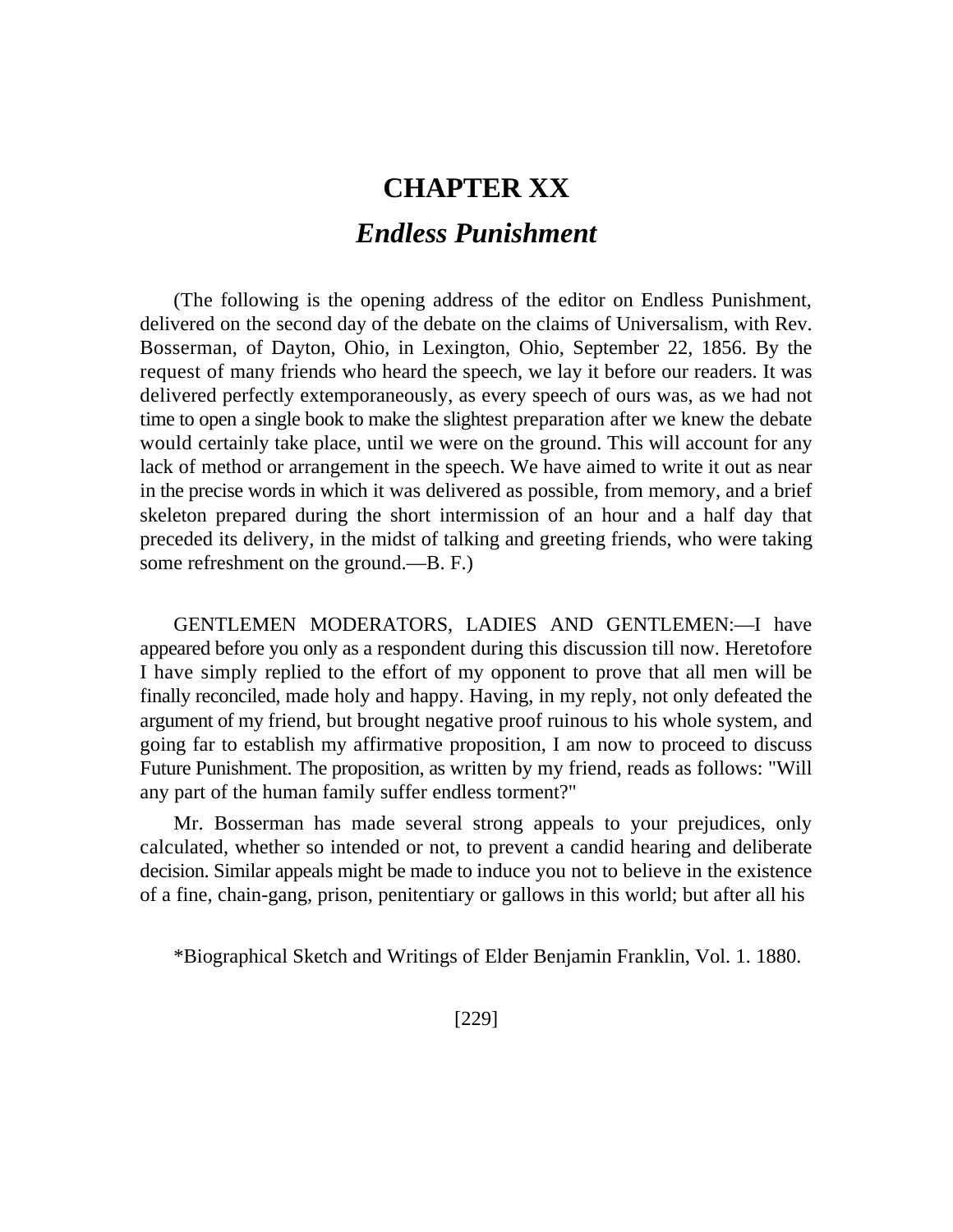# CHAPTER XX

## *Endless Punishment*

(The following is the opening address of the editor on Endless Punishment, delivered on the second day of the debate on the claims of Universalism, with Rev. Bosserman, of Dayton, Ohio, in Lexington, Ohio, September 22, 1856. By the request of many friends who heard the speech, we lay it before our readers. It was delivered perfectly extemporaneously, as every speech of ours was, as we had not time to open a single book to make the slightest preparation after we knew the debate would certainly take place, until we were on the ground. This will account for any lack of method or arrangement in the speech. We have aimed to write it out as near in the precise words in which it was delivered as possible, from memory, and a brief skeleton prepared during the short intermission of an hour and a half day that preceded its delivery, in the midst of talking and greeting friends, who were taking some refreshment on the ground.—B. F.)

GENTLEMEN MODERATORS, LADIES AND GENTLEMEN:—I have appeared before you only as a respondent during this discussion till now. Heretofore I have simply replied to the effort of my opponent to prove that all men will be finally reconciled, made holy and happy. Having, in my reply, not only defeated the argument of my friend, but brought negative proof ruinous to his whole system, and going far to establish my affirmative proposition, I am now to proceed to discuss Future Punishment. The proposition, as written by my friend, reads as follows: "Will any part of the human family suffer endless torment?"

Mr. Bosserman has made several strong appeals to your prejudices, only calculated, whether so intended or not, to prevent a candid hearing and deliberate decision. Similar appeals might be made to induce you not to believe in the existence of a fine, chain-gang, prison, penitentiary or gallows in this world; but after all his

*Biographical Sketch and Writings of Elder Benjamin Franklin, Vol. 1. 1880.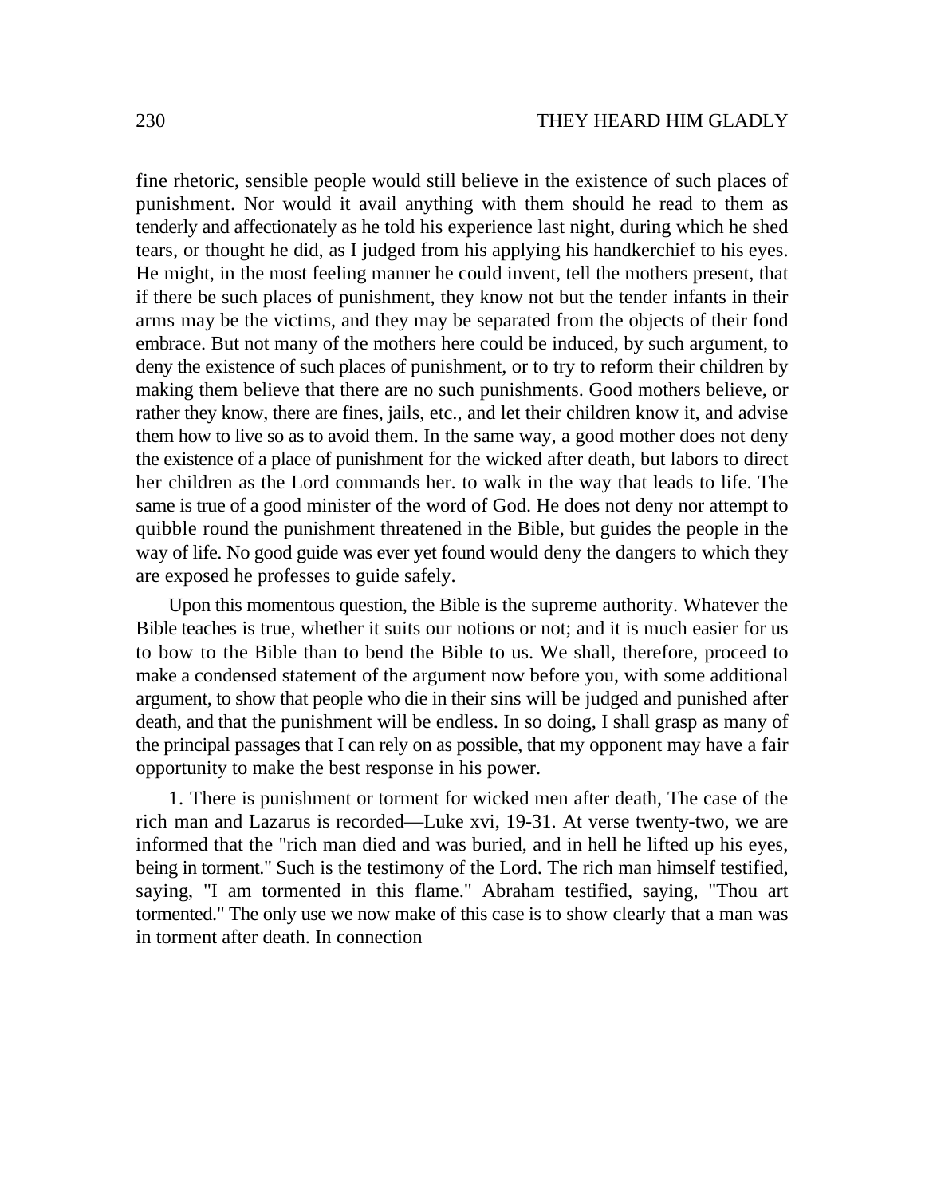fine rhetoric, sensible people would still believe in the existence of such places of punishment. Nor would it avail anything with them should he read to them as tenderly and affectionately as he told his experience last night, during which he shed tears, or thought he did, as I judged from his applying his handkerchief to his eyes. He might, in the most feeling manner he could invent, tell the mothers present, that if there be such places of punishment, they know not but the tender infants in their arms may be the victims, and they may be separated from the objects of their fond embrace. But not many of the mothers here could be induced, by such argument, to deny the existence of such places of punishment, or to try to reform their children by making them believe that there are no such punishments. Good mothers believe, or rather they know, there are fines, jails, etc., and let their children know it, and advise them how to live so as to avoid them. In the same way, a good mother does not deny the existence of a place of punishment for the wicked after death, but labors to direct her children as the Lord commands her. to walk in the way that leads to life. The same is true of a good minister of the word of God. He does not deny nor attempt to quibble round the punishment threatened in the Bible, but guides the people in the way of life. No good guide was ever yet found would deny the dangers to which they are exposed he professes to guide safely.

Upon this momentous question, the Bible is the supreme authority. Whatever the Bible teaches is true, whether it suits our notions or not; and it is much easier for us to bow to the Bible than to bend the Bible to us. We shall, therefore, proceed to make a condensed statement of the argument now before you, with some additional argument, to show that people who die in their sins will be judged and punished after death, and that the punishment will be endless. In so doing, I shall grasp as many of the principal passages that I can rely on as possible, that my opponent may have a fair opportunity to make the best response in his power.

1. There is punishment or torment for wicked men after death, The case of the rich man and Lazarus is recorded—Luke xvi, 19-31. At verse twenty-two, we are informed that the "rich man died and was buried, and in hell he lifted up his eyes, being in torment." Such is the testimony of the Lord. The rich man himself testified, saying, "I am tormented in this flame." Abraham testified, saying, "Thou art tormented." The only use we now make of this case is to show clearly that a man was in torment after death. In connection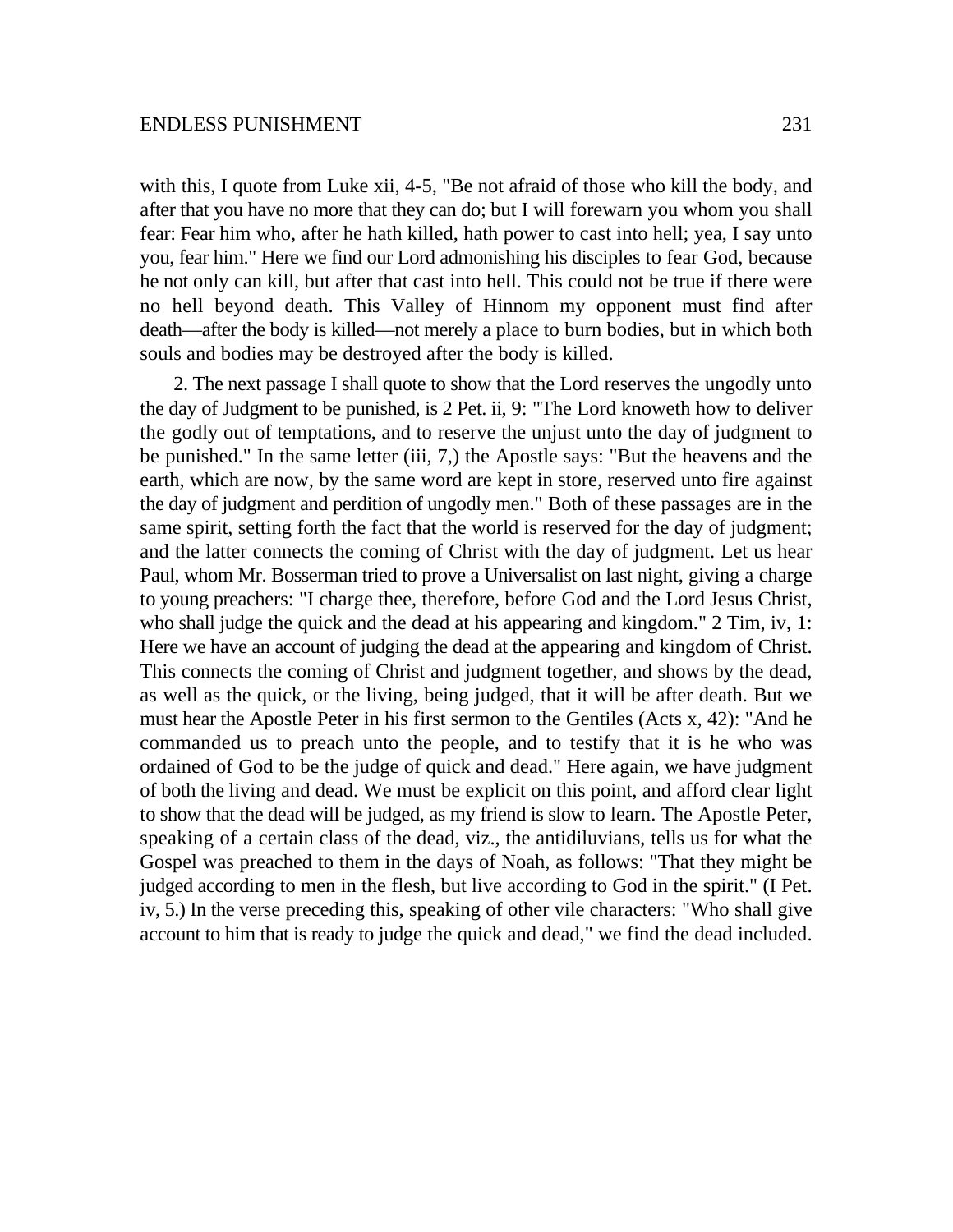with this, I quote from Luke xii, 4-5, "Be not afraid of those who kill the body, and after that you have no more that they can do; but I will forewarn you whom you shall fear: Fear him who, after he hath killed, hath power to cast into hell; yea, I say unto you, fear him." Here we find our Lord admonishing his disciples to fear God, because he not only can kill, but after that cast into hell. This could not be true if there were no hell beyond death. This Valley of Hinnom my opponent must find after death—after the body is killed—not merely a place to burn bodies, but in which both souls and bodies may be destroyed after the body is killed.

2. The next passage I shall quote to show that the Lord reserves the ungodly unto the day of Judgment to be punished, is 2 Pet. ii, 9: "The Lord knoweth how to deliver the godly out of temptations, and to reserve the unjust unto the day of judgment to be punished." In the same letter (iii, 7,) the Apostle says: "But the heavens and the earth, which are now, by the same word are kept in store, reserved unto fire against the day of judgment and perdition of ungodly men." Both of these passages are in the same spirit, setting forth the fact that the world is reserved for the day of judgment; and the latter connects the coming of Christ with the day of judgment. Let us hear Paul, whom Mr. Bosserman tried to prove a Universalist on last night, giving a charge to young preachers: "I charge thee, therefore, before God and the Lord Jesus Christ, who shall judge the quick and the dead at his appearing and kingdom." 2 Tim, iv, 1: Here we have an account of judging the dead at the appearing and kingdom of Christ. This connects the coming of Christ and judgment together, and shows by the dead, as well as the quick, or the living, being judged, that it will be after death. But we must hear the Apostle Peter in his first sermon to the Gentiles (Acts x, 42): "And he commanded us to preach unto the people, and to testify that it is he who was ordained of God to be the judge of quick and dead." Here again, we have judgment of both the living and dead. We must be explicit on this point, and afford clear light to show that the dead will be judged, as my friend is slow to learn. The Apostle Peter, speaking of a certain class of the dead, viz., the antidiluvians, tells us for what the Gospel was preached to them in the days of Noah, as follows: "That they might be judged according to men in the flesh, but live according to God in the spirit." (I Pet. iv, 5.) In the verse preceding this, speaking of other vile characters: "Who shall give account to him that is ready to judge the quick and dead," we find the dead included.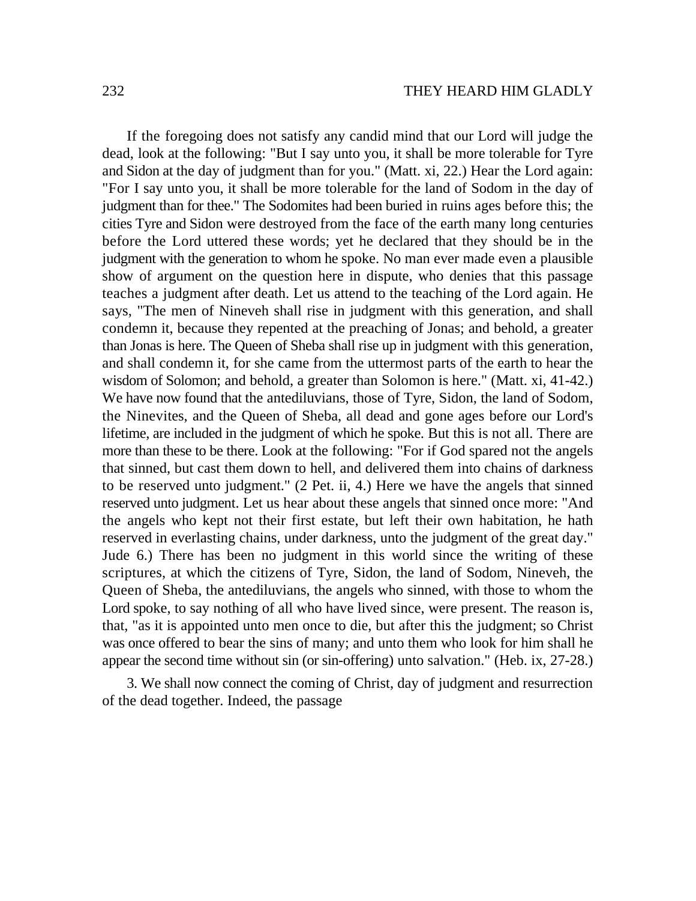If the foregoing does not satisfy any candid mind that our Lord will judge the dead, look at the following: "But I say unto you, it shall be more tolerable for Tyre and Sidon at the day of judgment than for you." (Matt. xi, 22.) Hear the Lord again: "For I say unto you, it shall be more tolerable for the land of Sodom in the day of judgment than for thee." The Sodomites had been buried in ruins ages before this; the cities Tyre and Sidon were destroyed from the face of the earth many long centuries before the Lord uttered these words; yet he declared that they should be in the judgment with the generation to whom he spoke. No man ever made even a plausible show of argument on the question here in dispute, who denies that this passage teaches a judgment after death. Let us attend to the teaching of the Lord again. He says, "The men of Nineveh shall rise in judgment with this generation, and shall condemn it, because they repented at the preaching of Jonas; and behold, a greater than Jonas is here. The Queen of Sheba shall rise up in judgment with this generation, and shall condemn it, for she came from the uttermost parts of the earth to hear the wisdom of Solomon; and behold, a greater than Solomon is here." (Matt. xi, 41-42.) We have now found that the antediluvians, those of Tyre, Sidon, the land of Sodom, the Ninevites, and the Queen of Sheba, all dead and gone ages before our Lord's lifetime, are included in the judgment of which he spoke. But this is not all. There are more than these to be there. Look at the following: "For if God spared not the angels that sinned, but cast them down to hell, and delivered them into chains of darkness to be reserved unto judgment." (2 Pet. ii, 4.) Here we have the angels that sinned reserved unto judgment. Let us hear about these angels that sinned once more: "And the angels who kept not their first estate, but left their own habitation, he hath reserved in everlasting chains, under darkness, unto the judgment of the great day." Jude 6.) There has been no judgment in this world since the writing of these scriptures, at which the citizens of Tyre, Sidon, the land of Sodom, Nineveh, the Queen of Sheba, the antediluvians, the angels who sinned, with those to whom the Lord spoke, to say nothing of all who have lived since, were present. The reason is, that, "as it is appointed unto men once to die, but after this the judgment; so Christ was once offered to bear the sins of many; and unto them who look for him shall he appear the second time without sin (or sin-offering) unto salvation." (Heb. ix, 27-28.)

3. We shall now connect the coming of Christ, day of judgment and resurrection of the dead together. Indeed, the passage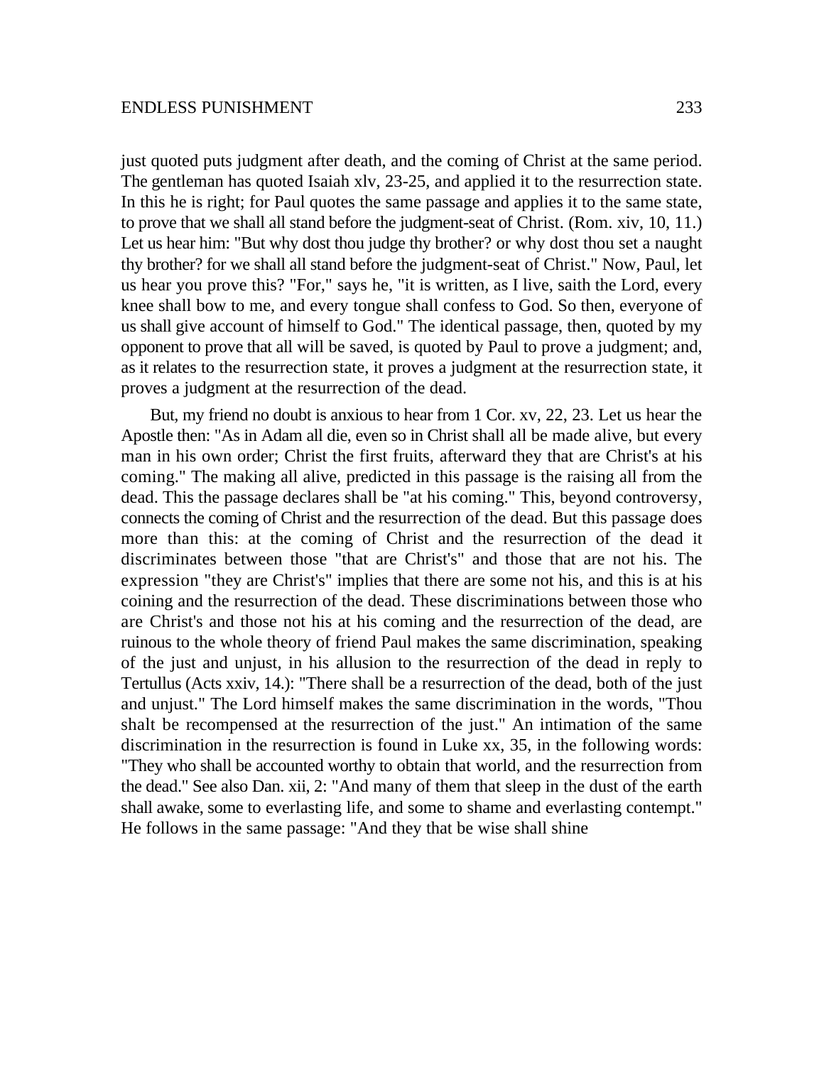just quoted puts judgment after death, and the coming of Christ at the same period. The gentleman has quoted Isaiah xlv, 23-25, and applied it to the resurrection state. In this he is right; for Paul quotes the same passage and applies it to the same state, to prove that we shall all stand before the judgment-seat of Christ. (Rom. xiv, 10, 11.) Let us hear him: "But why dost thou judge thy brother? or why dost thou set a naught thy brother? for we shall all stand before the judgment-seat of Christ." Now, Paul, let us hear you prove this? "For," says he, "it is written, as I live, saith the Lord, every knee shall bow to me, and every tongue shall confess to God. So then, everyone of us shall give account of himself to God." The identical passage, then, quoted by my opponent to prove that all will be saved, is quoted by Paul to prove a judgment; and, as it relates to the resurrection state, it proves a judgment at the resurrection state, it proves a judgment at the resurrection of the dead.

But, my friend no doubt is anxious to hear from 1 Cor. xv, 22, 23. Let us hear the Apostle then: "As in Adam all die, even so in Christ shall all be made alive, but every man in his own order; Christ the first fruits, afterward they that are Christ's at his coming." The making all alive, predicted in this passage is the raising all from the dead. This the passage declares shall be "at his coming." This, beyond controversy, connects the coming of Christ and the resurrection of the dead. But this passage does more than this: at the coming of Christ and the resurrection of the dead it discriminates between those "that are Christ's" and those that are not his. The expression "they are Christ's" implies that there are some not his, and this is at his coining and the resurrection of the dead. These discriminations between those who are Christ's and those not his at his coming and the resurrection of the dead, are ruinous to the whole theory of friend Paul makes the same discrimination, speaking of the just and unjust, in his allusion to the resurrection of the dead in reply to Tertullus (Acts xxiv, 14.): "There shall be a resurrection of the dead, both of the just and unjust." The Lord himself makes the same discrimination in the words, "Thou shalt be recompensed at the resurrection of the just." An intimation of the same discrimination in the resurrection is found in Luke xx, 35, in the following words: "They who shall be accounted worthy to obtain that world, and the resurrection from the dead." See also Dan. xii, 2: "And many of them that sleep in the dust of the earth shall awake, some to everlasting life, and some to shame and everlasting contempt." He follows in the same passage: "And they that be wise shall shine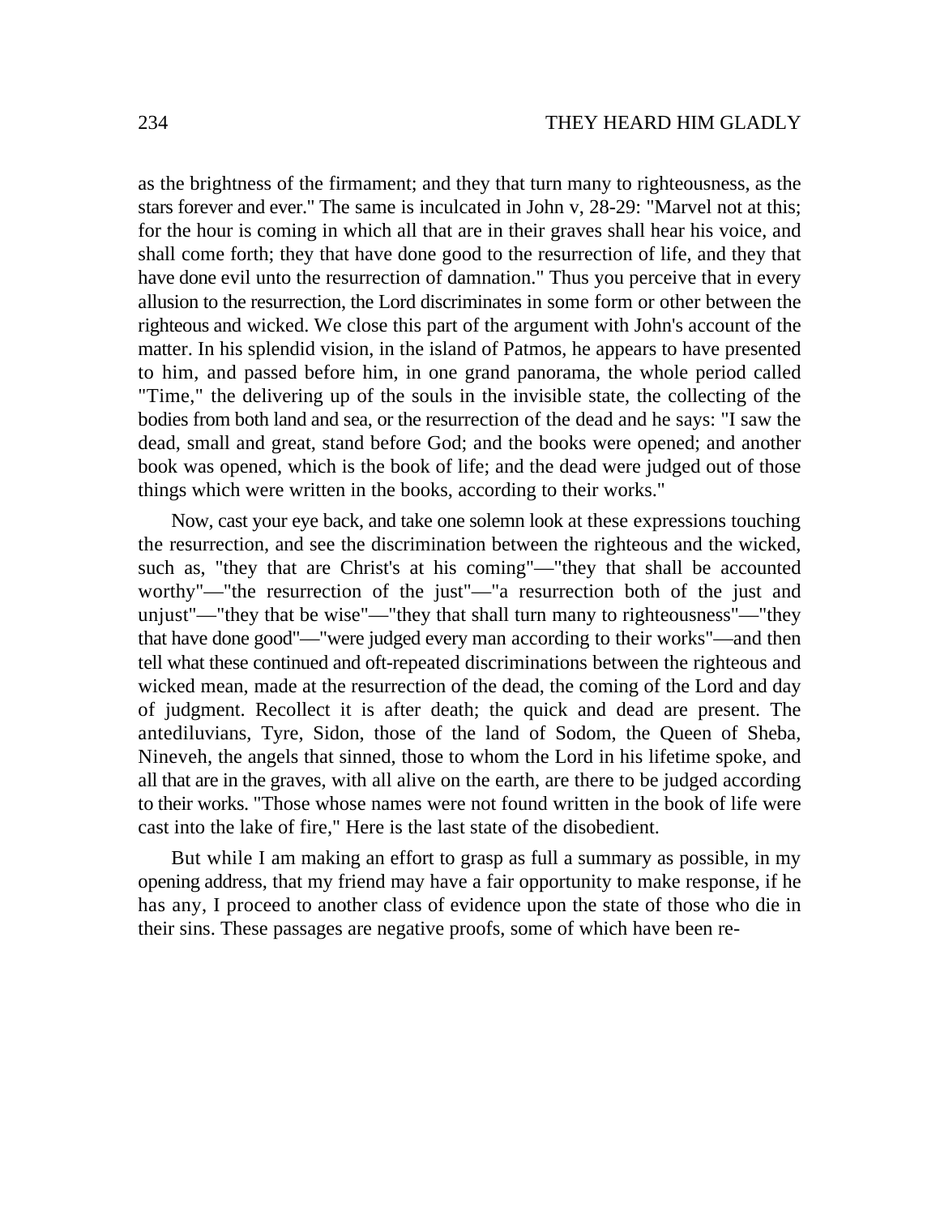as the brightness of the firmament; and they that turn many to righteousness, as the stars forever and ever." The same is inculcated in John v, 28-29: "Marvel not at this; for the hour is coming in which all that are in their graves shall hear his voice, and shall come forth; they that have done good to the resurrection of life, and they that have done evil unto the resurrection of damnation." Thus you perceive that in every allusion to the resurrection, the Lord discriminates in some form or other between the righteous and wicked. We close this part of the argument with John's account of the matter. In his splendid vision, in the island of Patmos, he appears to have presented to him, and passed before him, in one grand panorama, the whole period called "Time," the delivering up of the souls in the invisible state, the collecting of the bodies from both land and sea, or the resurrection of the dead and he says: "I saw the dead, small and great, stand before God; and the books were opened; and another book was opened, which is the book of life; and the dead were judged out of those things which were written in the books, according to their works."

Now, cast your eye back, and take one solemn look at these expressions touching the resurrection, and see the discrimination between the righteous and the wicked, such as, "they that are Christ's at his coming"—"they that shall be accounted worthy"—"the resurrection of the just"—"a resurrection both of the just and unjust"—"they that be wise"—"they that shall turn many to righteousness"—"they that have done good"—"were judged every man according to their works"—and then tell what these continued and oft-repeated discriminations between the righteous and wicked mean, made at the resurrection of the dead, the coming of the Lord and day of judgment. Recollect it is after death; the quick and dead are present. The antediluvians, Tyre, Sidon, those of the land of Sodom, the Queen of Sheba, Nineveh, the angels that sinned, those to whom the Lord in his lifetime spoke, and all that are in the graves, with all alive on the earth, are there to be judged according to their works. "Those whose names were not found written in the book of life were cast into the lake of fire," Here is the last state of the disobedient.

But while I am making an effort to grasp as full a summary as possible, in my opening address, that my friend may have a fair opportunity to make response, if he has any, I proceed to another class of evidence upon the state of those who die in their sins. These passages are negative proofs, some of which have been re-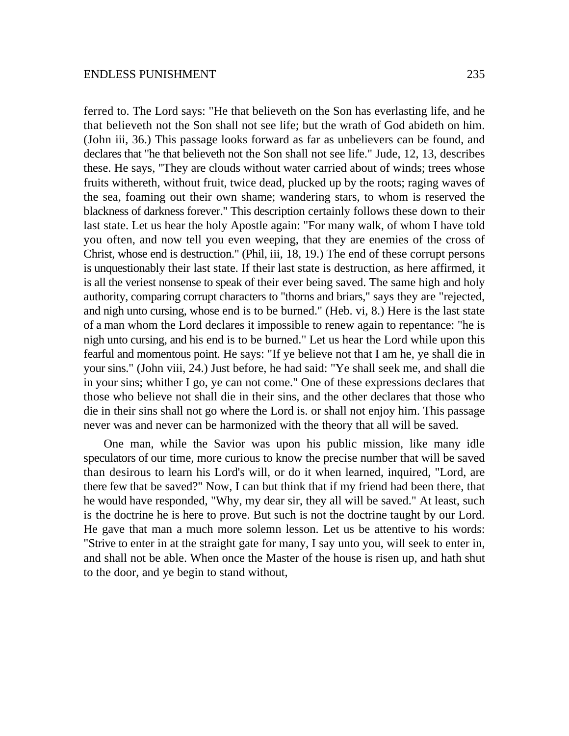ferred to. The Lord says: "He that believeth on the Son has everlasting life, and he that believeth not the Son shall not see life; but the wrath of God abideth on him. (John iii, 36.) This passage looks forward as far as unbelievers can be found, and declares that "he that believeth not the Son shall not see life." Jude, 12, 13, describes these. He says, "They are clouds without water carried about of winds; trees whose fruits withereth, without fruit, twice dead, plucked up by the roots; raging waves of the sea, foaming out their own shame; wandering stars, to whom is reserved the blackness of darkness forever." This description certainly follows these down to their last state. Let us hear the holy Apostle again: "For many walk, of whom I have told you often, and now tell you even weeping, that they are enemies of the cross of Christ, whose end is destruction." (Phil, iii, 18, 19.) The end of these corrupt persons is unquestionably their last state. If their last state is destruction, as here affirmed, it is all the veriest nonsense to speak of their ever being saved. The same high and holy authority, comparing corrupt characters to "thorns and briars," says they are "rejected, and nigh unto cursing, whose end is to be burned." (Heb. vi, 8.) Here is the last state of a man whom the Lord declares it impossible to renew again to repentance: "he is nigh unto cursing, and his end is to be burned." Let us hear the Lord while upon this fearful and momentous point. He says: "If ye believe not that I am he, ye shall die in your sins." (John viii, 24.) Just before, he had said: "Ye shall seek me, and shall die in your sins; whither I go, ye can not come." One of these expressions declares that those who believe not shall die in their sins, and the other declares that those who die in their sins shall not go where the Lord is. or shall not enjoy him. This passage never was and never can be harmonized with the theory that all will be saved.

One man, while the Savior was upon his public mission, like many idle speculators of our time, more curious to know the precise number that will be saved than desirous to learn his Lord's will, or do it when learned, inquired, "Lord, are there few that be saved?" Now, I can but think that if my friend had been there, that he would have responded, "Why, my dear sir, they all will be saved." At least, such is the doctrine he is here to prove. But such is not the doctrine taught by our Lord. He gave that man a much more solemn lesson. Let us be attentive to his words: "Strive to enter in at the straight gate for many, I say unto you, will seek to enter in, and shall not be able. When once the Master of the house is risen up, and hath shut to the door, and ye begin to stand without,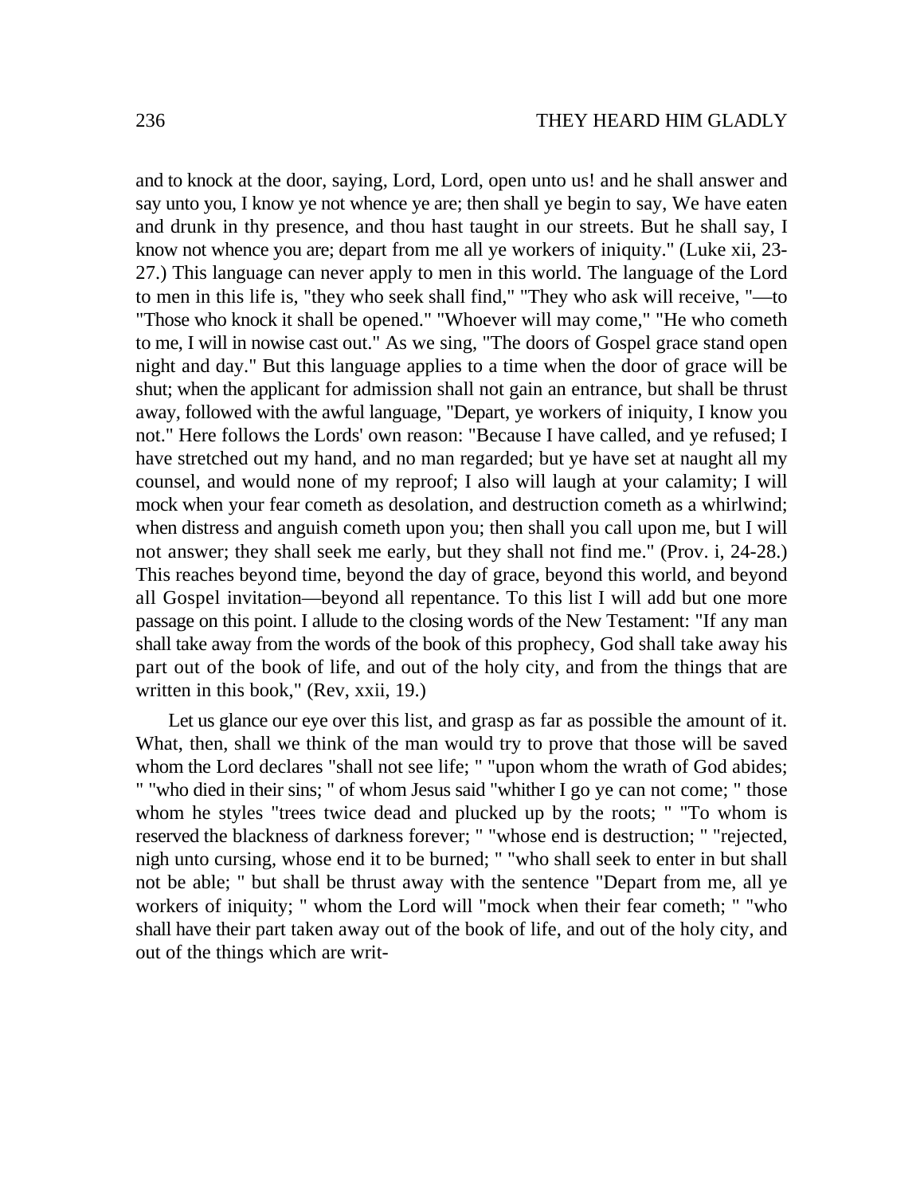and to knock at the door, saying, Lord, Lord, open unto us! and he shall answer and say unto you, I know ye not whence ye are; then shall ye begin to say, We have eaten and drunk in thy presence, and thou hast taught in our streets. But he shall say, I know not whence you are; depart from me all ye workers of iniquity." (Luke xii, 23-27.) This language can never apply to men in this world. The language of the Lord to men in this life is, "they who seek shall find," "They who ask will receive, "—to "Those who knock it shall be opened." "Whoever will may come," "He who cometh to me, I will in nowise cast out." As we sing, "The doors of Gospel grace stand open night and day." But this language applies to a time when the door of grace will be shut; when the applicant for admission shall not gain an entrance, but shall be thrust away, followed with the awful language, "Depart, ye workers of iniquity, I know you not." Here follows the Lords' own reason: "Because I have called, and ye refused; I have stretched out my hand, and no man regarded; but ye have set at naught all my counsel, and would none of my reproof; I also will laugh at your calamity; I will mock when your fear cometh as desolation, and destruction cometh as a whirlwind; when distress and anguish cometh upon you; then shall you call upon me, but I will not answer; they shall seek me early, but they shall not find me." (Prov. i, 24-28.) This reaches beyond time, beyond the day of grace, beyond this world, and beyond all Gospel invitation—beyond all repentance. To this list I will add but one more passage on this point. I allude to the closing words of the New Testament: "If any man shall take away from the words of the book of this prophecy, God shall take away his part out of the book of life, and out of the holy city, and from the things that are written in this book," (Rev, xxii, 19.)

Let us glance our eye over this list, and grasp as far as possible the amount of it. What, then, shall we think of the man would try to prove that those will be saved whom the Lord declares "shall not see life; " "upon whom the wrath of God abides; " "who died in their sins; " of whom Jesus said "whither I go ye can not come; " those whom he styles "trees twice dead and plucked up by the roots; " "To whom is reserved the blackness of darkness forever; " "whose end is destruction; " "rejected, nigh unto cursing, whose end it to be burned; " "who shall seek to enter in but shall not be able; " but shall be thrust away with the sentence "Depart from me, all ye workers of iniquity; " whom the Lord will "mock when their fear cometh; " "who shall have their part taken away out of the book of life, and out of the holy city, and out of the things which are writ-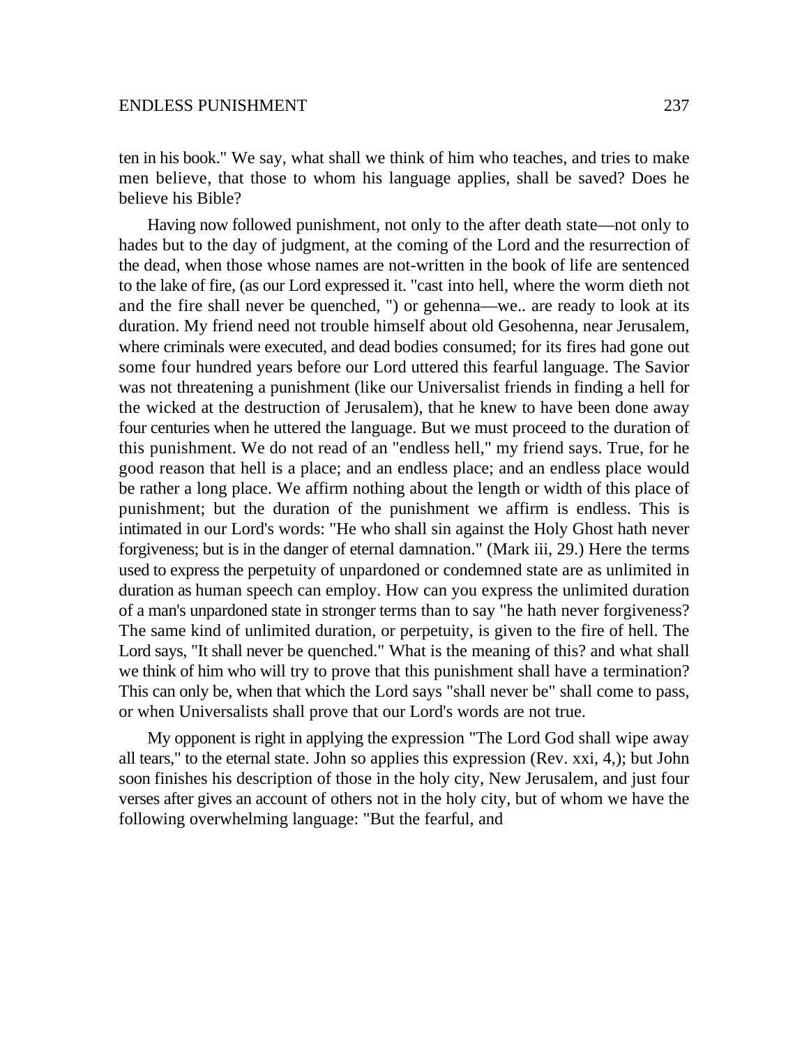ten in his book." We say, what shall we think of him who teaches, and tries to make men believe, that those to whom his language applies, shall be saved? Does he believe his Bible?

Having now followed punishment, not only to the after death state—not only to hades but to the day of judgment, at the coming of the Lord and the resurrection of the dead, when those whose names are not-written in the book of life are sentenced to the lake of fire, (as our Lord expressed it. "cast into hell, where the worm dieth not and the fire shall never be quenched, ") or gehenna—we.. are ready to look at its duration. My friend need not trouble himself about old Gesohenna, near Jerusalem, where criminals were executed, and dead bodies consumed; for its fires had gone out some four hundred years before our Lord uttered this fearful language. The Savior was not threatening a punishment (like our Universalist friends in finding a hell for the wicked at the destruction of Jerusalem), that he knew to have been done away four centuries when he uttered the language. But we must proceed to the duration of this punishment. We do not read of an "endless hell," my friend says. True, for he good reason that hell is a place; and an endless place; and an endless place would be rather a long place. We affirm nothing about the length or width of this place of punishment; but the duration of the punishment we affirm is endless. This is intimated in our Lord's words: "He who shall sin against the Holy Ghost hath never forgiveness; but is in the danger of eternal damnation." (Mark iii, 29.) Here the terms used to express the perpetuity of unpardoned or condemned state are as unlimited in duration as human speech can employ. How can you express the unlimited duration of a man's unpardoned state in stronger terms than to say "he hath never forgiveness? The same kind of unlimited duration, or perpetuity, is given to the fire of hell. The Lord says, "It shall never be quenched." What is the meaning of this? and what shall we think of him who will try to prove that this punishment shall have a termination? This can only be, when that which the Lord says "shall never be" shall come to pass, or when Universalists shall prove that our Lord's words are not true.

My opponent is right in applying the expression "The Lord God shall wipe away all tears," to the eternal state. John so applies this expression (Rev. xxi, 4,); but John soon finishes his description of those in the holy city, New Jerusalem, and just four verses after gives an account of others not in the holy city, but of whom we have the following overwhelming language: "But the fearful, and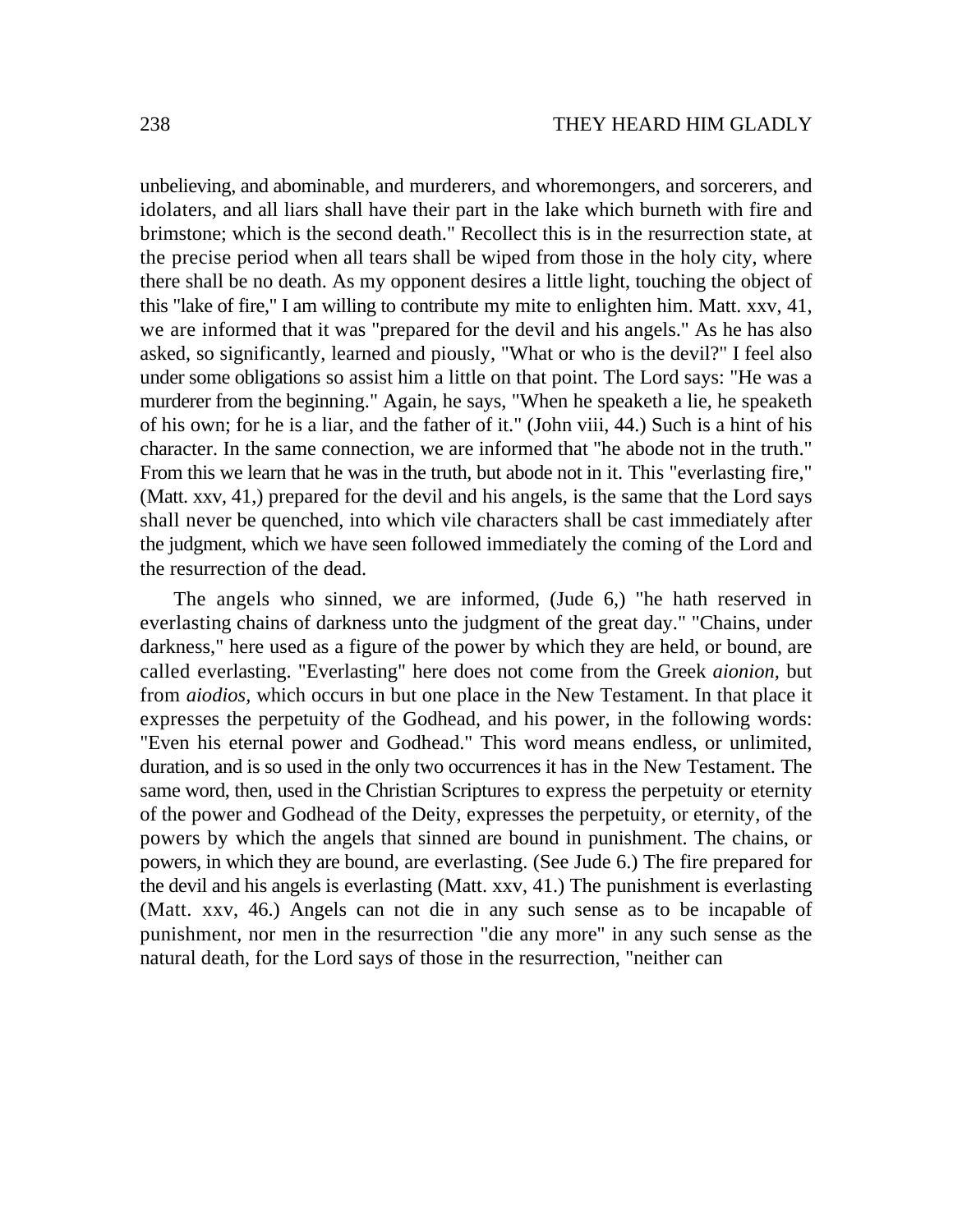unbelieving, and abominable, and murderers, and whoremongers, and sorcerers, and idolaters, and all liars shall have their part in the lake which burneth with fire and brimstone; which is the second death." Recollect this is in the resurrection state, at the precise period when all tears shall be wiped from those in the holy city, where there shall be no death. As my opponent desires a little light, touching the object of this "lake of fire," I am willing to contribute my mite to enlighten him. Matt. xxv, 41, we are informed that it was "prepared for the devil and his angels." As he has also asked, so significantly, learned and piously, "What or who is the devil?" I feel also under some obligations so assist him a little on that point. The Lord says: "He was a murderer from the beginning." Again, he says, "When he speaketh a lie, he speaketh of his own; for he is a liar, and the father of it." (John viii, 44.) Such is a hint of his character. In the same connection, we are informed that "he abode not in the truth." From this we learn that he was in the truth, but abode not in it. This "everlasting fire," (Matt. xxv, 41,) prepared for the devil and his angels, is the same that the Lord says shall never be quenched, into which vile characters shall be cast immediately after the judgment, which we have seen followed immediately the coming of the Lord and the resurrection of the dead.

The angels who sinned, we are informed, (Jude 6,) "he hath reserved in everlasting chains of darkness unto the judgment of the great day." "Chains, under darkness," here used as a figure of the power by which they are held, or bound, are called everlasting. "Everlasting" here does not come from the Greek *aionion,* but from *aiodios,* which occurs in but one place in the New Testament. In that place it expresses the perpetuity of the Godhead, and his power, in the following words: "Even his eternal power and Godhead." This word means endless, or unlimited, duration, and is so used in the only two occurrences it has in the New Testament. The same word, then, used in the Christian Scriptures to express the perpetuity or eternity of the power and Godhead of the Deity, expresses the perpetuity, or eternity, of the powers by which the angels that sinned are bound in punishment. The chains, or powers, in which they are bound, are everlasting. (See Jude 6.) The fire prepared for the devil and his angels is everlasting (Matt. xxv, 41.) The punishment is everlasting (Matt. xxv, 46.) Angels can not die in any such sense as to be incapable of punishment, nor men in the resurrection "die any more" in any such sense as the natural death, for the Lord says of those in the resurrection, "neither can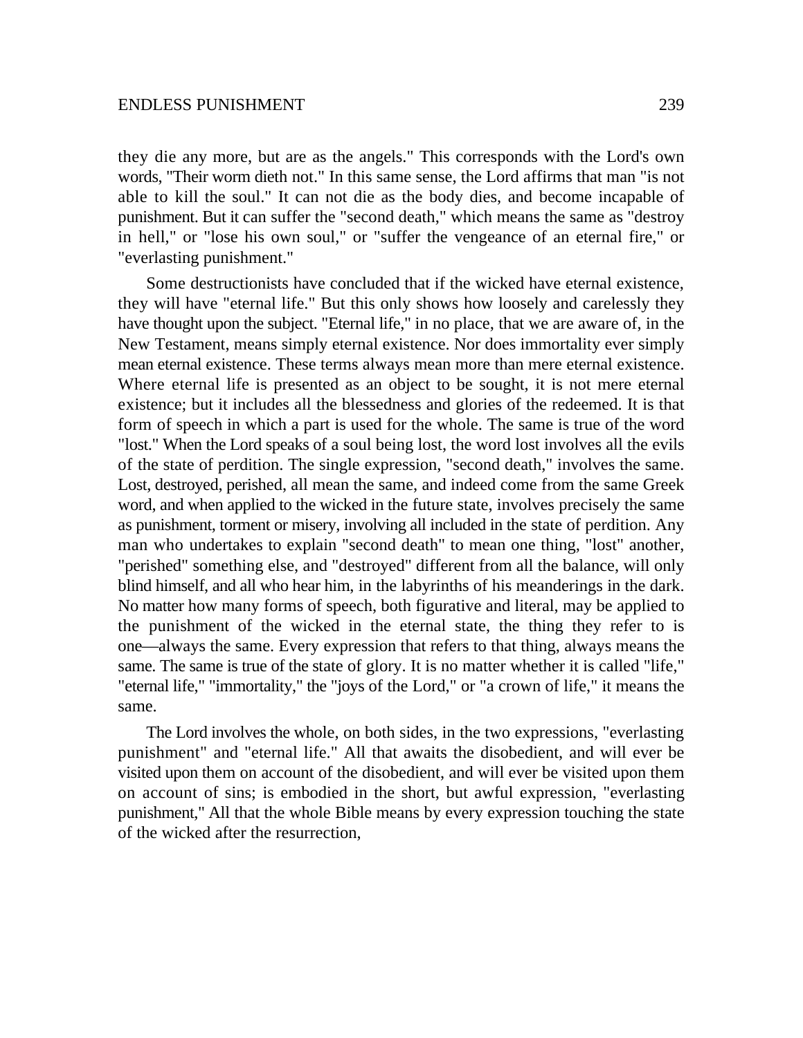they die any more, but are as the angels." This corresponds with the Lord's own words, "Their worm dieth not." In this same sense, the Lord affirms that man "is not able to kill the soul." It can not die as the body dies, and become incapable of punishment. But it can suffer the "second death," which means the same as "destroy in hell," or "lose his own soul," or "suffer the vengeance of an eternal fire," or "everlasting punishment."

Some destructionists have concluded that if the wicked have eternal existence, they will have "eternal life." But this only shows how loosely and carelessly they have thought upon the subject. "Eternal life," in no place, that we are aware of, in the New Testament, means simply eternal existence. Nor does immortality ever simply mean eternal existence. These terms always mean more than mere eternal existence. Where eternal life is presented as an object to be sought, it is not mere eternal existence; but it includes all the blessedness and glories of the redeemed. It is that form of speech in which a part is used for the whole. The same is true of the word "lost." When the Lord speaks of a soul being lost, the word lost involves all the evils of the state of perdition. The single expression, "second death," involves the same. Lost, destroyed, perished, all mean the same, and indeed come from the same Greek word, and when applied to the wicked in the future state, involves precisely the same as punishment, torment or misery, involving all included in the state of perdition. Any man who undertakes to explain "second death" to mean one thing, "lost" another, "perished" something else, and "destroyed" different from all the balance, will only blind himself, and all who hear him, in the labyrinths of his meanderings in the dark. No matter how many forms of speech, both figurative and literal, may be applied to the punishment of the wicked in the eternal state, the thing they refer to is one—always the same. Every expression that refers to that thing, always means the same. The same is true of the state of glory. It is no matter whether it is called "life," "eternal life," "immortality," the "joys of the Lord," or "a crown of life," it means the same.

The Lord involves the whole, on both sides, in the two expressions, "everlasting punishment" and "eternal life." All that awaits the disobedient, and will ever be visited upon them on account of the disobedient, and will ever be visited upon them on account of sins; is embodied in the short, but awful expression, "everlasting punishment," All that the whole Bible means by every expression touching the state of the wicked after the resurrection,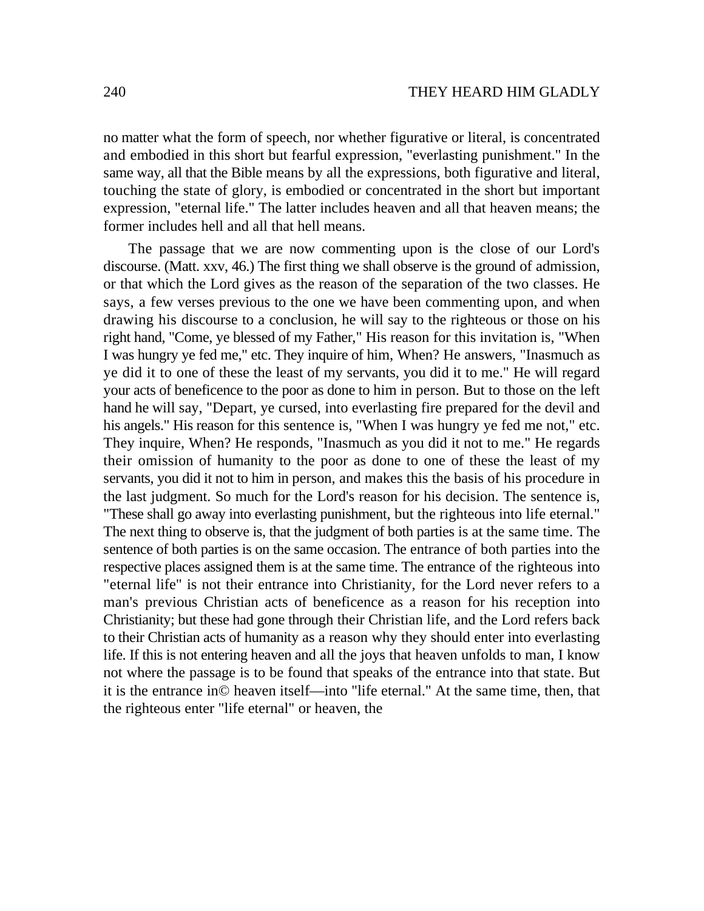no matter what the form of speech, nor whether figurative or literal, is concentrated and embodied in this short but fearful expression, "everlasting punishment." In the same way, all that the Bible means by all the expressions, both figurative and literal, touching the state of glory, is embodied or concentrated in the short but important expression, "eternal life." The latter includes heaven and all that heaven means; the former includes hell and all that hell means.

The passage that we are now commenting upon is the close of our Lord's discourse. (Matt. xxv, 46.) The first thing we shall observe is the ground of admission, or that which the Lord gives as the reason of the separation of the two classes. He says, a few verses previous to the one we have been commenting upon, and when drawing his discourse to a conclusion, he will say to the righteous or those on his right hand, "Come, ye blessed of my Father," His reason for this invitation is, "When I was hungry ye fed me," etc. They inquire of him, When? He answers, "Inasmuch as ye did it to one of these the least of my servants, you did it to me." He will regard your acts of beneficence to the poor as done to him in person. But to those on the left hand he will say, "Depart, ye cursed, into everlasting fire prepared for the devil and his angels." His reason for this sentence is, "When I was hungry ye fed me not," etc. They inquire, When? He responds, "Inasmuch as you did it not to me." He regards their omission of humanity to the poor as done to one of these the least of my servants, you did it not to him in person, and makes this the basis of his procedure in the last judgment. So much for the Lord's reason for his decision. The sentence is, "These shall go away into everlasting punishment, but the righteous into life eternal." The next thing to observe is, that the judgment of both parties is at the same time. The sentence of both parties is on the same occasion. The entrance of both parties into the respective places assigned them is at the same time. The entrance of the righteous into "eternal life" is not their entrance into Christianity, for the Lord never refers to a man's previous Christian acts of beneficence as a reason for his reception into Christianity; but these had gone through their Christian life, and the Lord refers back to their Christian acts of humanity as a reason why they should enter into everlasting life. If this is not entering heaven and all the joys that heaven unfolds to man, I know not where the passage is to be found that speaks of the entrance into that state. But it is the entrance in© heaven itself—into "life eternal." At the same time, then, that the righteous enter "life eternal" or heaven, the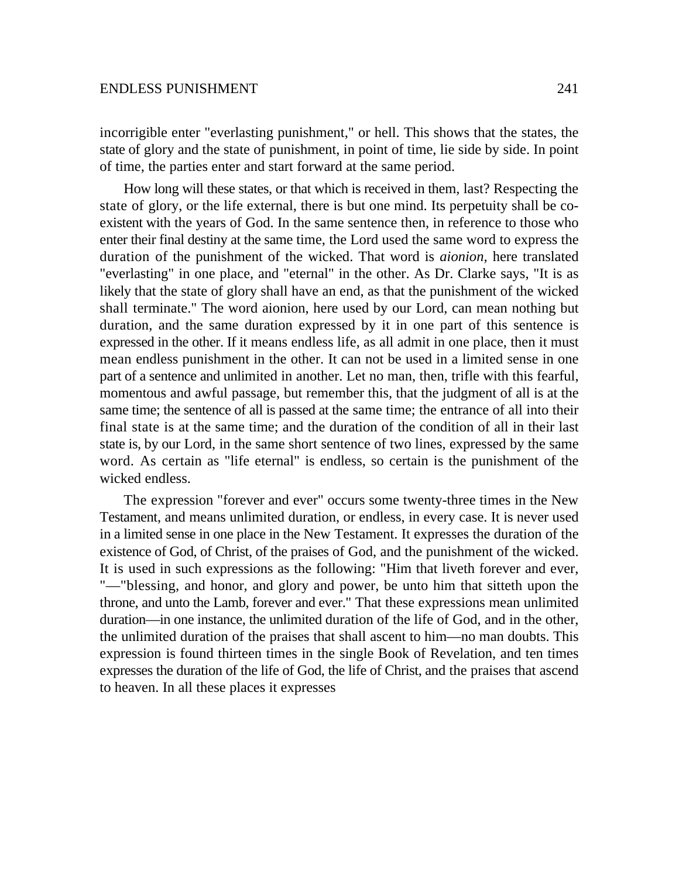incorrigible enter "everlasting punishment," or hell. This shows that the states, the state of glory and the state of punishment, in point of time, lie side by side. In point of time, the parties enter and start forward at the same period.

How long will these states, or that which is received in them, last? Respecting the state of glory, or the life external, there is but one mind. Its perpetuity shall be co-existent with the years of God. In the same sentence then, in reference to those who enter their final destiny at the same time, the Lord used the same word to express the duration of the punishment of the wicked. That word is *aionion*, here translated "everlasting" in one place, and "eternal" in the other. As Dr. Clarke says, "It is as likely that the state of glory shall have an end, as that the punishment of the wicked shall terminate." The word aionion, here used by our Lord, can mean nothing but duration, and the same duration expressed by it in one part of this sentence is expressed in the other. If it means endless life, as all admit in one place, then it must mean endless punishment in the other. It can not be used in a limited sense in one part of a sentence and unlimited in another. Let no man, then, trifle with this fearful, momentous and awful passage, but remember this, that the judgment of all is at the same time; the sentence of all is passed at the same time; the entrance of all into their final state is at the same time; and the duration of the condition of all in their last state is, by our Lord, in the same short sentence of two lines, expressed by the same word. As certain as "life eternal" is endless, so certain is the punishment of the wicked endless.

The expression "forever and ever" occurs some twenty-three times in the New Testament, and means unlimited duration, or endless, in every case. It is never used in a limited sense in one place in the New Testament. It expresses the duration of the existence of God, of Christ, of the praises of God, and the punishment of the wicked. It is used in such expressions as the following: "Him that liveth forever and ever, "—"blessing, and honor, and glory and power, be unto him that sitteth upon the throne, and unto the Lamb, forever and ever." That these expressions mean unlimited duration—in one instance, the unlimited duration of the life of God, and in the other, the unlimited duration of the praises that shall ascent to him—no man doubts. This expression is found thirteen times in the single Book of Revelation, and ten times expresses the duration of the life of God, the life of Christ, and the praises that ascend to heaven. In all these places it expresses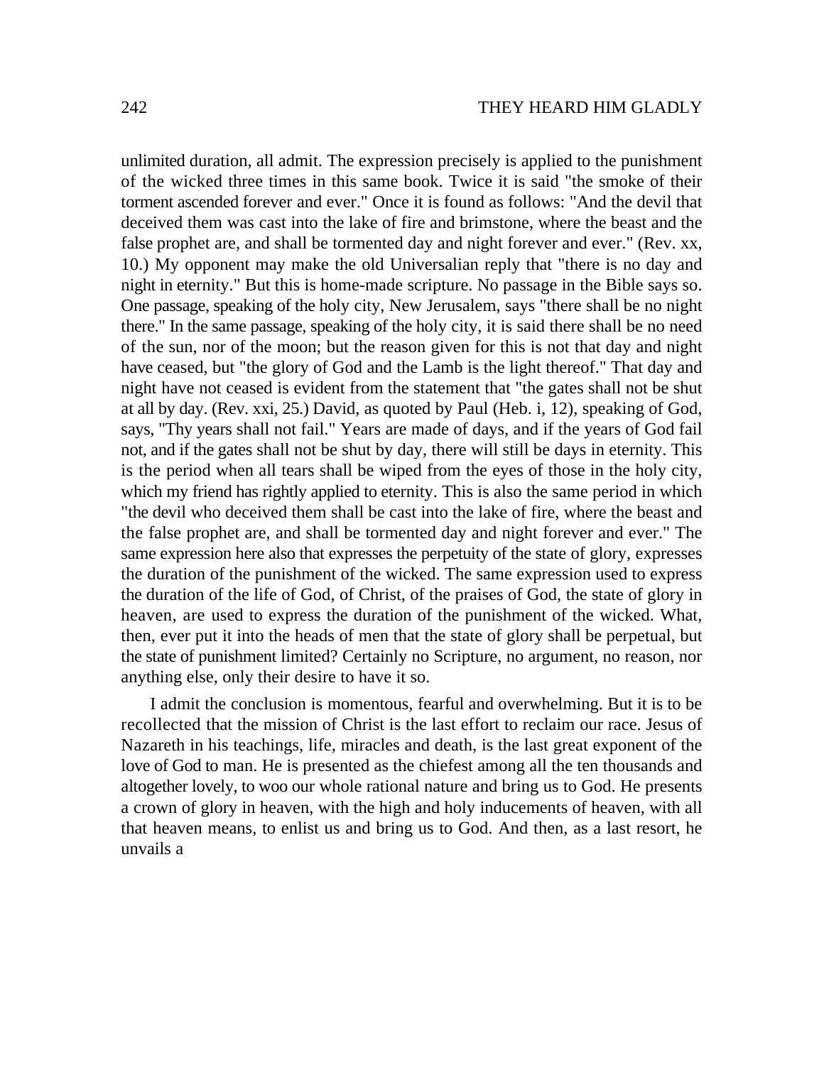unlimited duration, all admit. The expression precisely is applied to the punishment of the wicked three times in this same book. Twice it is said "the smoke of their torment ascended forever and ever." Once it is found as follows: "And the devil that deceived them was cast into the lake of fire and brimstone, where the beast and the false prophet are, and shall be tormented day and night forever and ever." (Rev. xx, 10.) My opponent may make the old Universalian reply that "there is no day and night in eternity." But this is home-made scripture. No passage in the Bible says so. One passage, speaking of the holy city, New Jerusalem, says "there shall be no night there." In the same passage, speaking of the holy city, it is said there shall be no need of the sun, nor of the moon; but the reason given for this is not that day and night have ceased, but "the glory of God and the Lamb is the light thereof." That day and night have not ceased is evident from the statement that "the gates shall not be shut at all by day. (Rev. xxi, 25.) David, as quoted by Paul (Heb. i, 12), speaking of God, says, "Thy years shall not fail." Years are made of days, and if the years of God fail not, and if the gates shall not be shut by day, there will still be days in eternity. This is the period when all tears shall be wiped from the eyes of those in the holy city, which my friend has rightly applied to eternity. This is also the same period in which "the devil who deceived them shall be cast into the lake of fire, where the beast and the false prophet are, and shall be tormented day and night forever and ever." The same expression here also that expresses the perpetuity of the state of glory, expresses the duration of the punishment of the wicked. The same expression used to express the duration of the life of God, of Christ, of the praises of God, the state of glory in heaven, are used to express the duration of the punishment of the wicked. What, then, ever put it into the heads of men that the state of glory shall be perpetual, but the state of punishment limited? Certainly no Scripture, no argument, no reason, nor anything else, only their desire to have it so.

I admit the conclusion is momentous, fearful and overwhelming. But it is to be recollected that the mission of Christ is the last effort to reclaim our race. Jesus of Nazareth in his teachings, life, miracles and death, is the last great exponent of the love of God to man. He is presented as the chiefest among all the ten thousands and altogether lovely, to woo our whole rational nature and bring us to God. He presents a crown of glory in heaven, with the high and holy inducements of heaven, with all that heaven means, to enlist us and bring us to God. And then, as a last resort, he unvails a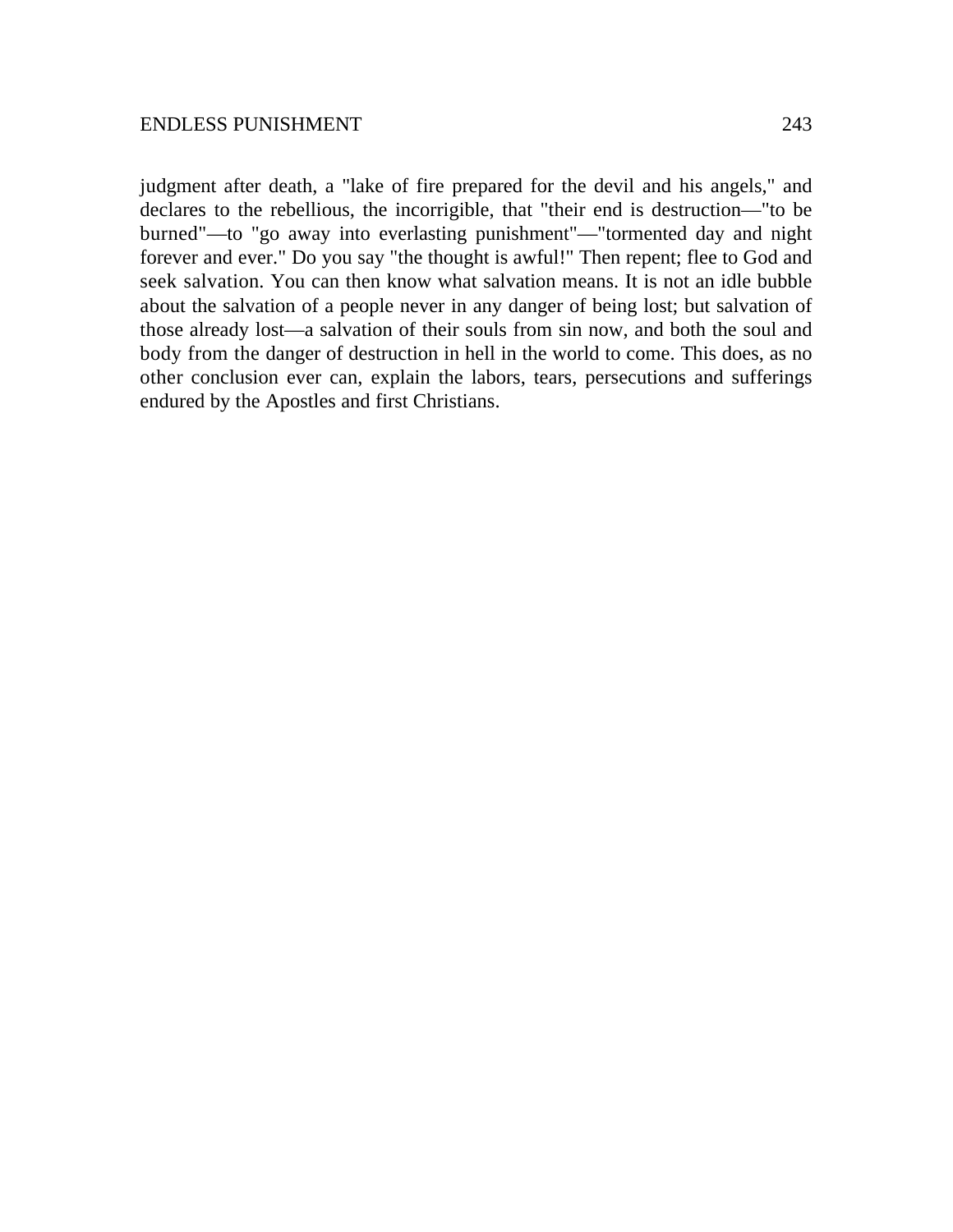judgment after death, a "lake of fire prepared for the devil and his angels," and declares to the rebellious, the incorrigible, that "their end is destruction—"to be burned"—to "go away into everlasting punishment"—"tormented day and night forever and ever." Do you say "the thought is awful!" Then repent; flee to God and seek salvation. You can then know what salvation means. It is not an idle bubble about the salvation of a people never in any danger of being lost; but salvation of those already lost—a salvation of their souls from sin now, and both the soul and body from the danger of destruction in hell in the world to come. This does, as no other conclusion ever can, explain the labors, tears, persecutions and sufferings endured by the Apostles and first Christians.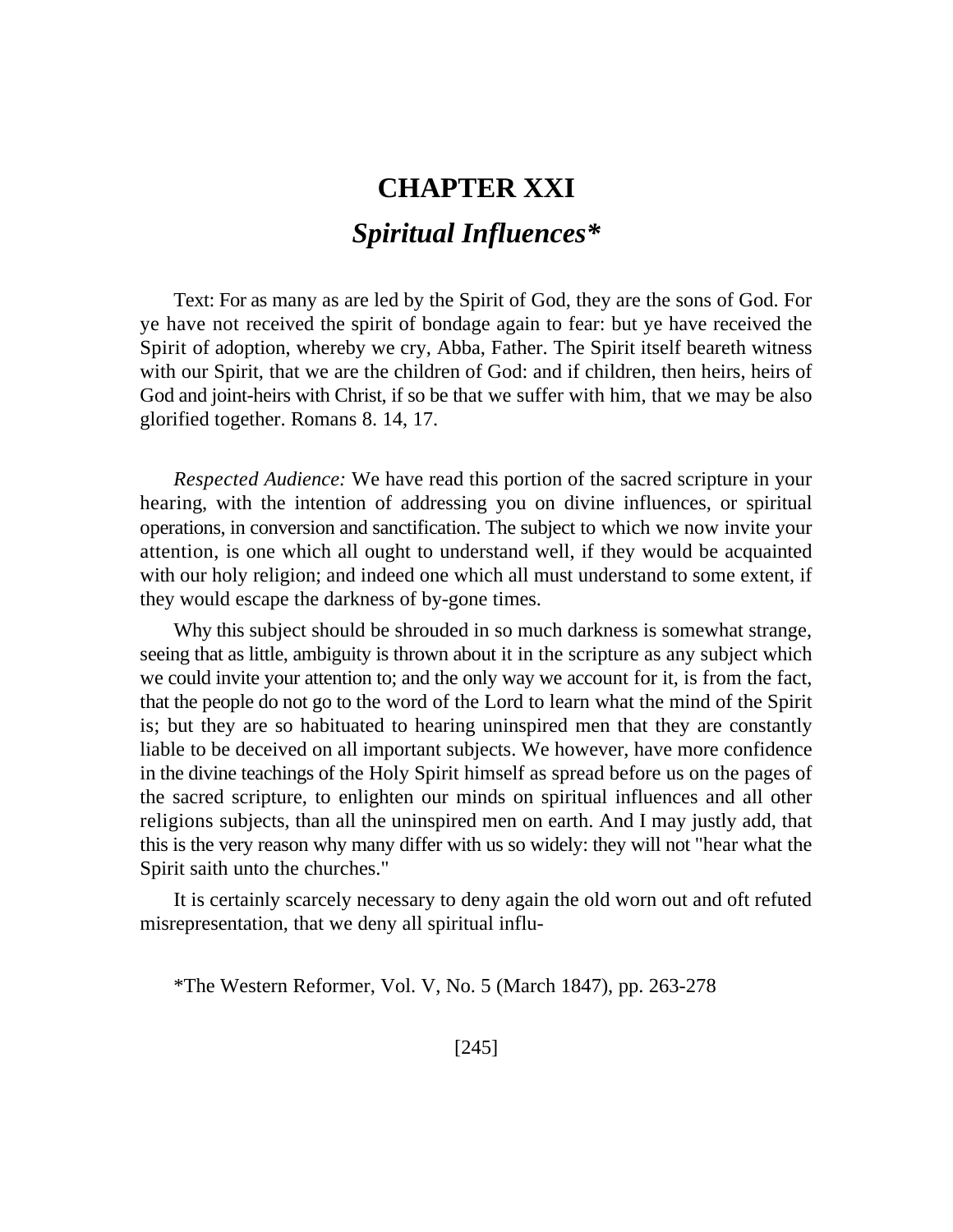# CHAPTER XXI

## *Spiritual Influences**

Text: For as many as are led by the Spirit of God, they are the sons of God. For ye have not received the spirit of bondage again to fear: but ye have received the Spirit of adoption, whereby we cry, Abba, Father. The Spirit itself beareth witness with our Spirit, that we are the children of God: and if children, then heirs, heirs of God and joint-heirs with Christ, if so be that we suffer with him, that we may be also glorified together. Romans 8. 14, 17.

*Respected Audience:* We have read this portion of the sacred scripture in your hearing, with the intention of addressing you on divine influences, or spiritual operations, in conversion and sanctification. The subject to which we now invite your attention, is one which all ought to understand well, if they would be acquainted with our holy religion; and indeed one which all must understand to some extent, if they would escape the darkness of by-gone times.

Why this subject should be shrouded in so much darkness is somewhat strange, seeing that as little, ambiguity is thrown about it in the scripture as any subject which we could invite your attention to; and the only way we account for it, is from the fact, that the people do not go to the word of the Lord to learn what the mind of the Spirit is; but they are so habituated to hearing uninspired men that they are constantly liable to be deceived on all important subjects. We however, have more confidence in the divine teachings of the Holy Spirit himself as spread before us on the pages of the sacred scripture, to enlighten our minds on spiritual influences and all other religions subjects, than all the uninspired men on earth. And I may justly add, that this is the very reason why many differ with us so widely: they will not "hear what the Spirit saith unto the churches."

It is certainly scarcely necessary to deny again the old worn out and oft refuted misrepresentation, that we deny all spiritual influ-

*The Western Reformer, Vol. V, No. 5 (March 1847), pp. 263-278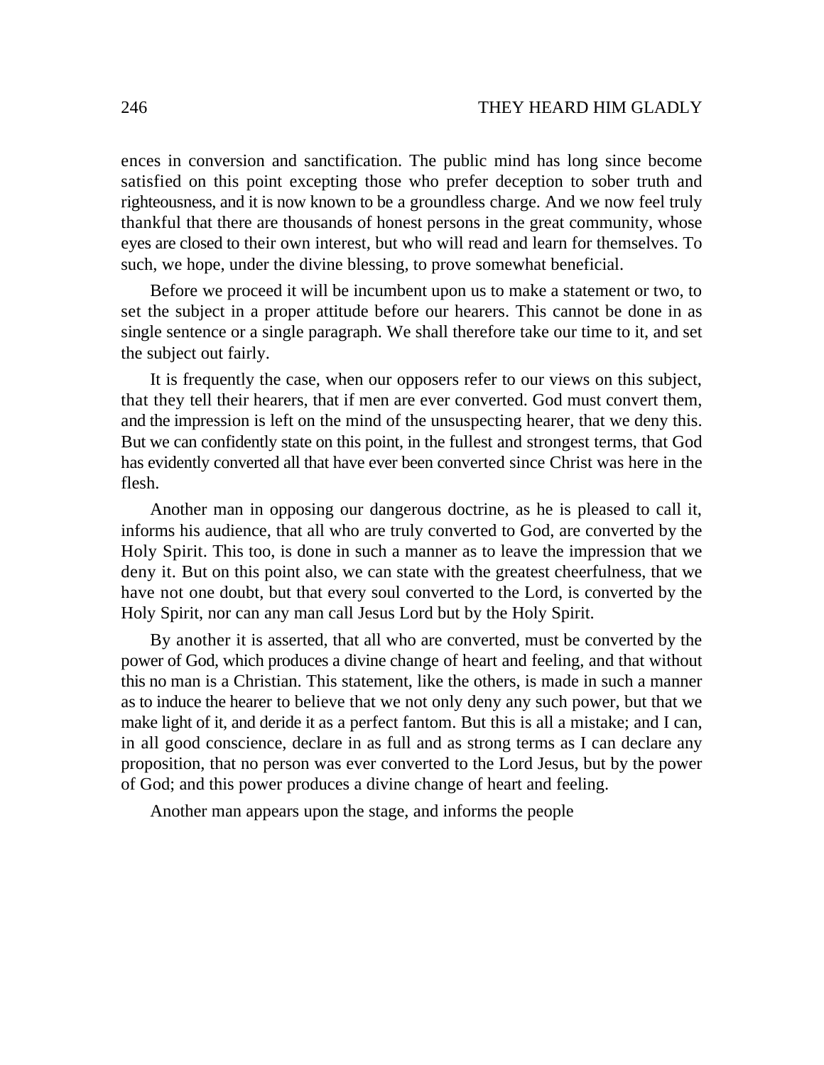ences in conversion and sanctification. The public mind has long since become satisfied on this point excepting those who prefer deception to sober truth and righteousness, and it is now known to be a groundless charge. And we now feel truly thankful that there are thousands of honest persons in the great community, whose eyes are closed to their own interest, but who will read and learn for themselves. To such, we hope, under the divine blessing, to prove somewhat beneficial.

Before we proceed it will be incumbent upon us to make a statement or two, to set the subject in a proper attitude before our hearers. This cannot be done in as single sentence or a single paragraph. We shall therefore take our time to it, and set the subject out fairly.

It is frequently the case, when our opposers refer to our views on this subject, that they tell their hearers, that if men are ever converted. God must convert them, and the impression is left on the mind of the unsuspecting hearer, that we deny this. But we can confidently state on this point, in the fullest and strongest terms, that God has evidently converted all that have ever been converted since Christ was here in the flesh.

Another man in opposing our dangerous doctrine, as he is pleased to call it, informs his audience, that all who are truly converted to God, are converted by the Holy Spirit. This too, is done in such a manner as to leave the impression that we deny it. But on this point also, we can state with the greatest cheerfulness, that we have not one doubt, but that every soul converted to the Lord, is converted by the Holy Spirit, nor can any man call Jesus Lord but by the Holy Spirit.

By another it is asserted, that all who are converted, must be converted by the power of God, which produces a divine change of heart and feeling, and that without this no man is a Christian. This statement, like the others, is made in such a manner as to induce the hearer to believe that we not only deny any such power, but that we make light of it, and deride it as a perfect fantom. But this is all a mistake; and I can, in all good conscience, declare in as full and as strong terms as I can declare any proposition, that no person was ever converted to the Lord Jesus, but by the power of God; and this power produces a divine change of heart and feeling.

Another man appears upon the stage, and informs the people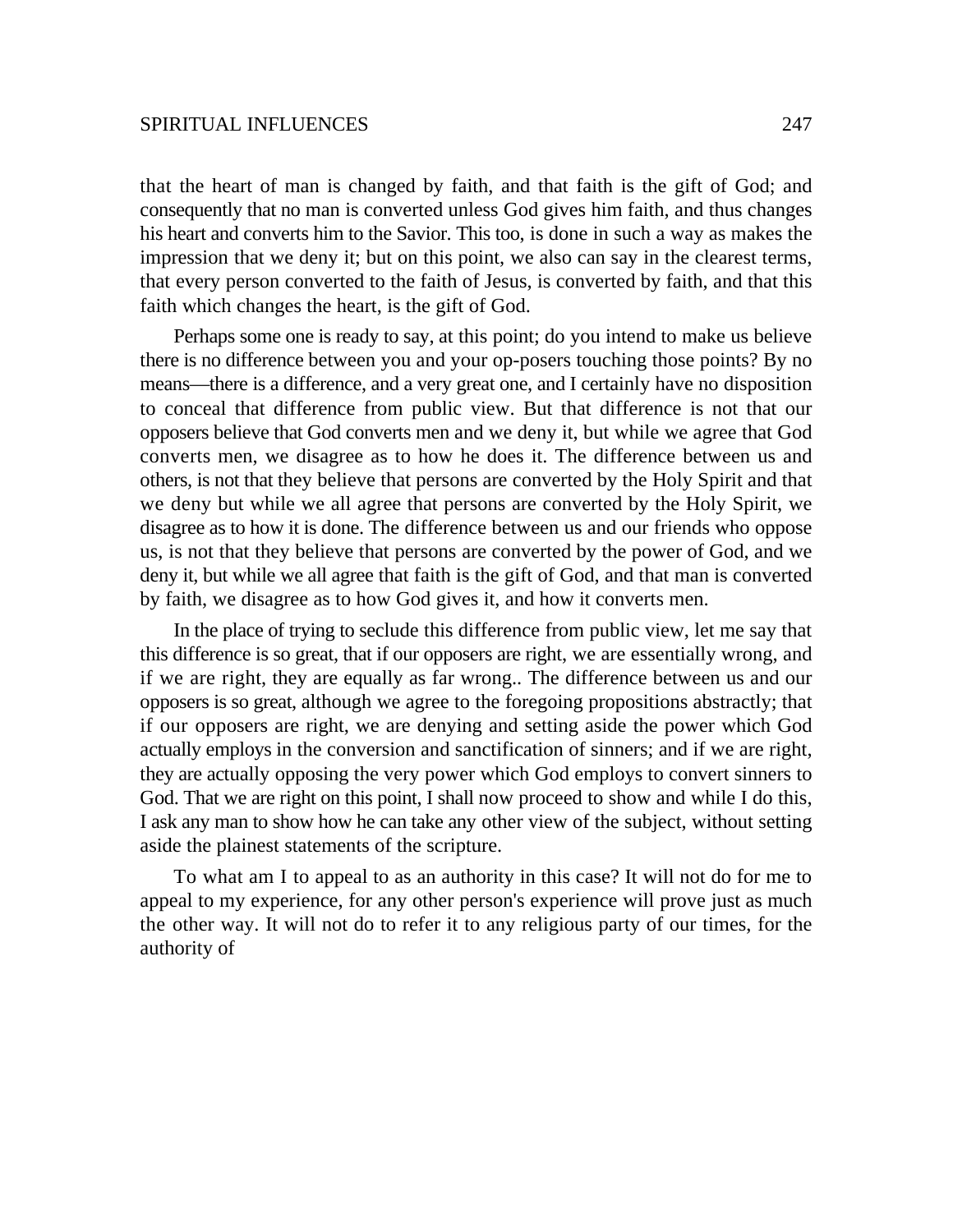that the heart of man is changed by faith, and that faith is the gift of God; and consequently that no man is converted unless God gives him faith, and thus changes his heart and converts him to the Savior. This too, is done in such a way as makes the impression that we deny it; but on this point, we also can say in the clearest terms, that every person converted to the faith of Jesus, is converted by faith, and that this faith which changes the heart, is the gift of God.

Perhaps some one is ready to say, at this point; do you intend to make us believe there is no difference between you and your op-posers touching those points? By no means—there is a difference, and a very great one, and I certainly have no disposition to conceal that difference from public view. But that difference is not that our opposers believe that God converts men and we deny it, but while we agree that God converts men, we disagree as to how he does it. The difference between us and others, is not that they believe that persons are converted by the Holy Spirit and that we deny but while we all agree that persons are converted by the Holy Spirit, we disagree as to how it is done. The difference between us and our friends who oppose us, is not that they believe that persons are converted by the power of God, and we deny it, but while we all agree that faith is the gift of God, and that man is converted by faith, we disagree as to how God gives it, and how it converts men.

In the place of trying to seclude this difference from public view, let me say that this difference is so great, that if our opposers are right, we are essentially wrong, and if we are right, they are equally as far wrong.. The difference between us and our opposers is so great, although we agree to the foregoing propositions abstractly; that if our opposers are right, we are denying and setting aside the power which God actually employs in the conversion and sanctification of sinners; and if we are right, they are actually opposing the very power which God employs to convert sinners to God. That we are right on this point, I shall now proceed to show and while I do this, I ask any man to show how he can take any other view of the subject, without setting aside the plainest statements of the scripture.

To what am I to appeal to as an authority in this case? It will not do for me to appeal to my experience, for any other person's experience will prove just as much the other way. It will not do to refer it to any religious party of our times, for the authority of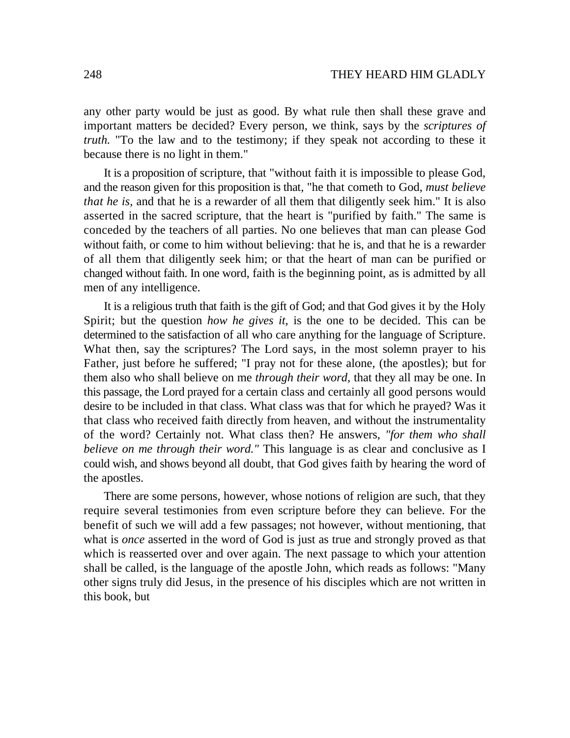any other party would be just as good. By what rule then shall these grave and important matters be decided? Every person, we think, says by the *scriptures of truth.* "To the law and to the testimony; if they speak not according to these it because there is no light in them."

It is a proposition of scripture, that "without faith it is impossible to please God, and the reason given for this proposition is that, "he that cometh to God, *must believe that he is,* and that he is a rewarder of all them that diligently seek him." It is also asserted in the sacred scripture, that the heart is "purified by faith." The same is conceded by the teachers of all parties. No one believes that man can please God without faith, or come to him without believing: that he is, and that he is a rewarder of all them that diligently seek him; or that the heart of man can be purified or changed without faith. In one word, faith is the beginning point, as is admitted by all men of any intelligence.

It is a religious truth that faith is the gift of God; and that God gives it by the Holy Spirit; but the question *how he gives it,* is the one to be decided. This can be determined to the satisfaction of all who care anything for the language of Scripture. What then, say the scriptures? The Lord says, in the most solemn prayer to his Father, just before he suffered; "I pray not for these alone, (the apostles); but for them also who shall believe on me *through their word,* that they all may be one. In this passage, the Lord prayed for a certain class and certainly all good persons would desire to be included in that class. What class was that for which he prayed? Was it that class who received faith directly from heaven, and without the instrumentality of the word? Certainly not. What class then? He answers, *"for them who shall believe on me through their word."* This language is as clear and conclusive as I could wish, and shows beyond all doubt, that God gives faith by hearing the word of the apostles.

There are some persons, however, whose notions of religion are such, that they require several testimonies from even scripture before they can believe. For the benefit of such we will add a few passages; not however, without mentioning, that what is *once* asserted in the word of God is just as true and strongly proved as that which is reasserted over and over again. The next passage to which your attention shall be called, is the language of the apostle John, which reads as follows: "Many other signs truly did Jesus, in the presence of his disciples which are not written in this book, but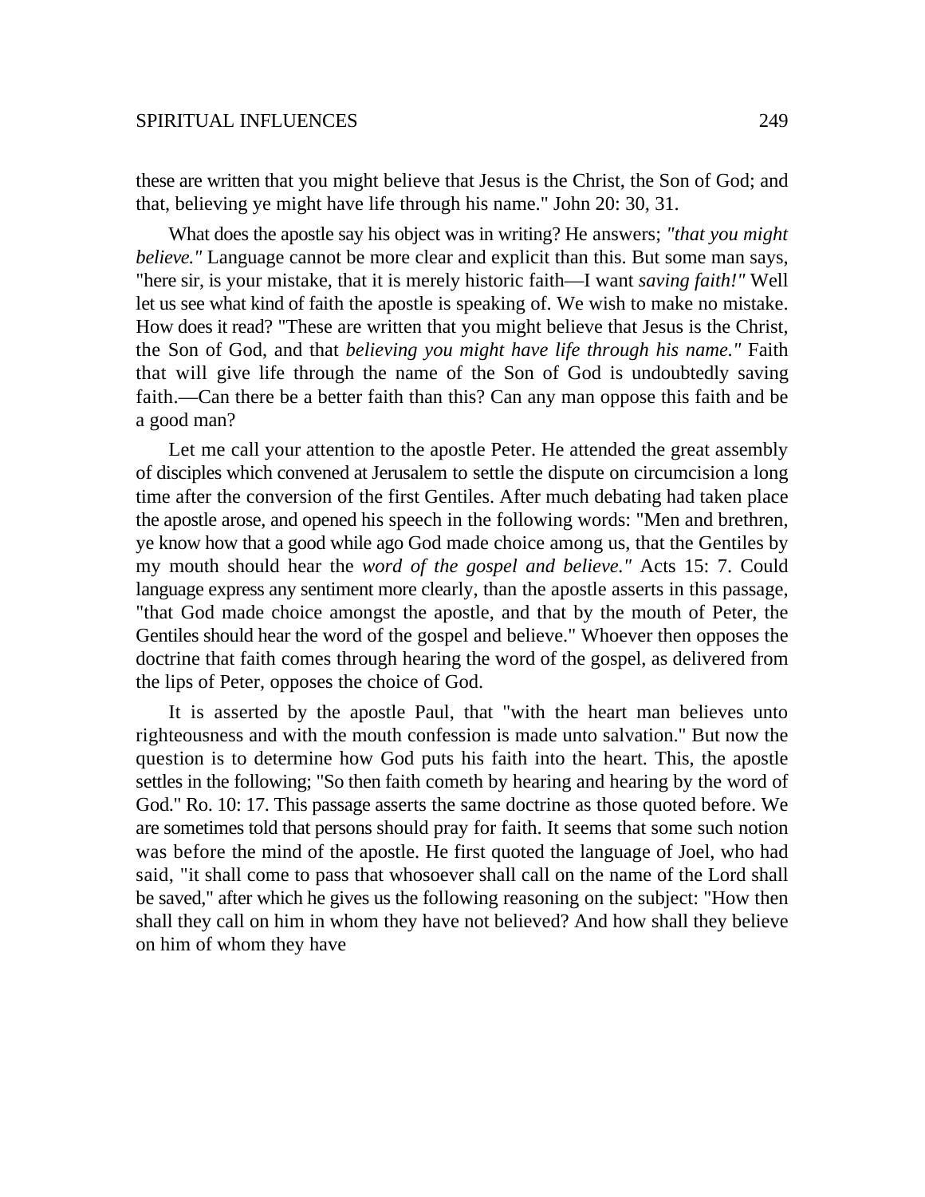these are written that you might believe that Jesus is the Christ, the Son of God; and that, believing ye might have life through his name." John 20: 30, 31.

What does the apostle say his object was in writing? He answers; *"that you might believe."* Language cannot be more clear and explicit than this. But some man says, "here sir, is your mistake, that it is merely historic faith—I want *saving faith!"* Well let us see what kind of faith the apostle is speaking of. We wish to make no mistake. How does it read? "These are written that you might believe that Jesus is the Christ, the Son of God, and that *believing you might have life through his name."* Faith that will give life through the name of the Son of God is undoubtedly saving faith.—Can there be a better faith than this? Can any man oppose this faith and be a good man?

Let me call your attention to the apostle Peter. He attended the great assembly of disciples which convened at Jerusalem to settle the dispute on circumcision a long time after the conversion of the first Gentiles. After much debating had taken place the apostle arose, and opened his speech in the following words: "Men and brethren, ye know how that a good while ago God made choice among us, that the Gentiles by my mouth should hear the *word of the gospel and believe."* Acts 15: 7. Could language express any sentiment more clearly, than the apostle asserts in this passage, "that God made choice amongst the apostle, and that by the mouth of Peter, the Gentiles should hear the word of the gospel and believe." Whoever then opposes the doctrine that faith comes through hearing the word of the gospel, as delivered from the lips of Peter, opposes the choice of God.

It is asserted by the apostle Paul, that "with the heart man believes unto righteousness and with the mouth confession is made unto salvation." But now the question is to determine how God puts his faith into the heart. This, the apostle settles in the following; "So then faith cometh by hearing and hearing by the word of God." Ro. 10: 17. This passage asserts the same doctrine as those quoted before. We are sometimes told that persons should pray for faith. It seems that some such notion was before the mind of the apostle. He first quoted the language of Joel, who had said, "it shall come to pass that whosoever shall call on the name of the Lord shall be saved," after which he gives us the following reasoning on the subject: "How then shall they call on him in whom they have not believed? And how shall they believe on him of whom they have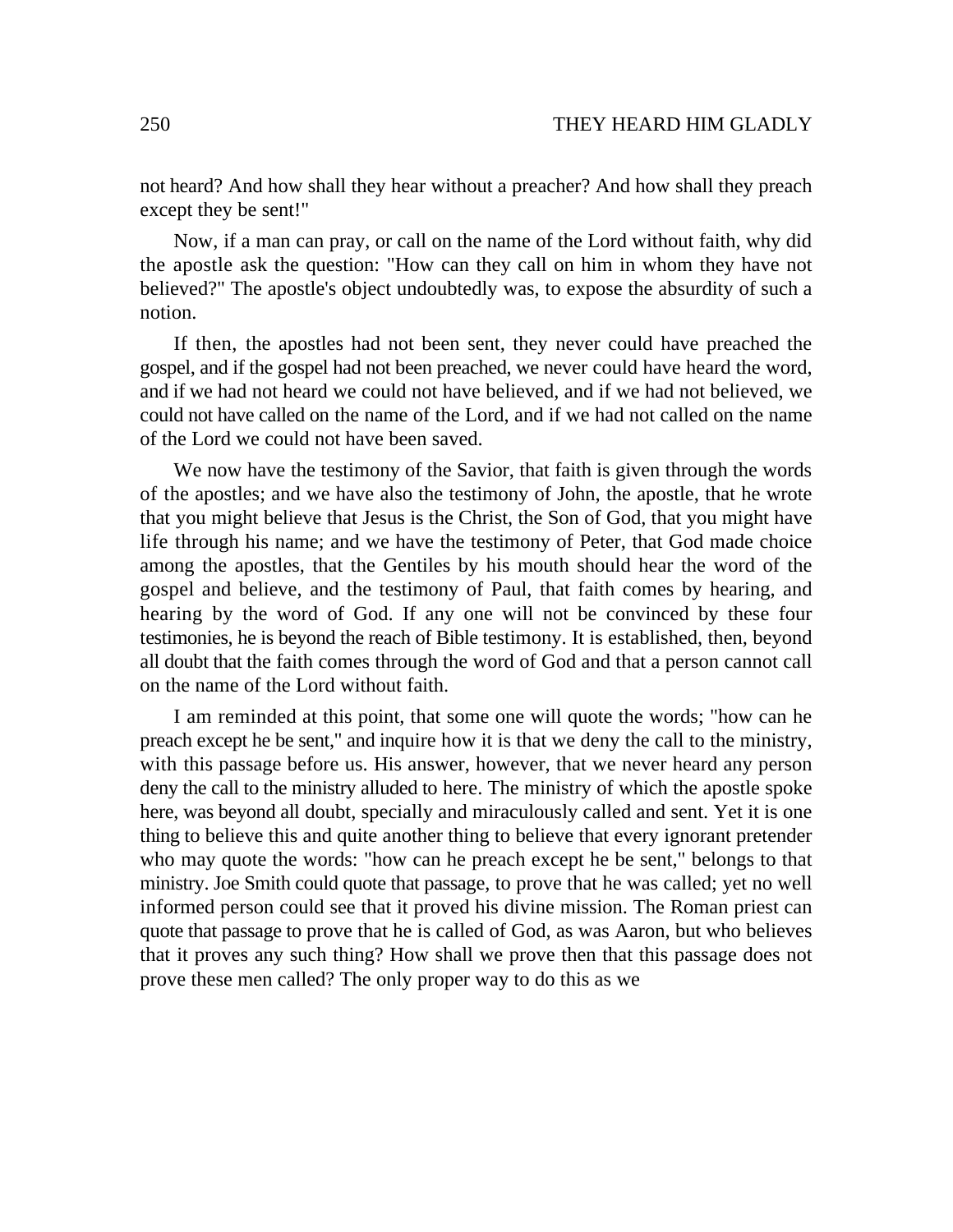not heard? And how shall they hear without a preacher? And how shall they preach except they be sent!"

Now, if a man can pray, or call on the name of the Lord without faith, why did the apostle ask the question: "How can they call on him in whom they have not believed?" The apostle's object undoubtedly was, to expose the absurdity of such a notion.

If then, the apostles had not been sent, they never could have preached the gospel, and if the gospel had not been preached, we never could have heard the word, and if we had not heard we could not have believed, and if we had not believed, we could not have called on the name of the Lord, and if we had not called on the name of the Lord we could not have been saved.

We now have the testimony of the Savior, that faith is given through the words of the apostles; and we have also the testimony of John, the apostle, that he wrote that you might believe that Jesus is the Christ, the Son of God, that you might have life through his name; and we have the testimony of Peter, that God made choice among the apostles, that the Gentiles by his mouth should hear the word of the gospel and believe, and the testimony of Paul, that faith comes by hearing, and hearing by the word of God. If any one will not be convinced by these four testimonies, he is beyond the reach of Bible testimony. It is established, then, beyond all doubt that the faith comes through the word of God and that a person cannot call on the name of the Lord without faith.

I am reminded at this point, that some one will quote the words; "how can he preach except he be sent," and inquire how it is that we deny the call to the ministry, with this passage before us. His answer, however, that we never heard any person deny the call to the ministry alluded to here. The ministry of which the apostle spoke here, was beyond all doubt, specially and miraculously called and sent. Yet it is one thing to believe this and quite another thing to believe that every ignorant pretender who may quote the words: "how can he preach except he be sent," belongs to that ministry. Joe Smith could quote that passage, to prove that he was called; yet no well informed person could see that it proved his divine mission. The Roman priest can quote that passage to prove that he is called of God, as was Aaron, but who believes that it proves any such thing? How shall we prove then that this passage does not prove these men called? The only proper way to do this as we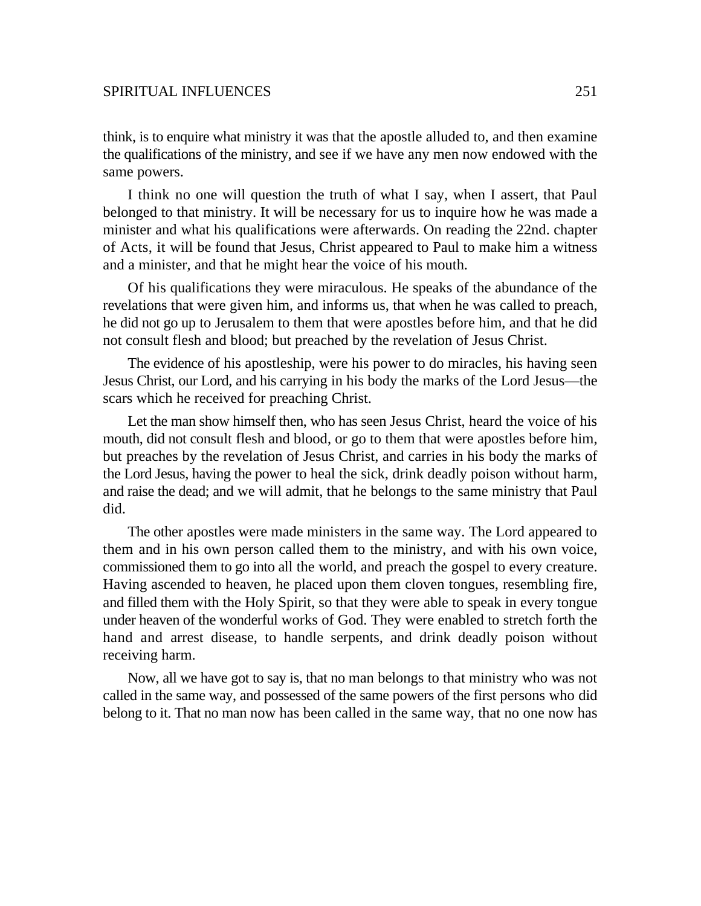think, is to enquire what ministry it was that the apostle alluded to, and then examine the qualifications of the ministry, and see if we have any men now endowed with the same powers.

I think no one will question the truth of what I say, when I assert, that Paul belonged to that ministry. It will be necessary for us to inquire how he was made a minister and what his qualifications were afterwards. On reading the 22nd. chapter of Acts, it will be found that Jesus, Christ appeared to Paul to make him a witness and a minister, and that he might hear the voice of his mouth.

Of his qualifications they were miraculous. He speaks of the abundance of the revelations that were given him, and informs us, that when he was called to preach, he did not go up to Jerusalem to them that were apostles before him, and that he did not consult flesh and blood; but preached by the revelation of Jesus Christ.

The evidence of his apostleship, were his power to do miracles, his having seen Jesus Christ, our Lord, and his carrying in his body the marks of the Lord Jesus—the scars which he received for preaching Christ.

Let the man show himself then, who has seen Jesus Christ, heard the voice of his mouth, did not consult flesh and blood, or go to them that were apostles before him, but preaches by the revelation of Jesus Christ, and carries in his body the marks of the Lord Jesus, having the power to heal the sick, drink deadly poison without harm, and raise the dead; and we will admit, that he belongs to the same ministry that Paul did.

The other apostles were made ministers in the same way. The Lord appeared to them and in his own person called them to the ministry, and with his own voice, commissioned them to go into all the world, and preach the gospel to every creature. Having ascended to heaven, he placed upon them cloven tongues, resembling fire, and filled them with the Holy Spirit, so that they were able to speak in every tongue under heaven of the wonderful works of God. They were enabled to stretch forth the hand and arrest disease, to handle serpents, and drink deadly poison without receiving harm.

Now, all we have got to say is, that no man belongs to that ministry who was not called in the same way, and possessed of the same powers of the first persons who did belong to it. That no man now has been called in the same way, that no one now has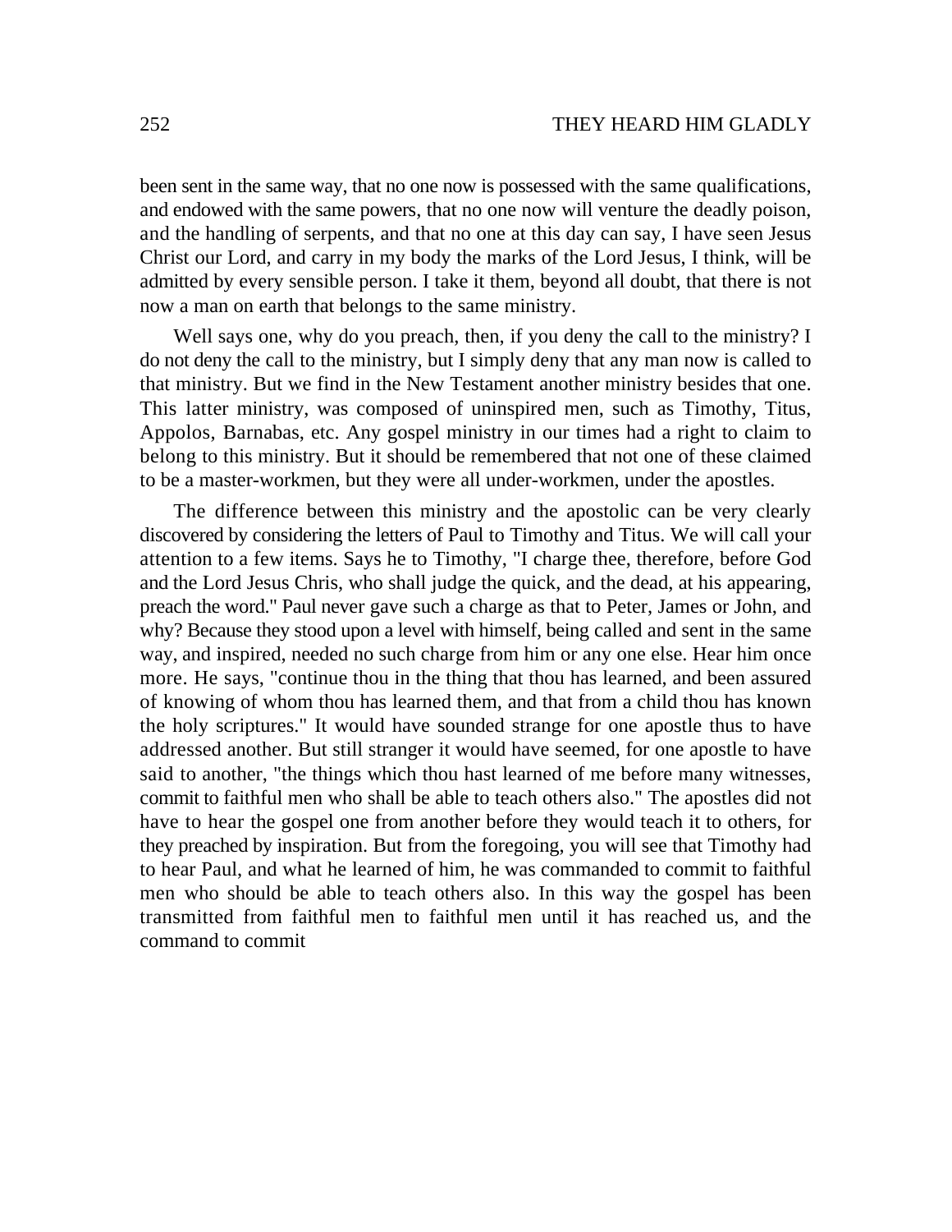been sent in the same way, that no one now is possessed with the same qualifications, and endowed with the same powers, that no one now will venture the deadly poison, and the handling of serpents, and that no one at this day can say, I have seen Jesus Christ our Lord, and carry in my body the marks of the Lord Jesus, I think, will be admitted by every sensible person. I take it them, beyond all doubt, that there is not now a man on earth that belongs to the same ministry.

Well says one, why do you preach, then, if you deny the call to the ministry? I do not deny the call to the ministry, but I simply deny that any man now is called to that ministry. But we find in the New Testament another ministry besides that one. This latter ministry, was composed of uninspired men, such as Timothy, Titus, Appolos, Barnabas, etc. Any gospel ministry in our times had a right to claim to belong to this ministry. But it should be remembered that not one of these claimed to be a master-workmen, but they were all under-workmen, under the apostles.

The difference between this ministry and the apostolic can be very clearly discovered by considering the letters of Paul to Timothy and Titus. We will call your attention to a few items. Says he to Timothy, "I charge thee, therefore, before God and the Lord Jesus Chris, who shall judge the quick, and the dead, at his appearing, preach the word." Paul never gave such a charge as that to Peter, James or John, and why? Because they stood upon a level with himself, being called and sent in the same way, and inspired, needed no such charge from him or any one else. Hear him once more. He says, "continue thou in the thing that thou has learned, and been assured of knowing of whom thou has learned them, and that from a child thou has known the holy scriptures." It would have sounded strange for one apostle thus to have addressed another. But still stranger it would have seemed, for one apostle to have said to another, "the things which thou hast learned of me before many witnesses, commit to faithful men who shall be able to teach others also." The apostles did not have to hear the gospel one from another before they would teach it to others, for they preached by inspiration. But from the foregoing, you will see that Timothy had to hear Paul, and what he learned of him, he was commanded to commit to faithful men who should be able to teach others also. In this way the gospel has been transmitted from faithful men to faithful men until it has reached us, and the command to commit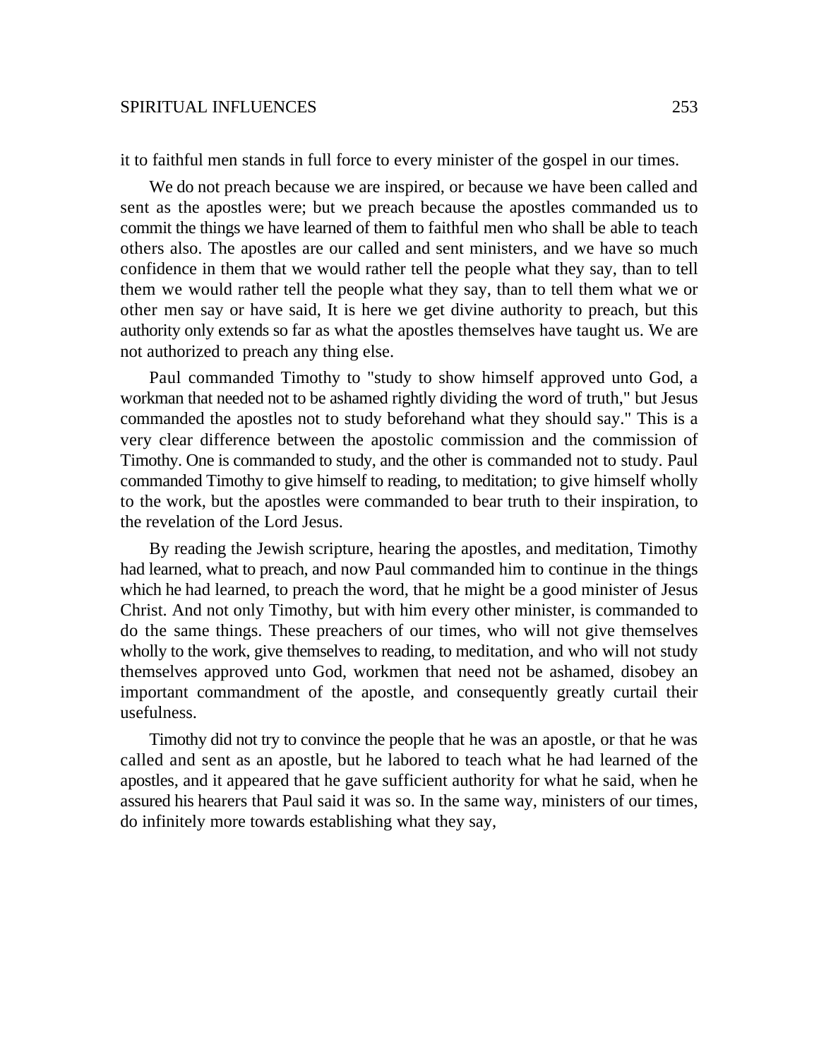it to faithful men stands in full force to every minister of the gospel in our times.

We do not preach because we are inspired, or because we have been called and sent as the apostles were; but we preach because the apostles commanded us to commit the things we have learned of them to faithful men who shall be able to teach others also. The apostles are our called and sent ministers, and we have so much confidence in them that we would rather tell the people what they say, than to tell them we would rather tell the people what they say, than to tell them what we or other men say or have said, It is here we get divine authority to preach, but this authority only extends so far as what the apostles themselves have taught us. We are not authorized to preach any thing else.

Paul commanded Timothy to "study to show himself approved unto God, a workman that needed not to be ashamed rightly dividing the word of truth," but Jesus commanded the apostles not to study beforehand what they should say." This is a very clear difference between the apostolic commission and the commission of Timothy. One is commanded to study, and the other is commanded not to study. Paul commanded Timothy to give himself to reading, to meditation; to give himself wholly to the work, but the apostles were commanded to bear truth to their inspiration, to the revelation of the Lord Jesus.

By reading the Jewish scripture, hearing the apostles, and meditation, Timothy had learned, what to preach, and now Paul commanded him to continue in the things which he had learned, to preach the word, that he might be a good minister of Jesus Christ. And not only Timothy, but with him every other minister, is commanded to do the same things. These preachers of our times, who will not give themselves wholly to the work, give themselves to reading, to meditation, and who will not study themselves approved unto God, workmen that need not be ashamed, disobey an important commandment of the apostle, and consequently greatly curtail their usefulness.

Timothy did not try to convince the people that he was an apostle, or that he was called and sent as an apostle, but he labored to teach what he had learned of the apostles, and it appeared that he gave sufficient authority for what he said, when he assured his hearers that Paul said it was so. In the same way, ministers of our times, do infinitely more towards establishing what they say,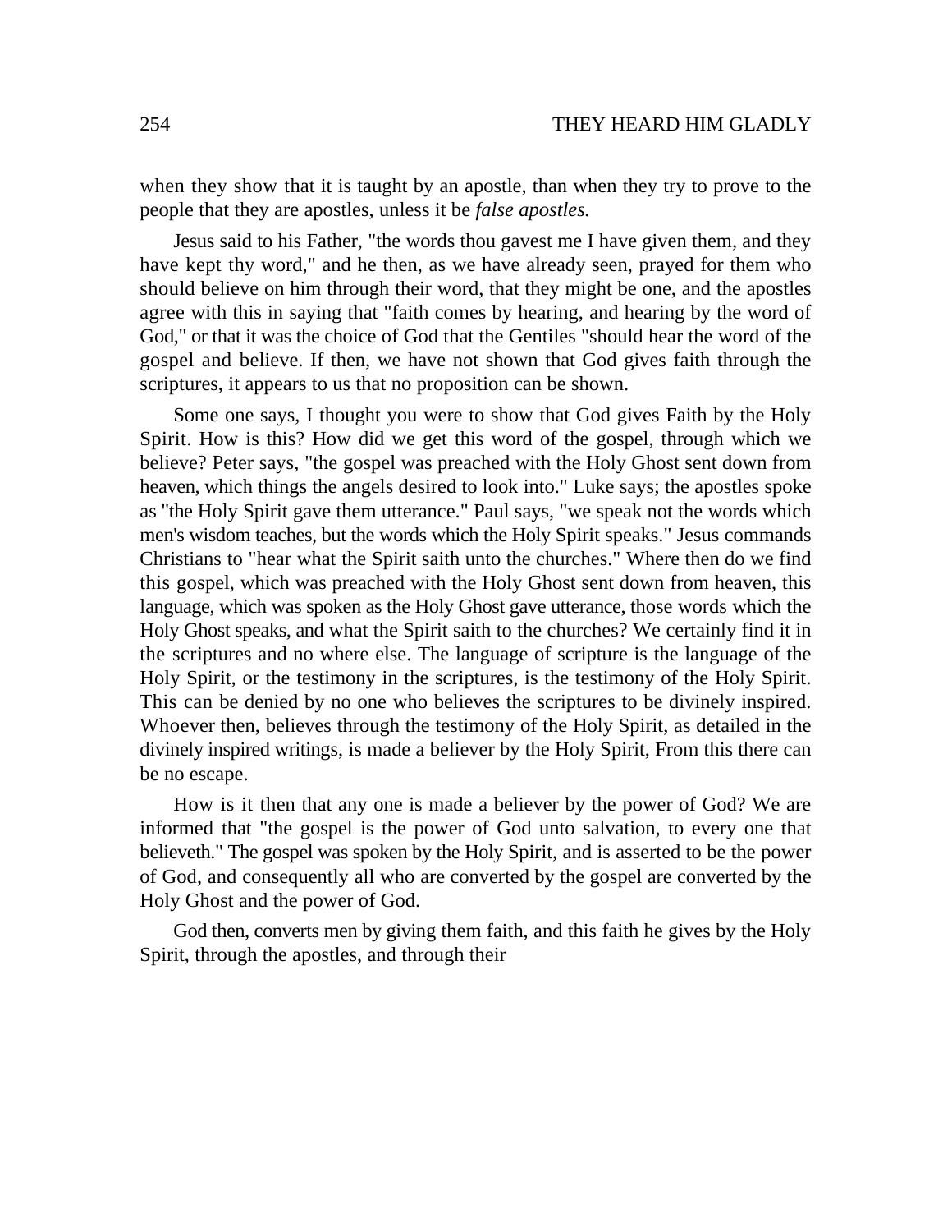when they show that it is taught by an apostle, than when they try to prove to the people that they are apostles, unless it be *false apostles.*

Jesus said to his Father, "the words thou gavest me I have given them, and they have kept thy word," and he then, as we have already seen, prayed for them who should believe on him through their word, that they might be one, and the apostles agree with this in saying that "faith comes by hearing, and hearing by the word of God," or that it was the choice of God that the Gentiles "should hear the word of the gospel and believe. If then, we have not shown that God gives faith through the scriptures, it appears to us that no proposition can be shown.

Some one says, I thought you were to show that God gives Faith by the Holy Spirit. How is this? How did we get this word of the gospel, through which we believe? Peter says, "the gospel was preached with the Holy Ghost sent down from heaven, which things the angels desired to look into." Luke says; the apostles spoke as "the Holy Spirit gave them utterance." Paul says, "we speak not the words which men's wisdom teaches, but the words which the Holy Spirit speaks." Jesus commands Christians to "hear what the Spirit saith unto the churches." Where then do we find this gospel, which was preached with the Holy Ghost sent down from heaven, this language, which was spoken as the Holy Ghost gave utterance, those words which the Holy Ghost speaks, and what the Spirit saith to the churches? We certainly find it in the scriptures and no where else. The language of scripture is the language of the Holy Spirit, or the testimony in the scriptures, is the testimony of the Holy Spirit. This can be denied by no one who believes the scriptures to be divinely inspired. Whoever then, believes through the testimony of the Holy Spirit, as detailed in the divinely inspired writings, is made a believer by the Holy Spirit, From this there can be no escape.

How is it then that any one is made a believer by the power of God? We are informed that "the gospel is the power of God unto salvation, to every one that believeth." The gospel was spoken by the Holy Spirit, and is asserted to be the power of God, and consequently all who are converted by the gospel are converted by the Holy Ghost and the power of God.

God then, converts men by giving them faith, and this faith he gives by the Holy Spirit, through the apostles, and through their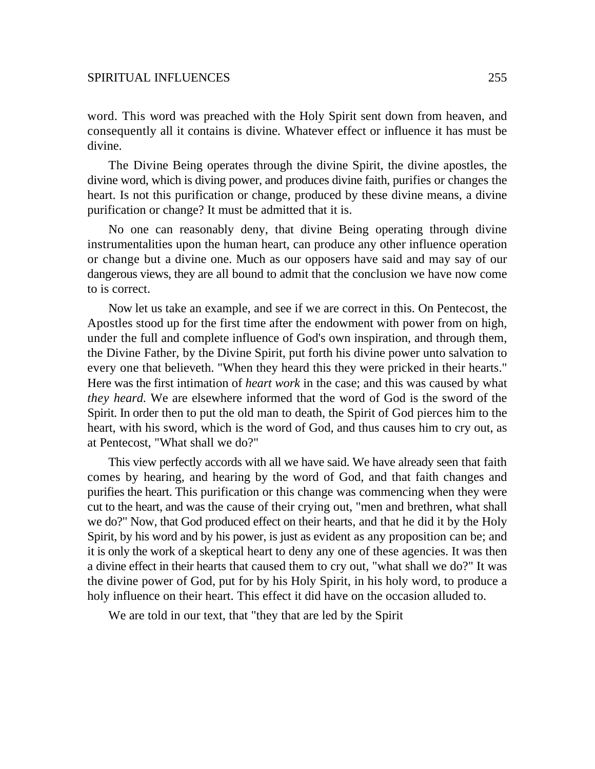word. This word was preached with the Holy Spirit sent down from heaven, and consequently all it contains is divine. Whatever effect or influence it has must be divine.

The Divine Being operates through the divine Spirit, the divine apostles, the divine word, which is diving power, and produces divine faith, purifies or changes the heart. Is not this purification or change, produced by these divine means, a divine purification or change? It must be admitted that it is.

No one can reasonably deny, that divine Being operating through divine instrumentalities upon the human heart, can produce any other influence operation or change but a divine one. Much as our opposers have said and may say of our dangerous views, they are all bound to admit that the conclusion we have now come to is correct.

Now let us take an example, and see if we are correct in this. On Pentecost, the Apostles stood up for the first time after the endowment with power from on high, under the full and complete influence of God's own inspiration, and through them, the Divine Father, by the Divine Spirit, put forth his divine power unto salvation to every one that believeth. "When they heard this they were pricked in their hearts." Here was the first intimation of *heart work* in the case; and this was caused by what *they heard*. We are elsewhere informed that the word of God is the sword of the Spirit. In order then to put the old man to death, the Spirit of God pierces him to the heart, with his sword, which is the word of God, and thus causes him to cry out, as at Pentecost, "What shall we do?"

This view perfectly accords with all we have said. We have already seen that faith comes by hearing, and hearing by the word of God, and that faith changes and purifies the heart. This purification or this change was commencing when they were cut to the heart, and was the cause of their crying out, "men and brethren, what shall we do?" Now, that God produced effect on their hearts, and that he did it by the Holy Spirit, by his word and by his power, is just as evident as any proposition can be; and it is only the work of a skeptical heart to deny any one of these agencies. It was then a divine effect in their hearts that caused them to cry out, "what shall we do?" It was the divine power of God, put for by his Holy Spirit, in his holy word, to produce a holy influence on their heart. This effect it did have on the occasion alluded to.

We are told in our text, that "they that are led by the Spirit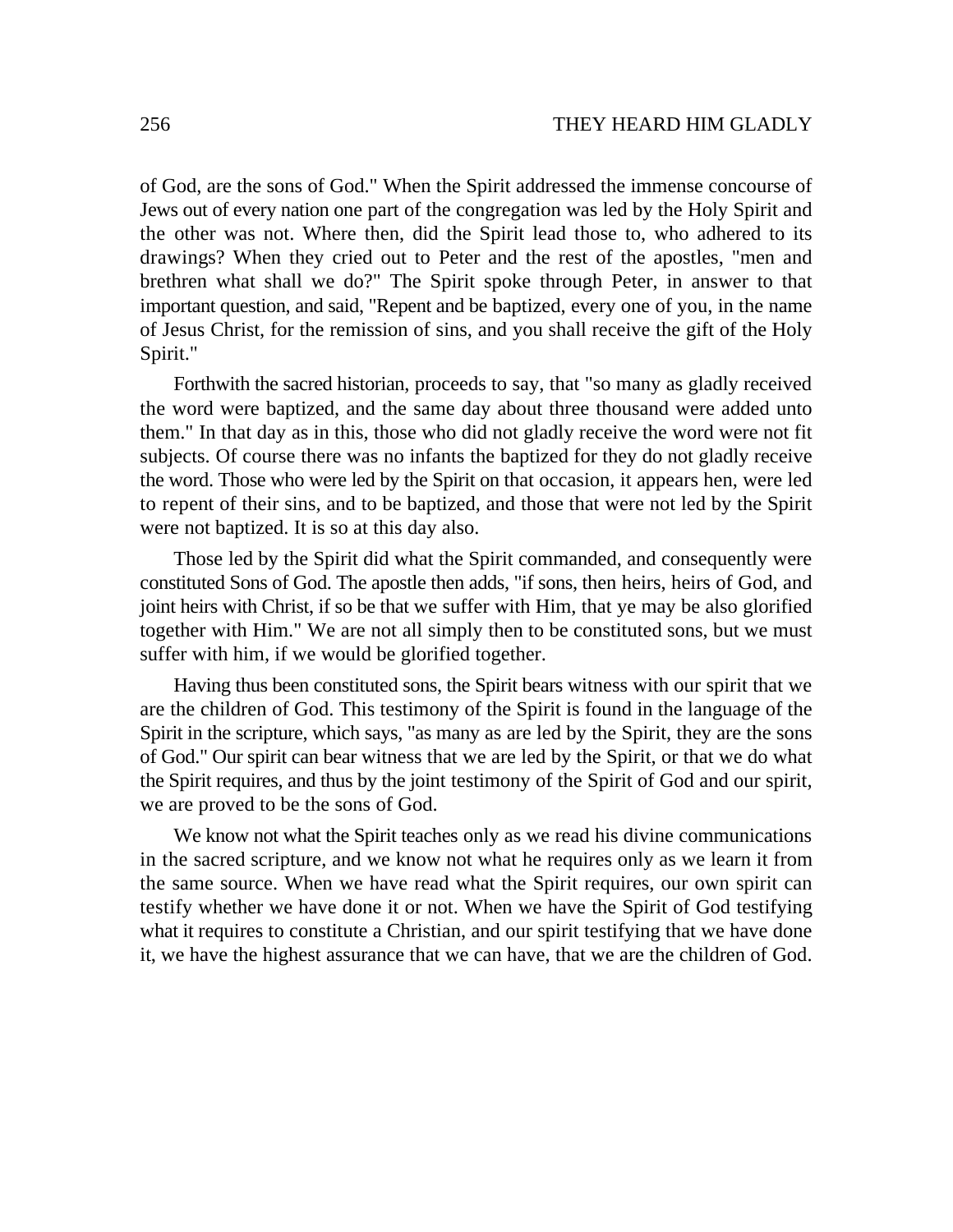of God, are the sons of God." When the Spirit addressed the immense concourse of Jews out of every nation one part of the congregation was led by the Holy Spirit and the other was not. Where then, did the Spirit lead those to, who adhered to its drawings? When they cried out to Peter and the rest of the apostles, "men and brethren what shall we do?" The Spirit spoke through Peter, in answer to that important question, and said, "Repent and be baptized, every one of you, in the name of Jesus Christ, for the remission of sins, and you shall receive the gift of the Holy Spirit."

Forthwith the sacred historian, proceeds to say, that "so many as gladly received the word were baptized, and the same day about three thousand were added unto them." In that day as in this, those who did not gladly receive the word were not fit subjects. Of course there was no infants the baptized for they do not gladly receive the word. Those who were led by the Spirit on that occasion, it appears hen, were led to repent of their sins, and to be baptized, and those that were not led by the Spirit were not baptized. It is so at this day also.

Those led by the Spirit did what the Spirit commanded, and consequently were constituted Sons of God. The apostle then adds, "if sons, then heirs, heirs of God, and joint heirs with Christ, if so be that we suffer with Him, that ye may be also glorified together with Him." We are not all simply then to be constituted sons, but we must suffer with him, if we would be glorified together.

Having thus been constituted sons, the Spirit bears witness with our spirit that we are the children of God. This testimony of the Spirit is found in the language of the Spirit in the scripture, which says, "as many as are led by the Spirit, they are the sons of God." Our spirit can bear witness that we are led by the Spirit, or that we do what the Spirit requires, and thus by the joint testimony of the Spirit of God and our spirit, we are proved to be the sons of God.

We know not what the Spirit teaches only as we read his divine communications in the sacred scripture, and we know not what he requires only as we learn it from the same source. When we have read what the Spirit requires, our own spirit can testify whether we have done it or not. When we have the Spirit of God testifying what it requires to constitute a Christian, and our spirit testifying that we have done it, we have the highest assurance that we can have, that we are the children of God.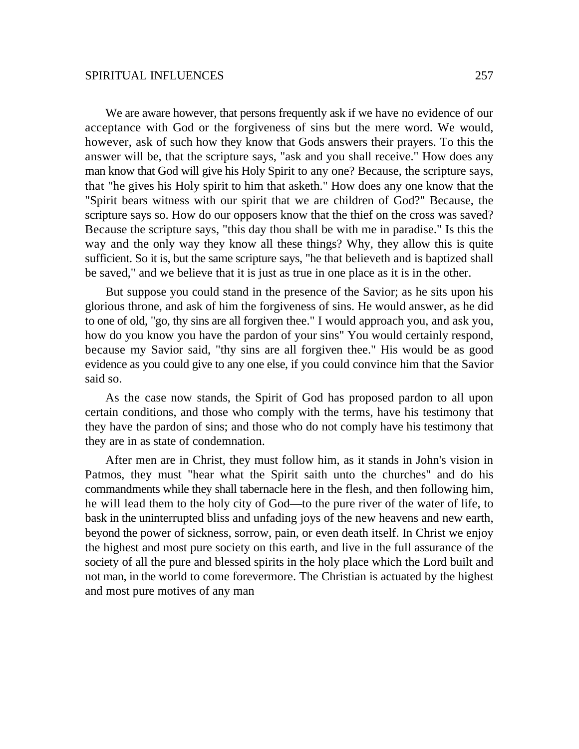We are aware however, that persons frequently ask if we have no evidence of our acceptance with God or the forgiveness of sins but the mere word. We would, however, ask of such how they know that Gods answers their prayers. To this the answer will be, that the scripture says, "ask and you shall receive." How does any man know that God will give his Holy Spirit to any one? Because, the scripture says, that "he gives his Holy spirit to him that asketh." How does any one know that the "Spirit bears witness with our spirit that we are children of God?" Because, the scripture says so. How do our opposers know that the thief on the cross was saved? Because the scripture says, "this day thou shall be with me in paradise." Is this the way and the only way they know all these things? Why, they allow this is quite sufficient. So it is, but the same scripture says, "he that believeth and is baptized shall be saved," and we believe that it is just as true in one place as it is in the other.

But suppose you could stand in the presence of the Savior; as he sits upon his glorious throne, and ask of him the forgiveness of sins. He would answer, as he did to one of old, "go, thy sins are all forgiven thee." I would approach you, and ask you, how do you know you have the pardon of your sins" You would certainly respond, because my Savior said, "thy sins are all forgiven thee." His would be as good evidence as you could give to any one else, if you could convince him that the Savior said so.

As the case now stands, the Spirit of God has proposed pardon to all upon certain conditions, and those who comply with the terms, have his testimony that they have the pardon of sins; and those who do not comply have his testimony that they are in as state of condemnation.

After men are in Christ, they must follow him, as it stands in John's vision in Patmos, they must "hear what the Spirit saith unto the churches" and do his commandments while they shall tabernacle here in the flesh, and then following him, he will lead them to the holy city of God—to the pure river of the water of life, to bask in the uninterrupted bliss and unfading joys of the new heavens and new earth, beyond the power of sickness, sorrow, pain, or even death itself. In Christ we enjoy the highest and most pure society on this earth, and live in the full assurance of the society of all the pure and blessed spirits in the holy place which the Lord built and not man, in the world to come forevermore. The Christian is actuated by the highest and most pure motives of any man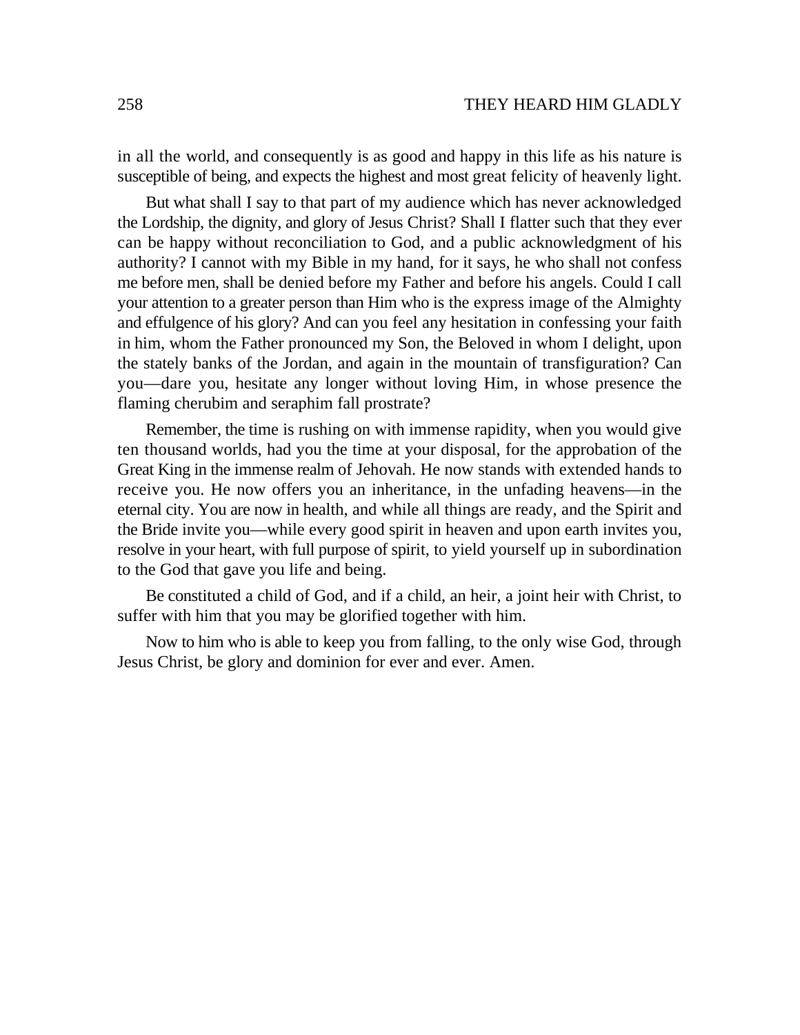in all the world, and consequently is as good and happy in this life as his nature is susceptible of being, and expects the highest and most great felicity of heavenly light.

But what shall I say to that part of my audience which has never acknowledged the Lordship, the dignity, and glory of Jesus Christ? Shall I flatter such that they ever can be happy without reconciliation to God, and a public acknowledgment of his authority? I cannot with my Bible in my hand, for it says, he who shall not confess me before men, shall be denied before my Father and before his angels. Could I call your attention to a greater person than Him who is the express image of the Almighty and effulgence of his glory? And can you feel any hesitation in confessing your faith in him, whom the Father pronounced my Son, the Beloved in whom I delight, upon the stately banks of the Jordan, and again in the mountain of transfiguration? Can you—dare you, hesitate any longer without loving Him, in whose presence the flaming cherubim and seraphim fall prostrate?

Remember, the time is rushing on with immense rapidity, when you would give ten thousand worlds, had you the time at your disposal, for the approbation of the Great King in the immense realm of Jehovah. He now stands with extended hands to receive you. He now offers you an inheritance, in the unfading heavens—in the eternal city. You are now in health, and while all things are ready, and the Spirit and the Bride invite you—while every good spirit in heaven and upon earth invites you, resolve in your heart, with full purpose of spirit, to yield yourself up in subordination to the God that gave you life and being.

Be constituted a child of God, and if a child, an heir, a joint heir with Christ, to suffer with him that you may be glorified together with him.

Now to him who is able to keep you from falling, to the only wise God, through Jesus Christ, be glory and dominion for ever and ever. Amen.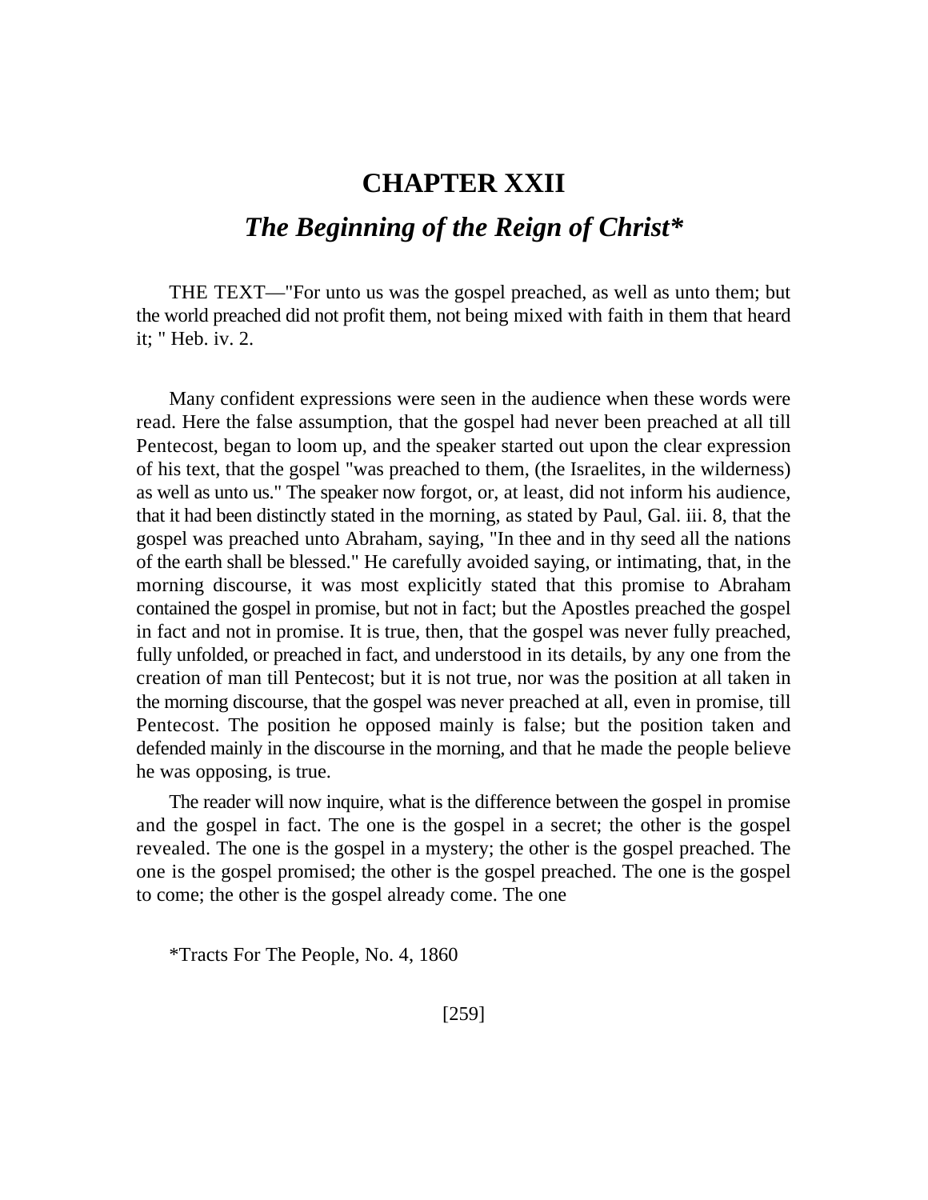# CHAPTER XXII

## *The Beginning of the Reign of Christ**

THE TEXT—"For unto us was the gospel preached, as well as unto them; but the world preached did not profit them, not being mixed with faith in them that heard it; " Heb. iv. 2.

Many confident expressions were seen in the audience when these words were read. Here the false assumption, that the gospel had never been preached at all till Pentecost, began to loom up, and the speaker started out upon the clear expression of his text, that the gospel "was preached to them, (the Israelites, in the wilderness) as well as unto us." The speaker now forgot, or, at least, did not inform his audience, that it had been distinctly stated in the morning, as stated by Paul, Gal. iii. 8, that the gospel was preached unto Abraham, saying, "In thee and in thy seed all the nations of the earth shall be blessed." He carefully avoided saying, or intimating, that, in the morning discourse, it was most explicitly stated that this promise to Abraham contained the gospel in promise, but not in fact; but the Apostles preached the gospel in fact and not in promise. It is true, then, that the gospel was never fully preached, fully unfolded, or preached in fact, and understood in its details, by any one from the creation of man till Pentecost; but it is not true, nor was the position at all taken in the morning discourse, that the gospel was never preached at all, even in promise, till Pentecost. The position he opposed mainly is false; but the position taken and defended mainly in the discourse in the morning, and that he made the people believe he was opposing, is true.

The reader will now inquire, what is the difference between the gospel in promise and the gospel in fact. The one is the gospel in a secret; the other is the gospel revealed. The one is the gospel in a mystery; the other is the gospel preached. The one is the gospel promised; the other is the gospel preached. The one is the gospel to come; the other is the gospel already come. The one

*Tracts For The People, No. 4, 1860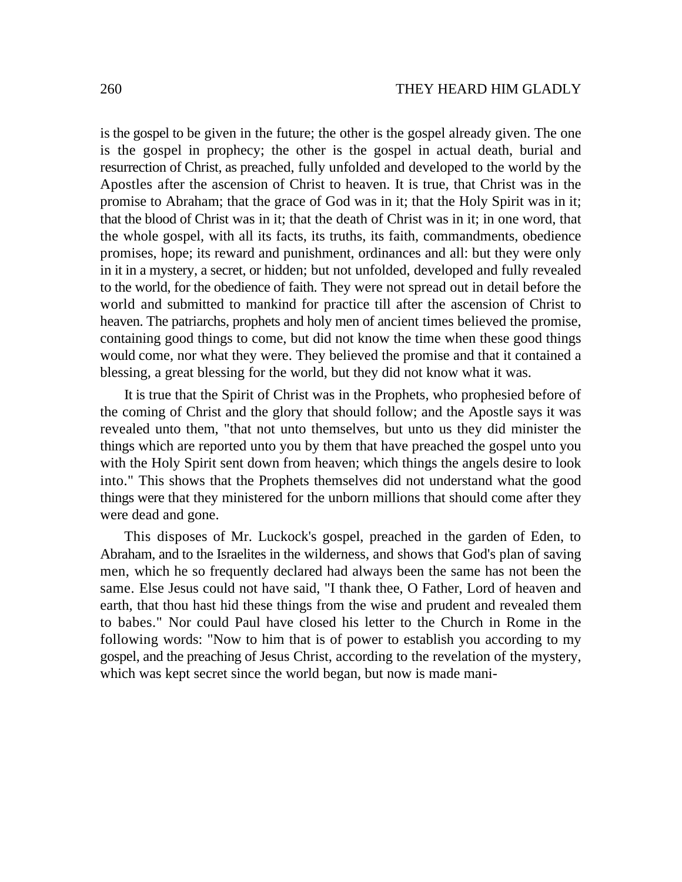is the gospel to be given in the future; the other is the gospel already given. The one is the gospel in prophecy; the other is the gospel in actual death, burial and resurrection of Christ, as preached, fully unfolded and developed to the world by the Apostles after the ascension of Christ to heaven. It is true, that Christ was in the promise to Abraham; that the grace of God was in it; that the Holy Spirit was in it; that the blood of Christ was in it; that the death of Christ was in it; in one word, that the whole gospel, with all its facts, its truths, its faith, commandments, obedience promises, hope; its reward and punishment, ordinances and all: but they were only in it in a mystery, a secret, or hidden; but not unfolded, developed and fully revealed to the world, for the obedience of faith. They were not spread out in detail before the world and submitted to mankind for practice till after the ascension of Christ to heaven. The patriarchs, prophets and holy men of ancient times believed the promise, containing good things to come, but did not know the time when these good things would come, nor what they were. They believed the promise and that it contained a blessing, a great blessing for the world, but they did not know what it was.

It is true that the Spirit of Christ was in the Prophets, who prophesied before of the coming of Christ and the glory that should follow; and the Apostle says it was revealed unto them, "that not unto themselves, but unto us they did minister the things which are reported unto you by them that have preached the gospel unto you with the Holy Spirit sent down from heaven; which things the angels desire to look into." This shows that the Prophets themselves did not understand what the good things were that they ministered for the unborn millions that should come after they were dead and gone.

This disposes of Mr. Luckock's gospel, preached in the garden of Eden, to Abraham, and to the Israelites in the wilderness, and shows that God's plan of saving men, which he so frequently declared had always been the same has not been the same. Else Jesus could not have said, "I thank thee, O Father, Lord of heaven and earth, that thou hast hid these things from the wise and prudent and revealed them to babes." Nor could Paul have closed his letter to the Church in Rome in the following words: "Now to him that is of power to establish you according to my gospel, and the preaching of Jesus Christ, according to the revelation of the mystery, which was kept secret since the world began, but now is made mani-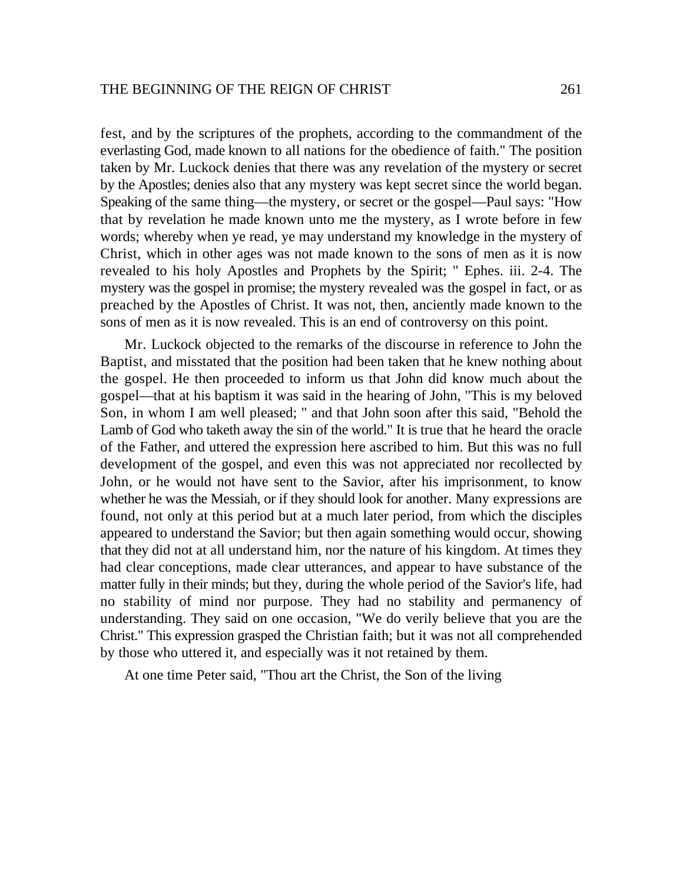fest, and by the scriptures of the prophets, according to the commandment of the everlasting God, made known to all nations for the obedience of faith." The position taken by Mr. Luckock denies that there was any revelation of the mystery or secret by the Apostles; denies also that any mystery was kept secret since the world began. Speaking of the same thing—the mystery, or secret or the gospel—Paul says: "How that by revelation he made known unto me the mystery, as I wrote before in few words; whereby when ye read, ye may understand my knowledge in the mystery of Christ, which in other ages was not made known to the sons of men as it is now revealed to his holy Apostles and Prophets by the Spirit; " Ephes. iii. 2-4. The mystery was the gospel in promise; the mystery revealed was the gospel in fact, or as preached by the Apostles of Christ. It was not, then, anciently made known to the sons of men as it is now revealed. This is an end of controversy on this point.

Mr. Luckock objected to the remarks of the discourse in reference to John the Baptist, and misstated that the position had been taken that he knew nothing about the gospel. He then proceeded to inform us that John did know much about the gospel—that at his baptism it was said in the hearing of John, "This is my beloved Son, in whom I am well pleased; " and that John soon after this said, "Behold the Lamb of God who taketh away the sin of the world." It is true that he heard the oracle of the Father, and uttered the expression here ascribed to him. But this was no full development of the gospel, and even this was not appreciated nor recollected by John, or he would not have sent to the Savior, after his imprisonment, to know whether he was the Messiah, or if they should look for another. Many expressions are found, not only at this period but at a much later period, from which the disciples appeared to understand the Savior; but then again something would occur, showing that they did not at all understand him, nor the nature of his kingdom. At times they had clear conceptions, made clear utterances, and appear to have substance of the matter fully in their minds; but they, during the whole period of the Savior's life, had no stability of mind nor purpose. They had no stability and permanency of understanding. They said on one occasion, "We do verily believe that you are the Christ." This expression grasped the Christian faith; but it was not all comprehended by those who uttered it, and especially was it not retained by them.

At one time Peter said, "Thou art the Christ, the Son of the living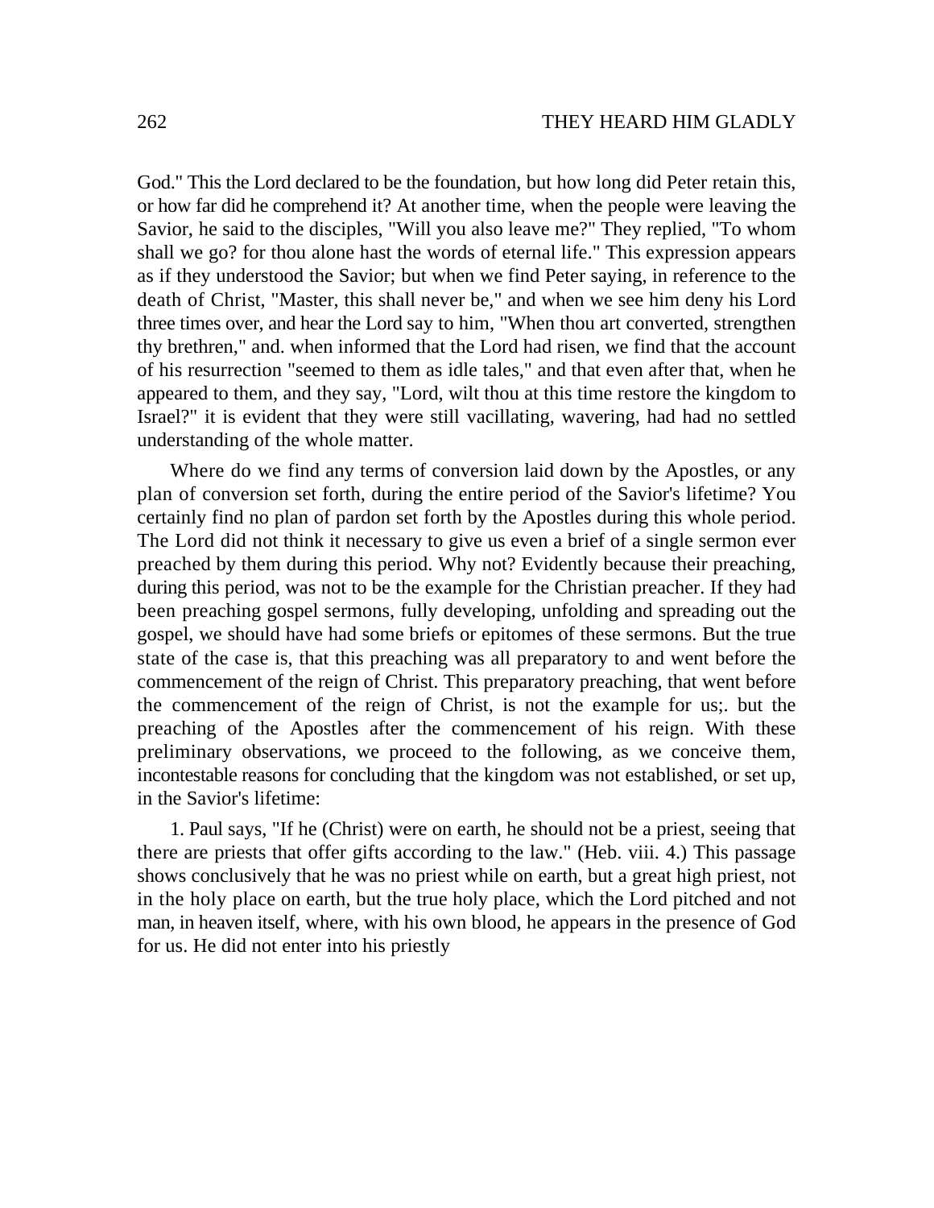God." This the Lord declared to be the foundation, but how long did Peter retain this, or how far did he comprehend it? At another time, when the people were leaving the Savior, he said to the disciples, "Will you also leave me?" They replied, "To whom shall we go? for thou alone hast the words of eternal life." This expression appears as if they understood the Savior; but when we find Peter saying, in reference to the death of Christ, "Master, this shall never be," and when we see him deny his Lord three times over, and hear the Lord say to him, "When thou art converted, strengthen thy brethren," and. when informed that the Lord had risen, we find that the account of his resurrection "seemed to them as idle tales," and that even after that, when he appeared to them, and they say, "Lord, wilt thou at this time restore the kingdom to Israel?" it is evident that they were still vacillating, wavering, had had no settled understanding of the whole matter.

Where do we find any terms of conversion laid down by the Apostles, or any plan of conversion set forth, during the entire period of the Savior's lifetime? You certainly find no plan of pardon set forth by the Apostles during this whole period. The Lord did not think it necessary to give us even a brief of a single sermon ever preached by them during this period. Why not? Evidently because their preaching, during this period, was not to be the example for the Christian preacher. If they had been preaching gospel sermons, fully developing, unfolding and spreading out the gospel, we should have had some briefs or epitomes of these sermons. But the true state of the case is, that this preaching was all preparatory to and went before the commencement of the reign of Christ. This preparatory preaching, that went before the commencement of the reign of Christ, is not the example for us;. but the preaching of the Apostles after the commencement of his reign. With these preliminary observations, we proceed to the following, as we conceive them, incontestable reasons for concluding that the kingdom was not established, or set up, in the Savior's lifetime:

1. Paul says, "If he (Christ) were on earth, he should not be a priest, seeing that there are priests that offer gifts according to the law." (Heb. viii. 4.) This passage shows conclusively that he was no priest while on earth, but a great high priest, not in the holy place on earth, but the true holy place, which the Lord pitched and not man, in heaven itself, where, with his own blood, he appears in the presence of God for us. He did not enter into his priestly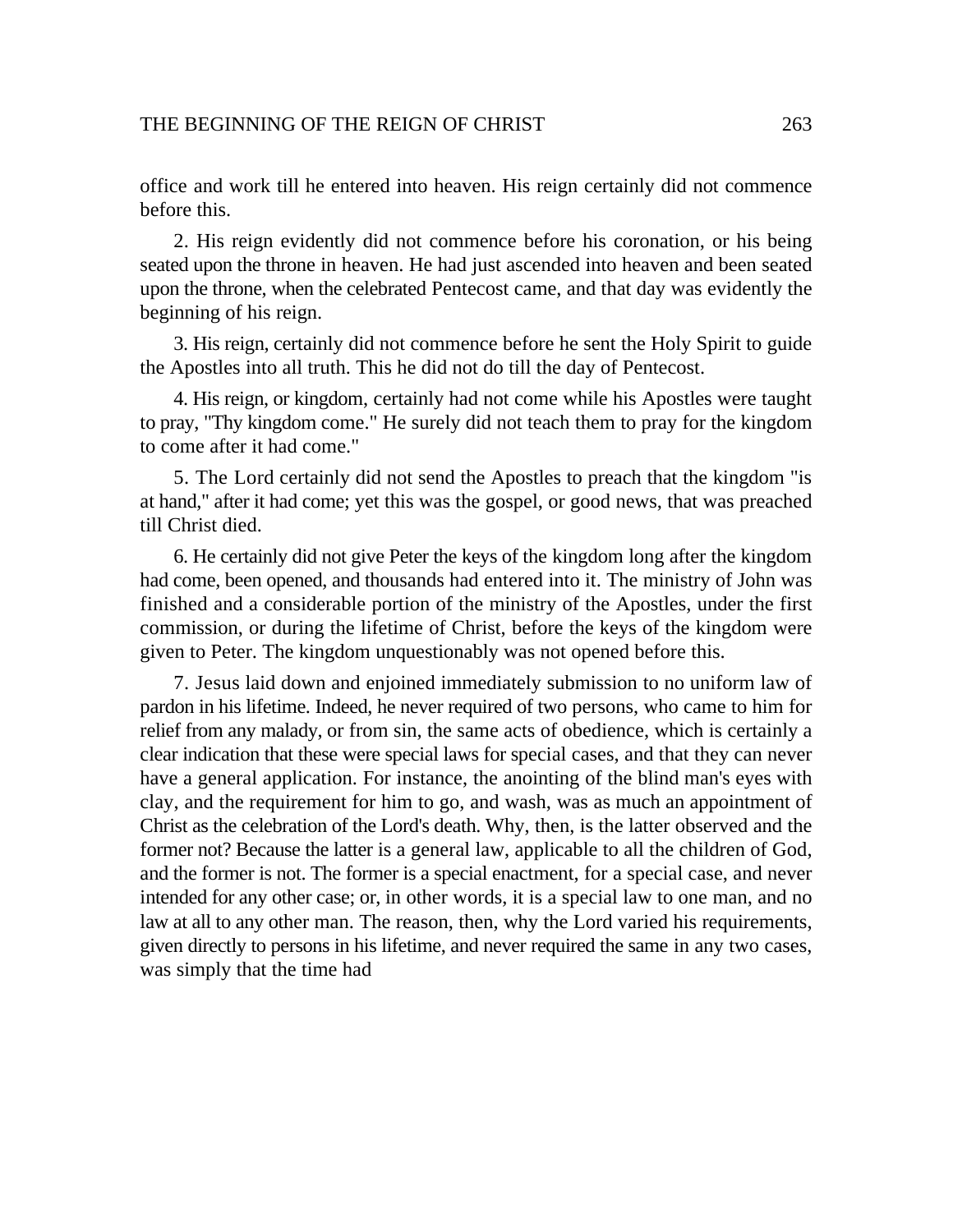office and work till he entered into heaven. His reign certainly did not commence before this.

2. His reign evidently did not commence before his coronation, or his being seated upon the throne in heaven. He had just ascended into heaven and been seated upon the throne, when the celebrated Pentecost came, and that day was evidently the beginning of his reign.

3. His reign, certainly did not commence before he sent the Holy Spirit to guide the Apostles into all truth. This he did not do till the day of Pentecost.

4. His reign, or kingdom, certainly had not come while his Apostles were taught to pray, "Thy kingdom come." He surely did not teach them to pray for the kingdom to come after it had come."

5. The Lord certainly did not send the Apostles to preach that the kingdom "is at hand," after it had come; yet this was the gospel, or good news, that was preached till Christ died.

6. He certainly did not give Peter the keys of the kingdom long after the kingdom had come, been opened, and thousands had entered into it. The ministry of John was finished and a considerable portion of the ministry of the Apostles, under the first commission, or during the lifetime of Christ, before the keys of the kingdom were given to Peter. The kingdom unquestionably was not opened before this.

7. Jesus laid down and enjoined immediately submission to no uniform law of pardon in his lifetime. Indeed, he never required of two persons, who came to him for relief from any malady, or from sin, the same acts of obedience, which is certainly a clear indication that these were special laws for special cases, and that they can never have a general application. For instance, the anointing of the blind man's eyes with clay, and the requirement for him to go, and wash, was as much an appointment of Christ as the celebration of the Lord's death. Why, then, is the latter observed and the former not? Because the latter is a general law, applicable to all the children of God, and the former is not. The former is a special enactment, for a special case, and never intended for any other case; or, in other words, it is a special law to one man, and no law at all to any other man. The reason, then, why the Lord varied his requirements, given directly to persons in his lifetime, and never required the same in any two cases, was simply that the time had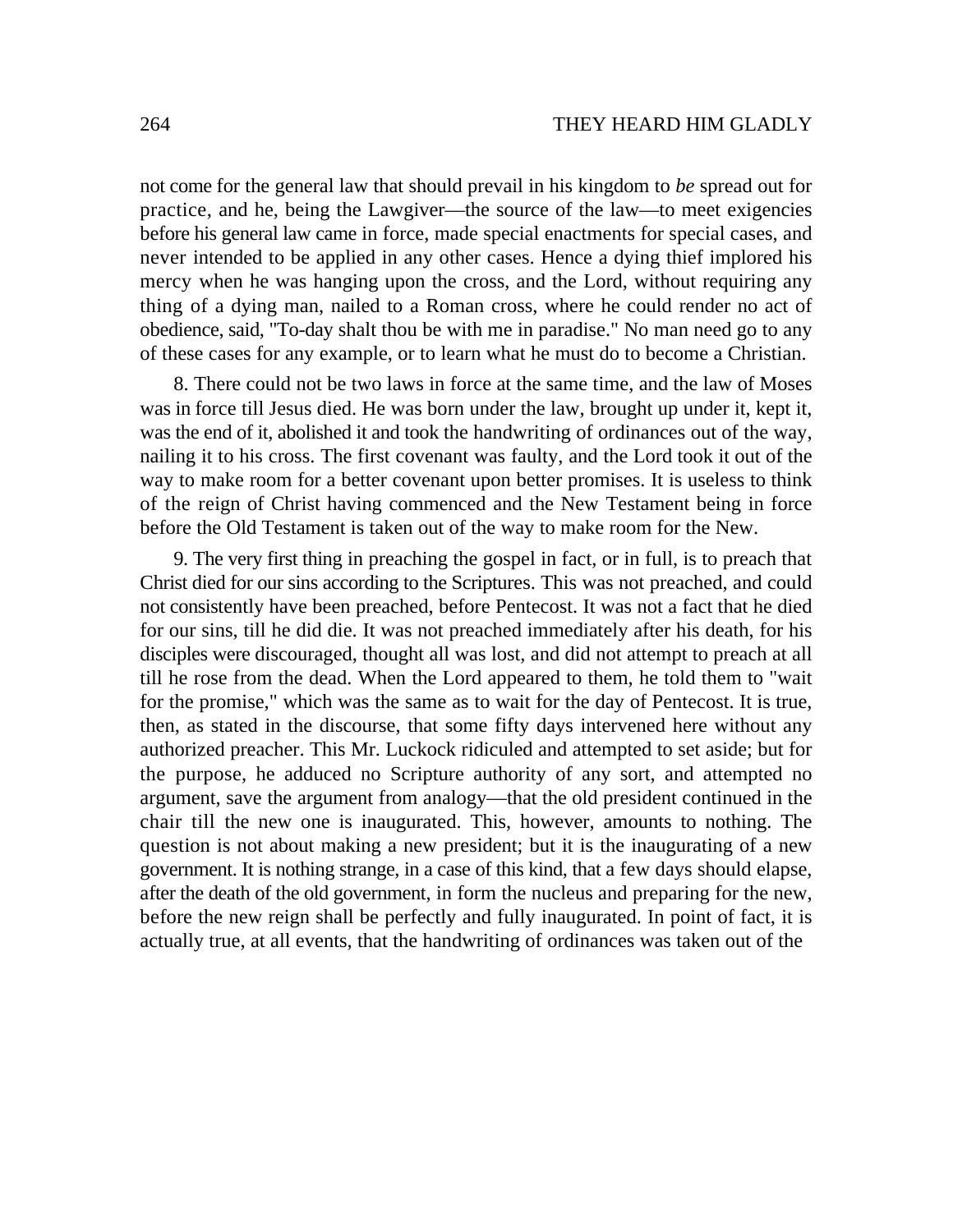not come for the general law that should prevail in his kingdom to *be* spread out for practice, and he, being the Lawgiver—the source of the law—to meet exigencies before his general law came in force, made special enactments for special cases, and never intended to be applied in any other cases. Hence a dying thief implored his mercy when he was hanging upon the cross, and the Lord, without requiring any thing of a dying man, nailed to a Roman cross, where he could render no act of obedience, said, "To-day shalt thou be with me in paradise." No man need go to any of these cases for any example, or to learn what he must do to become a Christian.

8. There could not be two laws in force at the same time, and the law of Moses was in force till Jesus died. He was born under the law, brought up under it, kept it, was the end of it, abolished it and took the handwriting of ordinances out of the way, nailing it to his cross. The first covenant was faulty, and the Lord took it out of the way to make room for a better covenant upon better promises. It is useless to think of the reign of Christ having commenced and the New Testament being in force before the Old Testament is taken out of the way to make room for the New.

9. The very first thing in preaching the gospel in fact, or in full, is to preach that Christ died for our sins according to the Scriptures. This was not preached, and could not consistently have been preached, before Pentecost. It was not a fact that he died for our sins, till he did die. It was not preached immediately after his death, for his disciples were discouraged, thought all was lost, and did not attempt to preach at all till he rose from the dead. When the Lord appeared to them, he told them to "wait for the promise," which was the same as to wait for the day of Pentecost. It is true, then, as stated in the discourse, that some fifty days intervened here without any authorized preacher. This Mr. Luckock ridiculed and attempted to set aside; but for the purpose, he adduced no Scripture authority of any sort, and attempted no argument, save the argument from analogy—that the old president continued in the chair till the new one is inaugurated. This, however, amounts to nothing. The question is not about making a new president; but it is the inaugurating of a new government. It is nothing strange, in a case of this kind, that a few days should elapse, after the death of the old government, in form the nucleus and preparing for the new, before the new reign shall be perfectly and fully inaugurated. In point of fact, it is actually true, at all events, that the handwriting of ordinances was taken out of the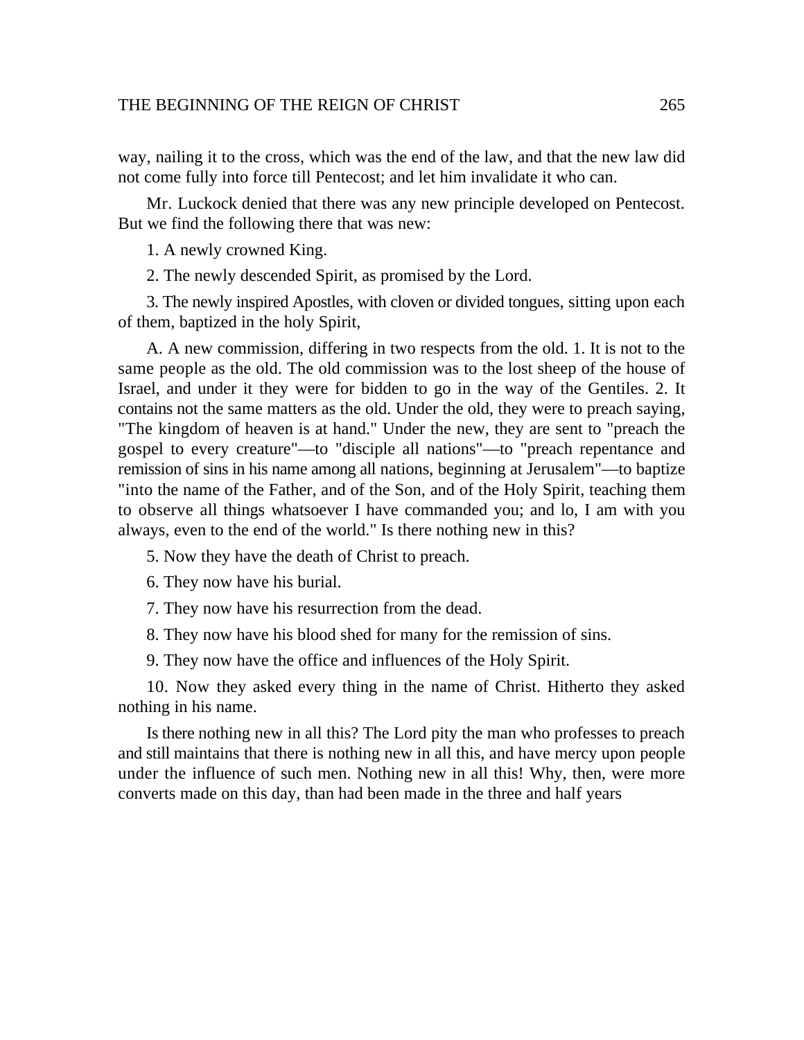way, nailing it to the cross, which was the end of the law, and that the new law did not come fully into force till Pentecost; and let him invalidate it who can.

Mr. Luckock denied that there was any new principle developed on Pentecost. But we find the following there that was new:

1. A newly crowned King.

2. The newly descended Spirit, as promised by the Lord.

3. The newly inspired Apostles, with cloven or divided tongues, sitting upon each of them, baptized in the holy Spirit,

A. A new commission, differing in two respects from the old. 1. It is not to the same people as the old. The old commission was to the lost sheep of the house of Israel, and under it they were for bidden to go in the way of the Gentiles. 2. It contains not the same matters as the old. Under the old, they were to preach saying, "The kingdom of heaven is at hand." Under the new, they are sent to "preach the gospel to every creature"—to "disciple all nations"—to "preach repentance and remission of sins in his name among all nations, beginning at Jerusalem"—to baptize "into the name of the Father, and of the Son, and of the Holy Spirit, teaching them to observe all things whatsoever I have commanded you; and lo, I am with you always, even to the end of the world." Is there nothing new in this?

5. Now they have the death of Christ to preach.

6. They now have his burial.

7. They now have his resurrection from the dead.

8. They now have his blood shed for many for the remission of sins.

9. They now have the office and influences of the Holy Spirit.

10. Now they asked every thing in the name of Christ. Hitherto they asked nothing in his name.

Is there nothing new in all this? The Lord pity the man who professes to preach and still maintains that there is nothing new in all this, and have mercy upon people under the influence of such men. Nothing new in all this! Why, then, were more converts made on this day, than had been made in the three and half years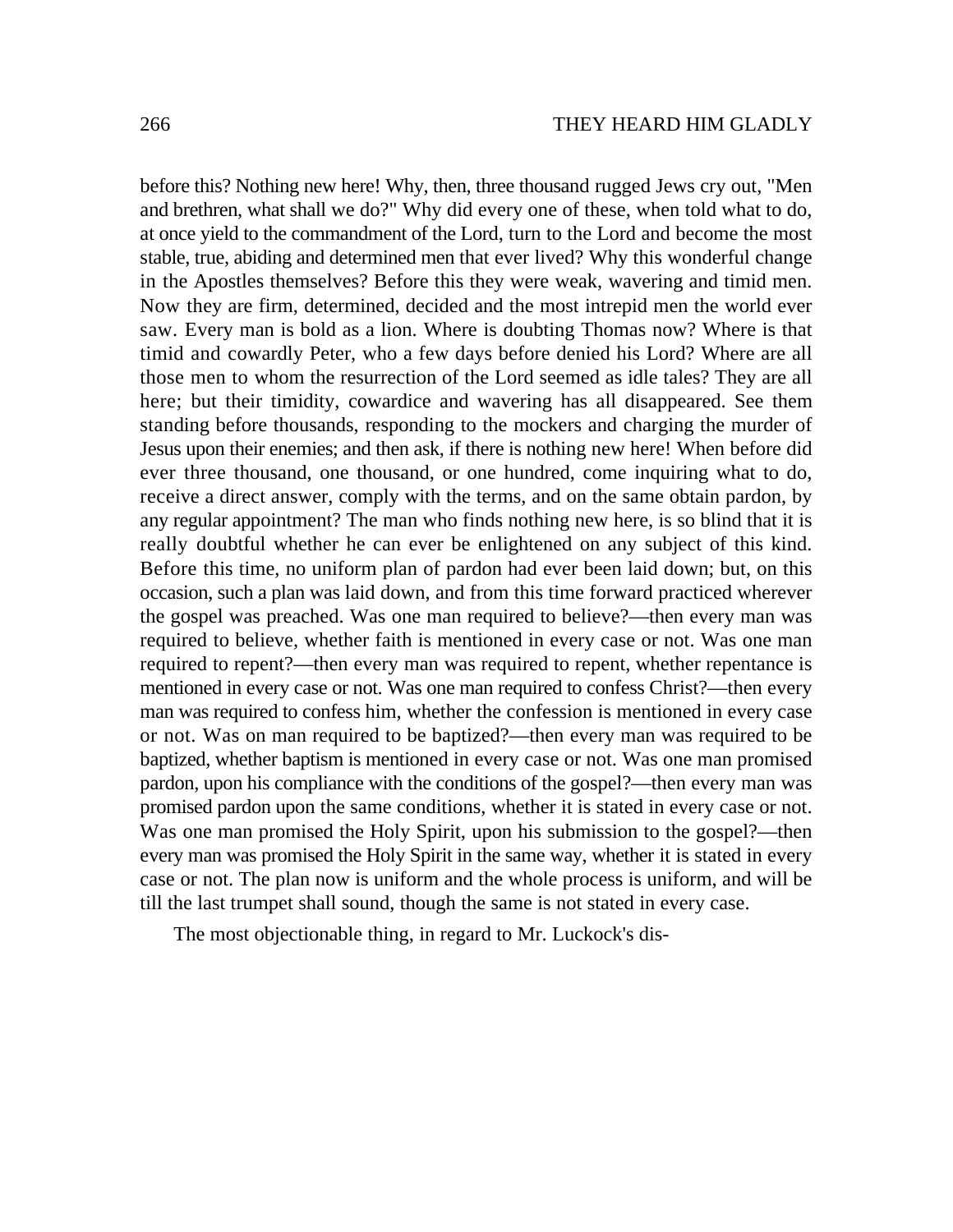before this? Nothing new here! Why, then, three thousand rugged Jews cry out, "Men and brethren, what shall we do?" Why did every one of these, when told what to do, at once yield to the commandment of the Lord, turn to the Lord and become the most stable, true, abiding and determined men that ever lived? Why this wonderful change in the Apostles themselves? Before this they were weak, wavering and timid men. Now they are firm, determined, decided and the most intrepid men the world ever saw. Every man is bold as a lion. Where is doubting Thomas now? Where is that timid and cowardly Peter, who a few days before denied his Lord? Where are all those men to whom the resurrection of the Lord seemed as idle tales? They are all here; but their timidity, cowardice and wavering has all disappeared. See them standing before thousands, responding to the mockers and charging the murder of Jesus upon their enemies; and then ask, if there is nothing new here! When before did ever three thousand, one thousand, or one hundred, come inquiring what to do, receive a direct answer, comply with the terms, and on the same obtain pardon, by any regular appointment? The man who finds nothing new here, is so blind that it is really doubtful whether he can ever be enlightened on any subject of this kind. Before this time, no uniform plan of pardon had ever been laid down; but, on this occasion, such a plan was laid down, and from this time forward practiced wherever the gospel was preached. Was one man required to believe?—then every man was required to believe, whether faith is mentioned in every case or not. Was one man required to repent?—then every man was required to repent, whether repentance is mentioned in every case or not. Was one man required to confess Christ?—then every man was required to confess him, whether the confession is mentioned in every case or not. Was on man required to be baptized?—then every man was required to be baptized, whether baptism is mentioned in every case or not. Was one man promised pardon, upon his compliance with the conditions of the gospel?—then every man was promised pardon upon the same conditions, whether it is stated in every case or not. Was one man promised the Holy Spirit, upon his submission to the gospel?—then every man was promised the Holy Spirit in the same way, whether it is stated in every case or not. The plan now is uniform and the whole process is uniform, and will be till the last trumpet shall sound, though the same is not stated in every case.

The most objectionable thing, in regard to Mr. Luckock's dis-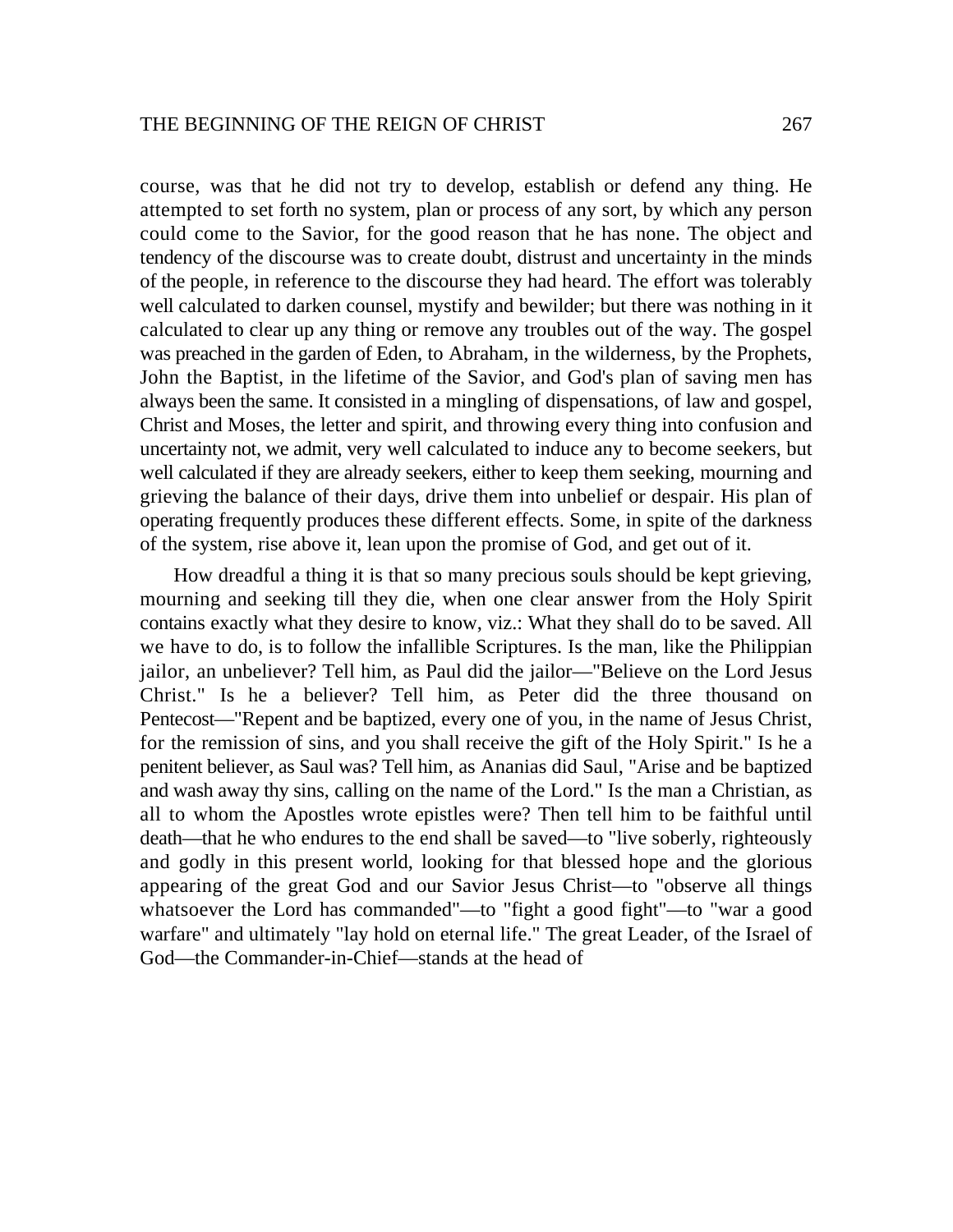course, was that he did not try to develop, establish or defend any thing. He attempted to set forth no system, plan or process of any sort, by which any person could come to the Savior, for the good reason that he has none. The object and tendency of the discourse was to create doubt, distrust and uncertainty in the minds of the people, in reference to the discourse they had heard. The effort was tolerably well calculated to darken counsel, mystify and bewilder; but there was nothing in it calculated to clear up any thing or remove any troubles out of the way. The gospel was preached in the garden of Eden, to Abraham, in the wilderness, by the Prophets, John the Baptist, in the lifetime of the Savior, and God's plan of saving men has always been the same. It consisted in a mingling of dispensations, of law and gospel, Christ and Moses, the letter and spirit, and throwing every thing into confusion and uncertainty not, we admit, very well calculated to induce any to become seekers, but well calculated if they are already seekers, either to keep them seeking, mourning and grieving the balance of their days, drive them into unbelief or despair. His plan of operating frequently produces these different effects. Some, in spite of the darkness of the system, rise above it, lean upon the promise of God, and get out of it.

How dreadful a thing it is that so many precious souls should be kept grieving, mourning and seeking till they die, when one clear answer from the Holy Spirit contains exactly what they desire to know, viz.: What they shall do to be saved. All we have to do, is to follow the infallible Scriptures. Is the man, like the Philippian jailor, an unbeliever? Tell him, as Paul did the jailor—"Believe on the Lord Jesus Christ." Is he a believer? Tell him, as Peter did the three thousand on Pentecost—"Repent and be baptized, every one of you, in the name of Jesus Christ, for the remission of sins, and you shall receive the gift of the Holy Spirit." Is he a penitent believer, as Saul was? Tell him, as Ananias did Saul, "Arise and be baptized and wash away thy sins, calling on the name of the Lord." Is the man a Christian, as all to whom the Apostles wrote epistles were? Then tell him to be faithful until death—that he who endures to the end shall be saved—to "live soberly, righteously and godly in this present world, looking for that blessed hope and the glorious appearing of the great God and our Savior Jesus Christ—to "observe all things whatsoever the Lord has commanded"—to "fight a good fight"—to "war a good warfare" and ultimately "lay hold on eternal life." The great Leader, of the Israel of God—the Commander-in-Chief—stands at the head of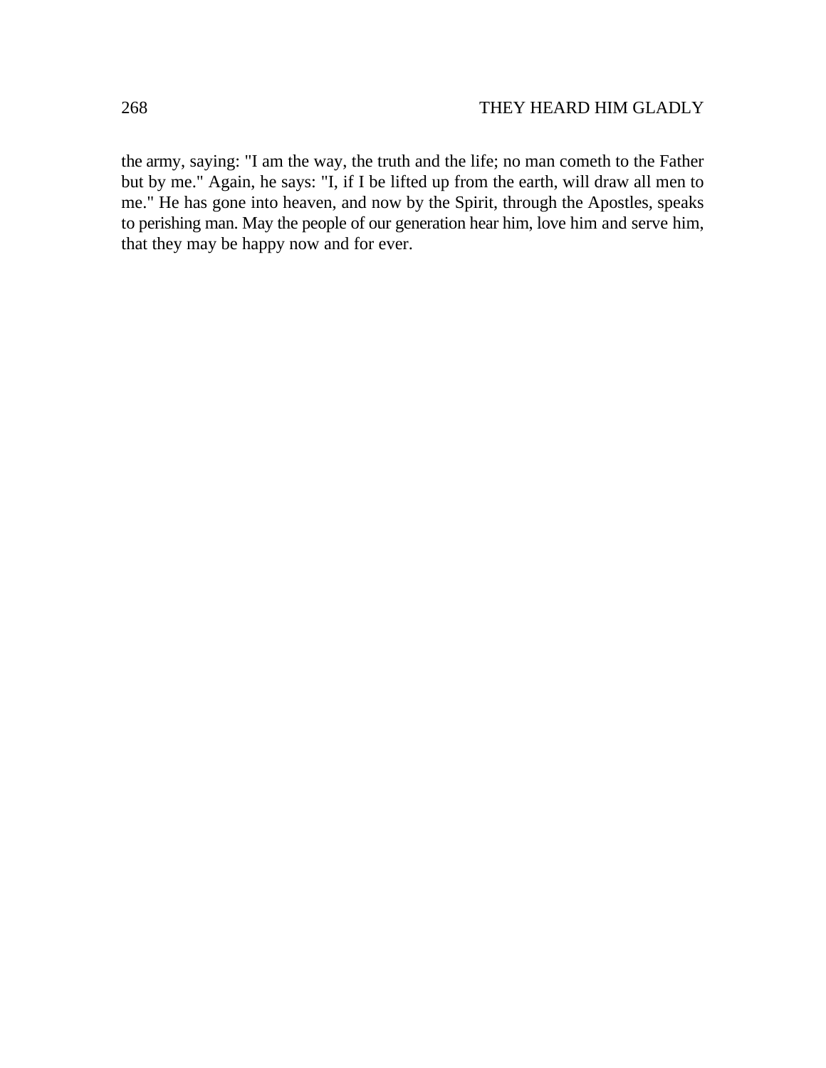the army, saying: "I am the way, the truth and the life; no man cometh to the Father but by me." Again, he says: "I, if I be lifted up from the earth, will draw all men to me." He has gone into heaven, and now by the Spirit, through the Apostles, speaks to perishing man. May the people of our generation hear him, love him and serve him, that they may be happy now and for ever.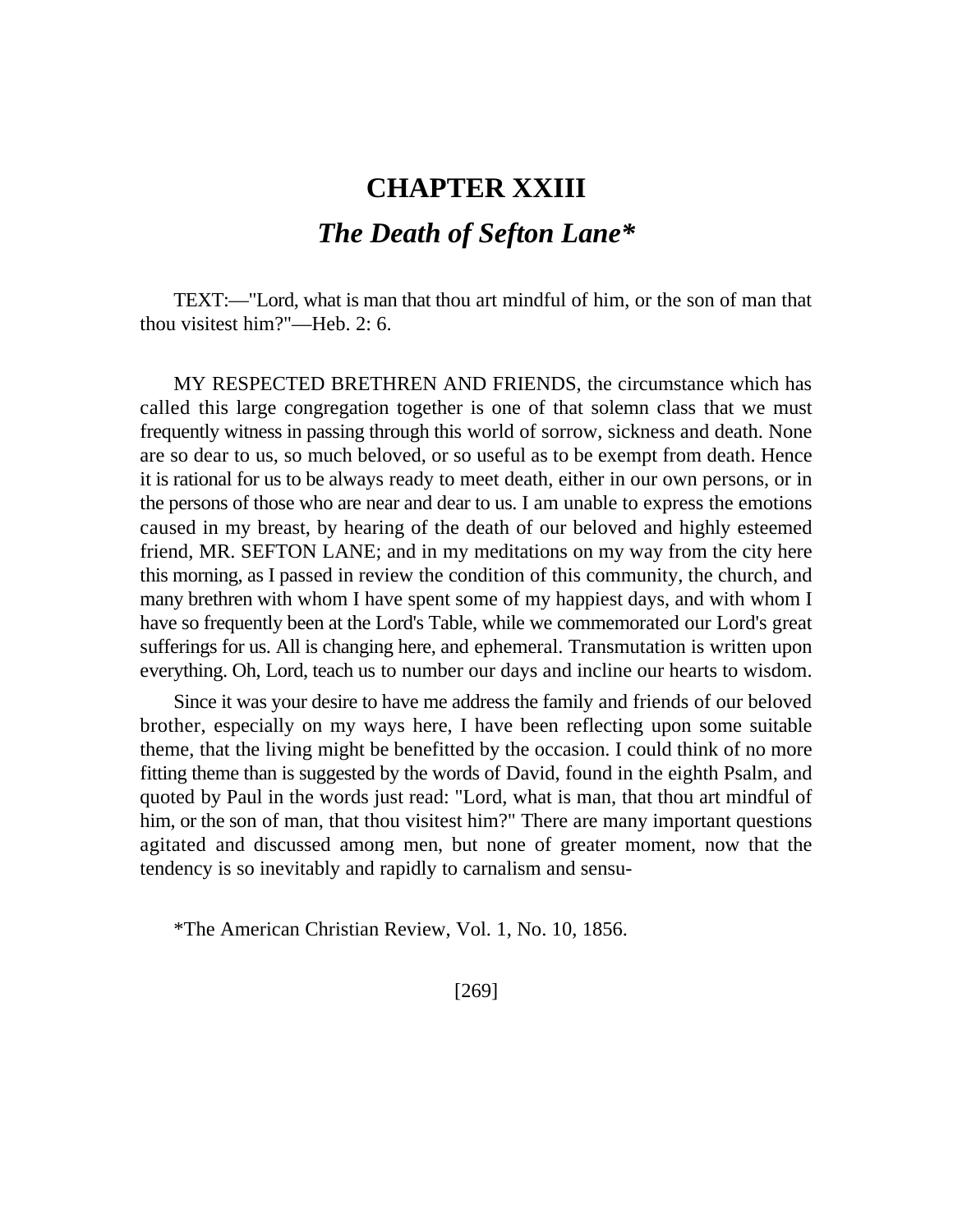# CHAPTER XXIII

## *The Death of Sefton Lane**

TEXT:—"Lord, what is man that thou art mindful of him, or the son of man that thou visitest him?"—Heb. 2: 6.

MY RESPECTED BRETHREN AND FRIENDS, the circumstance which has called this large congregation together is one of that solemn class that we must frequently witness in passing through this world of sorrow, sickness and death. None are so dear to us, so much beloved, or so useful as to be exempt from death. Hence it is rational for us to be always ready to meet death, either in our own persons, or in the persons of those who are near and dear to us. I am unable to express the emotions caused in my breast, by hearing of the death of our beloved and highly esteemed friend, MR. SEFTON LANE; and in my meditations on my way from the city here this morning, as I passed in review the condition of this community, the church, and many brethren with whom I have spent some of my happiest days, and with whom I have so frequently been at the Lord's Table, while we commemorated our Lord's great sufferings for us. All is changing here, and ephemeral. Transmutation is written upon everything. Oh, Lord, teach us to number our days and incline our hearts to wisdom.

Since it was your desire to have me address the family and friends of our beloved brother, especially on my ways here, I have been reflecting upon some suitable theme, that the living might be benefitted by the occasion. I could think of no more fitting theme than is suggested by the words of David, found in the eighth Psalm, and quoted by Paul in the words just read: "Lord, what is man, that thou art mindful of him, or the son of man, that thou visitest him?" There are many important questions agitated and discussed among men, but none of greater moment, now that the tendency is so inevitably and rapidly to carnalism and sensu-

*The American Christian Review, Vol. 1, No. 10, 1856.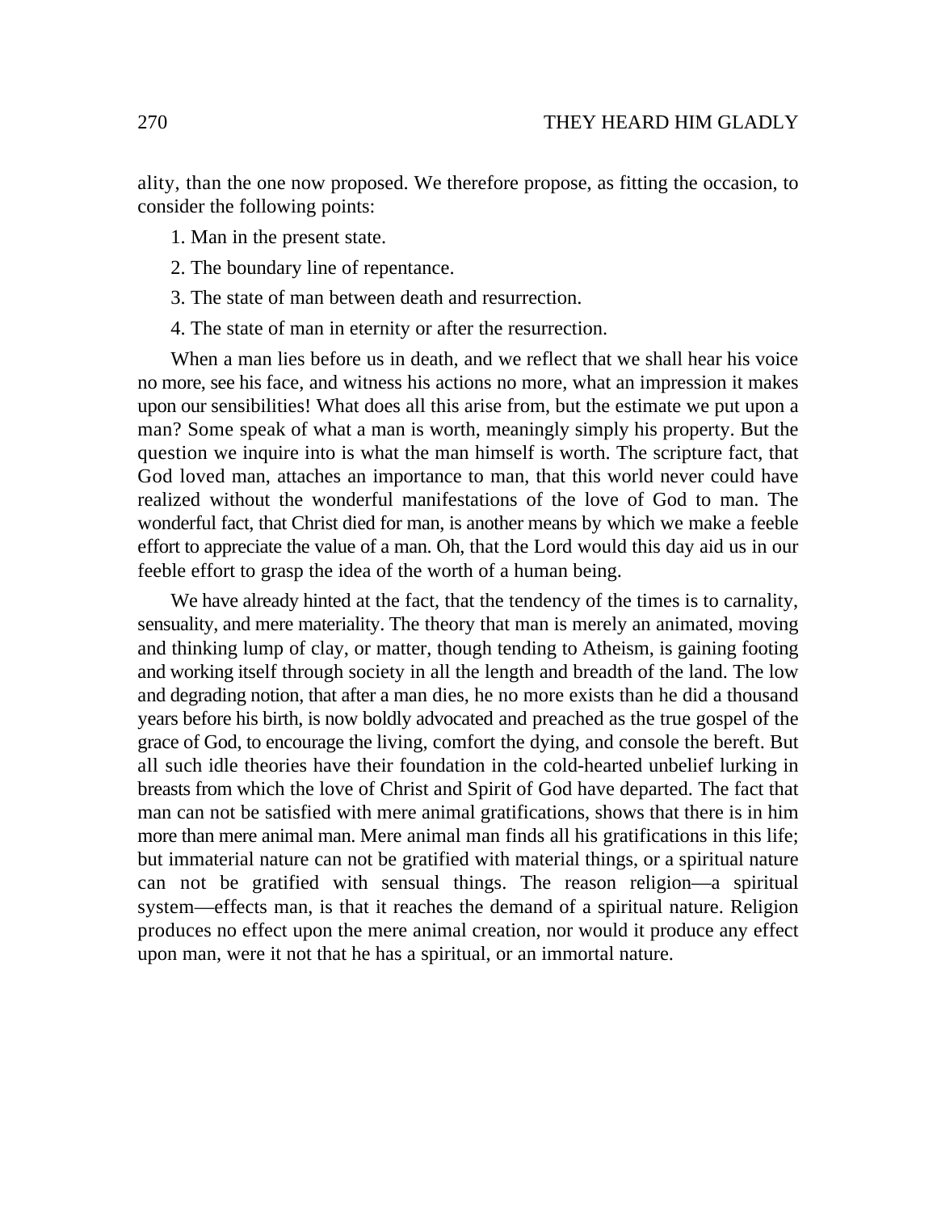ality, than the one now proposed. We therefore propose, as fitting the occasion, to consider the following points:

1. Man in the present state.

2. The boundary line of repentance.

3. The state of man between death and resurrection.

4. The state of man in eternity or after the resurrection.

When a man lies before us in death, and we reflect that we shall hear his voice no more, see his face, and witness his actions no more, what an impression it makes upon our sensibilities! What does all this arise from, but the estimate we put upon a man? Some speak of what a man is worth, meaningly simply his property. But the question we inquire into is what the man himself is worth. The scripture fact, that God loved man, attaches an importance to man, that this world never could have realized without the wonderful manifestations of the love of God to man. The wonderful fact, that Christ died for man, is another means by which we make a feeble effort to appreciate the value of a man. Oh, that the Lord would this day aid us in our feeble effort to grasp the idea of the worth of a human being.

We have already hinted at the fact, that the tendency of the times is to carnality, sensuality, and mere materiality. The theory that man is merely an animated, moving and thinking lump of clay, or matter, though tending to Atheism, is gaining footing and working itself through society in all the length and breadth of the land. The low and degrading notion, that after a man dies, he no more exists than he did a thousand years before his birth, is now boldly advocated and preached as the true gospel of the grace of God, to encourage the living, comfort the dying, and console the bereft. But all such idle theories have their foundation in the cold-hearted unbelief lurking in breasts from which the love of Christ and Spirit of God have departed. The fact that man can not be satisfied with mere animal gratifications, shows that there is in him more than mere animal man. Mere animal man finds all his gratifications in this life; but immaterial nature can not be gratified with material things, or a spiritual nature can not be gratified with sensual things. The reason religion—a spiritual system—effects man, is that it reaches the demand of a spiritual nature. Religion produces no effect upon the mere animal creation, nor would it produce any effect upon man, were it not that he has a spiritual, or an immortal nature.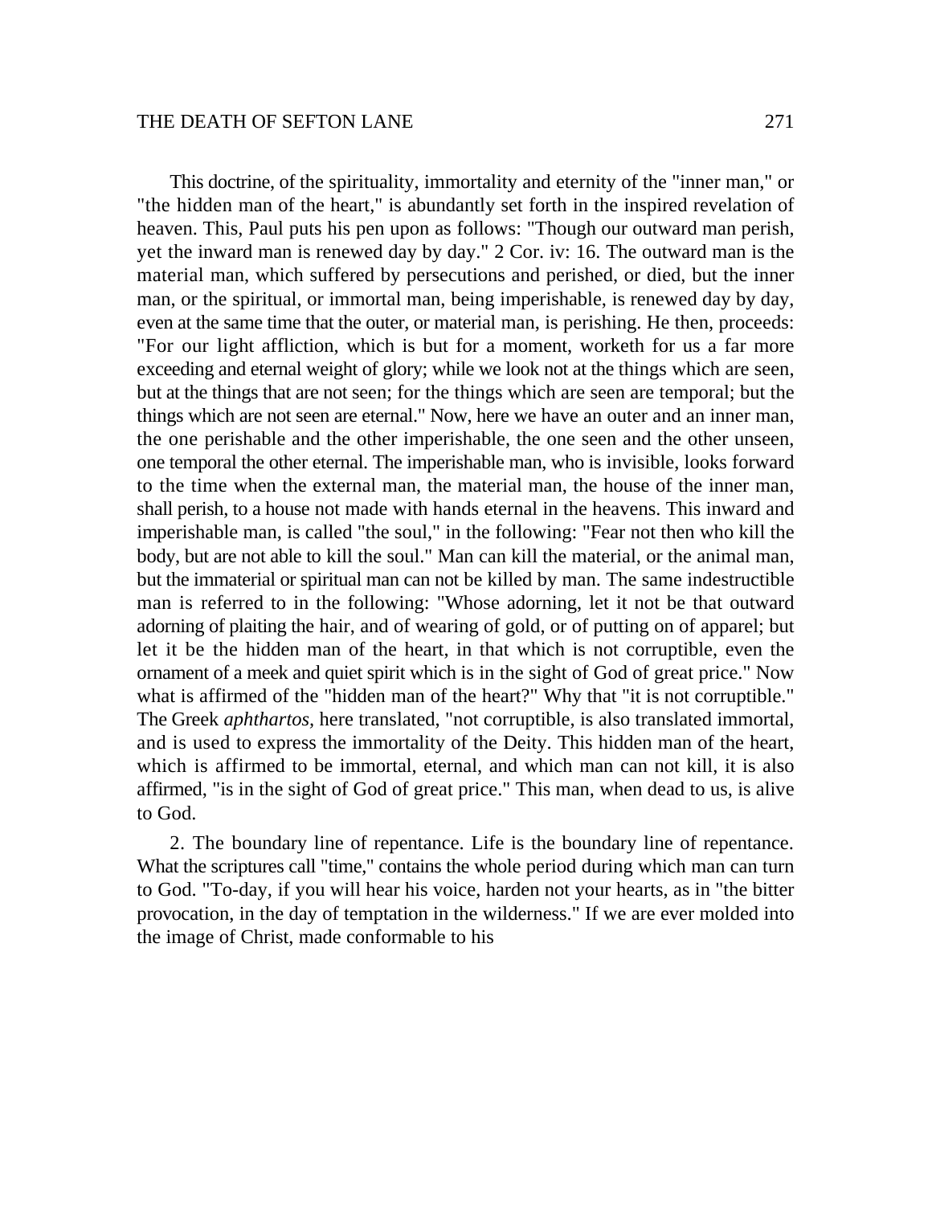This doctrine, of the spirituality, immortality and eternity of the "inner man," or "the hidden man of the heart," is abundantly set forth in the inspired revelation of heaven. This, Paul puts his pen upon as follows: "Though our outward man perish, yet the inward man is renewed day by day." 2 Cor. iv: 16. The outward man is the material man, which suffered by persecutions and perished, or died, but the inner man, or the spiritual, or immortal man, being imperishable, is renewed day by day, even at the same time that the outer, or material man, is perishing. He then, proceeds: "For our light affliction, which is but for a moment, worketh for us a far more exceeding and eternal weight of glory; while we look not at the things which are seen, but at the things that are not seen; for the things which are seen are temporal; but the things which are not seen are eternal." Now, here we have an outer and an inner man, the one perishable and the other imperishable, the one seen and the other unseen, one temporal the other eternal. The imperishable man, who is invisible, looks forward to the time when the external man, the material man, the house of the inner man, shall perish, to a house not made with hands eternal in the heavens. This inward and imperishable man, is called "the soul," in the following: "Fear not then who kill the body, but are not able to kill the soul." Man can kill the material, or the animal man, but the immaterial or spiritual man can not be killed by man. The same indestructible man is referred to in the following: "Whose adorning, let it not be that outward adorning of plaiting the hair, and of wearing of gold, or of putting on of apparel; but let it be the hidden man of the heart, in that which is not corruptible, even the ornament of a meek and quiet spirit which is in the sight of God of great price." Now what is affirmed of the "hidden man of the heart?" Why that "it is not corruptible." The Greek *aphthartos*, here translated, "not corruptible, is also translated immortal, and is used to express the immortality of the Deity. This hidden man of the heart, which is affirmed to be immortal, eternal, and which man can not kill, it is also affirmed, "is in the sight of God of great price." This man, when dead to us, is alive to God.

2. The boundary line of repentance. Life is the boundary line of repentance. What the scriptures call "time," contains the whole period during which man can turn to God. "To-day, if you will hear his voice, harden not your hearts, as in "the bitter provocation, in the day of temptation in the wilderness." If we are ever molded into the image of Christ, made conformable to his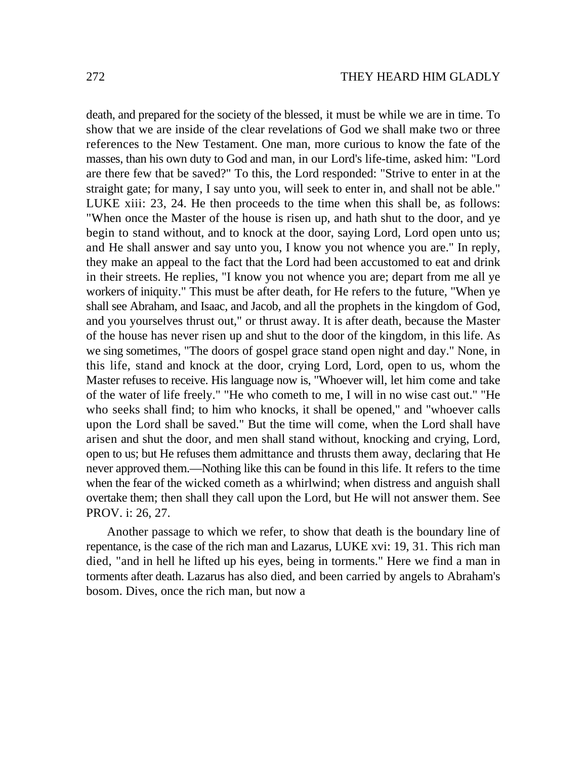death, and prepared for the society of the blessed, it must be while we are in time. To show that we are inside of the clear revelations of God we shall make two or three references to the New Testament. One man, more curious to know the fate of the masses, than his own duty to God and man, in our Lord's life-time, asked him: "Lord are there few that be saved?" To this, the Lord responded: "Strive to enter in at the straight gate; for many, I say unto you, will seek to enter in, and shall not be able." LUKE xiii: 23, 24. He then proceeds to the time when this shall be, as follows: "When once the Master of the house is risen up, and hath shut to the door, and ye begin to stand without, and to knock at the door, saying Lord, Lord open unto us; and He shall answer and say unto you, I know you not whence you are." In reply, they make an appeal to the fact that the Lord had been accustomed to eat and drink in their streets. He replies, "I know you not whence you are; depart from me all ye workers of iniquity." This must be after death, for He refers to the future, "When ye shall see Abraham, and Isaac, and Jacob, and all the prophets in the kingdom of God, and you yourselves thrust out," or thrust away. It is after death, because the Master of the house has never risen up and shut to the door of the kingdom, in this life. As we sing sometimes, "The doors of gospel grace stand open night and day." None, in this life, stand and knock at the door, crying Lord, Lord, open to us, whom the Master refuses to receive. His language now is, "Whoever will, let him come and take of the water of life freely." "He who cometh to me, I will in no wise cast out." "He who seeks shall find; to him who knocks, it shall be opened," and "whoever calls upon the Lord shall be saved." But the time will come, when the Lord shall have arisen and shut the door, and men shall stand without, knocking and crying, Lord, open to us; but He refuses them admittance and thrusts them away, declaring that He never approved them.—Nothing like this can be found in this life. It refers to the time when the fear of the wicked cometh as a whirlwind; when distress and anguish shall overtake them; then shall they call upon the Lord, but He will not answer them. See PROV. i: 26, 27.

Another passage to which we refer, to show that death is the boundary line of repentance, is the case of the rich man and Lazarus, LUKE xvi: 19, 31. This rich man died, "and in hell he lifted up his eyes, being in torments." Here we find a man in torments after death. Lazarus has also died, and been carried by angels to Abraham's bosom. Dives, once the rich man, but now a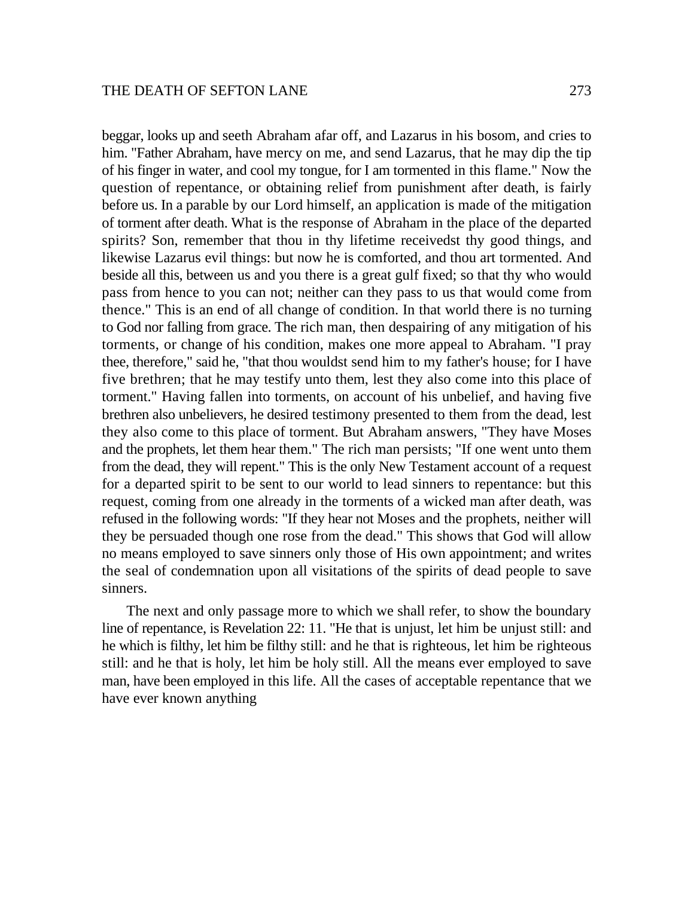beggar, looks up and seeth Abraham afar off, and Lazarus in his bosom, and cries to him. "Father Abraham, have mercy on me, and send Lazarus, that he may dip the tip of his finger in water, and cool my tongue, for I am tormented in this flame." Now the question of repentance, or obtaining relief from punishment after death, is fairly before us. In a parable by our Lord himself, an application is made of the mitigation of torment after death. What is the response of Abraham in the place of the departed spirits? Son, remember that thou in thy lifetime receivedst thy good things, and likewise Lazarus evil things: but now he is comforted, and thou art tormented. And beside all this, between us and you there is a great gulf fixed; so that thy who would pass from hence to you can not; neither can they pass to us that would come from thence." This is an end of all change of condition. In that world there is no turning to God nor falling from grace. The rich man, then despairing of any mitigation of his torments, or change of his condition, makes one more appeal to Abraham. "I pray thee, therefore," said he, "that thou wouldst send him to my father's house; for I have five brethren; that he may testify unto them, lest they also come into this place of torment." Having fallen into torments, on account of his unbelief, and having five brethren also unbelievers, he desired testimony presented to them from the dead, lest they also come to this place of torment. But Abraham answers, "They have Moses and the prophets, let them hear them." The rich man persists; "If one went unto them from the dead, they will repent." This is the only New Testament account of a request for a departed spirit to be sent to our world to lead sinners to repentance: but this request, coming from one already in the torments of a wicked man after death, was refused in the following words: "If they hear not Moses and the prophets, neither will they be persuaded though one rose from the dead." This shows that God will allow no means employed to save sinners only those of His own appointment; and writes the seal of condemnation upon all visitations of the spirits of dead people to save sinners.

The next and only passage more to which we shall refer, to show the boundary line of repentance, is Revelation 22: 11. "He that is unjust, let him be unjust still: and he which is filthy, let him be filthy still: and he that is righteous, let him be righteous still: and he that is holy, let him be holy still. All the means ever employed to save man, have been employed in this life. All the cases of acceptable repentance that we have ever known anything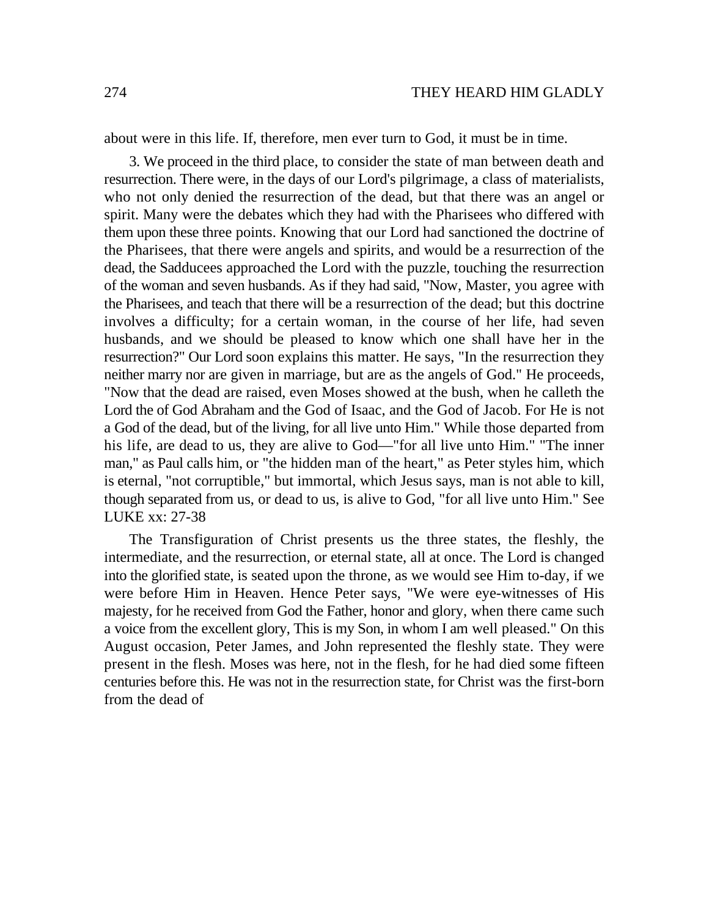about were in this life. If, therefore, men ever turn to God, it must be in time.

3. We proceed in the third place, to consider the state of man between death and resurrection. There were, in the days of our Lord's pilgrimage, a class of materialists, who not only denied the resurrection of the dead, but that there was an angel or spirit. Many were the debates which they had with the Pharisees who differed with them upon these three points. Knowing that our Lord had sanctioned the doctrine of the Pharisees, that there were angels and spirits, and would be a resurrection of the dead, the Sadducees approached the Lord with the puzzle, touching the resurrection of the woman and seven husbands. As if they had said, "Now, Master, you agree with the Pharisees, and teach that there will be a resurrection of the dead; but this doctrine involves a difficulty; for a certain woman, in the course of her life, had seven husbands, and we should be pleased to know which one shall have her in the resurrection?" Our Lord soon explains this matter. He says, "In the resurrection they neither marry nor are given in marriage, but are as the angels of God." He proceeds, "Now that the dead are raised, even Moses showed at the bush, when he calleth the Lord the of God Abraham and the God of Isaac, and the God of Jacob. For He is not a God of the dead, but of the living, for all live unto Him." While those departed from his life, are dead to us, they are alive to God—"for all live unto Him." "The inner man," as Paul calls him, or "the hidden man of the heart," as Peter styles him, which is eternal, "not corruptible," but immortal, which Jesus says, man is not able to kill, though separated from us, or dead to us, is alive to God, "for all live unto Him." See LUKE xx: 27-38

The Transfiguration of Christ presents us the three states, the fleshly, the intermediate, and the resurrection, or eternal state, all at once. The Lord is changed into the glorified state, is seated upon the throne, as we would see Him to-day, if we were before Him in Heaven. Hence Peter says, "We were eye-witnesses of His majesty, for he received from God the Father, honor and glory, when there came such a voice from the excellent glory, This is my Son, in whom I am well pleased." On this August occasion, Peter James, and John represented the fleshly state. They were present in the flesh. Moses was here, not in the flesh, for he had died some fifteen centuries before this. He was not in the resurrection state, for Christ was the first-born from the dead of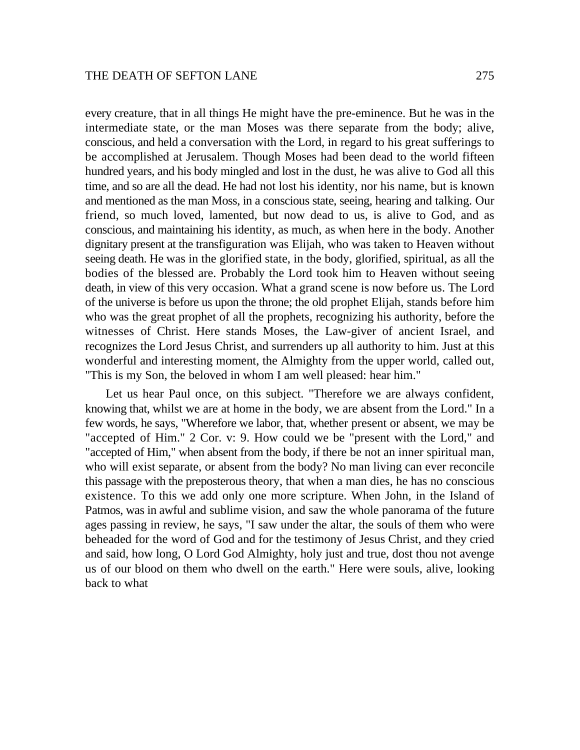every creature, that in all things He might have the pre-eminence. But he was in the intermediate state, or the man Moses was there separate from the body; alive, conscious, and held a conversation with the Lord, in regard to his great sufferings to be accomplished at Jerusalem. Though Moses had been dead to the world fifteen hundred years, and his body mingled and lost in the dust, he was alive to God all this time, and so are all the dead. He had not lost his identity, nor his name, but is known and mentioned as the man Moss, in a conscious state, seeing, hearing and talking. Our friend, so much loved, lamented, but now dead to us, is alive to God, and as conscious, and maintaining his identity, as much, as when here in the body. Another dignitary present at the transfiguration was Elijah, who was taken to Heaven without seeing death. He was in the glorified state, in the body, glorified, spiritual, as all the bodies of the blessed are. Probably the Lord took him to Heaven without seeing death, in view of this very occasion. What a grand scene is now before us. The Lord of the universe is before us upon the throne; the old prophet Elijah, stands before him who was the great prophet of all the prophets, recognizing his authority, before the witnesses of Christ. Here stands Moses, the Law-giver of ancient Israel, and recognizes the Lord Jesus Christ, and surrenders up all authority to him. Just at this wonderful and interesting moment, the Almighty from the upper world, called out, "This is my Son, the beloved in whom I am well pleased: hear him."

Let us hear Paul once, on this subject. "Therefore we are always confident, knowing that, whilst we are at home in the body, we are absent from the Lord." In a few words, he says, "Wherefore we labor, that, whether present or absent, we may be "accepted of Him." 2 Cor. v: 9. How could we be "present with the Lord," and "accepted of Him," when absent from the body, if there be not an inner spiritual man, who will exist separate, or absent from the body? No man living can ever reconcile this passage with the preposterous theory, that when a man dies, he has no conscious existence. To this we add only one more scripture. When John, in the Island of Patmos, was in awful and sublime vision, and saw the whole panorama of the future ages passing in review, he says, "I saw under the altar, the souls of them who were beheaded for the word of God and for the testimony of Jesus Christ, and they cried and said, how long, O Lord God Almighty, holy just and true, dost thou not avenge us of our blood on them who dwell on the earth." Here were souls, alive, looking back to what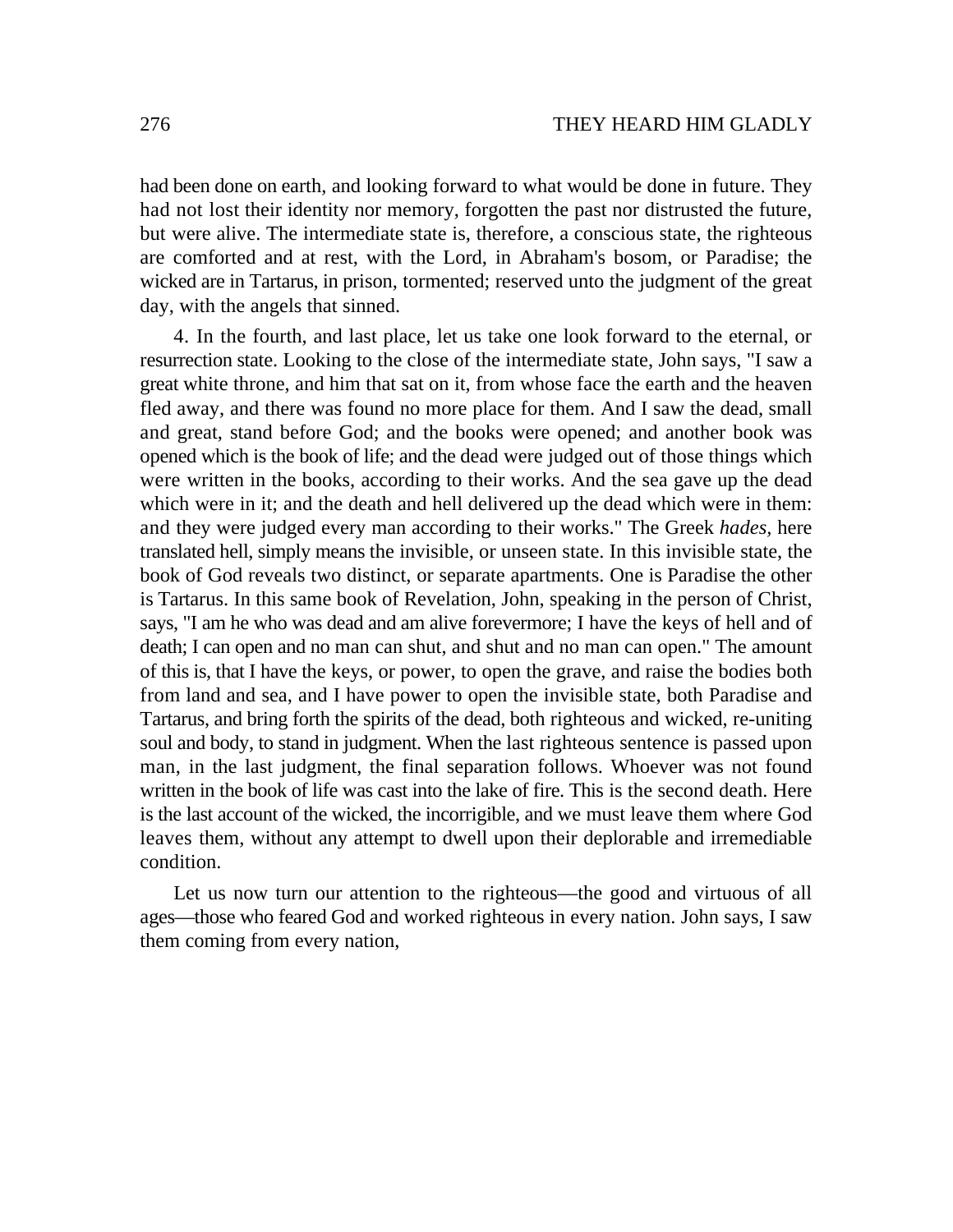had been done on earth, and looking forward to what would be done in future. They had not lost their identity nor memory, forgotten the past nor distrusted the future, but were alive. The intermediate state is, therefore, a conscious state, the righteous are comforted and at rest, with the Lord, in Abraham's bosom, or Paradise; the wicked are in Tartarus, in prison, tormented; reserved unto the judgment of the great day, with the angels that sinned.

4. In the fourth, and last place, let us take one look forward to the eternal, or resurrection state. Looking to the close of the intermediate state, John says, "I saw a great white throne, and him that sat on it, from whose face the earth and the heaven fled away, and there was found no more place for them. And I saw the dead, small and great, stand before God; and the books were opened; and another book was opened which is the book of life; and the dead were judged out of those things which were written in the books, according to their works. And the sea gave up the dead which were in it; and the death and hell delivered up the dead which were in them: and they were judged every man according to their works." The Greek *hades,* here translated hell, simply means the invisible, or unseen state. In this invisible state, the book of God reveals two distinct, or separate apartments. One is Paradise the other is Tartarus. In this same book of Revelation, John, speaking in the person of Christ, says, "I am he who was dead and am alive forevermore; I have the keys of hell and of death; I can open and no man can shut, and shut and no man can open." The amount of this is, that I have the keys, or power, to open the grave, and raise the bodies both from land and sea, and I have power to open the invisible state, both Paradise and Tartarus, and bring forth the spirits of the dead, both righteous and wicked, re-uniting soul and body, to stand in judgment. When the last righteous sentence is passed upon man, in the last judgment, the final separation follows. Whoever was not found written in the book of life was cast into the lake of fire. This is the second death. Here is the last account of the wicked, the incorrigible, and we must leave them where God leaves them, without any attempt to dwell upon their deplorable and irremediable condition.

Let us now turn our attention to the righteous—the good and virtuous of all ages—those who feared God and worked righteous in every nation. John says, I saw them coming from every nation,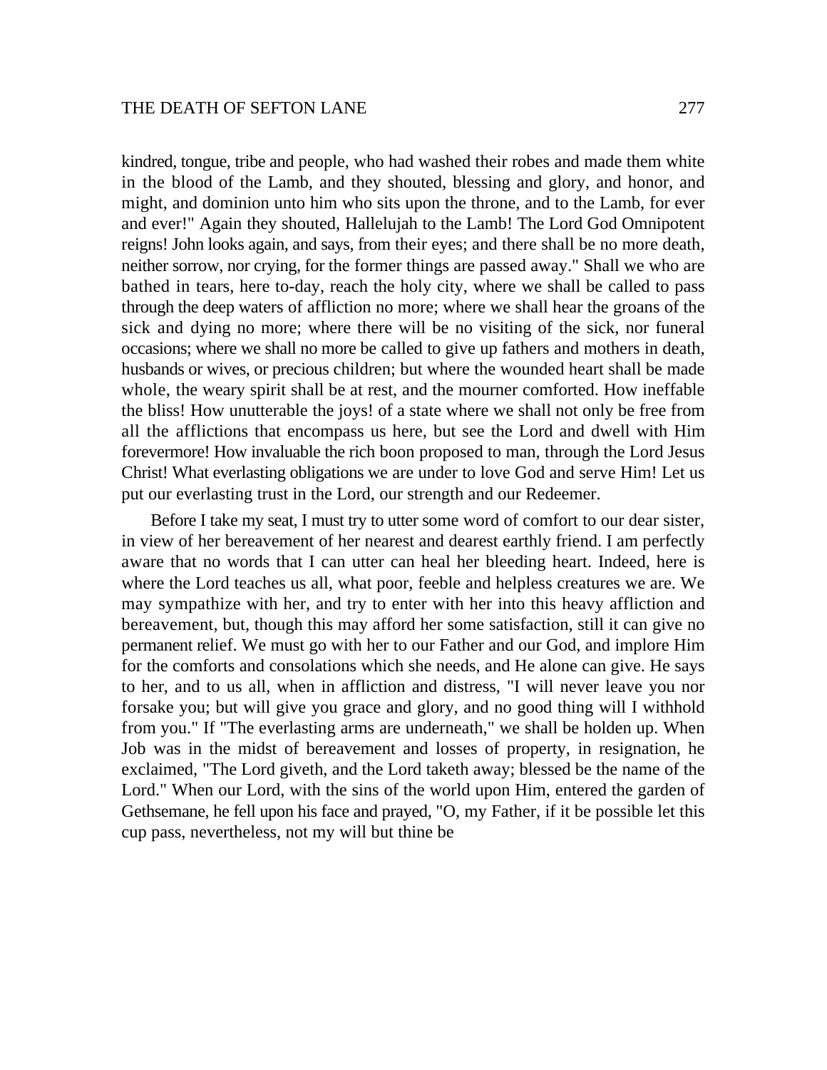kindred, tongue, tribe and people, who had washed their robes and made them white in the blood of the Lamb, and they shouted, blessing and glory, and honor, and might, and dominion unto him who sits upon the throne, and to the Lamb, for ever and ever!" Again they shouted, Hallelujah to the Lamb! The Lord God Omnipotent reigns! John looks again, and says, from their eyes; and there shall be no more death, neither sorrow, nor crying, for the former things are passed away." Shall we who are bathed in tears, here to-day, reach the holy city, where we shall be called to pass through the deep waters of affliction no more; where we shall hear the groans of the sick and dying no more; where there will be no visiting of the sick, nor funeral occasions; where we shall no more be called to give up fathers and mothers in death, husbands or wives, or precious children; but where the wounded heart shall be made whole, the weary spirit shall be at rest, and the mourner comforted. How ineffable the bliss! How unutterable the joys! of a state where we shall not only be free from all the afflictions that encompass us here, but see the Lord and dwell with Him forevermore! How invaluable the rich boon proposed to man, through the Lord Jesus Christ! What everlasting obligations we are under to love God and serve Him! Let us put our everlasting trust in the Lord, our strength and our Redeemer.

Before I take my seat, I must try to utter some word of comfort to our dear sister, in view of her bereavement of her nearest and dearest earthly friend. I am perfectly aware that no words that I can utter can heal her bleeding heart. Indeed, here is where the Lord teaches us all, what poor, feeble and helpless creatures we are. We may sympathize with her, and try to enter with her into this heavy affliction and bereavement, but, though this may afford her some satisfaction, still it can give no permanent relief. We must go with her to our Father and our God, and implore Him for the comforts and consolations which she needs, and He alone can give. He says to her, and to us all, when in affliction and distress, "I will never leave you nor forsake you; but will give you grace and glory, and no good thing will I withhold from you." If "The everlasting arms are underneath," we shall be holden up. When Job was in the midst of bereavement and losses of property, in resignation, he exclaimed, "The Lord giveth, and the Lord taketh away; blessed be the name of the Lord." When our Lord, with the sins of the world upon Him, entered the garden of Gethsemane, he fell upon his face and prayed, "O, my Father, if it be possible let this cup pass, nevertheless, not my will but thine be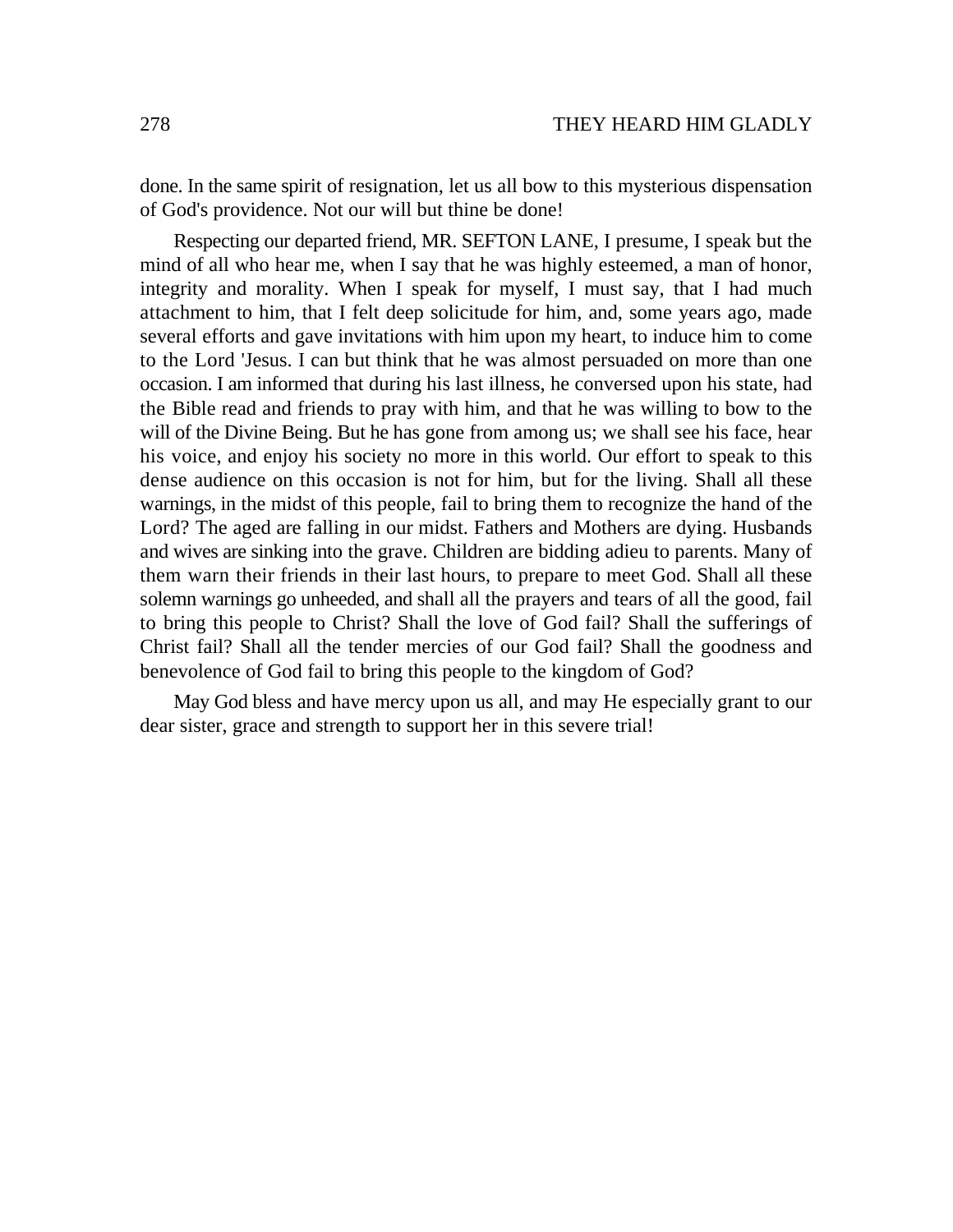done. In the same spirit of resignation, let us all bow to this mysterious dispensation of God's providence. Not our will but thine be done!

Respecting our departed friend, MR. SEFTON LANE, I presume, I speak but the mind of all who hear me, when I say that he was highly esteemed, a man of honor, integrity and morality. When I speak for myself, I must say, that I had much attachment to him, that I felt deep solicitude for him, and, some years ago, made several efforts and gave invitations with him upon my heart, to induce him to come to the Lord 'Jesus. I can but think that he was almost persuaded on more than one occasion. I am informed that during his last illness, he conversed upon his state, had the Bible read and friends to pray with him, and that he was willing to bow to the will of the Divine Being. But he has gone from among us; we shall see his face, hear his voice, and enjoy his society no more in this world. Our effort to speak to this dense audience on this occasion is not for him, but for the living. Shall all these warnings, in the midst of this people, fail to bring them to recognize the hand of the Lord? The aged are falling in our midst. Fathers and Mothers are dying. Husbands and wives are sinking into the grave. Children are bidding adieu to parents. Many of them warn their friends in their last hours, to prepare to meet God. Shall all these solemn warnings go unheeded, and shall all the prayers and tears of all the good, fail to bring this people to Christ? Shall the love of God fail? Shall the sufferings of Christ fail? Shall all the tender mercies of our God fail? Shall the goodness and benevolence of God fail to bring this people to the kingdom of God?

May God bless and have mercy upon us all, and may He especially grant to our dear sister, grace and strength to support her in this severe trial!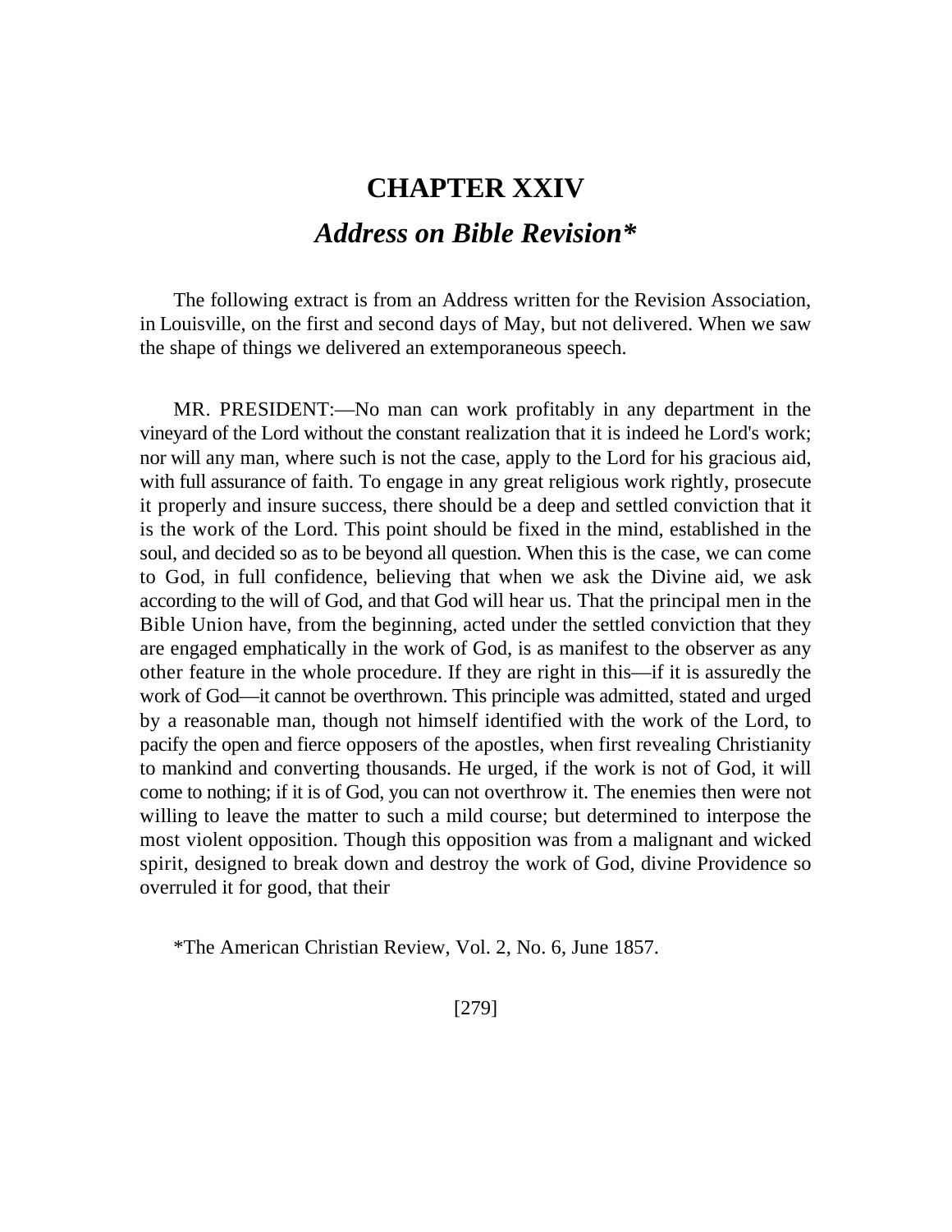# CHAPTER XXIV

## *Address on Bible Revision**

The following extract is from an Address written for the Revision Association, in Louisville, on the first and second days of May, but not delivered. When we saw the shape of things we delivered an extemporaneous speech.

MR. PRESIDENT:—No man can work profitably in any department in the vineyard of the Lord without the constant realization that it is indeed he Lord's work; nor will any man, where such is not the case, apply to the Lord for his gracious aid, with full assurance of faith. To engage in any great religious work rightly, prosecute it properly and insure success, there should be a deep and settled conviction that it is the work of the Lord. This point should be fixed in the mind, established in the soul, and decided so as to be beyond all question. When this is the case, we can come to God, in full confidence, believing that when we ask the Divine aid, we ask according to the will of God, and that God will hear us. That the principal men in the Bible Union have, from the beginning, acted under the settled conviction that they are engaged emphatically in the work of God, is as manifest to the observer as any other feature in the whole procedure. If they are right in this—if it is assuredly the work of God—it cannot be overthrown. This principle was admitted, stated and urged by a reasonable man, though not himself identified with the work of the Lord, to pacify the open and fierce opposers of the apostles, when first revealing Christianity to mankind and converting thousands. He urged, if the work is not of God, it will come to nothing; if it is of God, you can not overthrow it. The enemies then were not willing to leave the matter to such a mild course; but determined to interpose the most violent opposition. Though this opposition was from a malignant and wicked spirit, designed to break down and destroy the work of God, divine Providence so overruled it for good, that their

*The American Christian Review, Vol. 2, No. 6, June 1857.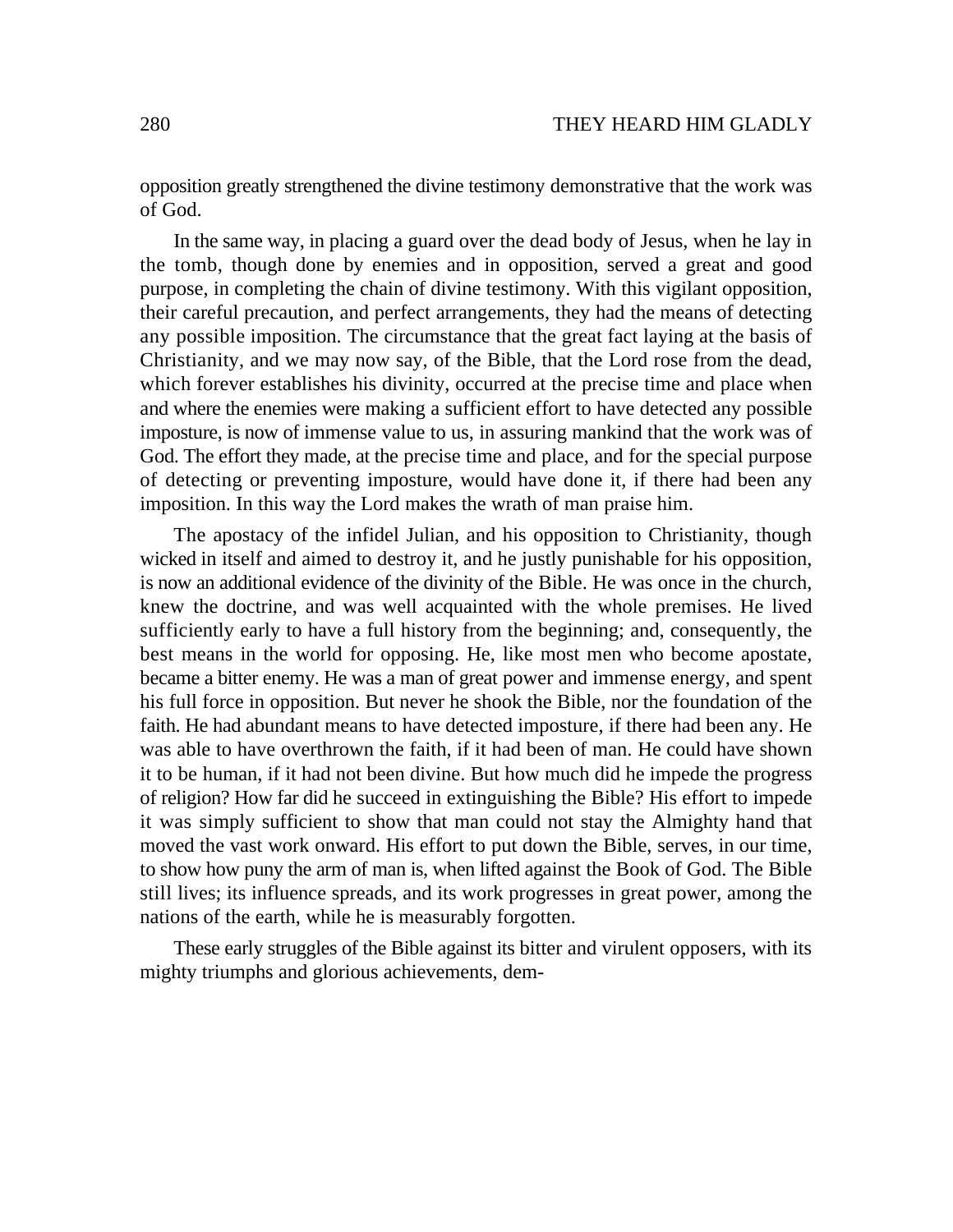opposition greatly strengthened the divine testimony demonstrative that the work was of God.

In the same way, in placing a guard over the dead body of Jesus, when he lay in the tomb, though done by enemies and in opposition, served a great and good purpose, in completing the chain of divine testimony. With this vigilant opposition, their careful precaution, and perfect arrangements, they had the means of detecting any possible imposition. The circumstance that the great fact laying at the basis of Christianity, and we may now say, of the Bible, that the Lord rose from the dead, which forever establishes his divinity, occurred at the precise time and place when and where the enemies were making a sufficient effort to have detected any possible imposture, is now of immense value to us, in assuring mankind that the work was of God. The effort they made, at the precise time and place, and for the special purpose of detecting or preventing imposture, would have done it, if there had been any imposition. In this way the Lord makes the wrath of man praise him.

The apostacy of the infidel Julian, and his opposition to Christianity, though wicked in itself and aimed to destroy it, and he justly punishable for his opposition, is now an additional evidence of the divinity of the Bible. He was once in the church, knew the doctrine, and was well acquainted with the whole premises. He lived sufficiently early to have a full history from the beginning; and, consequently, the best means in the world for opposing. He, like most men who become apostate, became a bitter enemy. He was a man of great power and immense energy, and spent his full force in opposition. But never he shook the Bible, nor the foundation of the faith. He had abundant means to have detected imposture, if there had been any. He was able to have overthrown the faith, if it had been of man. He could have shown it to be human, if it had not been divine. But how much did he impede the progress of religion? How far did he succeed in extinguishing the Bible? His effort to impede it was simply sufficient to show that man could not stay the Almighty hand that moved the vast work onward. His effort to put down the Bible, serves, in our time, to show how puny the arm of man is, when lifted against the Book of God. The Bible still lives; its influence spreads, and its work progresses in great power, among the nations of the earth, while he is measurably forgotten.

These early struggles of the Bible against its bitter and virulent opposers, with its mighty triumphs and glorious achievements, dem-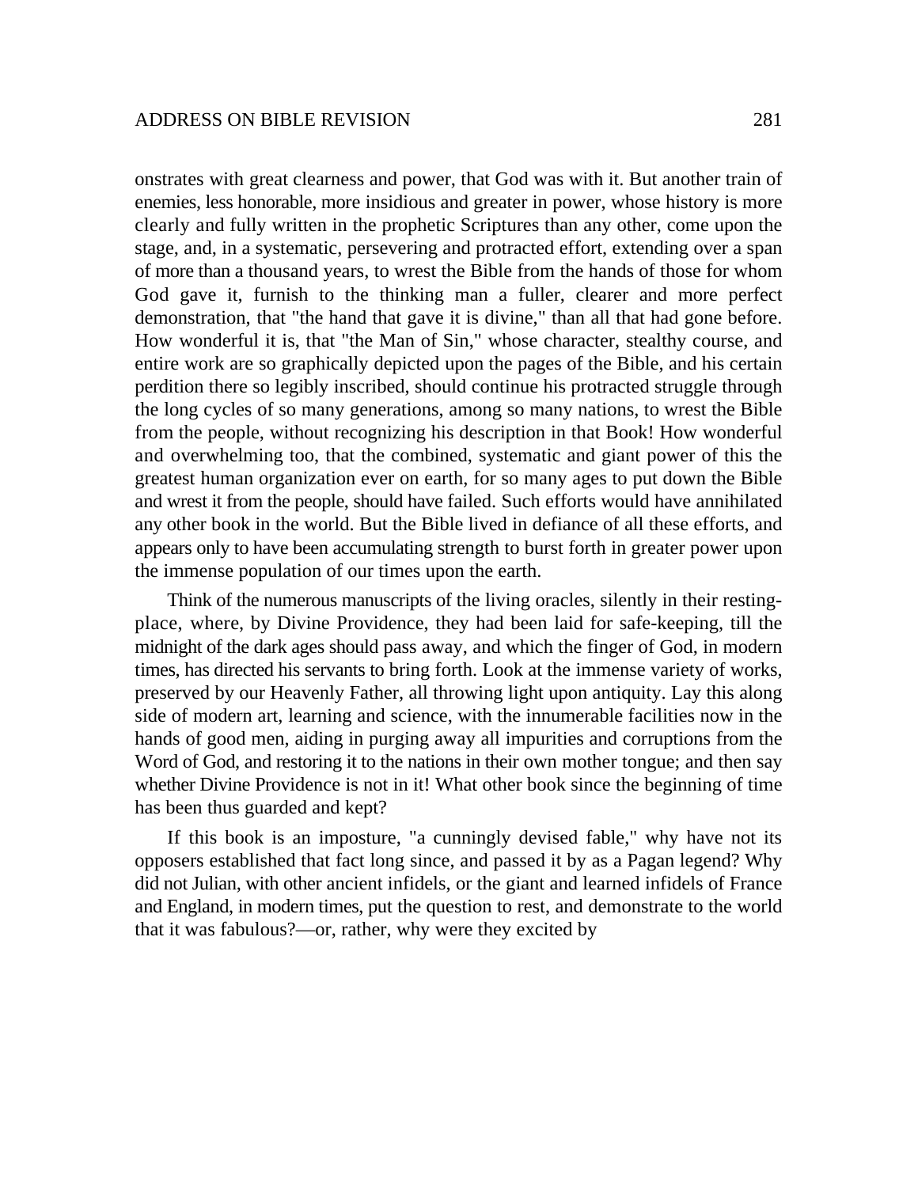onstrates with great clearness and power, that God was with it. But another train of enemies, less honorable, more insidious and greater in power, whose history is more clearly and fully written in the prophetic Scriptures than any other, come upon the stage, and, in a systematic, persevering and protracted effort, extending over a span of more than a thousand years, to wrest the Bible from the hands of those for whom God gave it, furnish to the thinking man a fuller, clearer and more perfect demonstration, that "the hand that gave it is divine," than all that had gone before. How wonderful it is, that "the Man of Sin," whose character, stealthy course, and entire work are so graphically depicted upon the pages of the Bible, and his certain perdition there so legibly inscribed, should continue his protracted struggle through the long cycles of so many generations, among so many nations, to wrest the Bible from the people, without recognizing his description in that Book! How wonderful and overwhelming too, that the combined, systematic and giant power of this the greatest human organization ever on earth, for so many ages to put down the Bible and wrest it from the people, should have failed. Such efforts would have annihilated any other book in the world. But the Bible lived in defiance of all these efforts, and appears only to have been accumulating strength to burst forth in greater power upon the immense population of our times upon the earth.

Think of the numerous manuscripts of the living oracles, silently in their resting-place, where, by Divine Providence, they had been laid for safe-keeping, till the midnight of the dark ages should pass away, and which the finger of God, in modern times, has directed his servants to bring forth. Look at the immense variety of works, preserved by our Heavenly Father, all throwing light upon antiquity. Lay this along side of modern art, learning and science, with the innumerable facilities now in the hands of good men, aiding in purging away all impurities and corruptions from the Word of God, and restoring it to the nations in their own mother tongue; and then say whether Divine Providence is not in it! What other book since the beginning of time has been thus guarded and kept?

If this book is an imposture, "a cunningly devised fable," why have not its opposers established that fact long since, and passed it by as a Pagan legend? Why did not Julian, with other ancient infidels, or the giant and learned infidels of France and England, in modern times, put the question to rest, and demonstrate to the world that it was fabulous?—or, rather, why were they excited by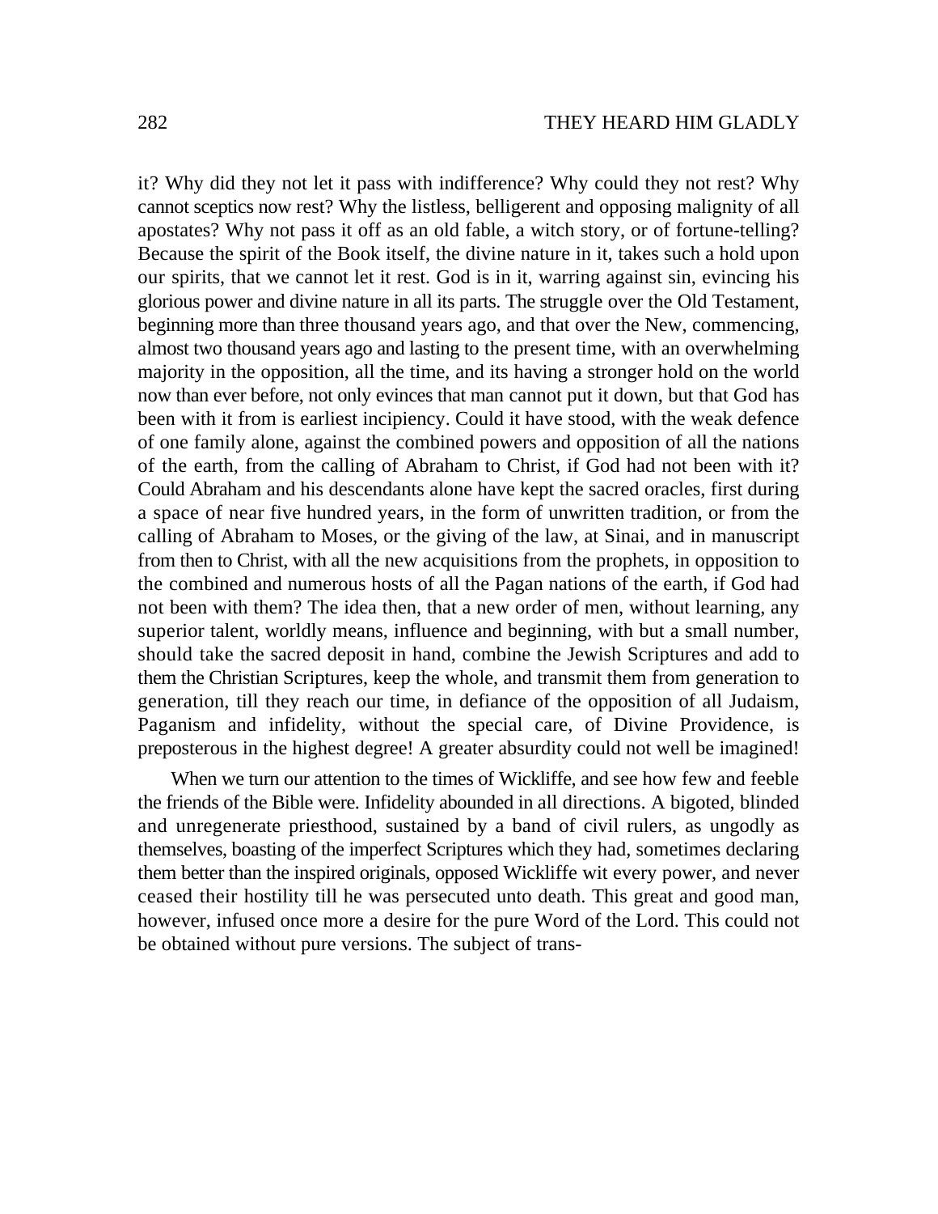it? Why did they not let it pass with indifference? Why could they not rest? Why cannot sceptics now rest? Why the listless, belligerent and opposing malignity of all apostates? Why not pass it off as an old fable, a witch story, or of fortune-telling? Because the spirit of the Book itself, the divine nature in it, takes such a hold upon our spirits, that we cannot let it rest. God is in it, warring against sin, evincing his glorious power and divine nature in all its parts. The struggle over the Old Testament, beginning more than three thousand years ago, and that over the New, commencing, almost two thousand years ago and lasting to the present time, with an overwhelming majority in the opposition, all the time, and its having a stronger hold on the world now than ever before, not only evinces that man cannot put it down, but that God has been with it from is earliest incipiency. Could it have stood, with the weak defence of one family alone, against the combined powers and opposition of all the nations of the earth, from the calling of Abraham to Christ, if God had not been with it? Could Abraham and his descendants alone have kept the sacred oracles, first during a space of near five hundred years, in the form of unwritten tradition, or from the calling of Abraham to Moses, or the giving of the law, at Sinai, and in manuscript from then to Christ, with all the new acquisitions from the prophets, in opposition to the combined and numerous hosts of all the Pagan nations of the earth, if God had not been with them? The idea then, that a new order of men, without learning, any superior talent, worldly means, influence and beginning, with but a small number, should take the sacred deposit in hand, combine the Jewish Scriptures and add to them the Christian Scriptures, keep the whole, and transmit them from generation to generation, till they reach our time, in defiance of the opposition of all Judaism, Paganism and infidelity, without the special care, of Divine Providence, is preposterous in the highest degree! A greater absurdity could not well be imagined!

When we turn our attention to the times of Wickliffe, and see how few and feeble the friends of the Bible were. Infidelity abounded in all directions. A bigoted, blinded and unregenerate priesthood, sustained by a band of civil rulers, as ungodly as themselves, boasting of the imperfect Scriptures which they had, sometimes declaring them better than the inspired originals, opposed Wickliffe wit every power, and never ceased their hostility till he was persecuted unto death. This great and good man, however, infused once more a desire for the pure Word of the Lord. This could not be obtained without pure versions. The subject of trans-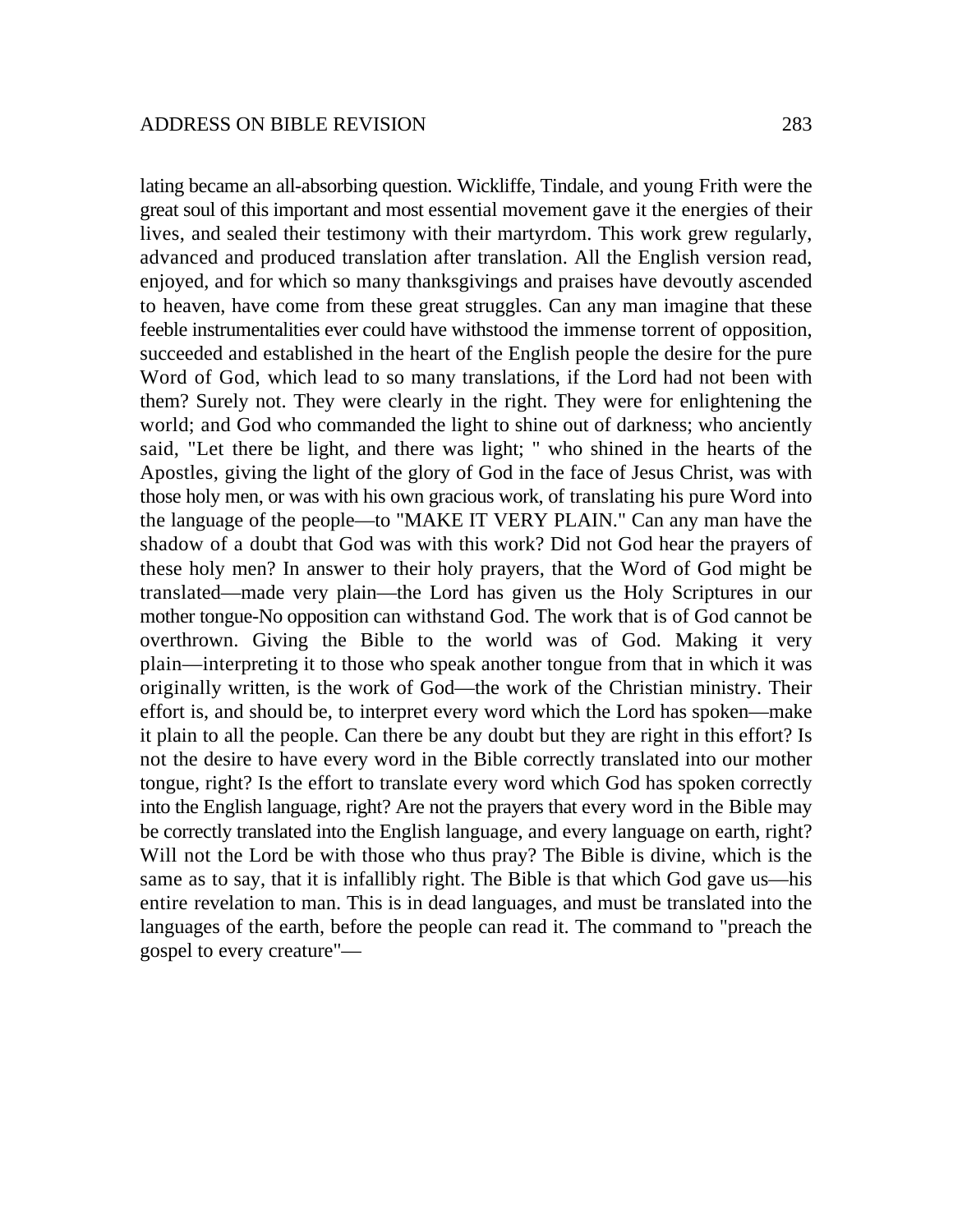lating became an all-absorbing question. Wickliffe, Tindale, and young Frith were the great soul of this important and most essential movement gave it the energies of their lives, and sealed their testimony with their martyrdom. This work grew regularly, advanced and produced translation after translation. All the English version read, enjoyed, and for which so many thanksgivings and praises have devoutly ascended to heaven, have come from these great struggles. Can any man imagine that these feeble instrumentalities ever could have withstood the immense torrent of opposition, succeeded and established in the heart of the English people the desire for the pure Word of God, which lead to so many translations, if the Lord had not been with them? Surely not. They were clearly in the right. They were for enlightening the world; and God who commanded the light to shine out of darkness; who anciently said, "Let there be light, and there was light; " who shined in the hearts of the Apostles, giving the light of the glory of God in the face of Jesus Christ, was with those holy men, or was with his own gracious work, of translating his pure Word into the language of the people—to "MAKE IT VERY PLAIN." Can any man have the shadow of a doubt that God was with this work? Did not God hear the prayers of these holy men? In answer to their holy prayers, that the Word of God might be translated—made very plain—the Lord has given us the Holy Scriptures in our mother tongue-No opposition can withstand God. The work that is of God cannot be overthrown. Giving the Bible to the world was of God. Making it very plain—interpreting it to those who speak another tongue from that in which it was originally written, is the work of God—the work of the Christian ministry. Their effort is, and should be, to interpret every word which the Lord has spoken—make it plain to all the people. Can there be any doubt but they are right in this effort? Is not the desire to have every word in the Bible correctly translated into our mother tongue, right? Is the effort to translate every word which God has spoken correctly into the English language, right? Are not the prayers that every word in the Bible may be correctly translated into the English language, and every language on earth, right? Will not the Lord be with those who thus pray? The Bible is divine, which is the same as to say, that it is infallibly right. The Bible is that which God gave us—his entire revelation to man. This is in dead languages, and must be translated into the languages of the earth, before the people can read it. The command to "preach the gospel to every creature"—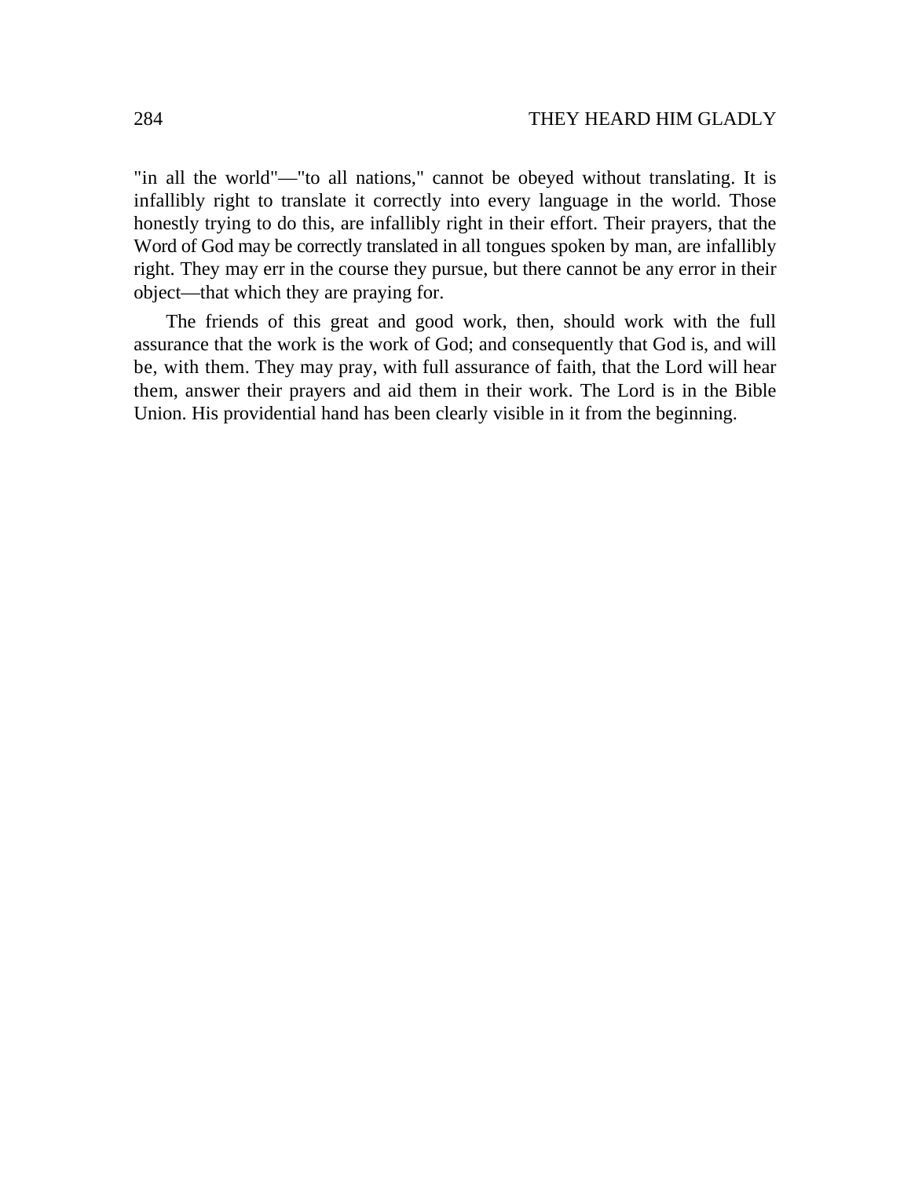"in all the world"—"to all nations," cannot be obeyed without translating. It is infallibly right to translate it correctly into every language in the world. Those honestly trying to do this, are infallibly right in their effort. Their prayers, that the Word of God may be correctly translated in all tongues spoken by man, are infallibly right. They may err in the course they pursue, but there cannot be any error in their object—that which they are praying for.

The friends of this great and good work, then, should work with the full assurance that the work is the work of God; and consequently that God is, and will be, with them. They may pray, with full assurance of faith, that the Lord will hear them, answer their prayers and aid them in their work. The Lord is in the Bible Union. His providential hand has been clearly visible in it from the beginning.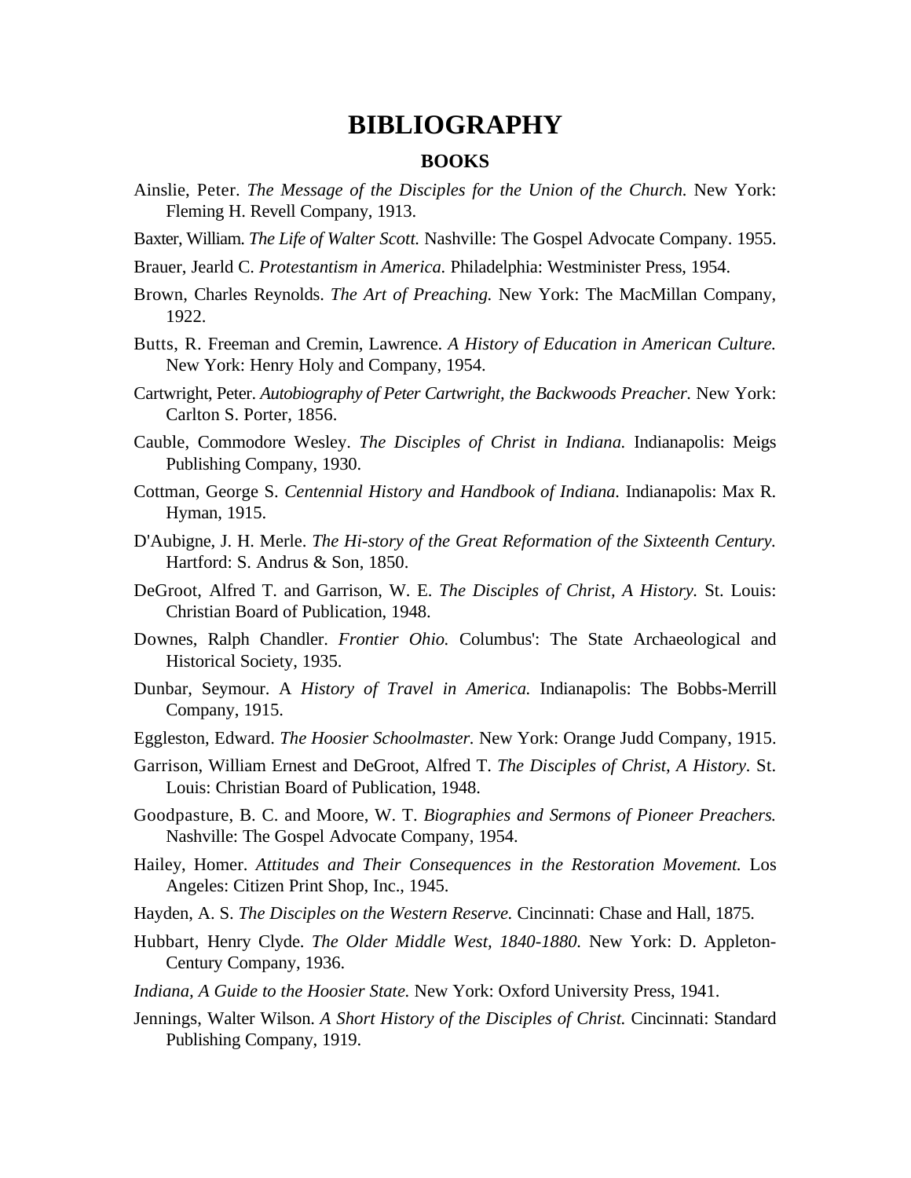# BIBLIOGRAPHY

## BOOKS

Ainslie, Peter. *The Message of the Disciples for the Union of the Church.* New York: Fleming H. Revell Company, 1913.

Baxter, William. *The Life of Walter Scott.* Nashville: The Gospel Advocate Company. 1955.

Brauer, Jearld C. *Protestantism in America.* Philadelphia: Westminister Press, 1954.

Brown, Charles Reynolds. *The Art of Preaching.* New York: The MacMillan Company, 1922.

Butts, R. Freeman and Cremin, Lawrence. *A History of Education in American Culture.* New York: Henry Holy and Company, 1954.

Cartwright, Peter. *Autobiography of Peter Cartwright, the Backwoods Preacher.* New York: Carlton S. Porter, 1856.

Cauble, Commodore Wesley. *The Disciples of Christ in Indiana.* Indianapolis: Meigs Publishing Company, 1930.

Cottman, George S. *Centennial History and Handbook of Indiana.* Indianapolis: Max R. Hyman, 1915.

D'Aubigne, J. H. Merle. *The Hi-story of the Great Reformation of the Sixteenth Century.* Hartford: S. Andrus & Son, 1850.

DeGroot, Alfred T. and Garrison, W. E. *The Disciples of Christ, A History.* St. Louis: Christian Board of Publication, 1948.

Downes, Ralph Chandler. *Frontier Ohio.* Columbus': The State Archaeological and Historical Society, 1935.

Dunbar, Seymour. A *History of Travel in America.* Indianapolis: The Bobbs-Merrill Company, 1915.

Eggleston, Edward. *The Hoosier Schoolmaster.* New York: Orange Judd Company, 1915.

Garrison, William Ernest and DeGroot, Alfred T. *The Disciples of Christ, A History.* St. Louis: Christian Board of Publication, 1948.

Goodpasture, B. C. and Moore, W. T. *Biographies and Sermons of Pioneer Preachers.* Nashville: The Gospel Advocate Company, 1954.

Hailey, Homer. *Attitudes and Their Consequences in the Restoration Movement.* Los Angeles: Citizen Print Shop, Inc., 1945.

Hayden, A. S. *The Disciples on the Western Reserve.* Cincinnati: Chase and Hall, 1875.

Hubbart, Henry Clyde. *The Older Middle West, 1840-1880.* New York: D. Appleton-Century Company, 1936.

*Indiana, A Guide to the Hoosier State.* New York: Oxford University Press, 1941.

Jennings, Walter Wilson. *A Short History of the Disciples of Christ.* Cincinnati: Standard Publishing Company, 1919.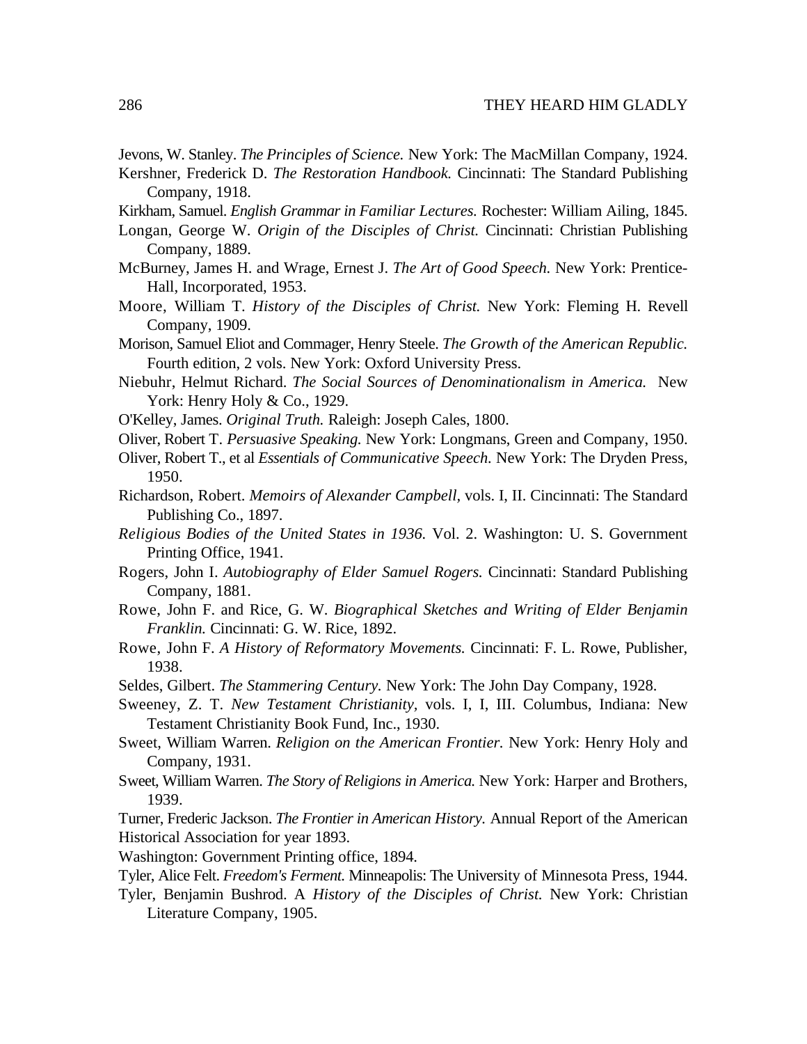Jevons, W. Stanley. *The Principles of Science.* New York: The MacMillan Company, 1924.

Kershner, Frederick D. *The Restoration Handbook.* Cincinnati: The Standard Publishing Company, 1918.

Kirkham, Samuel. *English Grammar in Familiar Lectures.* Rochester: William Ailing, 1845.

Longan, George W. *Origin of the Disciples of Christ.* Cincinnati: Christian Publishing Company, 1889.

McBurney, James H. and Wrage, Ernest J. *The Art of Good Speech.* New York: Prentice-Hall, Incorporated, 1953.

Moore, William T. *History of the Disciples of Christ.* New York: Fleming H. Revell Company, 1909.

Morison, Samuel Eliot and Commager, Henry Steele. *The Growth of the American Republic.* Fourth edition, 2 vols. New York: Oxford University Press.

Niebuhr, Helmut Richard. *The Social Sources of Denominationalism in America.* New York: Henry Holy & Co., 1929.

O'Kelley, James. *Original Truth.* Raleigh: Joseph Cales, 1800.

Oliver, Robert T. *Persuasive Speaking.* New York: Longmans, Green and Company, 1950.

Oliver, Robert T., et al *Essentials of Communicative Speech.* New York: The Dryden Press, 1950.

Richardson, Robert. *Memoirs of Alexander Campbell,* vols. I, II. Cincinnati: The Standard Publishing Co., 1897.

*Religious Bodies of the United States in 1936.* Vol. 2. Washington: U. S. Government Printing Office, 1941.

Rogers, John I. *Autobiography of Elder Samuel Rogers.* Cincinnati: Standard Publishing Company, 1881.

Rowe, John F. and Rice, G. W. *Biographical Sketches and Writing of Elder Benjamin Franklin.* Cincinnati: G. W. Rice, 1892.

Rowe, John F. *A History of Reformatory Movements.* Cincinnati: F. L. Rowe, Publisher, 1938.

Seldes, Gilbert. *The Stammering Century.* New York: The John Day Company, 1928.

Sweeney, Z. T. *New Testament Christianity,* vols. I, I, III. Columbus, Indiana: New Testament Christianity Book Fund, Inc., 1930.

Sweet, William Warren. *Religion on the American Frontier.* New York: Henry Holy and Company, 1931.

Sweet, William Warren. *The Story of Religions in America.* New York: Harper and Brothers, 1939.

Turner, Frederic Jackson. *The Frontier in American History.* Annual Report of the American Historical Association for year 1893.

Washington: Government Printing office, 1894.

Tyler, Alice Felt. *Freedom's Ferment.* Minneapolis: The University of Minnesota Press, 1944.

Tyler, Benjamin Bushrod. A *History of the Disciples of Christ.* New York: Christian Literature Company, 1905.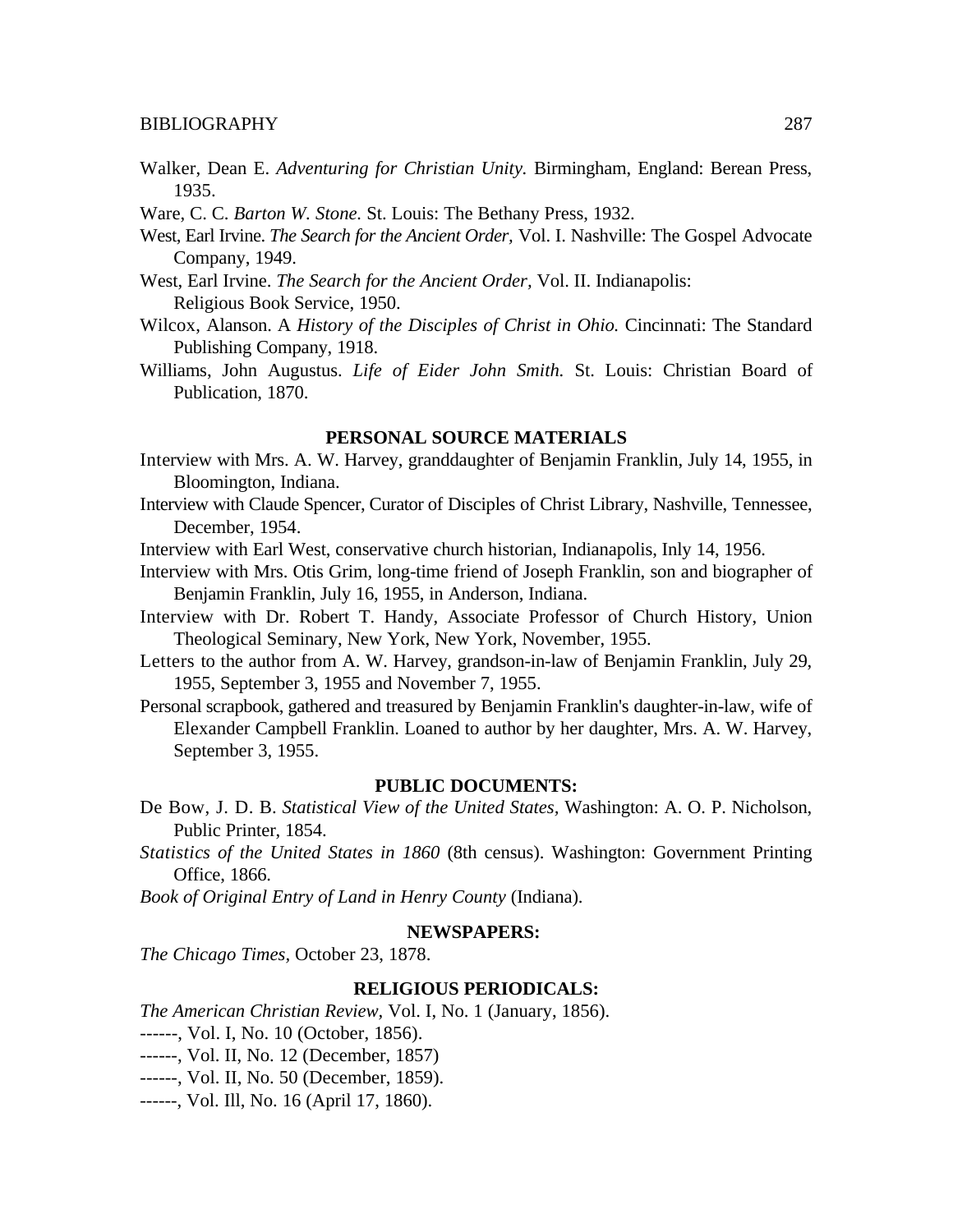Walker, Dean E. *Adventuring for Christian Unity.* Birmingham, England: Berean Press, 1935.

Ware, C. C. *Barton W. Stone.* St. Louis: The Bethany Press, 1932.

West, Earl Irvine. *The Search for the Ancient Order,* Vol. I. Nashville: The Gospel Advocate Company, 1949.

West, Earl Irvine. *The Search for the Ancient Order,* Vol. II. Indianapolis: Religious Book Service, 1950.

Wilcox, Alanson. A *History of the Disciples of Christ in Ohio.* Cincinnati: The Standard Publishing Company, 1918.

Williams, John Augustus. *Life of Eider John Smith.* St. Louis: Christian Board of Publication, 1870.

## PERSONAL SOURCE MATERIALS

Interview with Mrs. A. W. Harvey, granddaughter of Benjamin Franklin, July 14, 1955, in Bloomington, Indiana.

Interview with Claude Spencer, Curator of Disciples of Christ Library, Nashville, Tennessee, December, 1954.

Interview with Earl West, conservative church historian, Indianapolis, Inly 14, 1956.

Interview with Mrs. Otis Grim, long-time friend of Joseph Franklin, son and biographer of Benjamin Franklin, July 16, 1955, in Anderson, Indiana.

Interview with Dr. Robert T. Handy, Associate Professor of Church History, Union Theological Seminary, New York, New York, November, 1955.

Letters to the author from A. W. Harvey, grandson-in-law of Benjamin Franklin, July 29, 1955, September 3, 1955 and November 7, 1955.

Personal scrapbook, gathered and treasured by Benjamin Franklin's daughter-in-law, wife of Elexander Campbell Franklin. Loaned to author by her daughter, Mrs. A. W. Harvey, September 3, 1955.

## PUBLIC DOCUMENTS:

De Bow, J. D. B. *Statistical View of the United States*, Washington: A. O. P. Nicholson, Public Printer, 1854.

*Statistics of the United States in 1860* (8th census). Washington: Government Printing Office, 1866.

*Book of Original Entry of Land in Henry County* (Indiana).

## NEWSPAPERS:

*The Chicago Times*, October 23, 1878.

## RELIGIOUS PERIODICALS:

*The American Christian Review*, Vol. I, No. 1 (January, 1856).

------, Vol. I, No. 10 (October, 1856).

------, Vol. II, No. 12 (December, 1857)

------, Vol. II, No. 50 (December, 1859).

------, Vol. Ill, No. 16 (April 17, 1860).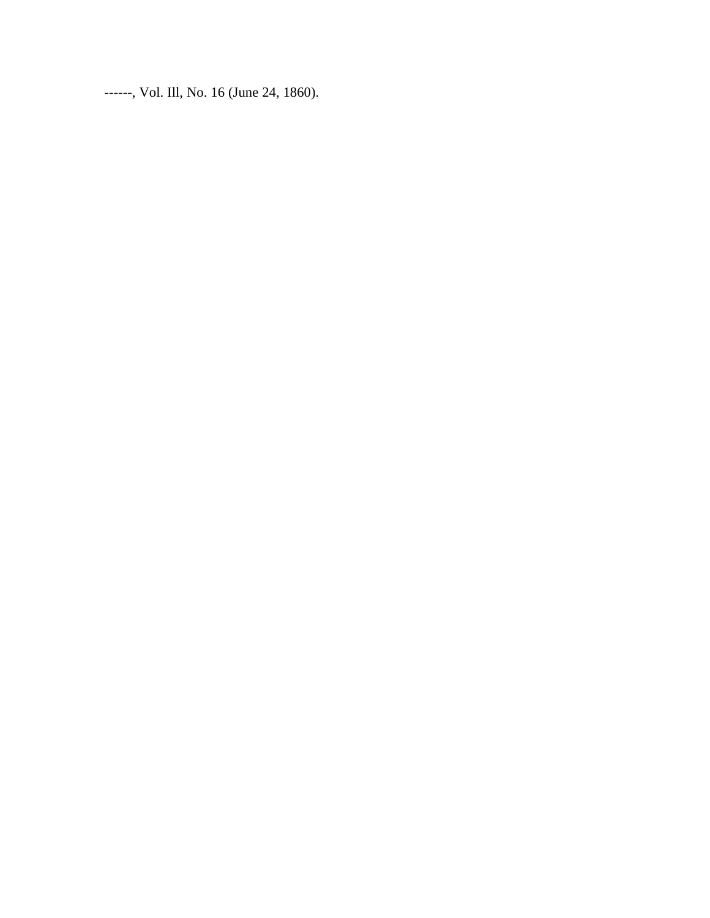------, Vol. Ill, No. 16 (June 24, 1860).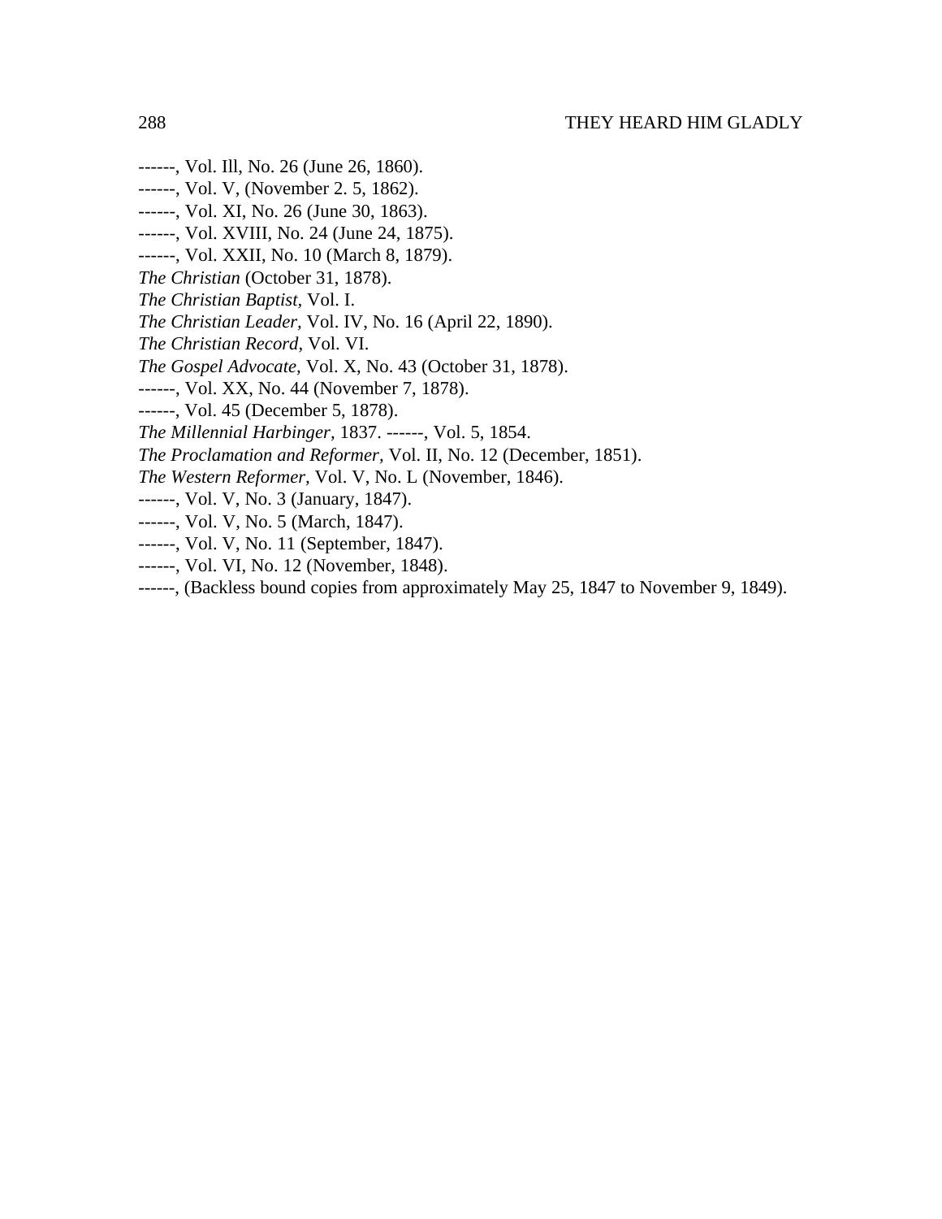------, Vol. Ill, No. 26 (June 26, 1860).
------, Vol. V, (November 2. 5, 1862).
------, Vol. XI, No. 26 (June 30, 1863).
------, Vol. XVIII, No. 24 (June 24, 1875).
------, Vol. XXII, No. 10 (March 8, 1879).
*The Christian* (October 31, 1878).
*The Christian Baptist*, Vol. I.
*The Christian Leader,* Vol. IV, No. 16 (April 22, 1890).
*The Christian Record*, Vol. VI.
*The Gospel Advocate,* Vol. X, No. 43 (October 31, 1878).
------, Vol. XX, No. 44 (November 7, 1878).
------, Vol. 45 (December 5, 1878).
*The Millennial Harbinger*, 1837. ------, Vol. 5, 1854.
*The Proclamation and Reformer,* Vol. II, No. 12 (December, 1851).
*The Western Reformer,* Vol. V, No. L (November, 1846).
------, Vol. V, No. 3 (January, 1847).
------, Vol. V, No. 5 (March, 1847).
------, Vol. V, No. 11 (September, 1847).
------, Vol. VI, No. 12 (November, 1848).
------, (Backless bound copies from approximately May 25, 1847 to November 9, 1849).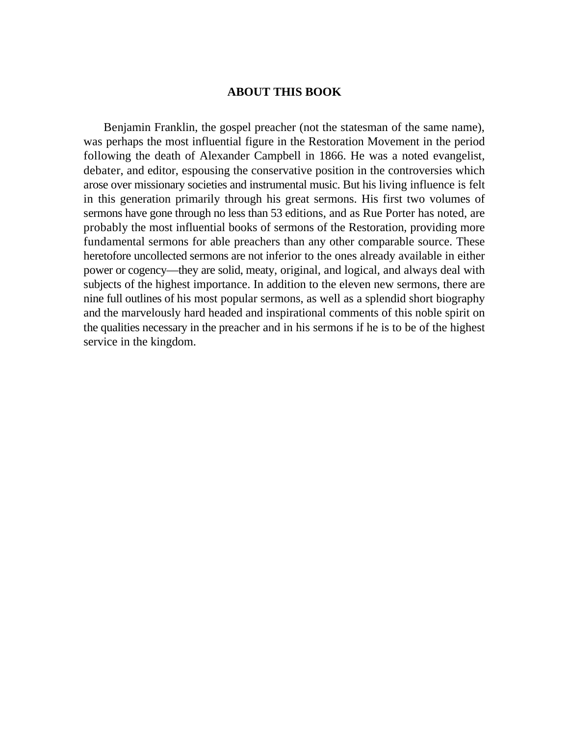## ABOUT THIS BOOK

Benjamin Franklin, the gospel preacher (not the statesman of the same name), was perhaps the most influential figure in the Restoration Movement in the period following the death of Alexander Campbell in 1866. He was a noted evangelist, debater, and editor, espousing the conservative position in the controversies which arose over missionary societies and instrumental music. But his living influence is felt in this generation primarily through his great sermons. His first two volumes of sermons have gone through no less than 53 editions, and as Rue Porter has noted, are probably the most influential books of sermons of the Restoration, providing more fundamental sermons for able preachers than any other comparable source. These heretofore uncollected sermons are not inferior to the ones already available in either power or cogency—they are solid, meaty, original, and logical, and always deal with subjects of the highest importance. In addition to the eleven new sermons, there are nine full outlines of his most popular sermons, as well as a splendid short biography and the marvelously hard headed and inspirational comments of this noble spirit on the qualities necessary in the preacher and in his sermons if he is to be of the highest service in the kingdom.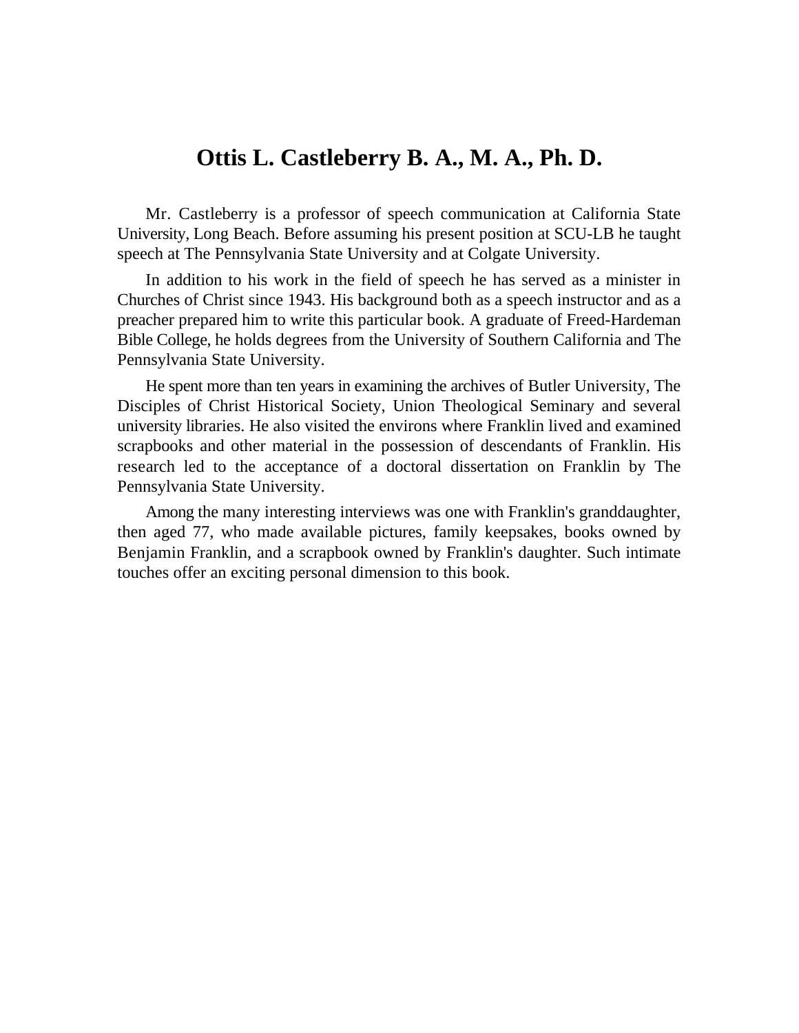# Ottis L. Castleberry B. A., M. A., Ph. D.

Mr. Castleberry is a professor of speech communication at California State University, Long Beach. Before assuming his present position at SCU-LB he taught speech at The Pennsylvania State University and at Colgate University.

In addition to his work in the field of speech he has served as a minister in Churches of Christ since 1943. His background both as a speech instructor and as a preacher prepared him to write this particular book. A graduate of Freed-Hardeman Bible College, he holds degrees from the University of Southern California and The Pennsylvania State University.

He spent more than ten years in examining the archives of Butler University, The Disciples of Christ Historical Society, Union Theological Seminary and several university libraries. He also visited the environs where Franklin lived and examined scrapbooks and other material in the possession of descendants of Franklin. His research led to the acceptance of a doctoral dissertation on Franklin by The Pennsylvania State University.

Among the many interesting interviews was one with Franklin's granddaughter, then aged 77, who made available pictures, family keepsakes, books owned by Benjamin Franklin, and a scrapbook owned by Franklin's daughter. Such intimate touches offer an exciting personal dimension to this book.